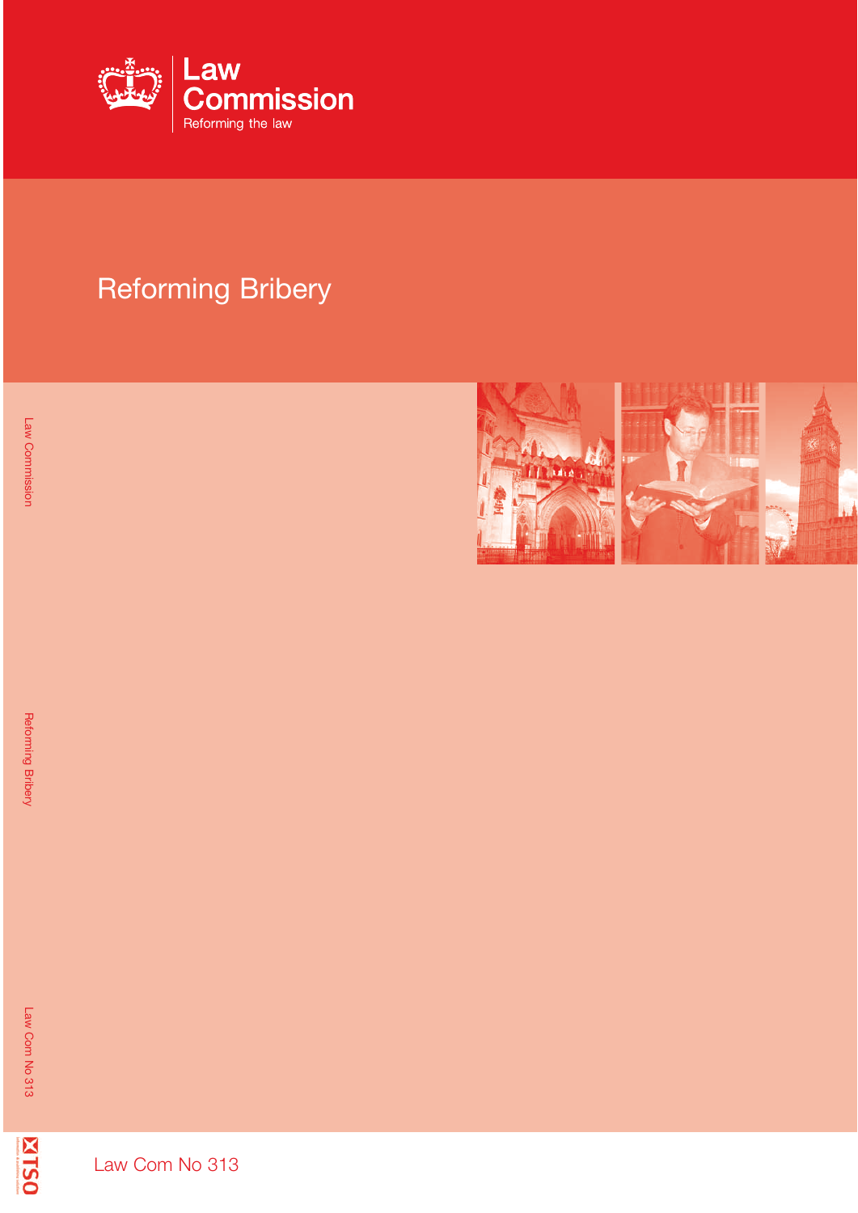Law Commission

Reforming the law

# Reforming Bribery

Law Com No 313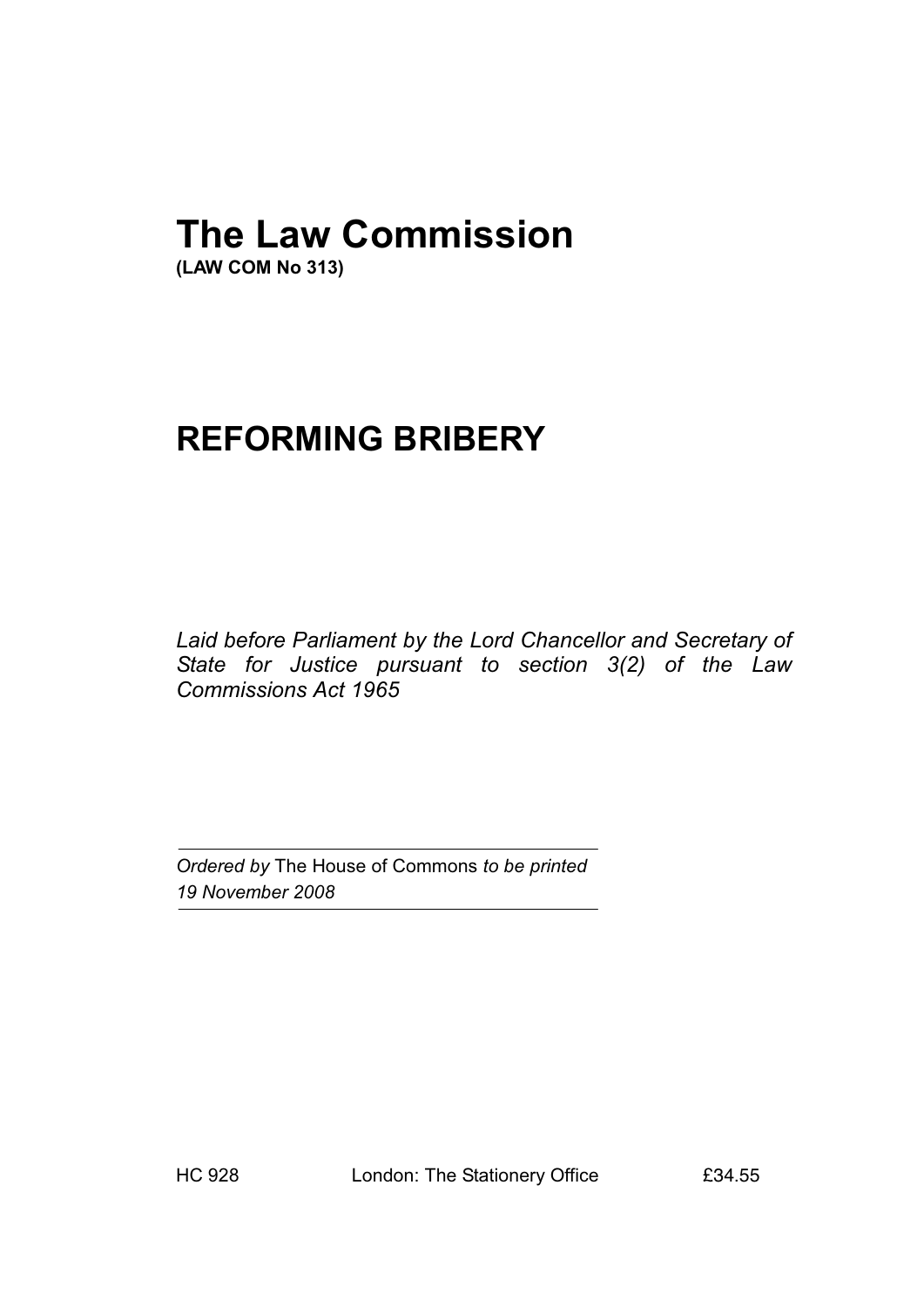# The Law Commission

**(LAW COM No 313)**

# REFORMING BRIBERY

*Laid before Parliament by the Lord Chancellor and Secretary of State for Justice pursuant to section 3(2) of the Law Commissions Act 1965*

---

*Ordered by* The House of Commons *to be printed*
*19 November 2008*

---

HC 928 London: The Stationery Office £34.55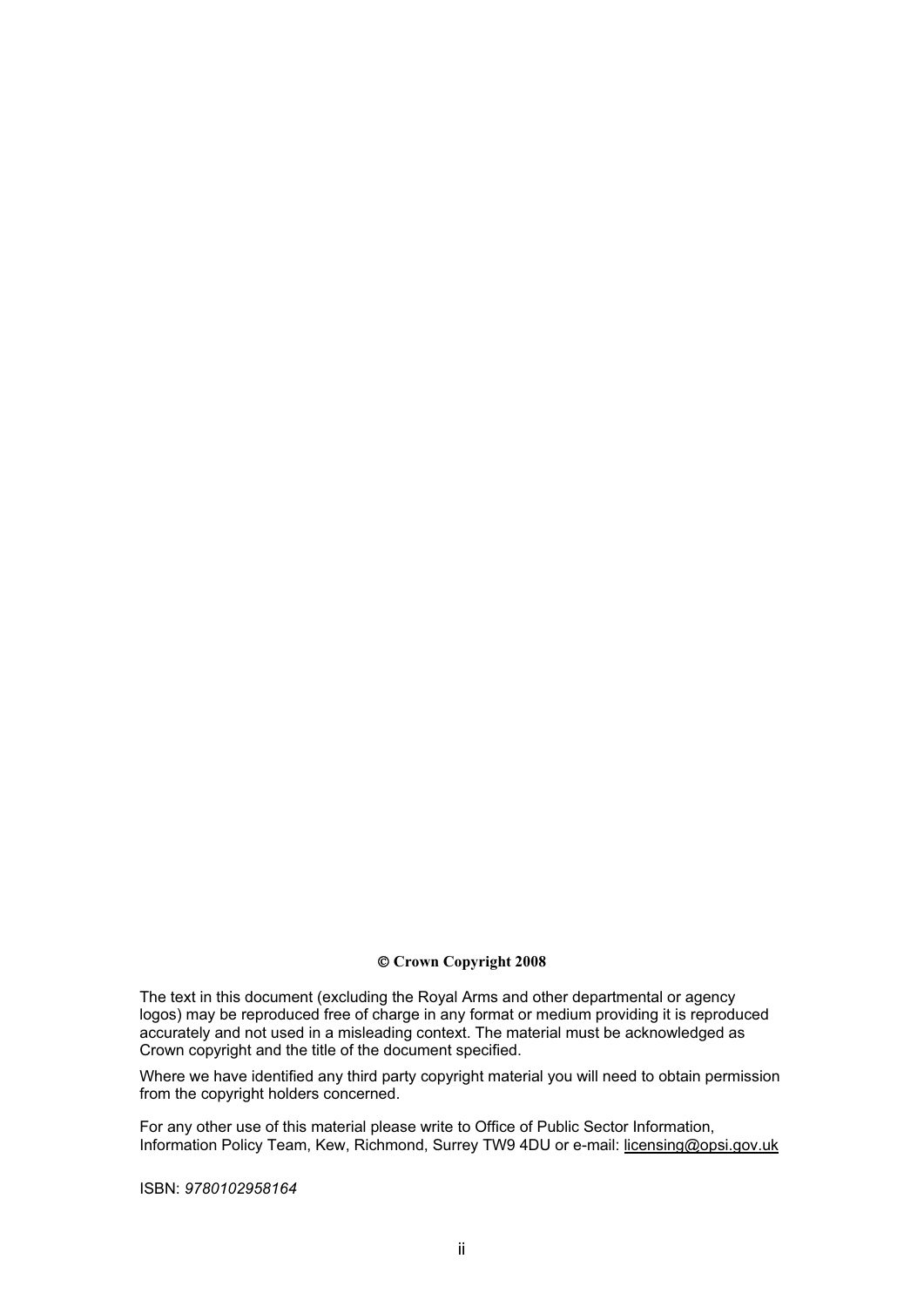**© Crown Copyright 2008**

The text in this document (excluding the Royal Arms and other departmental or agency logos) may be reproduced free of charge in any format or medium providing it is reproduced accurately and not used in a misleading context. The material must be acknowledged as Crown copyright and the title of the document specified.

Where we have identified any third party copyright material you will need to obtain permission from the copyright holders concerned.

For any other use of this material please write to Office of Public Sector Information, Information Policy Team, Kew, Richmond, Surrey TW9 4DU or e-mail: licensing@opsi.gov.uk

ISBN: *9780102958164*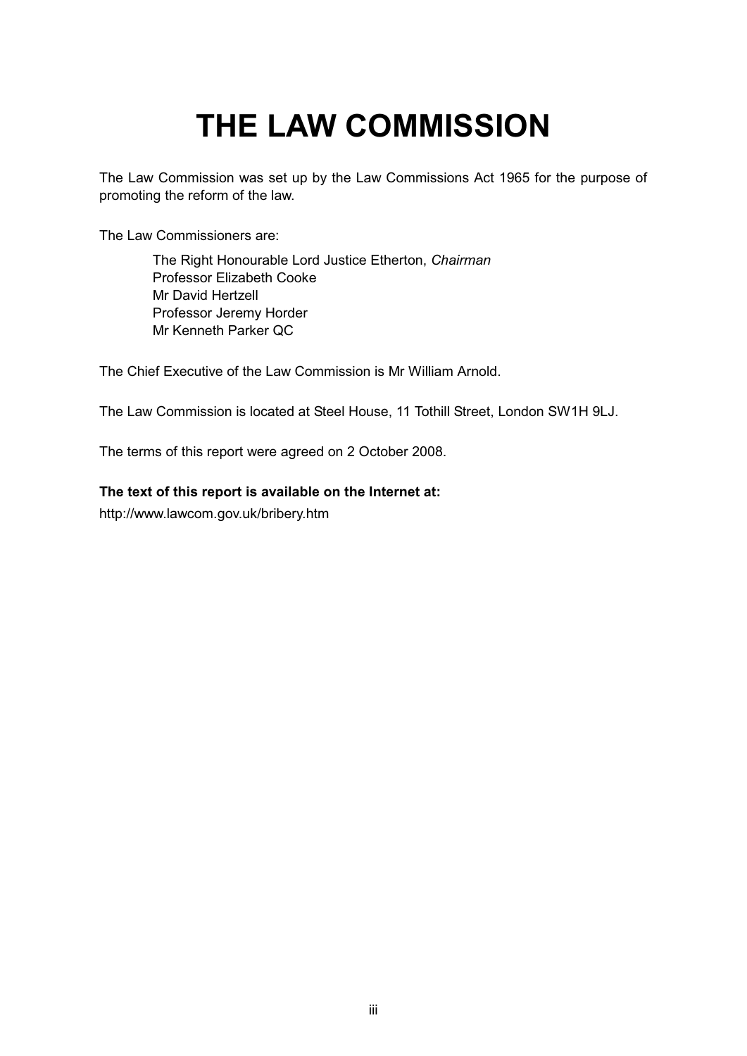# THE LAW COMMISSION

The Law Commission was set up by the Law Commissions Act 1965 for the purpose of promoting the reform of the law.

The Law Commissioners are:

The Right Honourable Lord Justice Etherton, *Chairman*
Professor Elizabeth Cooke
Mr David Hertzell
Professor Jeremy Horder
Mr Kenneth Parker QC

The Chief Executive of the Law Commission is Mr William Arnold.

The Law Commission is located at Steel House, 11 Tothill Street, London SW1H 9LJ.

The terms of this report were agreed on 2 October 2008.

**The text of this report is available on the Internet at:**

http://www.lawcom.gov.uk/bribery.htm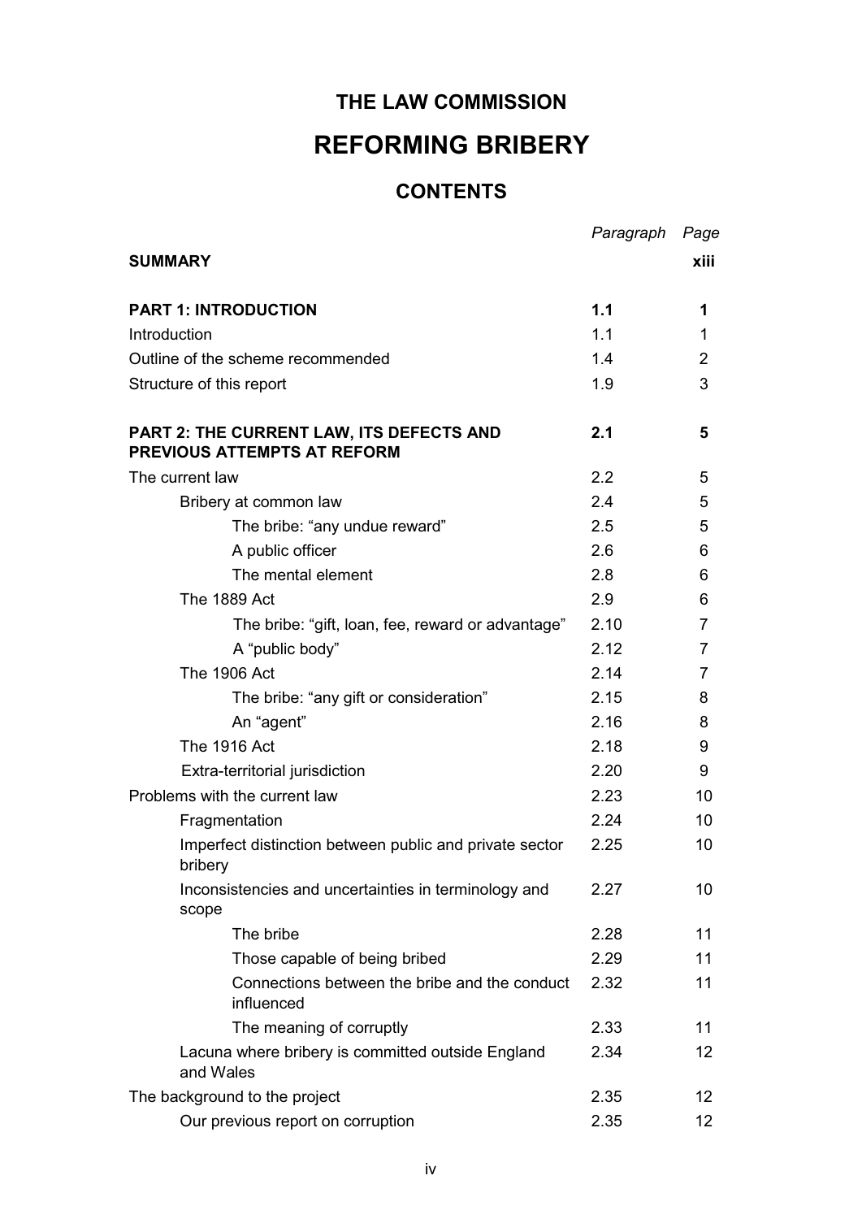# THE LAW COMMISSION

# REFORMING BRIBERY

## CONTENTS

| | *Paragraph* | *Page* |
|---|---|---|
| **SUMMARY** | | **xiii** |
| **PART 1: INTRODUCTION** | **1.1** | **1** |
| Introduction | 1.1 | 1 |
| Outline of the scheme recommended | 1.4 | 2 |
| Structure of this report | 1.9 | 3 |
| **PART 2: THE CURRENT LAW, ITS DEFECTS AND PREVIOUS ATTEMPTS AT REFORM** | **2.1** | **5** |
| The current law | 2.2 | 5 |
| Bribery at common law | 2.4 | 5 |
| The bribe: "any undue reward" | 2.5 | 5 |
| A public officer | 2.6 | 6 |
| The mental element | 2.8 | 6 |
| The 1889 Act | 2.9 | 6 |
| The bribe: "gift, loan, fee, reward or advantage" | 2.10 | 7 |
| A "public body" | 2.12 | 7 |
| The 1906 Act | 2.14 | 7 |
| The bribe: "any gift or consideration" | 2.15 | 8 |
| An "agent" | 2.16 | 8 |
| The 1916 Act | 2.18 | 9 |
| Extra-territorial jurisdiction | 2.20 | 9 |
| Problems with the current law | 2.23 | 10 |
| Fragmentation | 2.24 | 10 |
| Imperfect distinction between public and private sector bribery | 2.25 | 10 |
| Inconsistencies and uncertainties in terminology and scope | 2.27 | 10 |
| The bribe | 2.28 | 11 |
| Those capable of being bribed | 2.29 | 11 |
| Connections between the bribe and the conduct influenced | 2.32 | 11 |
| The meaning of corruptly | 2.33 | 11 |
| Lacuna where bribery is committed outside England and Wales | 2.34 | 12 |
| The background to the project | 2.35 | 12 |
| Our previous report on corruption | 2.35 | 12 |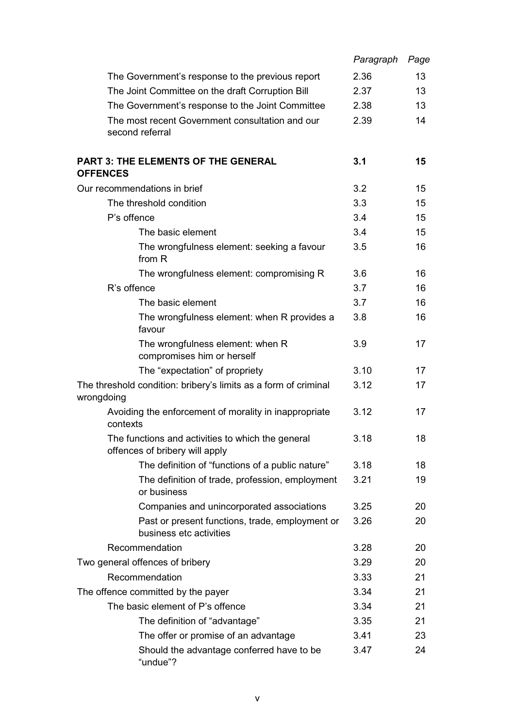| | Paragraph | Page |
|---|---|---|
| The Government's response to the previous report | 2.36 | 13 |
| The Joint Committee on the draft Corruption Bill | 2.37 | 13 |
| The Government's response to the Joint Committee | 2.38 | 13 |
| The most recent Government consultation and our second referral | 2.39 | 14 |
| **PART 3: THE ELEMENTS OF THE GENERAL OFFENCES** | **3.1** | **15** |
| Our recommendations in brief | 3.2 | 15 |
| The threshold condition | 3.3 | 15 |
| P's offence | 3.4 | 15 |
| The basic element | 3.4 | 15 |
| The wrongfulness element: seeking a favour from R | 3.5 | 16 |
| The wrongfulness element: compromising R | 3.6 | 16 |
| R's offence | 3.7 | 16 |
| The basic element | 3.7 | 16 |
| The wrongfulness element: when R provides a favour | 3.8 | 16 |
| The wrongfulness element: when R compromises him or herself | 3.9 | 17 |
| The "expectation" of propriety | 3.10 | 17 |
| The threshold condition: bribery's limits as a form of criminal wrongdoing | 3.12 | 17 |
| Avoiding the enforcement of morality in inappropriate contexts | 3.12 | 17 |
| The functions and activities to which the general offences of bribery will apply | 3.18 | 18 |
| The definition of "functions of a public nature" | 3.18 | 18 |
| The definition of trade, profession, employment or business | 3.21 | 19 |
| Companies and unincorporated associations | 3.25 | 20 |
| Past or present functions, trade, employment or business etc activities | 3.26 | 20 |
| Recommendation | 3.28 | 20 |
| Two general offences of bribery | 3.29 | 20 |
| Recommendation | 3.33 | 21 |
| The offence committed by the payer | 3.34 | 21 |
| The basic element of P's offence | 3.34 | 21 |
| The definition of "advantage" | 3.35 | 21 |
| The offer or promise of an advantage | 3.41 | 23 |
| Should the advantage conferred have to be "undue"? | 3.47 | 24 |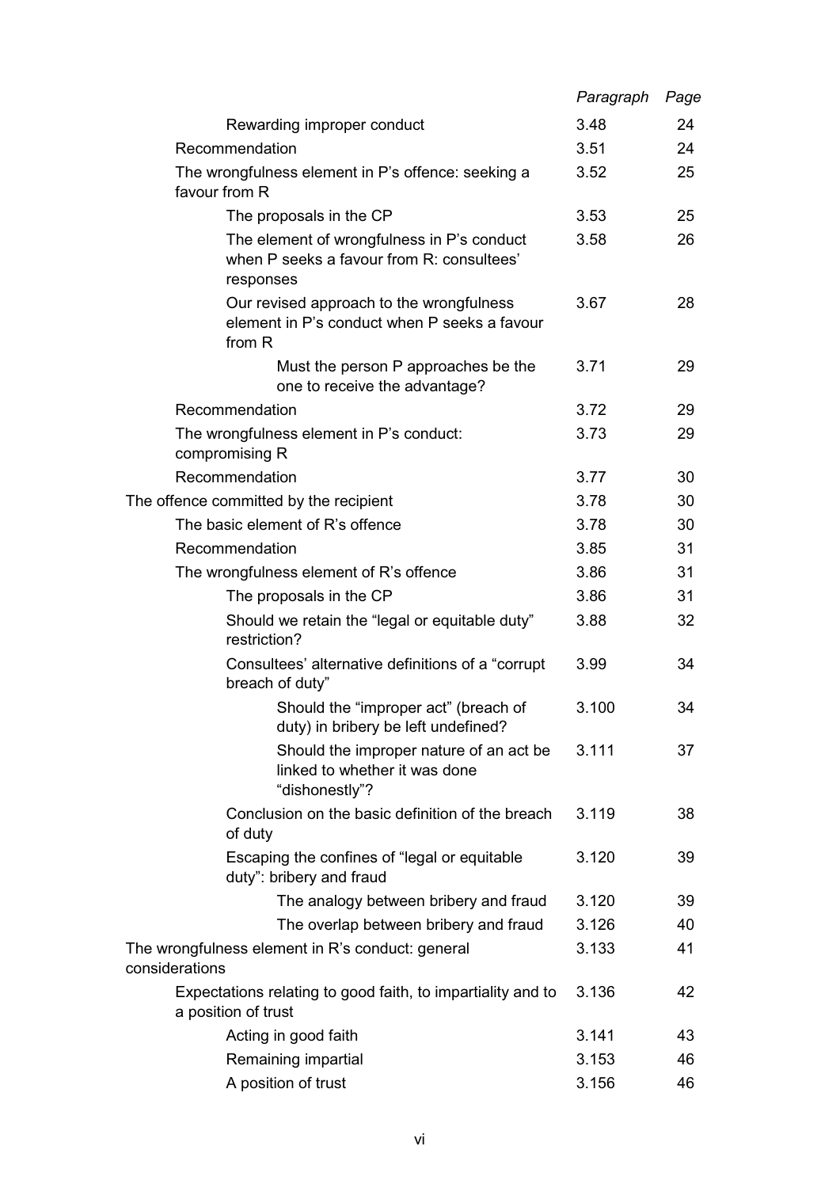| | Paragraph | Page |
|---|---|---|
| Rewarding improper conduct | 3.48 | 24 |
| Recommendation | 3.51 | 24 |
| The wrongfulness element in P's offence: seeking a favour from R | 3.52 | 25 |
| The proposals in the CP | 3.53 | 25 |
| The element of wrongfulness in P's conduct when P seeks a favour from R: consultees' responses | 3.58 | 26 |
| Our revised approach to the wrongfulness element in P's conduct when P seeks a favour from R | 3.67 | 28 |
| Must the person P approaches be the one to receive the advantage? | 3.71 | 29 |
| Recommendation | 3.72 | 29 |
| The wrongfulness element in P's conduct: compromising R | 3.73 | 29 |
| Recommendation | 3.77 | 30 |
| The offence committed by the recipient | 3.78 | 30 |
| The basic element of R's offence | 3.78 | 30 |
| Recommendation | 3.85 | 31 |
| The wrongfulness element of R's offence | 3.86 | 31 |
| The proposals in the CP | 3.86 | 31 |
| Should we retain the "legal or equitable duty" restriction? | 3.88 | 32 |
| Consultees' alternative definitions of a "corrupt breach of duty" | 3.99 | 34 |
| Should the "improper act" (breach of duty) in bribery be left undefined? | 3.100 | 34 |
| Should the improper nature of an act be linked to whether it was done "dishonestly"? | 3.111 | 37 |
| Conclusion on the basic definition of the breach of duty | 3.119 | 38 |
| Escaping the confines of "legal or equitable duty": bribery and fraud | 3.120 | 39 |
| The analogy between bribery and fraud | 3.120 | 39 |
| The overlap between bribery and fraud | 3.126 | 40 |
| The wrongfulness element in R's conduct: general considerations | 3.133 | 41 |
| Expectations relating to good faith, to impartiality and to a position of trust | 3.136 | 42 |
| Acting in good faith | 3.141 | 43 |
| Remaining impartial | 3.153 | 46 |
| A position of trust | 3.156 | 46 |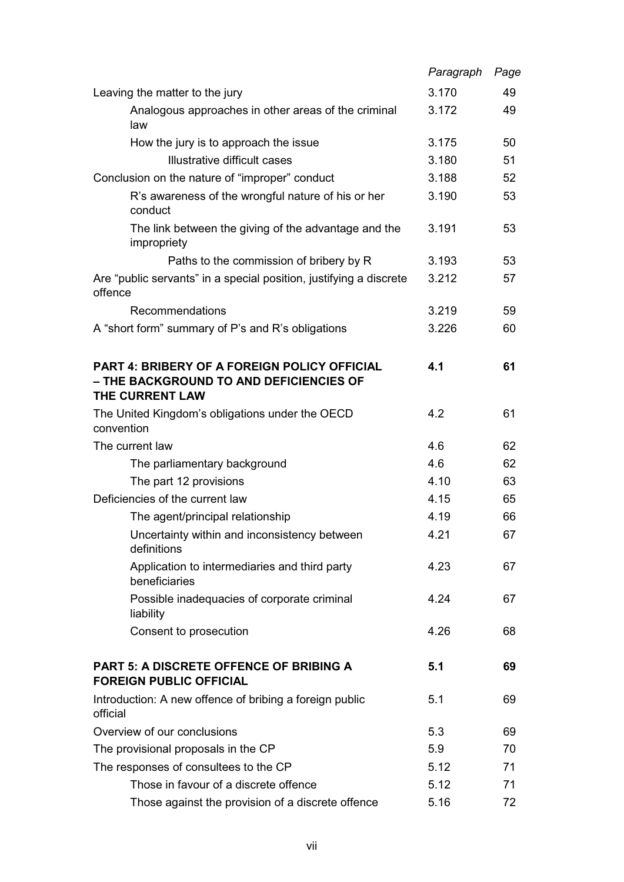| | *Paragraph* | *Page* |
|---|---|---|
| Leaving the matter to the jury | 3.170 | 49 |
| Analogous approaches in other areas of the criminal law | 3.172 | 49 |
| How the jury is to approach the issue | 3.175 | 50 |
| Illustrative difficult cases | 3.180 | 51 |
| Conclusion on the nature of "improper" conduct | 3.188 | 52 |
| R's awareness of the wrongful nature of his or her conduct | 3.190 | 53 |
| The link between the giving of the advantage and the impropriety | 3.191 | 53 |
| Paths to the commission of bribery by R | 3.193 | 53 |
| Are "public servants" in a special position, justifying a discrete offence | 3.212 | 57 |
| Recommendations | 3.219 | 59 |
| A "short form" summary of P's and R's obligations | 3.226 | 60 |
| **PART 4: BRIBERY OF A FOREIGN POLICY OFFICIAL – THE BACKGROUND TO AND DEFICIENCIES OF THE CURRENT LAW** | **4.1** | **61** |
| The United Kingdom's obligations under the OECD convention | 4.2 | 61 |
| The current law | 4.6 | 62 |
| The parliamentary background | 4.6 | 62 |
| The part 12 provisions | 4.10 | 63 |
| Deficiencies of the current law | 4.15 | 65 |
| The agent/principal relationship | 4.19 | 66 |
| Uncertainty within and inconsistency between definitions | 4.21 | 67 |
| Application to intermediaries and third party beneficiaries | 4.23 | 67 |
| Possible inadequacies of corporate criminal liability | 4.24 | 67 |
| Consent to prosecution | 4.26 | 68 |
| **PART 5: A DISCRETE OFFENCE OF BRIBING A FOREIGN PUBLIC OFFICIAL** | **5.1** | **69** |
| Introduction: A new offence of bribing a foreign public official | 5.1 | 69 |
| Overview of our conclusions | 5.3 | 69 |
| The provisional proposals in the CP | 5.9 | 70 |
| The responses of consultees to the CP | 5.12 | 71 |
| Those in favour of a discrete offence | 5.12 | 71 |
| Those against the provision of a discrete offence | 5.16 | 72 |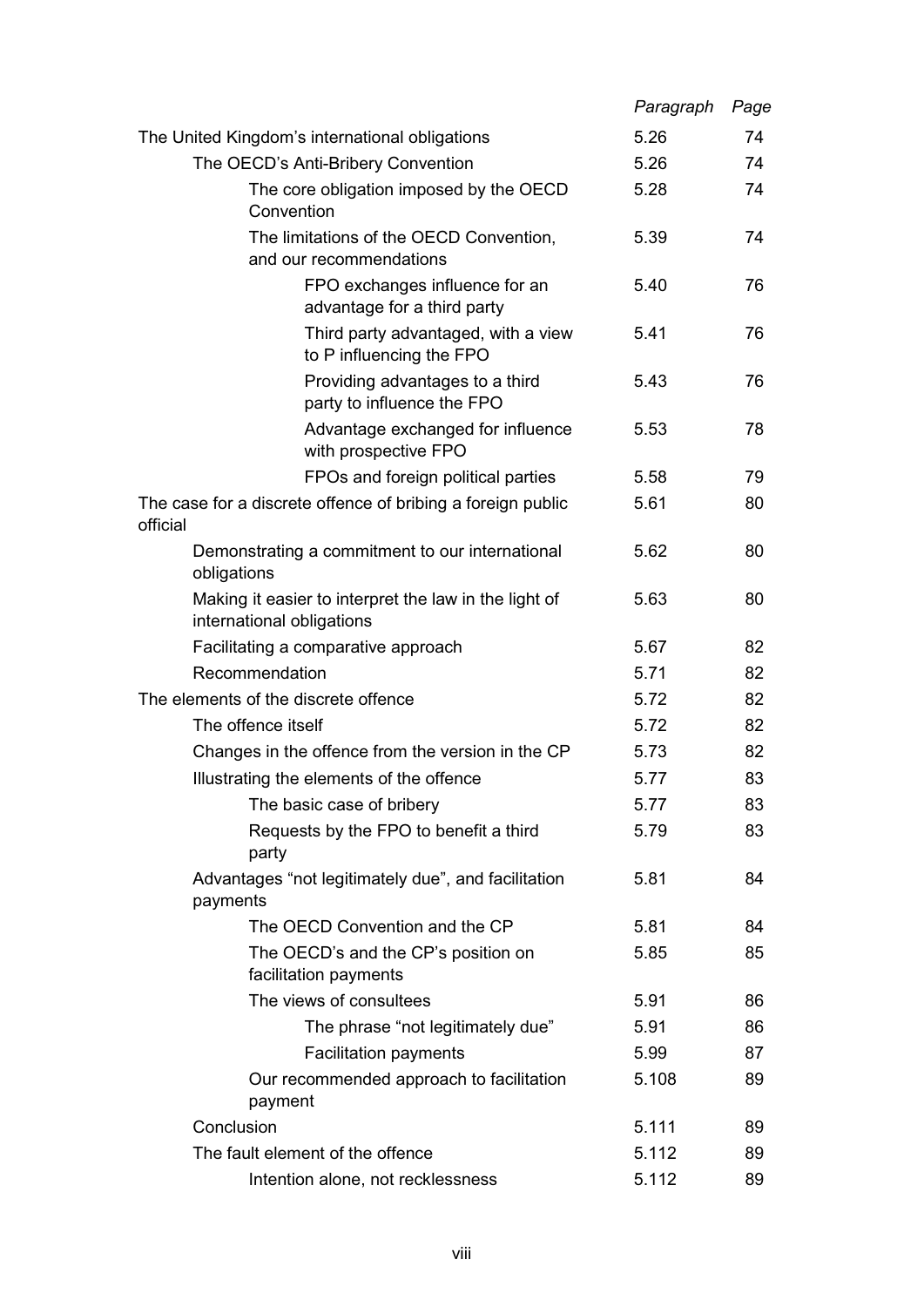| | Paragraph | Page |
|---|---|---|
| The United Kingdom's international obligations | 5.26 | 74 |
| The OECD's Anti-Bribery Convention | 5.26 | 74 |
| The core obligation imposed by the OECD Convention | 5.28 | 74 |
| The limitations of the OECD Convention, and our recommendations | 5.39 | 74 |
| FPO exchanges influence for an advantage for a third party | 5.40 | 76 |
| Third party advantaged, with a view to P influencing the FPO | 5.41 | 76 |
| Providing advantages to a third party to influence the FPO | 5.43 | 76 |
| Advantage exchanged for influence with prospective FPO | 5.53 | 78 |
| FPOs and foreign political parties | 5.58 | 79 |
| The case for a discrete offence of bribing a foreign public official | 5.61 | 80 |
| Demonstrating a commitment to our international obligations | 5.62 | 80 |
| Making it easier to interpret the law in the light of international obligations | 5.63 | 80 |
| Facilitating a comparative approach | 5.67 | 82 |
| Recommendation | 5.71 | 82 |
| The elements of the discrete offence | 5.72 | 82 |
| The offence itself | 5.72 | 82 |
| Changes in the offence from the version in the CP | 5.73 | 82 |
| Illustrating the elements of the offence | 5.77 | 83 |
| The basic case of bribery | 5.77 | 83 |
| Requests by the FPO to benefit a third party | 5.79 | 83 |
| Advantages "not legitimately due", and facilitation payments | 5.81 | 84 |
| The OECD Convention and the CP | 5.81 | 84 |
| The OECD's and the CP's position on facilitation payments | 5.85 | 85 |
| The views of consultees | 5.91 | 86 |
| The phrase "not legitimately due" | 5.91 | 86 |
| Facilitation payments | 5.99 | 87 |
| Our recommended approach to facilitation payment | 5.108 | 89 |
| Conclusion | 5.111 | 89 |
| The fault element of the offence | 5.112 | 89 |
| Intention alone, not recklessness | 5.112 | 89 |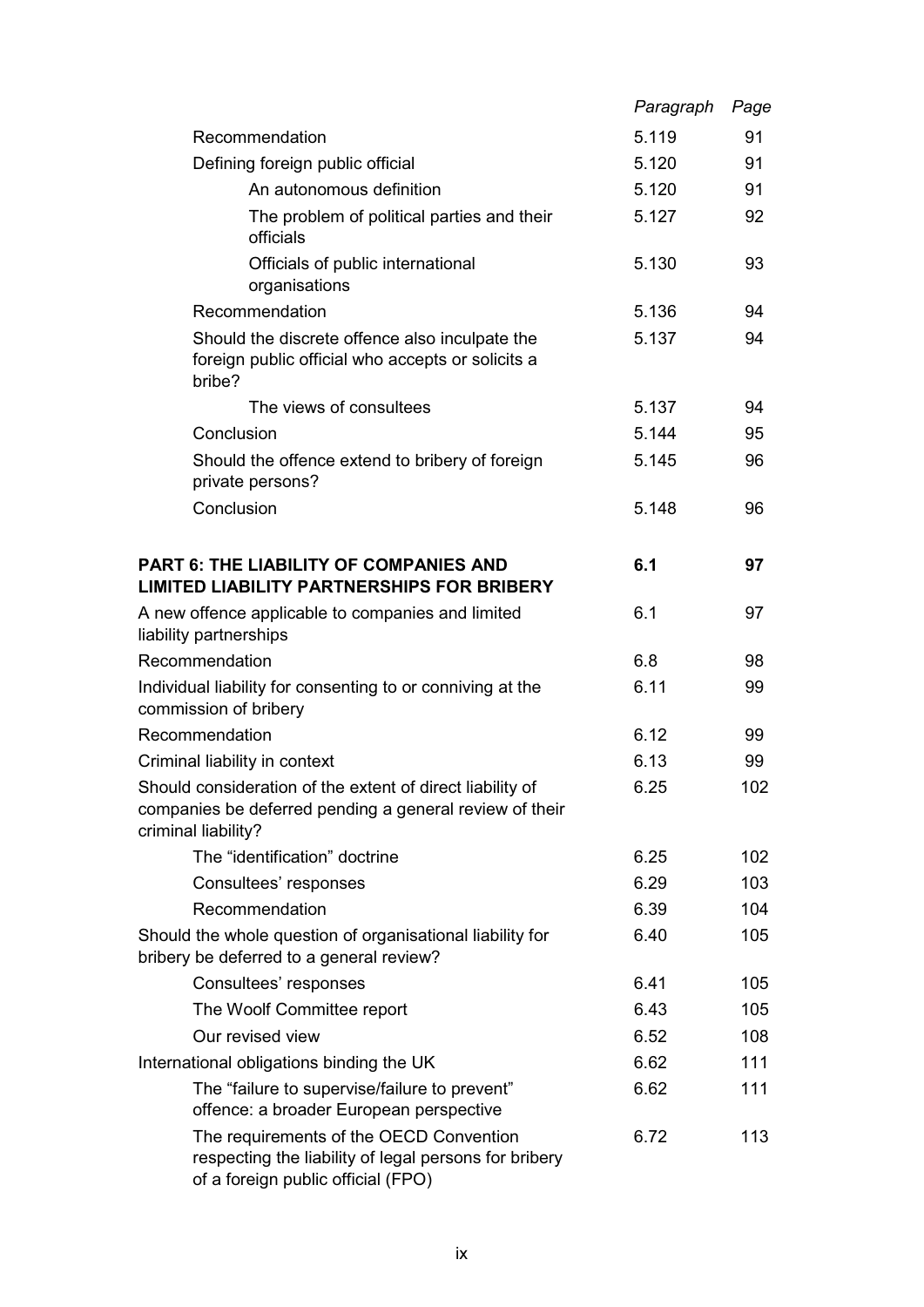| | *Paragraph* | *Page* |
|---|---|---|
| Recommendation | 5.119 | 91 |
| Defining foreign public official | 5.120 | 91 |
| An autonomous definition | 5.120 | 91 |
| The problem of political parties and their officials | 5.127 | 92 |
| Officials of public international organisations | 5.130 | 93 |
| Recommendation | 5.136 | 94 |
| Should the discrete offence also inculpate the foreign public official who accepts or solicits a bribe? | 5.137 | 94 |
| The views of consultees | 5.137 | 94 |
| Conclusion | 5.144 | 95 |
| Should the offence extend to bribery of foreign private persons? | 5.145 | 96 |
| Conclusion | 5.148 | 96 |
| **PART 6: THE LIABILITY OF COMPANIES AND LIMITED LIABILITY PARTNERSHIPS FOR BRIBERY** | **6.1** | **97** |
| A new offence applicable to companies and limited liability partnerships | 6.1 | 97 |
| Recommendation | 6.8 | 98 |
| Individual liability for consenting to or conniving at the commission of bribery | 6.11 | 99 |
| Recommendation | 6.12 | 99 |
| Criminal liability in context | 6.13 | 99 |
| Should consideration of the extent of direct liability of companies be deferred pending a general review of their criminal liability? | 6.25 | 102 |
| The "identification" doctrine | 6.25 | 102 |
| Consultees' responses | 6.29 | 103 |
| Recommendation | 6.39 | 104 |
| Should the whole question of organisational liability for bribery be deferred to a general review? | 6.40 | 105 |
| Consultees' responses | 6.41 | 105 |
| The Woolf Committee report | 6.43 | 105 |
| Our revised view | 6.52 | 108 |
| International obligations binding the UK | 6.62 | 111 |
| The "failure to supervise/failure to prevent" offence: a broader European perspective | 6.62 | 111 |
| The requirements of the OECD Convention respecting the liability of legal persons for bribery of a foreign public official (FPO) | 6.72 | 113 |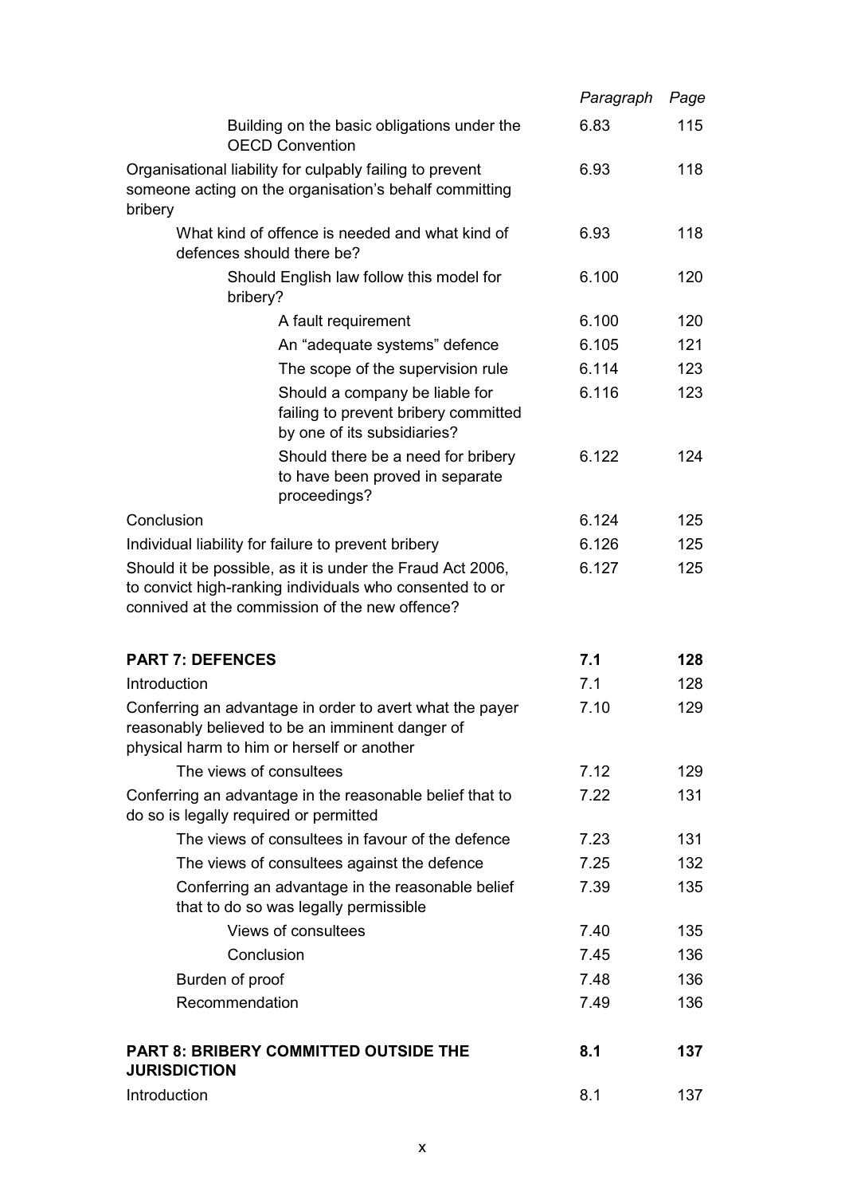| | Paragraph | Page |
|---|---|---|
| Building on the basic obligations under the OECD Convention | 6.83 | 115 |
| Organisational liability for culpably failing to prevent someone acting on the organisation's behalf committing bribery | 6.93 | 118 |
| What kind of offence is needed and what kind of defences should there be? | 6.93 | 118 |
| Should English law follow this model for bribery? | 6.100 | 120 |
| A fault requirement | 6.100 | 120 |
| An "adequate systems" defence | 6.105 | 121 |
| The scope of the supervision rule | 6.114 | 123 |
| Should a company be liable for failing to prevent bribery committed by one of its subsidiaries? | 6.116 | 123 |
| Should there be a need for bribery to have been proved in separate proceedings? | 6.122 | 124 |
| Conclusion | 6.124 | 125 |
| Individual liability for failure to prevent bribery | 6.126 | 125 |
| Should it be possible, as it is under the Fraud Act 2006, to convict high-ranking individuals who consented to or connived at the commission of the new offence? | 6.127 | 125 |
| **PART 7: DEFENCES** | **7.1** | **128** |
| Introduction | 7.1 | 128 |
| Conferring an advantage in order to avert what the payer reasonably believed to be an imminent danger of physical harm to him or herself or another | 7.10 | 129 |
| The views of consultees | 7.12 | 129 |
| Conferring an advantage in the reasonable belief that to do so is legally required or permitted | 7.22 | 131 |
| The views of consultees in favour of the defence | 7.23 | 131 |
| The views of consultees against the defence | 7.25 | 132 |
| Conferring an advantage in the reasonable belief that to do so was legally permissible | 7.39 | 135 |
| Views of consultees | 7.40 | 135 |
| Conclusion | 7.45 | 136 |
| Burden of proof | 7.48 | 136 |
| Recommendation | 7.49 | 136 |
| **PART 8: BRIBERY COMMITTED OUTSIDE THE JURISDICTION** | **8.1** | **137** |
| Introduction | 8.1 | 137 |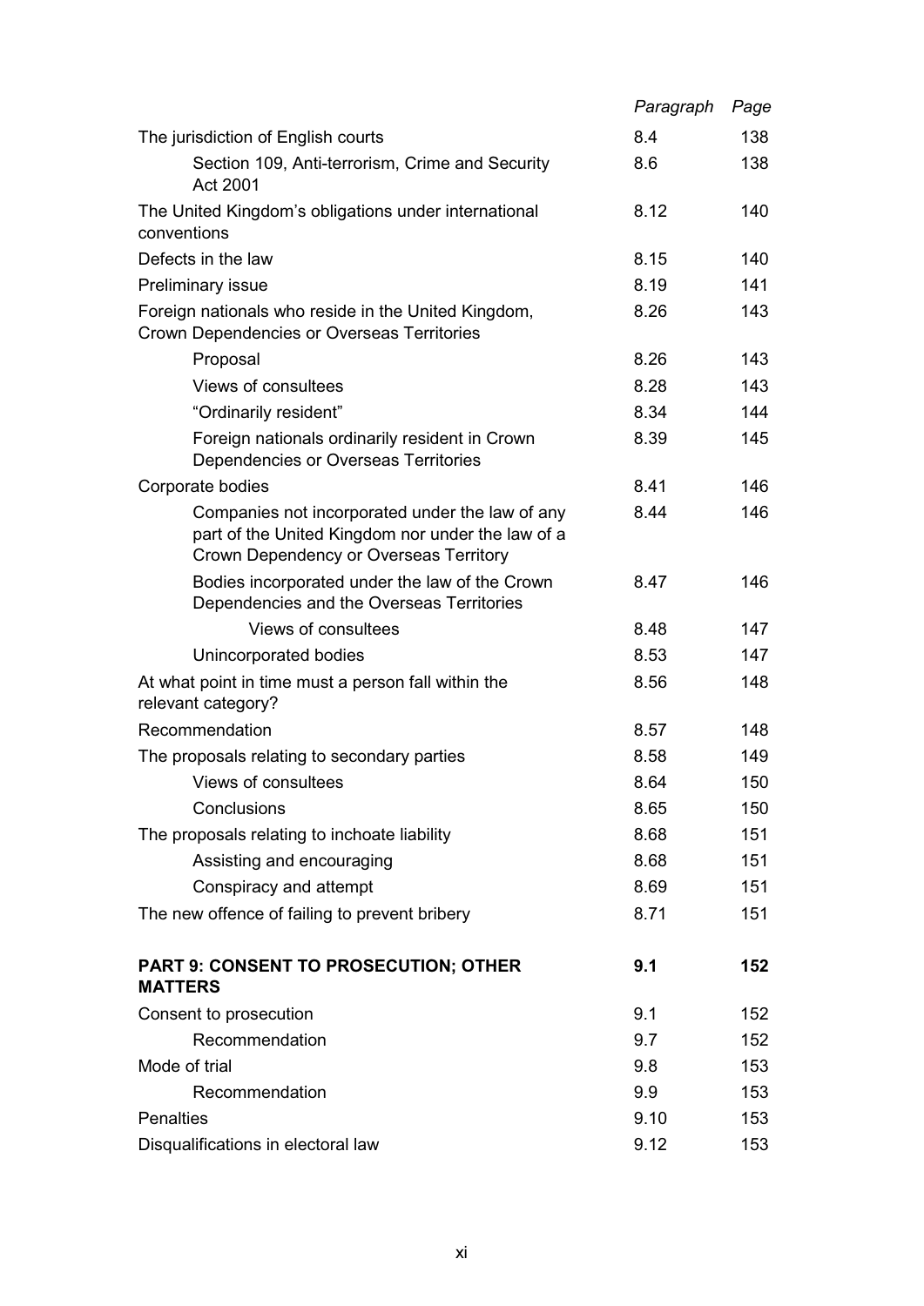| | Paragraph | Page |
|---|---|---|
| The jurisdiction of English courts | 8.4 | 138 |
| Section 109, Anti-terrorism, Crime and Security Act 2001 | 8.6 | 138 |
| The United Kingdom's obligations under international conventions | 8.12 | 140 |
| Defects in the law | 8.15 | 140 |
| Preliminary issue | 8.19 | 141 |
| Foreign nationals who reside in the United Kingdom, Crown Dependencies or Overseas Territories | 8.26 | 143 |
| Proposal | 8.26 | 143 |
| Views of consultees | 8.28 | 143 |
| "Ordinarily resident" | 8.34 | 144 |
| Foreign nationals ordinarily resident in Crown Dependencies or Overseas Territories | 8.39 | 145 |
| Corporate bodies | 8.41 | 146 |
| Companies not incorporated under the law of any part of the United Kingdom nor under the law of a Crown Dependency or Overseas Territory | 8.44 | 146 |
| Bodies incorporated under the law of the Crown Dependencies and the Overseas Territories | 8.47 | 146 |
| Views of consultees | 8.48 | 147 |
| Unincorporated bodies | 8.53 | 147 |
| At what point in time must a person fall within the relevant category? | 8.56 | 148 |
| Recommendation | 8.57 | 148 |
| The proposals relating to secondary parties | 8.58 | 149 |
| Views of consultees | 8.64 | 150 |
| Conclusions | 8.65 | 150 |
| The proposals relating to inchoate liability | 8.68 | 151 |
| Assisting and encouraging | 8.68 | 151 |
| Conspiracy and attempt | 8.69 | 151 |
| The new offence of failing to prevent bribery | 8.71 | 151 |
| **PART 9: CONSENT TO PROSECUTION; OTHER MATTERS** | **9.1** | **152** |
| Consent to prosecution | 9.1 | 152 |
| Recommendation | 9.7 | 152 |
| Mode of trial | 9.8 | 153 |
| Recommendation | 9.9 | 153 |
| Penalties | 9.10 | 153 |
| Disqualifications in electoral law | 9.12 | 153 |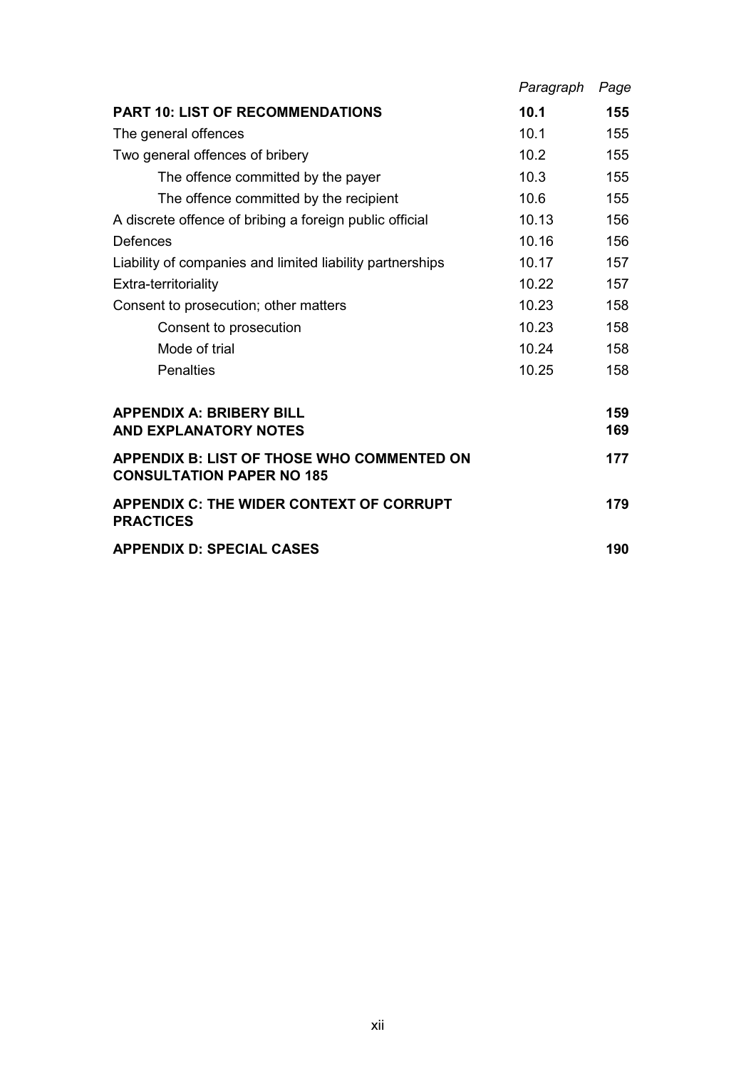| | *Paragraph* | *Page* |
|---|---|---|
| **PART 10: LIST OF RECOMMENDATIONS** | **10.1** | **155** |
| The general offences | 10.1 | 155 |
| Two general offences of bribery | 10.2 | 155 |
| The offence committed by the payer | 10.3 | 155 |
| The offence committed by the recipient | 10.6 | 155 |
| A discrete offence of bribing a foreign public official | 10.13 | 156 |
| Defences | 10.16 | 156 |
| Liability of companies and limited liability partnerships | 10.17 | 157 |
| Extra-territoriality | 10.22 | 157 |
| Consent to prosecution; other matters | 10.23 | 158 |
| Consent to prosecution | 10.23 | 158 |
| Mode of trial | 10.24 | 158 |
| Penalties | 10.25 | 158 |
| **APPENDIX A: BRIBERY BILL** | | **159** |
| **AND EXPLANATORY NOTES** | | **169** |
| **APPENDIX B: LIST OF THOSE WHO COMMENTED ON CONSULTATION PAPER NO 185** | | **177** |
| **APPENDIX C: THE WIDER CONTEXT OF CORRUPT PRACTICES** | | **179** |
| **APPENDIX D: SPECIAL CASES** | | **190** |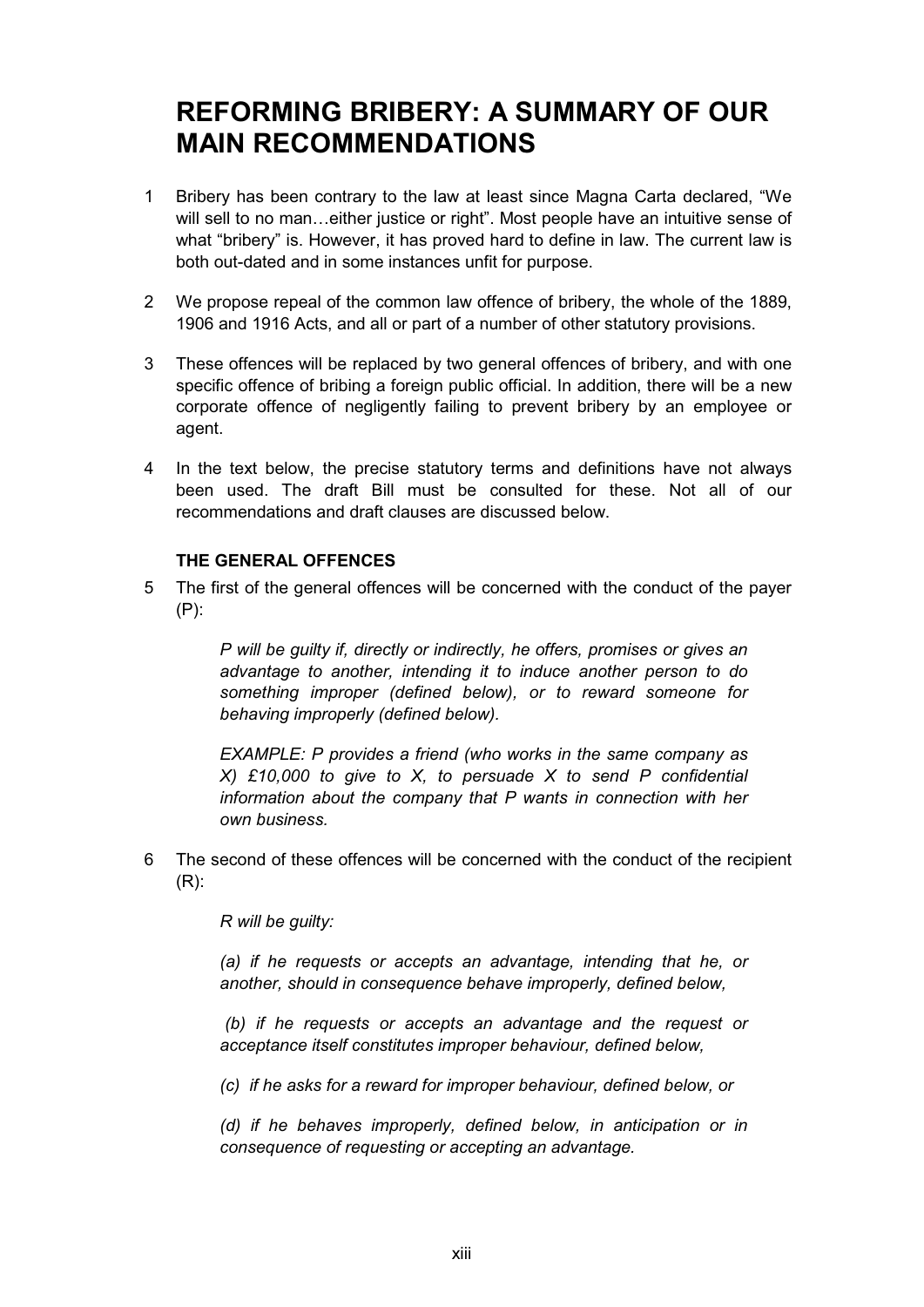# REFORMING BRIBERY: A SUMMARY OF OUR MAIN RECOMMENDATIONS

1 Bribery has been contrary to the law at least since Magna Carta declared, “We will sell to no man…either justice or right”. Most people have an intuitive sense of what “bribery” is. However, it has proved hard to define in law. The current law is both out-dated and in some instances unfit for purpose.

2 We propose repeal of the common law offence of bribery, the whole of the 1889, 1906 and 1916 Acts, and all or part of a number of other statutory provisions.

3 These offences will be replaced by two general offences of bribery, and with one specific offence of bribing a foreign public official. In addition, there will be a new corporate offence of negligently failing to prevent bribery by an employee or agent.

4 In the text below, the precise statutory terms and definitions have not always been used. The draft Bill must be consulted for these. Not all of our recommendations and draft clauses are discussed below.

### THE GENERAL OFFENCES

5 The first of the general offences will be concerned with the conduct of the payer (P):

> *P will be guilty if, directly or indirectly, he offers, promises or gives an advantage to another, intending it to induce another person to do something improper (defined below), or to reward someone for behaving improperly (defined below).*
>
> *EXAMPLE: P provides a friend (who works in the same company as X) £10,000 to give to X, to persuade X to send P confidential information about the company that P wants in connection with her own business.*

6 The second of these offences will be concerned with the conduct of the recipient (R):

> *R will be guilty:*
>
> *(a) if he requests or accepts an advantage, intending that he, or another, should in consequence behave improperly, defined below,*
>
> *(b) if he requests or accepts an advantage and the request or acceptance itself constitutes improper behaviour, defined below,*
>
> *(c) if he asks for a reward for improper behaviour, defined below, or*
>
> *(d) if he behaves improperly, defined below, in anticipation or in consequence of requesting or accepting an advantage.*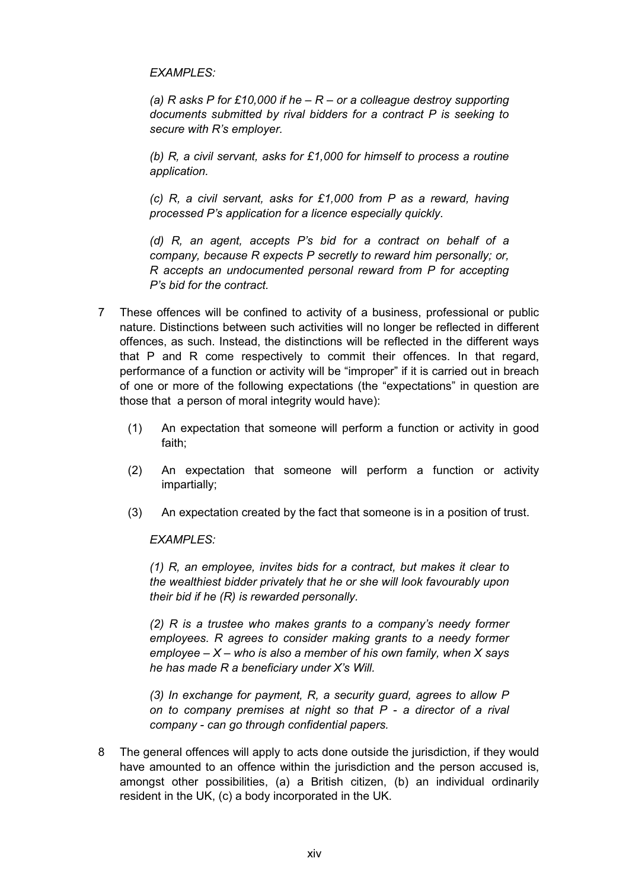*EXAMPLES:*

*(a) R asks P for £10,000 if he – R – or a colleague destroy supporting documents submitted by rival bidders for a contract P is seeking to secure with R's employer.*

*(b) R, a civil servant, asks for £1,000 for himself to process a routine application.*

*(c) R, a civil servant, asks for £1,000 from P as a reward, having processed P's application for a licence especially quickly.*

*(d) R, an agent, accepts P's bid for a contract on behalf of a company, because R expects P secretly to reward him personally; or, R accepts an undocumented personal reward from P for accepting P's bid for the contract.*

7 These offences will be confined to activity of a business, professional or public nature. Distinctions between such activities will no longer be reflected in different offences, as such. Instead, the distinctions will be reflected in the different ways that P and R come respectively to commit their offences. In that regard, performance of a function or activity will be "improper" if it is carried out in breach of one or more of the following expectations (the "expectations" in question are those that a person of moral integrity would have):

(1) An expectation that someone will perform a function or activity in good faith;

(2) An expectation that someone will perform a function or activity impartially;

(3) An expectation created by the fact that someone is in a position of trust.

*EXAMPLES:*

*(1) R, an employee, invites bids for a contract, but makes it clear to the wealthiest bidder privately that he or she will look favourably upon their bid if he (R) is rewarded personally.*

*(2) R is a trustee who makes grants to a company's needy former employees. R agrees to consider making grants to a needy former employee – X – who is also a member of his own family, when X says he has made R a beneficiary under X's Will.*

*(3) In exchange for payment, R, a security guard, agrees to allow P on to company premises at night so that P - a director of a rival company - can go through confidential papers.*

8 The general offences will apply to acts done outside the jurisdiction, if they would have amounted to an offence within the jurisdiction and the person accused is, amongst other possibilities, (a) a British citizen, (b) an individual ordinarily resident in the UK, (c) a body incorporated in the UK.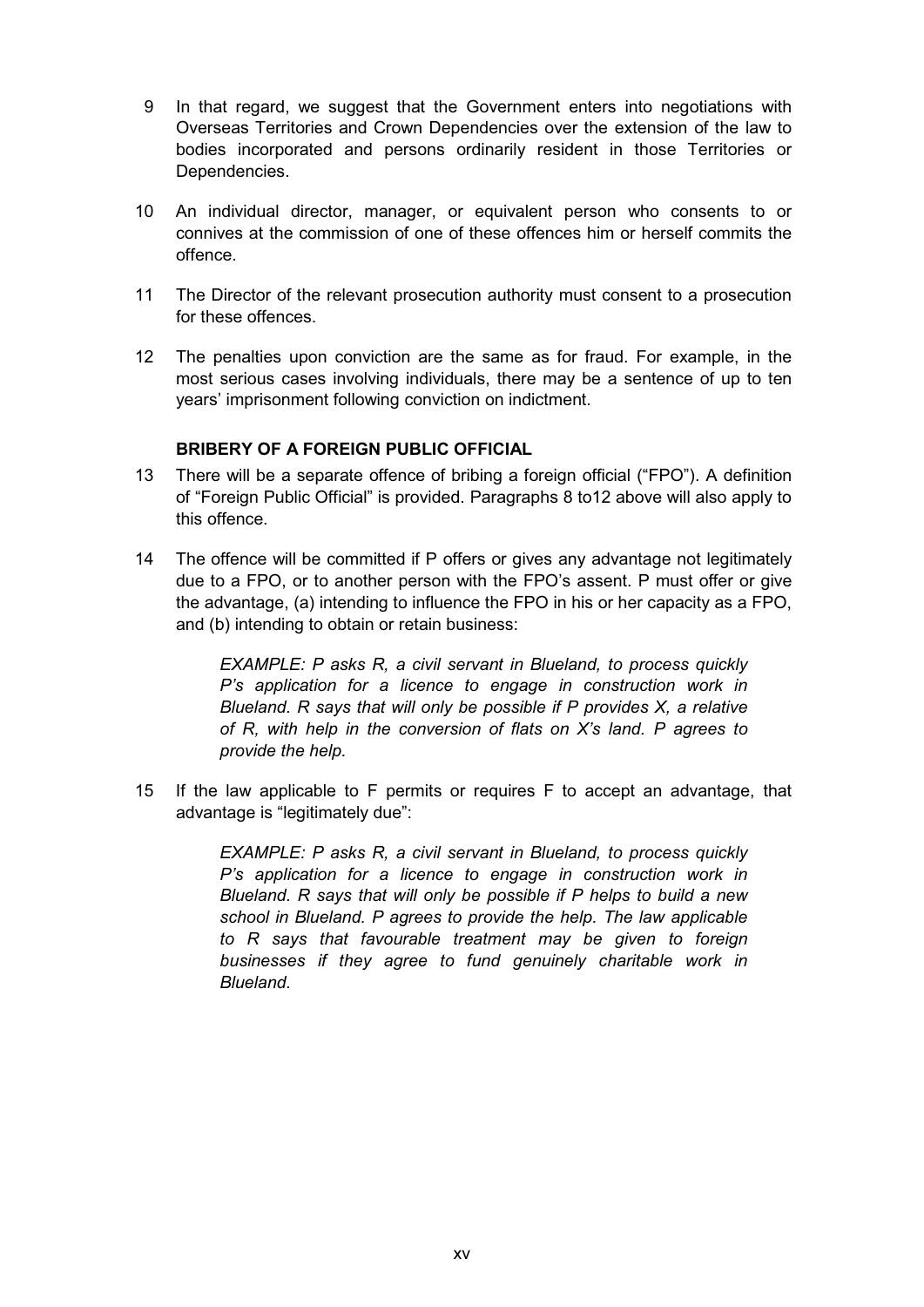9 In that regard, we suggest that the Government enters into negotiations with Overseas Territories and Crown Dependencies over the extension of the law to bodies incorporated and persons ordinarily resident in those Territories or Dependencies.

10 An individual director, manager, or equivalent person who consents to or connives at the commission of one of these offences him or herself commits the offence.

11 The Director of the relevant prosecution authority must consent to a prosecution for these offences.

12 The penalties upon conviction are the same as for fraud. For example, in the most serious cases involving individuals, there may be a sentence of up to ten years' imprisonment following conviction on indictment.

**BRIBERY OF A FOREIGN PUBLIC OFFICIAL**

13 There will be a separate offence of bribing a foreign official ("FPO"). A definition of "Foreign Public Official" is provided. Paragraphs 8 to12 above will also apply to this offence.

14 The offence will be committed if P offers or gives any advantage not legitimately due to a FPO, or to another person with the FPO's assent. P must offer or give the advantage, (a) intending to influence the FPO in his or her capacity as a FPO, and (b) intending to obtain or retain business:

> *EXAMPLE: P asks R, a civil servant in Blueland, to process quickly P's application for a licence to engage in construction work in Blueland. R says that will only be possible if P provides X, a relative of R, with help in the conversion of flats on X's land. P agrees to provide the help.*

15 If the law applicable to F permits or requires F to accept an advantage, that advantage is "legitimately due":

> *EXAMPLE: P asks R, a civil servant in Blueland, to process quickly P's application for a licence to engage in construction work in Blueland. R says that will only be possible if P helps to build a new school in Blueland. P agrees to provide the help. The law applicable to R says that favourable treatment may be given to foreign businesses if they agree to fund genuinely charitable work in Blueland.*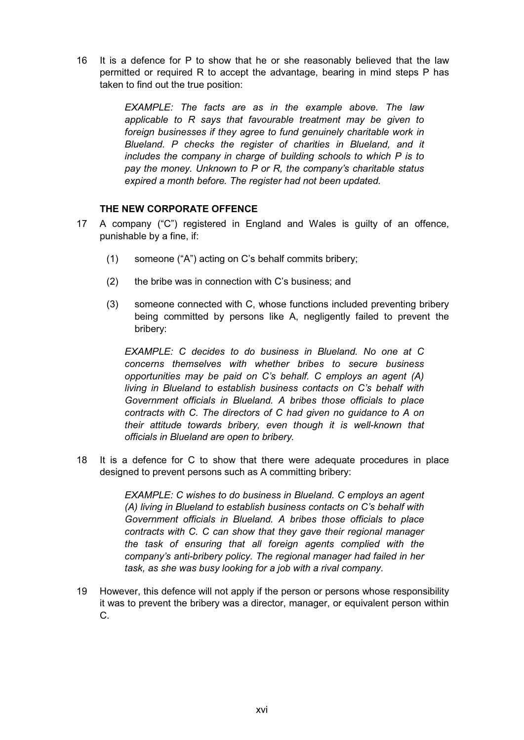16 It is a defence for P to show that he or she reasonably believed that the law permitted or required R to accept the advantage, bearing in mind steps P has taken to find out the true position:

> *EXAMPLE: The facts are as in the example above. The law applicable to R says that favourable treatment may be given to foreign businesses if they agree to fund genuinely charitable work in Blueland. P checks the register of charities in Blueland, and it includes the company in charge of building schools to which P is to pay the money. Unknown to P or R, the company's charitable status expired a month before. The register had not been updated.*

### THE NEW CORPORATE OFFENCE

17 A company ("C") registered in England and Wales is guilty of an offence, punishable by a fine, if:

(1) someone ("A") acting on C's behalf commits bribery;

(2) the bribe was in connection with C's business; and

(3) someone connected with C, whose functions included preventing bribery being committed by persons like A, negligently failed to prevent the bribery:

> *EXAMPLE: C decides to do business in Blueland. No one at C concerns themselves with whether bribes to secure business opportunities may be paid on C's behalf. C employs an agent (A) living in Blueland to establish business contacts on C's behalf with Government officials in Blueland. A bribes those officials to place contracts with C. The directors of C had given no guidance to A on their attitude towards bribery, even though it is well-known that officials in Blueland are open to bribery.*

18 It is a defence for C to show that there were adequate procedures in place designed to prevent persons such as A committing bribery:

> *EXAMPLE: C wishes to do business in Blueland. C employs an agent (A) living in Blueland to establish business contacts on C's behalf with Government officials in Blueland. A bribes those officials to place contracts with C. C can show that they gave their regional manager the task of ensuring that all foreign agents complied with the company's anti-bribery policy. The regional manager had failed in her task, as she was busy looking for a job with a rival company.*

19 However, this defence will not apply if the person or persons whose responsibility it was to prevent the bribery was a director, manager, or equivalent person within C.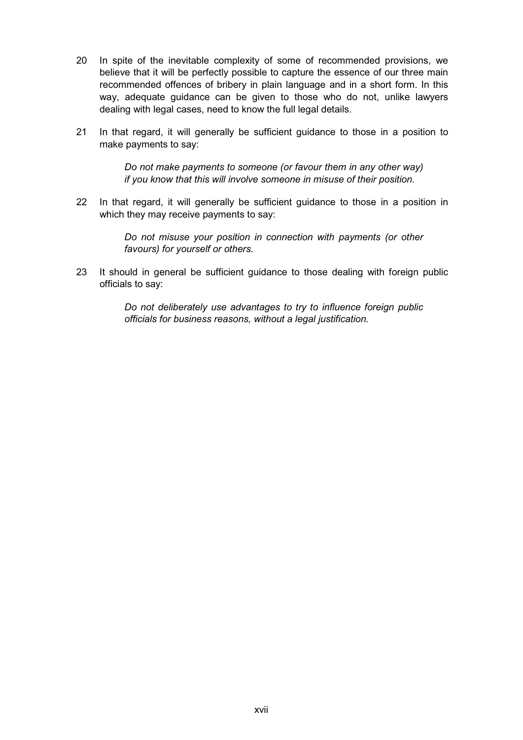20 In spite of the inevitable complexity of some of recommended provisions, we believe that it will be perfectly possible to capture the essence of our three main recommended offences of bribery in plain language and in a short form. In this way, adequate guidance can be given to those who do not, unlike lawyers dealing with legal cases, need to know the full legal details.

21 In that regard, it will generally be sufficient guidance to those in a position to make payments to say:

> *Do not make payments to someone (or favour them in any other way) if you know that this will involve someone in misuse of their position.*

22 In that regard, it will generally be sufficient guidance to those in a position in which they may receive payments to say:

> *Do not misuse your position in connection with payments (or other favours) for yourself or others.*

23 It should in general be sufficient guidance to those dealing with foreign public officials to say:

> *Do not deliberately use advantages to try to influence foreign public officials for business reasons, without a legal justification.*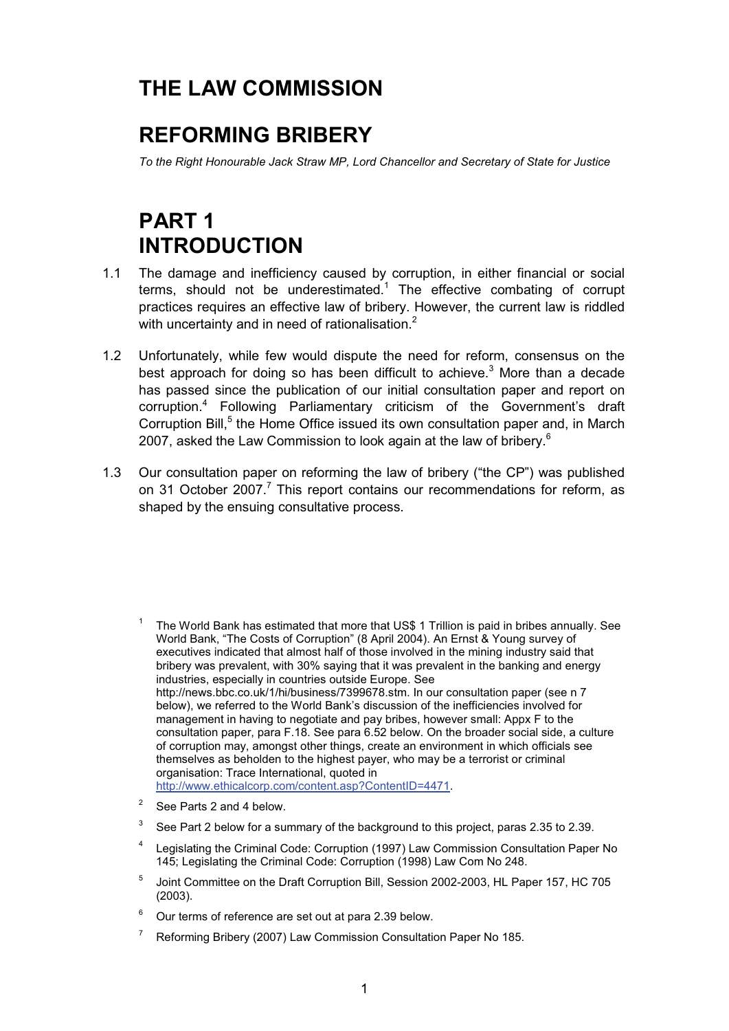# THE LAW COMMISSION

# REFORMING BRIBERY

*To the Right Honourable Jack Straw MP, Lord Chancellor and Secretary of State for Justice*

# PART 1 INTRODUCTION

1.1 The damage and inefficiency caused by corruption, in either financial or social terms, should not be underestimated.[1] The effective combating of corrupt practices requires an effective law of bribery. However, the current law is riddled with uncertainty and in need of rationalisation.[2]

1.2 Unfortunately, while few would dispute the need for reform, consensus on the best approach for doing so has been difficult to achieve.[3] More than a decade has passed since the publication of our initial consultation paper and report on corruption.[4] Following Parliamentary criticism of the Government's draft Corruption Bill,[5] the Home Office issued its own consultation paper and, in March 2007, asked the Law Commission to look again at the law of bribery.[6]

1.3 Our consultation paper on reforming the law of bribery ("the CP") was published on 31 October 2007.[7] This report contains our recommendations for reform, as shaped by the ensuing consultative process.

[1] The World Bank has estimated that more that US$ 1 Trillion is paid in bribes annually. See World Bank, "The Costs of Corruption" (8 April 2004). An Ernst & Young survey of executives indicated that almost half of those involved in the mining industry said that bribery was prevalent, with 30% saying that it was prevalent in the banking and energy industries, especially in countries outside Europe. See http://news.bbc.co.uk/1/hi/business/7399678.stm. In our consultation paper (see n 7 below), we referred to the World Bank's discussion of the inefficiencies involved for management in having to negotiate and pay bribes, however small: Appx F to the consultation paper, para F.18. See para 6.52 below. On the broader social side, a culture of corruption may, amongst other things, create an environment in which officials see themselves as beholden to the highest payer, who may be a terrorist or criminal organisation: Trace International, quoted in http://www.ethicalcorp.com/content.asp?ContentID=4471.

[2] See Parts 2 and 4 below.

[3] See Part 2 below for a summary of the background to this project, paras 2.35 to 2.39.

[4] Legislating the Criminal Code: Corruption (1997) Law Commission Consultation Paper No 145; Legislating the Criminal Code: Corruption (1998) Law Com No 248.

[5] Joint Committee on the Draft Corruption Bill, Session 2002-2003, HL Paper 157, HC 705 (2003).

[6] Our terms of reference are set out at para 2.39 below.

[7] Reforming Bribery (2007) Law Commission Consultation Paper No 185.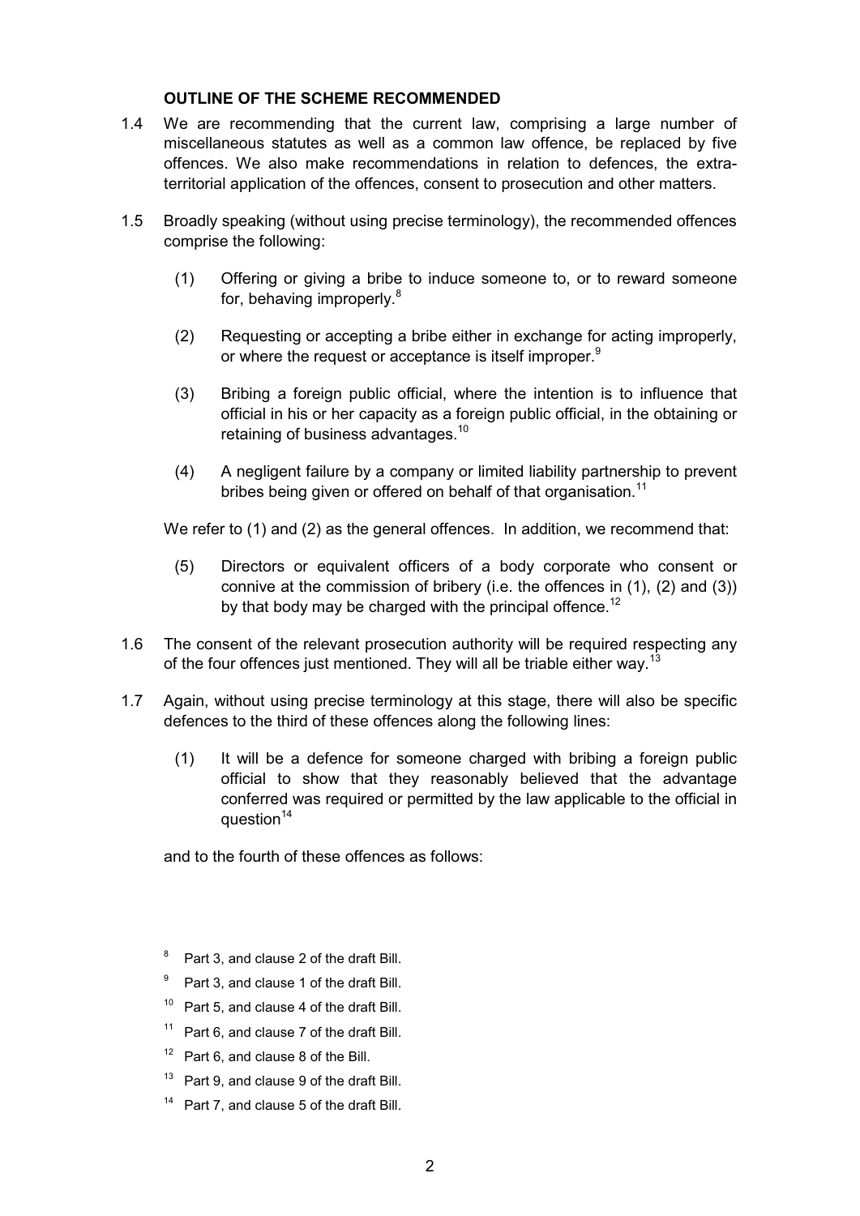## OUTLINE OF THE SCHEME RECOMMENDED

1.4 We are recommending that the current law, comprising a large number of miscellaneous statutes as well as a common law offence, be replaced by five offences. We also make recommendations in relation to defences, the extra-territorial application of the offences, consent to prosecution and other matters.

1.5 Broadly speaking (without using precise terminology), the recommended offences comprise the following:

(1) Offering or giving a bribe to induce someone to, or to reward someone for, behaving improperly.[8]

(2) Requesting or accepting a bribe either in exchange for acting improperly, or where the request or acceptance is itself improper.[9]

(3) Bribing a foreign public official, where the intention is to influence that official in his or her capacity as a foreign public official, in the obtaining or retaining of business advantages.[10]

(4) A negligent failure by a company or limited liability partnership to prevent bribes being given or offered on behalf of that organisation.[11]

We refer to (1) and (2) as the general offences. In addition, we recommend that:

(5) Directors or equivalent officers of a body corporate who consent or connive at the commission of bribery (i.e. the offences in (1), (2) and (3)) by that body may be charged with the principal offence.[12]

1.6 The consent of the relevant prosecution authority will be required respecting any of the four offences just mentioned. They will all be triable either way.[13]

1.7 Again, without using precise terminology at this stage, there will also be specific defences to the third of these offences along the following lines:

(1) It will be a defence for someone charged with bribing a foreign public official to show that they reasonably believed that the advantage conferred was required or permitted by the law applicable to the official in question[14]

and to the fourth of these offences as follows:

[8] Part 3, and clause 2 of the draft Bill.

[9] Part 3, and clause 1 of the draft Bill.

[10] Part 5, and clause 4 of the draft Bill.

[11] Part 6, and clause 7 of the draft Bill.

[12] Part 6, and clause 8 of the Bill.

[13] Part 9, and clause 9 of the draft Bill.

[14] Part 7, and clause 5 of the draft Bill.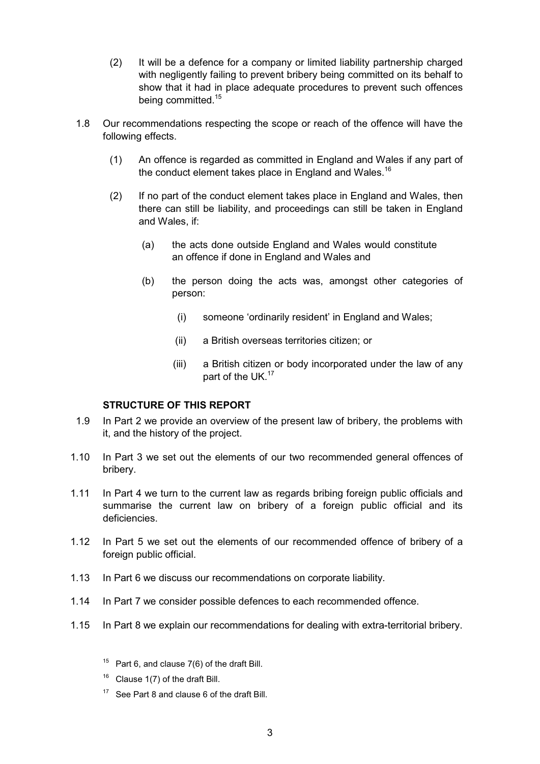(2) It will be a defence for a company or limited liability partnership charged with negligently failing to prevent bribery being committed on its behalf to show that it had in place adequate procedures to prevent such offences being committed.[15]

1.8 Our recommendations respecting the scope or reach of the offence will have the following effects.

(1) An offence is regarded as committed in England and Wales if any part of the conduct element takes place in England and Wales.[16]

(2) If no part of the conduct element takes place in England and Wales, then there can still be liability, and proceedings can still be taken in England and Wales, if:

(a) the acts done outside England and Wales would constitute an offence if done in England and Wales and

(b) the person doing the acts was, amongst other categories of person:

(i) someone 'ordinarily resident' in England and Wales;

(ii) a British overseas territories citizen; or

(iii) a British citizen or body incorporated under the law of any part of the UK.[17]

### STRUCTURE OF THIS REPORT

1.9 In Part 2 we provide an overview of the present law of bribery, the problems with it, and the history of the project.

1.10 In Part 3 we set out the elements of our two recommended general offences of bribery.

1.11 In Part 4 we turn to the current law as regards bribing foreign public officials and summarise the current law on bribery of a foreign public official and its deficiencies.

1.12 In Part 5 we set out the elements of our recommended offence of bribery of a foreign public official.

1.13 In Part 6 we discuss our recommendations on corporate liability.

1.14 In Part 7 we consider possible defences to each recommended offence.

1.15 In Part 8 we explain our recommendations for dealing with extra-territorial bribery.

[15] Part 6, and clause 7(6) of the draft Bill.

[16] Clause 1(7) of the draft Bill.

[17] See Part 8 and clause 6 of the draft Bill.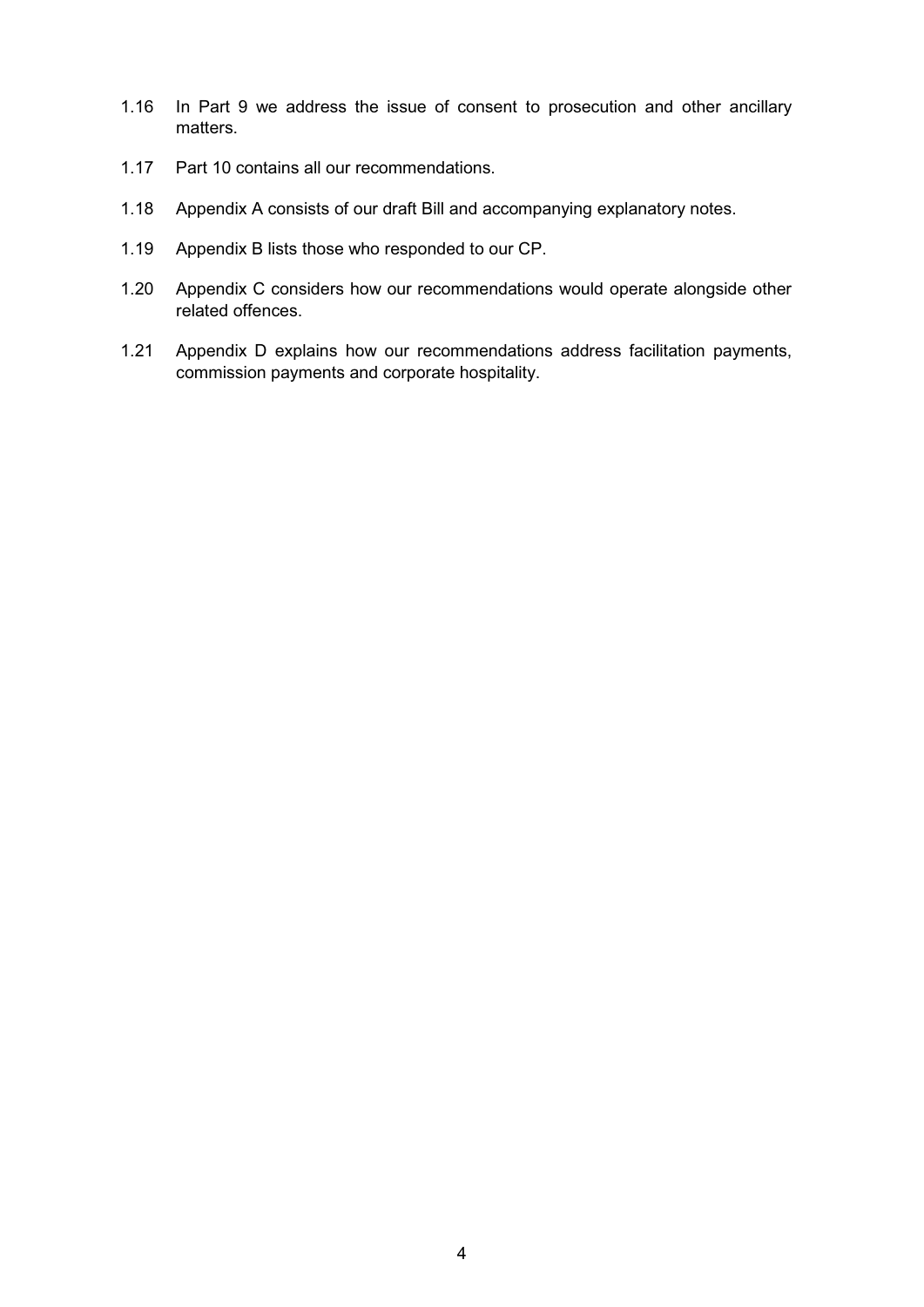1.16 In Part 9 we address the issue of consent to prosecution and other ancillary matters.

1.17 Part 10 contains all our recommendations.

1.18 Appendix A consists of our draft Bill and accompanying explanatory notes.

1.19 Appendix B lists those who responded to our CP.

1.20 Appendix C considers how our recommendations would operate alongside other related offences.

1.21 Appendix D explains how our recommendations address facilitation payments, commission payments and corporate hospitality.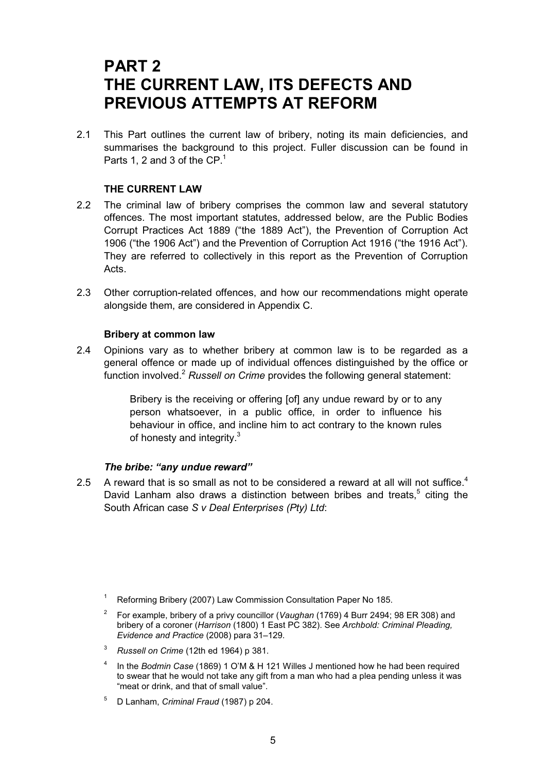# PART 2
# THE CURRENT LAW, ITS DEFECTS AND PREVIOUS ATTEMPTS AT REFORM

2.1 This Part outlines the current law of bribery, noting its main deficiencies, and summarises the background to this project. Fuller discussion can be found in Parts 1, 2 and 3 of the CP.[1]

### THE CURRENT LAW

2.2 The criminal law of bribery comprises the common law and several statutory offences. The most important statutes, addressed below, are the Public Bodies Corrupt Practices Act 1889 ("the 1889 Act"), the Prevention of Corruption Act 1906 ("the 1906 Act") and the Prevention of Corruption Act 1916 ("the 1916 Act"). They are referred to collectively in this report as the Prevention of Corruption Acts.

2.3 Other corruption-related offences, and how our recommendations might operate alongside them, are considered in Appendix C.

#### Bribery at common law

2.4 Opinions vary as to whether bribery at common law is to be regarded as a general offence or made up of individual offences distinguished by the office or function involved.[2] *Russell on Crime* provides the following general statement:

> Bribery is the receiving or offering [of] any undue reward by or to any person whatsoever, in a public office, in order to influence his behaviour in office, and incline him to act contrary to the known rules of honesty and integrity.[3]

#### *The bribe: "any undue reward"*

2.5 A reward that is so small as not to be considered a reward at all will not suffice.[4] David Lanham also draws a distinction between bribes and treats,[5] citing the South African case *S v Deal Enterprises (Pty) Ltd*:

---

[1] Reforming Bribery (2007) Law Commission Consultation Paper No 185.

[2] For example, bribery of a privy councillor (*Vaughan* (1769) 4 Burr 2494; 98 ER 308) and bribery of a coroner (*Harrison* (1800) 1 East PC 382). See *Archbold: Criminal Pleading, Evidence and Practice* (2008) para 31–129.

[3] *Russell on Crime* (12th ed 1964) p 381.

[4] In the *Bodmin Case* (1869) 1 O'M & H 121 Willes J mentioned how he had been required to swear that he would not take any gift from a man who had a plea pending unless it was "meat or drink, and that of small value".

[5] D Lanham, *Criminal Fraud* (1987) p 204.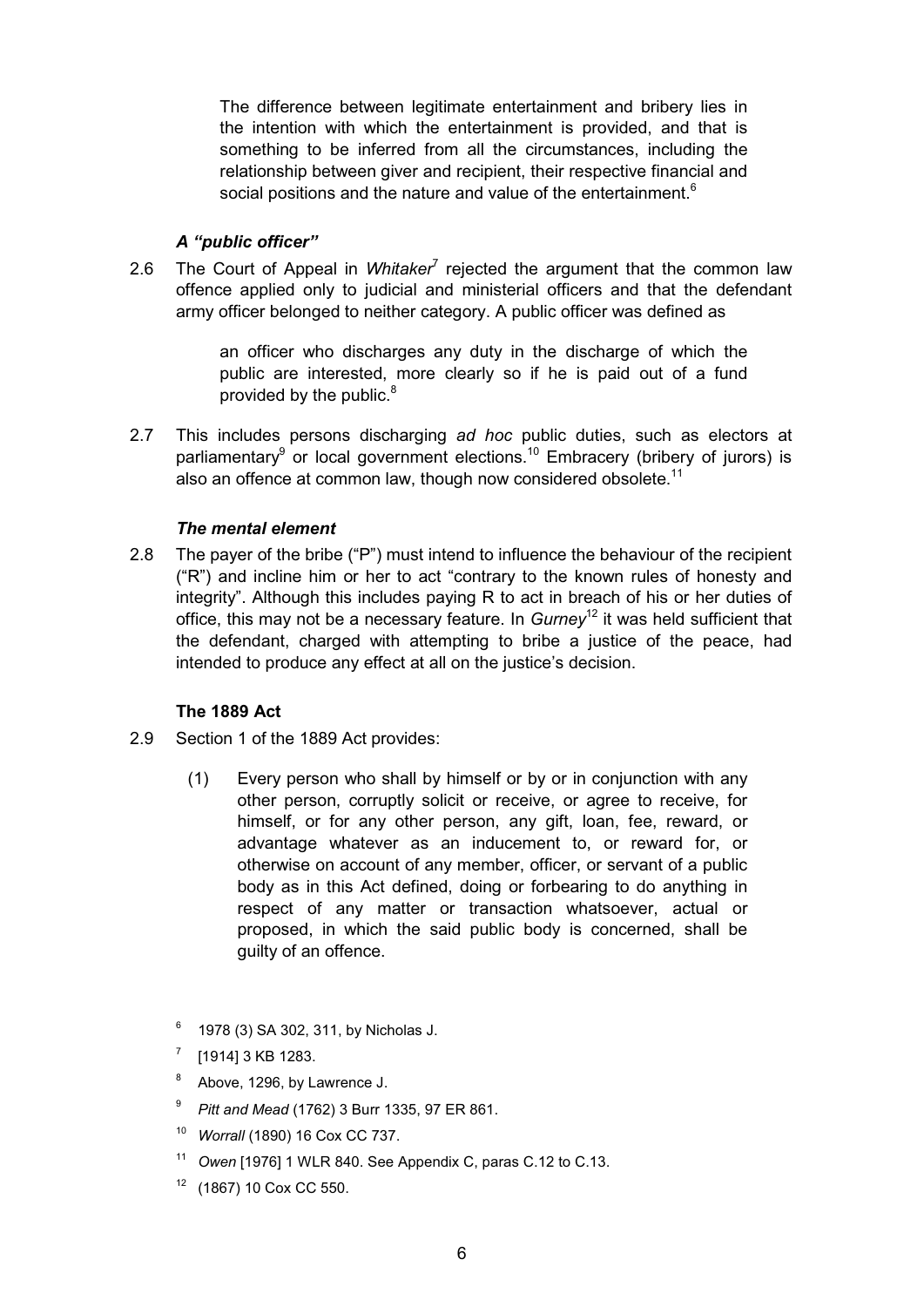> The difference between legitimate entertainment and bribery lies in the intention with which the entertainment is provided, and that is something to be inferred from all the circumstances, including the relationship between giver and recipient, their respective financial and social positions and the nature and value of the entertainment.[6]

### *A "public officer"*

2.6 The Court of Appeal in *Whitaker*[7] rejected the argument that the common law offence applied only to judicial and ministerial officers and that the defendant army officer belonged to neither category. A public officer was defined as

> an officer who discharges any duty in the discharge of which the public are interested, more clearly so if he is paid out of a fund provided by the public.[8]

2.7 This includes persons discharging *ad hoc* public duties, such as electors at parliamentary[9] or local government elections.[10] Embracery (bribery of jurors) is also an offence at common law, though now considered obsolete.[11]

### *The mental element*

2.8 The payer of the bribe ("P") must intend to influence the behaviour of the recipient ("R") and incline him or her to act "contrary to the known rules of honesty and integrity". Although this includes paying R to act in breach of his or her duties of office, this may not be a necessary feature. In *Gurney*[12] it was held sufficient that the defendant, charged with attempting to bribe a justice of the peace, had intended to produce any effect at all on the justice's decision.

### The 1889 Act

2.9 Section 1 of the 1889 Act provides:

> (1) Every person who shall by himself or by or in conjunction with any other person, corruptly solicit or receive, or agree to receive, for himself, or for any other person, any gift, loan, fee, reward, or advantage whatever as an inducement to, or reward for, or otherwise on account of any member, officer, or servant of a public body as in this Act defined, doing or forbearing to do anything in respect of any matter or transaction whatsoever, actual or proposed, in which the said public body is concerned, shall be guilty of an offence.

[6] 1978 (3) SA 302, 311, by Nicholas J.

[7] [1914] 3 KB 1283.

[8] Above, 1296, by Lawrence J.

[9] *Pitt and Mead* (1762) 3 Burr 1335, 97 ER 861.

[10] *Worrall* (1890) 16 Cox CC 737.

[11] *Owen* [1976] 1 WLR 840. See Appendix C, paras C.12 to C.13.

[12] (1867) 10 Cox CC 550.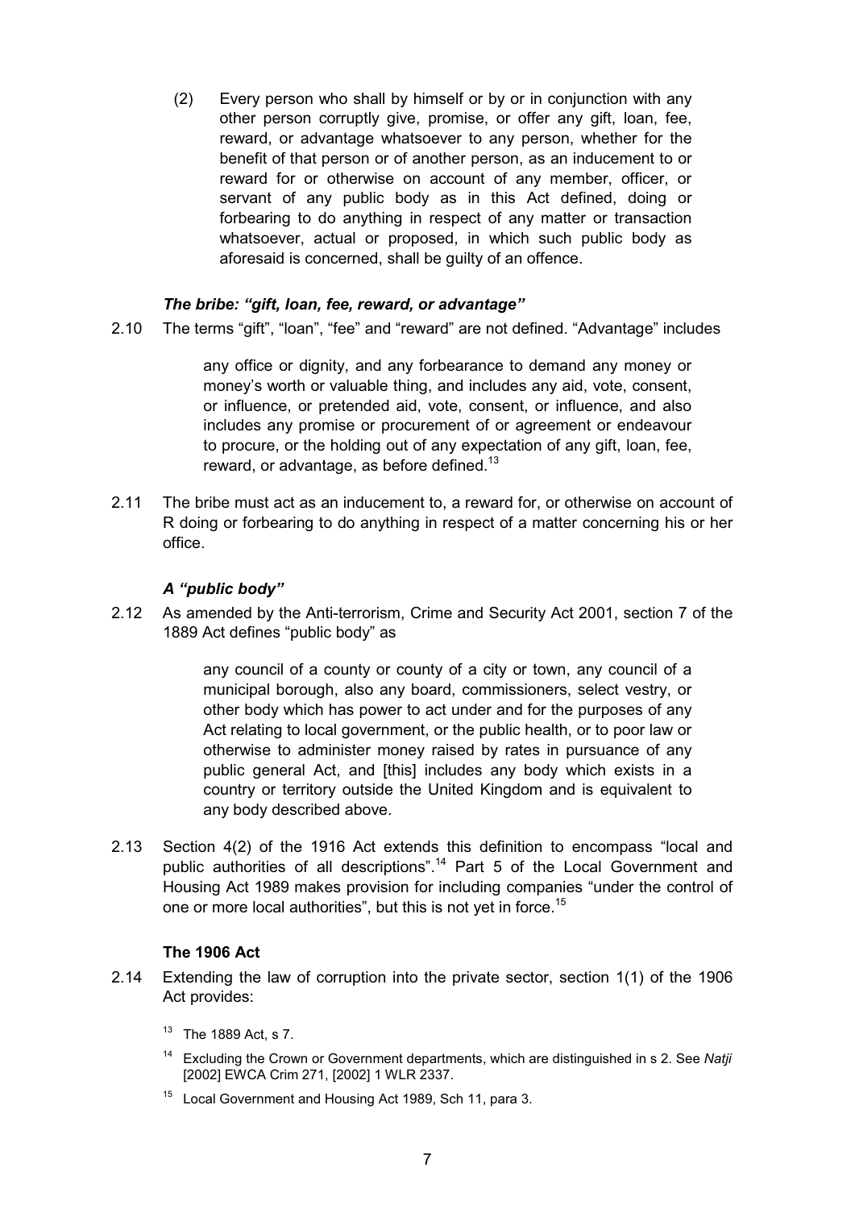(2) Every person who shall by himself or by or in conjunction with any other person corruptly give, promise, or offer any gift, loan, fee, reward, or advantage whatsoever to any person, whether for the benefit of that person or of another person, as an inducement to or reward for or otherwise on account of any member, officer, or servant of any public body as in this Act defined, doing or forbearing to do anything in respect of any matter or transaction whatsoever, actual or proposed, in which such public body as aforesaid is concerned, shall be guilty of an offence.

### *The bribe: "gift, loan, fee, reward, or advantage"*

2.10 The terms "gift", "loan", "fee" and "reward" are not defined. "Advantage" includes

> any office or dignity, and any forbearance to demand any money or money's worth or valuable thing, and includes any aid, vote, consent, or influence, or pretended aid, vote, consent, or influence, and also includes any promise or procurement of or agreement or endeavour to procure, or the holding out of any expectation of any gift, loan, fee, reward, or advantage, as before defined.[13]

2.11 The bribe must act as an inducement to, a reward for, or otherwise on account of R doing or forbearing to do anything in respect of a matter concerning his or her office.

### *A "public body"*

2.12 As amended by the Anti-terrorism, Crime and Security Act 2001, section 7 of the 1889 Act defines "public body" as

> any council of a county or county of a city or town, any council of a municipal borough, also any board, commissioners, select vestry, or other body which has power to act under and for the purposes of any Act relating to local government, or the public health, or to poor law or otherwise to administer money raised by rates in pursuance of any public general Act, and [this] includes any body which exists in a country or territory outside the United Kingdom and is equivalent to any body described above.

2.13 Section 4(2) of the 1916 Act extends this definition to encompass "local and public authorities of all descriptions".[14] Part 5 of the Local Government and Housing Act 1989 makes provision for including companies "under the control of one or more local authorities", but this is not yet in force.[15]

### The 1906 Act

2.14 Extending the law of corruption into the private sector, section 1(1) of the 1906 Act provides:

[13] The 1889 Act, s 7.

[14] Excluding the Crown or Government departments, which are distinguished in s 2. See *Natji* [2002] EWCA Crim 271, [2002] 1 WLR 2337.

[15] Local Government and Housing Act 1989, Sch 11, para 3.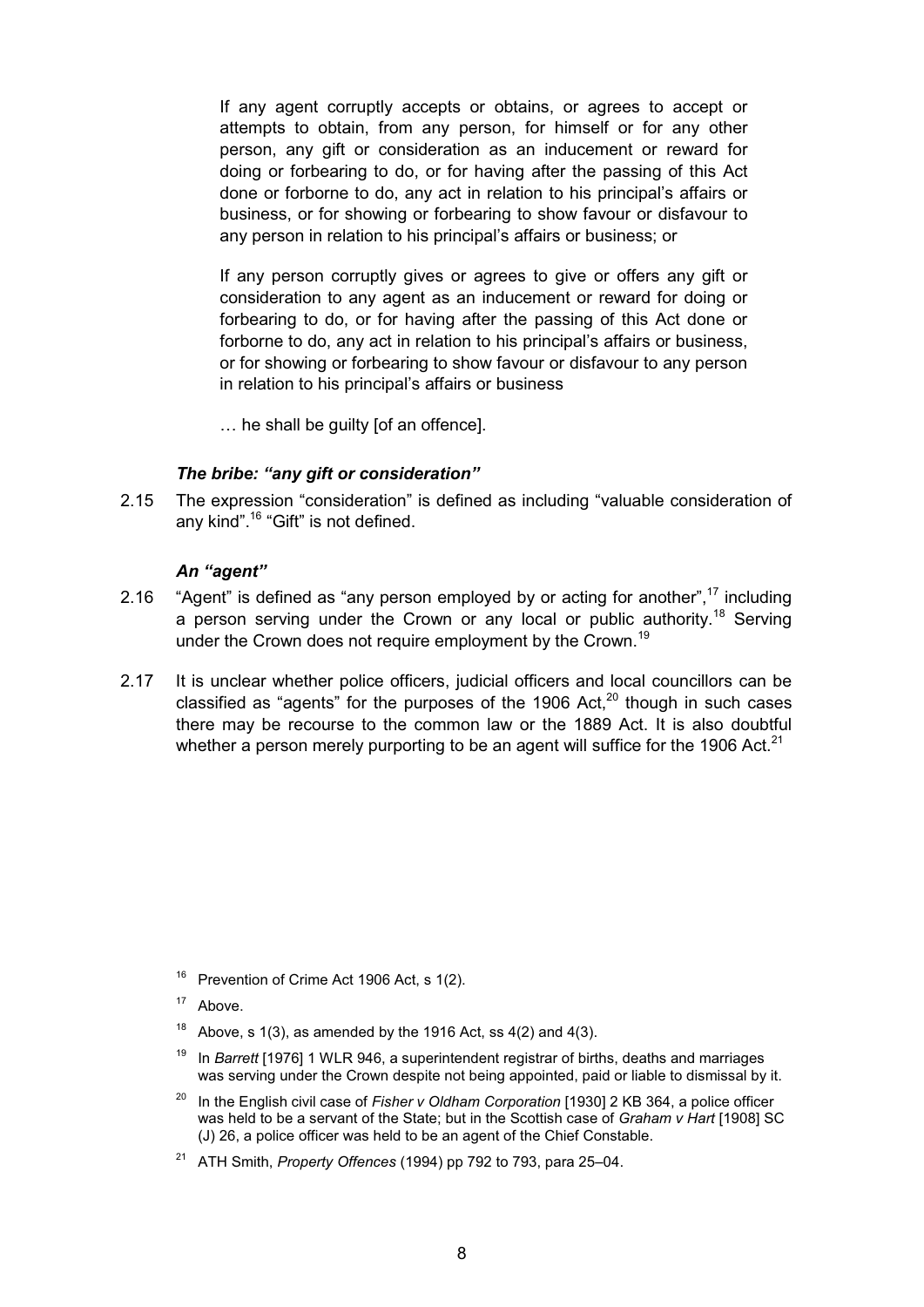> If any agent corruptly accepts or obtains, or agrees to accept or attempts to obtain, from any person, for himself or for any other person, any gift or consideration as an inducement or reward for doing or forbearing to do, or for having after the passing of this Act done or forborne to do, any act in relation to his principal's affairs or business, or for showing or forbearing to show favour or disfavour to any person in relation to his principal's affairs or business; or
>
> If any person corruptly gives or agrees to give or offers any gift or consideration to any agent as an inducement or reward for doing or forbearing to do, or for having after the passing of this Act done or forborne to do, any act in relation to his principal's affairs or business, or for showing or forbearing to show favour or disfavour to any person in relation to his principal's affairs or business
>
> … he shall be guilty [of an offence].

### *The bribe: "any gift or consideration"*

2.15 The expression "consideration" is defined as including "valuable consideration of any kind".[16] "Gift" is not defined.

### *An "agent"*

2.16 "Agent" is defined as "any person employed by or acting for another",[17] including a person serving under the Crown or any local or public authority.[18] Serving under the Crown does not require employment by the Crown.[19]

2.17 It is unclear whether police officers, judicial officers and local councillors can be classified as "agents" for the purposes of the 1906 Act,[20] though in such cases there may be recourse to the common law or the 1889 Act. It is also doubtful whether a person merely purporting to be an agent will suffice for the 1906 Act.[21]

---

[16] Prevention of Crime Act 1906 Act, s 1(2).

[17] Above.

[18] Above, s 1(3), as amended by the 1916 Act, ss 4(2) and 4(3).

[19] In *Barrett* [1976] 1 WLR 946, a superintendent registrar of births, deaths and marriages was serving under the Crown despite not being appointed, paid or liable to dismissal by it.

[20] In the English civil case of *Fisher v Oldham Corporation* [1930] 2 KB 364, a police officer was held to be a servant of the State; but in the Scottish case of *Graham v Hart* [1908] SC (J) 26, a police officer was held to be an agent of the Chief Constable.

[21] ATH Smith, *Property Offences* (1994) pp 792 to 793, para 25–04.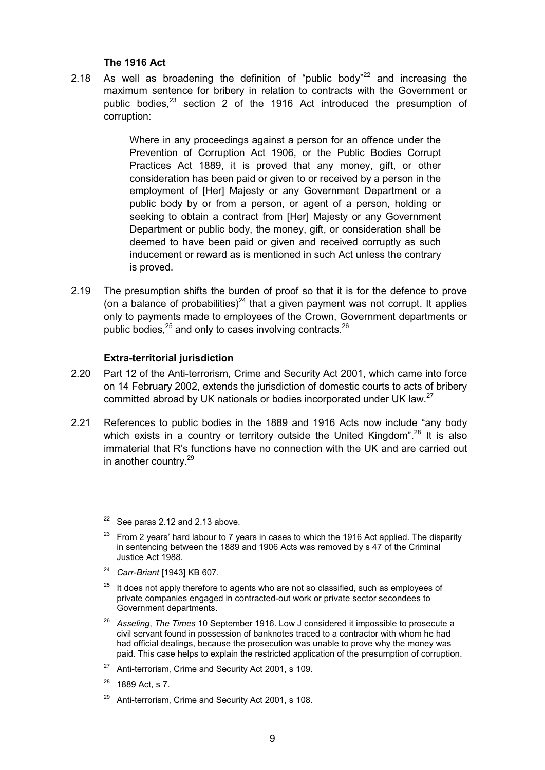### The 1916 Act

2.18 As well as broadening the definition of "public body"[22] and increasing the maximum sentence for bribery in relation to contracts with the Government or public bodies,[23] section 2 of the 1916 Act introduced the presumption of corruption:

> Where in any proceedings against a person for an offence under the Prevention of Corruption Act 1906, or the Public Bodies Corrupt Practices Act 1889, it is proved that any money, gift, or other consideration has been paid or given to or received by a person in the employment of [Her] Majesty or any Government Department or a public body by or from a person, or agent of a person, holding or seeking to obtain a contract from [Her] Majesty or any Government Department or public body, the money, gift, or consideration shall be deemed to have been paid or given and received corruptly as such inducement or reward as is mentioned in such Act unless the contrary is proved.

2.19 The presumption shifts the burden of proof so that it is for the defence to prove (on a balance of probabilities)[24] that a given payment was not corrupt. It applies only to payments made to employees of the Crown, Government departments or public bodies,[25] and only to cases involving contracts.[26]

### Extra-territorial jurisdiction

2.20 Part 12 of the Anti-terrorism, Crime and Security Act 2001, which came into force on 14 February 2002, extends the jurisdiction of domestic courts to acts of bribery committed abroad by UK nationals or bodies incorporated under UK law.[27]

2.21 References to public bodies in the 1889 and 1916 Acts now include "any body which exists in a country or territory outside the United Kingdom".[28] It is also immaterial that R's functions have no connection with the UK and are carried out in another country.[29]

---

[22] See paras 2.12 and 2.13 above.

[23] From 2 years' hard labour to 7 years in cases to which the 1916 Act applied. The disparity in sentencing between the 1889 and 1906 Acts was removed by s 47 of the Criminal Justice Act 1988.

[24] *Carr-Briant* [1943] KB 607.

[25] It does not apply therefore to agents who are not so classified, such as employees of private companies engaged in contracted-out work or private sector secondees to Government departments.

[26] *Asseling*, *The Times* 10 September 1916. Low J considered it impossible to prosecute a civil servant found in possession of banknotes traced to a contractor with whom he had had official dealings, because the prosecution was unable to prove why the money was paid. This case helps to explain the restricted application of the presumption of corruption.

[27] Anti-terrorism, Crime and Security Act 2001, s 109.

[28] 1889 Act, s 7.

[29] Anti-terrorism, Crime and Security Act 2001, s 108.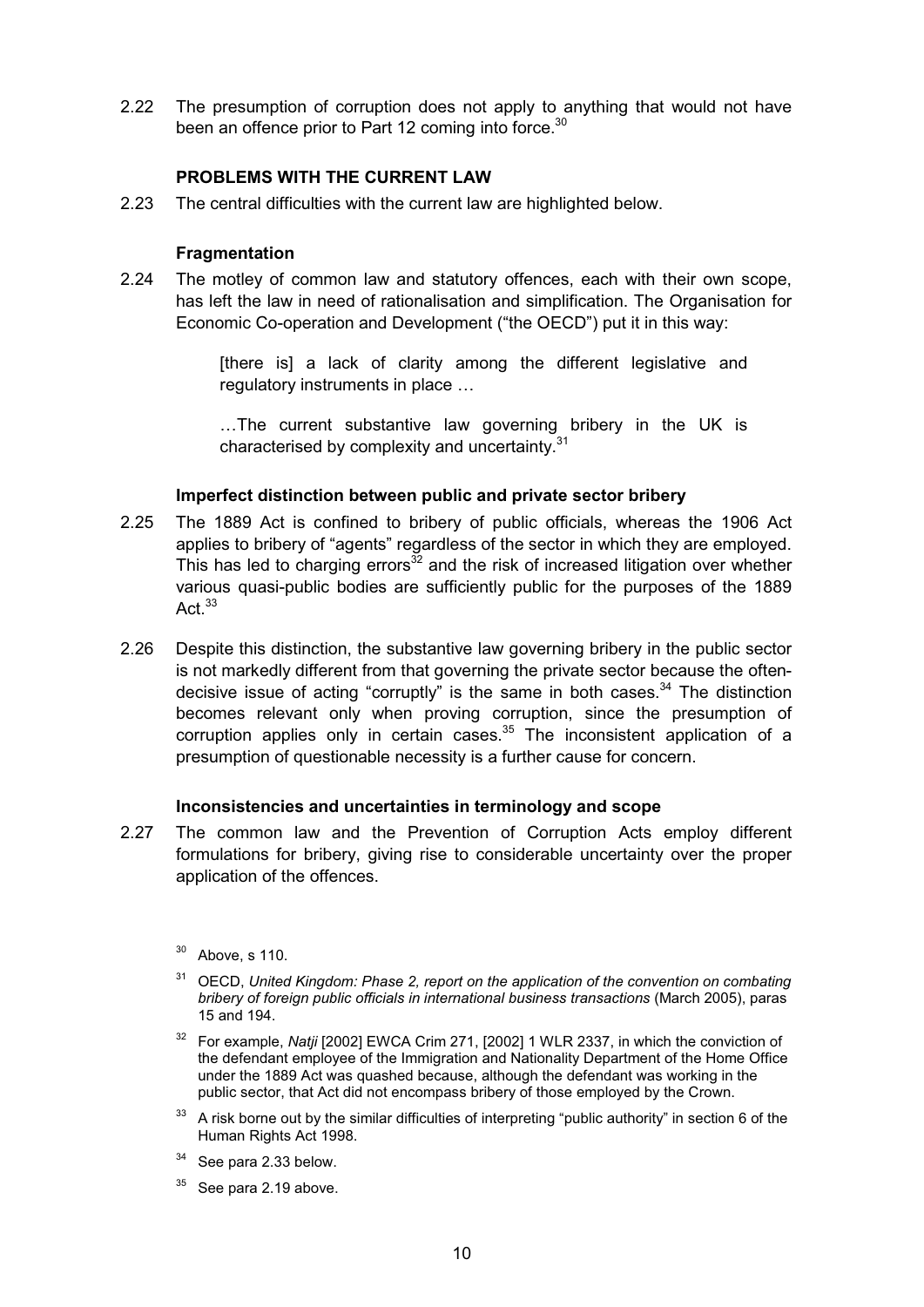2.22 The presumption of corruption does not apply to anything that would not have been an offence prior to Part 12 coming into force.[30]

### PROBLEMS WITH THE CURRENT LAW

2.23 The central difficulties with the current law are highlighted below.

#### Fragmentation

2.24 The motley of common law and statutory offences, each with their own scope, has left the law in need of rationalisation and simplification. The Organisation for Economic Co-operation and Development ("the OECD") put it in this way:

> [there is] a lack of clarity among the different legislative and regulatory instruments in place …
>
> …The current substantive law governing bribery in the UK is characterised by complexity and uncertainty.[31]

#### Imperfect distinction between public and private sector bribery

2.25 The 1889 Act is confined to bribery of public officials, whereas the 1906 Act applies to bribery of "agents" regardless of the sector in which they are employed. This has led to charging errors[32] and the risk of increased litigation over whether various quasi-public bodies are sufficiently public for the purposes of the 1889 Act.[33]

2.26 Despite this distinction, the substantive law governing bribery in the public sector is not markedly different from that governing the private sector because the often-decisive issue of acting "corruptly" is the same in both cases.[34] The distinction becomes relevant only when proving corruption, since the presumption of corruption applies only in certain cases.[35] The inconsistent application of a presumption of questionable necessity is a further cause for concern.

#### Inconsistencies and uncertainties in terminology and scope

2.27 The common law and the Prevention of Corruption Acts employ different formulations for bribery, giving rise to considerable uncertainty over the proper application of the offences.

---

[30] Above, s 110.

[31] OECD, *United Kingdom: Phase 2, report on the application of the convention on combating bribery of foreign public officials in international business transactions* (March 2005), paras 15 and 194.

[32] For example, *Natji* [2002] EWCA Crim 271, [2002] 1 WLR 2337, in which the conviction of the defendant employee of the Immigration and Nationality Department of the Home Office under the 1889 Act was quashed because, although the defendant was working in the public sector, that Act did not encompass bribery of those employed by the Crown.

[33] A risk borne out by the similar difficulties of interpreting "public authority" in section 6 of the Human Rights Act 1998.

[34] See para 2.33 below.

[35] See para 2.19 above.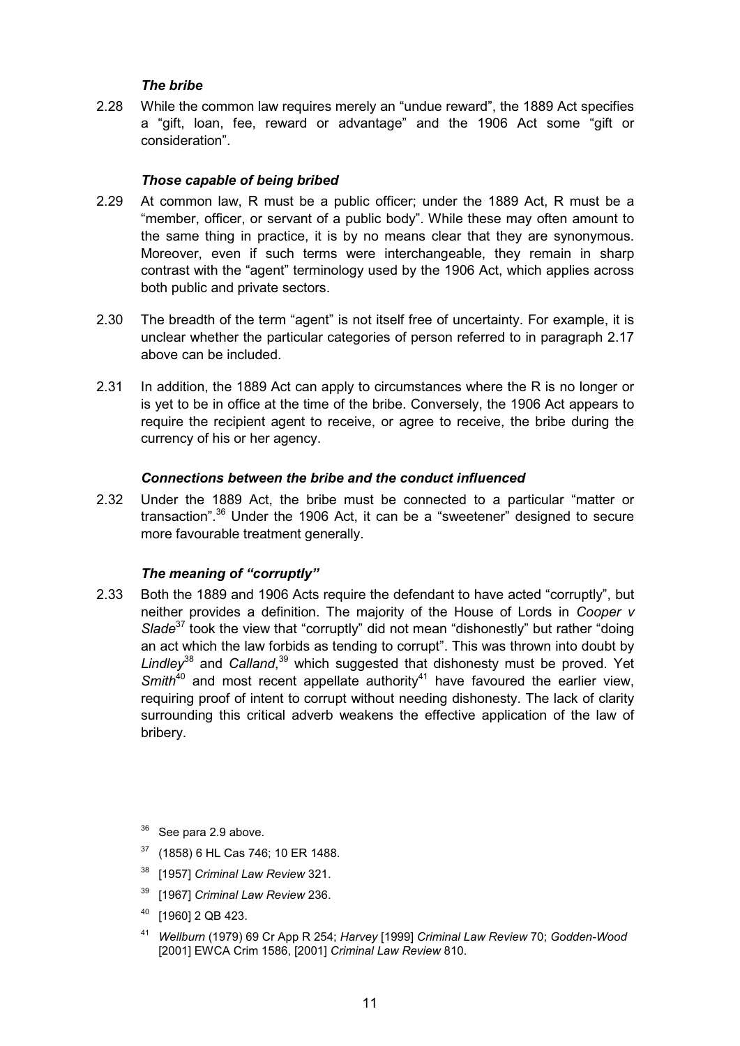### *The bribe*

2.28 While the common law requires merely an "undue reward", the 1889 Act specifies a "gift, loan, fee, reward or advantage" and the 1906 Act some "gift or consideration".

### *Those capable of being bribed*

2.29 At common law, R must be a public officer; under the 1889 Act, R must be a "member, officer, or servant of a public body". While these may often amount to the same thing in practice, it is by no means clear that they are synonymous. Moreover, even if such terms were interchangeable, they remain in sharp contrast with the "agent" terminology used by the 1906 Act, which applies across both public and private sectors.

2.30 The breadth of the term "agent" is not itself free of uncertainty. For example, it is unclear whether the particular categories of person referred to in paragraph 2.17 above can be included.

2.31 In addition, the 1889 Act can apply to circumstances where the R is no longer or is yet to be in office at the time of the bribe. Conversely, the 1906 Act appears to require the recipient agent to receive, or agree to receive, the bribe during the currency of his or her agency.

### *Connections between the bribe and the conduct influenced*

2.32 Under the 1889 Act, the bribe must be connected to a particular "matter or transaction".[36] Under the 1906 Act, it can be a "sweetener" designed to secure more favourable treatment generally.

### *The meaning of "corruptly"*

2.33 Both the 1889 and 1906 Acts require the defendant to have acted "corruptly", but neither provides a definition. The majority of the House of Lords in *Cooper v Slade*[37] took the view that "corruptly" did not mean "dishonestly" but rather "doing an act which the law forbids as tending to corrupt". This was thrown into doubt by *Lindley*[38] and *Calland*,[39] which suggested that dishonesty must be proved. Yet *Smith*[40] and most recent appellate authority[41] have favoured the earlier view, requiring proof of intent to corrupt without needing dishonesty. The lack of clarity surrounding this critical adverb weakens the effective application of the law of bribery.

[36] See para 2.9 above.

[37] (1858) 6 HL Cas 746; 10 ER 1488.

[38] [1957] *Criminal Law Review* 321.

[39] [1967] *Criminal Law Review* 236.

[40] [1960] 2 QB 423.

[41] *Wellburn* (1979) 69 Cr App R 254; *Harvey* [1999] *Criminal Law Review* 70; *Godden-Wood* [2001] EWCA Crim 1586, [2001] *Criminal Law Review* 810.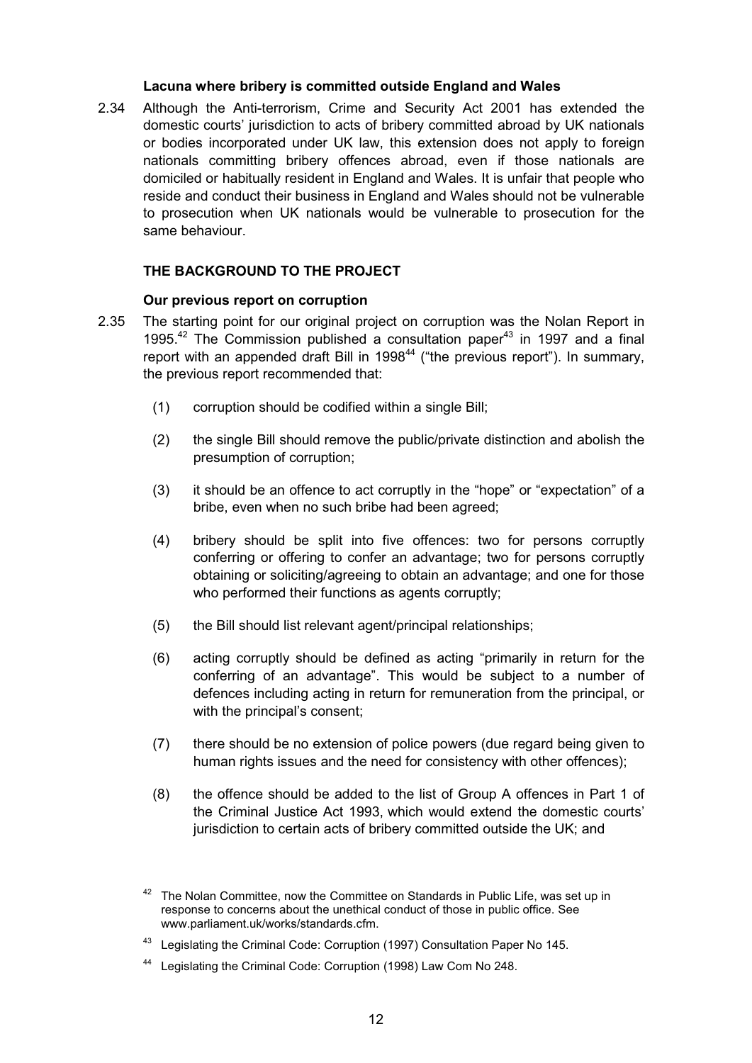### Lacuna where bribery is committed outside England and Wales

2.34 Although the Anti-terrorism, Crime and Security Act 2001 has extended the domestic courts' jurisdiction to acts of bribery committed abroad by UK nationals or bodies incorporated under UK law, this extension does not apply to foreign nationals committing bribery offences abroad, even if those nationals are domiciled or habitually resident in England and Wales. It is unfair that people who reside and conduct their business in England and Wales should not be vulnerable to prosecution when UK nationals would be vulnerable to prosecution for the same behaviour.

## THE BACKGROUND TO THE PROJECT

### Our previous report on corruption

2.35 The starting point for our original project on corruption was the Nolan Report in 1995.[42] The Commission published a consultation paper[43] in 1997 and a final report with an appended draft Bill in 1998[44] ("the previous report"). In summary, the previous report recommended that:

(1) corruption should be codified within a single Bill;

(2) the single Bill should remove the public/private distinction and abolish the presumption of corruption;

(3) it should be an offence to act corruptly in the "hope" or "expectation" of a bribe, even when no such bribe had been agreed;

(4) bribery should be split into five offences: two for persons corruptly conferring or offering to confer an advantage; two for persons corruptly obtaining or soliciting/agreeing to obtain an advantage; and one for those who performed their functions as agents corruptly;

(5) the Bill should list relevant agent/principal relationships;

(6) acting corruptly should be defined as acting "primarily in return for the conferring of an advantage". This would be subject to a number of defences including acting in return for remuneration from the principal, or with the principal's consent;

(7) there should be no extension of police powers (due regard being given to human rights issues and the need for consistency with other offences);

(8) the offence should be added to the list of Group A offences in Part 1 of the Criminal Justice Act 1993, which would extend the domestic courts' jurisdiction to certain acts of bribery committed outside the UK; and

---

[42] The Nolan Committee, now the Committee on Standards in Public Life, was set up in response to concerns about the unethical conduct of those in public office. See www.parliament.uk/works/standards.cfm.

[43] Legislating the Criminal Code: Corruption (1997) Consultation Paper No 145.

[44] Legislating the Criminal Code: Corruption (1998) Law Com No 248.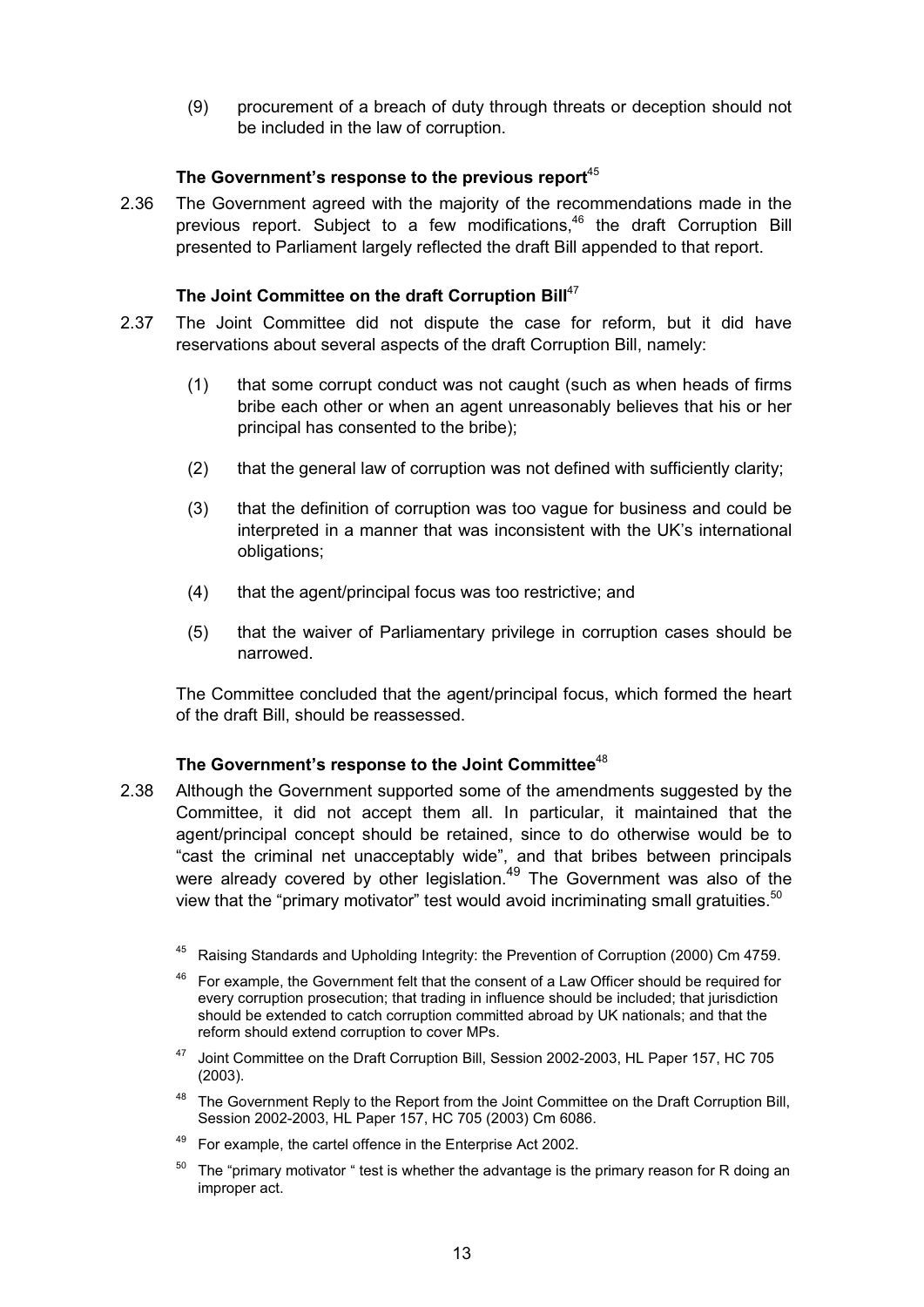(9) procurement of a breach of duty through threats or deception should not be included in the law of corruption.

### The Government's response to the previous report[45]

2.36 The Government agreed with the majority of the recommendations made in the previous report. Subject to a few modifications,[46] the draft Corruption Bill presented to Parliament largely reflected the draft Bill appended to that report.

### The Joint Committee on the draft Corruption Bill[47]

2.37 The Joint Committee did not dispute the case for reform, but it did have reservations about several aspects of the draft Corruption Bill, namely:

(1) that some corrupt conduct was not caught (such as when heads of firms bribe each other or when an agent unreasonably believes that his or her principal has consented to the bribe);

(2) that the general law of corruption was not defined with sufficiently clarity;

(3) that the definition of corruption was too vague for business and could be interpreted in a manner that was inconsistent with the UK's international obligations;

(4) that the agent/principal focus was too restrictive; and

(5) that the waiver of Parliamentary privilege in corruption cases should be narrowed.

The Committee concluded that the agent/principal focus, which formed the heart of the draft Bill, should be reassessed.

### The Government's response to the Joint Committee[48]

2.38 Although the Government supported some of the amendments suggested by the Committee, it did not accept them all. In particular, it maintained that the agent/principal concept should be retained, since to do otherwise would be to "cast the criminal net unacceptably wide", and that bribes between principals were already covered by other legislation.[49] The Government was also of the view that the "primary motivator" test would avoid incriminating small gratuities.[50]

---

[45] Raising Standards and Upholding Integrity: the Prevention of Corruption (2000) Cm 4759.

[46] For example, the Government felt that the consent of a Law Officer should be required for every corruption prosecution; that trading in influence should be included; that jurisdiction should be extended to catch corruption committed abroad by UK nationals; and that the reform should extend corruption to cover MPs.

[47] Joint Committee on the Draft Corruption Bill, Session 2002-2003, HL Paper 157, HC 705 (2003).

[48] The Government Reply to the Report from the Joint Committee on the Draft Corruption Bill, Session 2002-2003, HL Paper 157, HC 705 (2003) Cm 6086.

[49] For example, the cartel offence in the Enterprise Act 2002.

[50] The "primary motivator " test is whether the advantage is the primary reason for R doing an improper act.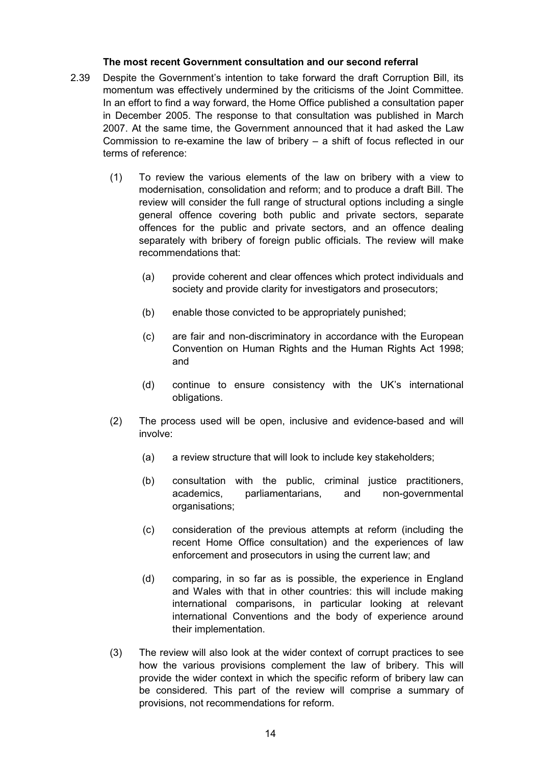### The most recent Government consultation and our second referral

2.39 Despite the Government's intention to take forward the draft Corruption Bill, its momentum was effectively undermined by the criticisms of the Joint Committee. In an effort to find a way forward, the Home Office published a consultation paper in December 2005. The response to that consultation was published in March 2007. At the same time, the Government announced that it had asked the Law Commission to re-examine the law of bribery – a shift of focus reflected in our terms of reference:

(1) To review the various elements of the law on bribery with a view to modernisation, consolidation and reform; and to produce a draft Bill. The review will consider the full range of structural options including a single general offence covering both public and private sectors, separate offences for the public and private sectors, and an offence dealing separately with bribery of foreign public officials. The review will make recommendations that:

   (a) provide coherent and clear offences which protect individuals and society and provide clarity for investigators and prosecutors;

   (b) enable those convicted to be appropriately punished;

   (c) are fair and non-discriminatory in accordance with the European Convention on Human Rights and the Human Rights Act 1998; and

   (d) continue to ensure consistency with the UK's international obligations.

(2) The process used will be open, inclusive and evidence-based and will involve:

   (a) a review structure that will look to include key stakeholders;

   (b) consultation with the public, criminal justice practitioners, academics, parliamentarians, and non-governmental organisations;

   (c) consideration of the previous attempts at reform (including the recent Home Office consultation) and the experiences of law enforcement and prosecutors in using the current law; and

   (d) comparing, in so far as is possible, the experience in England and Wales with that in other countries: this will include making international comparisons, in particular looking at relevant international Conventions and the body of experience around their implementation.

(3) The review will also look at the wider context of corrupt practices to see how the various provisions complement the law of bribery. This will provide the wider context in which the specific reform of bribery law can be considered. This part of the review will comprise a summary of provisions, not recommendations for reform.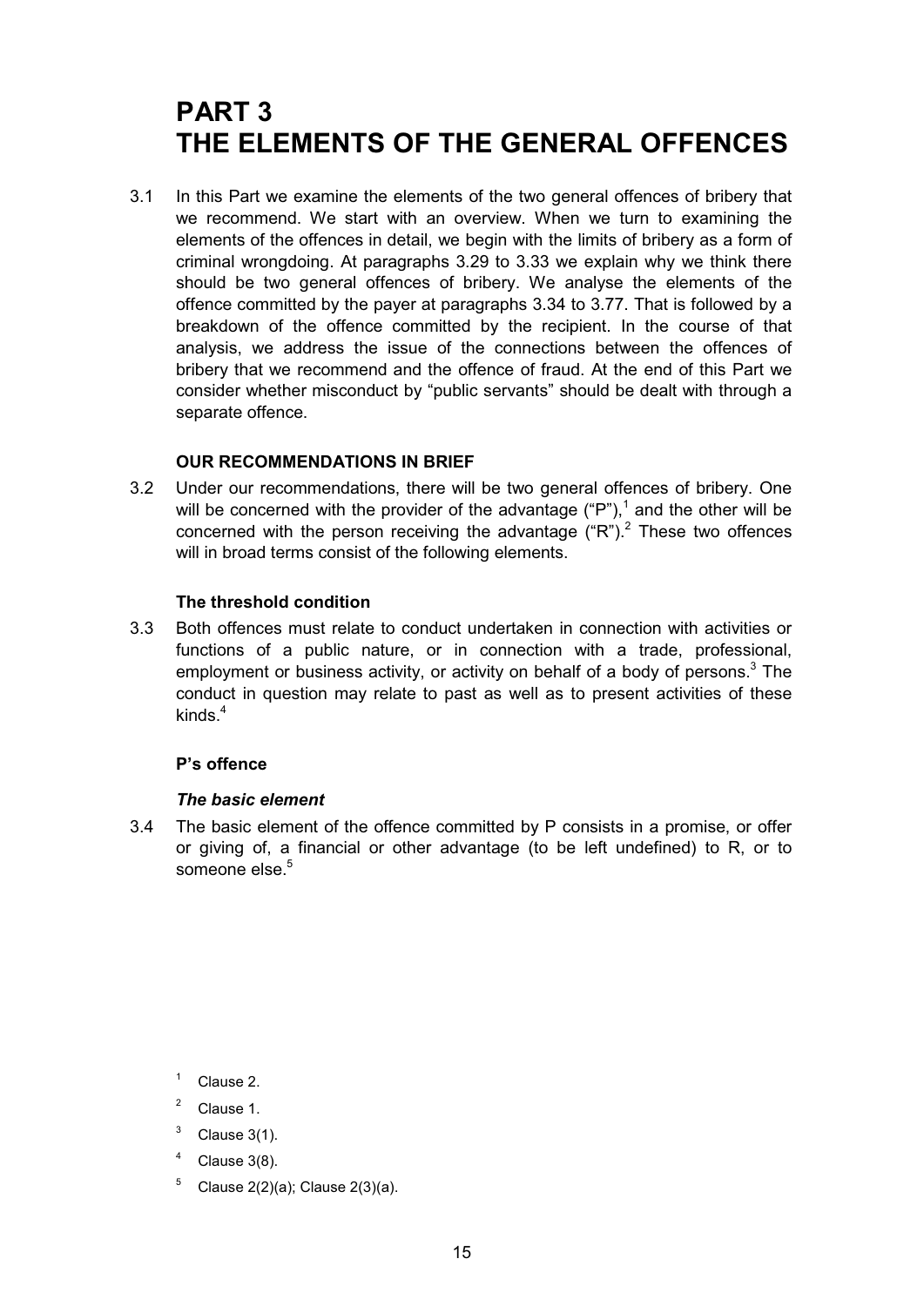# PART 3 THE ELEMENTS OF THE GENERAL OFFENCES

3.1 In this Part we examine the elements of the two general offences of bribery that we recommend. We start with an overview. When we turn to examining the elements of the offences in detail, we begin with the limits of bribery as a form of criminal wrongdoing. At paragraphs 3.29 to 3.33 we explain why we think there should be two general offences of bribery. We analyse the elements of the offence committed by the payer at paragraphs 3.34 to 3.77. That is followed by a breakdown of the offence committed by the recipient. In the course of that analysis, we address the issue of the connections between the offences of bribery that we recommend and the offence of fraud. At the end of this Part we consider whether misconduct by "public servants" should be dealt with through a separate offence.

### OUR RECOMMENDATIONS IN BRIEF

3.2 Under our recommendations, there will be two general offences of bribery. One will be concerned with the provider of the advantage ("P"),[1] and the other will be concerned with the person receiving the advantage ("R").[2] These two offences will in broad terms consist of the following elements.

### The threshold condition

3.3 Both offences must relate to conduct undertaken in connection with activities or functions of a public nature, or in connection with a trade, professional, employment or business activity, or activity on behalf of a body of persons.[3] The conduct in question may relate to past as well as to present activities of these kinds.[4]

### P's offence

#### *The basic element*

3.4 The basic element of the offence committed by P consists in a promise, or offer or giving of, a financial or other advantage (to be left undefined) to R, or to someone else.[5]

[1] Clause 2.

[2] Clause 1.

[3] Clause 3(1).

[4] Clause 3(8).

[5] Clause 2(2)(a); Clause 2(3)(a).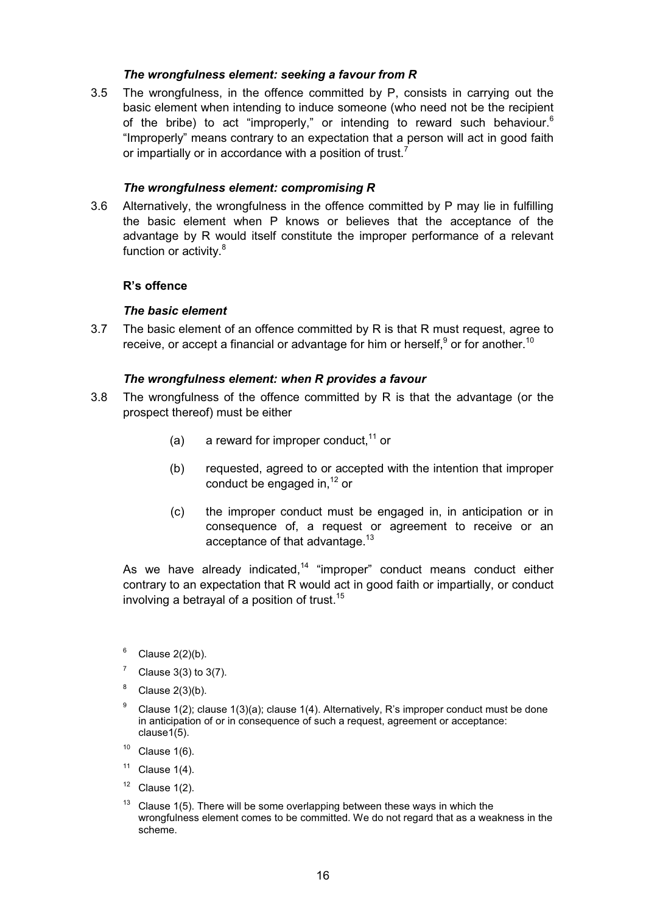### *The wrongfulness element: seeking a favour from R*

3.5 The wrongfulness, in the offence committed by P, consists in carrying out the basic element when intending to induce someone (who need not be the recipient of the bribe) to act "improperly," or intending to reward such behaviour.[6] "Improperly" means contrary to an expectation that a person will act in good faith or impartially or in accordance with a position of trust.[7]

### *The wrongfulness element: compromising R*

3.6 Alternatively, the wrongfulness in the offence committed by P may lie in fulfilling the basic element when P knows or believes that the acceptance of the advantage by R would itself constitute the improper performance of a relevant function or activity.[8]

## R's offence

### *The basic element*

3.7 The basic element of an offence committed by R is that R must request, agree to receive, or accept a financial or advantage for him or herself,[9] or for another.[10]

### *The wrongfulness element: when R provides a favour*

3.8 The wrongfulness of the offence committed by R is that the advantage (or the prospect thereof) must be either

(a) a reward for improper conduct,[11] or

(b) requested, agreed to or accepted with the intention that improper conduct be engaged in,[12] or

(c) the improper conduct must be engaged in, in anticipation or in consequence of, a request or agreement to receive or an acceptance of that advantage.[13]

As we have already indicated,[14] "improper" conduct means conduct either contrary to an expectation that R would act in good faith or impartially, or conduct involving a betrayal of a position of trust.[15]

---

[6] Clause 2(2)(b).

[7] Clause 3(3) to 3(7).

[8] Clause 2(3)(b).

[9] Clause 1(2); clause 1(3)(a); clause 1(4). Alternatively, R's improper conduct must be done in anticipation of or in consequence of such a request, agreement or acceptance: clause1(5).

[10] Clause 1(6).

[11] Clause 1(4).

[12] Clause 1(2).

[13] Clause 1(5). There will be some overlapping between these ways in which the wrongfulness element comes to be committed. We do not regard that as a weakness in the scheme.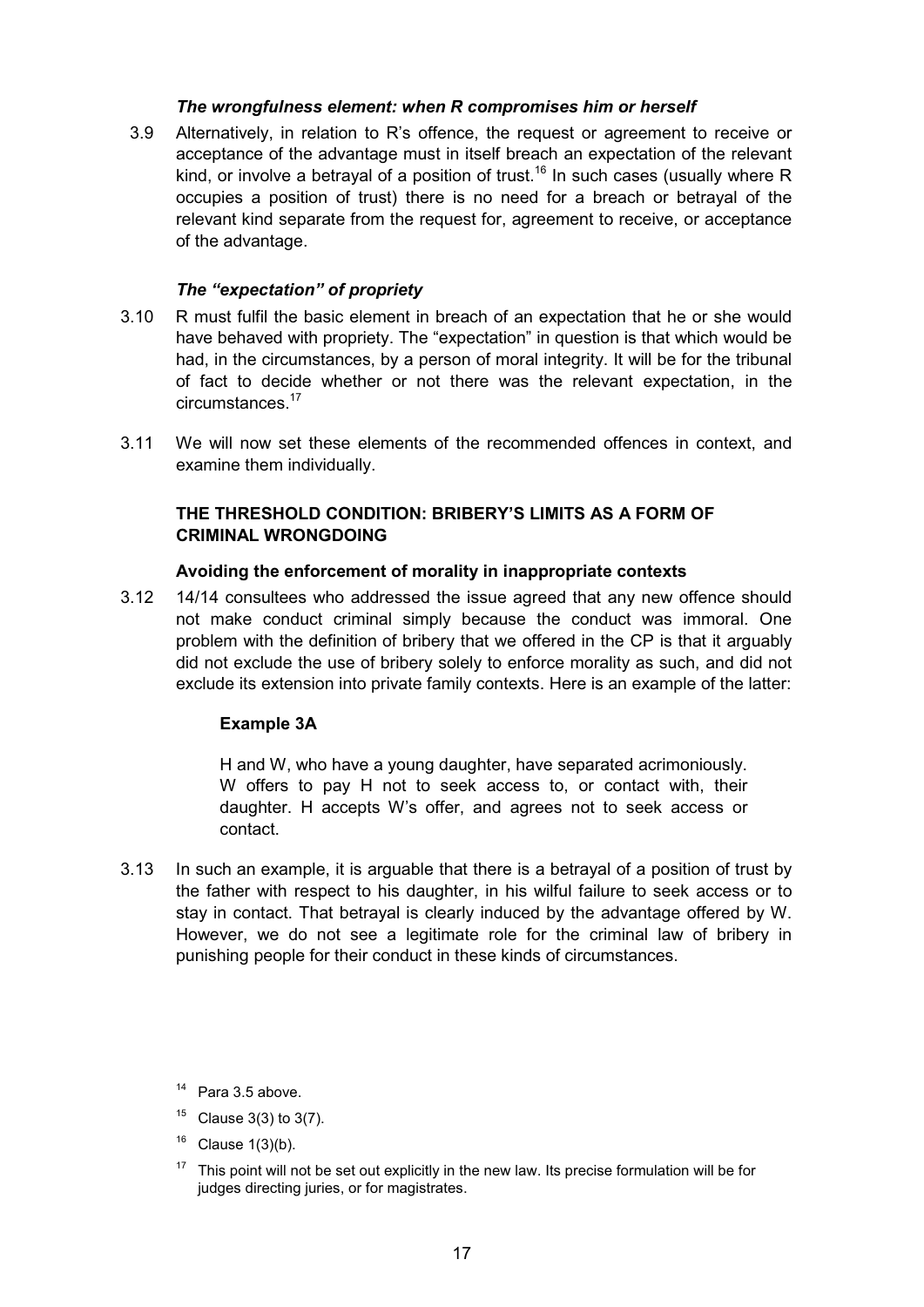### *The wrongfulness element: when R compromises him or herself*

3.9 Alternatively, in relation to R's offence, the request or agreement to receive or acceptance of the advantage must in itself breach an expectation of the relevant kind, or involve a betrayal of a position of trust.[16] In such cases (usually where R occupies a position of trust) there is no need for a breach or betrayal of the relevant kind separate from the request for, agreement to receive, or acceptance of the advantage.

### *The "expectation" of propriety*

3.10 R must fulfil the basic element in breach of an expectation that he or she would have behaved with propriety. The "expectation" in question is that which would be had, in the circumstances, by a person of moral integrity. It will be for the tribunal of fact to decide whether or not there was the relevant expectation, in the circumstances.[17]

3.11 We will now set these elements of the recommended offences in context, and examine them individually.

## THE THRESHOLD CONDITION: BRIBERY'S LIMITS AS A FORM OF CRIMINAL WRONGDOING

### Avoiding the enforcement of morality in inappropriate contexts

3.12 14/14 consultees who addressed the issue agreed that any new offence should not make conduct criminal simply because the conduct was immoral. One problem with the definition of bribery that we offered in the CP is that it arguably did not exclude the use of bribery solely to enforce morality as such, and did not exclude its extension into private family contexts. Here is an example of the latter:

> **Example 3A**
>
> H and W, who have a young daughter, have separated acrimoniously. W offers to pay H not to seek access to, or contact with, their daughter. H accepts W's offer, and agrees not to seek access or contact.

3.13 In such an example, it is arguable that there is a betrayal of a position of trust by the father with respect to his daughter, in his wilful failure to seek access or to stay in contact. That betrayal is clearly induced by the advantage offered by W. However, we do not see a legitimate role for the criminal law of bribery in punishing people for their conduct in these kinds of circumstances.

---

[14] Para 3.5 above.

[15] Clause 3(3) to 3(7).

[16] Clause 1(3)(b).

[17] This point will not be set out explicitly in the new law. Its precise formulation will be for judges directing juries, or for magistrates.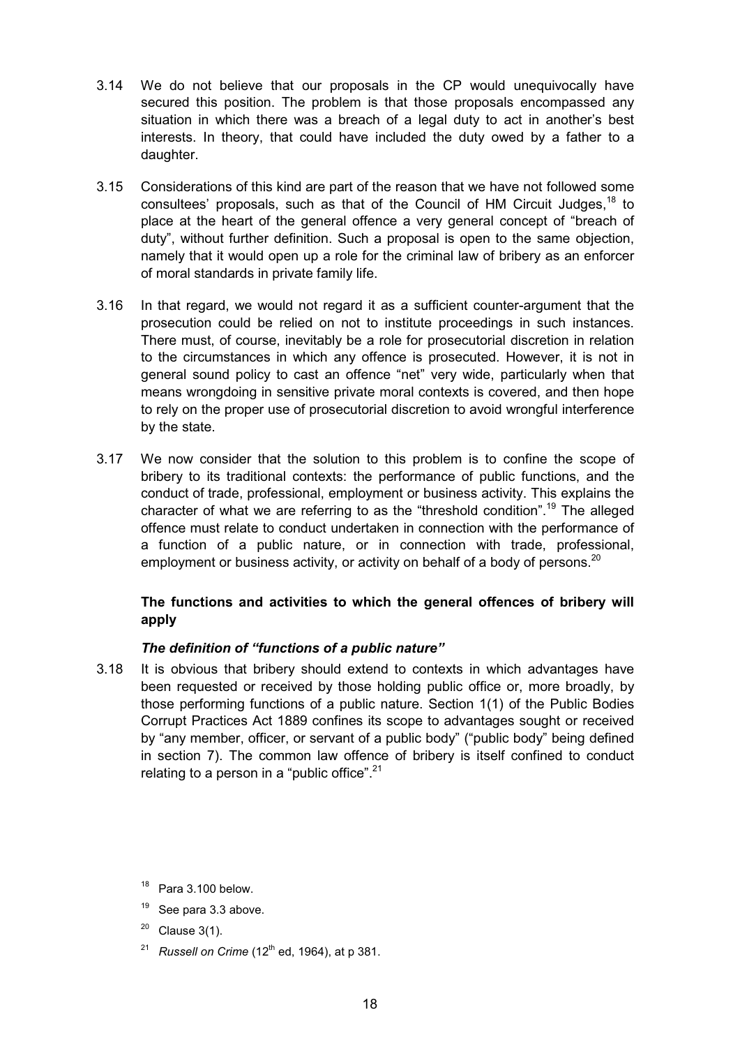3.14 We do not believe that our proposals in the CP would unequivocally have secured this position. The problem is that those proposals encompassed any situation in which there was a breach of a legal duty to act in another's best interests. In theory, that could have included the duty owed by a father to a daughter.

3.15 Considerations of this kind are part of the reason that we have not followed some consultees' proposals, such as that of the Council of HM Circuit Judges,[18] to place at the heart of the general offence a very general concept of "breach of duty", without further definition. Such a proposal is open to the same objection, namely that it would open up a role for the criminal law of bribery as an enforcer of moral standards in private family life.

3.16 In that regard, we would not regard it as a sufficient counter-argument that the prosecution could be relied on not to institute proceedings in such instances. There must, of course, inevitably be a role for prosecutorial discretion in relation to the circumstances in which any offence is prosecuted. However, it is not in general sound policy to cast an offence "net" very wide, particularly when that means wrongdoing in sensitive private moral contexts is covered, and then hope to rely on the proper use of prosecutorial discretion to avoid wrongful interference by the state.

3.17 We now consider that the solution to this problem is to confine the scope of bribery to its traditional contexts: the performance of public functions, and the conduct of trade, professional, employment or business activity. This explains the character of what we are referring to as the "threshold condition".[19] The alleged offence must relate to conduct undertaken in connection with the performance of a function of a public nature, or in connection with trade, professional, employment or business activity, or activity on behalf of a body of persons.[20]

### The functions and activities to which the general offences of bribery will apply

#### *The definition of "functions of a public nature"*

3.18 It is obvious that bribery should extend to contexts in which advantages have been requested or received by those holding public office or, more broadly, by those performing functions of a public nature. Section 1(1) of the Public Bodies Corrupt Practices Act 1889 confines its scope to advantages sought or received by "any member, officer, or servant of a public body" ("public body" being defined in section 7). The common law offence of bribery is itself confined to conduct relating to a person in a "public office".[21]

---

[18] Para 3.100 below.

[19] See para 3.3 above.

[20] Clause 3(1).

[21] *Russell on Crime* (12th ed, 1964), at p 381.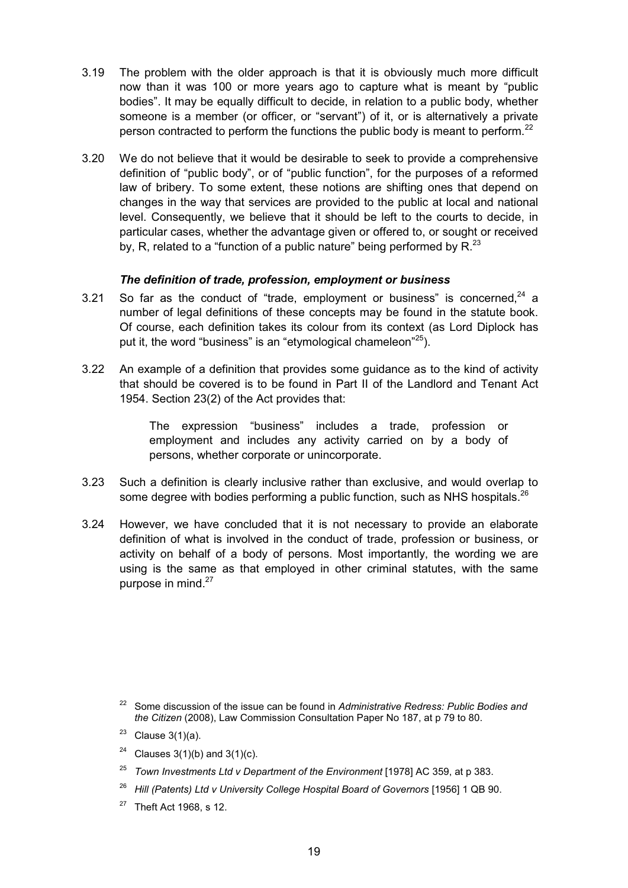3.19 The problem with the older approach is that it is obviously much more difficult now than it was 100 or more years ago to capture what is meant by "public bodies". It may be equally difficult to decide, in relation to a public body, whether someone is a member (or officer, or "servant") of it, or is alternatively a private person contracted to perform the functions the public body is meant to perform.[22]

3.20 We do not believe that it would be desirable to seek to provide a comprehensive definition of "public body", or of "public function", for the purposes of a reformed law of bribery. To some extent, these notions are shifting ones that depend on changes in the way that services are provided to the public at local and national level. Consequently, we believe that it should be left to the courts to decide, in particular cases, whether the advantage given or offered to, or sought or received by, R, related to a "function of a public nature" being performed by R.[23]

### *The definition of trade, profession, employment or business*

3.21 So far as the conduct of "trade, employment or business" is concerned,[24] a number of legal definitions of these concepts may be found in the statute book. Of course, each definition takes its colour from its context (as Lord Diplock has put it, the word "business" is an "etymological chameleon"[25]).

3.22 An example of a definition that provides some guidance as to the kind of activity that should be covered is to be found in Part II of the Landlord and Tenant Act 1954. Section 23(2) of the Act provides that:

> The expression "business" includes a trade, profession or employment and includes any activity carried on by a body of persons, whether corporate or unincorporate.

3.23 Such a definition is clearly inclusive rather than exclusive, and would overlap to some degree with bodies performing a public function, such as NHS hospitals.[26]

3.24 However, we have concluded that it is not necessary to provide an elaborate definition of what is involved in the conduct of trade, profession or business, or activity on behalf of a body of persons. Most importantly, the wording we are using is the same as that employed in other criminal statutes, with the same purpose in mind.[27]

---

[22] Some discussion of the issue can be found in *Administrative Redress: Public Bodies and the Citizen* (2008), Law Commission Consultation Paper No 187, at p 79 to 80.

[23] Clause 3(1)(a).

[24] Clauses 3(1)(b) and 3(1)(c).

[25] *Town Investments Ltd v Department of the Environment* [1978] AC 359, at p 383.

[26] *Hill (Patents) Ltd v University College Hospital Board of Governors* [1956] 1 QB 90.

[27] Theft Act 1968, s 12.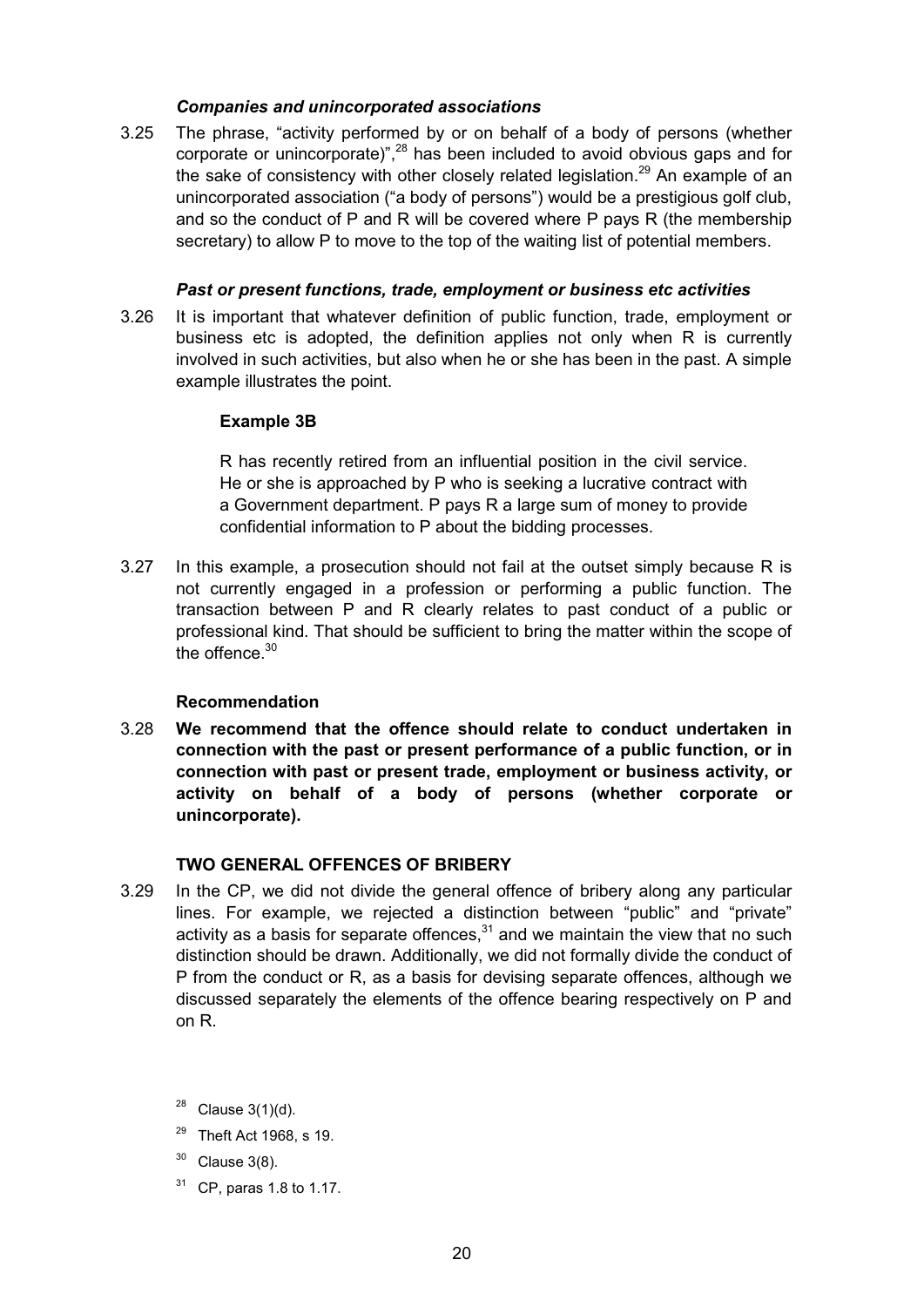### *Companies and unincorporated associations*

3.25 The phrase, "activity performed by or on behalf of a body of persons (whether corporate or unincorporate)",[28] has been included to avoid obvious gaps and for the sake of consistency with other closely related legislation.[29] An example of an unincorporated association ("a body of persons") would be a prestigious golf club, and so the conduct of P and R will be covered where P pays R (the membership secretary) to allow P to move to the top of the waiting list of potential members.

### *Past or present functions, trade, employment or business etc activities*

3.26 It is important that whatever definition of public function, trade, employment or business etc is adopted, the definition applies not only when R is currently involved in such activities, but also when he or she has been in the past. A simple example illustrates the point.

**Example 3B**

> R has recently retired from an influential position in the civil service. He or she is approached by P who is seeking a lucrative contract with a Government department. P pays R a large sum of money to provide confidential information to P about the bidding processes.

3.27 In this example, a prosecution should not fail at the outset simply because R is not currently engaged in a profession or performing a public function. The transaction between P and R clearly relates to past conduct of a public or professional kind. That should be sufficient to bring the matter within the scope of the offence.[30]

**Recommendation**

3.28 **We recommend that the offence should relate to conduct undertaken in connection with the past or present performance of a public function, or in connection with past or present trade, employment or business activity, or activity on behalf of a body of persons (whether corporate or unincorporate).**

## TWO GENERAL OFFENCES OF BRIBERY

3.29 In the CP, we did not divide the general offence of bribery along any particular lines. For example, we rejected a distinction between "public" and "private" activity as a basis for separate offences,[31] and we maintain the view that no such distinction should be drawn. Additionally, we did not formally divide the conduct of P from the conduct or R, as a basis for devising separate offences, although we discussed separately the elements of the offence bearing respectively on P and on R.

---

[28] Clause 3(1)(d).

[29] Theft Act 1968, s 19.

[30] Clause 3(8).

[31] CP, paras 1.8 to 1.17.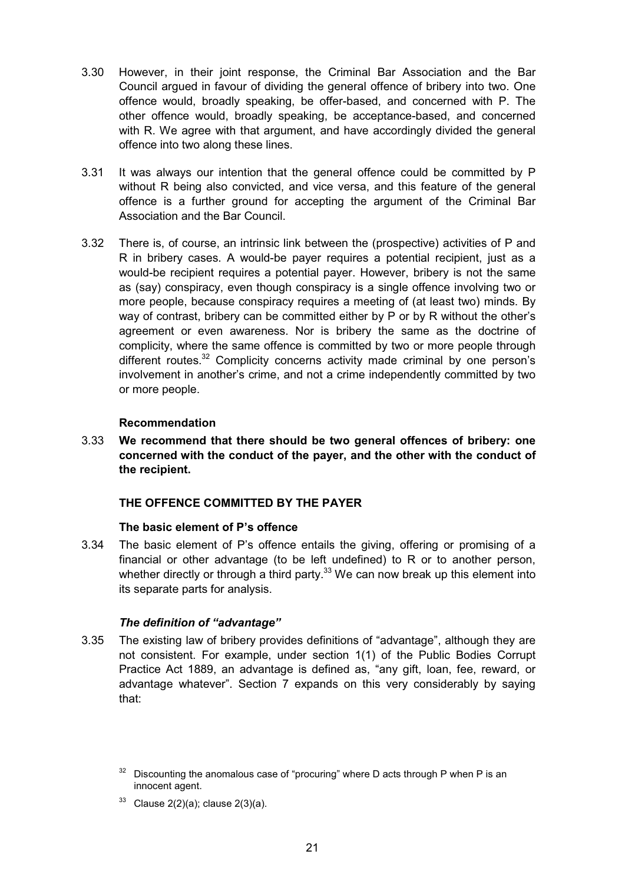3.30 However, in their joint response, the Criminal Bar Association and the Bar Council argued in favour of dividing the general offence of bribery into two. One offence would, broadly speaking, be offer-based, and concerned with P. The other offence would, broadly speaking, be acceptance-based, and concerned with R. We agree with that argument, and have accordingly divided the general offence into two along these lines.

3.31 It was always our intention that the general offence could be committed by P without R being also convicted, and vice versa, and this feature of the general offence is a further ground for accepting the argument of the Criminal Bar Association and the Bar Council.

3.32 There is, of course, an intrinsic link between the (prospective) activities of P and R in bribery cases. A would-be payer requires a potential recipient, just as a would-be recipient requires a potential payer. However, bribery is not the same as (say) conspiracy, even though conspiracy is a single offence involving two or more people, because conspiracy requires a meeting of (at least two) minds. By way of contrast, bribery can be committed either by P or by R without the other's agreement or even awareness. Nor is bribery the same as the doctrine of complicity, where the same offence is committed by two or more people through different routes.[32] Complicity concerns activity made criminal by one person's involvement in another's crime, and not a crime independently committed by two or more people.

### Recommendation

3.33 **We recommend that there should be two general offences of bribery: one concerned with the conduct of the payer, and the other with the conduct of the recipient.**

## THE OFFENCE COMMITTED BY THE PAYER

### The basic element of P's offence

3.34 The basic element of P's offence entails the giving, offering or promising of a financial or other advantage (to be left undefined) to R or to another person, whether directly or through a third party.[33] We can now break up this element into its separate parts for analysis.

#### *The definition of "advantage"*

3.35 The existing law of bribery provides definitions of "advantage", although they are not consistent. For example, under section 1(1) of the Public Bodies Corrupt Practice Act 1889, an advantage is defined as, "any gift, loan, fee, reward, or advantage whatever". Section 7 expands on this very considerably by saying that:

---

[32] Discounting the anomalous case of "procuring" where D acts through P when P is an innocent agent.

[33] Clause 2(2)(a); clause 2(3)(a).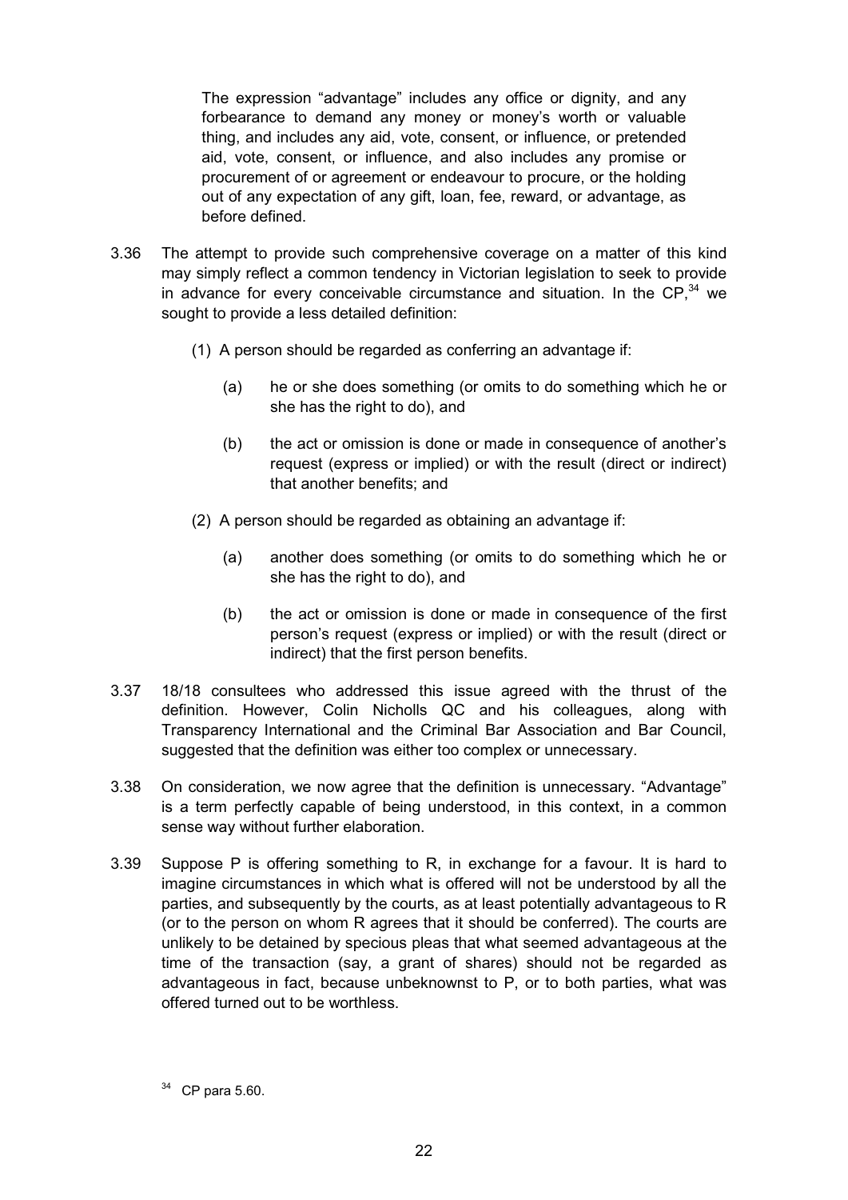> The expression "advantage" includes any office or dignity, and any forbearance to demand any money or money's worth or valuable thing, and includes any aid, vote, consent, or influence, or pretended aid, vote, consent, or influence, and also includes any promise or procurement of or agreement or endeavour to procure, or the holding out of any expectation of any gift, loan, fee, reward, or advantage, as before defined.

3.36 The attempt to provide such comprehensive coverage on a matter of this kind may simply reflect a common tendency in Victorian legislation to seek to provide in advance for every conceivable circumstance and situation. In the CP,[34] we sought to provide a less detailed definition:

(1) A person should be regarded as conferring an advantage if:

  (a) he or she does something (or omits to do something which he or she has the right to do), and

  (b) the act or omission is done or made in consequence of another's request (express or implied) or with the result (direct or indirect) that another benefits; and

(2) A person should be regarded as obtaining an advantage if:

  (a) another does something (or omits to do something which he or she has the right to do), and

  (b) the act or omission is done or made in consequence of the first person's request (express or implied) or with the result (direct or indirect) that the first person benefits.

3.37 18/18 consultees who addressed this issue agreed with the thrust of the definition. However, Colin Nicholls QC and his colleagues, along with Transparency International and the Criminal Bar Association and Bar Council, suggested that the definition was either too complex or unnecessary.

3.38 On consideration, we now agree that the definition is unnecessary. "Advantage" is a term perfectly capable of being understood, in this context, in a common sense way without further elaboration.

3.39 Suppose P is offering something to R, in exchange for a favour. It is hard to imagine circumstances in which what is offered will not be understood by all the parties, and subsequently by the courts, as at least potentially advantageous to R (or to the person on whom R agrees that it should be conferred). The courts are unlikely to be detained by specious pleas that what seemed advantageous at the time of the transaction (say, a grant of shares) should not be regarded as advantageous in fact, because unbeknownst to P, or to both parties, what was offered turned out to be worthless.

[34] CP para 5.60.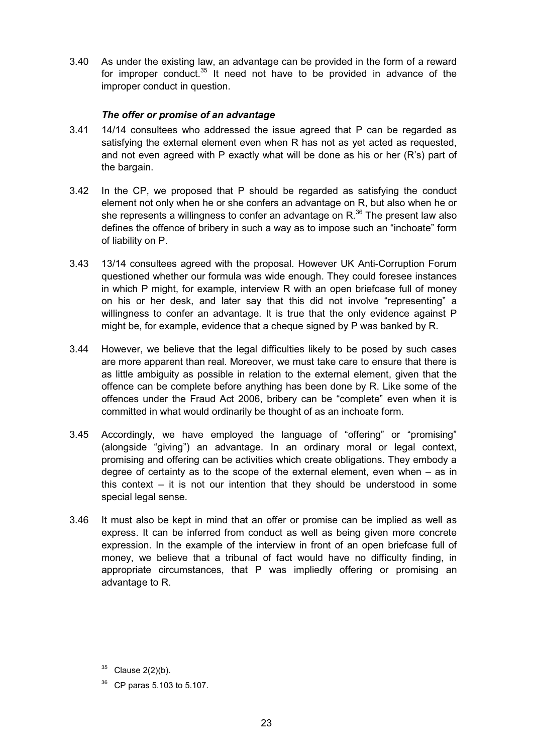3.40 As under the existing law, an advantage can be provided in the form of a reward for improper conduct.[35] It need not have to be provided in advance of the improper conduct in question.

### *The offer or promise of an advantage*

3.41 14/14 consultees who addressed the issue agreed that P can be regarded as satisfying the external element even when R has not as yet acted as requested, and not even agreed with P exactly what will be done as his or her (R's) part of the bargain.

3.42 In the CP, we proposed that P should be regarded as satisfying the conduct element not only when he or she confers an advantage on R, but also when he or she represents a willingness to confer an advantage on R.[36] The present law also defines the offence of bribery in such a way as to impose such an "inchoate" form of liability on P.

3.43 13/14 consultees agreed with the proposal. However UK Anti-Corruption Forum questioned whether our formula was wide enough. They could foresee instances in which P might, for example, interview R with an open briefcase full of money on his or her desk, and later say that this did not involve "representing" a willingness to confer an advantage. It is true that the only evidence against P might be, for example, evidence that a cheque signed by P was banked by R.

3.44 However, we believe that the legal difficulties likely to be posed by such cases are more apparent than real. Moreover, we must take care to ensure that there is as little ambiguity as possible in relation to the external element, given that the offence can be complete before anything has been done by R. Like some of the offences under the Fraud Act 2006, bribery can be "complete" even when it is committed in what would ordinarily be thought of as an inchoate form.

3.45 Accordingly, we have employed the language of "offering" or "promising" (alongside "giving") an advantage. In an ordinary moral or legal context, promising and offering can be activities which create obligations. They embody a degree of certainty as to the scope of the external element, even when – as in this context – it is not our intention that they should be understood in some special legal sense.

3.46 It must also be kept in mind that an offer or promise can be implied as well as express. It can be inferred from conduct as well as being given more concrete expression. In the example of the interview in front of an open briefcase full of money, we believe that a tribunal of fact would have no difficulty finding, in appropriate circumstances, that P was impliedly offering or promising an advantage to R.

---

[35] Clause 2(2)(b).

[36] CP paras 5.103 to 5.107.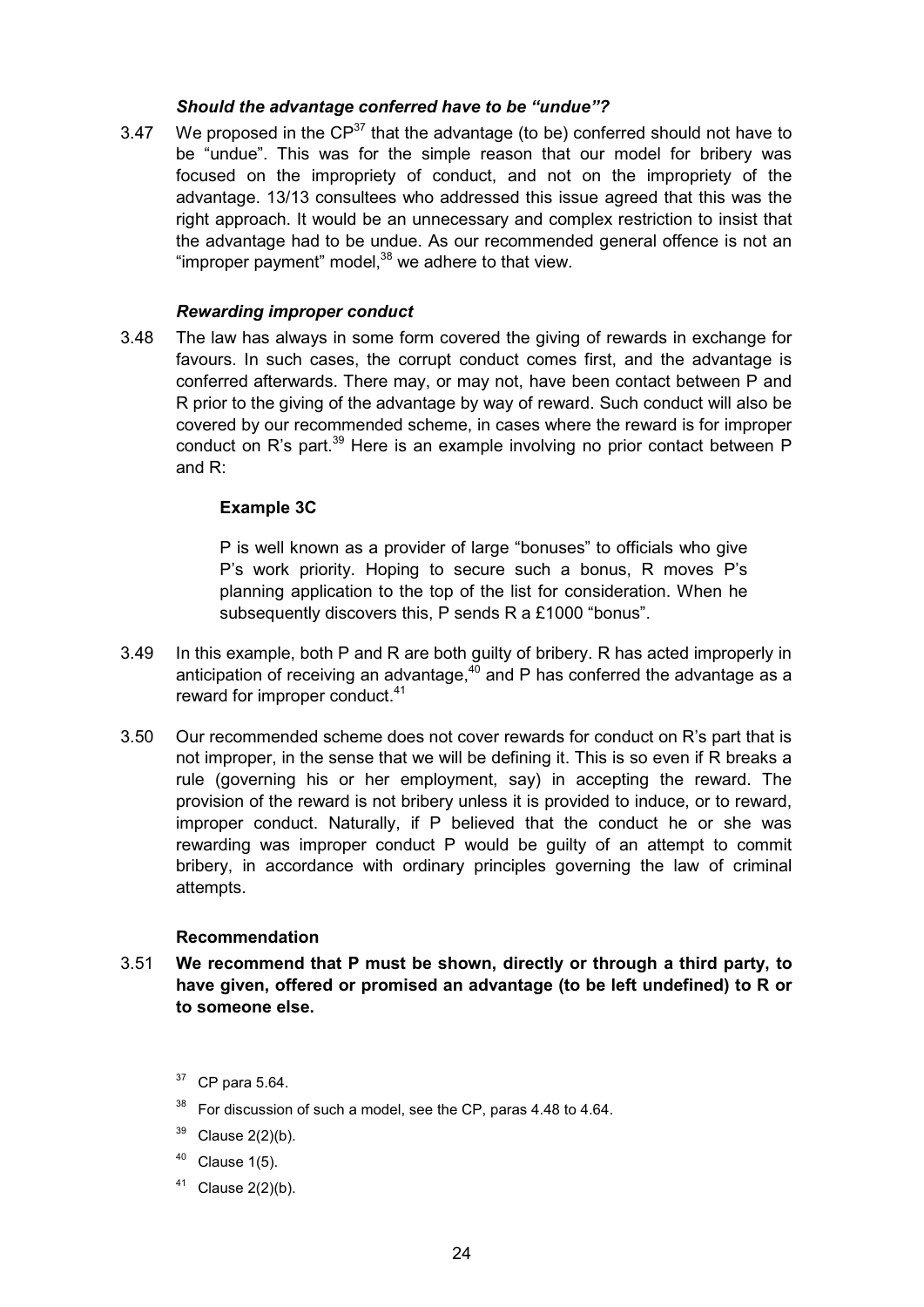### *Should the advantage conferred have to be "undue"?*

3.47 We proposed in the CP[37] that the advantage (to be) conferred should not have to be "undue". This was for the simple reason that our model for bribery was focused on the impropriety of conduct, and not on the impropriety of the advantage. 13/13 consultees who addressed this issue agreed that this was the right approach. It would be an unnecessary and complex restriction to insist that the advantage had to be undue. As our recommended general offence is not an "improper payment" model,[38] we adhere to that view.

### *Rewarding improper conduct*

3.48 The law has always in some form covered the giving of rewards in exchange for favours. In such cases, the corrupt conduct comes first, and the advantage is conferred afterwards. There may, or may not, have been contact between P and R prior to the giving of the advantage by way of reward. Such conduct will also be covered by our recommended scheme, in cases where the reward is for improper conduct on R's part.[39] Here is an example involving no prior contact between P and R:

> **Example 3C**
>
> P is well known as a provider of large "bonuses" to officials who give P's work priority. Hoping to secure such a bonus, R moves P's planning application to the top of the list for consideration. When he subsequently discovers this, P sends R a £1000 "bonus".

3.49 In this example, both P and R are both guilty of bribery. R has acted improperly in anticipation of receiving an advantage,[40] and P has conferred the advantage as a reward for improper conduct.[41]

3.50 Our recommended scheme does not cover rewards for conduct on R's part that is not improper, in the sense that we will be defining it. This is so even if R breaks a rule (governing his or her employment, say) in accepting the reward. The provision of the reward is not bribery unless it is provided to induce, or to reward, improper conduct. Naturally, if P believed that the conduct he or she was rewarding was improper conduct P would be guilty of an attempt to commit bribery, in accordance with ordinary principles governing the law of criminal attempts.

### Recommendation

3.51 **We recommend that P must be shown, directly or through a third party, to have given, offered or promised an advantage (to be left undefined) to R or to someone else.**

---

[37] CP para 5.64.

[38] For discussion of such a model, see the CP, paras 4.48 to 4.64.

[39] Clause 2(2)(b).

[40] Clause 1(5).

[41] Clause 2(2)(b).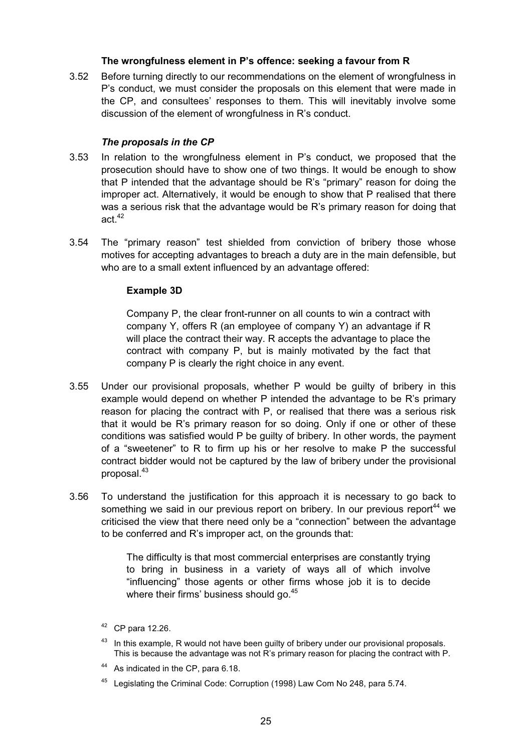### The wrongfulness element in P's offence: seeking a favour from R

3.52 Before turning directly to our recommendations on the element of wrongfulness in P's conduct, we must consider the proposals on this element that were made in the CP, and consultees' responses to them. This will inevitably involve some discussion of the element of wrongfulness in R's conduct.

#### *The proposals in the CP*

3.53 In relation to the wrongfulness element in P's conduct, we proposed that the prosecution should have to show one of two things. It would be enough to show that P intended that the advantage should be R's "primary" reason for doing the improper act. Alternatively, it would be enough to show that P realised that there was a serious risk that the advantage would be R's primary reason for doing that act.[42]

3.54 The "primary reason" test shielded from conviction of bribery those whose motives for accepting advantages to breach a duty are in the main defensible, but who are to a small extent influenced by an advantage offered:

> **Example 3D**
>
> Company P, the clear front-runner on all counts to win a contract with company Y, offers R (an employee of company Y) an advantage if R will place the contract their way. R accepts the advantage to place the contract with company P, but is mainly motivated by the fact that company P is clearly the right choice in any event.

3.55 Under our provisional proposals, whether P would be guilty of bribery in this example would depend on whether P intended the advantage to be R's primary reason for placing the contract with P, or realised that there was a serious risk that it would be R's primary reason for so doing. Only if one or other of these conditions was satisfied would P be guilty of bribery. In other words, the payment of a "sweetener" to R to firm up his or her resolve to make P the successful contract bidder would not be captured by the law of bribery under the provisional proposal.[43]

3.56 To understand the justification for this approach it is necessary to go back to something we said in our previous report on bribery. In our previous report[44] we criticised the view that there need only be a "connection" between the advantage to be conferred and R's improper act, on the grounds that:

> The difficulty is that most commercial enterprises are constantly trying to bring in business in a variety of ways all of which involve "influencing" those agents or other firms whose job it is to decide where their firms' business should go.[45]

---

[42] CP para 12.26.

[43] In this example, R would not have been guilty of bribery under our provisional proposals. This is because the advantage was not R's primary reason for placing the contract with P.

[44] As indicated in the CP, para 6.18.

[45] Legislating the Criminal Code: Corruption (1998) Law Com No 248, para 5.74.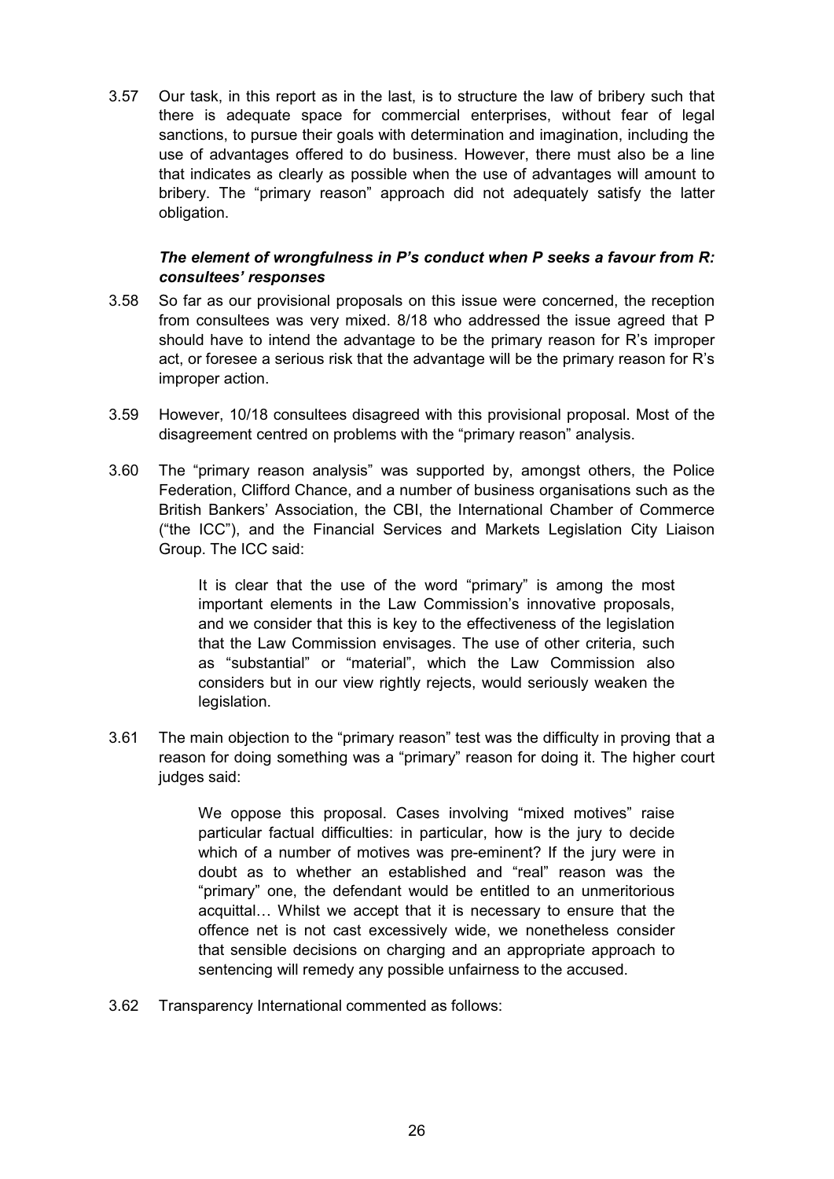3.57 Our task, in this report as in the last, is to structure the law of bribery such that there is adequate space for commercial enterprises, without fear of legal sanctions, to pursue their goals with determination and imagination, including the use of advantages offered to do business. However, there must also be a line that indicates as clearly as possible when the use of advantages will amount to bribery. The "primary reason" approach did not adequately satisfy the latter obligation.

### *The element of wrongfulness in P's conduct when P seeks a favour from R: consultees' responses*

3.58 So far as our provisional proposals on this issue were concerned, the reception from consultees was very mixed. 8/18 who addressed the issue agreed that P should have to intend the advantage to be the primary reason for R's improper act, or foresee a serious risk that the advantage will be the primary reason for R's improper action.

3.59 However, 10/18 consultees disagreed with this provisional proposal. Most of the disagreement centred on problems with the "primary reason" analysis.

3.60 The "primary reason analysis" was supported by, amongst others, the Police Federation, Clifford Chance, and a number of business organisations such as the British Bankers' Association, the CBI, the International Chamber of Commerce ("the ICC"), and the Financial Services and Markets Legislation City Liaison Group. The ICC said:

> It is clear that the use of the word "primary" is among the most important elements in the Law Commission's innovative proposals, and we consider that this is key to the effectiveness of the legislation that the Law Commission envisages. The use of other criteria, such as "substantial" or "material", which the Law Commission also considers but in our view rightly rejects, would seriously weaken the legislation.

3.61 The main objection to the "primary reason" test was the difficulty in proving that a reason for doing something was a "primary" reason for doing it. The higher court judges said:

> We oppose this proposal. Cases involving "mixed motives" raise particular factual difficulties: in particular, how is the jury to decide which of a number of motives was pre-eminent? If the jury were in doubt as to whether an established and "real" reason was the "primary" one, the defendant would be entitled to an unmeritorious acquittal… Whilst we accept that it is necessary to ensure that the offence net is not cast excessively wide, we nonetheless consider that sensible decisions on charging and an appropriate approach to sentencing will remedy any possible unfairness to the accused.

3.62 Transparency International commented as follows: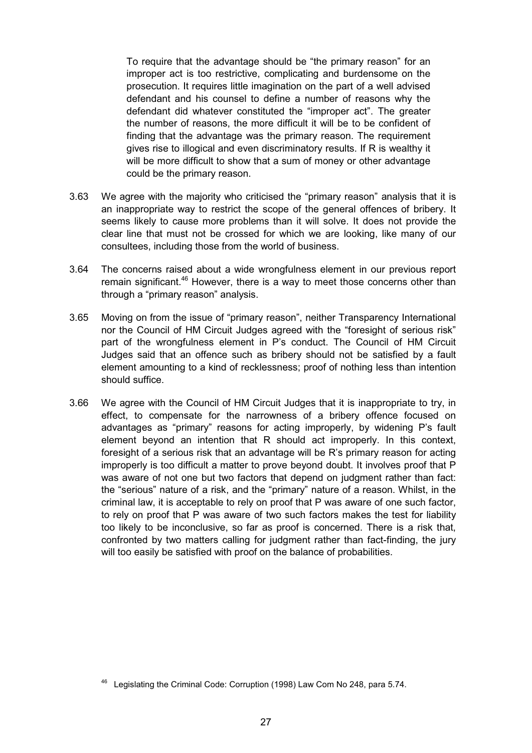> To require that the advantage should be "the primary reason" for an improper act is too restrictive, complicating and burdensome on the prosecution. It requires little imagination on the part of a well advised defendant and his counsel to define a number of reasons why the defendant did whatever constituted the "improper act". The greater the number of reasons, the more difficult it will be to be confident of finding that the advantage was the primary reason. The requirement gives rise to illogical and even discriminatory results. If R is wealthy it will be more difficult to show that a sum of money or other advantage could be the primary reason.

3.63 We agree with the majority who criticised the "primary reason" analysis that it is an inappropriate way to restrict the scope of the general offences of bribery. It seems likely to cause more problems than it will solve. It does not provide the clear line that must not be crossed for which we are looking, like many of our consultees, including those from the world of business.

3.64 The concerns raised about a wide wrongfulness element in our previous report remain significant.[46] However, there is a way to meet those concerns other than through a "primary reason" analysis.

3.65 Moving on from the issue of "primary reason", neither Transparency International nor the Council of HM Circuit Judges agreed with the "foresight of serious risk" part of the wrongfulness element in P's conduct. The Council of HM Circuit Judges said that an offence such as bribery should not be satisfied by a fault element amounting to a kind of recklessness; proof of nothing less than intention should suffice.

3.66 We agree with the Council of HM Circuit Judges that it is inappropriate to try, in effect, to compensate for the narrowness of a bribery offence focused on advantages as "primary" reasons for acting improperly, by widening P's fault element beyond an intention that R should act improperly. In this context, foresight of a serious risk that an advantage will be R's primary reason for acting improperly is too difficult a matter to prove beyond doubt. It involves proof that P was aware of not one but two factors that depend on judgment rather than fact: the "serious" nature of a risk, and the "primary" nature of a reason. Whilst, in the criminal law, it is acceptable to rely on proof that P was aware of one such factor, to rely on proof that P was aware of two such factors makes the test for liability too likely to be inconclusive, so far as proof is concerned. There is a risk that, confronted by two matters calling for judgment rather than fact-finding, the jury will too easily be satisfied with proof on the balance of probabilities.

[46] Legislating the Criminal Code: Corruption (1998) Law Com No 248, para 5.74.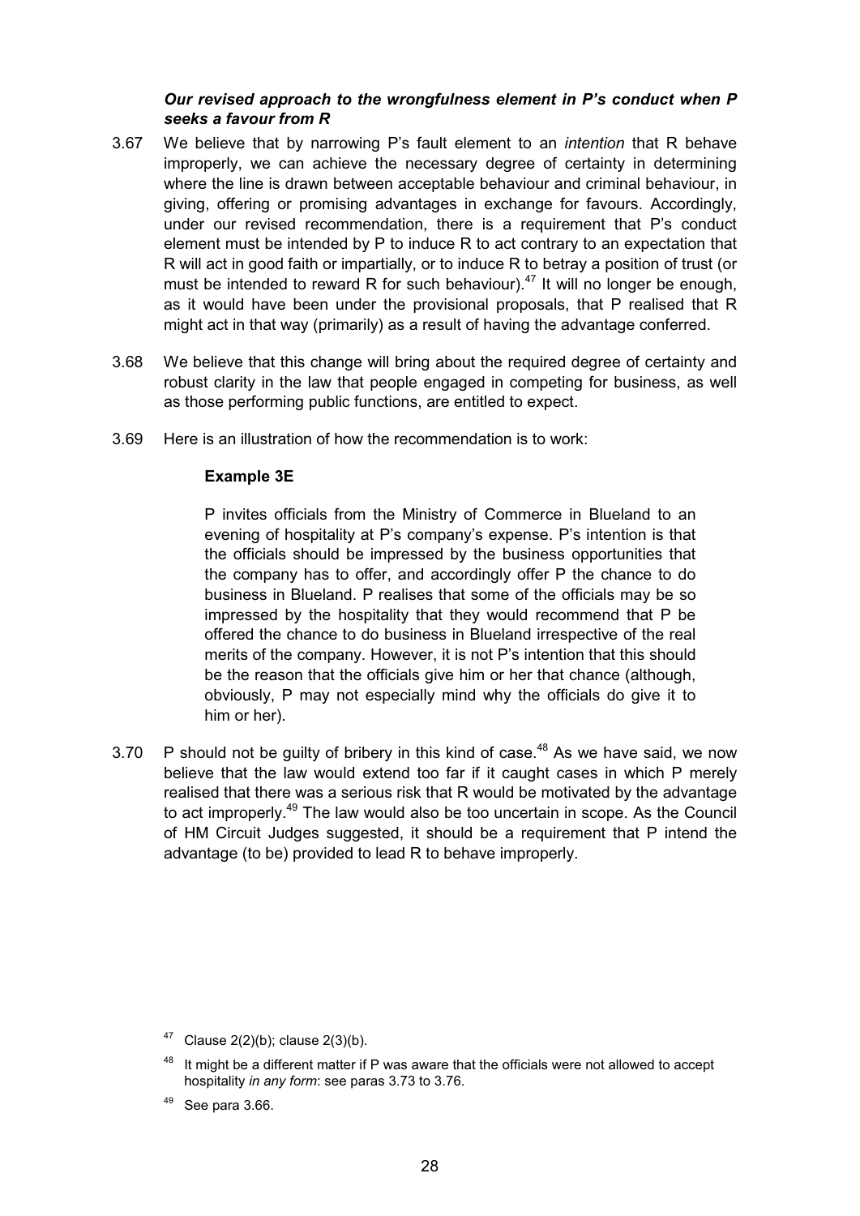***Our revised approach to the wrongfulness element in P's conduct when P seeks a favour from R***

3.67 We believe that by narrowing P's fault element to an *intention* that R behave improperly, we can achieve the necessary degree of certainty in determining where the line is drawn between acceptable behaviour and criminal behaviour, in giving, offering or promising advantages in exchange for favours. Accordingly, under our revised recommendation, there is a requirement that P's conduct element must be intended by P to induce R to act contrary to an expectation that R will act in good faith or impartially, or to induce R to betray a position of trust (or must be intended to reward R for such behaviour).[47] It will no longer be enough, as it would have been under the provisional proposals, that P realised that R might act in that way (primarily) as a result of having the advantage conferred.

3.68 We believe that this change will bring about the required degree of certainty and robust clarity in the law that people engaged in competing for business, as well as those performing public functions, are entitled to expect.

3.69 Here is an illustration of how the recommendation is to work:

**Example 3E**

> P invites officials from the Ministry of Commerce in Blueland to an evening of hospitality at P's company's expense. P's intention is that the officials should be impressed by the business opportunities that the company has to offer, and accordingly offer P the chance to do business in Blueland. P realises that some of the officials may be so impressed by the hospitality that they would recommend that P be offered the chance to do business in Blueland irrespective of the real merits of the company. However, it is not P's intention that this should be the reason that the officials give him or her that chance (although, obviously, P may not especially mind why the officials do give it to him or her).

3.70 P should not be guilty of bribery in this kind of case.[48] As we have said, we now believe that the law would extend too far if it caught cases in which P merely realised that there was a serious risk that R would be motivated by the advantage to act improperly.[49] The law would also be too uncertain in scope. As the Council of HM Circuit Judges suggested, it should be a requirement that P intend the advantage (to be) provided to lead R to behave improperly.

---

[47] Clause 2(2)(b); clause 2(3)(b).

[48] It might be a different matter if P was aware that the officials were not allowed to accept hospitality *in any form*: see paras 3.73 to 3.76.

[49] See para 3.66.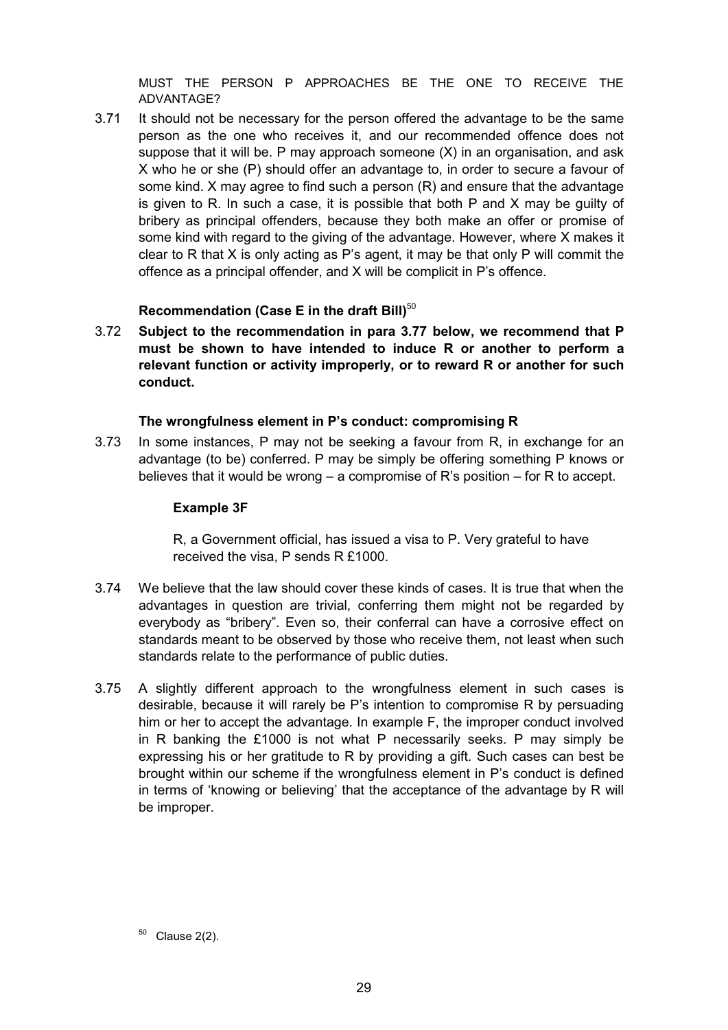MUST THE PERSON P APPROACHES BE THE ONE TO RECEIVE THE ADVANTAGE?

3.71 It should not be necessary for the person offered the advantage to be the same person as the one who receives it, and our recommended offence does not suppose that it will be. P may approach someone (X) in an organisation, and ask X who he or she (P) should offer an advantage to, in order to secure a favour of some kind. X may agree to find such a person (R) and ensure that the advantage is given to R. In such a case, it is possible that both P and X may be guilty of bribery as principal offenders, because they both make an offer or promise of some kind with regard to the giving of the advantage. However, where X makes it clear to R that X is only acting as P's agent, it may be that only P will commit the offence as a principal offender, and X will be complicit in P's offence.

**Recommendation (Case E in the draft Bill)**[50]

3.72 **Subject to the recommendation in para 3.77 below, we recommend that P must be shown to have intended to induce R or another to perform a relevant function or activity improperly, or to reward R or another for such conduct.**

**The wrongfulness element in P's conduct: compromising R**

3.73 In some instances, P may not be seeking a favour from R, in exchange for an advantage (to be) conferred. P may be simply be offering something P knows or believes that it would be wrong – a compromise of R's position – for R to accept.

**Example 3F**

R, a Government official, has issued a visa to P. Very grateful to have received the visa, P sends R £1000.

3.74 We believe that the law should cover these kinds of cases. It is true that when the advantages in question are trivial, conferring them might not be regarded by everybody as "bribery". Even so, their conferral can have a corrosive effect on standards meant to be observed by those who receive them, not least when such standards relate to the performance of public duties.

3.75 A slightly different approach to the wrongfulness element in such cases is desirable, because it will rarely be P's intention to compromise R by persuading him or her to accept the advantage. In example F, the improper conduct involved in R banking the £1000 is not what P necessarily seeks. P may simply be expressing his or her gratitude to R by providing a gift. Such cases can best be brought within our scheme if the wrongfulness element in P's conduct is defined in terms of 'knowing or believing' that the acceptance of the advantage by R will be improper.

[50] Clause 2(2).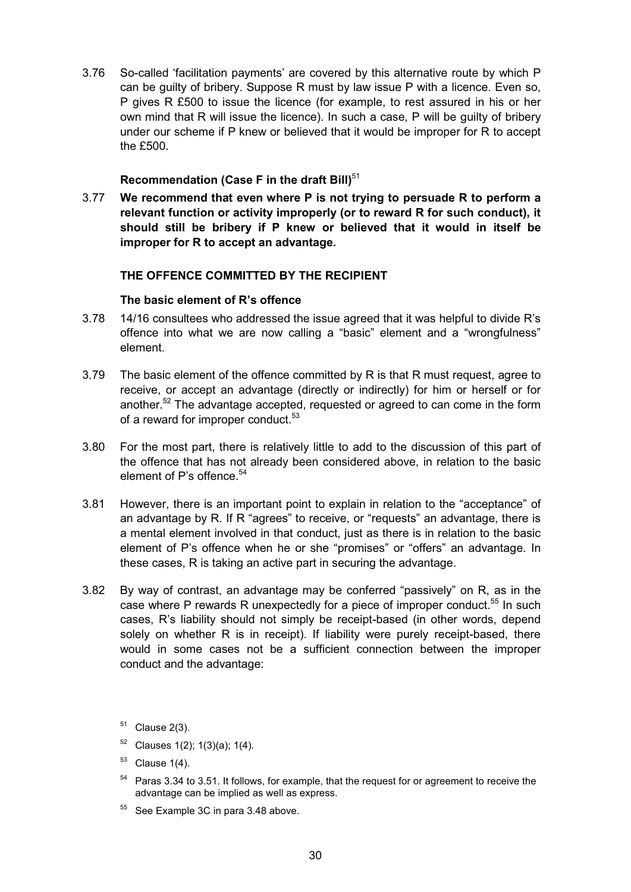3.76 So-called 'facilitation payments' are covered by this alternative route by which P can be guilty of bribery. Suppose R must by law issue P with a licence. Even so, P gives R £500 to issue the licence (for example, to rest assured in his or her own mind that R will issue the licence). In such a case, P will be guilty of bribery under our scheme if P knew or believed that it would be improper for R to accept the £500.

#### Recommendation (Case F in the draft Bill)[51]

3.77 **We recommend that even where P is not trying to persuade R to perform a relevant function or activity improperly (or to reward R for such conduct), it should still be bribery if P knew or believed that it would in itself be improper for R to accept an advantage.**

### THE OFFENCE COMMITTED BY THE RECIPIENT

#### The basic element of R's offence

3.78 14/16 consultees who addressed the issue agreed that it was helpful to divide R's offence into what we are now calling a "basic" element and a "wrongfulness" element.

3.79 The basic element of the offence committed by R is that R must request, agree to receive, or accept an advantage (directly or indirectly) for him or herself or for another.[52] The advantage accepted, requested or agreed to can come in the form of a reward for improper conduct.[53]

3.80 For the most part, there is relatively little to add to the discussion of this part of the offence that has not already been considered above, in relation to the basic element of P's offence.[54]

3.81 However, there is an important point to explain in relation to the "acceptance" of an advantage by R. If R "agrees" to receive, or "requests" an advantage, there is a mental element involved in that conduct, just as there is in relation to the basic element of P's offence when he or she "promises" or "offers" an advantage. In these cases, R is taking an active part in securing the advantage.

3.82 By way of contrast, an advantage may be conferred "passively" on R, as in the case where P rewards R unexpectedly for a piece of improper conduct.[55] In such cases, R's liability should not simply be receipt-based (in other words, depend solely on whether R is in receipt). If liability were purely receipt-based, there would in some cases not be a sufficient connection between the improper conduct and the advantage:

[51] Clause 2(3).

[52] Clauses 1(2); 1(3)(a); 1(4).

[53] Clause 1(4).

[54] Paras 3.34 to 3.51. It follows, for example, that the request for or agreement to receive the advantage can be implied as well as express.

[55] See Example 3C in para 3.48 above.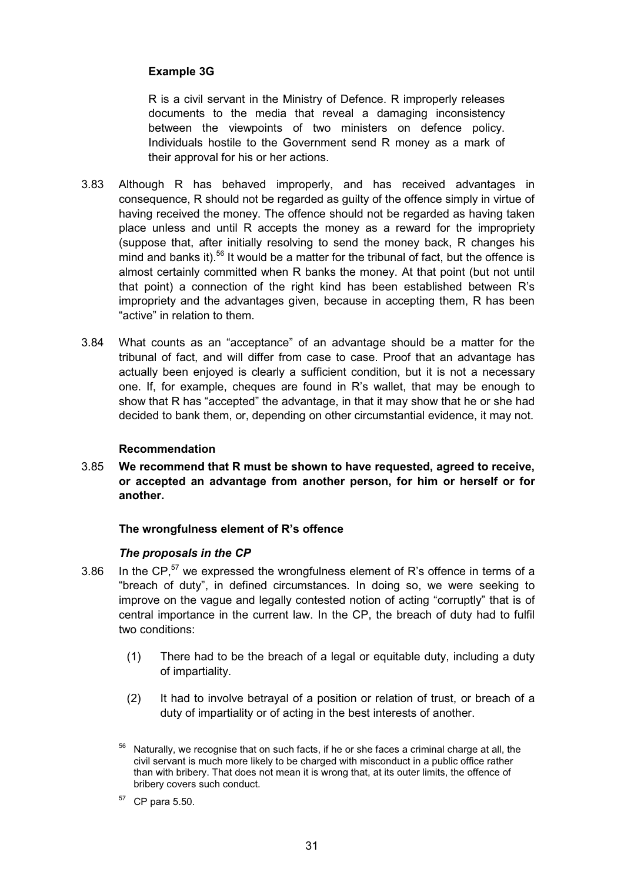**Example 3G**

R is a civil servant in the Ministry of Defence. R improperly releases documents to the media that reveal a damaging inconsistency between the viewpoints of two ministers on defence policy. Individuals hostile to the Government send R money as a mark of their approval for his or her actions.

3.83 Although R has behaved improperly, and has received advantages in consequence, R should not be regarded as guilty of the offence simply in virtue of having received the money. The offence should not be regarded as having taken place unless and until R accepts the money as a reward for the impropriety (suppose that, after initially resolving to send the money back, R changes his mind and banks it).[56] It would be a matter for the tribunal of fact, but the offence is almost certainly committed when R banks the money. At that point (but not until that point) a connection of the right kind has been established between R's impropriety and the advantages given, because in accepting them, R has been "active" in relation to them.

3.84 What counts as an "acceptance" of an advantage should be a matter for the tribunal of fact, and will differ from case to case. Proof that an advantage has actually been enjoyed is clearly a sufficient condition, but it is not a necessary one. If, for example, cheques are found in R's wallet, that may be enough to show that R has "accepted" the advantage, in that it may show that he or she had decided to bank them, or, depending on other circumstantial evidence, it may not.

**Recommendation**

3.85 **We recommend that R must be shown to have requested, agreed to receive, or accepted an advantage from another person, for him or herself or for another.**

**The wrongfulness element of R's offence**

***The proposals in the CP***

3.86 In the CP,[57] we expressed the wrongfulness element of R's offence in terms of a "breach of duty", in defined circumstances. In doing so, we were seeking to improve on the vague and legally contested notion of acting "corruptly" that is of central importance in the current law. In the CP, the breach of duty had to fulfil two conditions:

(1) There had to be the breach of a legal or equitable duty, including a duty of impartiality.

(2) It had to involve betrayal of a position or relation of trust, or breach of a duty of impartiality or of acting in the best interests of another.

[56] Naturally, we recognise that on such facts, if he or she faces a criminal charge at all, the civil servant is much more likely to be charged with misconduct in a public office rather than with bribery. That does not mean it is wrong that, at its outer limits, the offence of bribery covers such conduct.

[57] CP para 5.50.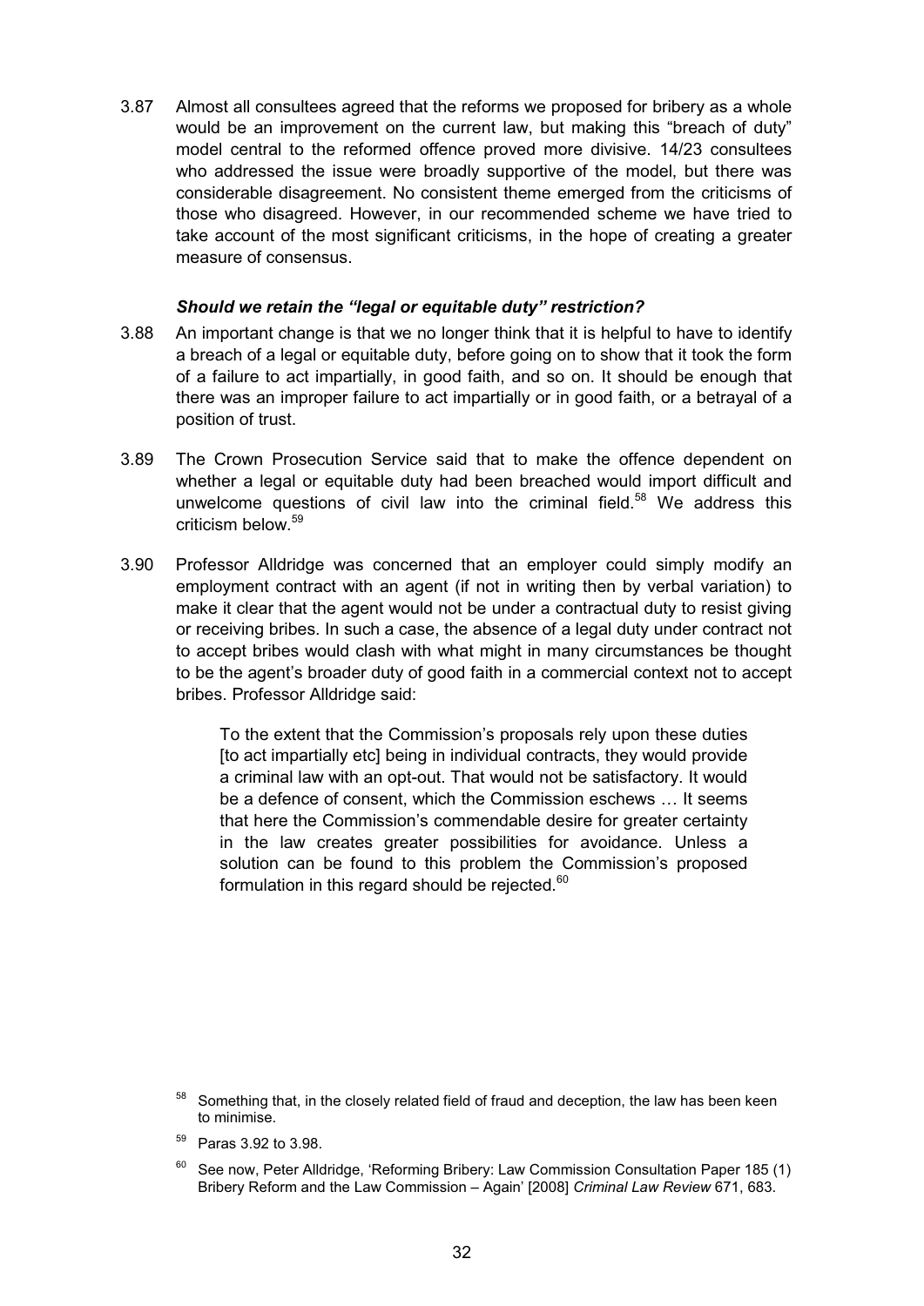3.87 Almost all consultees agreed that the reforms we proposed for bribery as a whole would be an improvement on the current law, but making this "breach of duty" model central to the reformed offence proved more divisive. 14/23 consultees who addressed the issue were broadly supportive of the model, but there was considerable disagreement. No consistent theme emerged from the criticisms of those who disagreed. However, in our recommended scheme we have tried to take account of the most significant criticisms, in the hope of creating a greater measure of consensus.

### *Should we retain the "legal or equitable duty" restriction?*

3.88 An important change is that we no longer think that it is helpful to have to identify a breach of a legal or equitable duty, before going on to show that it took the form of a failure to act impartially, in good faith, and so on. It should be enough that there was an improper failure to act impartially or in good faith, or a betrayal of a position of trust.

3.89 The Crown Prosecution Service said that to make the offence dependent on whether a legal or equitable duty had been breached would import difficult and unwelcome questions of civil law into the criminal field.[58] We address this criticism below.[59]

3.90 Professor Alldridge was concerned that an employer could simply modify an employment contract with an agent (if not in writing then by verbal variation) to make it clear that the agent would not be under a contractual duty to resist giving or receiving bribes. In such a case, the absence of a legal duty under contract not to accept bribes would clash with what might in many circumstances be thought to be the agent's broader duty of good faith in a commercial context not to accept bribes. Professor Alldridge said:

> To the extent that the Commission's proposals rely upon these duties [to act impartially etc] being in individual contracts, they would provide a criminal law with an opt-out. That would not be satisfactory. It would be a defence of consent, which the Commission eschews … It seems that here the Commission's commendable desire for greater certainty in the law creates greater possibilities for avoidance. Unless a solution can be found to this problem the Commission's proposed formulation in this regard should be rejected.[60]

---

[58] Something that, in the closely related field of fraud and deception, the law has been keen to minimise.

[59] Paras 3.92 to 3.98.

[60] See now, Peter Alldridge, 'Reforming Bribery: Law Commission Consultation Paper 185 (1) Bribery Reform and the Law Commission – Again' [2008] *Criminal Law Review* 671, 683.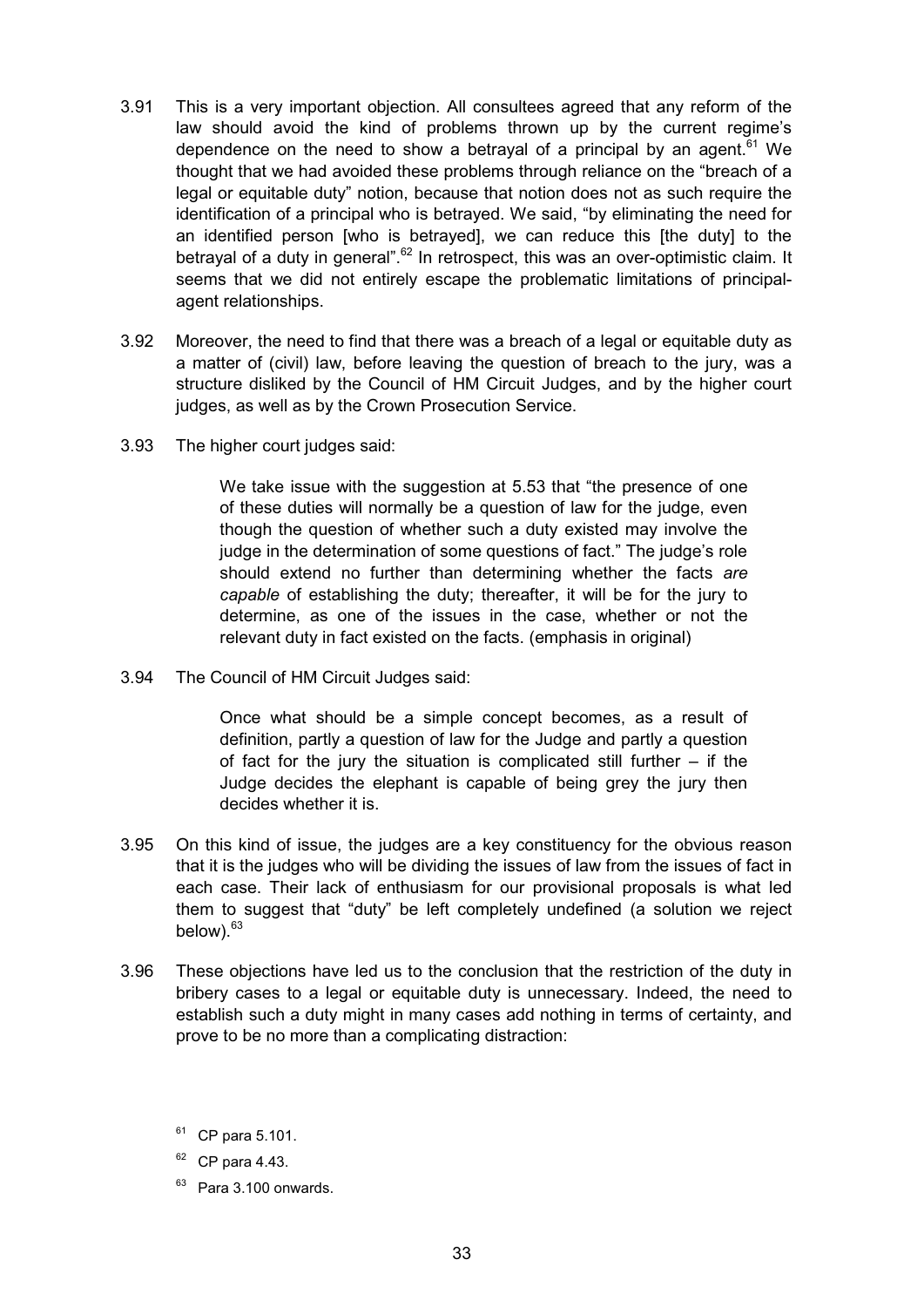3.91 This is a very important objection. All consultees agreed that any reform of the law should avoid the kind of problems thrown up by the current regime's dependence on the need to show a betrayal of a principal by an agent.[61] We thought that we had avoided these problems through reliance on the "breach of a legal or equitable duty" notion, because that notion does not as such require the identification of a principal who is betrayed. We said, "by eliminating the need for an identified person [who is betrayed], we can reduce this [the duty] to the betrayal of a duty in general".[62] In retrospect, this was an over-optimistic claim. It seems that we did not entirely escape the problematic limitations of principal-agent relationships.

3.92 Moreover, the need to find that there was a breach of a legal or equitable duty as a matter of (civil) law, before leaving the question of breach to the jury, was a structure disliked by the Council of HM Circuit Judges, and by the higher court judges, as well as by the Crown Prosecution Service.

3.93 The higher court judges said:

> We take issue with the suggestion at 5.53 that "the presence of one of these duties will normally be a question of law for the judge, even though the question of whether such a duty existed may involve the judge in the determination of some questions of fact." The judge's role should extend no further than determining whether the facts *are capable* of establishing the duty; thereafter, it will be for the jury to determine, as one of the issues in the case, whether or not the relevant duty in fact existed on the facts. (emphasis in original)

3.94 The Council of HM Circuit Judges said:

> Once what should be a simple concept becomes, as a result of definition, partly a question of law for the Judge and partly a question of fact for the jury the situation is complicated still further – if the Judge decides the elephant is capable of being grey the jury then decides whether it is.

3.95 On this kind of issue, the judges are a key constituency for the obvious reason that it is the judges who will be dividing the issues of law from the issues of fact in each case. Their lack of enthusiasm for our provisional proposals is what led them to suggest that "duty" be left completely undefined (a solution we reject below).[63]

3.96 These objections have led us to the conclusion that the restriction of the duty in bribery cases to a legal or equitable duty is unnecessary. Indeed, the need to establish such a duty might in many cases add nothing in terms of certainty, and prove to be no more than a complicating distraction:

---

[61] CP para 5.101.

[62] CP para 4.43.

[63] Para 3.100 onwards.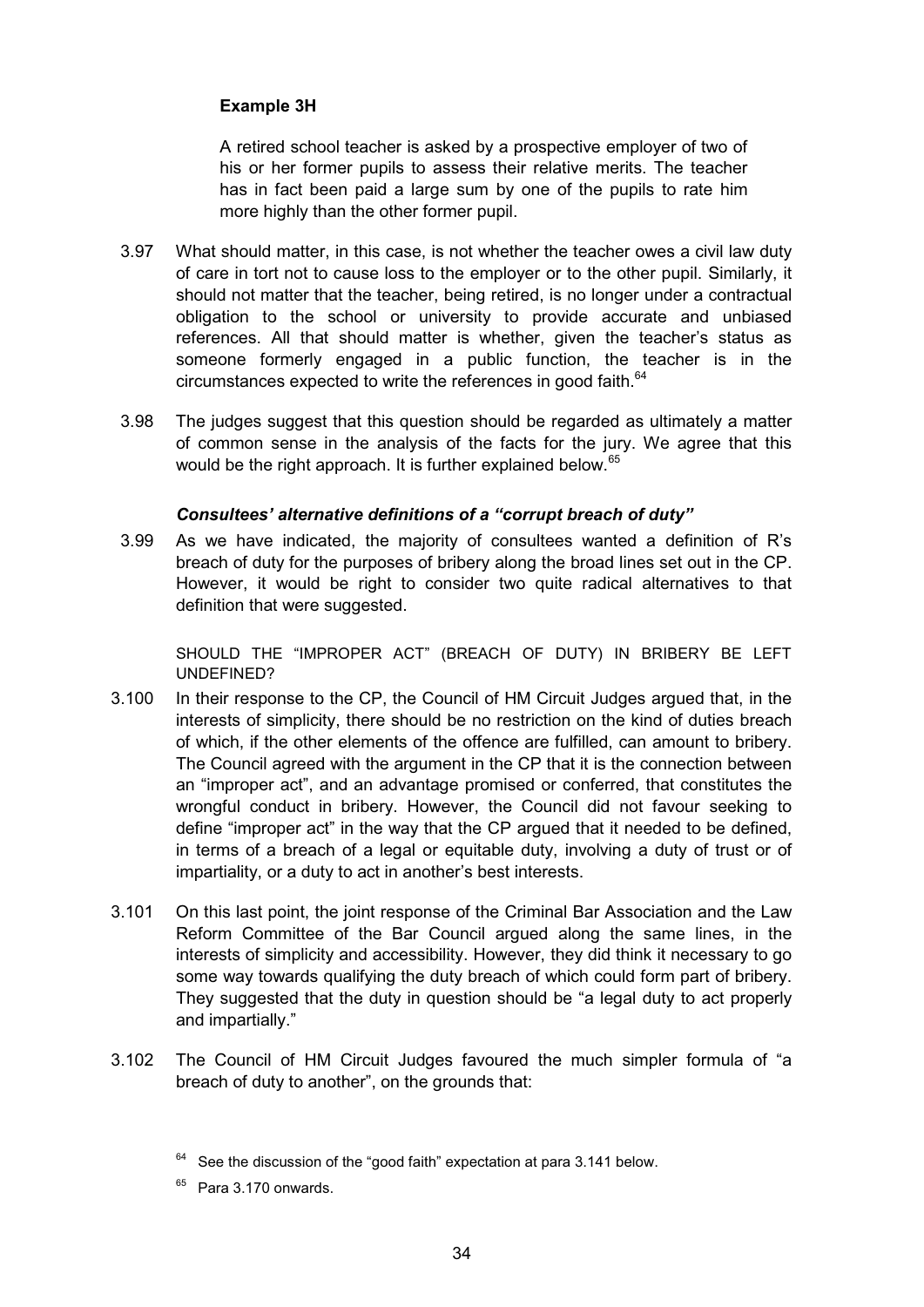**Example 3H**

A retired school teacher is asked by a prospective employer of two of his or her former pupils to assess their relative merits. The teacher has in fact been paid a large sum by one of the pupils to rate him more highly than the other former pupil.

3.97 What should matter, in this case, is not whether the teacher owes a civil law duty of care in tort not to cause loss to the employer or to the other pupil. Similarly, it should not matter that the teacher, being retired, is no longer under a contractual obligation to the school or university to provide accurate and unbiased references. All that should matter is whether, given the teacher's status as someone formerly engaged in a public function, the teacher is in the circumstances expected to write the references in good faith.[64]

3.98 The judges suggest that this question should be regarded as ultimately a matter of common sense in the analysis of the facts for the jury. We agree that this would be the right approach. It is further explained below.[65]

### *Consultees' alternative definitions of a "corrupt breach of duty"*

3.99 As we have indicated, the majority of consultees wanted a definition of R's breach of duty for the purposes of bribery along the broad lines set out in the CP. However, it would be right to consider two quite radical alternatives to that definition that were suggested.

SHOULD THE "IMPROPER ACT" (BREACH OF DUTY) IN BRIBERY BE LEFT UNDEFINED?

3.100 In their response to the CP, the Council of HM Circuit Judges argued that, in the interests of simplicity, there should be no restriction on the kind of duties breach of which, if the other elements of the offence are fulfilled, can amount to bribery. The Council agreed with the argument in the CP that it is the connection between an "improper act", and an advantage promised or conferred, that constitutes the wrongful conduct in bribery. However, the Council did not favour seeking to define "improper act" in the way that the CP argued that it needed to be defined, in terms of a breach of a legal or equitable duty, involving a duty of trust or of impartiality, or a duty to act in another's best interests.

3.101 On this last point, the joint response of the Criminal Bar Association and the Law Reform Committee of the Bar Council argued along the same lines, in the interests of simplicity and accessibility. However, they did think it necessary to go some way towards qualifying the duty breach of which could form part of bribery. They suggested that the duty in question should be "a legal duty to act properly and impartially."

3.102 The Council of HM Circuit Judges favoured the much simpler formula of "a breach of duty to another", on the grounds that:

[64] See the discussion of the "good faith" expectation at para 3.141 below.

[65] Para 3.170 onwards.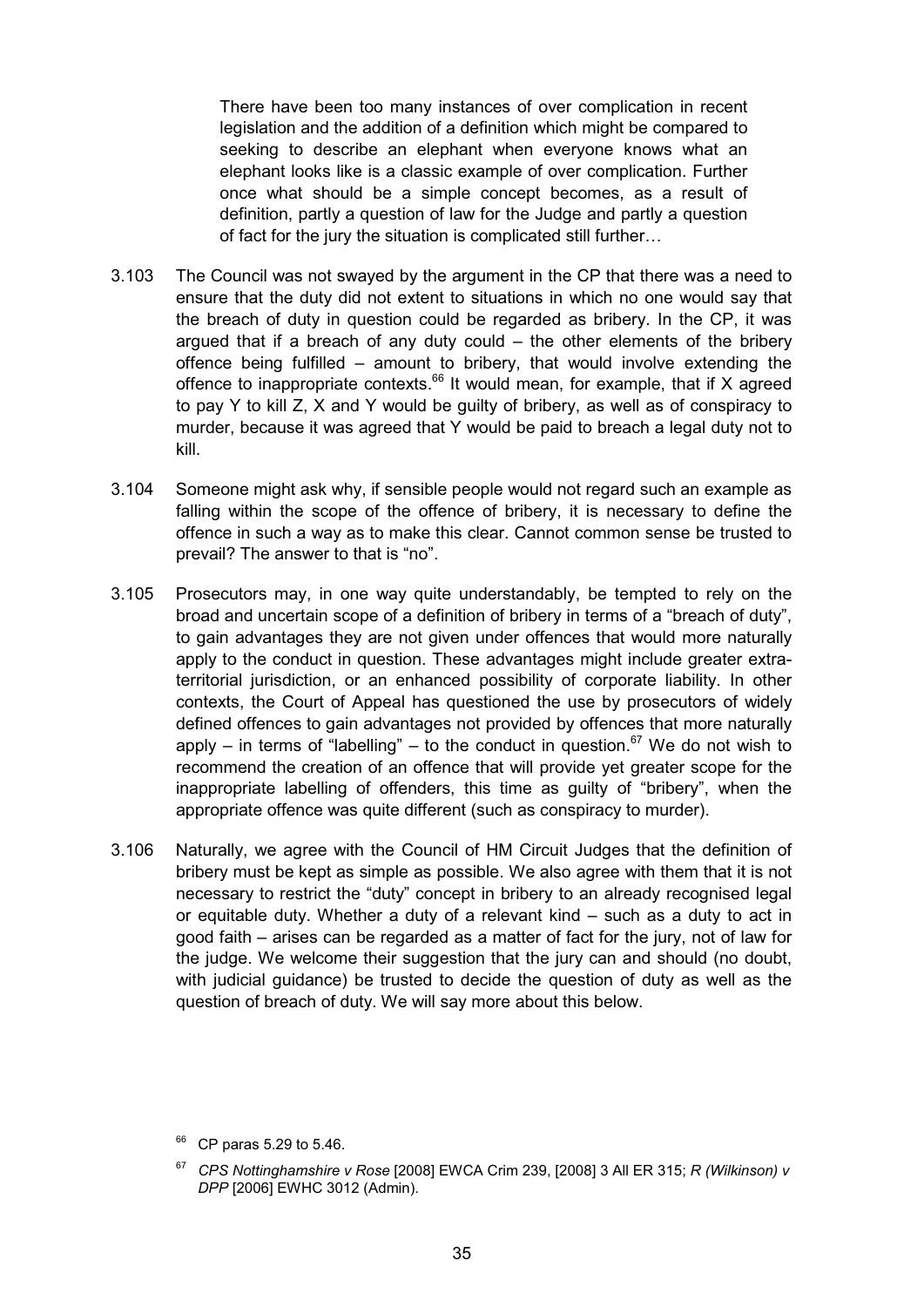> There have been too many instances of over complication in recent legislation and the addition of a definition which might be compared to seeking to describe an elephant when everyone knows what an elephant looks like is a classic example of over complication. Further once what should be a simple concept becomes, as a result of definition, partly a question of law for the Judge and partly a question of fact for the jury the situation is complicated still further…

3.103 The Council was not swayed by the argument in the CP that there was a need to ensure that the duty did not extent to situations in which no one would say that the breach of duty in question could be regarded as bribery. In the CP, it was argued that if a breach of any duty could – the other elements of the bribery offence being fulfilled – amount to bribery, that would involve extending the offence to inappropriate contexts.[66] It would mean, for example, that if X agreed to pay Y to kill Z, X and Y would be guilty of bribery, as well as of conspiracy to murder, because it was agreed that Y would be paid to breach a legal duty not to kill.

3.104 Someone might ask why, if sensible people would not regard such an example as falling within the scope of the offence of bribery, it is necessary to define the offence in such a way as to make this clear. Cannot common sense be trusted to prevail? The answer to that is "no".

3.105 Prosecutors may, in one way quite understandably, be tempted to rely on the broad and uncertain scope of a definition of bribery in terms of a "breach of duty", to gain advantages they are not given under offences that would more naturally apply to the conduct in question. These advantages might include greater extra-territorial jurisdiction, or an enhanced possibility of corporate liability. In other contexts, the Court of Appeal has questioned the use by prosecutors of widely defined offences to gain advantages not provided by offences that more naturally apply – in terms of "labelling" – to the conduct in question.[67] We do not wish to recommend the creation of an offence that will provide yet greater scope for the inappropriate labelling of offenders, this time as guilty of "bribery", when the appropriate offence was quite different (such as conspiracy to murder).

3.106 Naturally, we agree with the Council of HM Circuit Judges that the definition of bribery must be kept as simple as possible. We also agree with them that it is not necessary to restrict the "duty" concept in bribery to an already recognised legal or equitable duty. Whether a duty of a relevant kind – such as a duty to act in good faith – arises can be regarded as a matter of fact for the jury, not of law for the judge. We welcome their suggestion that the jury can and should (no doubt, with judicial guidance) be trusted to decide the question of duty as well as the question of breach of duty. We will say more about this below.

---

[66] CP paras 5.29 to 5.46.

[67] *CPS Nottinghamshire v Rose* [2008] EWCA Crim 239, [2008] 3 All ER 315; *R (Wilkinson) v DPP* [2006] EWHC 3012 (Admin).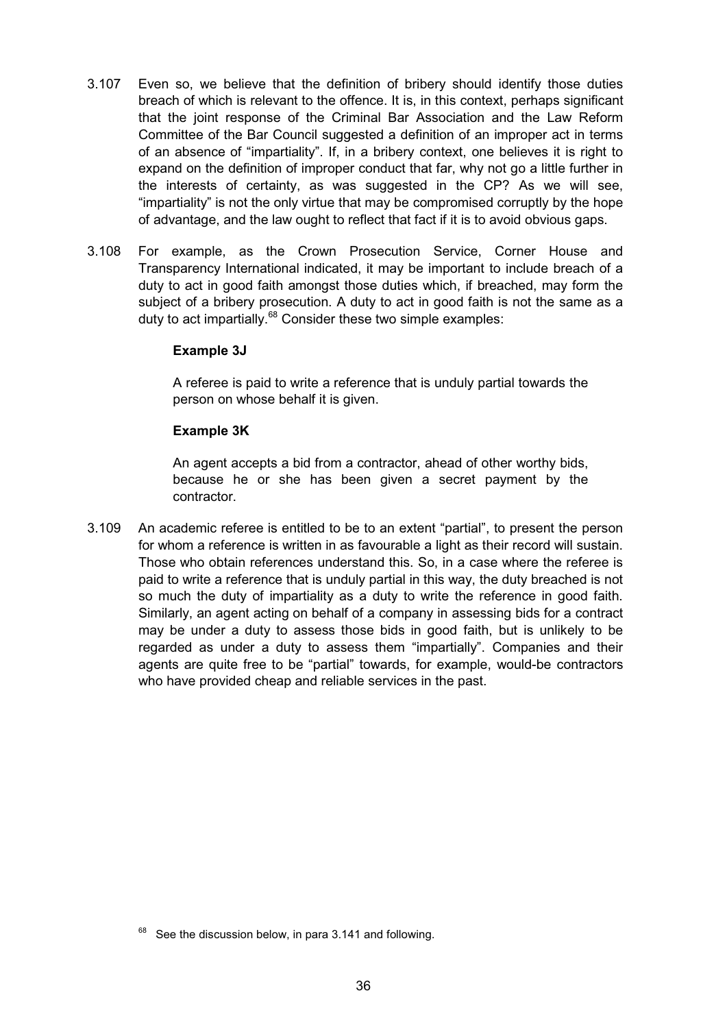3.107 Even so, we believe that the definition of bribery should identify those duties breach of which is relevant to the offence. It is, in this context, perhaps significant that the joint response of the Criminal Bar Association and the Law Reform Committee of the Bar Council suggested a definition of an improper act in terms of an absence of "impartiality". If, in a bribery context, one believes it is right to expand on the definition of improper conduct that far, why not go a little further in the interests of certainty, as was suggested in the CP? As we will see, "impartiality" is not the only virtue that may be compromised corruptly by the hope of advantage, and the law ought to reflect that fact if it is to avoid obvious gaps.

3.108 For example, as the Crown Prosecution Service, Corner House and Transparency International indicated, it may be important to include breach of a duty to act in good faith amongst those duties which, if breached, may form the subject of a bribery prosecution. A duty to act in good faith is not the same as a duty to act impartially.[68] Consider these two simple examples:

**Example 3J**

A referee is paid to write a reference that is unduly partial towards the person on whose behalf it is given.

**Example 3K**

An agent accepts a bid from a contractor, ahead of other worthy bids, because he or she has been given a secret payment by the contractor.

3.109 An academic referee is entitled to be to an extent "partial", to present the person for whom a reference is written in as favourable a light as their record will sustain. Those who obtain references understand this. So, in a case where the referee is paid to write a reference that is unduly partial in this way, the duty breached is not so much the duty of impartiality as a duty to write the reference in good faith. Similarly, an agent acting on behalf of a company in assessing bids for a contract may be under a duty to assess those bids in good faith, but is unlikely to be regarded as under a duty to assess them "impartially". Companies and their agents are quite free to be "partial" towards, for example, would-be contractors who have provided cheap and reliable services in the past.

[68] See the discussion below, in para 3.141 and following.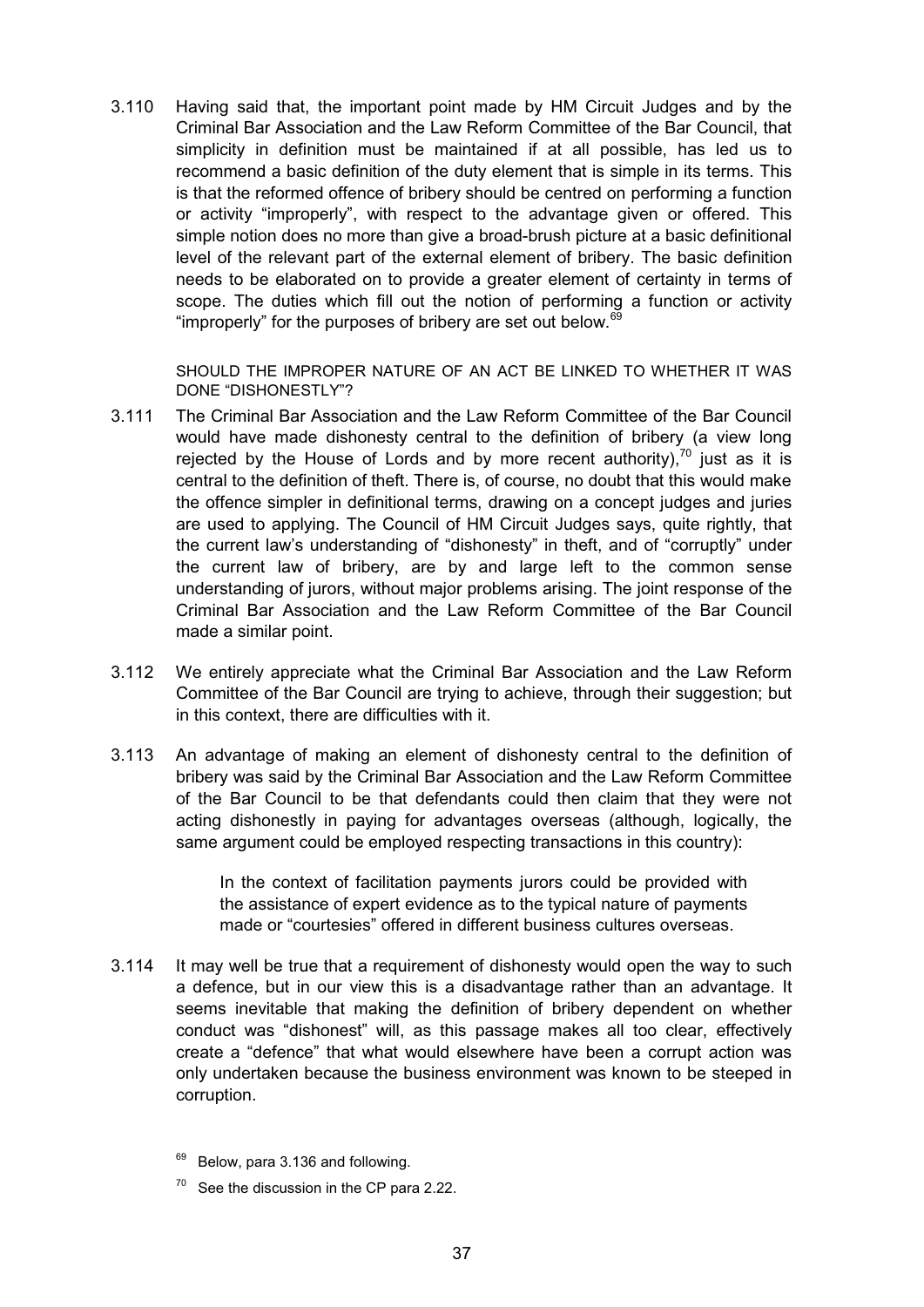3.110 Having said that, the important point made by HM Circuit Judges and by the Criminal Bar Association and the Law Reform Committee of the Bar Council, that simplicity in definition must be maintained if at all possible, has led us to recommend a basic definition of the duty element that is simple in its terms. This is that the reformed offence of bribery should be centred on performing a function or activity "improperly", with respect to the advantage given or offered. This simple notion does no more than give a broad-brush picture at a basic definitional level of the relevant part of the external element of bribery. The basic definition needs to be elaborated on to provide a greater element of certainty in terms of scope. The duties which fill out the notion of performing a function or activity "improperly" for the purposes of bribery are set out below.[69]

### SHOULD THE IMPROPER NATURE OF AN ACT BE LINKED TO WHETHER IT WAS DONE "DISHONESTLY"?

3.111 The Criminal Bar Association and the Law Reform Committee of the Bar Council would have made dishonesty central to the definition of bribery (a view long rejected by the House of Lords and by more recent authority),[70] just as it is central to the definition of theft. There is, of course, no doubt that this would make the offence simpler in definitional terms, drawing on a concept judges and juries are used to applying. The Council of HM Circuit Judges says, quite rightly, that the current law's understanding of "dishonesty" in theft, and of "corruptly" under the current law of bribery, are by and large left to the common sense understanding of jurors, without major problems arising. The joint response of the Criminal Bar Association and the Law Reform Committee of the Bar Council made a similar point.

3.112 We entirely appreciate what the Criminal Bar Association and the Law Reform Committee of the Bar Council are trying to achieve, through their suggestion; but in this context, there are difficulties with it.

3.113 An advantage of making an element of dishonesty central to the definition of bribery was said by the Criminal Bar Association and the Law Reform Committee of the Bar Council to be that defendants could then claim that they were not acting dishonestly in paying for advantages overseas (although, logically, the same argument could be employed respecting transactions in this country):

> In the context of facilitation payments jurors could be provided with the assistance of expert evidence as to the typical nature of payments made or "courtesies" offered in different business cultures overseas.

3.114 It may well be true that a requirement of dishonesty would open the way to such a defence, but in our view this is a disadvantage rather than an advantage. It seems inevitable that making the definition of bribery dependent on whether conduct was "dishonest" will, as this passage makes all too clear, effectively create a "defence" that what would elsewhere have been a corrupt action was only undertaken because the business environment was known to be steeped in corruption.

[69] Below, para 3.136 and following.

[70] See the discussion in the CP para 2.22.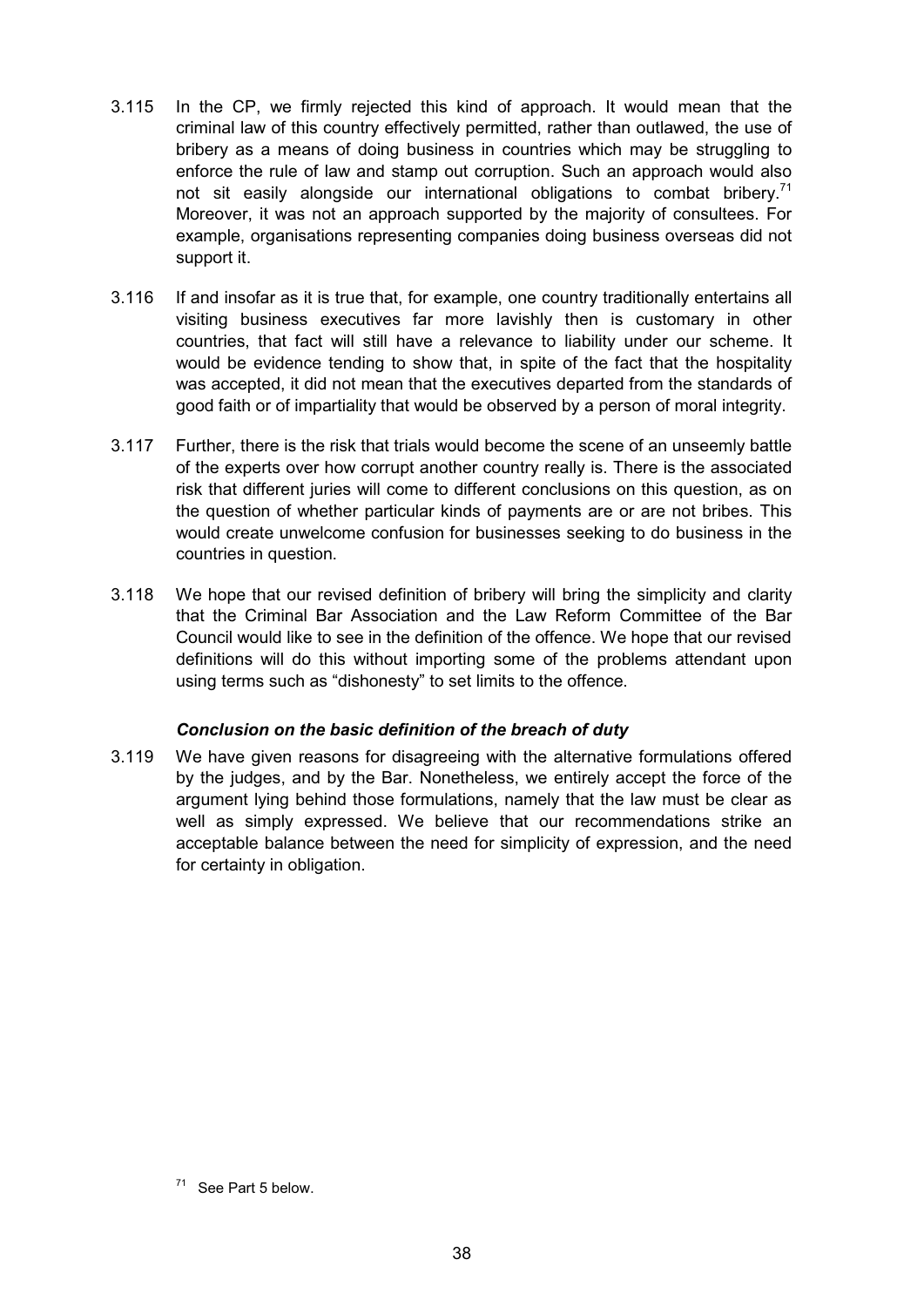3.115 In the CP, we firmly rejected this kind of approach. It would mean that the criminal law of this country effectively permitted, rather than outlawed, the use of bribery as a means of doing business in countries which may be struggling to enforce the rule of law and stamp out corruption. Such an approach would also not sit easily alongside our international obligations to combat bribery.[71] Moreover, it was not an approach supported by the majority of consultees. For example, organisations representing companies doing business overseas did not support it.

3.116 If and insofar as it is true that, for example, one country traditionally entertains all visiting business executives far more lavishly then is customary in other countries, that fact will still have a relevance to liability under our scheme. It would be evidence tending to show that, in spite of the fact that the hospitality was accepted, it did not mean that the executives departed from the standards of good faith or of impartiality that would be observed by a person of moral integrity.

3.117 Further, there is the risk that trials would become the scene of an unseemly battle of the experts over how corrupt another country really is. There is the associated risk that different juries will come to different conclusions on this question, as on the question of whether particular kinds of payments are or are not bribes. This would create unwelcome confusion for businesses seeking to do business in the countries in question.

3.118 We hope that our revised definition of bribery will bring the simplicity and clarity that the Criminal Bar Association and the Law Reform Committee of the Bar Council would like to see in the definition of the offence. We hope that our revised definitions will do this without importing some of the problems attendant upon using terms such as "dishonesty" to set limits to the offence.

### *Conclusion on the basic definition of the breach of duty*

3.119 We have given reasons for disagreeing with the alternative formulations offered by the judges, and by the Bar. Nonetheless, we entirely accept the force of the argument lying behind those formulations, namely that the law must be clear as well as simply expressed. We believe that our recommendations strike an acceptable balance between the need for simplicity of expression, and the need for certainty in obligation.

[71] See Part 5 below.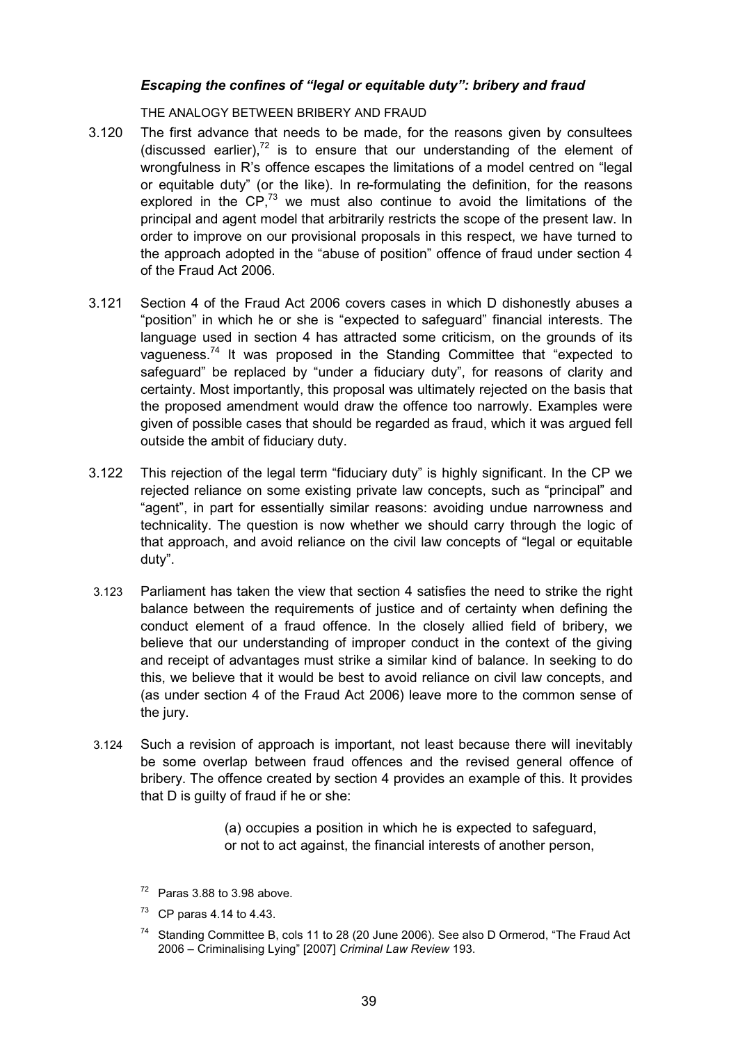### *Escaping the confines of "legal or equitable duty": bribery and fraud*

THE ANALOGY BETWEEN BRIBERY AND FRAUD

3.120 The first advance that needs to be made, for the reasons given by consultees (discussed earlier),[72] is to ensure that our understanding of the element of wrongfulness in R's offence escapes the limitations of a model centred on "legal or equitable duty" (or the like). In re-formulating the definition, for the reasons explored in the CP,[73] we must also continue to avoid the limitations of the principal and agent model that arbitrarily restricts the scope of the present law. In order to improve on our provisional proposals in this respect, we have turned to the approach adopted in the "abuse of position" offence of fraud under section 4 of the Fraud Act 2006.

3.121 Section 4 of the Fraud Act 2006 covers cases in which D dishonestly abuses a "position" in which he or she is "expected to safeguard" financial interests. The language used in section 4 has attracted some criticism, on the grounds of its vagueness.[74] It was proposed in the Standing Committee that "expected to safeguard" be replaced by "under a fiduciary duty", for reasons of clarity and certainty. Most importantly, this proposal was ultimately rejected on the basis that the proposed amendment would draw the offence too narrowly. Examples were given of possible cases that should be regarded as fraud, which it was argued fell outside the ambit of fiduciary duty.

3.122 This rejection of the legal term "fiduciary duty" is highly significant. In the CP we rejected reliance on some existing private law concepts, such as "principal" and "agent", in part for essentially similar reasons: avoiding undue narrowness and technicality. The question is now whether we should carry through the logic of that approach, and avoid reliance on the civil law concepts of "legal or equitable duty".

3.123 Parliament has taken the view that section 4 satisfies the need to strike the right balance between the requirements of justice and of certainty when defining the conduct element of a fraud offence. In the closely allied field of bribery, we believe that our understanding of improper conduct in the context of the giving and receipt of advantages must strike a similar kind of balance. In seeking to do this, we believe that it would be best to avoid reliance on civil law concepts, and (as under section 4 of the Fraud Act 2006) leave more to the common sense of the jury.

3.124 Such a revision of approach is important, not least because there will inevitably be some overlap between fraud offences and the revised general offence of bribery. The offence created by section 4 provides an example of this. It provides that D is guilty of fraud if he or she:

> (a) occupies a position in which he is expected to safeguard, or not to act against, the financial interests of another person,

---

[72] Paras 3.88 to 3.98 above.

[73] CP paras 4.14 to 4.43.

[74] Standing Committee B, cols 11 to 28 (20 June 2006). See also D Ormerod, "The Fraud Act 2006 – Criminalising Lying" [2007] *Criminal Law Review* 193.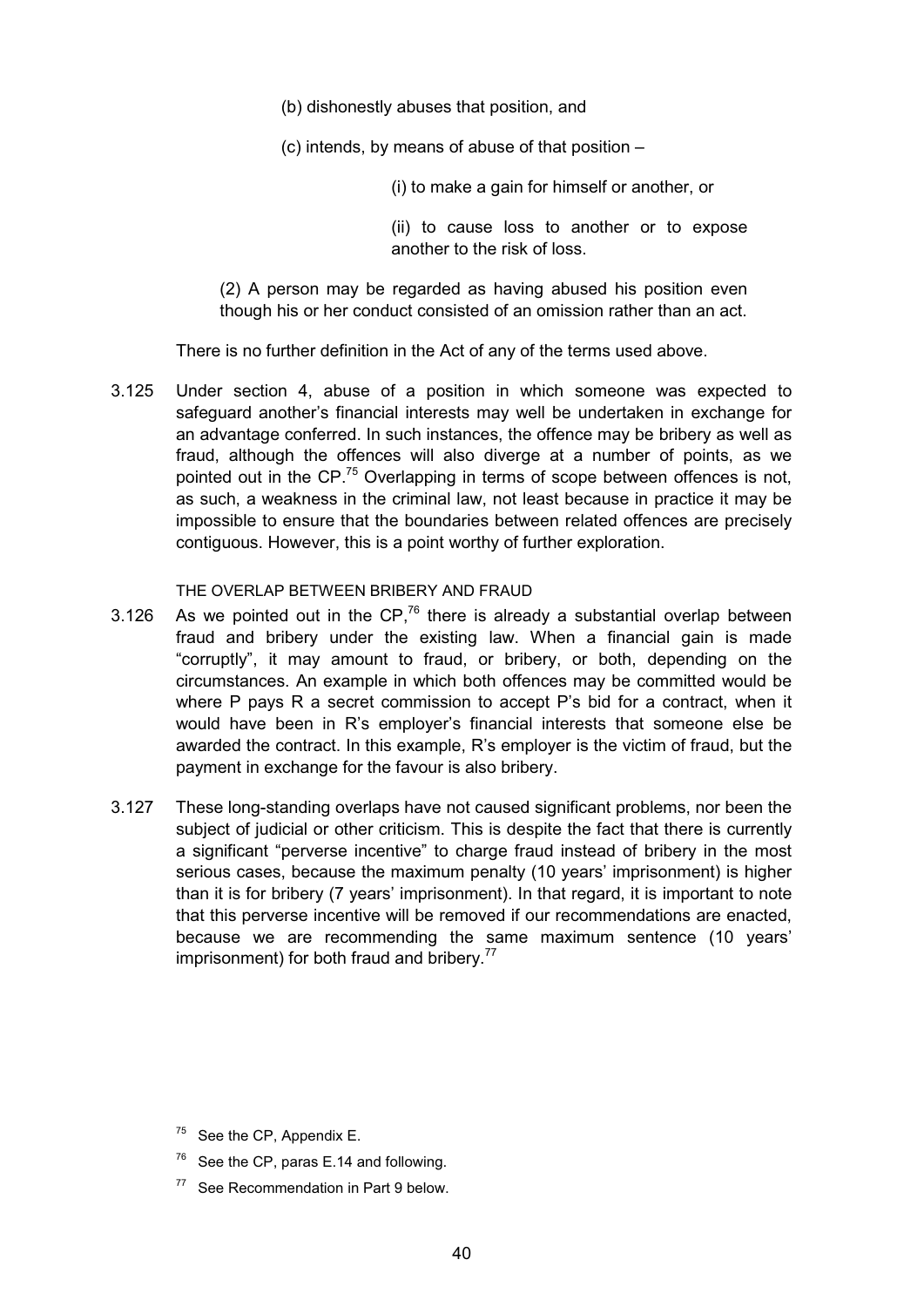(b) dishonestly abuses that position, and

(c) intends, by means of abuse of that position –

(i) to make a gain for himself or another, or

(ii) to cause loss to another or to expose another to the risk of loss.

(2) A person may be regarded as having abused his position even though his or her conduct consisted of an omission rather than an act.

There is no further definition in the Act of any of the terms used above.

3.125 Under section 4, abuse of a position in which someone was expected to safeguard another's financial interests may well be undertaken in exchange for an advantage conferred. In such instances, the offence may be bribery as well as fraud, although the offences will also diverge at a number of points, as we pointed out in the CP.[75] Overlapping in terms of scope between offences is not, as such, a weakness in the criminal law, not least because in practice it may be impossible to ensure that the boundaries between related offences are precisely contiguous. However, this is a point worthy of further exploration.

THE OVERLAP BETWEEN BRIBERY AND FRAUD

3.126 As we pointed out in the CP,[76] there is already a substantial overlap between fraud and bribery under the existing law. When a financial gain is made "corruptly", it may amount to fraud, or bribery, or both, depending on the circumstances. An example in which both offences may be committed would be where P pays R a secret commission to accept P's bid for a contract, when it would have been in R's employer's financial interests that someone else be awarded the contract. In this example, R's employer is the victim of fraud, but the payment in exchange for the favour is also bribery.

3.127 These long-standing overlaps have not caused significant problems, nor been the subject of judicial or other criticism. This is despite the fact that there is currently a significant "perverse incentive" to charge fraud instead of bribery in the most serious cases, because the maximum penalty (10 years' imprisonment) is higher than it is for bribery (7 years' imprisonment). In that regard, it is important to note that this perverse incentive will be removed if our recommendations are enacted, because we are recommending the same maximum sentence (10 years' imprisonment) for both fraud and bribery.[77]

[75] See the CP, Appendix E.

[76] See the CP, paras E.14 and following.

[77] See Recommendation in Part 9 below.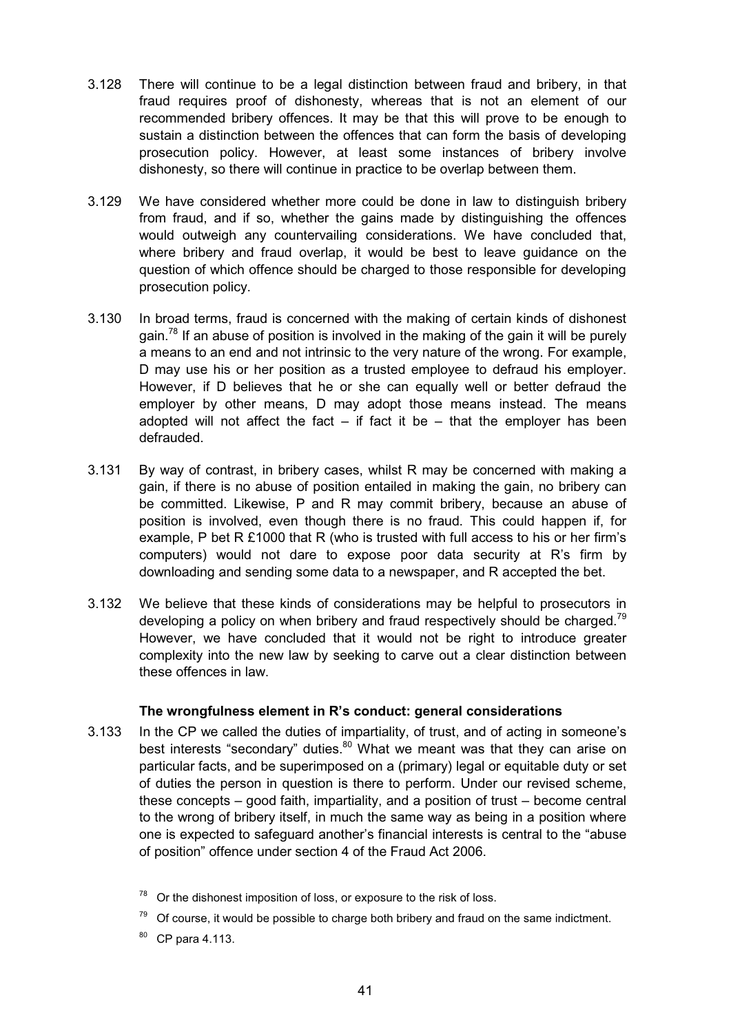3.128 There will continue to be a legal distinction between fraud and bribery, in that fraud requires proof of dishonesty, whereas that is not an element of our recommended bribery offences. It may be that this will prove to be enough to sustain a distinction between the offences that can form the basis of developing prosecution policy. However, at least some instances of bribery involve dishonesty, so there will continue in practice to be overlap between them.

3.129 We have considered whether more could be done in law to distinguish bribery from fraud, and if so, whether the gains made by distinguishing the offences would outweigh any countervailing considerations. We have concluded that, where bribery and fraud overlap, it would be best to leave guidance on the question of which offence should be charged to those responsible for developing prosecution policy.

3.130 In broad terms, fraud is concerned with the making of certain kinds of dishonest gain.[78] If an abuse of position is involved in the making of the gain it will be purely a means to an end and not intrinsic to the very nature of the wrong. For example, D may use his or her position as a trusted employee to defraud his employer. However, if D believes that he or she can equally well or better defraud the employer by other means, D may adopt those means instead. The means adopted will not affect the fact – if fact it be – that the employer has been defrauded.

3.131 By way of contrast, in bribery cases, whilst R may be concerned with making a gain, if there is no abuse of position entailed in making the gain, no bribery can be committed. Likewise, P and R may commit bribery, because an abuse of position is involved, even though there is no fraud. This could happen if, for example, P bet R £1000 that R (who is trusted with full access to his or her firm's computers) would not dare to expose poor data security at R's firm by downloading and sending some data to a newspaper, and R accepted the bet.

3.132 We believe that these kinds of considerations may be helpful to prosecutors in developing a policy on when bribery and fraud respectively should be charged.[79] However, we have concluded that it would not be right to introduce greater complexity into the new law by seeking to carve out a clear distinction between these offences in law.

### The wrongfulness element in R's conduct: general considerations

3.133 In the CP we called the duties of impartiality, of trust, and of acting in someone's best interests "secondary" duties.[80] What we meant was that they can arise on particular facts, and be superimposed on a (primary) legal or equitable duty or set of duties the person in question is there to perform. Under our revised scheme, these concepts – good faith, impartiality, and a position of trust – become central to the wrong of bribery itself, in much the same way as being in a position where one is expected to safeguard another's financial interests is central to the "abuse of position" offence under section 4 of the Fraud Act 2006.

[78] Or the dishonest imposition of loss, or exposure to the risk of loss.

[79] Of course, it would be possible to charge both bribery and fraud on the same indictment.

[80] CP para 4.113.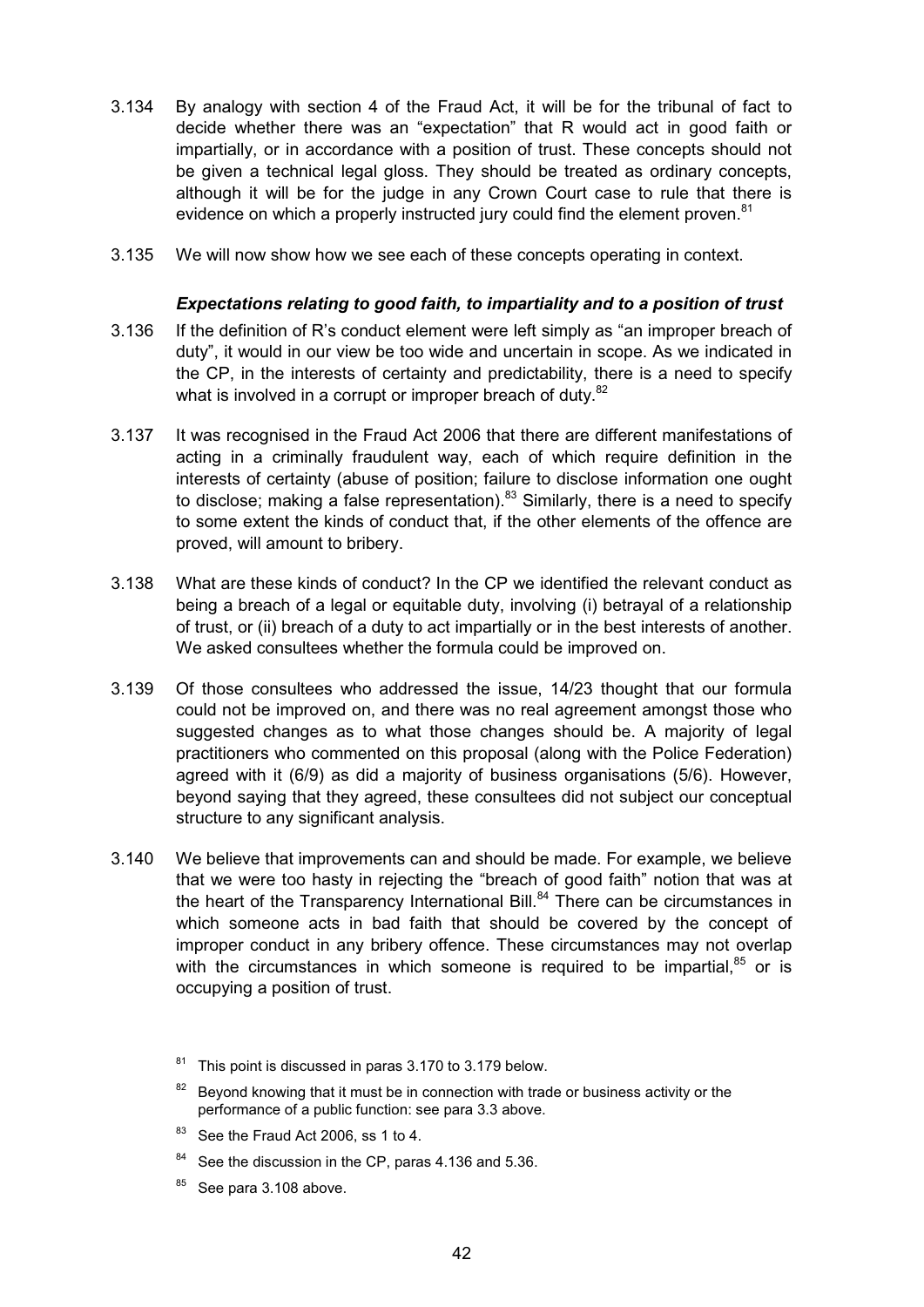3.134 By analogy with section 4 of the Fraud Act, it will be for the tribunal of fact to decide whether there was an "expectation" that R would act in good faith or impartially, or in accordance with a position of trust. These concepts should not be given a technical legal gloss. They should be treated as ordinary concepts, although it will be for the judge in any Crown Court case to rule that there is evidence on which a properly instructed jury could find the element proven.[81]

3.135 We will now show how we see each of these concepts operating in context.

### *Expectations relating to good faith, to impartiality and to a position of trust*

3.136 If the definition of R's conduct element were left simply as "an improper breach of duty", it would in our view be too wide and uncertain in scope. As we indicated in the CP, in the interests of certainty and predictability, there is a need to specify what is involved in a corrupt or improper breach of duty.[82]

3.137 It was recognised in the Fraud Act 2006 that there are different manifestations of acting in a criminally fraudulent way, each of which require definition in the interests of certainty (abuse of position; failure to disclose information one ought to disclose; making a false representation).[83] Similarly, there is a need to specify to some extent the kinds of conduct that, if the other elements of the offence are proved, will amount to bribery.

3.138 What are these kinds of conduct? In the CP we identified the relevant conduct as being a breach of a legal or equitable duty, involving (i) betrayal of a relationship of trust, or (ii) breach of a duty to act impartially or in the best interests of another. We asked consultees whether the formula could be improved on.

3.139 Of those consultees who addressed the issue, 14/23 thought that our formula could not be improved on, and there was no real agreement amongst those who suggested changes as to what those changes should be. A majority of legal practitioners who commented on this proposal (along with the Police Federation) agreed with it (6/9) as did a majority of business organisations (5/6). However, beyond saying that they agreed, these consultees did not subject our conceptual structure to any significant analysis.

3.140 We believe that improvements can and should be made. For example, we believe that we were too hasty in rejecting the "breach of good faith" notion that was at the heart of the Transparency International Bill.[84] There can be circumstances in which someone acts in bad faith that should be covered by the concept of improper conduct in any bribery offence. These circumstances may not overlap with the circumstances in which someone is required to be impartial,[85] or is occupying a position of trust.

[81] This point is discussed in paras 3.170 to 3.179 below.

[82] Beyond knowing that it must be in connection with trade or business activity or the performance of a public function: see para 3.3 above.

[83] See the Fraud Act 2006, ss 1 to 4.

[84] See the discussion in the CP, paras 4.136 and 5.36.

[85] See para 3.108 above.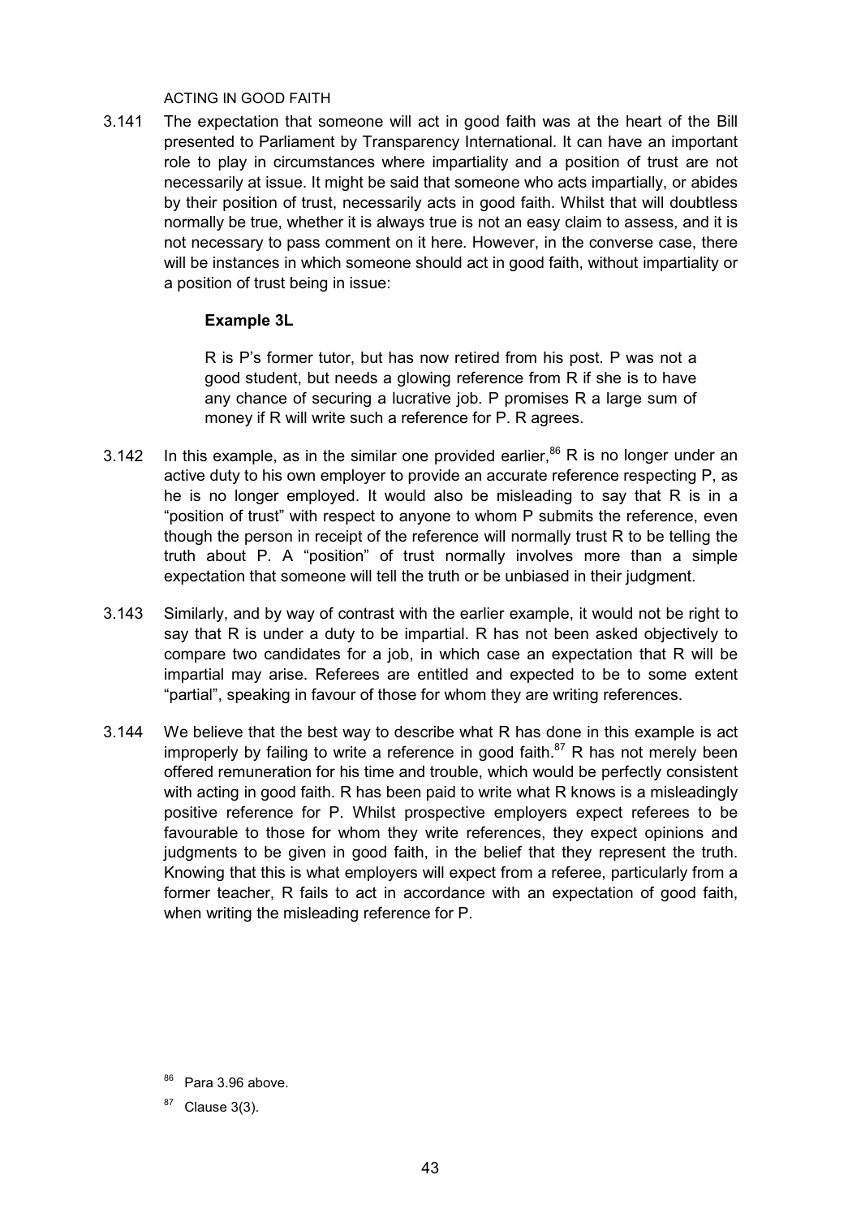ACTING IN GOOD FAITH

3.141 The expectation that someone will act in good faith was at the heart of the Bill presented to Parliament by Transparency International. It can have an important role to play in circumstances where impartiality and a position of trust are not necessarily at issue. It might be said that someone who acts impartially, or abides by their position of trust, necessarily acts in good faith. Whilst that will doubtless normally be true, whether it is always true is not an easy claim to assess, and it is not necessary to pass comment on it here. However, in the converse case, there will be instances in which someone should act in good faith, without impartiality or a position of trust being in issue:

> **Example 3L**
>
> R is P's former tutor, but has now retired from his post. P was not a good student, but needs a glowing reference from R if she is to have any chance of securing a lucrative job. P promises R a large sum of money if R will write such a reference for P. R agrees.

3.142 In this example, as in the similar one provided earlier,[86] R is no longer under an active duty to his own employer to provide an accurate reference respecting P, as he is no longer employed. It would also be misleading to say that R is in a "position of trust" with respect to anyone to whom P submits the reference, even though the person in receipt of the reference will normally trust R to be telling the truth about P. A "position" of trust normally involves more than a simple expectation that someone will tell the truth or be unbiased in their judgment.

3.143 Similarly, and by way of contrast with the earlier example, it would not be right to say that R is under a duty to be impartial. R has not been asked objectively to compare two candidates for a job, in which case an expectation that R will be impartial may arise. Referees are entitled and expected to be to some extent "partial", speaking in favour of those for whom they are writing references.

3.144 We believe that the best way to describe what R has done in this example is act improperly by failing to write a reference in good faith.[87] R has not merely been offered remuneration for his time and trouble, which would be perfectly consistent with acting in good faith. R has been paid to write what R knows is a misleadingly positive reference for P. Whilst prospective employers expect referees to be favourable to those for whom they write references, they expect opinions and judgments to be given in good faith, in the belief that they represent the truth. Knowing that this is what employers will expect from a referee, particularly from a former teacher, R fails to act in accordance with an expectation of good faith, when writing the misleading reference for P.

[86] Para 3.96 above.

[87] Clause 3(3).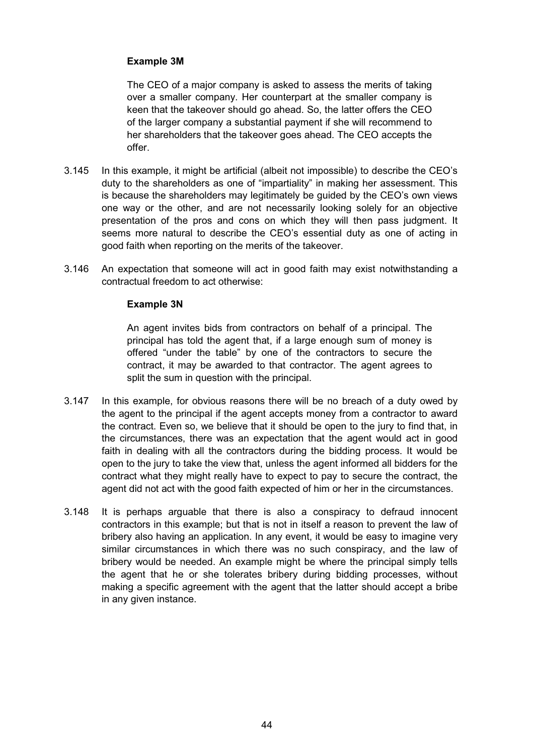#### Example 3M

> The CEO of a major company is asked to assess the merits of taking over a smaller company. Her counterpart at the smaller company is keen that the takeover should go ahead. So, the latter offers the CEO of the larger company a substantial payment if she will recommend to her shareholders that the takeover goes ahead. The CEO accepts the offer.

3.145 In this example, it might be artificial (albeit not impossible) to describe the CEO's duty to the shareholders as one of "impartiality" in making her assessment. This is because the shareholders may legitimately be guided by the CEO's own views one way or the other, and are not necessarily looking solely for an objective presentation of the pros and cons on which they will then pass judgment. It seems more natural to describe the CEO's essential duty as one of acting in good faith when reporting on the merits of the takeover.

3.146 An expectation that someone will act in good faith may exist notwithstanding a contractual freedom to act otherwise:

#### Example 3N

> An agent invites bids from contractors on behalf of a principal. The principal has told the agent that, if a large enough sum of money is offered "under the table" by one of the contractors to secure the contract, it may be awarded to that contractor. The agent agrees to split the sum in question with the principal.

3.147 In this example, for obvious reasons there will be no breach of a duty owed by the agent to the principal if the agent accepts money from a contractor to award the contract. Even so, we believe that it should be open to the jury to find that, in the circumstances, there was an expectation that the agent would act in good faith in dealing with all the contractors during the bidding process. It would be open to the jury to take the view that, unless the agent informed all bidders for the contract what they might really have to expect to pay to secure the contract, the agent did not act with the good faith expected of him or her in the circumstances.

3.148 It is perhaps arguable that there is also a conspiracy to defraud innocent contractors in this example; but that is not in itself a reason to prevent the law of bribery also having an application. In any event, it would be easy to imagine very similar circumstances in which there was no such conspiracy, and the law of bribery would be needed. An example might be where the principal simply tells the agent that he or she tolerates bribery during bidding processes, without making a specific agreement with the agent that the latter should accept a bribe in any given instance.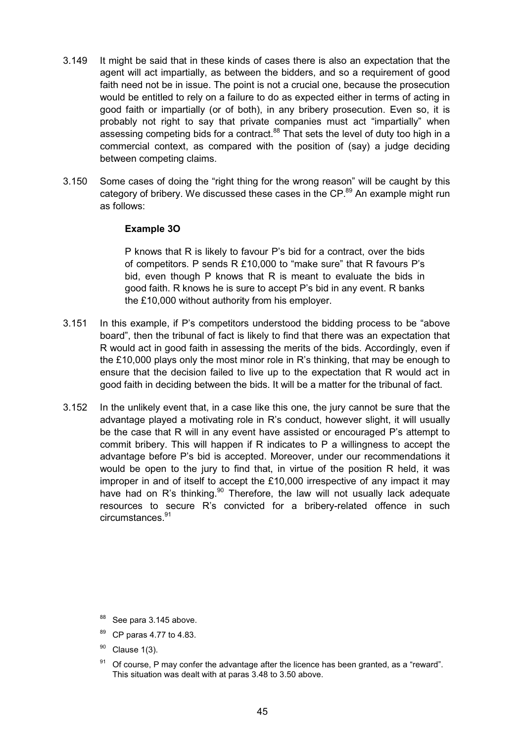3.149 It might be said that in these kinds of cases there is also an expectation that the agent will act impartially, as between the bidders, and so a requirement of good faith need not be in issue. The point is not a crucial one, because the prosecution would be entitled to rely on a failure to do as expected either in terms of acting in good faith or impartially (or of both), in any bribery prosecution. Even so, it is probably not right to say that private companies must act "impartially" when assessing competing bids for a contract.[88] That sets the level of duty too high in a commercial context, as compared with the position of (say) a judge deciding between competing claims.

3.150 Some cases of doing the "right thing for the wrong reason" will be caught by this category of bribery. We discussed these cases in the CP.[89] An example might run as follows:

> **Example 3O**
>
> P knows that R is likely to favour P's bid for a contract, over the bids of competitors. P sends R £10,000 to "make sure" that R favours P's bid, even though P knows that R is meant to evaluate the bids in good faith. R knows he is sure to accept P's bid in any event. R banks the £10,000 without authority from his employer.

3.151 In this example, if P's competitors understood the bidding process to be "above board", then the tribunal of fact is likely to find that there was an expectation that R would act in good faith in assessing the merits of the bids. Accordingly, even if the £10,000 plays only the most minor role in R's thinking, that may be enough to ensure that the decision failed to live up to the expectation that R would act in good faith in deciding between the bids. It will be a matter for the tribunal of fact.

3.152 In the unlikely event that, in a case like this one, the jury cannot be sure that the advantage played a motivating role in R's conduct, however slight, it will usually be the case that R will in any event have assisted or encouraged P's attempt to commit bribery. This will happen if R indicates to P a willingness to accept the advantage before P's bid is accepted. Moreover, under our recommendations it would be open to the jury to find that, in virtue of the position R held, it was improper in and of itself to accept the £10,000 irrespective of any impact it may have had on R's thinking.[90] Therefore, the law will not usually lack adequate resources to secure R's convicted for a bribery-related offence in such circumstances.[91]

---

[88] See para 3.145 above.

[89] CP paras 4.77 to 4.83.

[90] Clause 1(3).

[91] Of course, P may confer the advantage after the licence has been granted, as a "reward". This situation was dealt with at paras 3.48 to 3.50 above.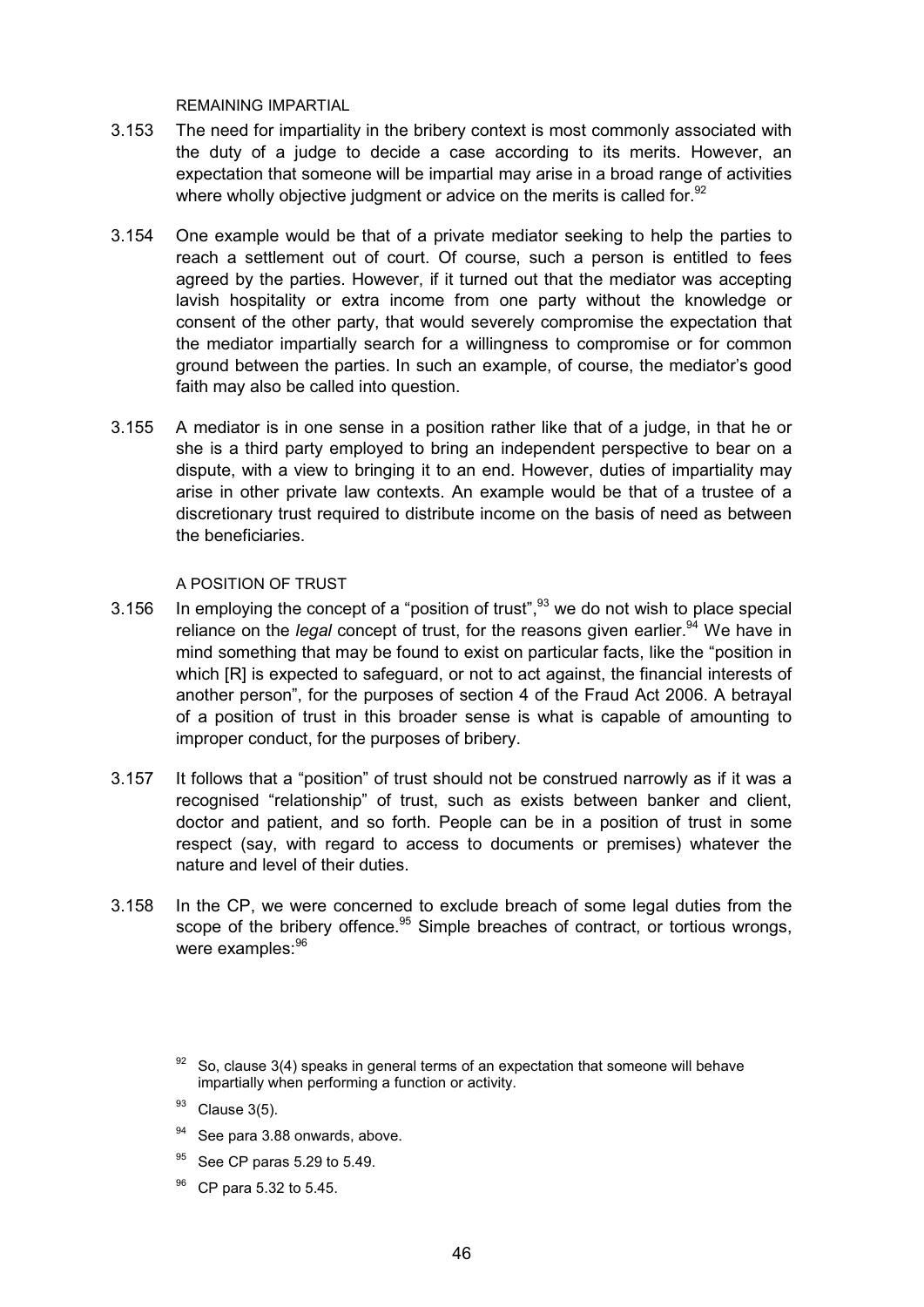### REMAINING IMPARTIAL

3.153 The need for impartiality in the bribery context is most commonly associated with the duty of a judge to decide a case according to its merits. However, an expectation that someone will be impartial may arise in a broad range of activities where wholly objective judgment or advice on the merits is called for.[92]

3.154 One example would be that of a private mediator seeking to help the parties to reach a settlement out of court. Of course, such a person is entitled to fees agreed by the parties. However, if it turned out that the mediator was accepting lavish hospitality or extra income from one party without the knowledge or consent of the other party, that would severely compromise the expectation that the mediator impartially search for a willingness to compromise or for common ground between the parties. In such an example, of course, the mediator's good faith may also be called into question.

3.155 A mediator is in one sense in a position rather like that of a judge, in that he or she is a third party employed to bring an independent perspective to bear on a dispute, with a view to bringing it to an end. However, duties of impartiality may arise in other private law contexts. An example would be that of a trustee of a discretionary trust required to distribute income on the basis of need as between the beneficiaries.

### A POSITION OF TRUST

3.156 In employing the concept of a "position of trust",[93] we do not wish to place special reliance on the *legal* concept of trust, for the reasons given earlier.[94] We have in mind something that may be found to exist on particular facts, like the "position in which [R] is expected to safeguard, or not to act against, the financial interests of another person", for the purposes of section 4 of the Fraud Act 2006. A betrayal of a position of trust in this broader sense is what is capable of amounting to improper conduct, for the purposes of bribery.

3.157 It follows that a "position" of trust should not be construed narrowly as if it was a recognised "relationship" of trust, such as exists between banker and client, doctor and patient, and so forth. People can be in a position of trust in some respect (say, with regard to access to documents or premises) whatever the nature and level of their duties.

3.158 In the CP, we were concerned to exclude breach of some legal duties from the scope of the bribery offence.[95] Simple breaches of contract, or tortious wrongs, were examples:[96]

---

[92] So, clause 3(4) speaks in general terms of an expectation that someone will behave impartially when performing a function or activity.

[93] Clause 3(5).

[94] See para 3.88 onwards, above.

[95] See CP paras 5.29 to 5.49.

[96] CP para 5.32 to 5.45.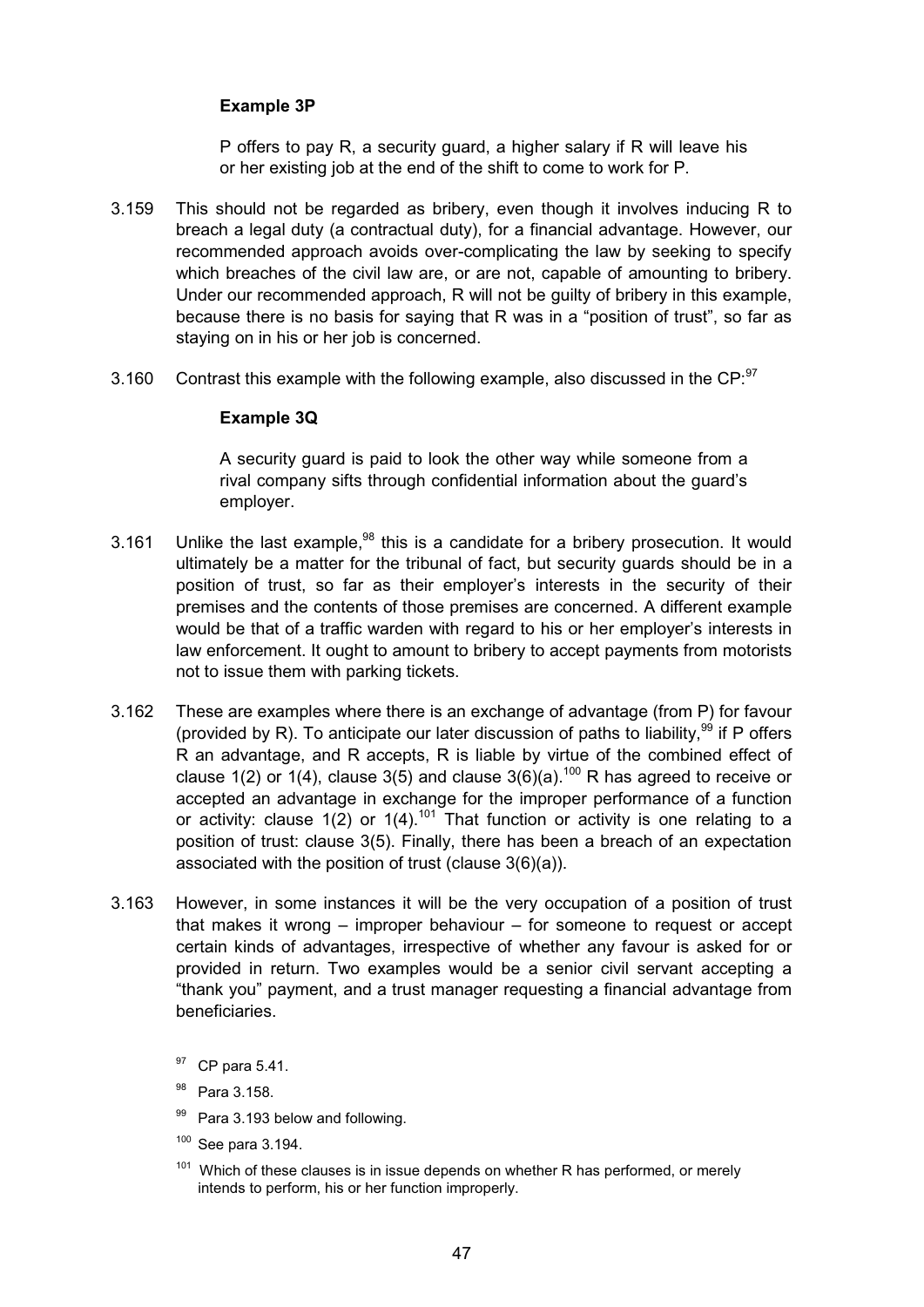**Example 3P**

> P offers to pay R, a security guard, a higher salary if R will leave his or her existing job at the end of the shift to come to work for P.

3.159 This should not be regarded as bribery, even though it involves inducing R to breach a legal duty (a contractual duty), for a financial advantage. However, our recommended approach avoids over-complicating the law by seeking to specify which breaches of the civil law are, or are not, capable of amounting to bribery. Under our recommended approach, R will not be guilty of bribery in this example, because there is no basis for saying that R was in a "position of trust", so far as staying on in his or her job is concerned.

3.160 Contrast this example with the following example, also discussed in the CP:[97]

**Example 3Q**

> A security guard is paid to look the other way while someone from a rival company sifts through confidential information about the guard's employer.

3.161 Unlike the last example,[98] this is a candidate for a bribery prosecution. It would ultimately be a matter for the tribunal of fact, but security guards should be in a position of trust, so far as their employer's interests in the security of their premises and the contents of those premises are concerned. A different example would be that of a traffic warden with regard to his or her employer's interests in law enforcement. It ought to amount to bribery to accept payments from motorists not to issue them with parking tickets.

3.162 These are examples where there is an exchange of advantage (from P) for favour (provided by R). To anticipate our later discussion of paths to liability,[99] if P offers R an advantage, and R accepts, R is liable by virtue of the combined effect of clause 1(2) or 1(4), clause 3(5) and clause 3(6)(a).[100] R has agreed to receive or accepted an advantage in exchange for the improper performance of a function or activity: clause 1(2) or 1(4).[101] That function or activity is one relating to a position of trust: clause 3(5). Finally, there has been a breach of an expectation associated with the position of trust (clause 3(6)(a)).

3.163 However, in some instances it will be the very occupation of a position of trust that makes it wrong – improper behaviour – for someone to request or accept certain kinds of advantages, irrespective of whether any favour is asked for or provided in return. Two examples would be a senior civil servant accepting a "thank you" payment, and a trust manager requesting a financial advantage from beneficiaries.

---

[97] CP para 5.41.

[98] Para 3.158.

[99] Para 3.193 below and following.

[100] See para 3.194.

[101] Which of these clauses is in issue depends on whether R has performed, or merely intends to perform, his or her function improperly.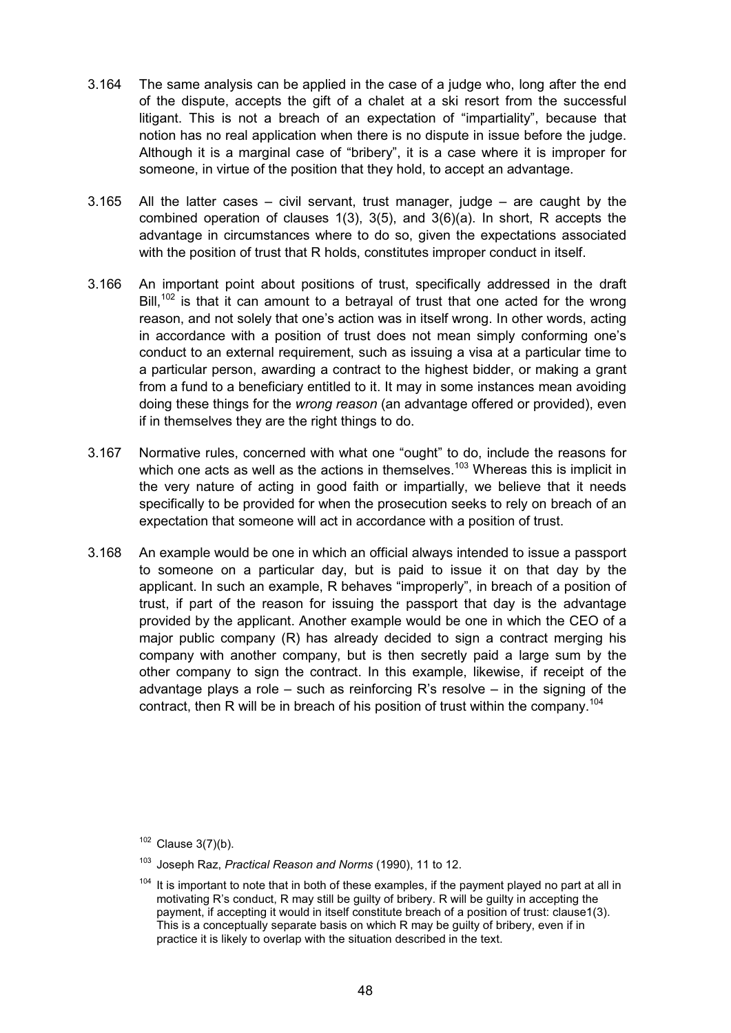3.164 The same analysis can be applied in the case of a judge who, long after the end of the dispute, accepts the gift of a chalet at a ski resort from the successful litigant. This is not a breach of an expectation of "impartiality", because that notion has no real application when there is no dispute in issue before the judge. Although it is a marginal case of "bribery", it is a case where it is improper for someone, in virtue of the position that they hold, to accept an advantage.

3.165 All the latter cases – civil servant, trust manager, judge – are caught by the combined operation of clauses 1(3), 3(5), and 3(6)(a). In short, R accepts the advantage in circumstances where to do so, given the expectations associated with the position of trust that R holds, constitutes improper conduct in itself.

3.166 An important point about positions of trust, specifically addressed in the draft Bill,[102] is that it can amount to a betrayal of trust that one acted for the wrong reason, and not solely that one's action was in itself wrong. In other words, acting in accordance with a position of trust does not mean simply conforming one's conduct to an external requirement, such as issuing a visa at a particular time to a particular person, awarding a contract to the highest bidder, or making a grant from a fund to a beneficiary entitled to it. It may in some instances mean avoiding doing these things for the *wrong reason* (an advantage offered or provided), even if in themselves they are the right things to do.

3.167 Normative rules, concerned with what one "ought" to do, include the reasons for which one acts as well as the actions in themselves.[103] Whereas this is implicit in the very nature of acting in good faith or impartially, we believe that it needs specifically to be provided for when the prosecution seeks to rely on breach of an expectation that someone will act in accordance with a position of trust.

3.168 An example would be one in which an official always intended to issue a passport to someone on a particular day, but is paid to issue it on that day by the applicant. In such an example, R behaves "improperly", in breach of a position of trust, if part of the reason for issuing the passport that day is the advantage provided by the applicant. Another example would be one in which the CEO of a major public company (R) has already decided to sign a contract merging his company with another company, but is then secretly paid a large sum by the other company to sign the contract. In this example, likewise, if receipt of the advantage plays a role – such as reinforcing R's resolve – in the signing of the contract, then R will be in breach of his position of trust within the company.[104]

[102] Clause 3(7)(b).

[103] Joseph Raz, *Practical Reason and Norms* (1990), 11 to 12.

[104] It is important to note that in both of these examples, if the payment played no part at all in motivating R's conduct, R may still be guilty of bribery. R will be guilty in accepting the payment, if accepting it would in itself constitute breach of a position of trust: clause1(3). This is a conceptually separate basis on which R may be guilty of bribery, even if in practice it is likely to overlap with the situation described in the text.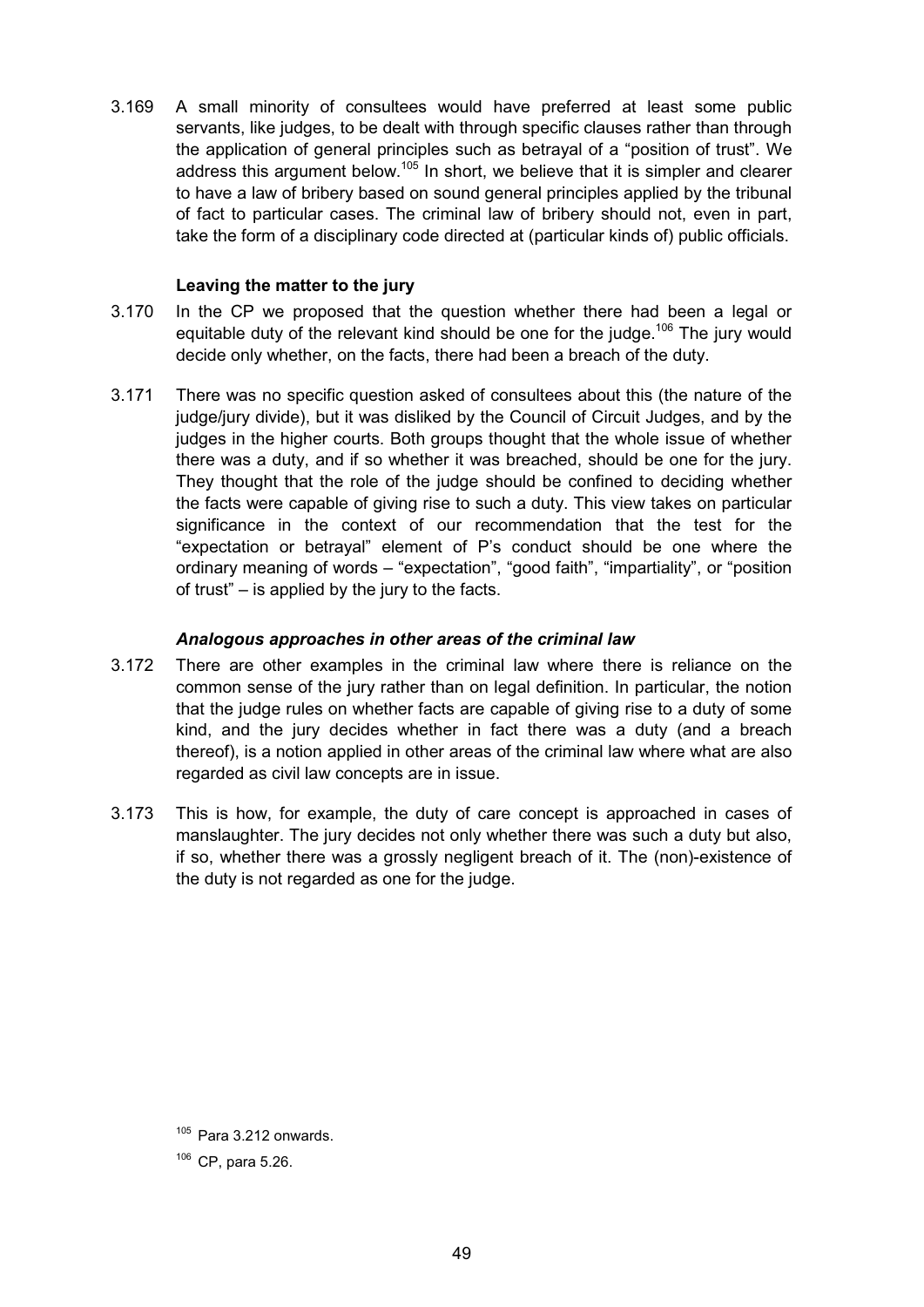3.169 A small minority of consultees would have preferred at least some public servants, like judges, to be dealt with through specific clauses rather than through the application of general principles such as betrayal of a "position of trust". We address this argument below.[105] In short, we believe that it is simpler and clearer to have a law of bribery based on sound general principles applied by the tribunal of fact to particular cases. The criminal law of bribery should not, even in part, take the form of a disciplinary code directed at (particular kinds of) public officials.

### Leaving the matter to the jury

3.170 In the CP we proposed that the question whether there had been a legal or equitable duty of the relevant kind should be one for the judge.[106] The jury would decide only whether, on the facts, there had been a breach of the duty.

3.171 There was no specific question asked of consultees about this (the nature of the judge/jury divide), but it was disliked by the Council of Circuit Judges, and by the judges in the higher courts. Both groups thought that the whole issue of whether there was a duty, and if so whether it was breached, should be one for the jury. They thought that the role of the judge should be confined to deciding whether the facts were capable of giving rise to such a duty. This view takes on particular significance in the context of our recommendation that the test for the "expectation or betrayal" element of P's conduct should be one where the ordinary meaning of words – "expectation", "good faith", "impartiality", or "position of trust" – is applied by the jury to the facts.

#### *Analogous approaches in other areas of the criminal law*

3.172 There are other examples in the criminal law where there is reliance on the common sense of the jury rather than on legal definition. In particular, the notion that the judge rules on whether facts are capable of giving rise to a duty of some kind, and the jury decides whether in fact there was a duty (and a breach thereof), is a notion applied in other areas of the criminal law where what are also regarded as civil law concepts are in issue.

3.173 This is how, for example, the duty of care concept is approached in cases of manslaughter. The jury decides not only whether there was such a duty but also, if so, whether there was a grossly negligent breach of it. The (non)-existence of the duty is not regarded as one for the judge.

[105] Para 3.212 onwards.

[106] CP, para 5.26.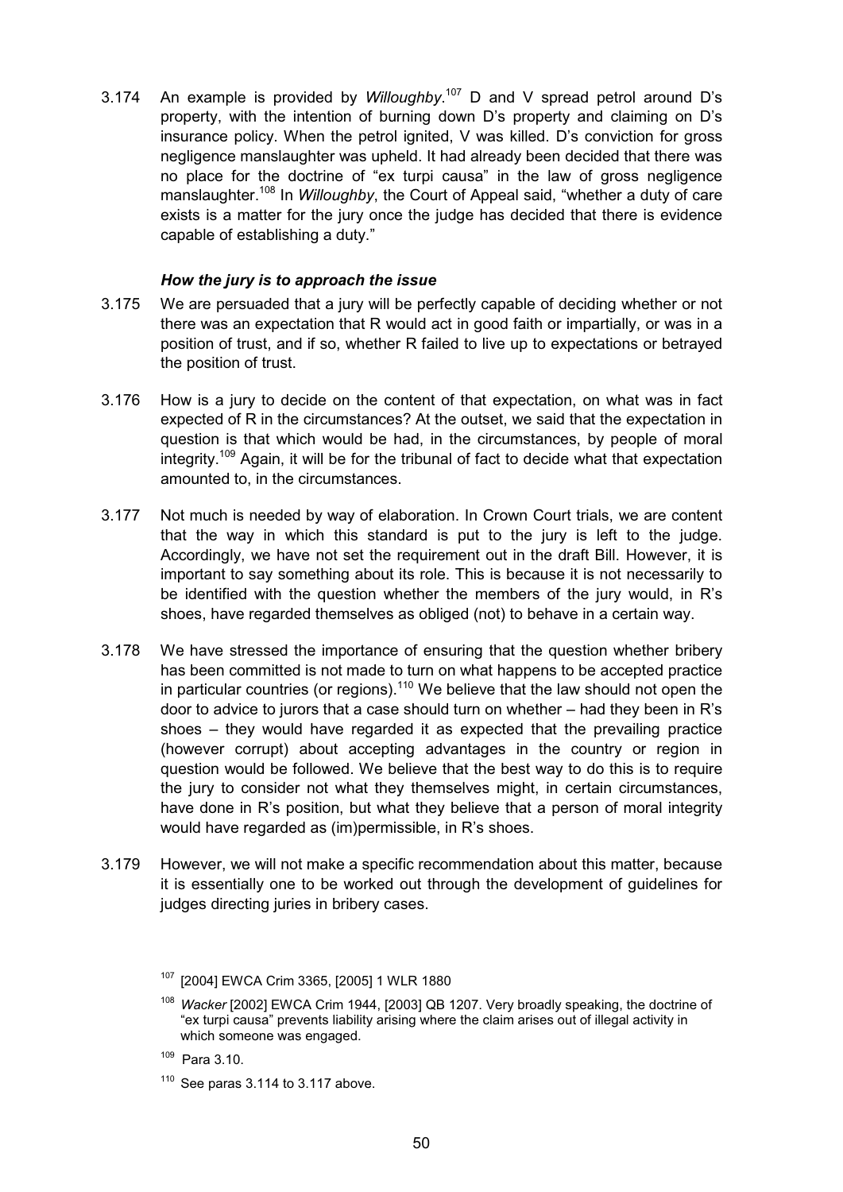3.174 An example is provided by *Willoughby*.[107] D and V spread petrol around D's property, with the intention of burning down D's property and claiming on D's insurance policy. When the petrol ignited, V was killed. D's conviction for gross negligence manslaughter was upheld. It had already been decided that there was no place for the doctrine of "ex turpi causa" in the law of gross negligence manslaughter.[108] In *Willoughby*, the Court of Appeal said, "whether a duty of care exists is a matter for the jury once the judge has decided that there is evidence capable of establishing a duty."

### *How the jury is to approach the issue*

3.175 We are persuaded that a jury will be perfectly capable of deciding whether or not there was an expectation that R would act in good faith or impartially, or was in a position of trust, and if so, whether R failed to live up to expectations or betrayed the position of trust.

3.176 How is a jury to decide on the content of that expectation, on what was in fact expected of R in the circumstances? At the outset, we said that the expectation in question is that which would be had, in the circumstances, by people of moral integrity.[109] Again, it will be for the tribunal of fact to decide what that expectation amounted to, in the circumstances.

3.177 Not much is needed by way of elaboration. In Crown Court trials, we are content that the way in which this standard is put to the jury is left to the judge. Accordingly, we have not set the requirement out in the draft Bill. However, it is important to say something about its role. This is because it is not necessarily to be identified with the question whether the members of the jury would, in R's shoes, have regarded themselves as obliged (not) to behave in a certain way.

3.178 We have stressed the importance of ensuring that the question whether bribery has been committed is not made to turn on what happens to be accepted practice in particular countries (or regions).[110] We believe that the law should not open the door to advice to jurors that a case should turn on whether – had they been in R's shoes – they would have regarded it as expected that the prevailing practice (however corrupt) about accepting advantages in the country or region in question would be followed. We believe that the best way to do this is to require the jury to consider not what they themselves might, in certain circumstances, have done in R's position, but what they believe that a person of moral integrity would have regarded as (im)permissible, in R's shoes.

3.179 However, we will not make a specific recommendation about this matter, because it is essentially one to be worked out through the development of guidelines for judges directing juries in bribery cases.

---

[107] [2004] EWCA Crim 3365, [2005] 1 WLR 1880

[108] *Wacker* [2002] EWCA Crim 1944, [2003] QB 1207. Very broadly speaking, the doctrine of "ex turpi causa" prevents liability arising where the claim arises out of illegal activity in which someone was engaged.

[109] Para 3.10.

[110] See paras 3.114 to 3.117 above.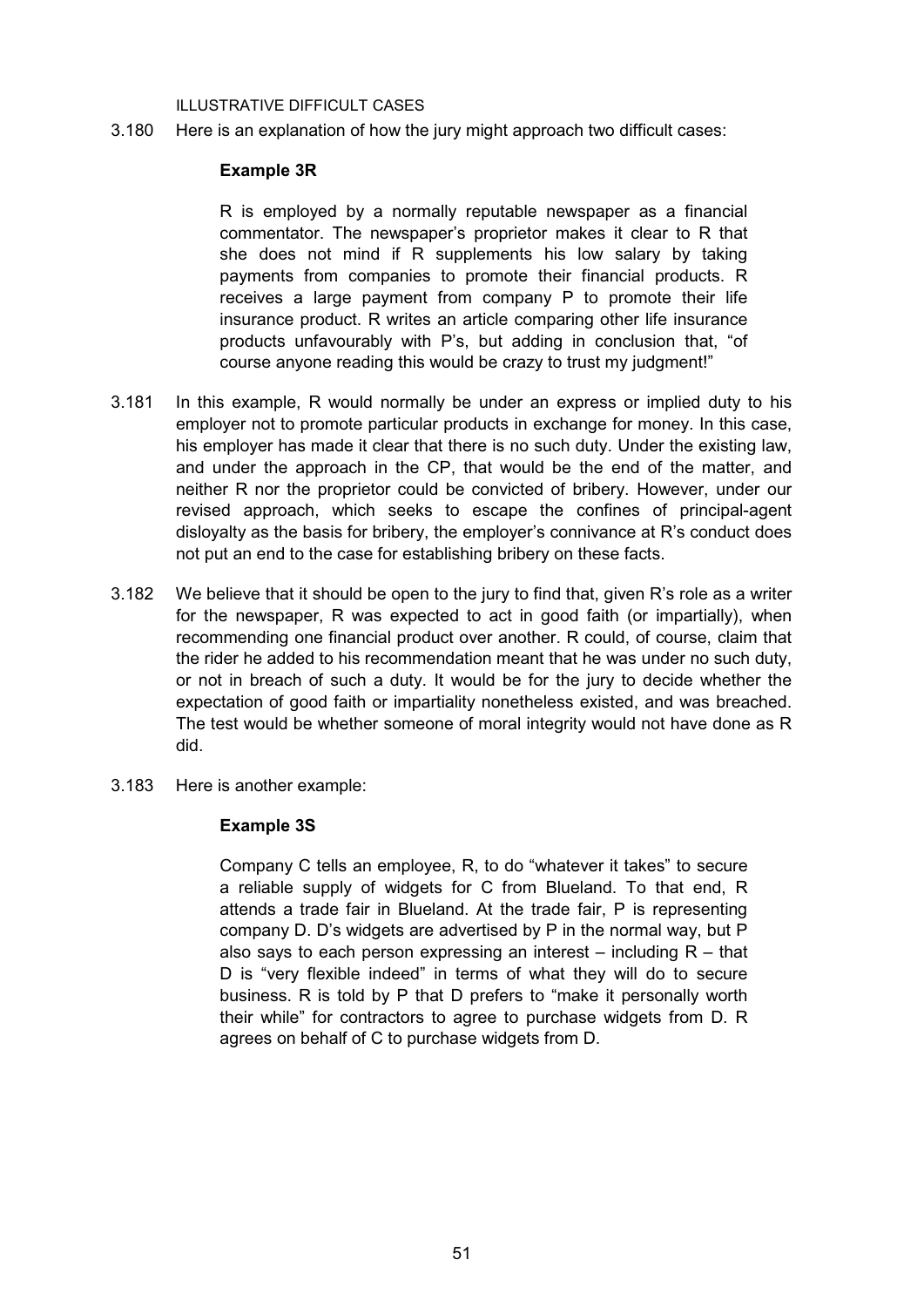ILLUSTRATIVE DIFFICULT CASES

3.180 Here is an explanation of how the jury might approach two difficult cases:

**Example 3R**

> R is employed by a normally reputable newspaper as a financial commentator. The newspaper's proprietor makes it clear to R that she does not mind if R supplements his low salary by taking payments from companies to promote their financial products. R receives a large payment from company P to promote their life insurance product. R writes an article comparing other life insurance products unfavourably with P's, but adding in conclusion that, "of course anyone reading this would be crazy to trust my judgment!"

3.181 In this example, R would normally be under an express or implied duty to his employer not to promote particular products in exchange for money. In this case, his employer has made it clear that there is no such duty. Under the existing law, and under the approach in the CP, that would be the end of the matter, and neither R nor the proprietor could be convicted of bribery. However, under our revised approach, which seeks to escape the confines of principal-agent disloyalty as the basis for bribery, the employer's connivance at R's conduct does not put an end to the case for establishing bribery on these facts.

3.182 We believe that it should be open to the jury to find that, given R's role as a writer for the newspaper, R was expected to act in good faith (or impartially), when recommending one financial product over another. R could, of course, claim that the rider he added to his recommendation meant that he was under no such duty, or not in breach of such a duty. It would be for the jury to decide whether the expectation of good faith or impartiality nonetheless existed, and was breached. The test would be whether someone of moral integrity would not have done as R did.

3.183 Here is another example:

**Example 3S**

> Company C tells an employee, R, to do "whatever it takes" to secure a reliable supply of widgets for C from Blueland. To that end, R attends a trade fair in Blueland. At the trade fair, P is representing company D. D's widgets are advertised by P in the normal way, but P also says to each person expressing an interest – including R – that D is "very flexible indeed" in terms of what they will do to secure business. R is told by P that D prefers to "make it personally worth their while" for contractors to agree to purchase widgets from D. R agrees on behalf of C to purchase widgets from D.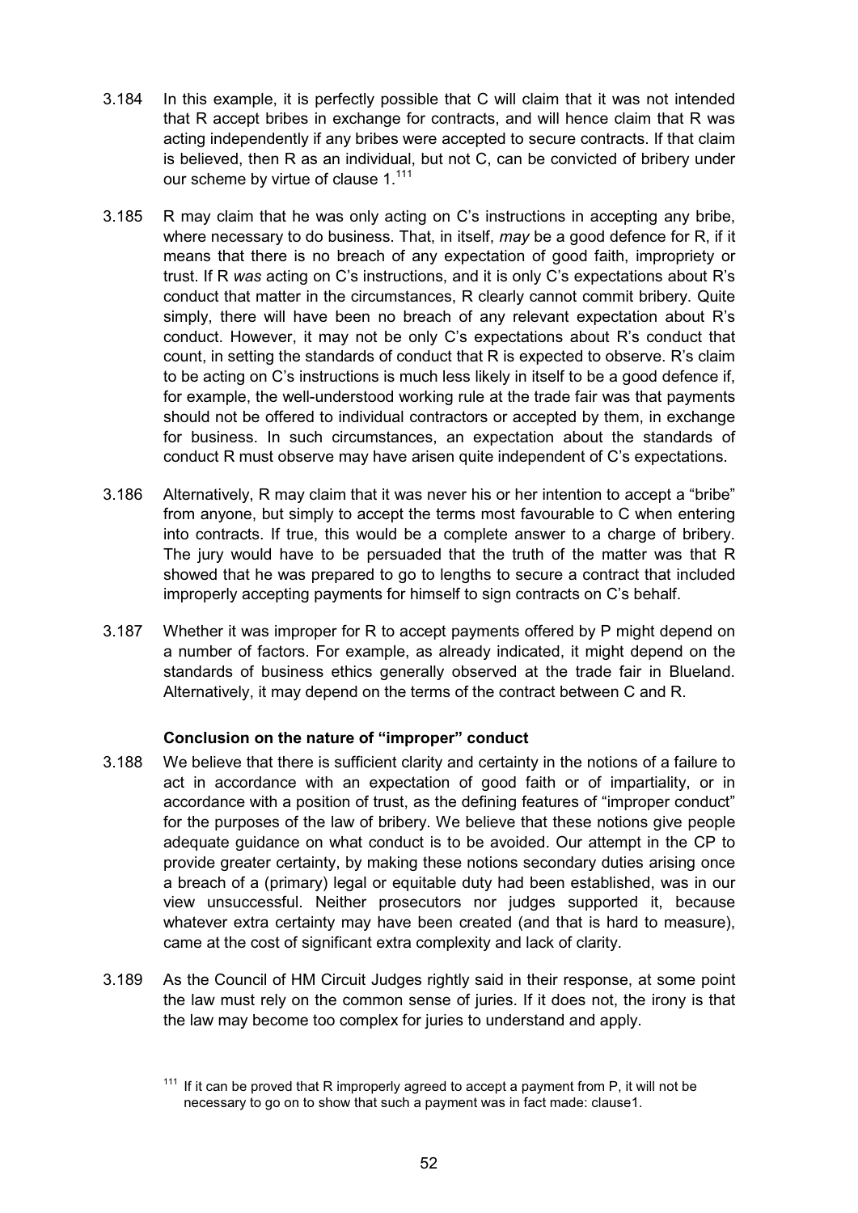3.184 In this example, it is perfectly possible that C will claim that it was not intended that R accept bribes in exchange for contracts, and will hence claim that R was acting independently if any bribes were accepted to secure contracts. If that claim is believed, then R as an individual, but not C, can be convicted of bribery under our scheme by virtue of clause 1.[111]

3.185 R may claim that he was only acting on C's instructions in accepting any bribe, where necessary to do business. That, in itself, *may* be a good defence for R, if it means that there is no breach of any expectation of good faith, impropriety or trust. If R *was* acting on C's instructions, and it is only C's expectations about R's conduct that matter in the circumstances, R clearly cannot commit bribery. Quite simply, there will have been no breach of any relevant expectation about R's conduct. However, it may not be only C's expectations about R's conduct that count, in setting the standards of conduct that R is expected to observe. R's claim to be acting on C's instructions is much less likely in itself to be a good defence if, for example, the well-understood working rule at the trade fair was that payments should not be offered to individual contractors or accepted by them, in exchange for business. In such circumstances, an expectation about the standards of conduct R must observe may have arisen quite independent of C's expectations.

3.186 Alternatively, R may claim that it was never his or her intention to accept a "bribe" from anyone, but simply to accept the terms most favourable to C when entering into contracts. If true, this would be a complete answer to a charge of bribery. The jury would have to be persuaded that the truth of the matter was that R showed that he was prepared to go to lengths to secure a contract that included improperly accepting payments for himself to sign contracts on C's behalf.

3.187 Whether it was improper for R to accept payments offered by P might depend on a number of factors. For example, as already indicated, it might depend on the standards of business ethics generally observed at the trade fair in Blueland. Alternatively, it may depend on the terms of the contract between C and R.

### Conclusion on the nature of "improper" conduct

3.188 We believe that there is sufficient clarity and certainty in the notions of a failure to act in accordance with an expectation of good faith or of impartiality, or in accordance with a position of trust, as the defining features of "improper conduct" for the purposes of the law of bribery. We believe that these notions give people adequate guidance on what conduct is to be avoided. Our attempt in the CP to provide greater certainty, by making these notions secondary duties arising once a breach of a (primary) legal or equitable duty had been established, was in our view unsuccessful. Neither prosecutors nor judges supported it, because whatever extra certainty may have been created (and that is hard to measure), came at the cost of significant extra complexity and lack of clarity.

3.189 As the Council of HM Circuit Judges rightly said in their response, at some point the law must rely on the common sense of juries. If it does not, the irony is that the law may become too complex for juries to understand and apply.

[111] If it can be proved that R improperly agreed to accept a payment from P, it will not be necessary to go on to show that such a payment was in fact made: clause1.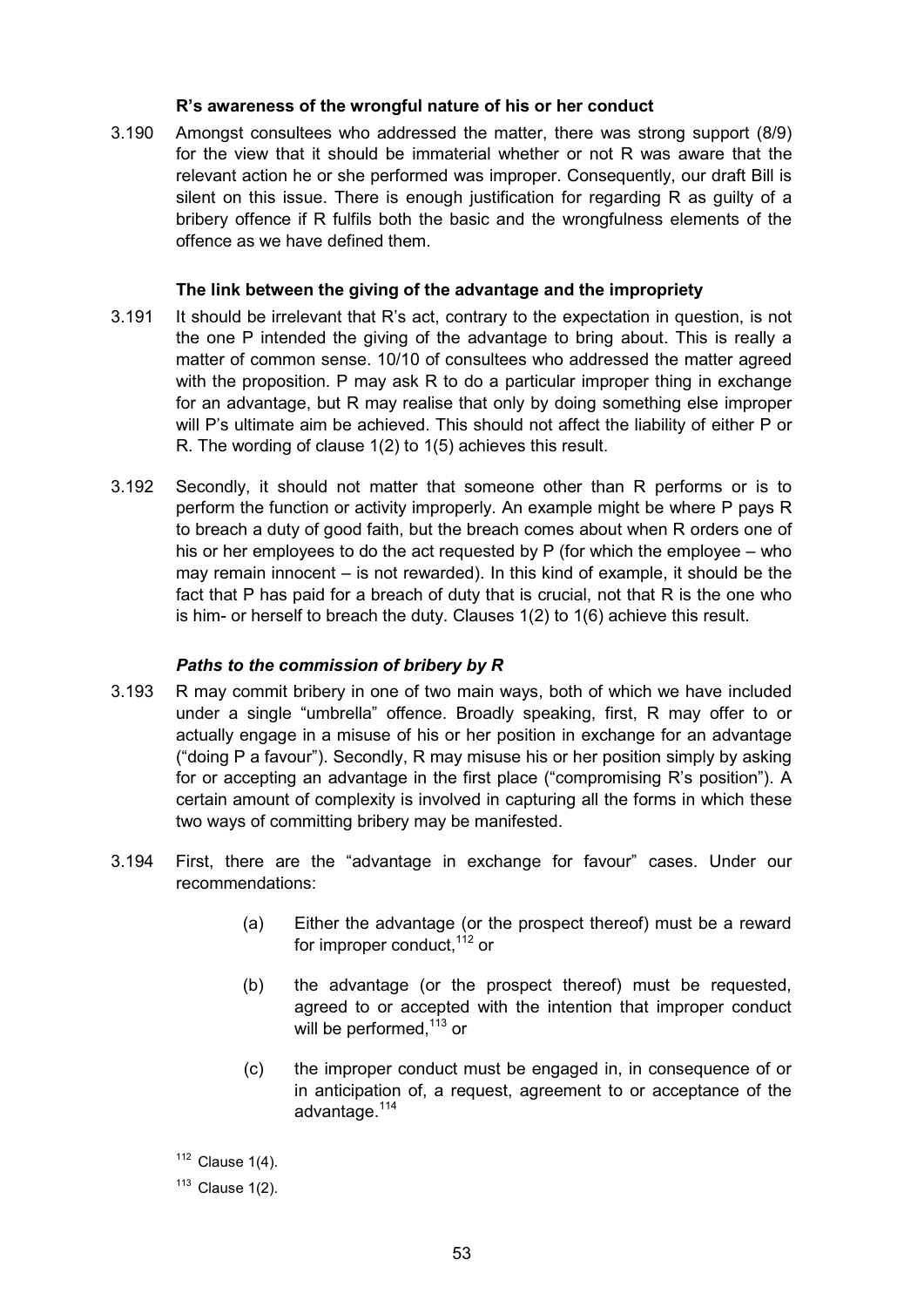### R's awareness of the wrongful nature of his or her conduct

3.190 Amongst consultees who addressed the matter, there was strong support (8/9) for the view that it should be immaterial whether or not R was aware that the relevant action he or she performed was improper. Consequently, our draft Bill is silent on this issue. There is enough justification for regarding R as guilty of a bribery offence if R fulfils both the basic and the wrongfulness elements of the offence as we have defined them.

### The link between the giving of the advantage and the impropriety

3.191 It should be irrelevant that R's act, contrary to the expectation in question, is not the one P intended the giving of the advantage to bring about. This is really a matter of common sense. 10/10 of consultees who addressed the matter agreed with the proposition. P may ask R to do a particular improper thing in exchange for an advantage, but R may realise that only by doing something else improper will P's ultimate aim be achieved. This should not affect the liability of either P or R. The wording of clause 1(2) to 1(5) achieves this result.

3.192 Secondly, it should not matter that someone other than R performs or is to perform the function or activity improperly. An example might be where P pays R to breach a duty of good faith, but the breach comes about when R orders one of his or her employees to do the act requested by P (for which the employee – who may remain innocent – is not rewarded). In this kind of example, it should be the fact that P has paid for a breach of duty that is crucial, not that R is the one who is him- or herself to breach the duty. Clauses 1(2) to 1(6) achieve this result.

### *Paths to the commission of bribery by R*

3.193 R may commit bribery in one of two main ways, both of which we have included under a single "umbrella" offence. Broadly speaking, first, R may offer to or actually engage in a misuse of his or her position in exchange for an advantage ("doing P a favour"). Secondly, R may misuse his or her position simply by asking for or accepting an advantage in the first place ("compromising R's position"). A certain amount of complexity is involved in capturing all the forms in which these two ways of committing bribery may be manifested.

3.194 First, there are the "advantage in exchange for favour" cases. Under our recommendations:

> (a) Either the advantage (or the prospect thereof) must be a reward for improper conduct,[112] or
>
> (b) the advantage (or the prospect thereof) must be requested, agreed to or accepted with the intention that improper conduct will be performed,[113] or
>
> (c) the improper conduct must be engaged in, in consequence of or in anticipation of, a request, agreement to or acceptance of the advantage.[114]

[112] Clause 1(4).

[113] Clause 1(2).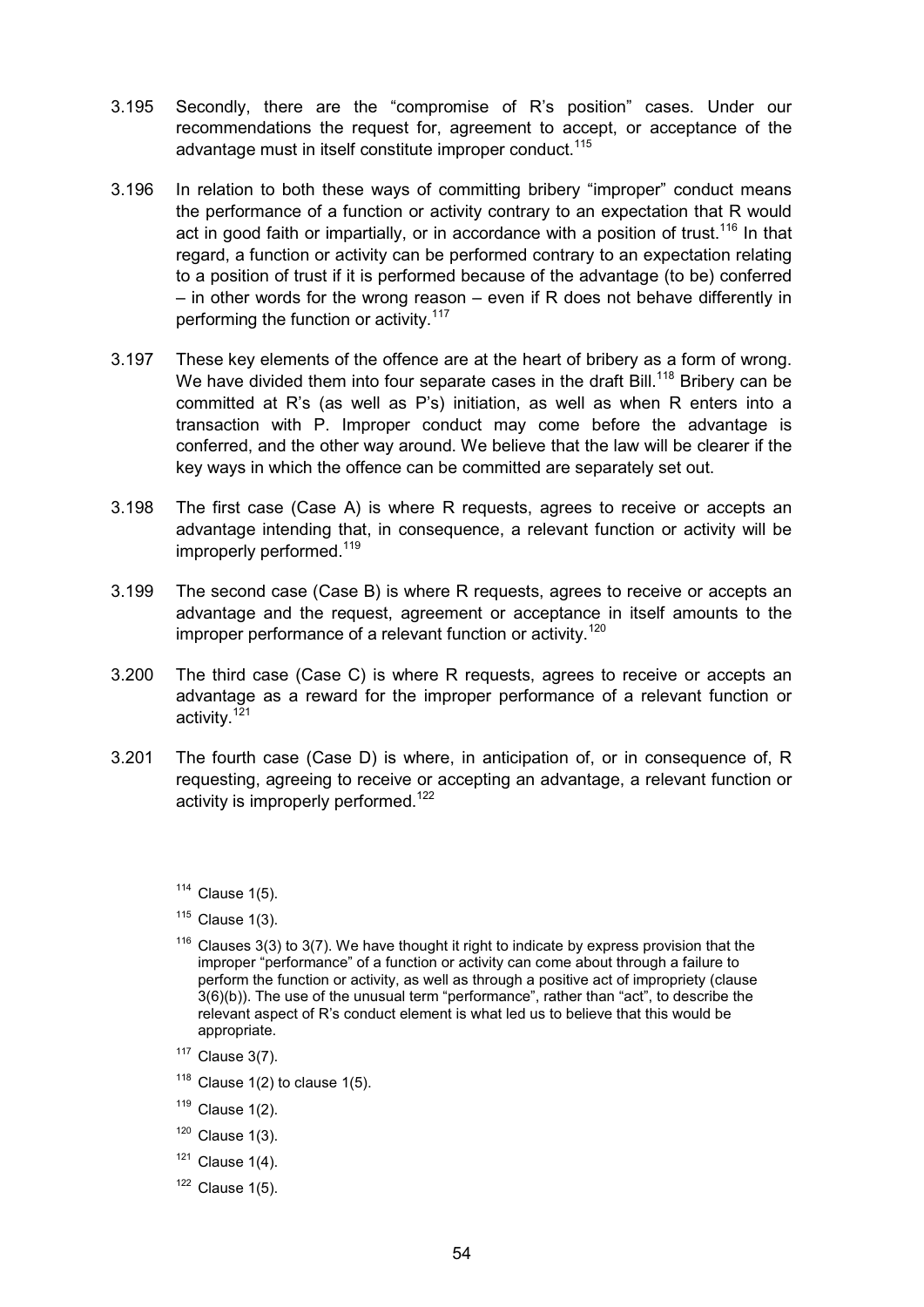3.195 Secondly, there are the "compromise of R's position" cases. Under our recommendations the request for, agreement to accept, or acceptance of the advantage must in itself constitute improper conduct.[115]

3.196 In relation to both these ways of committing bribery "improper" conduct means the performance of a function or activity contrary to an expectation that R would act in good faith or impartially, or in accordance with a position of trust.[116] In that regard, a function or activity can be performed contrary to an expectation relating to a position of trust if it is performed because of the advantage (to be) conferred – in other words for the wrong reason – even if R does not behave differently in performing the function or activity.[117]

3.197 These key elements of the offence are at the heart of bribery as a form of wrong. We have divided them into four separate cases in the draft Bill.[118] Bribery can be committed at R's (as well as P's) initiation, as well as when R enters into a transaction with P. Improper conduct may come before the advantage is conferred, and the other way around. We believe that the law will be clearer if the key ways in which the offence can be committed are separately set out.

3.198 The first case (Case A) is where R requests, agrees to receive or accepts an advantage intending that, in consequence, a relevant function or activity will be improperly performed.[119]

3.199 The second case (Case B) is where R requests, agrees to receive or accepts an advantage and the request, agreement or acceptance in itself amounts to the improper performance of a relevant function or activity.[120]

3.200 The third case (Case C) is where R requests, agrees to receive or accepts an advantage as a reward for the improper performance of a relevant function or activity.[121]

3.201 The fourth case (Case D) is where, in anticipation of, or in consequence of, R requesting, agreeing to receive or accepting an advantage, a relevant function or activity is improperly performed.[122]

[114] Clause 1(5).

[115] Clause 1(3).

[116] Clauses 3(3) to 3(7). We have thought it right to indicate by express provision that the improper "performance" of a function or activity can come about through a failure to perform the function or activity, as well as through a positive act of impropriety (clause 3(6)(b)). The use of the unusual term "performance", rather than "act", to describe the relevant aspect of R's conduct element is what led us to believe that this would be appropriate.

[117] Clause 3(7).

[118] Clause 1(2) to clause 1(5).

[119] Clause 1(2).

[120] Clause 1(3).

[121] Clause 1(4).

[122] Clause 1(5).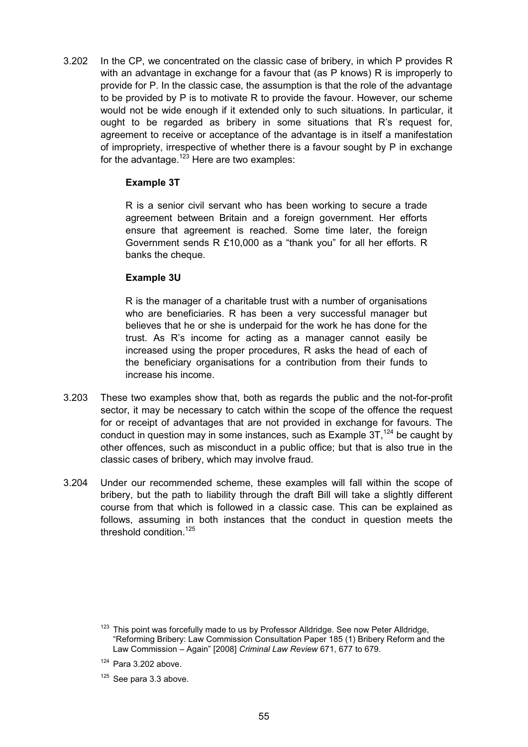3.202 In the CP, we concentrated on the classic case of bribery, in which P provides R with an advantage in exchange for a favour that (as P knows) R is improperly to provide for P. In the classic case, the assumption is that the role of the advantage to be provided by P is to motivate R to provide the favour. However, our scheme would not be wide enough if it extended only to such situations. In particular, it ought to be regarded as bribery in some situations that R's request for, agreement to receive or acceptance of the advantage is in itself a manifestation of impropriety, irrespective of whether there is a favour sought by P in exchange for the advantage.[123] Here are two examples:

> **Example 3T**
>
> R is a senior civil servant who has been working to secure a trade agreement between Britain and a foreign government. Her efforts ensure that agreement is reached. Some time later, the foreign Government sends R £10,000 as a "thank you" for all her efforts. R banks the cheque.
>
> **Example 3U**
>
> R is the manager of a charitable trust with a number of organisations who are beneficiaries. R has been a very successful manager but believes that he or she is underpaid for the work he has done for the trust. As R's income for acting as a manager cannot easily be increased using the proper procedures, R asks the head of each of the beneficiary organisations for a contribution from their funds to increase his income.

3.203 These two examples show that, both as regards the public and the not-for-profit sector, it may be necessary to catch within the scope of the offence the request for or receipt of advantages that are not provided in exchange for favours. The conduct in question may in some instances, such as Example 3T,[124] be caught by other offences, such as misconduct in a public office; but that is also true in the classic cases of bribery, which may involve fraud.

3.204 Under our recommended scheme, these examples will fall within the scope of bribery, but the path to liability through the draft Bill will take a slightly different course from that which is followed in a classic case. This can be explained as follows, assuming in both instances that the conduct in question meets the threshold condition.[125]

[123] This point was forcefully made to us by Professor Alldridge. See now Peter Alldridge, "Reforming Bribery: Law Commission Consultation Paper 185 (1) Bribery Reform and the Law Commission – Again" [2008] *Criminal Law Review* 671, 677 to 679.

[124] Para 3.202 above.

[125] See para 3.3 above.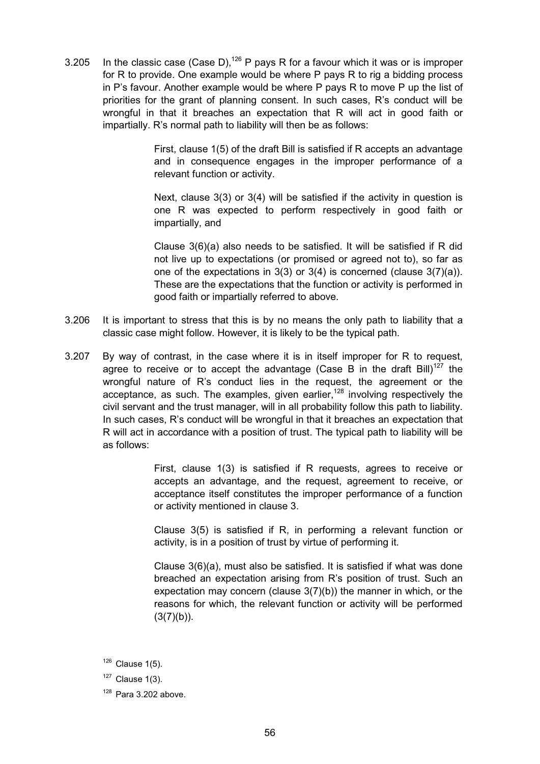3.205 In the classic case (Case D),[126] P pays R for a favour which it was or is improper for R to provide. One example would be where P pays R to rig a bidding process in P's favour. Another example would be where P pays R to move P up the list of priorities for the grant of planning consent. In such cases, R's conduct will be wrongful in that it breaches an expectation that R will act in good faith or impartially. R's normal path to liability will then be as follows:

> First, clause 1(5) of the draft Bill is satisfied if R accepts an advantage and in consequence engages in the improper performance of a relevant function or activity.
>
> Next, clause 3(3) or 3(4) will be satisfied if the activity in question is one R was expected to perform respectively in good faith or impartially, and
>
> Clause 3(6)(a) also needs to be satisfied. It will be satisfied if R did not live up to expectations (or promised or agreed not to), so far as one of the expectations in 3(3) or 3(4) is concerned (clause 3(7)(a)). These are the expectations that the function or activity is performed in good faith or impartially referred to above.

3.206 It is important to stress that this is by no means the only path to liability that a classic case might follow. However, it is likely to be the typical path.

3.207 By way of contrast, in the case where it is in itself improper for R to request, agree to receive or to accept the advantage (Case B in the draft Bill)[127] the wrongful nature of R's conduct lies in the request, the agreement or the acceptance, as such. The examples, given earlier,[128] involving respectively the civil servant and the trust manager, will in all probability follow this path to liability. In such cases, R's conduct will be wrongful in that it breaches an expectation that R will act in accordance with a position of trust. The typical path to liability will be as follows:

> First, clause 1(3) is satisfied if R requests, agrees to receive or accepts an advantage, and the request, agreement to receive, or acceptance itself constitutes the improper performance of a function or activity mentioned in clause 3.
>
> Clause 3(5) is satisfied if R, in performing a relevant function or activity, is in a position of trust by virtue of performing it.
>
> Clause 3(6)(a), must also be satisfied. It is satisfied if what was done breached an expectation arising from R's position of trust. Such an expectation may concern (clause 3(7)(b)) the manner in which, or the reasons for which, the relevant function or activity will be performed (3(7)(b)).

[126] Clause 1(5).

[127] Clause 1(3).

[128] Para 3.202 above.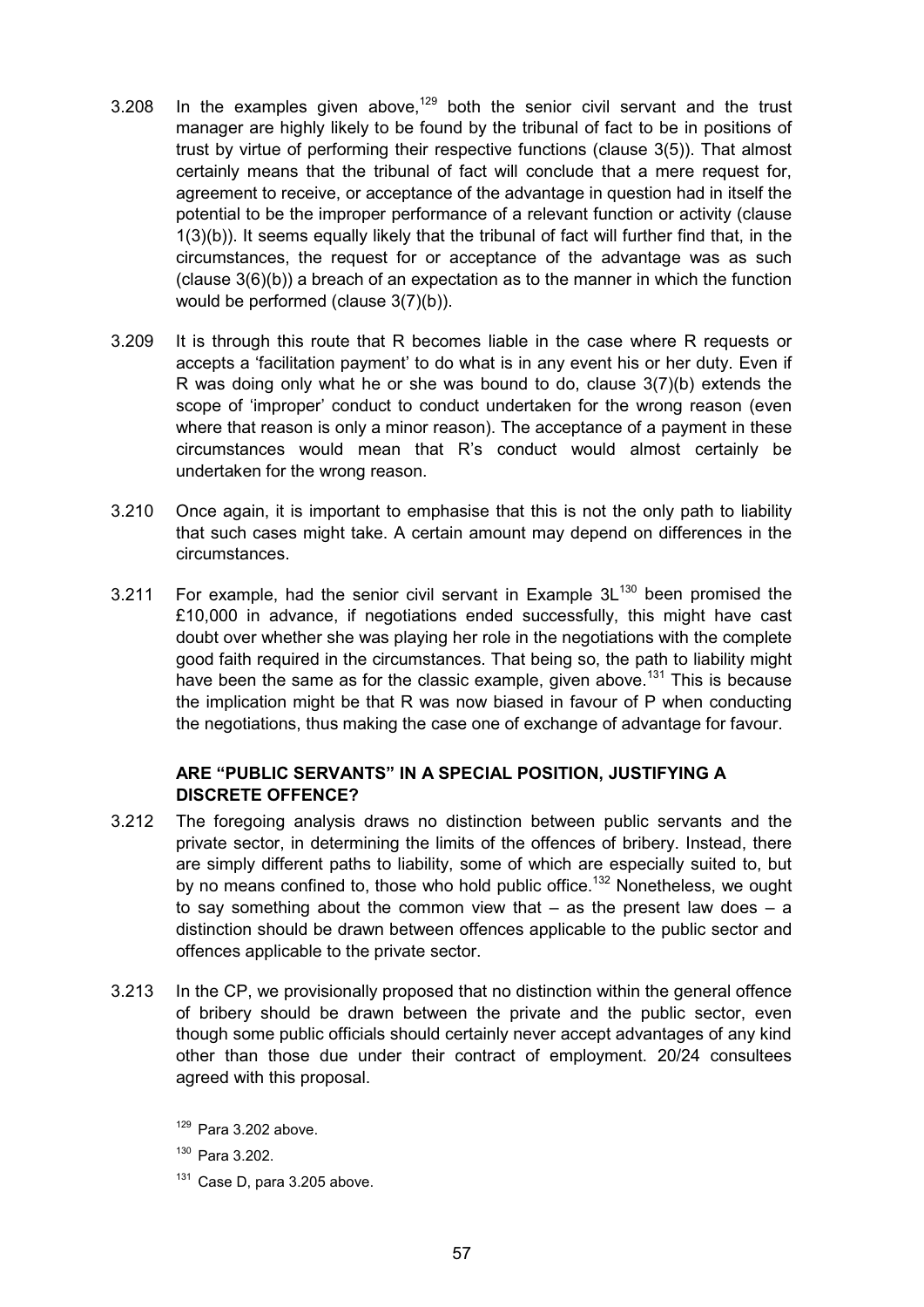3.208 In the examples given above,[129] both the senior civil servant and the trust manager are highly likely to be found by the tribunal of fact to be in positions of trust by virtue of performing their respective functions (clause 3(5)). That almost certainly means that the tribunal of fact will conclude that a mere request for, agreement to receive, or acceptance of the advantage in question had in itself the potential to be the improper performance of a relevant function or activity (clause 1(3)(b)). It seems equally likely that the tribunal of fact will further find that, in the circumstances, the request for or acceptance of the advantage was as such (clause 3(6)(b)) a breach of an expectation as to the manner in which the function would be performed (clause 3(7)(b)).

3.209 It is through this route that R becomes liable in the case where R requests or accepts a 'facilitation payment' to do what is in any event his or her duty. Even if R was doing only what he or she was bound to do, clause 3(7)(b) extends the scope of 'improper' conduct to conduct undertaken for the wrong reason (even where that reason is only a minor reason). The acceptance of a payment in these circumstances would mean that R's conduct would almost certainly be undertaken for the wrong reason.

3.210 Once again, it is important to emphasise that this is not the only path to liability that such cases might take. A certain amount may depend on differences in the circumstances.

3.211 For example, had the senior civil servant in Example 3L[130] been promised the £10,000 in advance, if negotiations ended successfully, this might have cast doubt over whether she was playing her role in the negotiations with the complete good faith required in the circumstances. That being so, the path to liability might have been the same as for the classic example, given above.[131] This is because the implication might be that R was now biased in favour of P when conducting the negotiations, thus making the case one of exchange of advantage for favour.

### ARE "PUBLIC SERVANTS" IN A SPECIAL POSITION, JUSTIFYING A DISCRETE OFFENCE?

3.212 The foregoing analysis draws no distinction between public servants and the private sector, in determining the limits of the offences of bribery. Instead, there are simply different paths to liability, some of which are especially suited to, but by no means confined to, those who hold public office.[132] Nonetheless, we ought to say something about the common view that – as the present law does – a distinction should be drawn between offences applicable to the public sector and offences applicable to the private sector.

3.213 In the CP, we provisionally proposed that no distinction within the general offence of bribery should be drawn between the private and the public sector, even though some public officials should certainly never accept advantages of any kind other than those due under their contract of employment. 20/24 consultees agreed with this proposal.

[129] Para 3.202 above.

[130] Para 3.202.

[131] Case D, para 3.205 above.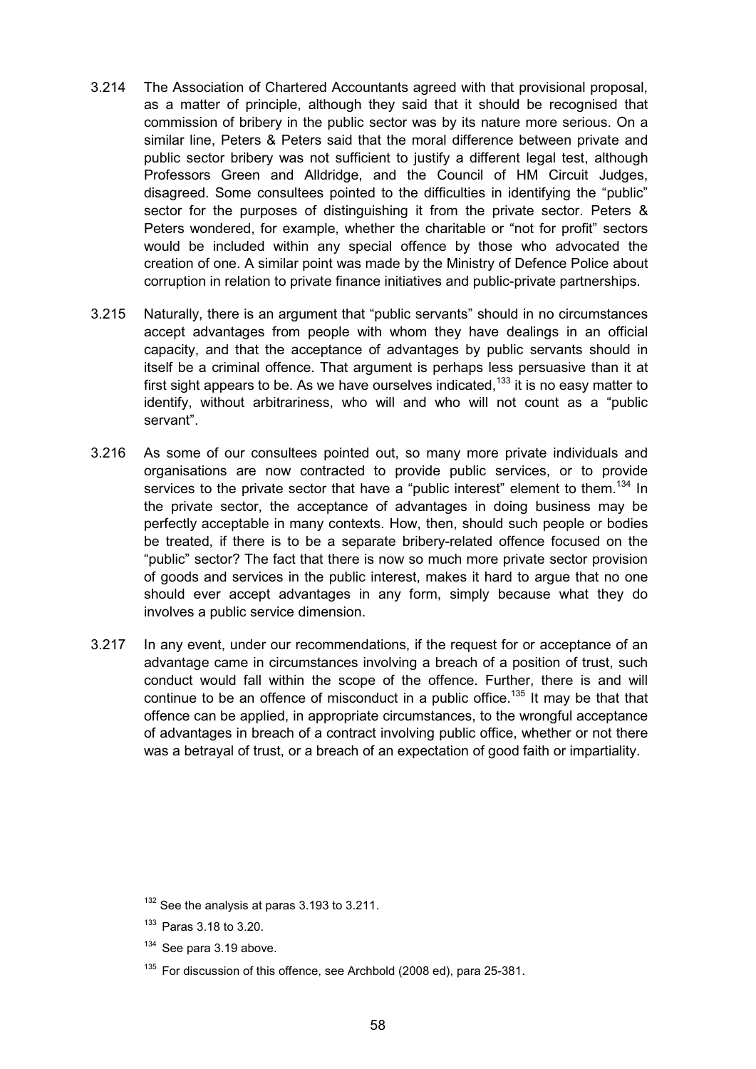3.214 The Association of Chartered Accountants agreed with that provisional proposal, as a matter of principle, although they said that it should be recognised that commission of bribery in the public sector was by its nature more serious. On a similar line, Peters & Peters said that the moral difference between private and public sector bribery was not sufficient to justify a different legal test, although Professors Green and Alldridge, and the Council of HM Circuit Judges, disagreed. Some consultees pointed to the difficulties in identifying the "public" sector for the purposes of distinguishing it from the private sector. Peters & Peters wondered, for example, whether the charitable or "not for profit" sectors would be included within any special offence by those who advocated the creation of one. A similar point was made by the Ministry of Defence Police about corruption in relation to private finance initiatives and public-private partnerships.

3.215 Naturally, there is an argument that "public servants" should in no circumstances accept advantages from people with whom they have dealings in an official capacity, and that the acceptance of advantages by public servants should in itself be a criminal offence. That argument is perhaps less persuasive than it at first sight appears to be. As we have ourselves indicated,[133] it is no easy matter to identify, without arbitrariness, who will and who will not count as a "public servant".

3.216 As some of our consultees pointed out, so many more private individuals and organisations are now contracted to provide public services, or to provide services to the private sector that have a "public interest" element to them.[134] In the private sector, the acceptance of advantages in doing business may be perfectly acceptable in many contexts. How, then, should such people or bodies be treated, if there is to be a separate bribery-related offence focused on the "public" sector? The fact that there is now so much more private sector provision of goods and services in the public interest, makes it hard to argue that no one should ever accept advantages in any form, simply because what they do involves a public service dimension.

3.217 In any event, under our recommendations, if the request for or acceptance of an advantage came in circumstances involving a breach of a position of trust, such conduct would fall within the scope of the offence. Further, there is and will continue to be an offence of misconduct in a public office.[135] It may be that that offence can be applied, in appropriate circumstances, to the wrongful acceptance of advantages in breach of a contract involving public office, whether or not there was a betrayal of trust, or a breach of an expectation of good faith or impartiality.

[132] See the analysis at paras 3.193 to 3.211.

[133] Paras 3.18 to 3.20.

[134] See para 3.19 above.

[135] For discussion of this offence, see Archbold (2008 ed), para 25-381.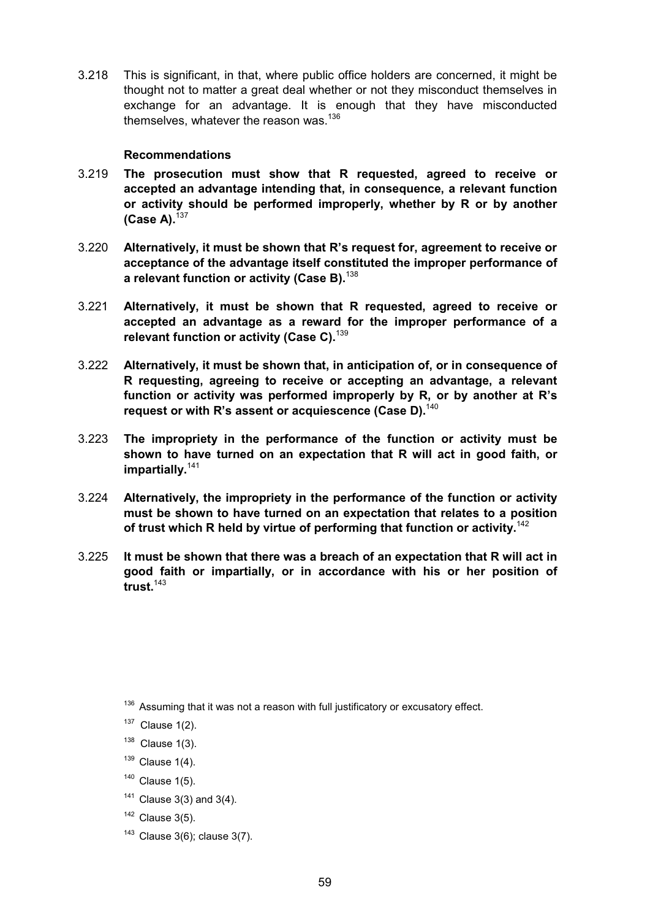3.218 This is significant, in that, where public office holders are concerned, it might be thought not to matter a great deal whether or not they misconduct themselves in exchange for an advantage. It is enough that they have misconducted themselves, whatever the reason was.[136]

### Recommendations

3.219 **The prosecution must show that R requested, agreed to receive or accepted an advantage intending that, in consequence, a relevant function or activity should be performed improperly, whether by R or by another (Case A).**[137]

3.220 **Alternatively, it must be shown that R's request for, agreement to receive or acceptance of the advantage itself constituted the improper performance of a relevant function or activity (Case B).**[138]

3.221 **Alternatively, it must be shown that R requested, agreed to receive or accepted an advantage as a reward for the improper performance of a relevant function or activity (Case C).**[139]

3.222 **Alternatively, it must be shown that, in anticipation of, or in consequence of R requesting, agreeing to receive or accepting an advantage, a relevant function or activity was performed improperly by R, or by another at R's request or with R's assent or acquiescence (Case D).**[140]

3.223 **The impropriety in the performance of the function or activity must be shown to have turned on an expectation that R will act in good faith, or impartially.**[141]

3.224 **Alternatively, the impropriety in the performance of the function or activity must be shown to have turned on an expectation that relates to a position of trust which R held by virtue of performing that function or activity.**[142]

3.225 **It must be shown that there was a breach of an expectation that R will act in good faith or impartially, or in accordance with his or her position of trust.**[143]

---

[136] Assuming that it was not a reason with full justificatory or excusatory effect.

[137] Clause 1(2).

[138] Clause 1(3).

[139] Clause 1(4).

[140] Clause 1(5).

[141] Clause 3(3) and 3(4).

[142] Clause 3(5).

[143] Clause 3(6); clause 3(7).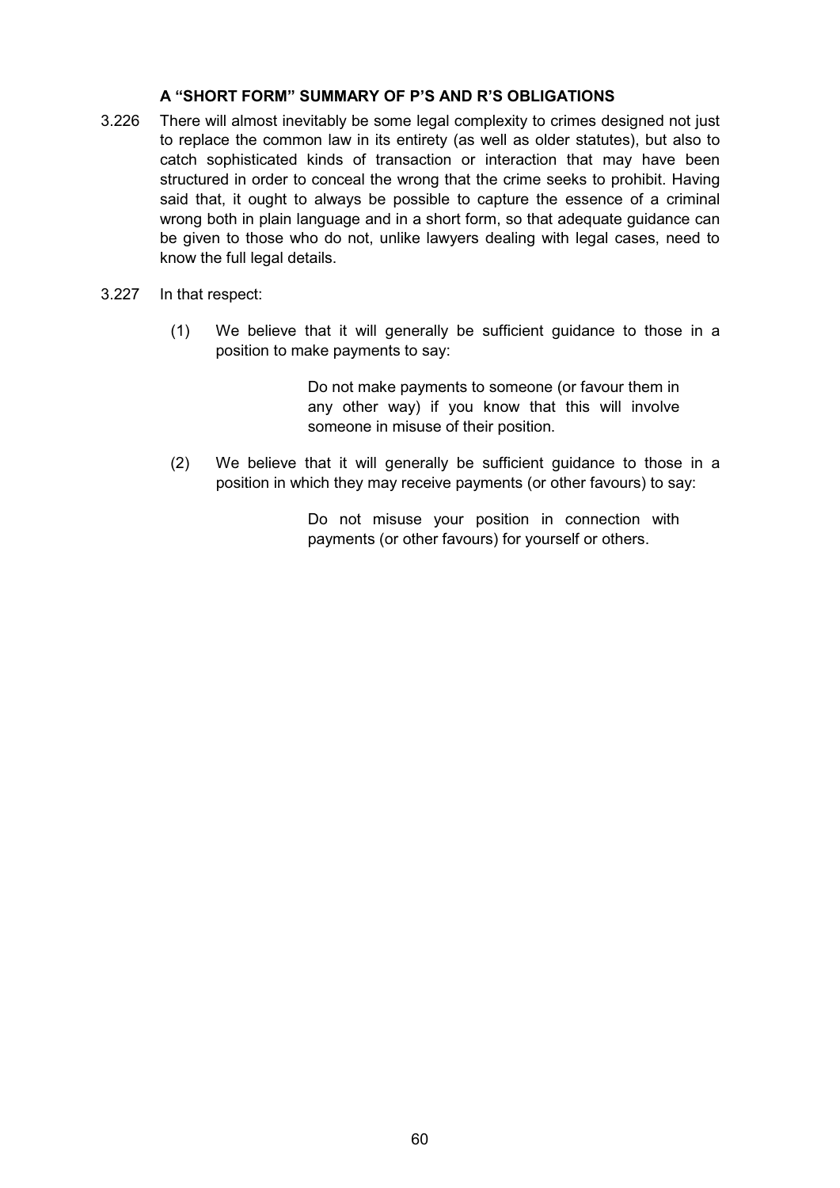### A "SHORT FORM" SUMMARY OF P'S AND R'S OBLIGATIONS

3.226 There will almost inevitably be some legal complexity to crimes designed not just to replace the common law in its entirety (as well as older statutes), but also to catch sophisticated kinds of transaction or interaction that may have been structured in order to conceal the wrong that the crime seeks to prohibit. Having said that, it ought to always be possible to capture the essence of a criminal wrong both in plain language and in a short form, so that adequate guidance can be given to those who do not, unlike lawyers dealing with legal cases, need to know the full legal details.

3.227 In that respect:

(1) We believe that it will generally be sufficient guidance to those in a position to make payments to say:

> Do not make payments to someone (or favour them in any other way) if you know that this will involve someone in misuse of their position.

(2) We believe that it will generally be sufficient guidance to those in a position in which they may receive payments (or other favours) to say:

> Do not misuse your position in connection with payments (or other favours) for yourself or others.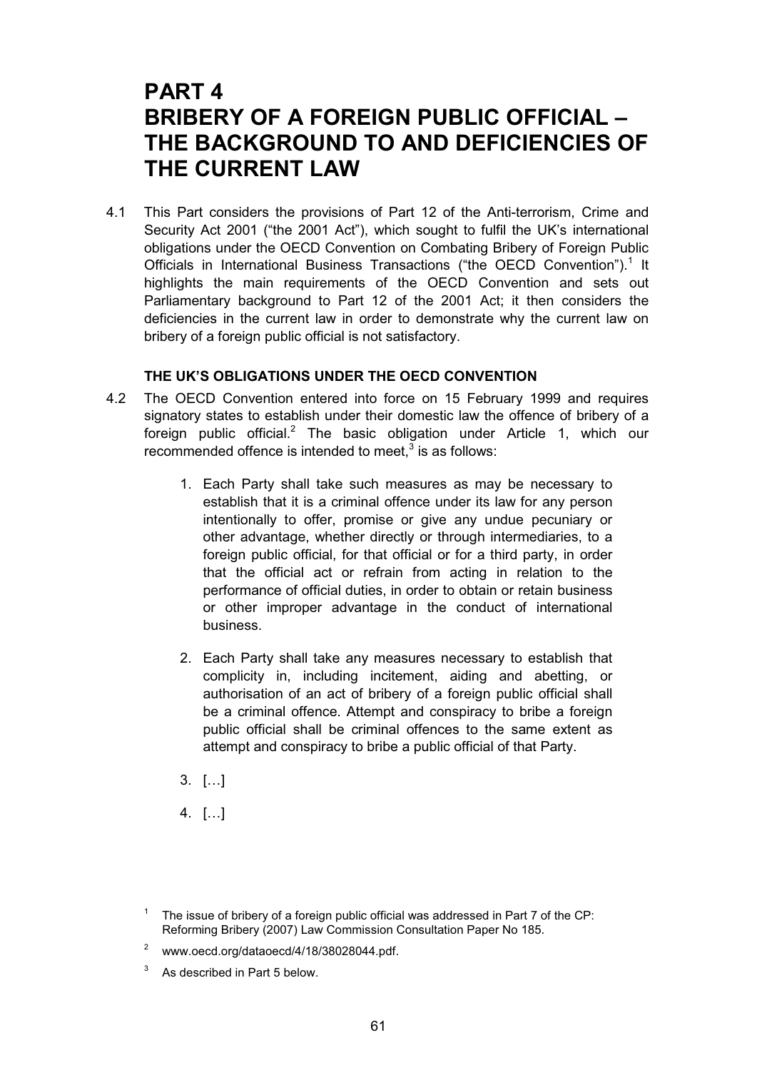# PART 4 BRIBERY OF A FOREIGN PUBLIC OFFICIAL – THE BACKGROUND TO AND DEFICIENCIES OF THE CURRENT LAW

4.1 This Part considers the provisions of Part 12 of the Anti-terrorism, Crime and Security Act 2001 ("the 2001 Act"), which sought to fulfil the UK's international obligations under the OECD Convention on Combating Bribery of Foreign Public Officials in International Business Transactions ("the OECD Convention").[1] It highlights the main requirements of the OECD Convention and sets out Parliamentary background to Part 12 of the 2001 Act; it then considers the deficiencies in the current law in order to demonstrate why the current law on bribery of a foreign public official is not satisfactory.

## THE UK'S OBLIGATIONS UNDER THE OECD CONVENTION

4.2 The OECD Convention entered into force on 15 February 1999 and requires signatory states to establish under their domestic law the offence of bribery of a foreign public official.[2] The basic obligation under Article 1, which our recommended offence is intended to meet,[3] is as follows:

> 1. Each Party shall take such measures as may be necessary to establish that it is a criminal offence under its law for any person intentionally to offer, promise or give any undue pecuniary or other advantage, whether directly or through intermediaries, to a foreign public official, for that official or for a third party, in order that the official act or refrain from acting in relation to the performance of official duties, in order to obtain or retain business or other improper advantage in the conduct of international business.
>
> 2. Each Party shall take any measures necessary to establish that complicity in, including incitement, aiding and abetting, or authorisation of an act of bribery of a foreign public official shall be a criminal offence. Attempt and conspiracy to bribe a foreign public official shall be criminal offences to the same extent as attempt and conspiracy to bribe a public official of that Party.
>
> 3. […]
>
> 4. […]

[1] The issue of bribery of a foreign public official was addressed in Part 7 of the CP: Reforming Bribery (2007) Law Commission Consultation Paper No 185.

[2] www.oecd.org/dataoecd/4/18/38028044.pdf.

[3] As described in Part 5 below.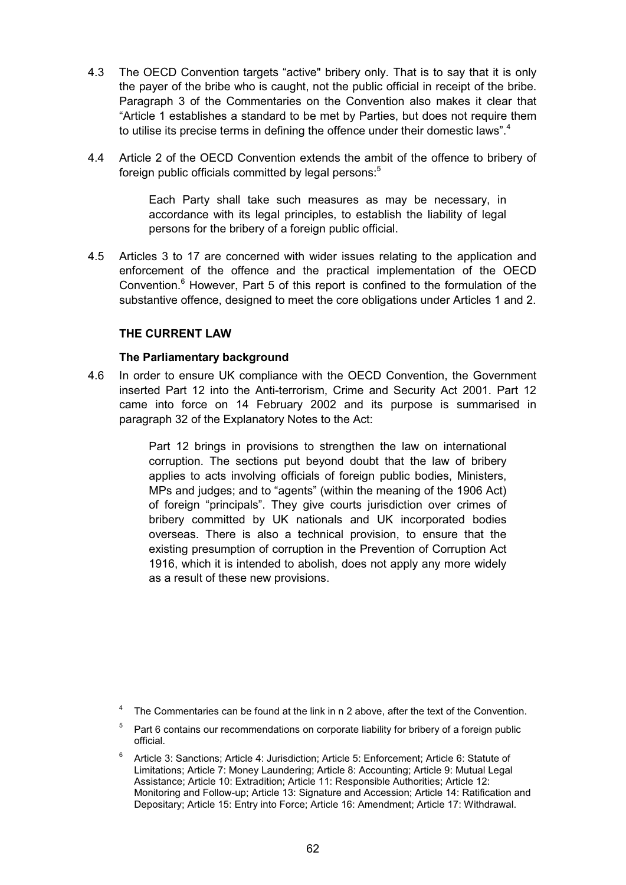4.3 The OECD Convention targets "active" bribery only. That is to say that it is only the payer of the bribe who is caught, not the public official in receipt of the bribe. Paragraph 3 of the Commentaries on the Convention also makes it clear that "Article 1 establishes a standard to be met by Parties, but does not require them to utilise its precise terms in defining the offence under their domestic laws".[4]

4.4 Article 2 of the OECD Convention extends the ambit of the offence to bribery of foreign public officials committed by legal persons:[5]

> Each Party shall take such measures as may be necessary, in accordance with its legal principles, to establish the liability of legal persons for the bribery of a foreign public official.

4.5 Articles 3 to 17 are concerned with wider issues relating to the application and enforcement of the offence and the practical implementation of the OECD Convention.[6] However, Part 5 of this report is confined to the formulation of the substantive offence, designed to meet the core obligations under Articles 1 and 2.

## THE CURRENT LAW

### The Parliamentary background

4.6 In order to ensure UK compliance with the OECD Convention, the Government inserted Part 12 into the Anti-terrorism, Crime and Security Act 2001. Part 12 came into force on 14 February 2002 and its purpose is summarised in paragraph 32 of the Explanatory Notes to the Act:

> Part 12 brings in provisions to strengthen the law on international corruption. The sections put beyond doubt that the law of bribery applies to acts involving officials of foreign public bodies, Ministers, MPs and judges; and to "agents" (within the meaning of the 1906 Act) of foreign "principals". They give courts jurisdiction over crimes of bribery committed by UK nationals and UK incorporated bodies overseas. There is also a technical provision, to ensure that the existing presumption of corruption in the Prevention of Corruption Act 1916, which it is intended to abolish, does not apply any more widely as a result of these new provisions.

---

[4] The Commentaries can be found at the link in n 2 above, after the text of the Convention.

[5] Part 6 contains our recommendations on corporate liability for bribery of a foreign public official.

[6] Article 3: Sanctions; Article 4: Jurisdiction; Article 5: Enforcement; Article 6: Statute of Limitations; Article 7: Money Laundering; Article 8: Accounting; Article 9: Mutual Legal Assistance; Article 10: Extradition; Article 11: Responsible Authorities; Article 12: Monitoring and Follow-up; Article 13: Signature and Accession; Article 14: Ratification and Depositary; Article 15: Entry into Force; Article 16: Amendment; Article 17: Withdrawal.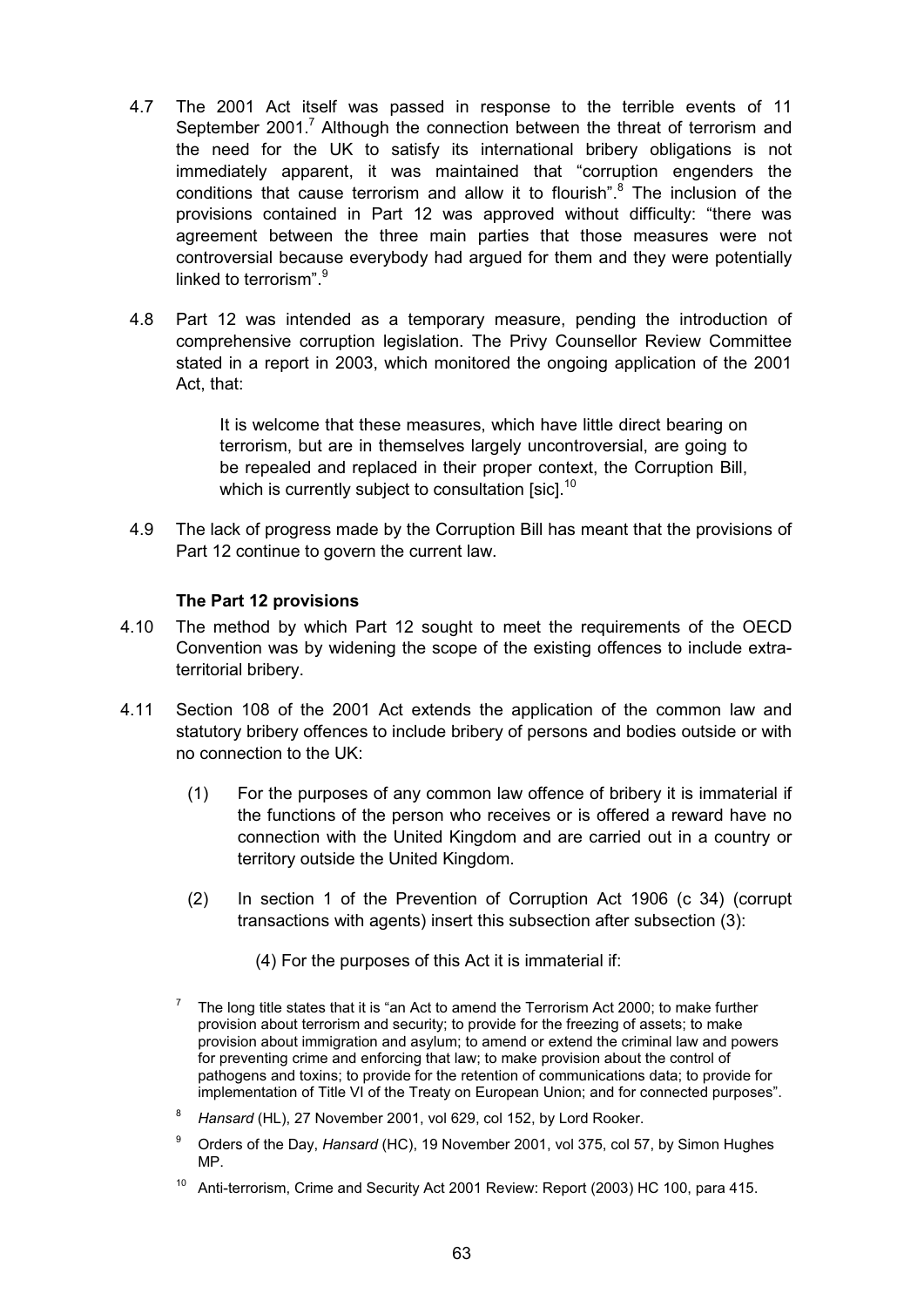4.7 The 2001 Act itself was passed in response to the terrible events of 11 September 2001.[7] Although the connection between the threat of terrorism and the need for the UK to satisfy its international bribery obligations is not immediately apparent, it was maintained that "corruption engenders the conditions that cause terrorism and allow it to flourish".[8] The inclusion of the provisions contained in Part 12 was approved without difficulty: "there was agreement between the three main parties that those measures were not controversial because everybody had argued for them and they were potentially linked to terrorism".[9]

4.8 Part 12 was intended as a temporary measure, pending the introduction of comprehensive corruption legislation. The Privy Counsellor Review Committee stated in a report in 2003, which monitored the ongoing application of the 2001 Act, that:

> It is welcome that these measures, which have little direct bearing on terrorism, but are in themselves largely uncontroversial, are going to be repealed and replaced in their proper context, the Corruption Bill, which is currently subject to consultation [sic].[10]

4.9 The lack of progress made by the Corruption Bill has meant that the provisions of Part 12 continue to govern the current law.

### The Part 12 provisions

4.10 The method by which Part 12 sought to meet the requirements of the OECD Convention was by widening the scope of the existing offences to include extra-territorial bribery.

4.11 Section 108 of the 2001 Act extends the application of the common law and statutory bribery offences to include bribery of persons and bodies outside or with no connection to the UK:

> (1) For the purposes of any common law offence of bribery it is immaterial if the functions of the person who receives or is offered a reward have no connection with the United Kingdom and are carried out in a country or territory outside the United Kingdom.
>
> (2) In section 1 of the Prevention of Corruption Act 1906 (c 34) (corrupt transactions with agents) insert this subsection after subsection (3):
>
> > (4) For the purposes of this Act it is immaterial if:

---

[7] The long title states that it is "an Act to amend the Terrorism Act 2000; to make further provision about terrorism and security; to provide for the freezing of assets; to make provision about immigration and asylum; to amend or extend the criminal law and powers for preventing crime and enforcing that law; to make provision about the control of pathogens and toxins; to provide for the retention of communications data; to provide for implementation of Title VI of the Treaty on European Union; and for connected purposes".

[8] *Hansard* (HL), 27 November 2001, vol 629, col 152, by Lord Rooker.

[9] Orders of the Day, *Hansard* (HC), 19 November 2001, vol 375, col 57, by Simon Hughes MP.

[10] Anti-terrorism, Crime and Security Act 2001 Review: Report (2003) HC 100, para 415.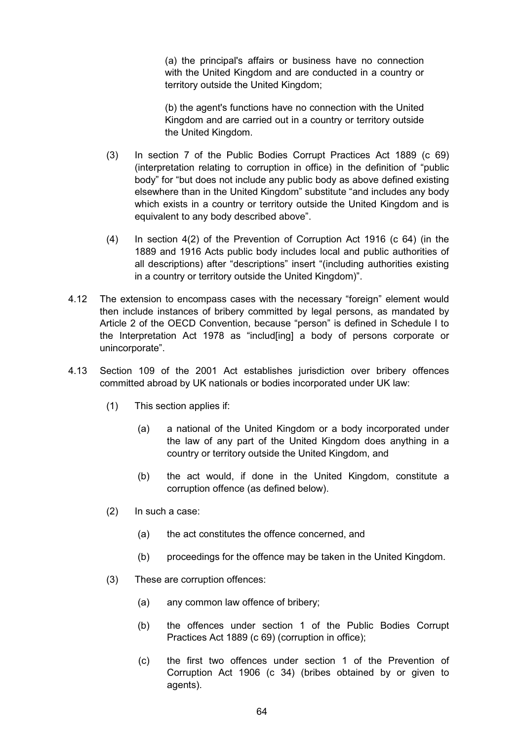(a) the principal's affairs or business have no connection with the United Kingdom and are conducted in a country or territory outside the United Kingdom;

(b) the agent's functions have no connection with the United Kingdom and are carried out in a country or territory outside the United Kingdom.

(3) In section 7 of the Public Bodies Corrupt Practices Act 1889 (c 69) (interpretation relating to corruption in office) in the definition of "public body" for "but does not include any public body as above defined existing elsewhere than in the United Kingdom" substitute "and includes any body which exists in a country or territory outside the United Kingdom and is equivalent to any body described above".

(4) In section 4(2) of the Prevention of Corruption Act 1916 (c 64) (in the 1889 and 1916 Acts public body includes local and public authorities of all descriptions) after "descriptions" insert "(including authorities existing in a country or territory outside the United Kingdom)".

4.12 The extension to encompass cases with the necessary "foreign" element would then include instances of bribery committed by legal persons, as mandated by Article 2 of the OECD Convention, because "person" is defined in Schedule I to the Interpretation Act 1978 as "includ[ing] a body of persons corporate or unincorporate".

4.13 Section 109 of the 2001 Act establishes jurisdiction over bribery offences committed abroad by UK nationals or bodies incorporated under UK law:

(1) This section applies if:

(a) a national of the United Kingdom or a body incorporated under the law of any part of the United Kingdom does anything in a country or territory outside the United Kingdom, and

(b) the act would, if done in the United Kingdom, constitute a corruption offence (as defined below).

(2) In such a case:

(a) the act constitutes the offence concerned, and

(b) proceedings for the offence may be taken in the United Kingdom.

(3) These are corruption offences:

(a) any common law offence of bribery;

(b) the offences under section 1 of the Public Bodies Corrupt Practices Act 1889 (c 69) (corruption in office);

(c) the first two offences under section 1 of the Prevention of Corruption Act 1906 (c 34) (bribes obtained by or given to agents).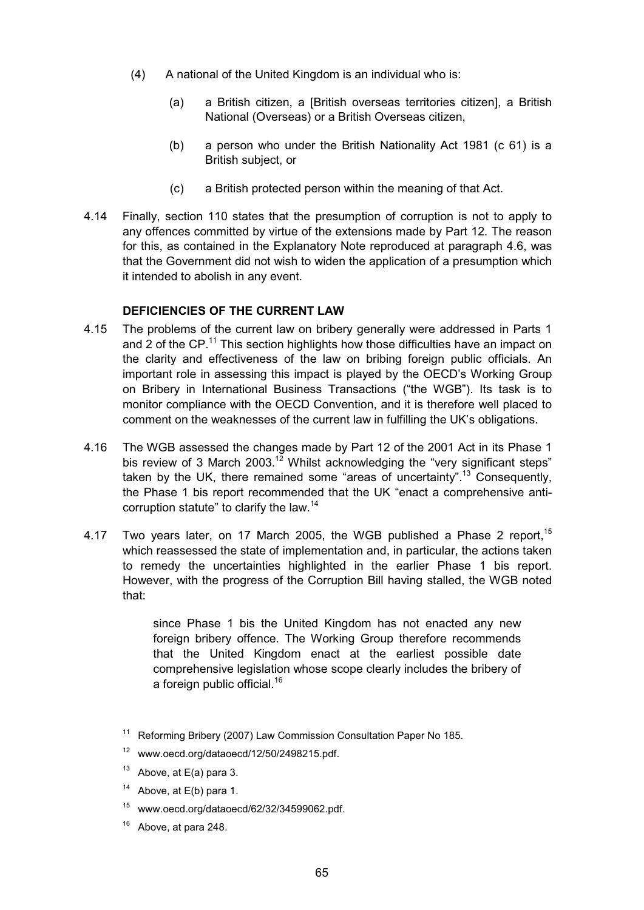(4) A national of the United Kingdom is an individual who is:

(a) a British citizen, a [British overseas territories citizen], a British National (Overseas) or a British Overseas citizen,

(b) a person who under the British Nationality Act 1981 (c 61) is a British subject, or

(c) a British protected person within the meaning of that Act.

4.14 Finally, section 110 states that the presumption of corruption is not to apply to any offences committed by virtue of the extensions made by Part 12. The reason for this, as contained in the Explanatory Note reproduced at paragraph 4.6, was that the Government did not wish to widen the application of a presumption which it intended to abolish in any event.

### DEFICIENCIES OF THE CURRENT LAW

4.15 The problems of the current law on bribery generally were addressed in Parts 1 and 2 of the CP.[11] This section highlights how those difficulties have an impact on the clarity and effectiveness of the law on bribing foreign public officials. An important role in assessing this impact is played by the OECD's Working Group on Bribery in International Business Transactions ("the WGB"). Its task is to monitor compliance with the OECD Convention, and it is therefore well placed to comment on the weaknesses of the current law in fulfilling the UK's obligations.

4.16 The WGB assessed the changes made by Part 12 of the 2001 Act in its Phase 1 bis review of 3 March 2003.[12] Whilst acknowledging the "very significant steps" taken by the UK, there remained some "areas of uncertainty".[13] Consequently, the Phase 1 bis report recommended that the UK "enact a comprehensive anti-corruption statute" to clarify the law.[14]

4.17 Two years later, on 17 March 2005, the WGB published a Phase 2 report,[15] which reassessed the state of implementation and, in particular, the actions taken to remedy the uncertainties highlighted in the earlier Phase 1 bis report. However, with the progress of the Corruption Bill having stalled, the WGB noted that:

> since Phase 1 bis the United Kingdom has not enacted any new foreign bribery offence. The Working Group therefore recommends that the United Kingdom enact at the earliest possible date comprehensive legislation whose scope clearly includes the bribery of a foreign public official.[16]

[11] Reforming Bribery (2007) Law Commission Consultation Paper No 185.

[12] www.oecd.org/dataoecd/12/50/2498215.pdf.

[13] Above, at E(a) para 3.

[14] Above, at E(b) para 1.

[15] www.oecd.org/dataoecd/62/32/34599062.pdf.

[16] Above, at para 248.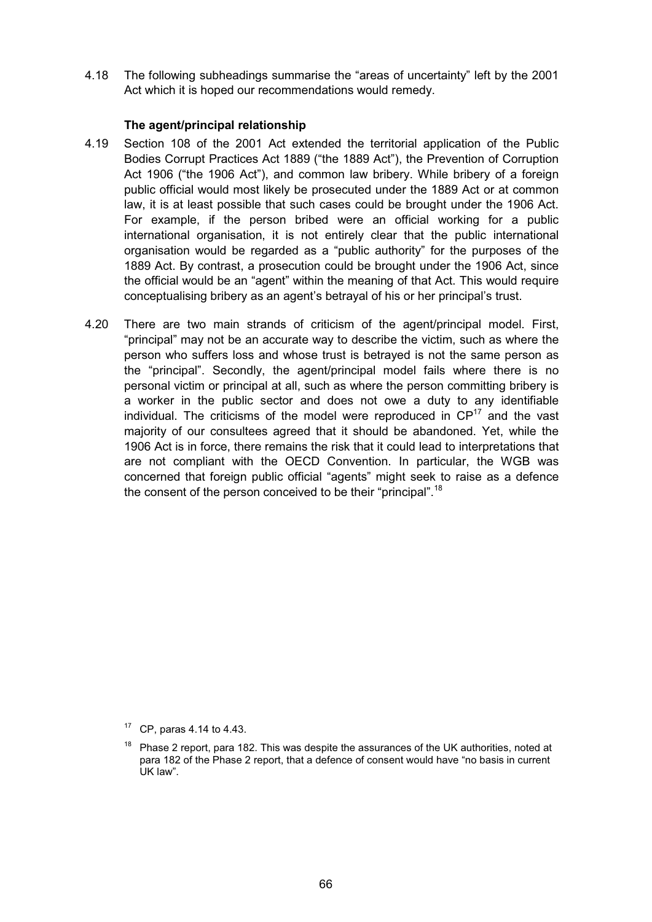4.18 The following subheadings summarise the "areas of uncertainty" left by the 2001 Act which it is hoped our recommendations would remedy.

### The agent/principal relationship

4.19 Section 108 of the 2001 Act extended the territorial application of the Public Bodies Corrupt Practices Act 1889 ("the 1889 Act"), the Prevention of Corruption Act 1906 ("the 1906 Act"), and common law bribery. While bribery of a foreign public official would most likely be prosecuted under the 1889 Act or at common law, it is at least possible that such cases could be brought under the 1906 Act. For example, if the person bribed were an official working for a public international organisation, it is not entirely clear that the public international organisation would be regarded as a "public authority" for the purposes of the 1889 Act. By contrast, a prosecution could be brought under the 1906 Act, since the official would be an "agent" within the meaning of that Act. This would require conceptualising bribery as an agent's betrayal of his or her principal's trust.

4.20 There are two main strands of criticism of the agent/principal model. First, "principal" may not be an accurate way to describe the victim, such as where the person who suffers loss and whose trust is betrayed is not the same person as the "principal". Secondly, the agent/principal model fails where there is no personal victim or principal at all, such as where the person committing bribery is a worker in the public sector and does not owe a duty to any identifiable individual. The criticisms of the model were reproduced in CP[17] and the vast majority of our consultees agreed that it should be abandoned. Yet, while the 1906 Act is in force, there remains the risk that it could lead to interpretations that are not compliant with the OECD Convention. In particular, the WGB was concerned that foreign public official "agents" might seek to raise as a defence the consent of the person conceived to be their "principal".[18]

[17] CP, paras 4.14 to 4.43.

[18] Phase 2 report, para 182. This was despite the assurances of the UK authorities, noted at para 182 of the Phase 2 report, that a defence of consent would have "no basis in current UK law".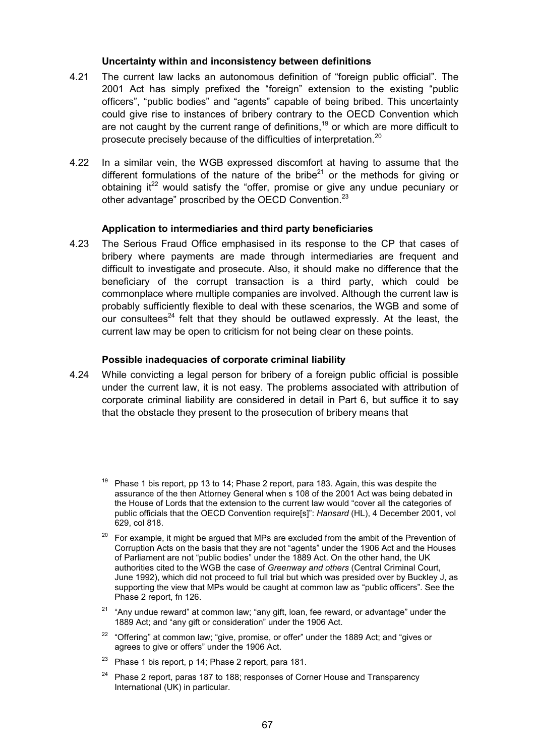### Uncertainty within and inconsistency between definitions

4.21 The current law lacks an autonomous definition of "foreign public official". The 2001 Act has simply prefixed the "foreign" extension to the existing "public officers", "public bodies" and "agents" capable of being bribed. This uncertainty could give rise to instances of bribery contrary to the OECD Convention which are not caught by the current range of definitions,[19] or which are more difficult to prosecute precisely because of the difficulties of interpretation.[20]

4.22 In a similar vein, the WGB expressed discomfort at having to assume that the different formulations of the nature of the bribe[21] or the methods for giving or obtaining it[22] would satisfy the "offer, promise or give any undue pecuniary or other advantage" proscribed by the OECD Convention.[23]

### Application to intermediaries and third party beneficiaries

4.23 The Serious Fraud Office emphasised in its response to the CP that cases of bribery where payments are made through intermediaries are frequent and difficult to investigate and prosecute. Also, it should make no difference that the beneficiary of the corrupt transaction is a third party, which could be commonplace where multiple companies are involved. Although the current law is probably sufficiently flexible to deal with these scenarios, the WGB and some of our consultees[24] felt that they should be outlawed expressly. At the least, the current law may be open to criticism for not being clear on these points.

### Possible inadequacies of corporate criminal liability

4.24 While convicting a legal person for bribery of a foreign public official is possible under the current law, it is not easy. The problems associated with attribution of corporate criminal liability are considered in detail in Part 6, but suffice it to say that the obstacle they present to the prosecution of bribery means that

---

[19] Phase 1 bis report, pp 13 to 14; Phase 2 report, para 183. Again, this was despite the assurance of the then Attorney General when s 108 of the 2001 Act was being debated in the House of Lords that the extension to the current law would "cover all the categories of public officials that the OECD Convention require[s]": *Hansard* (HL), 4 December 2001, vol 629, col 818.

[20] For example, it might be argued that MPs are excluded from the ambit of the Prevention of Corruption Acts on the basis that they are not "agents" under the 1906 Act and the Houses of Parliament are not "public bodies" under the 1889 Act. On the other hand, the UK authorities cited to the WGB the case of *Greenway and others* (Central Criminal Court, June 1992), which did not proceed to full trial but which was presided over by Buckley J, as supporting the view that MPs would be caught at common law as "public officers". See the Phase 2 report, fn 126.

[21] "Any undue reward" at common law; "any gift, loan, fee reward, or advantage" under the 1889 Act; and "any gift or consideration" under the 1906 Act.

[22] "Offering" at common law; "give, promise, or offer" under the 1889 Act; and "gives or agrees to give or offers" under the 1906 Act.

[23] Phase 1 bis report, p 14; Phase 2 report, para 181.

[24] Phase 2 report, paras 187 to 188; responses of Corner House and Transparency International (UK) in particular.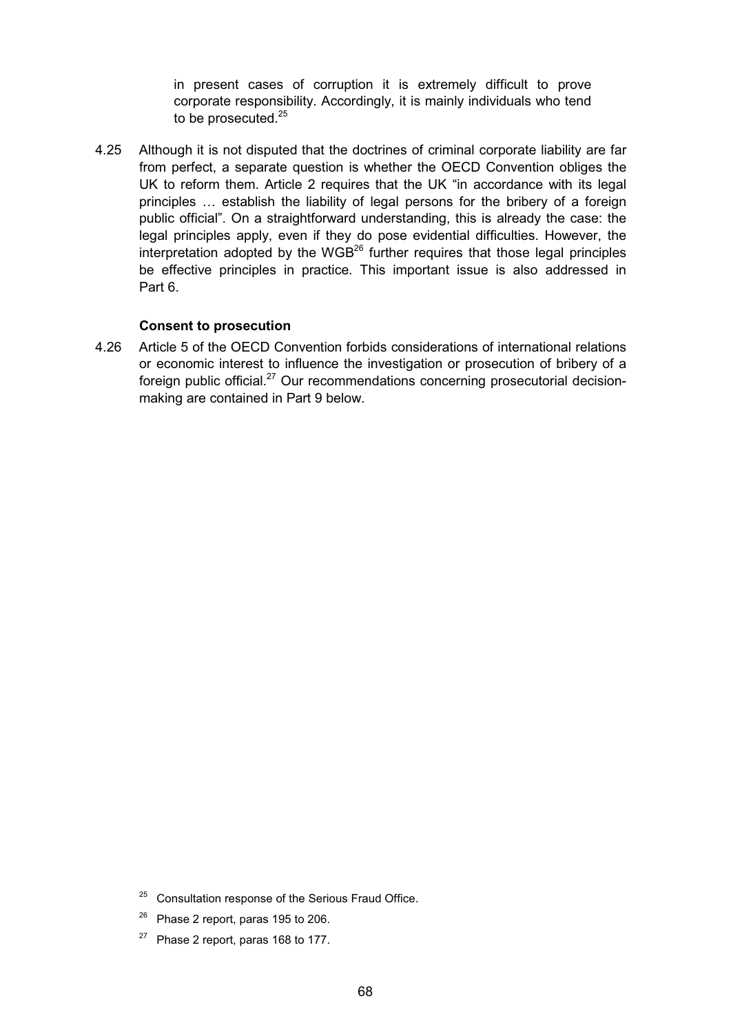> in present cases of corruption it is extremely difficult to prove corporate responsibility. Accordingly, it is mainly individuals who tend to be prosecuted.[25]

4.25 Although it is not disputed that the doctrines of criminal corporate liability are far from perfect, a separate question is whether the OECD Convention obliges the UK to reform them. Article 2 requires that the UK "in accordance with its legal principles … establish the liability of legal persons for the bribery of a foreign public official". On a straightforward understanding, this is already the case: the legal principles apply, even if they do pose evidential difficulties. However, the interpretation adopted by the WGB[26] further requires that those legal principles be effective principles in practice. This important issue is also addressed in Part 6.

**Consent to prosecution**

4.26 Article 5 of the OECD Convention forbids considerations of international relations or economic interest to influence the investigation or prosecution of bribery of a foreign public official.[27] Our recommendations concerning prosecutorial decision-making are contained in Part 9 below.

[25] Consultation response of the Serious Fraud Office.

[26] Phase 2 report, paras 195 to 206.

[27] Phase 2 report, paras 168 to 177.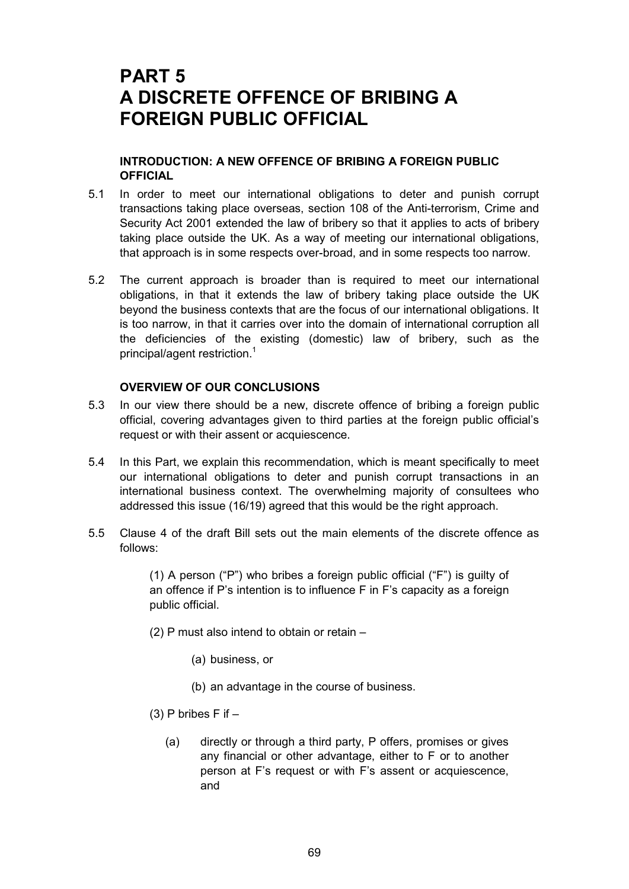# PART 5
# A DISCRETE OFFENCE OF BRIBING A FOREIGN PUBLIC OFFICIAL

### INTRODUCTION: A NEW OFFENCE OF BRIBING A FOREIGN PUBLIC OFFICIAL

5.1 In order to meet our international obligations to deter and punish corrupt transactions taking place overseas, section 108 of the Anti-terrorism, Crime and Security Act 2001 extended the law of bribery so that it applies to acts of bribery taking place outside the UK. As a way of meeting our international obligations, that approach is in some respects over-broad, and in some respects too narrow.

5.2 The current approach is broader than is required to meet our international obligations, in that it extends the law of bribery taking place outside the UK beyond the business contexts that are the focus of our international obligations. It is too narrow, in that it carries over into the domain of international corruption all the deficiencies of the existing (domestic) law of bribery, such as the principal/agent restriction.[1]

### OVERVIEW OF OUR CONCLUSIONS

5.3 In our view there should be a new, discrete offence of bribing a foreign public official, covering advantages given to third parties at the foreign public official's request or with their assent or acquiescence.

5.4 In this Part, we explain this recommendation, which is meant specifically to meet our international obligations to deter and punish corrupt transactions in an international business context. The overwhelming majority of consultees who addressed this issue (16/19) agreed that this would be the right approach.

5.5 Clause 4 of the draft Bill sets out the main elements of the discrete offence as follows:

> (1) A person ("P") who bribes a foreign public official ("F") is guilty of an offence if P's intention is to influence F in F's capacity as a foreign public official.
>
> (2) P must also intend to obtain or retain –
>
> > (a) business, or
> >
> > (b) an advantage in the course of business.
>
> (3) P bribes F if –
>
> > (a) directly or through a third party, P offers, promises or gives any financial or other advantage, either to F or to another person at F's request or with F's assent or acquiescence, and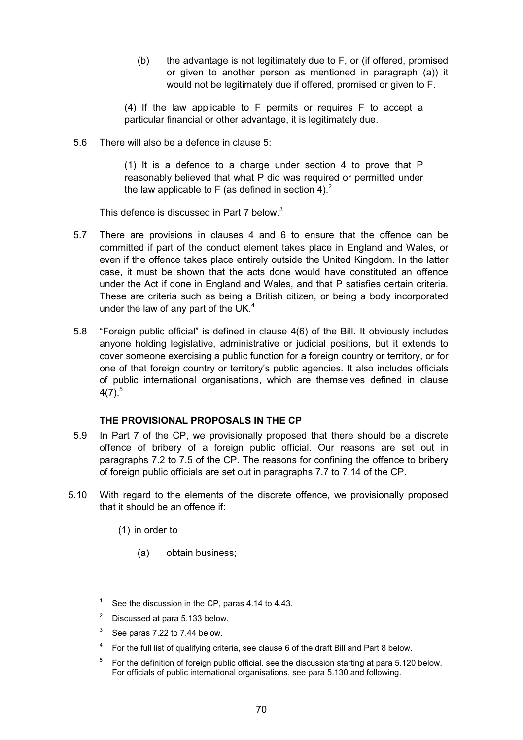(b) the advantage is not legitimately due to F, or (if offered, promised or given to another person as mentioned in paragraph (a)) it would not be legitimately due if offered, promised or given to F.

(4) If the law applicable to F permits or requires F to accept a particular financial or other advantage, it is legitimately due.

5.6 There will also be a defence in clause 5:

(1) It is a defence to a charge under section 4 to prove that P reasonably believed that what P did was required or permitted under the law applicable to F (as defined in section 4).[2]

This defence is discussed in Part 7 below.[3]

5.7 There are provisions in clauses 4 and 6 to ensure that the offence can be committed if part of the conduct element takes place in England and Wales, or even if the offence takes place entirely outside the United Kingdom. In the latter case, it must be shown that the acts done would have constituted an offence under the Act if done in England and Wales, and that P satisfies certain criteria. These are criteria such as being a British citizen, or being a body incorporated under the law of any part of the UK.[4]

5.8 "Foreign public official" is defined in clause 4(6) of the Bill. It obviously includes anyone holding legislative, administrative or judicial positions, but it extends to cover someone exercising a public function for a foreign country or territory, or for one of that foreign country or territory's public agencies. It also includes officials of public international organisations, which are themselves defined in clause 4(7).[5]

### THE PROVISIONAL PROPOSALS IN THE CP

5.9 In Part 7 of the CP, we provisionally proposed that there should be a discrete offence of bribery of a foreign public official. Our reasons are set out in paragraphs 7.2 to 7.5 of the CP. The reasons for confining the offence to bribery of foreign public officials are set out in paragraphs 7.7 to 7.14 of the CP.

5.10 With regard to the elements of the discrete offence, we provisionally proposed that it should be an offence if:

(1) in order to

(a) obtain business;

---

[1] See the discussion in the CP, paras 4.14 to 4.43.

[2] Discussed at para 5.133 below.

[3] See paras 7.22 to 7.44 below.

[4] For the full list of qualifying criteria, see clause 6 of the draft Bill and Part 8 below.

[5] For the definition of foreign public official, see the discussion starting at para 5.120 below. For officials of public international organisations, see para 5.130 and following.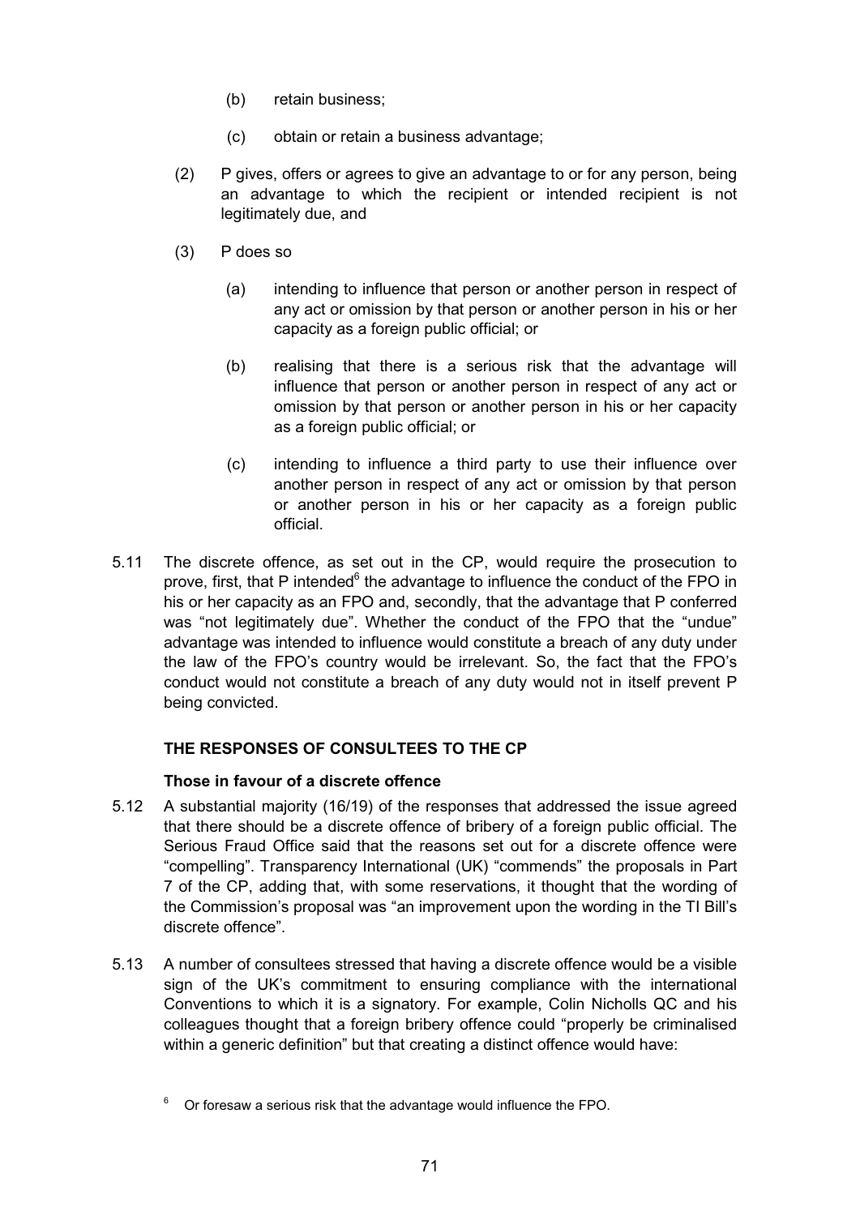(b) retain business;

(c) obtain or retain a business advantage;

(2) P gives, offers or agrees to give an advantage to or for any person, being an advantage to which the recipient or intended recipient is not legitimately due, and

(3) P does so

(a) intending to influence that person or another person in respect of any act or omission by that person or another person in his or her capacity as a foreign public official; or

(b) realising that there is a serious risk that the advantage will influence that person or another person in respect of any act or omission by that person or another person in his or her capacity as a foreign public official; or

(c) intending to influence a third party to use their influence over another person in respect of any act or omission by that person or another person in his or her capacity as a foreign public official.

5.11 The discrete offence, as set out in the CP, would require the prosecution to prove, first, that P intended[6] the advantage to influence the conduct of the FPO in his or her capacity as an FPO and, secondly, that the advantage that P conferred was "not legitimately due". Whether the conduct of the FPO that the "undue" advantage was intended to influence would constitute a breach of any duty under the law of the FPO's country would be irrelevant. So, the fact that the FPO's conduct would not constitute a breach of any duty would not in itself prevent P being convicted.

## THE RESPONSES OF CONSULTEES TO THE CP

### Those in favour of a discrete offence

5.12 A substantial majority (16/19) of the responses that addressed the issue agreed that there should be a discrete offence of bribery of a foreign public official. The Serious Fraud Office said that the reasons set out for a discrete offence were "compelling". Transparency International (UK) "commends" the proposals in Part 7 of the CP, adding that, with some reservations, it thought that the wording of the Commission's proposal was "an improvement upon the wording in the TI Bill's discrete offence".

5.13 A number of consultees stressed that having a discrete offence would be a visible sign of the UK's commitment to ensuring compliance with the international Conventions to which it is a signatory. For example, Colin Nicholls QC and his colleagues thought that a foreign bribery offence could "properly be criminalised within a generic definition" but that creating a distinct offence would have:

[6] Or foresaw a serious risk that the advantage would influence the FPO.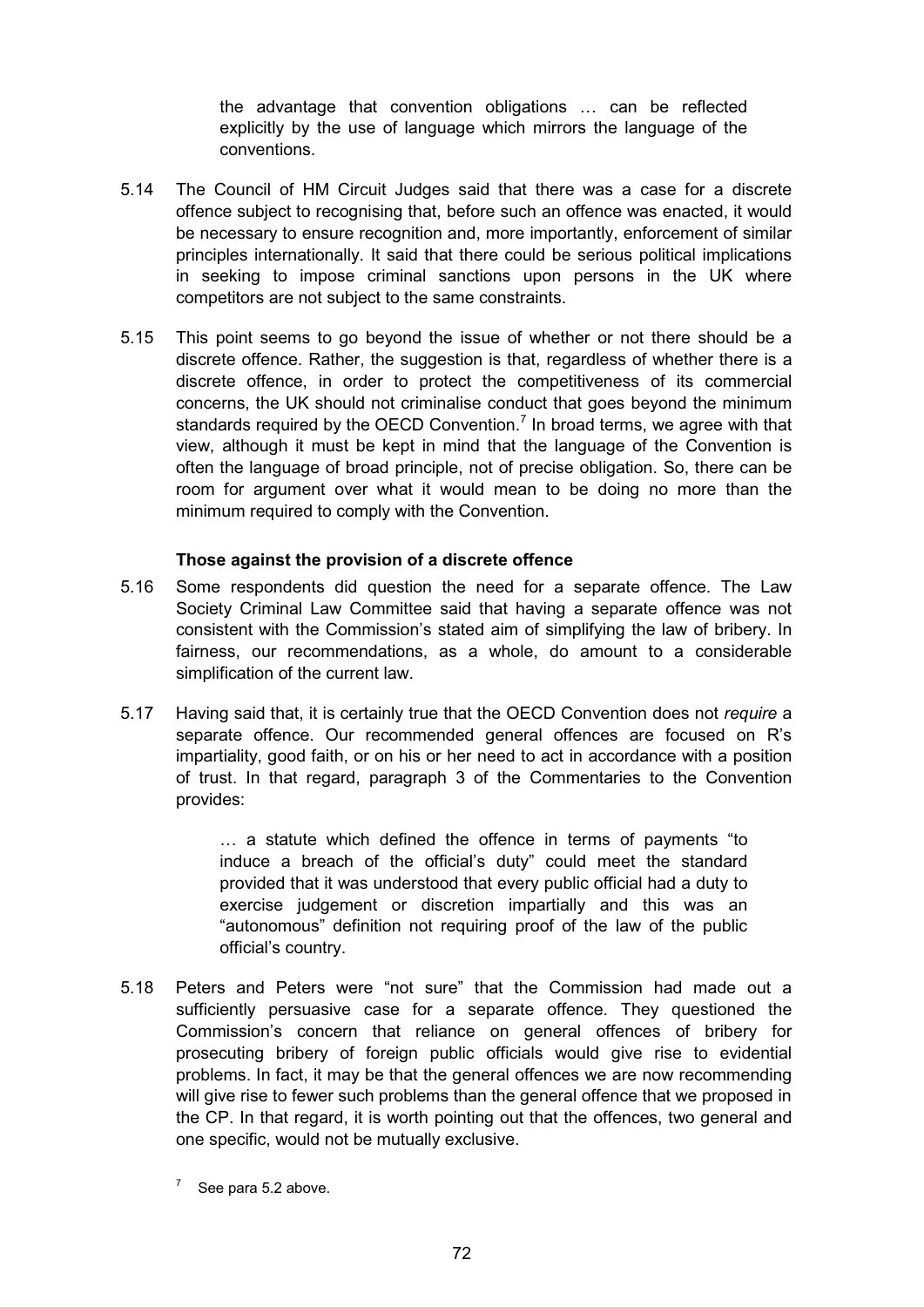> the advantage that convention obligations … can be reflected explicitly by the use of language which mirrors the language of the conventions.

5.14 The Council of HM Circuit Judges said that there was a case for a discrete offence subject to recognising that, before such an offence was enacted, it would be necessary to ensure recognition and, more importantly, enforcement of similar principles internationally. It said that there could be serious political implications in seeking to impose criminal sanctions upon persons in the UK where competitors are not subject to the same constraints.

5.15 This point seems to go beyond the issue of whether or not there should be a discrete offence. Rather, the suggestion is that, regardless of whether there is a discrete offence, in order to protect the competitiveness of its commercial concerns, the UK should not criminalise conduct that goes beyond the minimum standards required by the OECD Convention.[7] In broad terms, we agree with that view, although it must be kept in mind that the language of the Convention is often the language of broad principle, not of precise obligation. So, there can be room for argument over what it would mean to be doing no more than the minimum required to comply with the Convention.

### Those against the provision of a discrete offence

5.16 Some respondents did question the need for a separate offence. The Law Society Criminal Law Committee said that having a separate offence was not consistent with the Commission's stated aim of simplifying the law of bribery. In fairness, our recommendations, as a whole, do amount to a considerable simplification of the current law.

5.17 Having said that, it is certainly true that the OECD Convention does not *require* a separate offence. Our recommended general offences are focused on R's impartiality, good faith, or on his or her need to act in accordance with a position of trust. In that regard, paragraph 3 of the Commentaries to the Convention provides:

> … a statute which defined the offence in terms of payments "to induce a breach of the official's duty" could meet the standard provided that it was understood that every public official had a duty to exercise judgement or discretion impartially and this was an "autonomous" definition not requiring proof of the law of the public official's country.

5.18 Peters and Peters were "not sure" that the Commission had made out a sufficiently persuasive case for a separate offence. They questioned the Commission's concern that reliance on general offences of bribery for prosecuting bribery of foreign public officials would give rise to evidential problems. In fact, it may be that the general offences we are now recommending will give rise to fewer such problems than the general offence that we proposed in the CP. In that regard, it is worth pointing out that the offences, two general and one specific, would not be mutually exclusive.

[7] See para 5.2 above.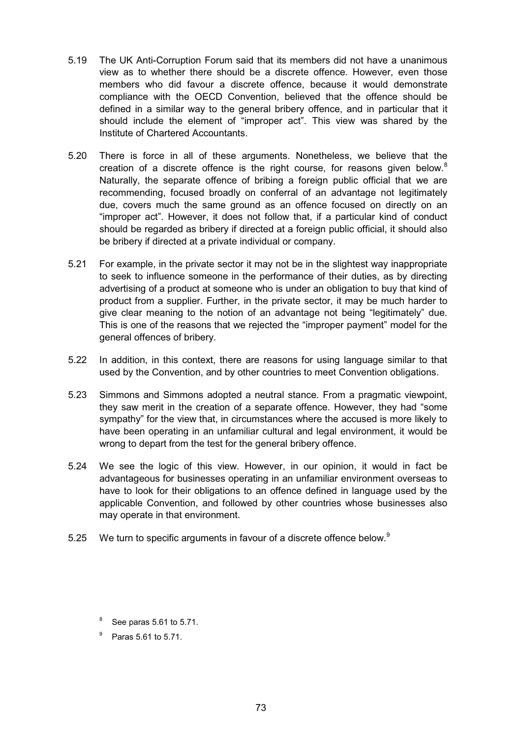5.19 The UK Anti-Corruption Forum said that its members did not have a unanimous view as to whether there should be a discrete offence. However, even those members who did favour a discrete offence, because it would demonstrate compliance with the OECD Convention, believed that the offence should be defined in a similar way to the general bribery offence, and in particular that it should include the element of "improper act". This view was shared by the Institute of Chartered Accountants.

5.20 There is force in all of these arguments. Nonetheless, we believe that the creation of a discrete offence is the right course, for reasons given below.[8] Naturally, the separate offence of bribing a foreign public official that we are recommending, focused broadly on conferral of an advantage not legitimately due, covers much the same ground as an offence focused on directly on an "improper act". However, it does not follow that, if a particular kind of conduct should be regarded as bribery if directed at a foreign public official, it should also be bribery if directed at a private individual or company.

5.21 For example, in the private sector it may not be in the slightest way inappropriate to seek to influence someone in the performance of their duties, as by directing advertising of a product at someone who is under an obligation to buy that kind of product from a supplier. Further, in the private sector, it may be much harder to give clear meaning to the notion of an advantage not being "legitimately" due. This is one of the reasons that we rejected the "improper payment" model for the general offences of bribery.

5.22 In addition, in this context, there are reasons for using language similar to that used by the Convention, and by other countries to meet Convention obligations.

5.23 Simmons and Simmons adopted a neutral stance. From a pragmatic viewpoint, they saw merit in the creation of a separate offence. However, they had "some sympathy" for the view that, in circumstances where the accused is more likely to have been operating in an unfamiliar cultural and legal environment, it would be wrong to depart from the test for the general bribery offence.

5.24 We see the logic of this view. However, in our opinion, it would in fact be advantageous for businesses operating in an unfamiliar environment overseas to have to look for their obligations to an offence defined in language used by the applicable Convention, and followed by other countries whose businesses also may operate in that environment.

5.25 We turn to specific arguments in favour of a discrete offence below.[9]

[8] See paras 5.61 to 5.71.

[9] Paras 5.61 to 5.71.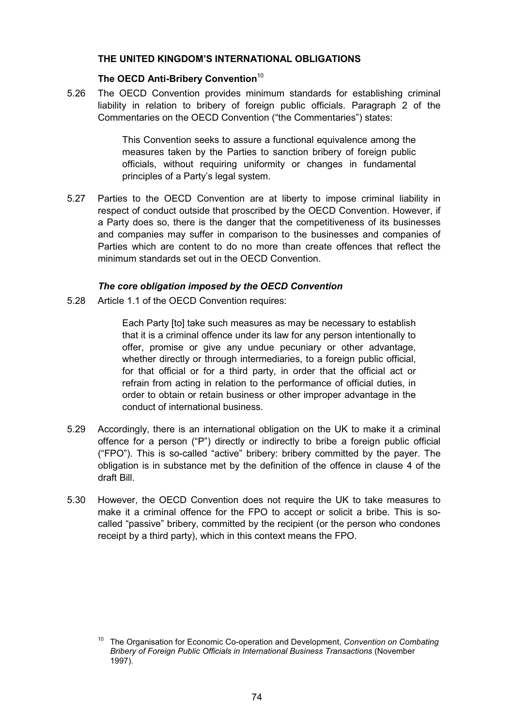## THE UNITED KINGDOM'S INTERNATIONAL OBLIGATIONS

### The OECD Anti-Bribery Convention[10]

5.26 The OECD Convention provides minimum standards for establishing criminal liability in relation to bribery of foreign public officials. Paragraph 2 of the Commentaries on the OECD Convention ("the Commentaries") states:

> This Convention seeks to assure a functional equivalence among the measures taken by the Parties to sanction bribery of foreign public officials, without requiring uniformity or changes in fundamental principles of a Party's legal system.

5.27 Parties to the OECD Convention are at liberty to impose criminal liability in respect of conduct outside that proscribed by the OECD Convention. However, if a Party does so, there is the danger that the competitiveness of its businesses and companies may suffer in comparison to the businesses and companies of Parties which are content to do no more than create offences that reflect the minimum standards set out in the OECD Convention.

#### *The core obligation imposed by the OECD Convention*

5.28 Article 1.1 of the OECD Convention requires:

> Each Party [to] take such measures as may be necessary to establish that it is a criminal offence under its law for any person intentionally to offer, promise or give any undue pecuniary or other advantage, whether directly or through intermediaries, to a foreign public official, for that official or for a third party, in order that the official act or refrain from acting in relation to the performance of official duties, in order to obtain or retain business or other improper advantage in the conduct of international business.

5.29 Accordingly, there is an international obligation on the UK to make it a criminal offence for a person ("P") directly or indirectly to bribe a foreign public official ("FPO"). This is so-called "active" bribery: bribery committed by the payer. The obligation is in substance met by the definition of the offence in clause 4 of the draft Bill.

5.30 However, the OECD Convention does not require the UK to take measures to make it a criminal offence for the FPO to accept or solicit a bribe. This is so-called "passive" bribery, committed by the recipient (or the person who condones receipt by a third party), which in this context means the FPO.

[10] The Organisation for Economic Co-operation and Development, *Convention on Combating Bribery of Foreign Public Officials in International Business Transactions* (November 1997).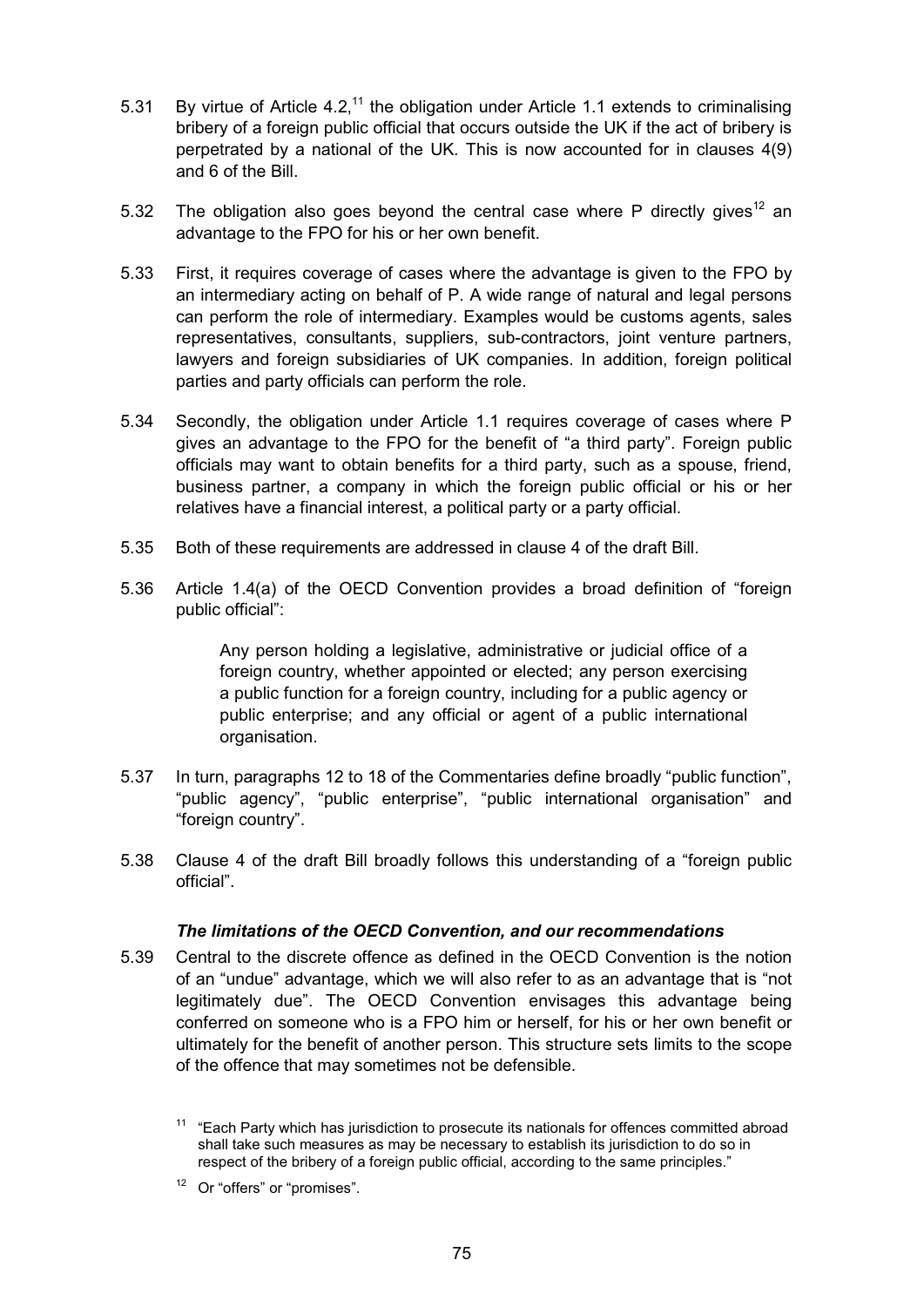5.31 By virtue of Article 4.2,[11] the obligation under Article 1.1 extends to criminalising bribery of a foreign public official that occurs outside the UK if the act of bribery is perpetrated by a national of the UK. This is now accounted for in clauses 4(9) and 6 of the Bill.

5.32 The obligation also goes beyond the central case where P directly gives[12] an advantage to the FPO for his or her own benefit.

5.33 First, it requires coverage of cases where the advantage is given to the FPO by an intermediary acting on behalf of P. A wide range of natural and legal persons can perform the role of intermediary. Examples would be customs agents, sales representatives, consultants, suppliers, sub-contractors, joint venture partners, lawyers and foreign subsidiaries of UK companies. In addition, foreign political parties and party officials can perform the role.

5.34 Secondly, the obligation under Article 1.1 requires coverage of cases where P gives an advantage to the FPO for the benefit of "a third party". Foreign public officials may want to obtain benefits for a third party, such as a spouse, friend, business partner, a company in which the foreign public official or his or her relatives have a financial interest, a political party or a party official.

5.35 Both of these requirements are addressed in clause 4 of the draft Bill.

5.36 Article 1.4(a) of the OECD Convention provides a broad definition of "foreign public official":

> Any person holding a legislative, administrative or judicial office of a foreign country, whether appointed or elected; any person exercising a public function for a foreign country, including for a public agency or public enterprise; and any official or agent of a public international organisation.

5.37 In turn, paragraphs 12 to 18 of the Commentaries define broadly "public function", "public agency", "public enterprise", "public international organisation" and "foreign country".

5.38 Clause 4 of the draft Bill broadly follows this understanding of a "foreign public official".

### *The limitations of the OECD Convention, and our recommendations*

5.39 Central to the discrete offence as defined in the OECD Convention is the notion of an "undue" advantage, which we will also refer to as an advantage that is "not legitimately due". The OECD Convention envisages this advantage being conferred on someone who is a FPO him or herself, for his or her own benefit or ultimately for the benefit of another person. This structure sets limits to the scope of the offence that may sometimes not be defensible.

[11] "Each Party which has jurisdiction to prosecute its nationals for offences committed abroad shall take such measures as may be necessary to establish its jurisdiction to do so in respect of the bribery of a foreign public official, according to the same principles."

[12] Or "offers" or "promises".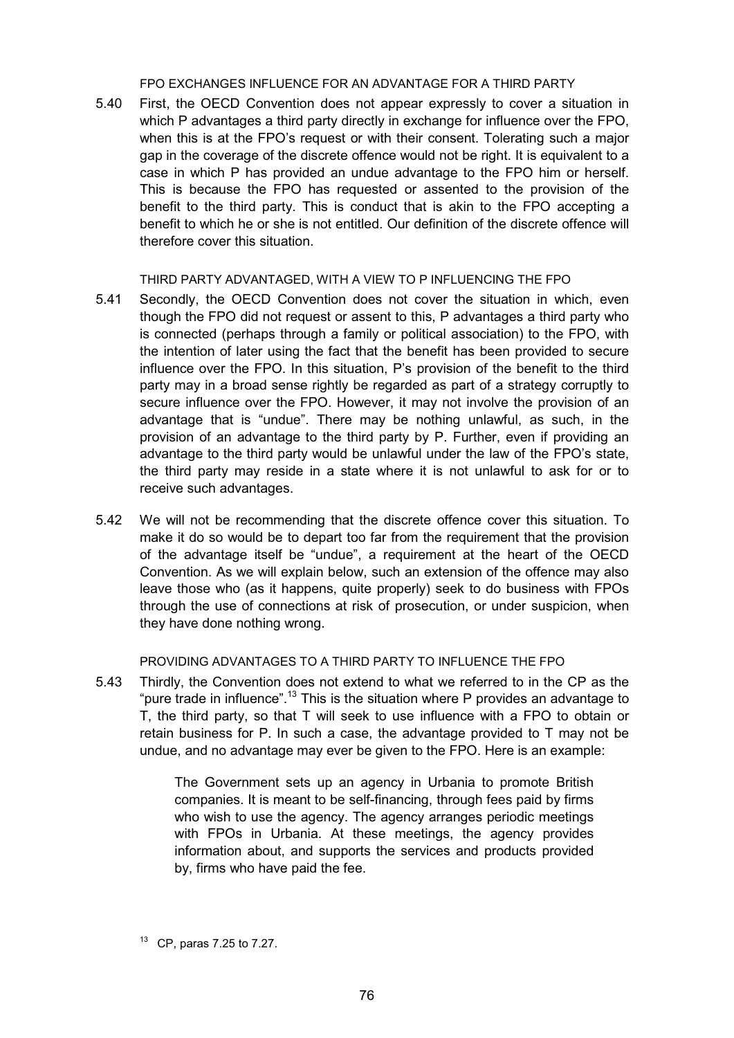#### FPO EXCHANGES INFLUENCE FOR AN ADVANTAGE FOR A THIRD PARTY

5.40 First, the OECD Convention does not appear expressly to cover a situation in which P advantages a third party directly in exchange for influence over the FPO, when this is at the FPO's request or with their consent. Tolerating such a major gap in the coverage of the discrete offence would not be right. It is equivalent to a case in which P has provided an undue advantage to the FPO him or herself. This is because the FPO has requested or assented to the provision of the benefit to the third party. This is conduct that is akin to the FPO accepting a benefit to which he or she is not entitled. Our definition of the discrete offence will therefore cover this situation.

#### THIRD PARTY ADVANTAGED, WITH A VIEW TO P INFLUENCING THE FPO

5.41 Secondly, the OECD Convention does not cover the situation in which, even though the FPO did not request or assent to this, P advantages a third party who is connected (perhaps through a family or political association) to the FPO, with the intention of later using the fact that the benefit has been provided to secure influence over the FPO. In this situation, P's provision of the benefit to the third party may in a broad sense rightly be regarded as part of a strategy corruptly to secure influence over the FPO. However, it may not involve the provision of an advantage that is "undue". There may be nothing unlawful, as such, in the provision of an advantage to the third party by P. Further, even if providing an advantage to the third party would be unlawful under the law of the FPO's state, the third party may reside in a state where it is not unlawful to ask for or to receive such advantages.

5.42 We will not be recommending that the discrete offence cover this situation. To make it do so would be to depart too far from the requirement that the provision of the advantage itself be "undue", a requirement at the heart of the OECD Convention. As we will explain below, such an extension of the offence may also leave those who (as it happens, quite properly) seek to do business with FPOs through the use of connections at risk of prosecution, or under suspicion, when they have done nothing wrong.

#### PROVIDING ADVANTAGES TO A THIRD PARTY TO INFLUENCE THE FPO

5.43 Thirdly, the Convention does not extend to what we referred to in the CP as the "pure trade in influence".[13] This is the situation where P provides an advantage to T, the third party, so that T will seek to use influence with a FPO to obtain or retain business for P. In such a case, the advantage provided to T may not be undue, and no advantage may ever be given to the FPO. Here is an example:

> The Government sets up an agency in Urbania to promote British companies. It is meant to be self-financing, through fees paid by firms who wish to use the agency. The agency arranges periodic meetings with FPOs in Urbania. At these meetings, the agency provides information about, and supports the services and products provided by, firms who have paid the fee.

[13] CP, paras 7.25 to 7.27.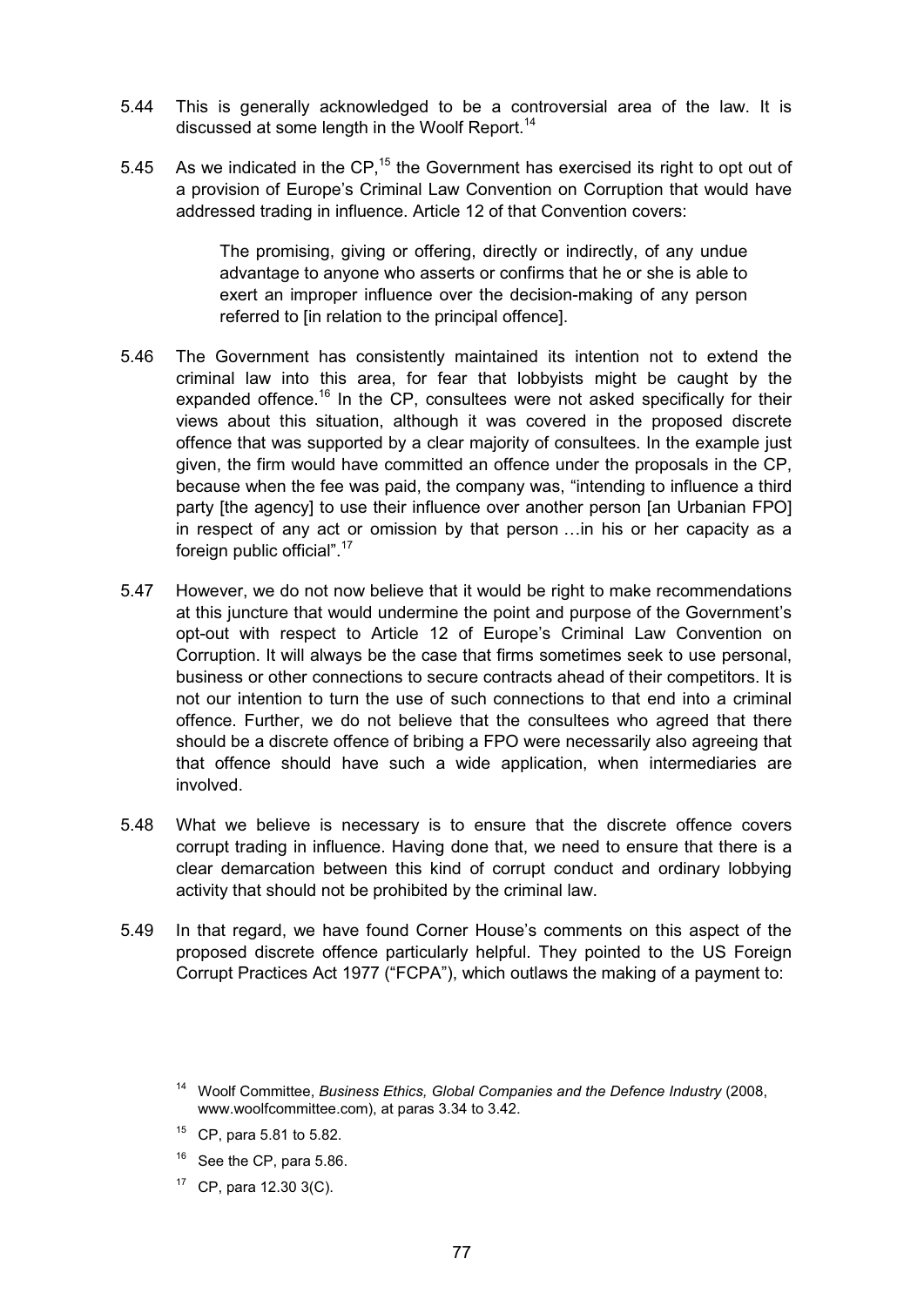5.44 This is generally acknowledged to be a controversial area of the law. It is discussed at some length in the Woolf Report.[14]

5.45 As we indicated in the CP,[15] the Government has exercised its right to opt out of a provision of Europe's Criminal Law Convention on Corruption that would have addressed trading in influence. Article 12 of that Convention covers:

> The promising, giving or offering, directly or indirectly, of any undue advantage to anyone who asserts or confirms that he or she is able to exert an improper influence over the decision-making of any person referred to [in relation to the principal offence].

5.46 The Government has consistently maintained its intention not to extend the criminal law into this area, for fear that lobbyists might be caught by the expanded offence.[16] In the CP, consultees were not asked specifically for their views about this situation, although it was covered in the proposed discrete offence that was supported by a clear majority of consultees. In the example just given, the firm would have committed an offence under the proposals in the CP, because when the fee was paid, the company was, "intending to influence a third party [the agency] to use their influence over another person [an Urbanian FPO] in respect of any act or omission by that person …in his or her capacity as a foreign public official".[17]

5.47 However, we do not now believe that it would be right to make recommendations at this juncture that would undermine the point and purpose of the Government's opt-out with respect to Article 12 of Europe's Criminal Law Convention on Corruption. It will always be the case that firms sometimes seek to use personal, business or other connections to secure contracts ahead of their competitors. It is not our intention to turn the use of such connections to that end into a criminal offence. Further, we do not believe that the consultees who agreed that there should be a discrete offence of bribing a FPO were necessarily also agreeing that that offence should have such a wide application, when intermediaries are involved.

5.48 What we believe is necessary is to ensure that the discrete offence covers corrupt trading in influence. Having done that, we need to ensure that there is a clear demarcation between this kind of corrupt conduct and ordinary lobbying activity that should not be prohibited by the criminal law.

5.49 In that regard, we have found Corner House's comments on this aspect of the proposed discrete offence particularly helpful. They pointed to the US Foreign Corrupt Practices Act 1977 ("FCPA"), which outlaws the making of a payment to:

[14] Woolf Committee, *Business Ethics, Global Companies and the Defence Industry* (2008, www.woolfcommittee.com), at paras 3.34 to 3.42.

[15] CP, para 5.81 to 5.82.

[16] See the CP, para 5.86.

[17] CP, para 12.30 3(C).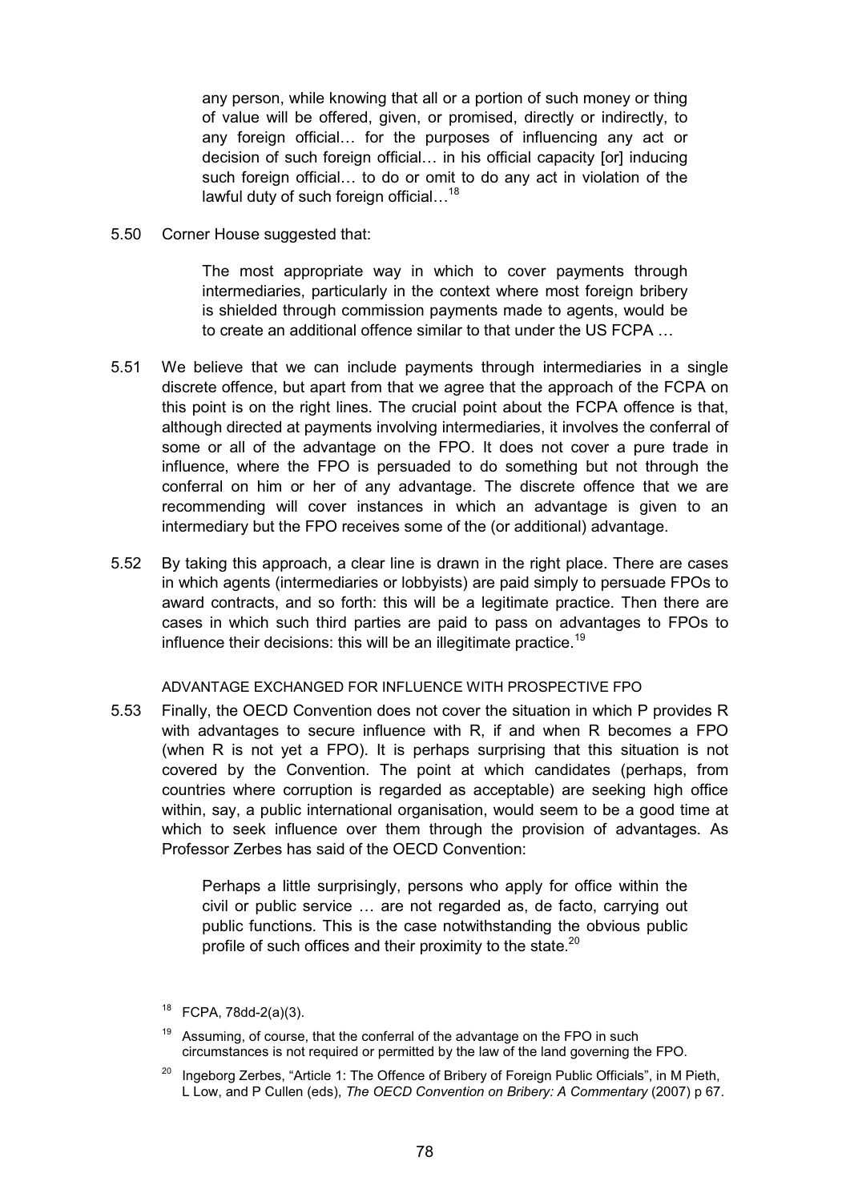> any person, while knowing that all or a portion of such money or thing of value will be offered, given, or promised, directly or indirectly, to any foreign official… for the purposes of influencing any act or decision of such foreign official… in his official capacity [or] inducing such foreign official… to do or omit to do any act in violation of the lawful duty of such foreign official…[18]

5.50 Corner House suggested that:

> The most appropriate way in which to cover payments through intermediaries, particularly in the context where most foreign bribery is shielded through commission payments made to agents, would be to create an additional offence similar to that under the US FCPA …

5.51 We believe that we can include payments through intermediaries in a single discrete offence, but apart from that we agree that the approach of the FCPA on this point is on the right lines. The crucial point about the FCPA offence is that, although directed at payments involving intermediaries, it involves the conferral of some or all of the advantage on the FPO. It does not cover a pure trade in influence, where the FPO is persuaded to do something but not through the conferral on him or her of any advantage. The discrete offence that we are recommending will cover instances in which an advantage is given to an intermediary but the FPO receives some of the (or additional) advantage.

5.52 By taking this approach, a clear line is drawn in the right place. There are cases in which agents (intermediaries or lobbyists) are paid simply to persuade FPOs to award contracts, and so forth: this will be a legitimate practice. Then there are cases in which such third parties are paid to pass on advantages to FPOs to influence their decisions: this will be an illegitimate practice.[19]

### ADVANTAGE EXCHANGED FOR INFLUENCE WITH PROSPECTIVE FPO

5.53 Finally, the OECD Convention does not cover the situation in which P provides R with advantages to secure influence with R, if and when R becomes a FPO (when R is not yet a FPO). It is perhaps surprising that this situation is not covered by the Convention. The point at which candidates (perhaps, from countries where corruption is regarded as acceptable) are seeking high office within, say, a public international organisation, would seem to be a good time at which to seek influence over them through the provision of advantages. As Professor Zerbes has said of the OECD Convention:

> Perhaps a little surprisingly, persons who apply for office within the civil or public service … are not regarded as, de facto, carrying out public functions. This is the case notwithstanding the obvious public profile of such offices and their proximity to the state.[20]

---

[18] FCPA, 78dd-2(a)(3).

[19] Assuming, of course, that the conferral of the advantage on the FPO in such circumstances is not required or permitted by the law of the land governing the FPO.

[20] Ingeborg Zerbes, "Article 1: The Offence of Bribery of Foreign Public Officials", in M Pieth, L Low, and P Cullen (eds), *The OECD Convention on Bribery: A Commentary* (2007) p 67.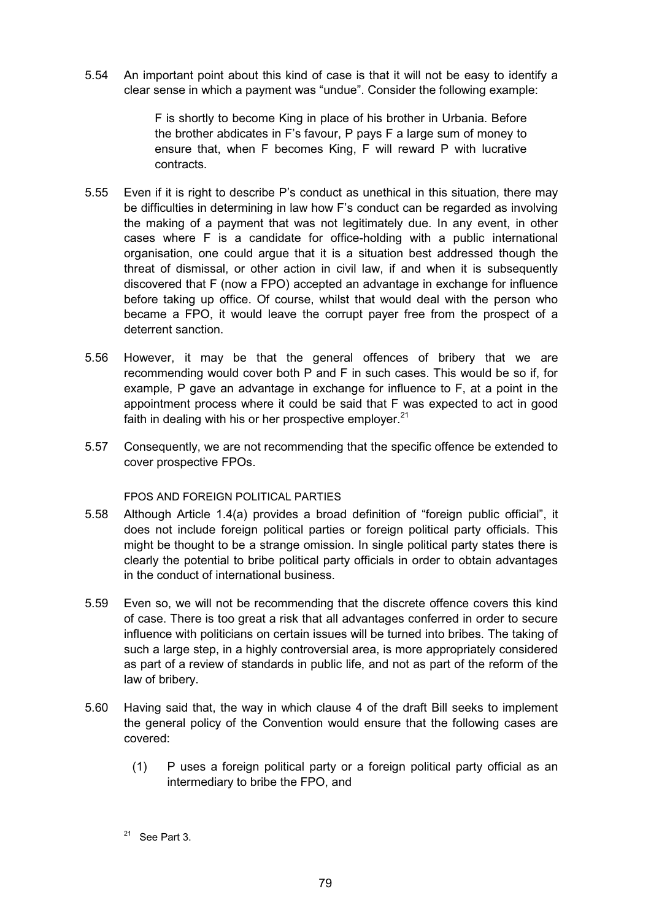5.54 An important point about this kind of case is that it will not be easy to identify a clear sense in which a payment was "undue". Consider the following example:

> F is shortly to become King in place of his brother in Urbania. Before the brother abdicates in F's favour, P pays F a large sum of money to ensure that, when F becomes King, F will reward P with lucrative contracts.

5.55 Even if it is right to describe P's conduct as unethical in this situation, there may be difficulties in determining in law how F's conduct can be regarded as involving the making of a payment that was not legitimately due. In any event, in other cases where F is a candidate for office-holding with a public international organisation, one could argue that it is a situation best addressed though the threat of dismissal, or other action in civil law, if and when it is subsequently discovered that F (now a FPO) accepted an advantage in exchange for influence before taking up office. Of course, whilst that would deal with the person who became a FPO, it would leave the corrupt payer free from the prospect of a deterrent sanction.

5.56 However, it may be that the general offences of bribery that we are recommending would cover both P and F in such cases. This would be so if, for example, P gave an advantage in exchange for influence to F, at a point in the appointment process where it could be said that F was expected to act in good faith in dealing with his or her prospective employer.[21]

5.57 Consequently, we are not recommending that the specific offence be extended to cover prospective FPOs.

### FPOS AND FOREIGN POLITICAL PARTIES

5.58 Although Article 1.4(a) provides a broad definition of "foreign public official", it does not include foreign political parties or foreign political party officials. This might be thought to be a strange omission. In single political party states there is clearly the potential to bribe political party officials in order to obtain advantages in the conduct of international business.

5.59 Even so, we will not be recommending that the discrete offence covers this kind of case. There is too great a risk that all advantages conferred in order to secure influence with politicians on certain issues will be turned into bribes. The taking of such a large step, in a highly controversial area, is more appropriately considered as part of a review of standards in public life, and not as part of the reform of the law of bribery.

5.60 Having said that, the way in which clause 4 of the draft Bill seeks to implement the general policy of the Convention would ensure that the following cases are covered:

(1) P uses a foreign political party or a foreign political party official as an intermediary to bribe the FPO, and

[21] See Part 3.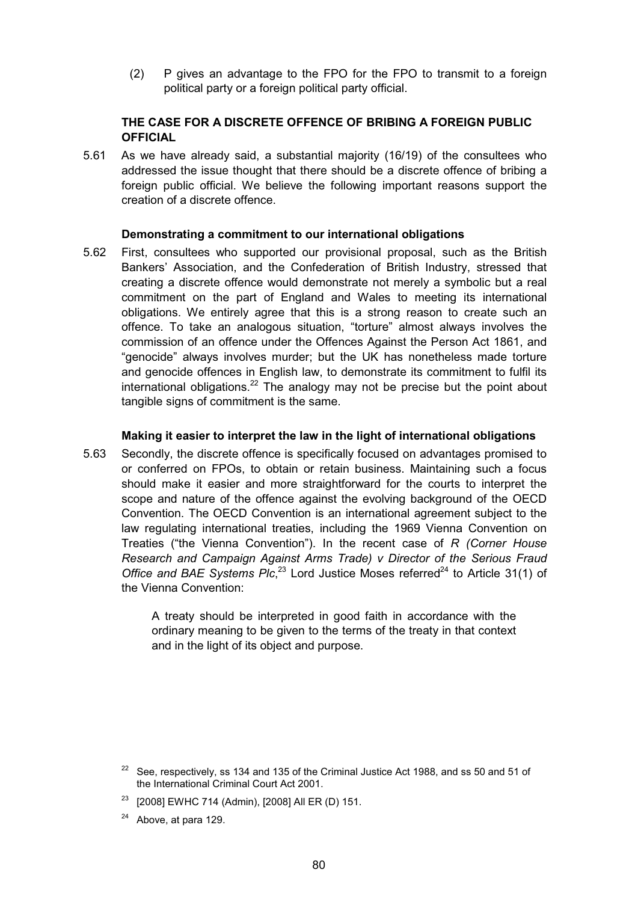(2) P gives an advantage to the FPO for the FPO to transmit to a foreign political party or a foreign political party official.

### THE CASE FOR A DISCRETE OFFENCE OF BRIBING A FOREIGN PUBLIC OFFICIAL

5.61 As we have already said, a substantial majority (16/19) of the consultees who addressed the issue thought that there should be a discrete offence of bribing a foreign public official. We believe the following important reasons support the creation of a discrete offence.

#### Demonstrating a commitment to our international obligations

5.62 First, consultees who supported our provisional proposal, such as the British Bankers' Association, and the Confederation of British Industry, stressed that creating a discrete offence would demonstrate not merely a symbolic but a real commitment on the part of England and Wales to meeting its international obligations. We entirely agree that this is a strong reason to create such an offence. To take an analogous situation, "torture" almost always involves the commission of an offence under the Offences Against the Person Act 1861, and "genocide" always involves murder; but the UK has nonetheless made torture and genocide offences in English law, to demonstrate its commitment to fulfil its international obligations.[22] The analogy may not be precise but the point about tangible signs of commitment is the same.

#### Making it easier to interpret the law in the light of international obligations

5.63 Secondly, the discrete offence is specifically focused on advantages promised to or conferred on FPOs, to obtain or retain business. Maintaining such a focus should make it easier and more straightforward for the courts to interpret the scope and nature of the offence against the evolving background of the OECD Convention. The OECD Convention is an international agreement subject to the law regulating international treaties, including the 1969 Vienna Convention on Treaties ("the Vienna Convention"). In the recent case of *R (Corner House Research and Campaign Against Arms Trade) v Director of the Serious Fraud Office and BAE Systems Plc*,[23] Lord Justice Moses referred[24] to Article 31(1) of the Vienna Convention:

> A treaty should be interpreted in good faith in accordance with the ordinary meaning to be given to the terms of the treaty in that context and in the light of its object and purpose.

[22] See, respectively, ss 134 and 135 of the Criminal Justice Act 1988, and ss 50 and 51 of the International Criminal Court Act 2001.

[23] [2008] EWHC 714 (Admin), [2008] All ER (D) 151.

[24] Above, at para 129.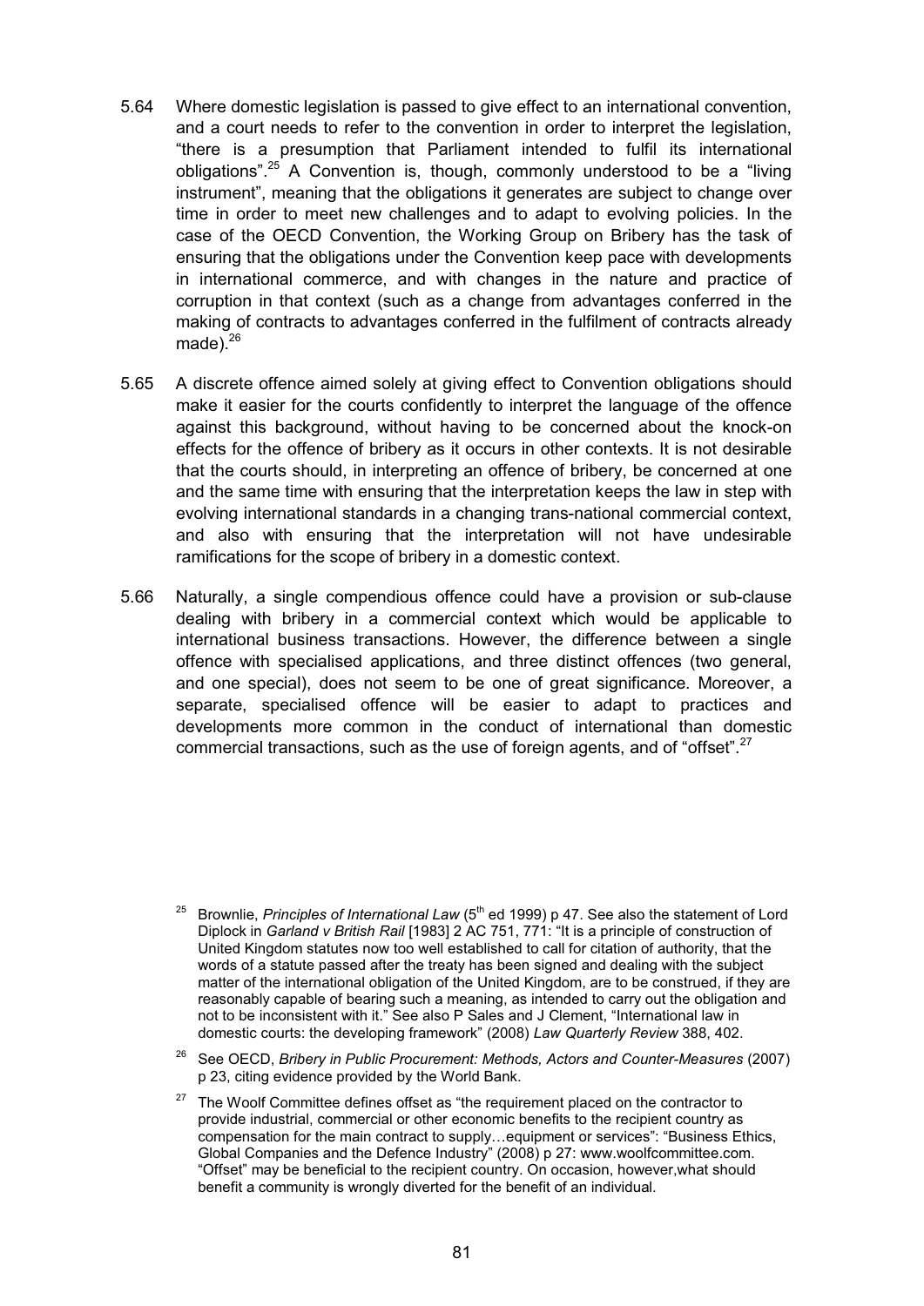5.64 Where domestic legislation is passed to give effect to an international convention, and a court needs to refer to the convention in order to interpret the legislation, "there is a presumption that Parliament intended to fulfil its international obligations".[25] A Convention is, though, commonly understood to be a "living instrument", meaning that the obligations it generates are subject to change over time in order to meet new challenges and to adapt to evolving policies. In the case of the OECD Convention, the Working Group on Bribery has the task of ensuring that the obligations under the Convention keep pace with developments in international commerce, and with changes in the nature and practice of corruption in that context (such as a change from advantages conferred in the making of contracts to advantages conferred in the fulfilment of contracts already made).[26]

5.65 A discrete offence aimed solely at giving effect to Convention obligations should make it easier for the courts confidently to interpret the language of the offence against this background, without having to be concerned about the knock-on effects for the offence of bribery as it occurs in other contexts. It is not desirable that the courts should, in interpreting an offence of bribery, be concerned at one and the same time with ensuring that the interpretation keeps the law in step with evolving international standards in a changing trans-national commercial context, and also with ensuring that the interpretation will not have undesirable ramifications for the scope of bribery in a domestic context.

5.66 Naturally, a single compendious offence could have a provision or sub-clause dealing with bribery in a commercial context which would be applicable to international business transactions. However, the difference between a single offence with specialised applications, and three distinct offences (two general, and one special), does not seem to be one of great significance. Moreover, a separate, specialised offence will be easier to adapt to practices and developments more common in the conduct of international than domestic commercial transactions, such as the use of foreign agents, and of "offset".[27]

[25] Brownlie, *Principles of International Law* (5th ed 1999) p 47. See also the statement of Lord Diplock in *Garland v British Rail* [1983] 2 AC 751, 771: "It is a principle of construction of United Kingdom statutes now too well established to call for citation of authority, that the words of a statute passed after the treaty has been signed and dealing with the subject matter of the international obligation of the United Kingdom, are to be construed, if they are reasonably capable of bearing such a meaning, as intended to carry out the obligation and not to be inconsistent with it." See also P Sales and J Clement, "International law in domestic courts: the developing framework" (2008) *Law Quarterly Review* 388, 402.

[26] See OECD, *Bribery in Public Procurement: Methods, Actors and Counter-Measures* (2007) p 23, citing evidence provided by the World Bank.

[27] The Woolf Committee defines offset as "the requirement placed on the contractor to provide industrial, commercial or other economic benefits to the recipient country as compensation for the main contract to supply…equipment or services": "Business Ethics, Global Companies and the Defence Industry" (2008) p 27: www.woolfcommittee.com. "Offset" may be beneficial to the recipient country. On occasion, however,what should benefit a community is wrongly diverted for the benefit of an individual.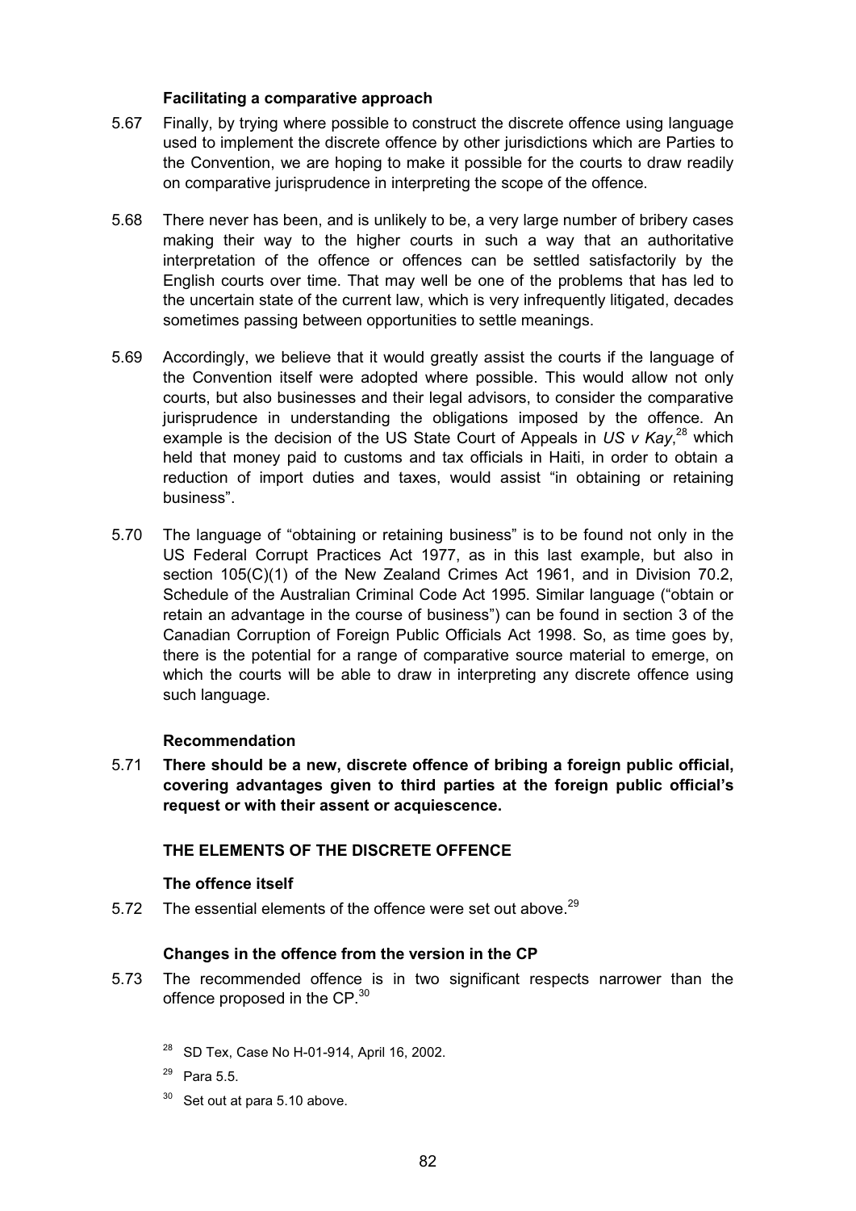### Facilitating a comparative approach

5.67 Finally, by trying where possible to construct the discrete offence using language used to implement the discrete offence by other jurisdictions which are Parties to the Convention, we are hoping to make it possible for the courts to draw readily on comparative jurisprudence in interpreting the scope of the offence.

5.68 There never has been, and is unlikely to be, a very large number of bribery cases making their way to the higher courts in such a way that an authoritative interpretation of the offence or offences can be settled satisfactorily by the English courts over time. That may well be one of the problems that has led to the uncertain state of the current law, which is very infrequently litigated, decades sometimes passing between opportunities to settle meanings.

5.69 Accordingly, we believe that it would greatly assist the courts if the language of the Convention itself were adopted where possible. This would allow not only courts, but also businesses and their legal advisors, to consider the comparative jurisprudence in understanding the obligations imposed by the offence. An example is the decision of the US State Court of Appeals in *US v Kay*,[28] which held that money paid to customs and tax officials in Haiti, in order to obtain a reduction of import duties and taxes, would assist "in obtaining or retaining business".

5.70 The language of "obtaining or retaining business" is to be found not only in the US Federal Corrupt Practices Act 1977, as in this last example, but also in section 105(C)(1) of the New Zealand Crimes Act 1961, and in Division 70.2, Schedule of the Australian Criminal Code Act 1995. Similar language ("obtain or retain an advantage in the course of business") can be found in section 3 of the Canadian Corruption of Foreign Public Officials Act 1998. So, as time goes by, there is the potential for a range of comparative source material to emerge, on which the courts will be able to draw in interpreting any discrete offence using such language.

### Recommendation

5.71 **There should be a new, discrete offence of bribing a foreign public official, covering advantages given to third parties at the foreign public official's request or with their assent or acquiescence.**

## THE ELEMENTS OF THE DISCRETE OFFENCE

### The offence itself

5.72 The essential elements of the offence were set out above.[29]

### Changes in the offence from the version in the CP

5.73 The recommended offence is in two significant respects narrower than the offence proposed in the CP.[30]

[28] SD Tex, Case No H-01-914, April 16, 2002.

[29] Para 5.5.

[30] Set out at para 5.10 above.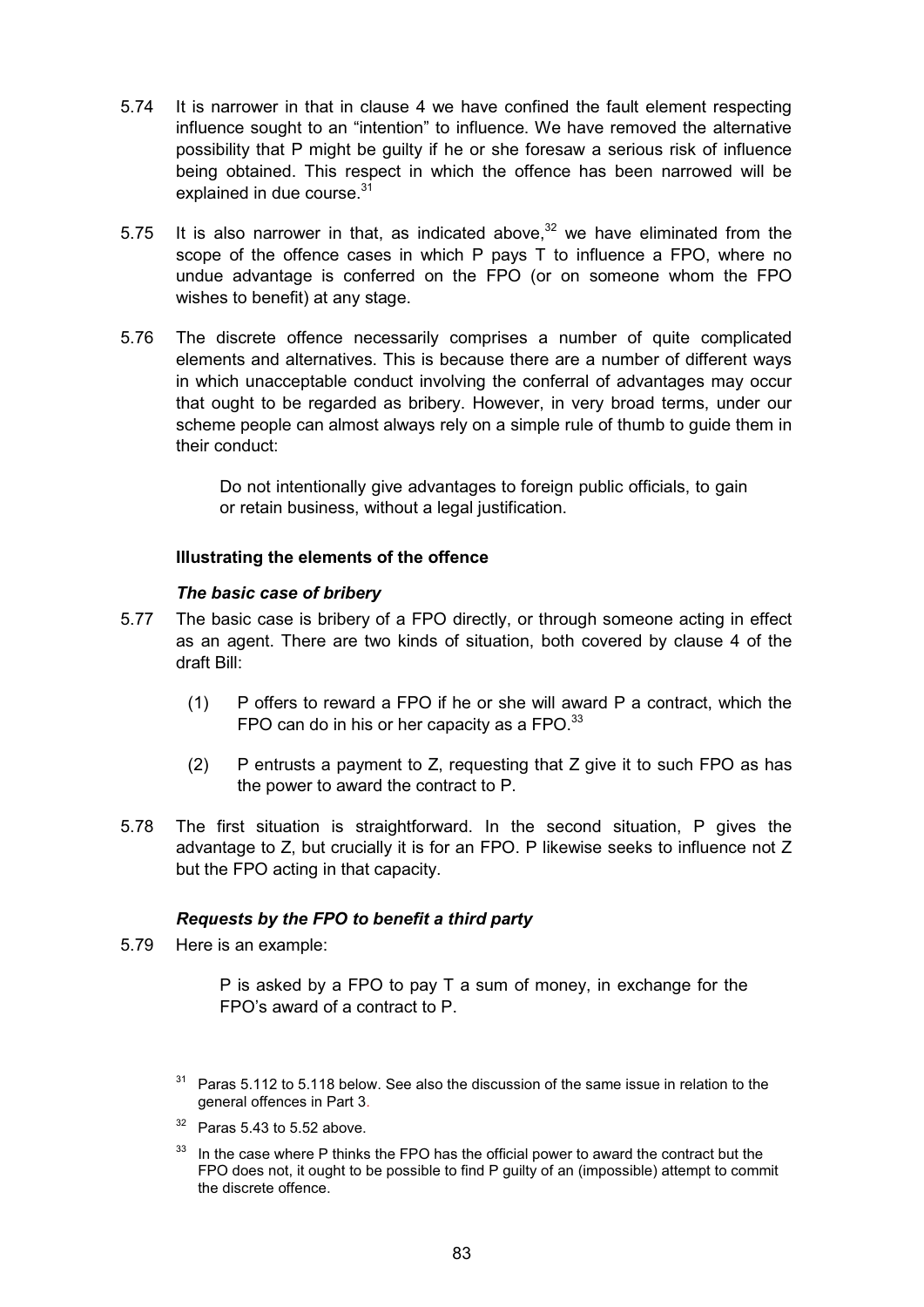5.74 It is narrower in that in clause 4 we have confined the fault element respecting influence sought to an "intention" to influence. We have removed the alternative possibility that P might be guilty if he or she foresaw a serious risk of influence being obtained. This respect in which the offence has been narrowed will be explained in due course.[31]

5.75 It is also narrower in that, as indicated above,[32] we have eliminated from the scope of the offence cases in which P pays T to influence a FPO, where no undue advantage is conferred on the FPO (or on someone whom the FPO wishes to benefit) at any stage.

5.76 The discrete offence necessarily comprises a number of quite complicated elements and alternatives. This is because there are a number of different ways in which unacceptable conduct involving the conferral of advantages may occur that ought to be regarded as bribery. However, in very broad terms, under our scheme people can almost always rely on a simple rule of thumb to guide them in their conduct:

> Do not intentionally give advantages to foreign public officials, to gain or retain business, without a legal justification.

#### Illustrating the elements of the offence

##### *The basic case of bribery*

5.77 The basic case is bribery of a FPO directly, or through someone acting in effect as an agent. There are two kinds of situation, both covered by clause 4 of the draft Bill:

(1) P offers to reward a FPO if he or she will award P a contract, which the FPO can do in his or her capacity as a FPO.[33]

(2) P entrusts a payment to Z, requesting that Z give it to such FPO as has the power to award the contract to P.

5.78 The first situation is straightforward. In the second situation, P gives the advantage to Z, but crucially it is for an FPO. P likewise seeks to influence not Z but the FPO acting in that capacity.

##### *Requests by the FPO to benefit a third party*

5.79 Here is an example:

> P is asked by a FPO to pay T a sum of money, in exchange for the FPO's award of a contract to P.

---

[31] Paras 5.112 to 5.118 below. See also the discussion of the same issue in relation to the general offences in Part 3.

[32] Paras 5.43 to 5.52 above.

[33] In the case where P thinks the FPO has the official power to award the contract but the FPO does not, it ought to be possible to find P guilty of an (impossible) attempt to commit the discrete offence.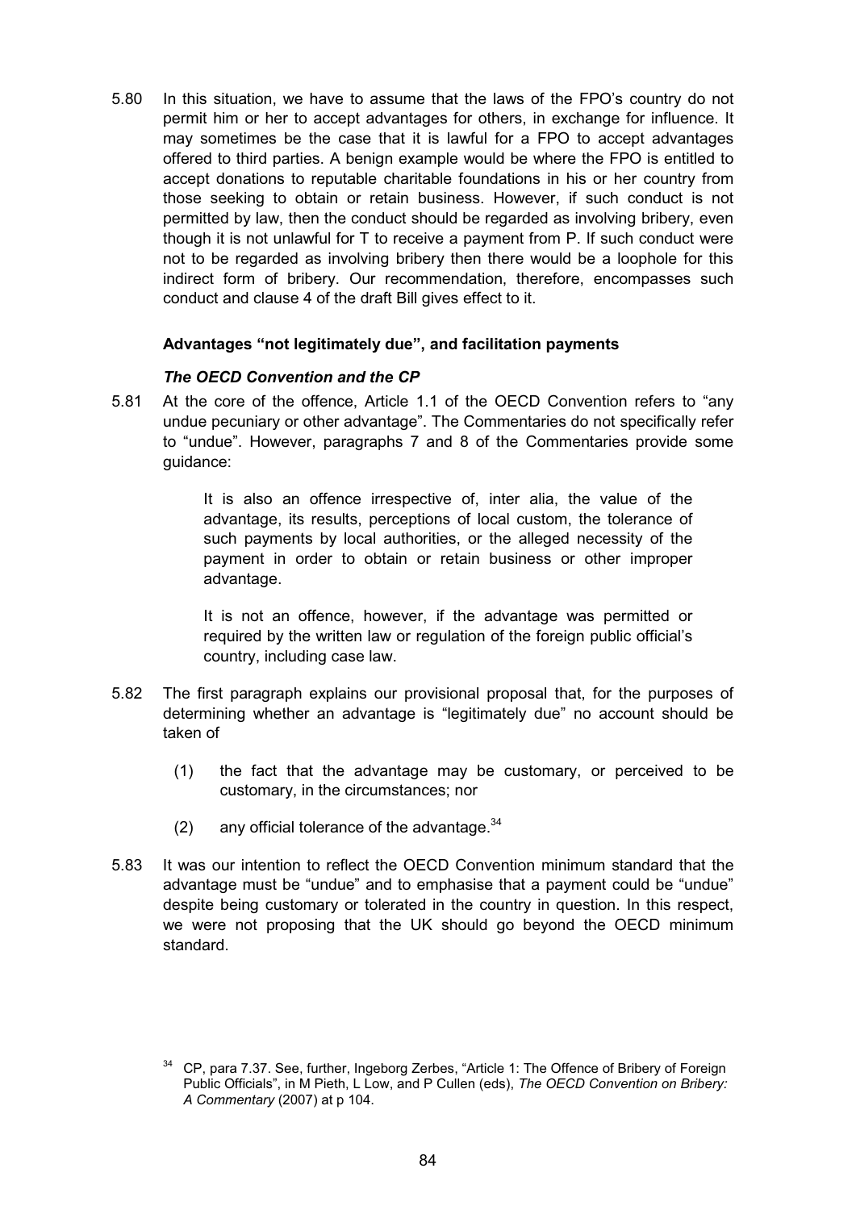5.80 In this situation, we have to assume that the laws of the FPO's country do not permit him or her to accept advantages for others, in exchange for influence. It may sometimes be the case that it is lawful for a FPO to accept advantages offered to third parties. A benign example would be where the FPO is entitled to accept donations to reputable charitable foundations in his or her country from those seeking to obtain or retain business. However, if such conduct is not permitted by law, then the conduct should be regarded as involving bribery, even though it is not unlawful for T to receive a payment from P. If such conduct were not to be regarded as involving bribery then there would be a loophole for this indirect form of bribery. Our recommendation, therefore, encompasses such conduct and clause 4 of the draft Bill gives effect to it.

### Advantages "not legitimately due", and facilitation payments

#### *The OECD Convention and the CP*

5.81 At the core of the offence, Article 1.1 of the OECD Convention refers to "any undue pecuniary or other advantage". The Commentaries do not specifically refer to "undue". However, paragraphs 7 and 8 of the Commentaries provide some guidance:

> It is also an offence irrespective of, inter alia, the value of the advantage, its results, perceptions of local custom, the tolerance of such payments by local authorities, or the alleged necessity of the payment in order to obtain or retain business or other improper advantage.
>
> It is not an offence, however, if the advantage was permitted or required by the written law or regulation of the foreign public official's country, including case law.

5.82 The first paragraph explains our provisional proposal that, for the purposes of determining whether an advantage is "legitimately due" no account should be taken of

(1) the fact that the advantage may be customary, or perceived to be customary, in the circumstances; nor

(2) any official tolerance of the advantage.[34]

5.83 It was our intention to reflect the OECD Convention minimum standard that the advantage must be "undue" and to emphasise that a payment could be "undue" despite being customary or tolerated in the country in question. In this respect, we were not proposing that the UK should go beyond the OECD minimum standard.

[34] CP, para 7.37. See, further, Ingeborg Zerbes, "Article 1: The Offence of Bribery of Foreign Public Officials", in M Pieth, L Low, and P Cullen (eds), *The OECD Convention on Bribery: A Commentary* (2007) at p 104.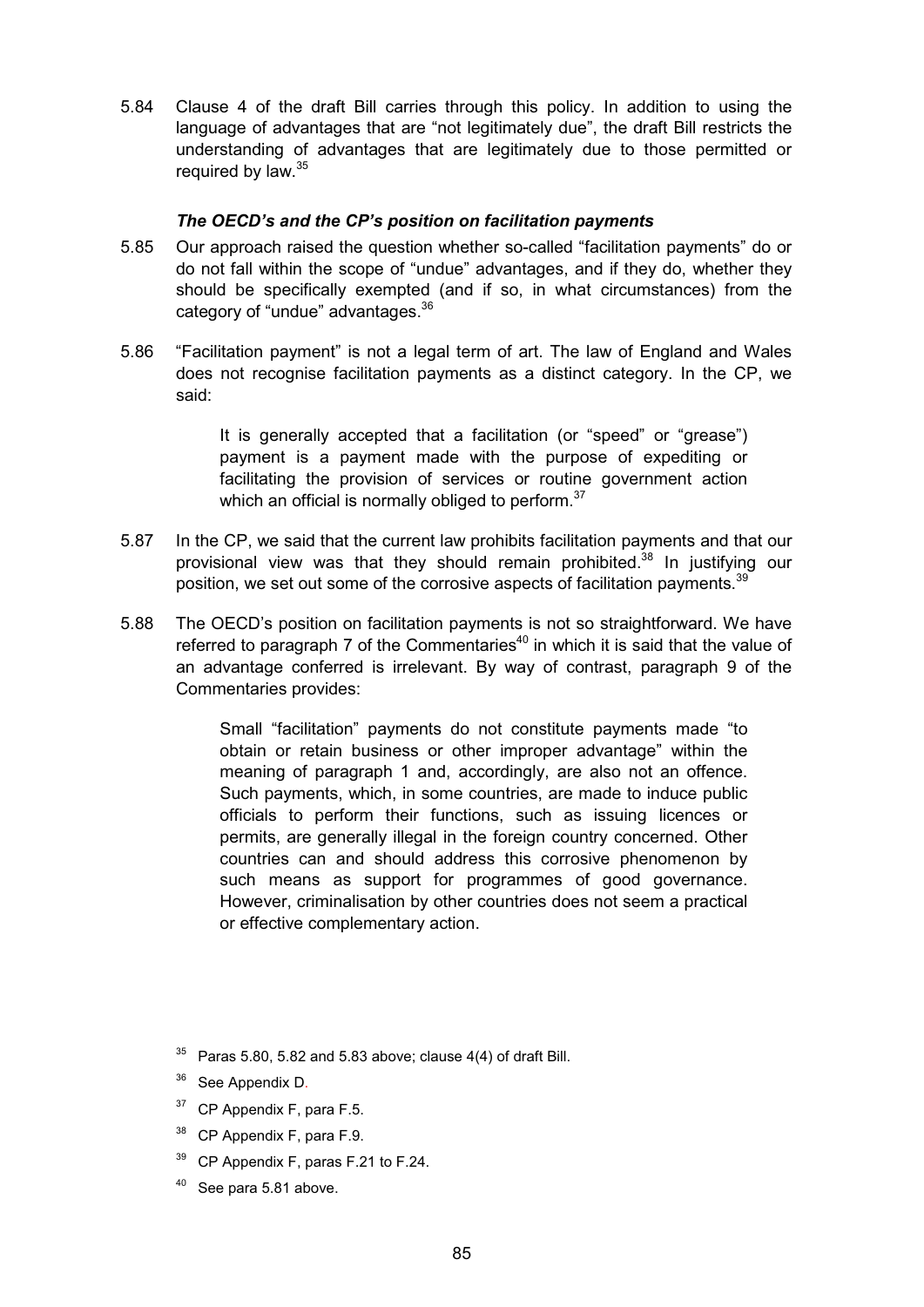5.84 Clause 4 of the draft Bill carries through this policy. In addition to using the language of advantages that are "not legitimately due", the draft Bill restricts the understanding of advantages that are legitimately due to those permitted or required by law.[35]

### *The OECD's and the CP's position on facilitation payments*

5.85 Our approach raised the question whether so-called "facilitation payments" do or do not fall within the scope of "undue" advantages, and if they do, whether they should be specifically exempted (and if so, in what circumstances) from the category of "undue" advantages.[36]

5.86 "Facilitation payment" is not a legal term of art. The law of England and Wales does not recognise facilitation payments as a distinct category. In the CP, we said:

> It is generally accepted that a facilitation (or "speed" or "grease") payment is a payment made with the purpose of expediting or facilitating the provision of services or routine government action which an official is normally obliged to perform.[37]

5.87 In the CP, we said that the current law prohibits facilitation payments and that our provisional view was that they should remain prohibited.[38] In justifying our position, we set out some of the corrosive aspects of facilitation payments.[39]

5.88 The OECD's position on facilitation payments is not so straightforward. We have referred to paragraph 7 of the Commentaries[40] in which it is said that the value of an advantage conferred is irrelevant. By way of contrast, paragraph 9 of the Commentaries provides:

> Small "facilitation" payments do not constitute payments made "to obtain or retain business or other improper advantage" within the meaning of paragraph 1 and, accordingly, are also not an offence. Such payments, which, in some countries, are made to induce public officials to perform their functions, such as issuing licences or permits, are generally illegal in the foreign country concerned. Other countries can and should address this corrosive phenomenon by such means as support for programmes of good governance. However, criminalisation by other countries does not seem a practical or effective complementary action.

[35] Paras 5.80, 5.82 and 5.83 above; clause 4(4) of draft Bill.

[36] See Appendix D.

[37] CP Appendix F, para F.5.

[38] CP Appendix F, para F.9.

[39] CP Appendix F, paras F.21 to F.24.

[40] See para 5.81 above.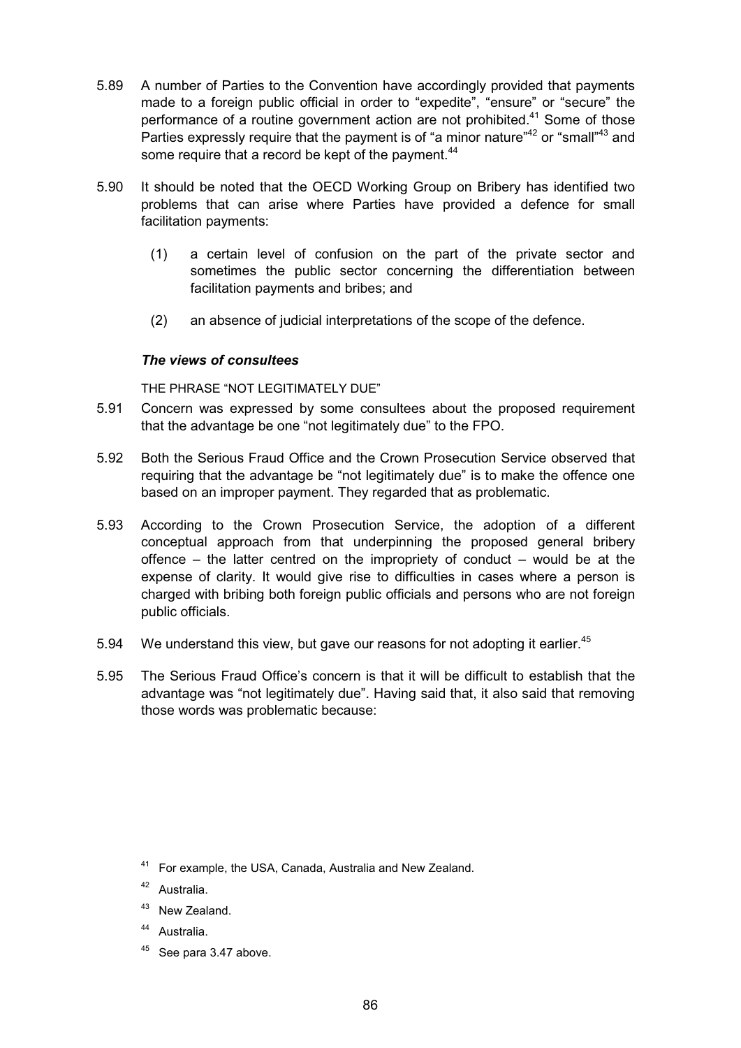5.89 A number of Parties to the Convention have accordingly provided that payments made to a foreign public official in order to "expedite", "ensure" or "secure" the performance of a routine government action are not prohibited.[41] Some of those Parties expressly require that the payment is of "a minor nature"[42] or "small"[43] and some require that a record be kept of the payment.[44]

5.90 It should be noted that the OECD Working Group on Bribery has identified two problems that can arise where Parties have provided a defence for small facilitation payments:

(1) a certain level of confusion on the part of the private sector and sometimes the public sector concerning the differentiation between facilitation payments and bribes; and

(2) an absence of judicial interpretations of the scope of the defence.

### *The views of consultees*

THE PHRASE "NOT LEGITIMATELY DUE"

5.91 Concern was expressed by some consultees about the proposed requirement that the advantage be one "not legitimately due" to the FPO.

5.92 Both the Serious Fraud Office and the Crown Prosecution Service observed that requiring that the advantage be "not legitimately due" is to make the offence one based on an improper payment. They regarded that as problematic.

5.93 According to the Crown Prosecution Service, the adoption of a different conceptual approach from that underpinning the proposed general bribery offence – the latter centred on the impropriety of conduct – would be at the expense of clarity. It would give rise to difficulties in cases where a person is charged with bribing both foreign public officials and persons who are not foreign public officials.

5.94 We understand this view, but gave our reasons for not adopting it earlier.[45]

5.95 The Serious Fraud Office's concern is that it will be difficult to establish that the advantage was "not legitimately due". Having said that, it also said that removing those words was problematic because:

[41] For example, the USA, Canada, Australia and New Zealand.

[42] Australia.

[43] New Zealand.

[44] Australia.

[45] See para 3.47 above.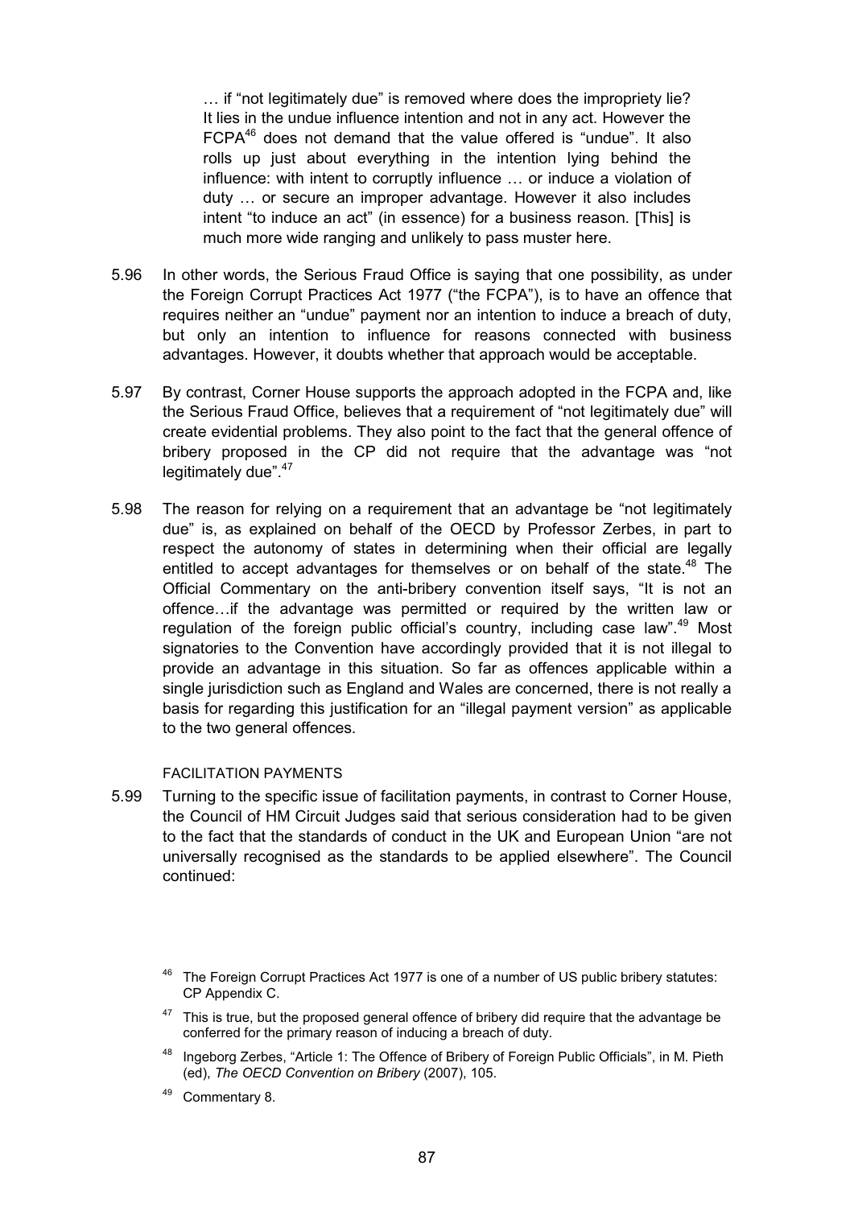> … if "not legitimately due" is removed where does the impropriety lie? It lies in the undue influence intention and not in any act. However the FCPA[46] does not demand that the value offered is "undue". It also rolls up just about everything in the intention lying behind the influence: with intent to corruptly influence … or induce a violation of duty … or secure an improper advantage. However it also includes intent "to induce an act" (in essence) for a business reason. [This] is much more wide ranging and unlikely to pass muster here.

5.96 In other words, the Serious Fraud Office is saying that one possibility, as under the Foreign Corrupt Practices Act 1977 ("the FCPA"), is to have an offence that requires neither an "undue" payment nor an intention to induce a breach of duty, but only an intention to influence for reasons connected with business advantages. However, it doubts whether that approach would be acceptable.

5.97 By contrast, Corner House supports the approach adopted in the FCPA and, like the Serious Fraud Office, believes that a requirement of "not legitimately due" will create evidential problems. They also point to the fact that the general offence of bribery proposed in the CP did not require that the advantage was "not legitimately due".[47]

5.98 The reason for relying on a requirement that an advantage be "not legitimately due" is, as explained on behalf of the OECD by Professor Zerbes, in part to respect the autonomy of states in determining when their official are legally entitled to accept advantages for themselves or on behalf of the state.[48] The Official Commentary on the anti-bribery convention itself says, "It is not an offence…if the advantage was permitted or required by the written law or regulation of the foreign public official's country, including case law".[49] Most signatories to the Convention have accordingly provided that it is not illegal to provide an advantage in this situation. So far as offences applicable within a single jurisdiction such as England and Wales are concerned, there is not really a basis for regarding this justification for an "illegal payment version" as applicable to the two general offences.

### FACILITATION PAYMENTS

5.99 Turning to the specific issue of facilitation payments, in contrast to Corner House, the Council of HM Circuit Judges said that serious consideration had to be given to the fact that the standards of conduct in the UK and European Union "are not universally recognised as the standards to be applied elsewhere". The Council continued:

---

[46] The Foreign Corrupt Practices Act 1977 is one of a number of US public bribery statutes: CP Appendix C.

[47] This is true, but the proposed general offence of bribery did require that the advantage be conferred for the primary reason of inducing a breach of duty.

[48] Ingeborg Zerbes, "Article 1: The Offence of Bribery of Foreign Public Officials", in M. Pieth (ed), *The OECD Convention on Bribery* (2007), 105.

[49] Commentary 8.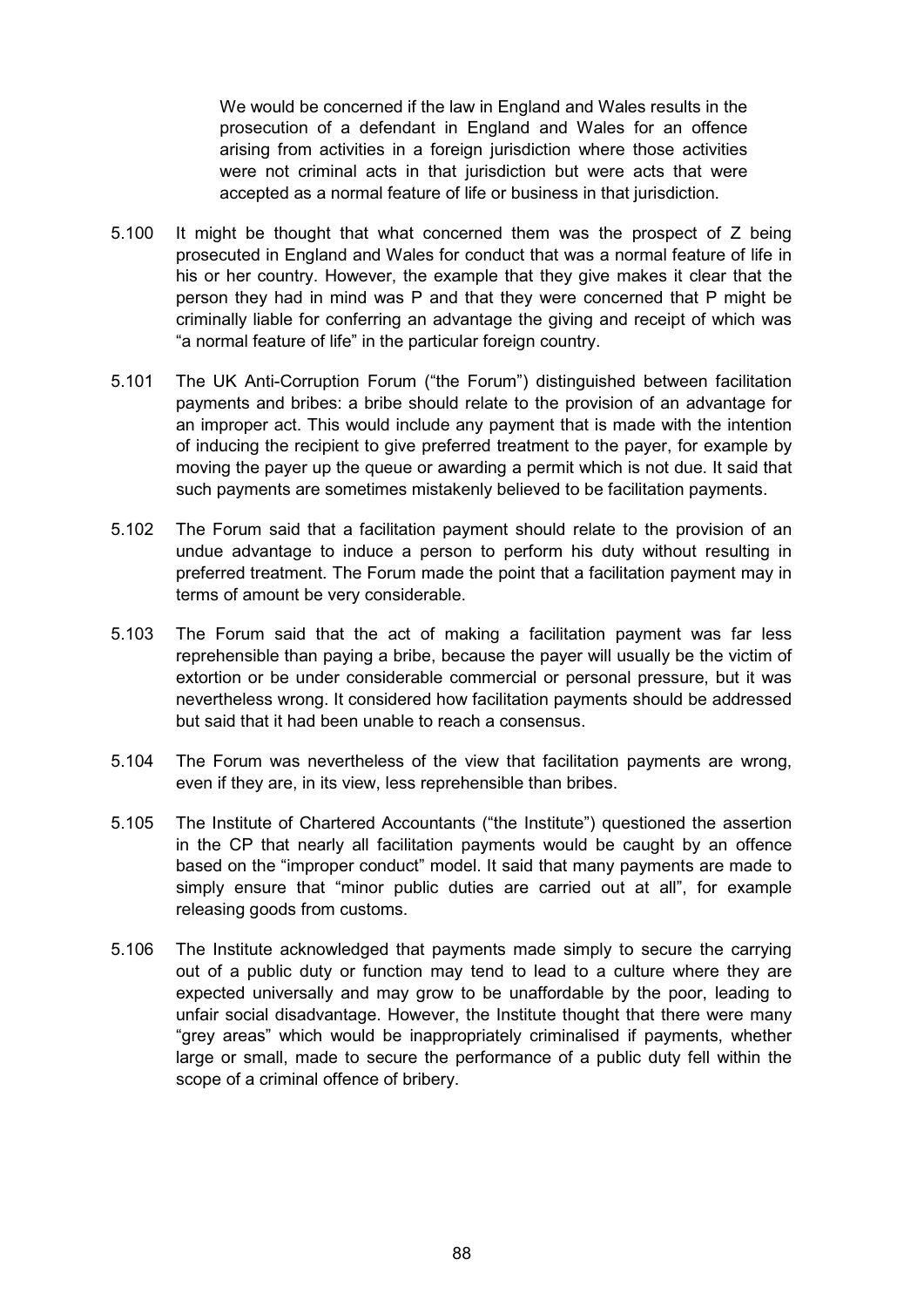> We would be concerned if the law in England and Wales results in the prosecution of a defendant in England and Wales for an offence arising from activities in a foreign jurisdiction where those activities were not criminal acts in that jurisdiction but were acts that were accepted as a normal feature of life or business in that jurisdiction.

5.100 It might be thought that what concerned them was the prospect of Z being prosecuted in England and Wales for conduct that was a normal feature of life in his or her country. However, the example that they give makes it clear that the person they had in mind was P and that they were concerned that P might be criminally liable for conferring an advantage the giving and receipt of which was "a normal feature of life" in the particular foreign country.

5.101 The UK Anti-Corruption Forum ("the Forum") distinguished between facilitation payments and bribes: a bribe should relate to the provision of an advantage for an improper act. This would include any payment that is made with the intention of inducing the recipient to give preferred treatment to the payer, for example by moving the payer up the queue or awarding a permit which is not due. It said that such payments are sometimes mistakenly believed to be facilitation payments.

5.102 The Forum said that a facilitation payment should relate to the provision of an undue advantage to induce a person to perform his duty without resulting in preferred treatment. The Forum made the point that a facilitation payment may in terms of amount be very considerable.

5.103 The Forum said that the act of making a facilitation payment was far less reprehensible than paying a bribe, because the payer will usually be the victim of extortion or be under considerable commercial or personal pressure, but it was nevertheless wrong. It considered how facilitation payments should be addressed but said that it had been unable to reach a consensus.

5.104 The Forum was nevertheless of the view that facilitation payments are wrong, even if they are, in its view, less reprehensible than bribes.

5.105 The Institute of Chartered Accountants ("the Institute") questioned the assertion in the CP that nearly all facilitation payments would be caught by an offence based on the "improper conduct" model. It said that many payments are made to simply ensure that "minor public duties are carried out at all", for example releasing goods from customs.

5.106 The Institute acknowledged that payments made simply to secure the carrying out of a public duty or function may tend to lead to a culture where they are expected universally and may grow to be unaffordable by the poor, leading to unfair social disadvantage. However, the Institute thought that there were many "grey areas" which would be inappropriately criminalised if payments, whether large or small, made to secure the performance of a public duty fell within the scope of a criminal offence of bribery.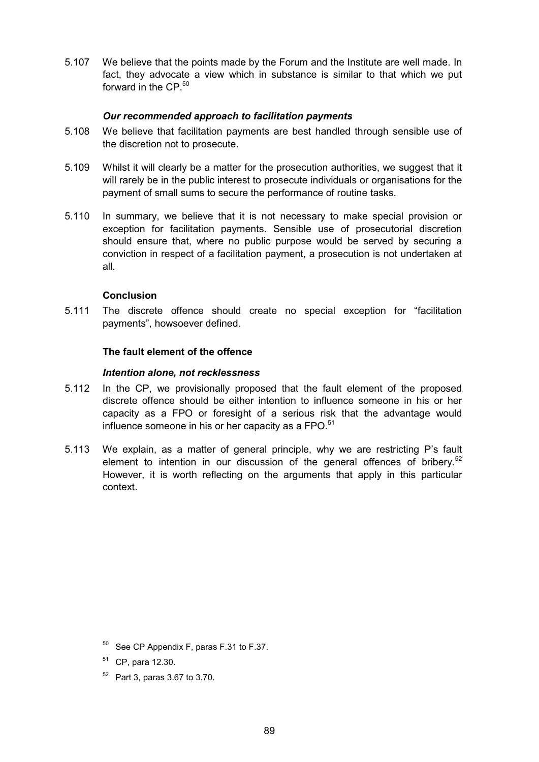5.107 We believe that the points made by the Forum and the Institute are well made. In fact, they advocate a view which in substance is similar to that which we put forward in the CP.[50]

### *Our recommended approach to facilitation payments*

5.108 We believe that facilitation payments are best handled through sensible use of the discretion not to prosecute.

5.109 Whilst it will clearly be a matter for the prosecution authorities, we suggest that it will rarely be in the public interest to prosecute individuals or organisations for the payment of small sums to secure the performance of routine tasks.

5.110 In summary, we believe that it is not necessary to make special provision or exception for facilitation payments. Sensible use of prosecutorial discretion should ensure that, where no public purpose would be served by securing a conviction in respect of a facilitation payment, a prosecution is not undertaken at all.

### Conclusion

5.111 The discrete offence should create no special exception for "facilitation payments", howsoever defined.

## The fault element of the offence

### *Intention alone, not recklessness*

5.112 In the CP, we provisionally proposed that the fault element of the proposed discrete offence should be either intention to influence someone in his or her capacity as a FPO or foresight of a serious risk that the advantage would influence someone in his or her capacity as a FPO.[51]

5.113 We explain, as a matter of general principle, why we are restricting P's fault element to intention in our discussion of the general offences of bribery.[52] However, it is worth reflecting on the arguments that apply in this particular context.

---

[50] See CP Appendix F, paras F.31 to F.37.

[51] CP, para 12.30.

[52] Part 3, paras 3.67 to 3.70.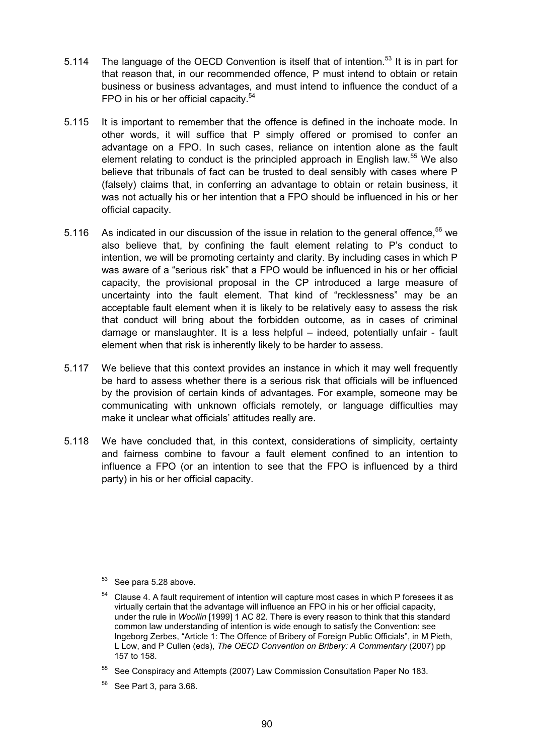5.114 The language of the OECD Convention is itself that of intention.[53] It is in part for that reason that, in our recommended offence, P must intend to obtain or retain business or business advantages, and must intend to influence the conduct of a FPO in his or her official capacity.[54]

5.115 It is important to remember that the offence is defined in the inchoate mode. In other words, it will suffice that P simply offered or promised to confer an advantage on a FPO. In such cases, reliance on intention alone as the fault element relating to conduct is the principled approach in English law.[55] We also believe that tribunals of fact can be trusted to deal sensibly with cases where P (falsely) claims that, in conferring an advantage to obtain or retain business, it was not actually his or her intention that a FPO should be influenced in his or her official capacity.

5.116 As indicated in our discussion of the issue in relation to the general offence,[56] we also believe that, by confining the fault element relating to P's conduct to intention, we will be promoting certainty and clarity. By including cases in which P was aware of a "serious risk" that a FPO would be influenced in his or her official capacity, the provisional proposal in the CP introduced a large measure of uncertainty into the fault element. That kind of "recklessness" may be an acceptable fault element when it is likely to be relatively easy to assess the risk that conduct will bring about the forbidden outcome, as in cases of criminal damage or manslaughter. It is a less helpful – indeed, potentially unfair - fault element when that risk is inherently likely to be harder to assess.

5.117 We believe that this context provides an instance in which it may well frequently be hard to assess whether there is a serious risk that officials will be influenced by the provision of certain kinds of advantages. For example, someone may be communicating with unknown officials remotely, or language difficulties may make it unclear what officials' attitudes really are.

5.118 We have concluded that, in this context, considerations of simplicity, certainty and fairness combine to favour a fault element confined to an intention to influence a FPO (or an intention to see that the FPO is influenced by a third party) in his or her official capacity.

---

[53] See para 5.28 above.

[54] Clause 4. A fault requirement of intention will capture most cases in which P foresees it as virtually certain that the advantage will influence an FPO in his or her official capacity, under the rule in *Woollin* [1999] 1 AC 82. There is every reason to think that this standard common law understanding of intention is wide enough to satisfy the Convention: see Ingeborg Zerbes, "Article 1: The Offence of Bribery of Foreign Public Officials", in M Pieth, L Low, and P Cullen (eds), *The OECD Convention on Bribery: A Commentary* (2007) pp 157 to 158.

[55] See Conspiracy and Attempts (2007) Law Commission Consultation Paper No 183.

[56] See Part 3, para 3.68.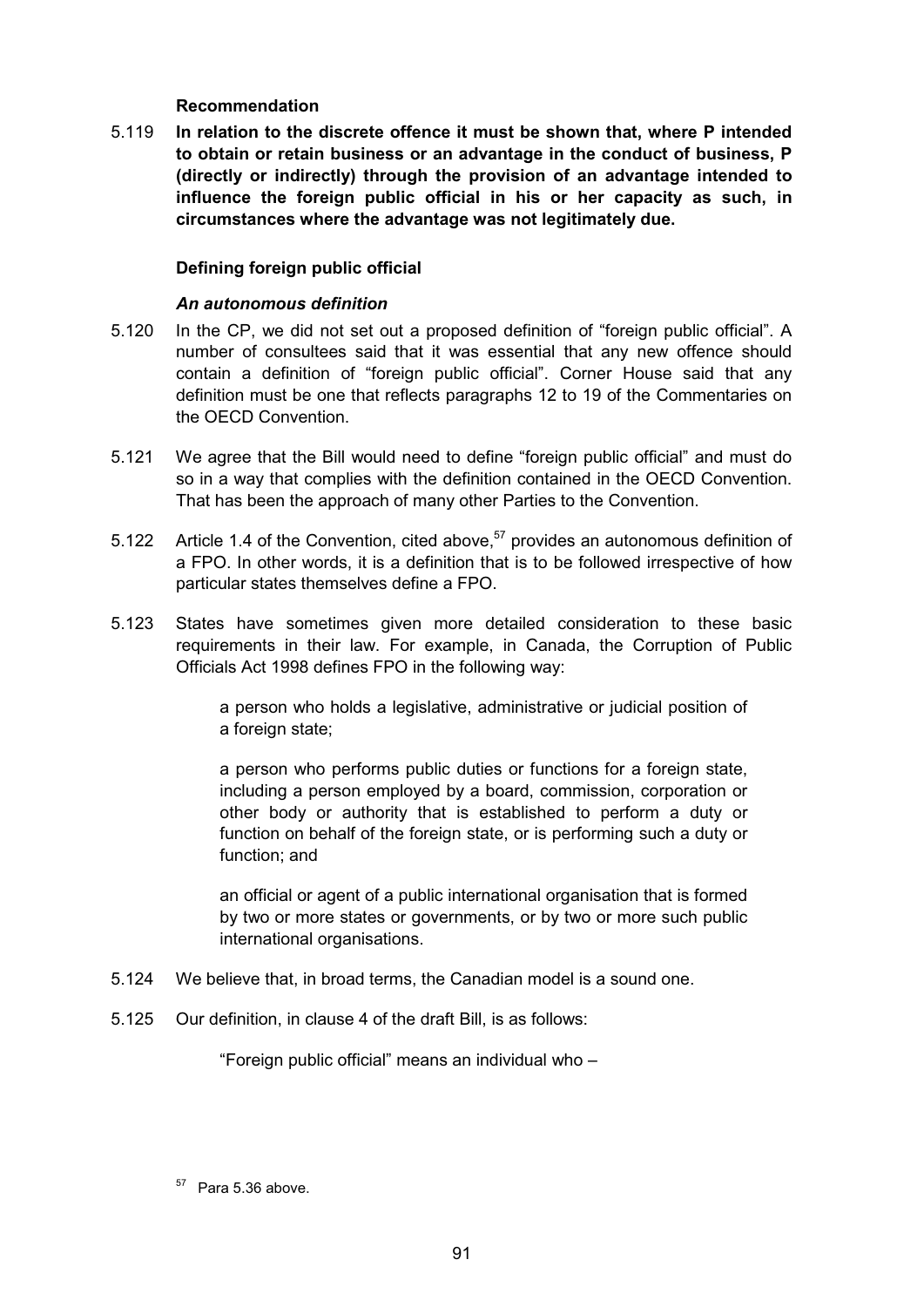**Recommendation**

5.119 **In relation to the discrete offence it must be shown that, where P intended to obtain or retain business or an advantage in the conduct of business, P (directly or indirectly) through the provision of an advantage intended to influence the foreign public official in his or her capacity as such, in circumstances where the advantage was not legitimately due.**

**Defining foreign public official**

***An autonomous definition***

5.120 In the CP, we did not set out a proposed definition of "foreign public official". A number of consultees said that it was essential that any new offence should contain a definition of "foreign public official". Corner House said that any definition must be one that reflects paragraphs 12 to 19 of the Commentaries on the OECD Convention.

5.121 We agree that the Bill would need to define "foreign public official" and must do so in a way that complies with the definition contained in the OECD Convention. That has been the approach of many other Parties to the Convention.

5.122 Article 1.4 of the Convention, cited above,[57] provides an autonomous definition of a FPO. In other words, it is a definition that is to be followed irrespective of how particular states themselves define a FPO.

5.123 States have sometimes given more detailed consideration to these basic requirements in their law. For example, in Canada, the Corruption of Public Officials Act 1998 defines FPO in the following way:

> a person who holds a legislative, administrative or judicial position of a foreign state;
>
> a person who performs public duties or functions for a foreign state, including a person employed by a board, commission, corporation or other body or authority that is established to perform a duty or function on behalf of the foreign state, or is performing such a duty or function; and
>
> an official or agent of a public international organisation that is formed by two or more states or governments, or by two or more such public international organisations.

5.124 We believe that, in broad terms, the Canadian model is a sound one.

5.125 Our definition, in clause 4 of the draft Bill, is as follows:

> "Foreign public official" means an individual who –

[57] Para 5.36 above.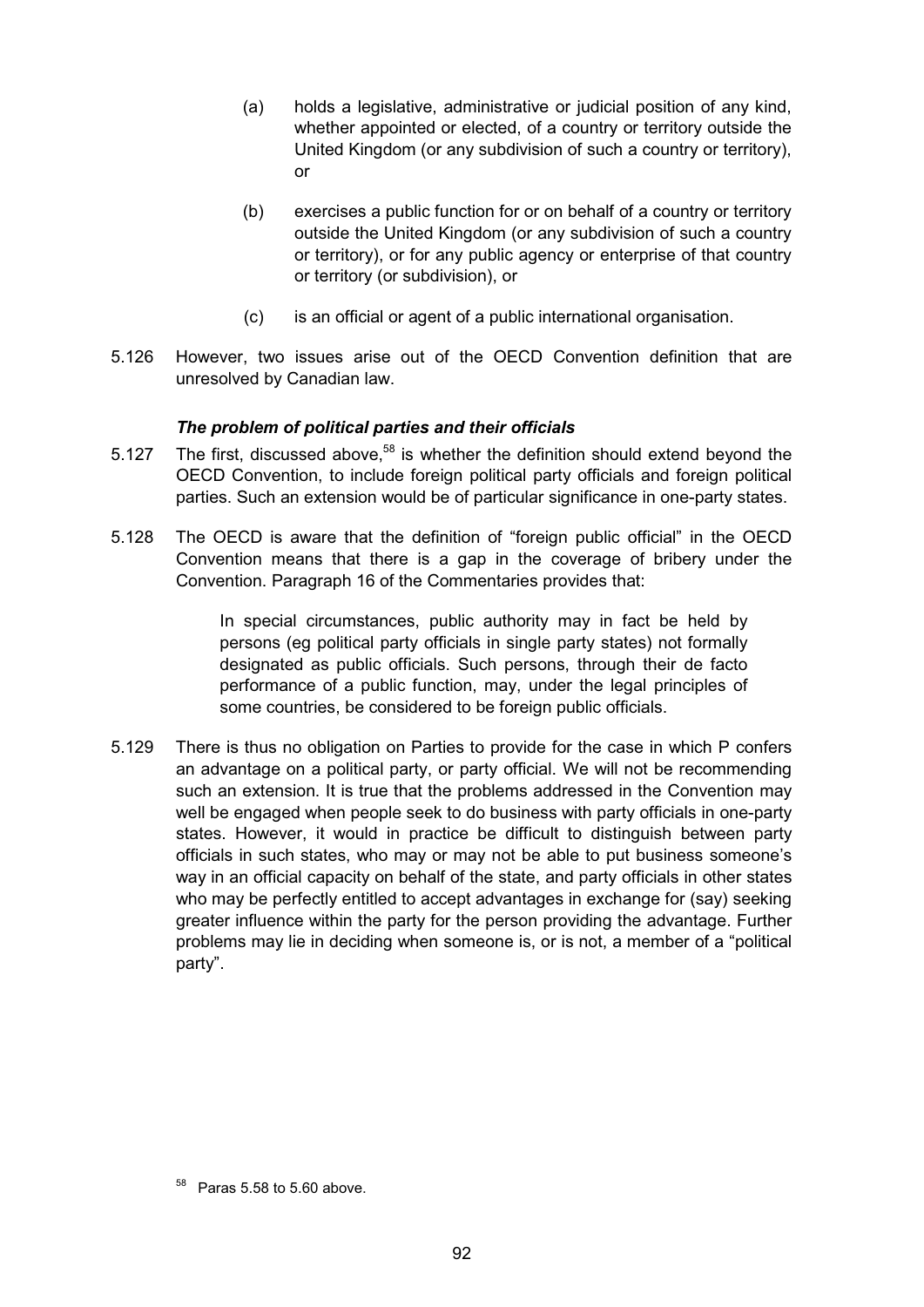(a) holds a legislative, administrative or judicial position of any kind, whether appointed or elected, of a country or territory outside the United Kingdom (or any subdivision of such a country or territory), or

(b) exercises a public function for or on behalf of a country or territory outside the United Kingdom (or any subdivision of such a country or territory), or for any public agency or enterprise of that country or territory (or subdivision), or

(c) is an official or agent of a public international organisation.

5.126 However, two issues arise out of the OECD Convention definition that are unresolved by Canadian law.

### *The problem of political parties and their officials*

5.127 The first, discussed above,[58] is whether the definition should extend beyond the OECD Convention, to include foreign political party officials and foreign political parties. Such an extension would be of particular significance in one-party states.

5.128 The OECD is aware that the definition of "foreign public official" in the OECD Convention means that there is a gap in the coverage of bribery under the Convention. Paragraph 16 of the Commentaries provides that:

> In special circumstances, public authority may in fact be held by persons (eg political party officials in single party states) not formally designated as public officials. Such persons, through their de facto performance of a public function, may, under the legal principles of some countries, be considered to be foreign public officials.

5.129 There is thus no obligation on Parties to provide for the case in which P confers an advantage on a political party, or party official. We will not be recommending such an extension. It is true that the problems addressed in the Convention may well be engaged when people seek to do business with party officials in one-party states. However, it would in practice be difficult to distinguish between party officials in such states, who may or may not be able to put business someone's way in an official capacity on behalf of the state, and party officials in other states who may be perfectly entitled to accept advantages in exchange for (say) seeking greater influence within the party for the person providing the advantage. Further problems may lie in deciding when someone is, or is not, a member of a "political party".

[58] Paras 5.58 to 5.60 above.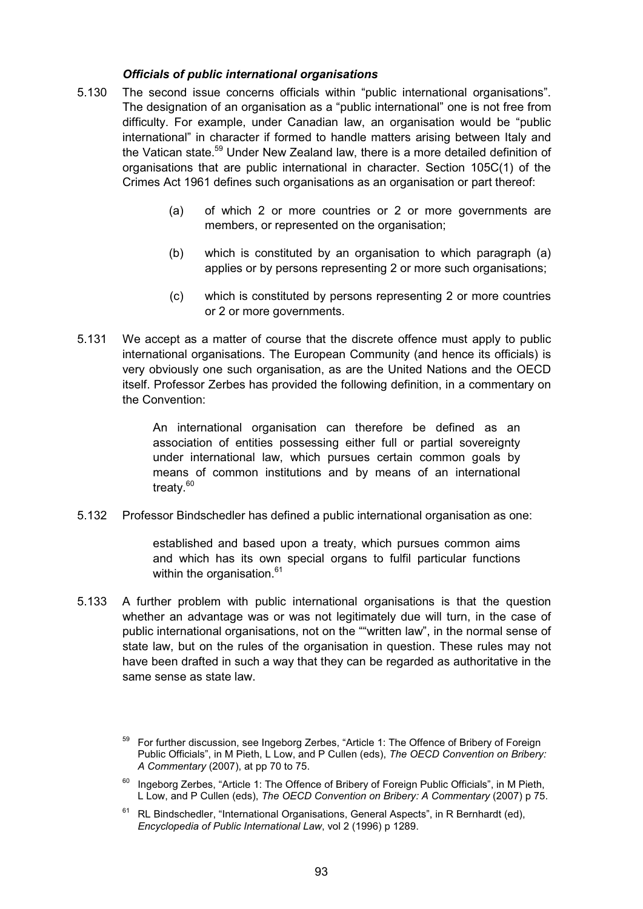### *Officials of public international organisations*

5.130 The second issue concerns officials within "public international organisations". The designation of an organisation as a "public international" one is not free from difficulty. For example, under Canadian law, an organisation would be "public international" in character if formed to handle matters arising between Italy and the Vatican state.[59] Under New Zealand law, there is a more detailed definition of organisations that are public international in character. Section 105C(1) of the Crimes Act 1961 defines such organisations as an organisation or part thereof:

> (a) of which 2 or more countries or 2 or more governments are members, or represented on the organisation;
>
> (b) which is constituted by an organisation to which paragraph (a) applies or by persons representing 2 or more such organisations;
>
> (c) which is constituted by persons representing 2 or more countries or 2 or more governments.

5.131 We accept as a matter of course that the discrete offence must apply to public international organisations. The European Community (and hence its officials) is very obviously one such organisation, as are the United Nations and the OECD itself. Professor Zerbes has provided the following definition, in a commentary on the Convention:

> An international organisation can therefore be defined as an association of entities possessing either full or partial sovereignty under international law, which pursues certain common goals by means of common institutions and by means of an international treaty.[60]

5.132 Professor Bindschedler has defined a public international organisation as one:

> established and based upon a treaty, which pursues common aims and which has its own special organs to fulfil particular functions within the organisation.[61]

5.133 A further problem with public international organisations is that the question whether an advantage was or was not legitimately due will turn, in the case of public international organisations, not on the ""written law", in the normal sense of state law, but on the rules of the organisation in question. These rules may not have been drafted in such a way that they can be regarded as authoritative in the same sense as state law.

---

[59] For further discussion, see Ingeborg Zerbes, "Article 1: The Offence of Bribery of Foreign Public Officials", in M Pieth, L Low, and P Cullen (eds), *The OECD Convention on Bribery: A Commentary* (2007), at pp 70 to 75.

[60] Ingeborg Zerbes, "Article 1: The Offence of Bribery of Foreign Public Officials", in M Pieth, L Low, and P Cullen (eds), *The OECD Convention on Bribery: A Commentary* (2007) p 75.

[61] RL Bindschedler, "International Organisations, General Aspects", in R Bernhardt (ed), *Encyclopedia of Public International Law*, vol 2 (1996) p 1289.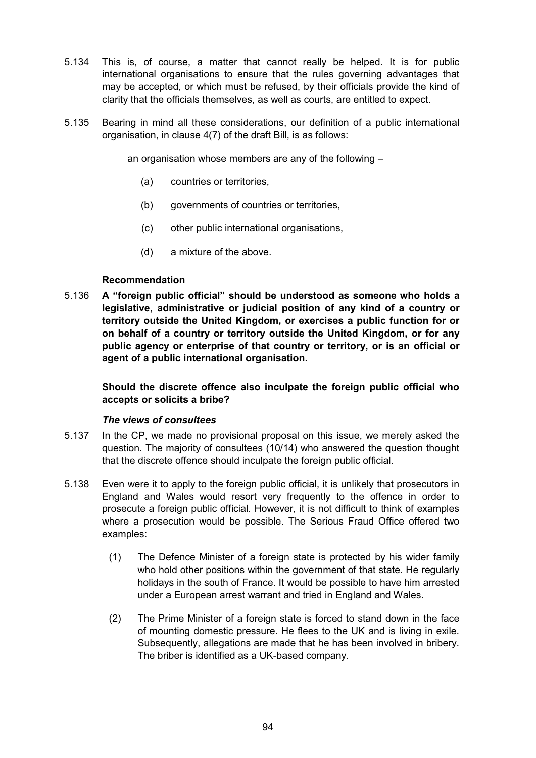5.134 This is, of course, a matter that cannot really be helped. It is for public international organisations to ensure that the rules governing advantages that may be accepted, or which must be refused, by their officials provide the kind of clarity that the officials themselves, as well as courts, are entitled to expect.

5.135 Bearing in mind all these considerations, our definition of a public international organisation, in clause 4(7) of the draft Bill, is as follows:

> an organisation whose members are any of the following –
>
> (a) countries or territories,
>
> (b) governments of countries or territories,
>
> (c) other public international organisations,
>
> (d) a mixture of the above.

### Recommendation

5.136 **A "foreign public official" should be understood as someone who holds a legislative, administrative or judicial position of any kind of a country or territory outside the United Kingdom, or exercises a public function for or on behalf of a country or territory outside the United Kingdom, or for any public agency or enterprise of that country or territory, or is an official or agent of a public international organisation.**

### Should the discrete offence also inculpate the foreign public official who accepts or solicits a bribe?

#### *The views of consultees*

5.137 In the CP, we made no provisional proposal on this issue, we merely asked the question. The majority of consultees (10/14) who answered the question thought that the discrete offence should inculpate the foreign public official.

5.138 Even were it to apply to the foreign public official, it is unlikely that prosecutors in England and Wales would resort very frequently to the offence in order to prosecute a foreign public official. However, it is not difficult to think of examples where a prosecution would be possible. The Serious Fraud Office offered two examples:

(1) The Defence Minister of a foreign state is protected by his wider family who hold other positions within the government of that state. He regularly holidays in the south of France. It would be possible to have him arrested under a European arrest warrant and tried in England and Wales.

(2) The Prime Minister of a foreign state is forced to stand down in the face of mounting domestic pressure. He flees to the UK and is living in exile. Subsequently, allegations are made that he has been involved in bribery. The briber is identified as a UK-based company.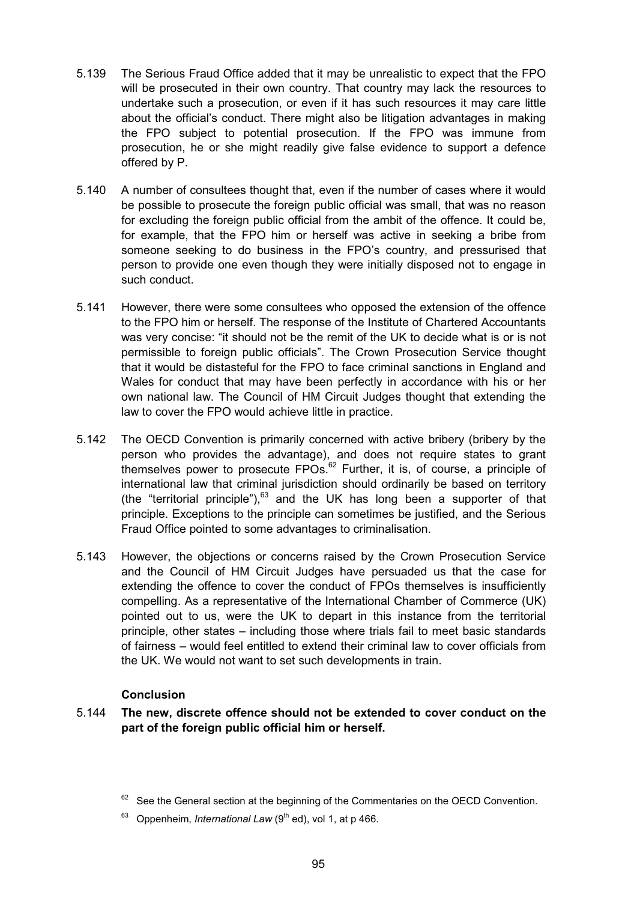5.139 The Serious Fraud Office added that it may be unrealistic to expect that the FPO will be prosecuted in their own country. That country may lack the resources to undertake such a prosecution, or even if it has such resources it may care little about the official's conduct. There might also be litigation advantages in making the FPO subject to potential prosecution. If the FPO was immune from prosecution, he or she might readily give false evidence to support a defence offered by P.

5.140 A number of consultees thought that, even if the number of cases where it would be possible to prosecute the foreign public official was small, that was no reason for excluding the foreign public official from the ambit of the offence. It could be, for example, that the FPO him or herself was active in seeking a bribe from someone seeking to do business in the FPO's country, and pressurised that person to provide one even though they were initially disposed not to engage in such conduct.

5.141 However, there were some consultees who opposed the extension of the offence to the FPO him or herself. The response of the Institute of Chartered Accountants was very concise: "it should not be the remit of the UK to decide what is or is not permissible to foreign public officials". The Crown Prosecution Service thought that it would be distasteful for the FPO to face criminal sanctions in England and Wales for conduct that may have been perfectly in accordance with his or her own national law. The Council of HM Circuit Judges thought that extending the law to cover the FPO would achieve little in practice.

5.142 The OECD Convention is primarily concerned with active bribery (bribery by the person who provides the advantage), and does not require states to grant themselves power to prosecute FPOs.[62] Further, it is, of course, a principle of international law that criminal jurisdiction should ordinarily be based on territory (the "territorial principle"),[63] and the UK has long been a supporter of that principle. Exceptions to the principle can sometimes be justified, and the Serious Fraud Office pointed to some advantages to criminalisation.

5.143 However, the objections or concerns raised by the Crown Prosecution Service and the Council of HM Circuit Judges have persuaded us that the case for extending the offence to cover the conduct of FPOs themselves is insufficiently compelling. As a representative of the International Chamber of Commerce (UK) pointed out to us, were the UK to depart in this instance from the territorial principle, other states – including those where trials fail to meet basic standards of fairness – would feel entitled to extend their criminal law to cover officials from the UK. We would not want to set such developments in train.

### Conclusion

5.144 **The new, discrete offence should not be extended to cover conduct on the part of the foreign public official him or herself.**

---

[62] See the General section at the beginning of the Commentaries on the OECD Convention.

[63] Oppenheim, *International Law* (9th ed), vol 1, at p 466.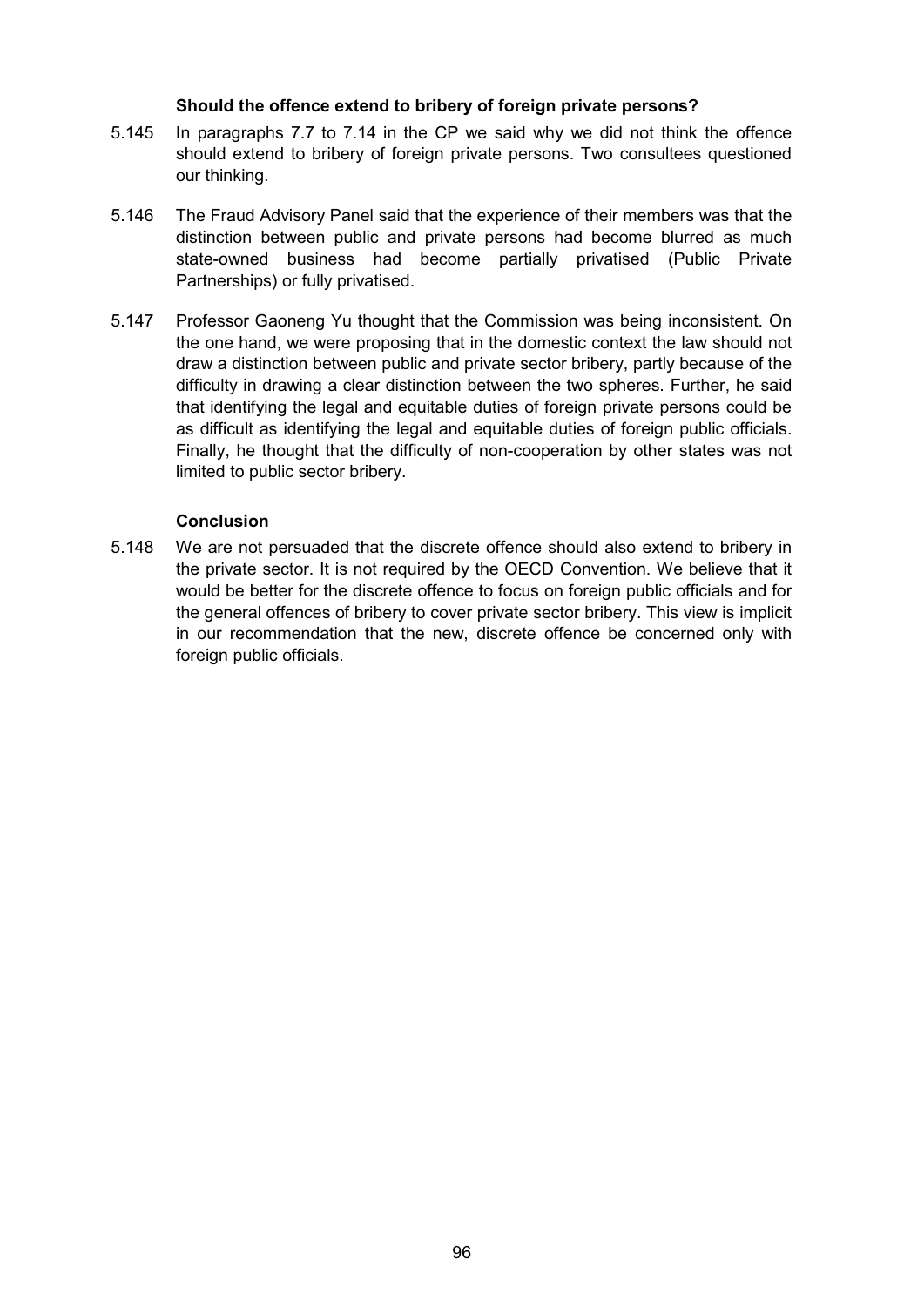**Should the offence extend to bribery of foreign private persons?**

5.145 In paragraphs 7.7 to 7.14 in the CP we said why we did not think the offence should extend to bribery of foreign private persons. Two consultees questioned our thinking.

5.146 The Fraud Advisory Panel said that the experience of their members was that the distinction between public and private persons had become blurred as much state-owned business had become partially privatised (Public Private Partnerships) or fully privatised.

5.147 Professor Gaoneng Yu thought that the Commission was being inconsistent. On the one hand, we were proposing that in the domestic context the law should not draw a distinction between public and private sector bribery, partly because of the difficulty in drawing a clear distinction between the two spheres. Further, he said that identifying the legal and equitable duties of foreign private persons could be as difficult as identifying the legal and equitable duties of foreign public officials. Finally, he thought that the difficulty of non-cooperation by other states was not limited to public sector bribery.

**Conclusion**

5.148 We are not persuaded that the discrete offence should also extend to bribery in the private sector. It is not required by the OECD Convention. We believe that it would be better for the discrete offence to focus on foreign public officials and for the general offences of bribery to cover private sector bribery. This view is implicit in our recommendation that the new, discrete offence be concerned only with foreign public officials.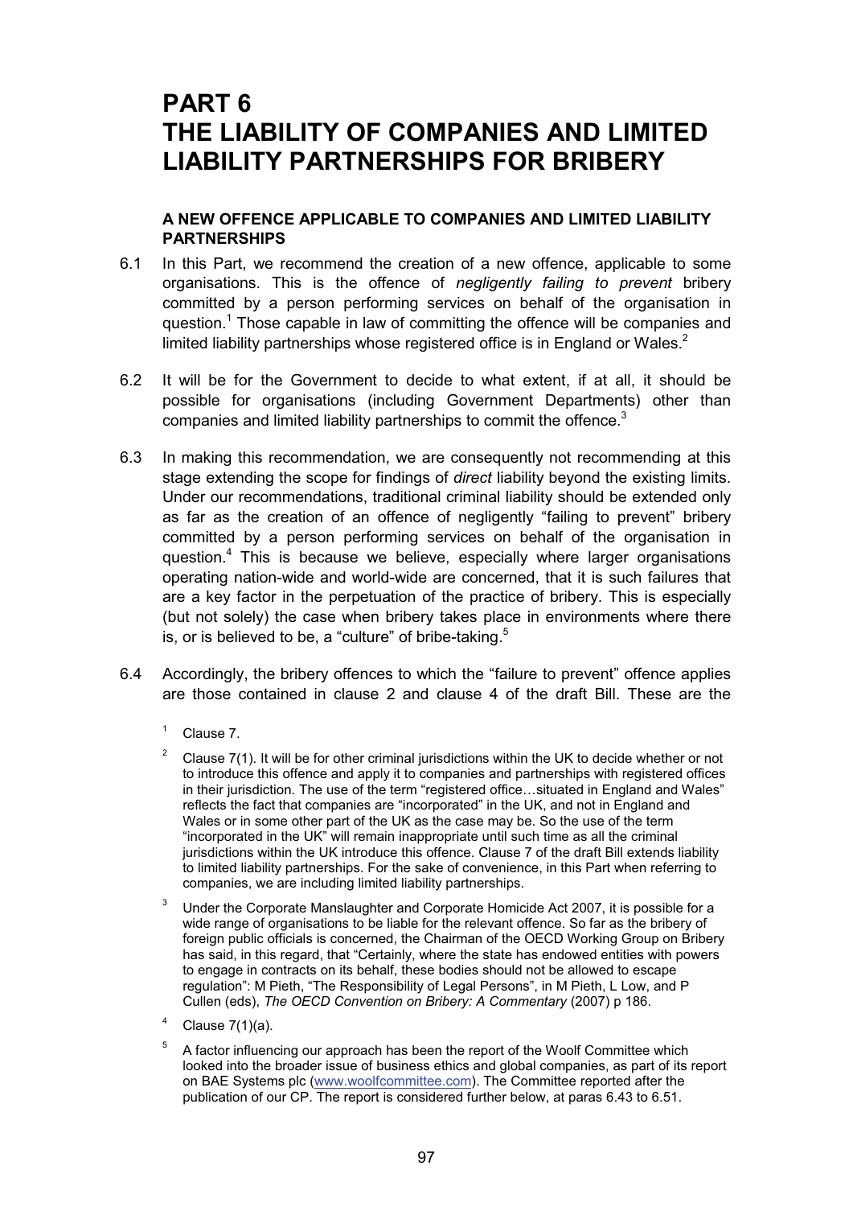# PART 6
# THE LIABILITY OF COMPANIES AND LIMITED LIABILITY PARTNERSHIPS FOR BRIBERY

### A NEW OFFENCE APPLICABLE TO COMPANIES AND LIMITED LIABILITY PARTNERSHIPS

6.1 In this Part, we recommend the creation of a new offence, applicable to some organisations. This is the offence of *negligently failing to prevent* bribery committed by a person performing services on behalf of the organisation in question.[1] Those capable in law of committing the offence will be companies and limited liability partnerships whose registered office is in England or Wales.[2]

6.2 It will be for the Government to decide to what extent, if at all, it should be possible for organisations (including Government Departments) other than companies and limited liability partnerships to commit the offence.[3]

6.3 In making this recommendation, we are consequently not recommending at this stage extending the scope for findings of *direct* liability beyond the existing limits. Under our recommendations, traditional criminal liability should be extended only as far as the creation of an offence of negligently "failing to prevent" bribery committed by a person performing services on behalf of the organisation in question.[4] This is because we believe, especially where larger organisations operating nation-wide and world-wide are concerned, that it is such failures that are a key factor in the perpetuation of the practice of bribery. This is especially (but not solely) the case when bribery takes place in environments where there is, or is believed to be, a "culture" of bribe-taking.[5]

6.4 Accordingly, the bribery offences to which the "failure to prevent" offence applies are those contained in clause 2 and clause 4 of the draft Bill. These are the

[1] Clause 7.

[2] Clause 7(1). It will be for other criminal jurisdictions within the UK to decide whether or not to introduce this offence and apply it to companies and partnerships with registered offices in their jurisdiction. The use of the term "registered office…situated in England and Wales" reflects the fact that companies are "incorporated" in the UK, and not in England and Wales or in some other part of the UK as the case may be. So the use of the term "incorporated in the UK" will remain inappropriate until such time as all the criminal jurisdictions within the UK introduce this offence. Clause 7 of the draft Bill extends liability to limited liability partnerships. For the sake of convenience, in this Part when referring to companies, we are including limited liability partnerships.

[3] Under the Corporate Manslaughter and Corporate Homicide Act 2007, it is possible for a wide range of organisations to be liable for the relevant offence. So far as the bribery of foreign public officials is concerned, the Chairman of the OECD Working Group on Bribery has said, in this regard, that "Certainly, where the state has endowed entities with powers to engage in contracts on its behalf, these bodies should not be allowed to escape regulation": M Pieth, "The Responsibility of Legal Persons", in M Pieth, L Low, and P Cullen (eds), *The OECD Convention on Bribery: A Commentary* (2007) p 186.

[4] Clause 7(1)(a).

[5] A factor influencing our approach has been the report of the Woolf Committee which looked into the broader issue of business ethics and global companies, as part of its report on BAE Systems plc (www.woolfcommittee.com). The Committee reported after the publication of our CP. The report is considered further below, at paras 6.43 to 6.51.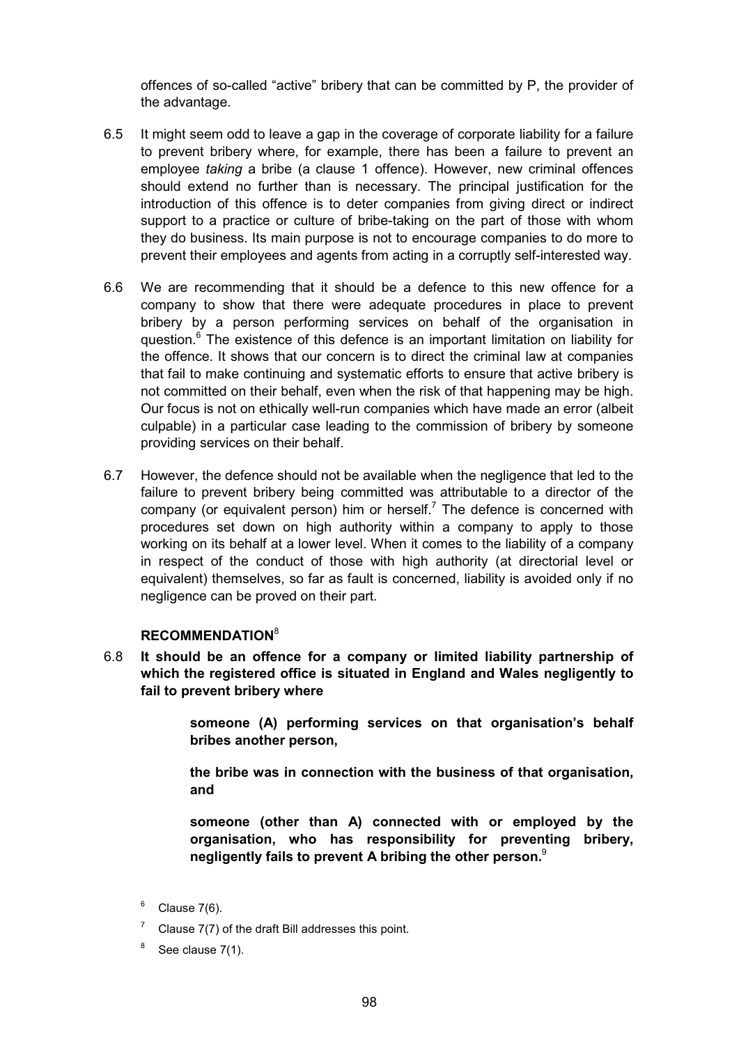offences of so-called "active" bribery that can be committed by P, the provider of the advantage.

6.5 It might seem odd to leave a gap in the coverage of corporate liability for a failure to prevent bribery where, for example, there has been a failure to prevent an employee *taking* a bribe (a clause 1 offence). However, new criminal offences should extend no further than is necessary. The principal justification for the introduction of this offence is to deter companies from giving direct or indirect support to a practice or culture of bribe-taking on the part of those with whom they do business. Its main purpose is not to encourage companies to do more to prevent their employees and agents from acting in a corruptly self-interested way.

6.6 We are recommending that it should be a defence to this new offence for a company to show that there were adequate procedures in place to prevent bribery by a person performing services on behalf of the organisation in question.[6] The existence of this defence is an important limitation on liability for the offence. It shows that our concern is to direct the criminal law at companies that fail to make continuing and systematic efforts to ensure that active bribery is not committed on their behalf, even when the risk of that happening may be high. Our focus is not on ethically well-run companies which have made an error (albeit culpable) in a particular case leading to the commission of bribery by someone providing services on their behalf.

6.7 However, the defence should not be available when the negligence that led to the failure to prevent bribery being committed was attributable to a director of the company (or equivalent person) him or herself.[7] The defence is concerned with procedures set down on high authority within a company to apply to those working on its behalf at a lower level. When it comes to the liability of a company in respect of the conduct of those with high authority (at directorial level or equivalent) themselves, so far as fault is concerned, liability is avoided only if no negligence can be proved on their part.

**RECOMMENDATION**[8]

6.8 **It should be an offence for a company or limited liability partnership of which the registered office is situated in England and Wales negligently to fail to prevent bribery where**

> **someone (A) performing services on that organisation's behalf bribes another person,**
>
> **the bribe was in connection with the business of that organisation, and**
>
> **someone (other than A) connected with or employed by the organisation, who has responsibility for preventing bribery, negligently fails to prevent A bribing the other person.**[9]

---

[6] Clause 7(6).

[7] Clause 7(7) of the draft Bill addresses this point.

[8] See clause 7(1).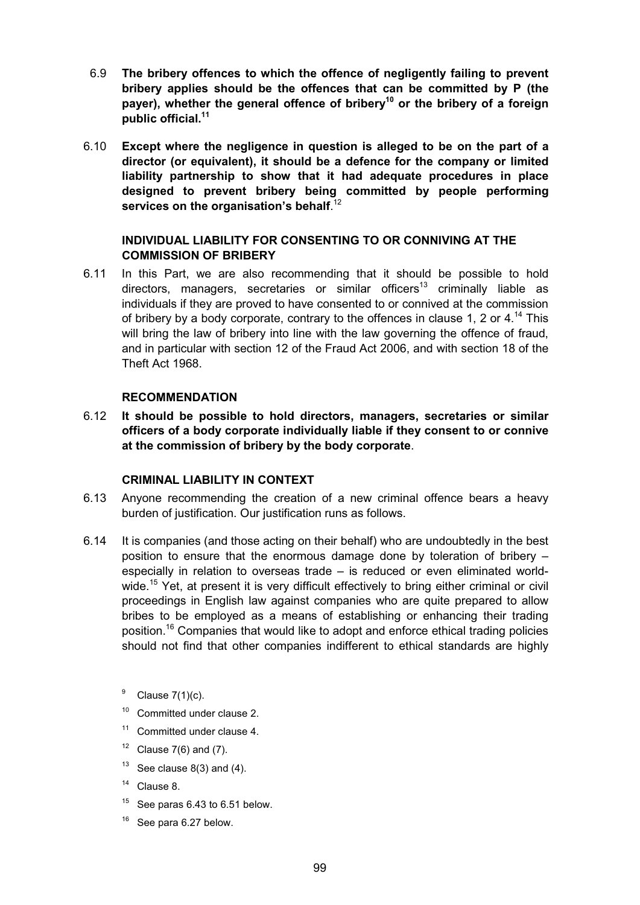6.9 **The bribery offences to which the offence of negligently failing to prevent bribery applies should be the offences that can be committed by P (the payer), whether the general offence of bribery[10] or the bribery of a foreign public official.[11]**

6.10 **Except where the negligence in question is alleged to be on the part of a director (or equivalent), it should be a defence for the company or limited liability partnership to show that it had adequate procedures in place designed to prevent bribery being committed by people performing services on the organisation's behalf**.[12]

### INDIVIDUAL LIABILITY FOR CONSENTING TO OR CONNIVING AT THE COMMISSION OF BRIBERY

6.11 In this Part, we are also recommending that it should be possible to hold directors, managers, secretaries or similar officers[13] criminally liable as individuals if they are proved to have consented to or connived at the commission of bribery by a body corporate, contrary to the offences in clause 1, 2 or 4.[14] This will bring the law of bribery into line with the law governing the offence of fraud, and in particular with section 12 of the Fraud Act 2006, and with section 18 of the Theft Act 1968.

### RECOMMENDATION

6.12 **It should be possible to hold directors, managers, secretaries or similar officers of a body corporate individually liable if they consent to or connive at the commission of bribery by the body corporate**.

### CRIMINAL LIABILITY IN CONTEXT

6.13 Anyone recommending the creation of a new criminal offence bears a heavy burden of justification. Our justification runs as follows.

6.14 It is companies (and those acting on their behalf) who are undoubtedly in the best position to ensure that the enormous damage done by toleration of bribery – especially in relation to overseas trade – is reduced or even eliminated world-wide.[15] Yet, at present it is very difficult effectively to bring either criminal or civil proceedings in English law against companies who are quite prepared to allow bribes to be employed as a means of establishing or enhancing their trading position.[16] Companies that would like to adopt and enforce ethical trading policies should not find that other companies indifferent to ethical standards are highly

[9] Clause 7(1)(c).

[10] Committed under clause 2.

[11] Committed under clause 4.

[12] Clause 7(6) and (7).

[13] See clause 8(3) and (4).

[14] Clause 8.

[15] See paras 6.43 to 6.51 below.

[16] See para 6.27 below.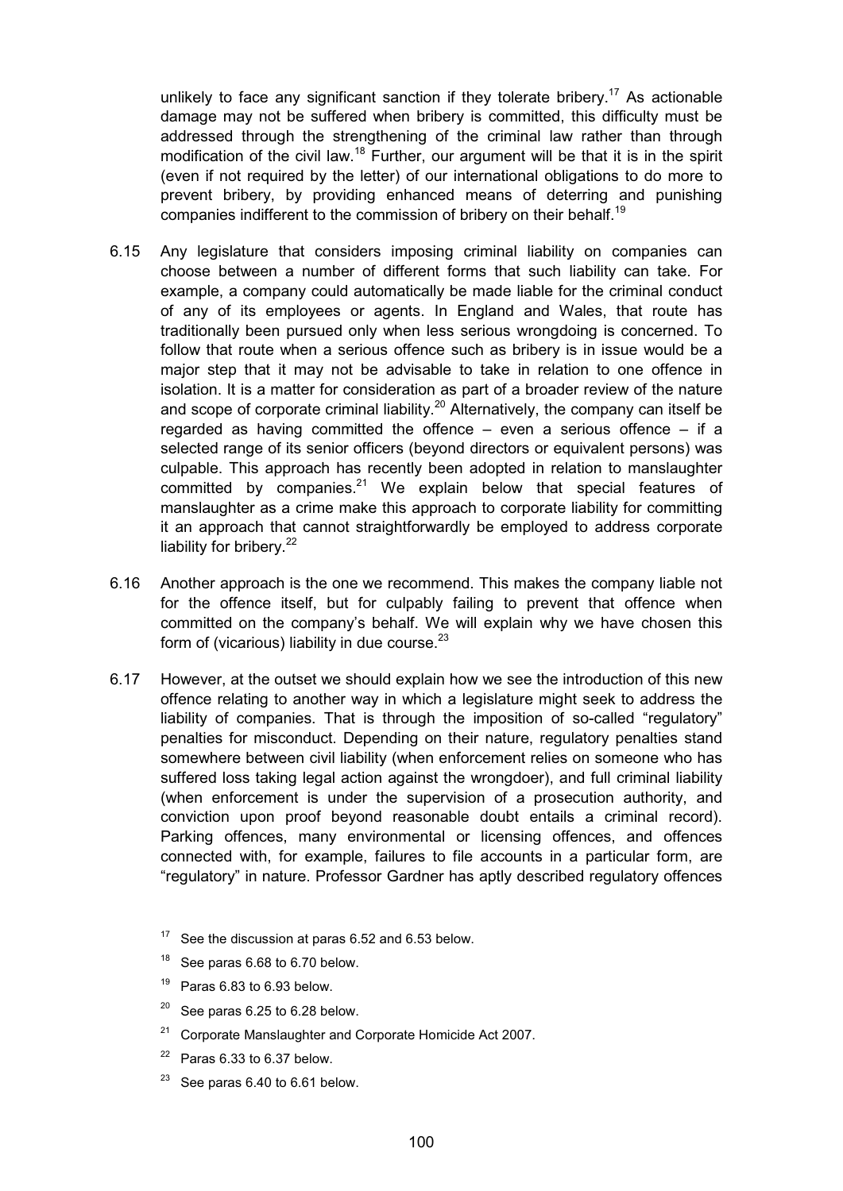unlikely to face any significant sanction if they tolerate bribery.[17] As actionable damage may not be suffered when bribery is committed, this difficulty must be addressed through the strengthening of the criminal law rather than through modification of the civil law.[18] Further, our argument will be that it is in the spirit (even if not required by the letter) of our international obligations to do more to prevent bribery, by providing enhanced means of deterring and punishing companies indifferent to the commission of bribery on their behalf.[19]

6.15 Any legislature that considers imposing criminal liability on companies can choose between a number of different forms that such liability can take. For example, a company could automatically be made liable for the criminal conduct of any of its employees or agents. In England and Wales, that route has traditionally been pursued only when less serious wrongdoing is concerned. To follow that route when a serious offence such as bribery is in issue would be a major step that it may not be advisable to take in relation to one offence in isolation. It is a matter for consideration as part of a broader review of the nature and scope of corporate criminal liability.[20] Alternatively, the company can itself be regarded as having committed the offence – even a serious offence – if a selected range of its senior officers (beyond directors or equivalent persons) was culpable. This approach has recently been adopted in relation to manslaughter committed by companies.[21] We explain below that special features of manslaughter as a crime make this approach to corporate liability for committing it an approach that cannot straightforwardly be employed to address corporate liability for bribery.[22]

6.16 Another approach is the one we recommend. This makes the company liable not for the offence itself, but for culpably failing to prevent that offence when committed on the company's behalf. We will explain why we have chosen this form of (vicarious) liability in due course.[23]

6.17 However, at the outset we should explain how we see the introduction of this new offence relating to another way in which a legislature might seek to address the liability of companies. That is through the imposition of so-called "regulatory" penalties for misconduct. Depending on their nature, regulatory penalties stand somewhere between civil liability (when enforcement relies on someone who has suffered loss taking legal action against the wrongdoer), and full criminal liability (when enforcement is under the supervision of a prosecution authority, and conviction upon proof beyond reasonable doubt entails a criminal record). Parking offences, many environmental or licensing offences, and offences connected with, for example, failures to file accounts in a particular form, are "regulatory" in nature. Professor Gardner has aptly described regulatory offences

[17] See the discussion at paras 6.52 and 6.53 below.

[18] See paras 6.68 to 6.70 below.

[19] Paras 6.83 to 6.93 below.

[20] See paras 6.25 to 6.28 below.

[21] Corporate Manslaughter and Corporate Homicide Act 2007.

[22] Paras 6.33 to 6.37 below.

[23] See paras 6.40 to 6.61 below.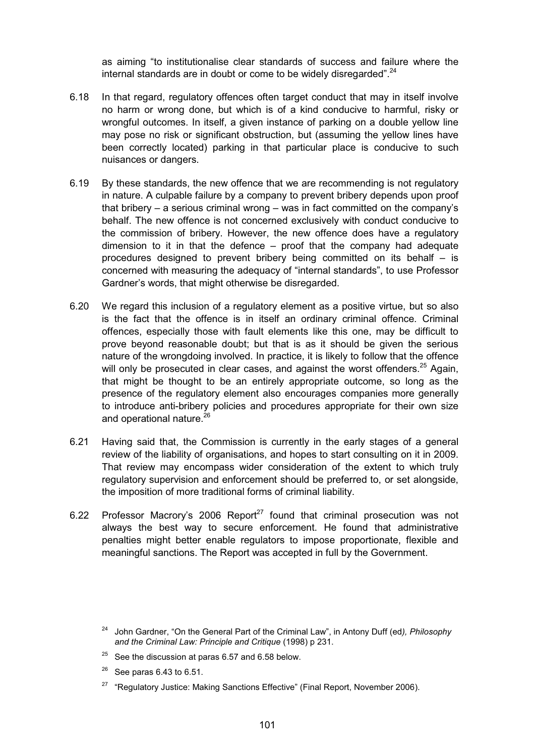as aiming "to institutionalise clear standards of success and failure where the internal standards are in doubt or come to be widely disregarded".[24]

6.18 In that regard, regulatory offences often target conduct that may in itself involve no harm or wrong done, but which is of a kind conducive to harmful, risky or wrongful outcomes. In itself, a given instance of parking on a double yellow line may pose no risk or significant obstruction, but (assuming the yellow lines have been correctly located) parking in that particular place is conducive to such nuisances or dangers.

6.19 By these standards, the new offence that we are recommending is not regulatory in nature. A culpable failure by a company to prevent bribery depends upon proof that bribery – a serious criminal wrong – was in fact committed on the company's behalf. The new offence is not concerned exclusively with conduct conducive to the commission of bribery. However, the new offence does have a regulatory dimension to it in that the defence – proof that the company had adequate procedures designed to prevent bribery being committed on its behalf – is concerned with measuring the adequacy of "internal standards", to use Professor Gardner's words, that might otherwise be disregarded.

6.20 We regard this inclusion of a regulatory element as a positive virtue, but so also is the fact that the offence is in itself an ordinary criminal offence. Criminal offences, especially those with fault elements like this one, may be difficult to prove beyond reasonable doubt; but that is as it should be given the serious nature of the wrongdoing involved. In practice, it is likely to follow that the offence will only be prosecuted in clear cases, and against the worst offenders.[25] Again, that might be thought to be an entirely appropriate outcome, so long as the presence of the regulatory element also encourages companies more generally to introduce anti-bribery policies and procedures appropriate for their own size and operational nature.[26]

6.21 Having said that, the Commission is currently in the early stages of a general review of the liability of organisations, and hopes to start consulting on it in 2009. That review may encompass wider consideration of the extent to which truly regulatory supervision and enforcement should be preferred to, or set alongside, the imposition of more traditional forms of criminal liability.

6.22 Professor Macrory's 2006 Report[27] found that criminal prosecution was not always the best way to secure enforcement. He found that administrative penalties might better enable regulators to impose proportionate, flexible and meaningful sanctions. The Report was accepted in full by the Government.

[24] John Gardner, "On the General Part of the Criminal Law", in Antony Duff (ed*), Philosophy and the Criminal Law: Principle and Critique* (1998) p 231.

[25] See the discussion at paras 6.57 and 6.58 below.

[26] See paras 6.43 to 6.51.

[27] "Regulatory Justice: Making Sanctions Effective" (Final Report, November 2006).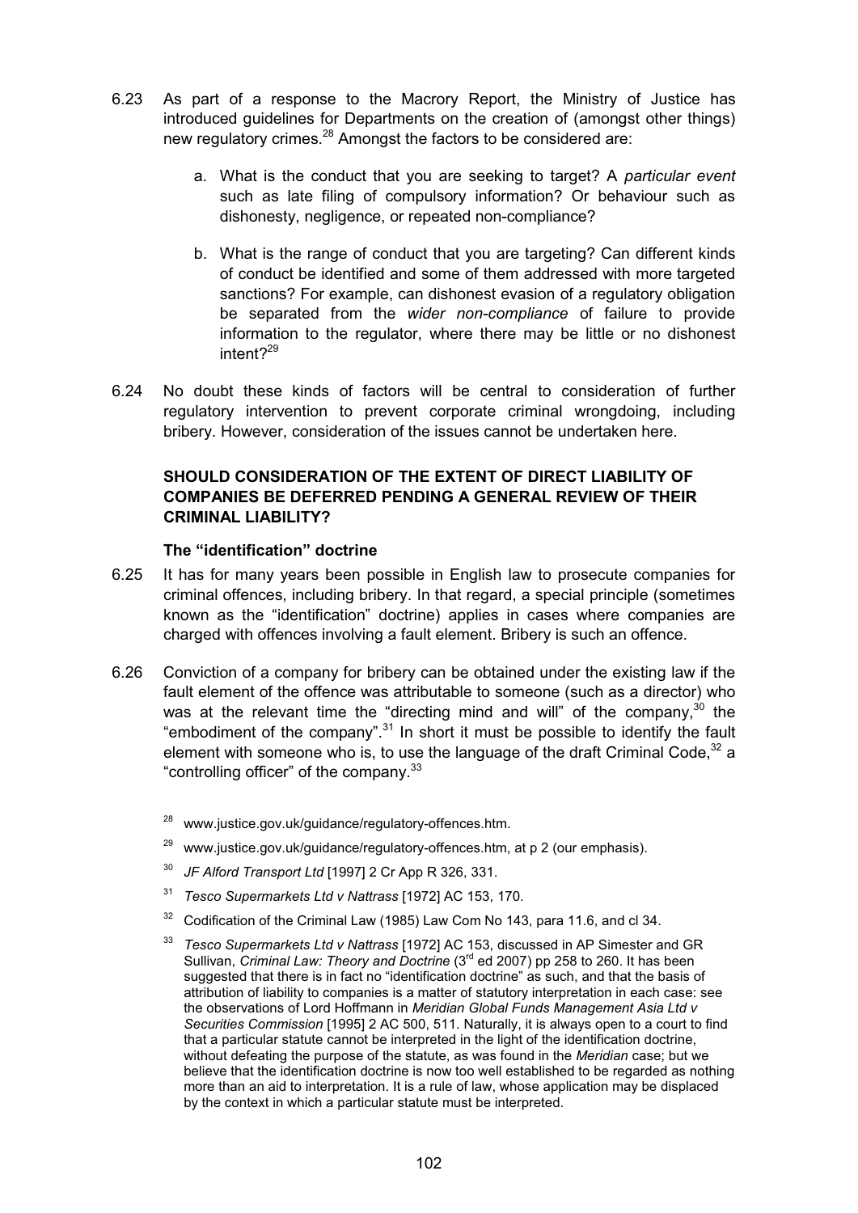6.23 As part of a response to the Macrory Report, the Ministry of Justice has introduced guidelines for Departments on the creation of (amongst other things) new regulatory crimes.[28] Amongst the factors to be considered are:

> a. What is the conduct that you are seeking to target? A *particular event* such as late filing of compulsory information? Or behaviour such as dishonesty, negligence, or repeated non-compliance?
>
> b. What is the range of conduct that you are targeting? Can different kinds of conduct be identified and some of them addressed with more targeted sanctions? For example, can dishonest evasion of a regulatory obligation be separated from the *wider non-compliance* of failure to provide information to the regulator, where there may be little or no dishonest intent?[29]

6.24 No doubt these kinds of factors will be central to consideration of further regulatory intervention to prevent corporate criminal wrongdoing, including bribery. However, consideration of the issues cannot be undertaken here.

## SHOULD CONSIDERATION OF THE EXTENT OF DIRECT LIABILITY OF COMPANIES BE DEFERRED PENDING A GENERAL REVIEW OF THEIR CRIMINAL LIABILITY?

### The "identification" doctrine

6.25 It has for many years been possible in English law to prosecute companies for criminal offences, including bribery. In that regard, a special principle (sometimes known as the "identification" doctrine) applies in cases where companies are charged with offences involving a fault element. Bribery is such an offence.

6.26 Conviction of a company for bribery can be obtained under the existing law if the fault element of the offence was attributable to someone (such as a director) who was at the relevant time the "directing mind and will" of the company,[30] the "embodiment of the company".[31] In short it must be possible to identify the fault element with someone who is, to use the language of the draft Criminal Code,[32] a "controlling officer" of the company.[33]

[28] www.justice.gov.uk/guidance/regulatory-offences.htm.

[29] www.justice.gov.uk/guidance/regulatory-offences.htm, at p 2 (our emphasis).

[30] *JF Alford Transport Ltd* [1997] 2 Cr App R 326, 331.

[31] *Tesco Supermarkets Ltd v Nattrass* [1972] AC 153, 170.

[32] Codification of the Criminal Law (1985) Law Com No 143, para 11.6, and cl 34.

[33] *Tesco Supermarkets Ltd v Nattrass* [1972] AC 153, discussed in AP Simester and GR Sullivan, *Criminal Law: Theory and Doctrine* (3rd ed 2007) pp 258 to 260. It has been suggested that there is in fact no "identification doctrine" as such, and that the basis of attribution of liability to companies is a matter of statutory interpretation in each case: see the observations of Lord Hoffmann in *Meridian Global Funds Management Asia Ltd v Securities Commission* [1995] 2 AC 500, 511. Naturally, it is always open to a court to find that a particular statute cannot be interpreted in the light of the identification doctrine, without defeating the purpose of the statute, as was found in the *Meridian* case; but we believe that the identification doctrine is now too well established to be regarded as nothing more than an aid to interpretation. It is a rule of law, whose application may be displaced by the context in which a particular statute must be interpreted.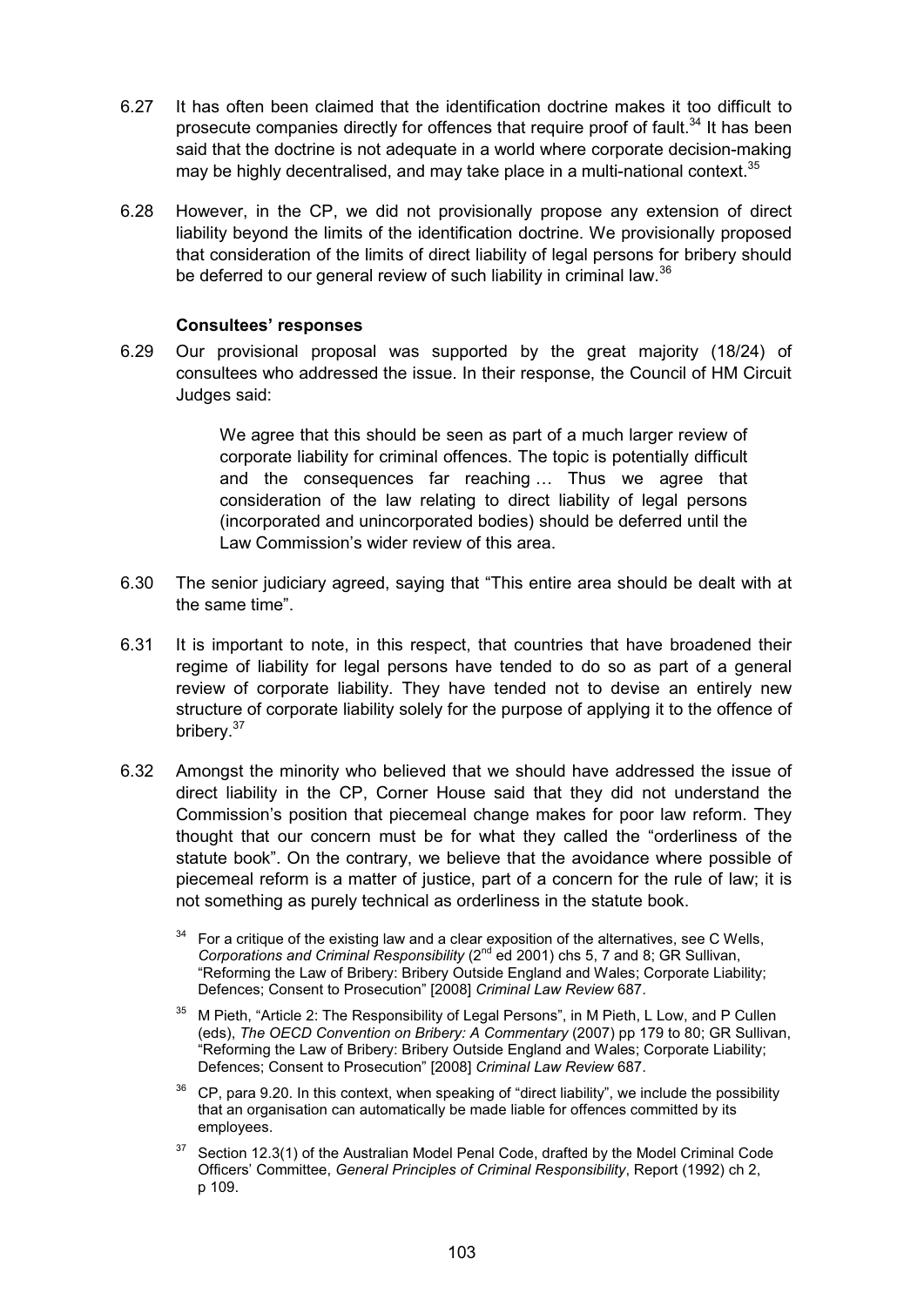6.27 It has often been claimed that the identification doctrine makes it too difficult to prosecute companies directly for offences that require proof of fault.[34] It has been said that the doctrine is not adequate in a world where corporate decision-making may be highly decentralised, and may take place in a multi-national context.[35]

6.28 However, in the CP, we did not provisionally propose any extension of direct liability beyond the limits of the identification doctrine. We provisionally proposed that consideration of the limits of direct liability of legal persons for bribery should be deferred to our general review of such liability in criminal law.[36]

### Consultees' responses

6.29 Our provisional proposal was supported by the great majority (18/24) of consultees who addressed the issue. In their response, the Council of HM Circuit Judges said:

> We agree that this should be seen as part of a much larger review of corporate liability for criminal offences. The topic is potentially difficult and the consequences far reaching … Thus we agree that consideration of the law relating to direct liability of legal persons (incorporated and unincorporated bodies) should be deferred until the Law Commission's wider review of this area.

6.30 The senior judiciary agreed, saying that "This entire area should be dealt with at the same time".

6.31 It is important to note, in this respect, that countries that have broadened their regime of liability for legal persons have tended to do so as part of a general review of corporate liability. They have tended not to devise an entirely new structure of corporate liability solely for the purpose of applying it to the offence of bribery.[37]

6.32 Amongst the minority who believed that we should have addressed the issue of direct liability in the CP, Corner House said that they did not understand the Commission's position that piecemeal change makes for poor law reform. They thought that our concern must be for what they called the "orderliness of the statute book". On the contrary, we believe that the avoidance where possible of piecemeal reform is a matter of justice, part of a concern for the rule of law; it is not something as purely technical as orderliness in the statute book.

[34] For a critique of the existing law and a clear exposition of the alternatives, see C Wells, *Corporations and Criminal Responsibility* (2nd ed 2001) chs 5, 7 and 8; GR Sullivan, "Reforming the Law of Bribery: Bribery Outside England and Wales; Corporate Liability; Defences; Consent to Prosecution" [2008] *Criminal Law Review* 687.

[35] M Pieth, "Article 2: The Responsibility of Legal Persons", in M Pieth, L Low, and P Cullen (eds), *The OECD Convention on Bribery: A Commentary* (2007) pp 179 to 80; GR Sullivan, "Reforming the Law of Bribery: Bribery Outside England and Wales; Corporate Liability; Defences; Consent to Prosecution" [2008] *Criminal Law Review* 687.

[36] CP, para 9.20. In this context, when speaking of "direct liability", we include the possibility that an organisation can automatically be made liable for offences committed by its employees.

[37] Section 12.3(1) of the Australian Model Penal Code, drafted by the Model Criminal Code Officers' Committee, *General Principles of Criminal Responsibility*, Report (1992) ch 2, p 109.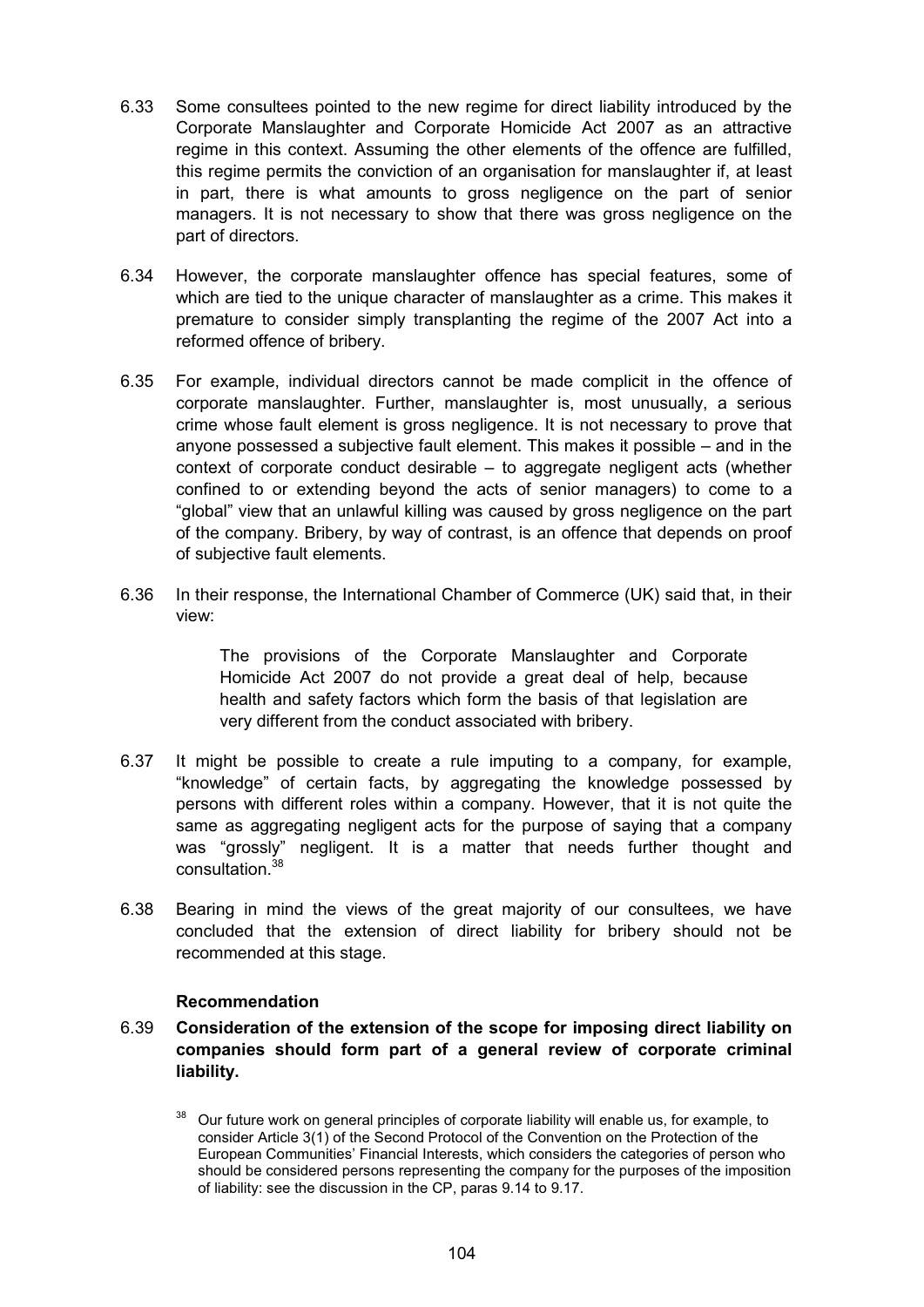6.33 Some consultees pointed to the new regime for direct liability introduced by the Corporate Manslaughter and Corporate Homicide Act 2007 as an attractive regime in this context. Assuming the other elements of the offence are fulfilled, this regime permits the conviction of an organisation for manslaughter if, at least in part, there is what amounts to gross negligence on the part of senior managers. It is not necessary to show that there was gross negligence on the part of directors.

6.34 However, the corporate manslaughter offence has special features, some of which are tied to the unique character of manslaughter as a crime. This makes it premature to consider simply transplanting the regime of the 2007 Act into a reformed offence of bribery.

6.35 For example, individual directors cannot be made complicit in the offence of corporate manslaughter. Further, manslaughter is, most unusually, a serious crime whose fault element is gross negligence. It is not necessary to prove that anyone possessed a subjective fault element. This makes it possible – and in the context of corporate conduct desirable – to aggregate negligent acts (whether confined to or extending beyond the acts of senior managers) to come to a "global" view that an unlawful killing was caused by gross negligence on the part of the company. Bribery, by way of contrast, is an offence that depends on proof of subjective fault elements.

6.36 In their response, the International Chamber of Commerce (UK) said that, in their view:

> The provisions of the Corporate Manslaughter and Corporate Homicide Act 2007 do not provide a great deal of help, because health and safety factors which form the basis of that legislation are very different from the conduct associated with bribery.

6.37 It might be possible to create a rule imputing to a company, for example, "knowledge" of certain facts, by aggregating the knowledge possessed by persons with different roles within a company. However, that it is not quite the same as aggregating negligent acts for the purpose of saying that a company was "grossly" negligent. It is a matter that needs further thought and consultation.[38]

6.38 Bearing in mind the views of the great majority of our consultees, we have concluded that the extension of direct liability for bribery should not be recommended at this stage.

**Recommendation**

6.39 **Consideration of the extension of the scope for imposing direct liability on companies should form part of a general review of corporate criminal liability.**

[38] Our future work on general principles of corporate liability will enable us, for example, to consider Article 3(1) of the Second Protocol of the Convention on the Protection of the European Communities' Financial Interests, which considers the categories of person who should be considered persons representing the company for the purposes of the imposition of liability: see the discussion in the CP, paras 9.14 to 9.17.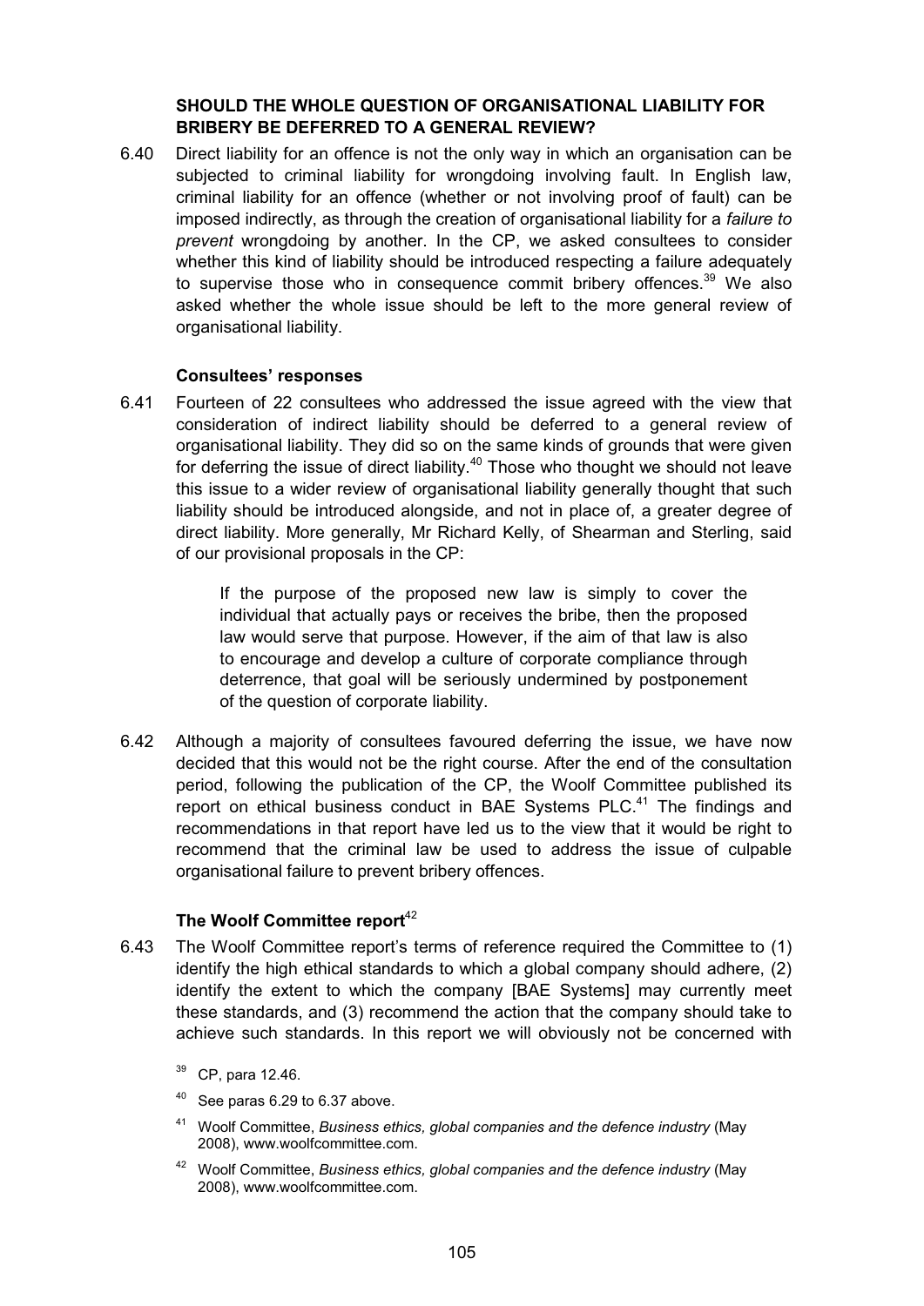## SHOULD THE WHOLE QUESTION OF ORGANISATIONAL LIABILITY FOR BRIBERY BE DEFERRED TO A GENERAL REVIEW?

6.40 Direct liability for an offence is not the only way in which an organisation can be subjected to criminal liability for wrongdoing involving fault. In English law, criminal liability for an offence (whether or not involving proof of fault) can be imposed indirectly, as through the creation of organisational liability for a *failure to prevent* wrongdoing by another. In the CP, we asked consultees to consider whether this kind of liability should be introduced respecting a failure adequately to supervise those who in consequence commit bribery offences.[39] We also asked whether the whole issue should be left to the more general review of organisational liability.

### Consultees' responses

6.41 Fourteen of 22 consultees who addressed the issue agreed with the view that consideration of indirect liability should be deferred to a general review of organisational liability. They did so on the same kinds of grounds that were given for deferring the issue of direct liability.[40] Those who thought we should not leave this issue to a wider review of organisational liability generally thought that such liability should be introduced alongside, and not in place of, a greater degree of direct liability. More generally, Mr Richard Kelly, of Shearman and Sterling, said of our provisional proposals in the CP:

> If the purpose of the proposed new law is simply to cover the individual that actually pays or receives the bribe, then the proposed law would serve that purpose. However, if the aim of that law is also to encourage and develop a culture of corporate compliance through deterrence, that goal will be seriously undermined by postponement of the question of corporate liability.

6.42 Although a majority of consultees favoured deferring the issue, we have now decided that this would not be the right course. After the end of the consultation period, following the publication of the CP, the Woolf Committee published its report on ethical business conduct in BAE Systems PLC.[41] The findings and recommendations in that report have led us to the view that it would be right to recommend that the criminal law be used to address the issue of culpable organisational failure to prevent bribery offences.

### The Woolf Committee report[42]

6.43 The Woolf Committee report's terms of reference required the Committee to (1) identify the high ethical standards to which a global company should adhere, (2) identify the extent to which the company [BAE Systems] may currently meet these standards, and (3) recommend the action that the company should take to achieve such standards. In this report we will obviously not be concerned with

[39] CP, para 12.46.

[40] See paras 6.29 to 6.37 above.

[41] Woolf Committee, *Business ethics, global companies and the defence industry* (May 2008), www.woolfcommittee.com.

[42] Woolf Committee, *Business ethics, global companies and the defence industry* (May 2008), www.woolfcommittee.com.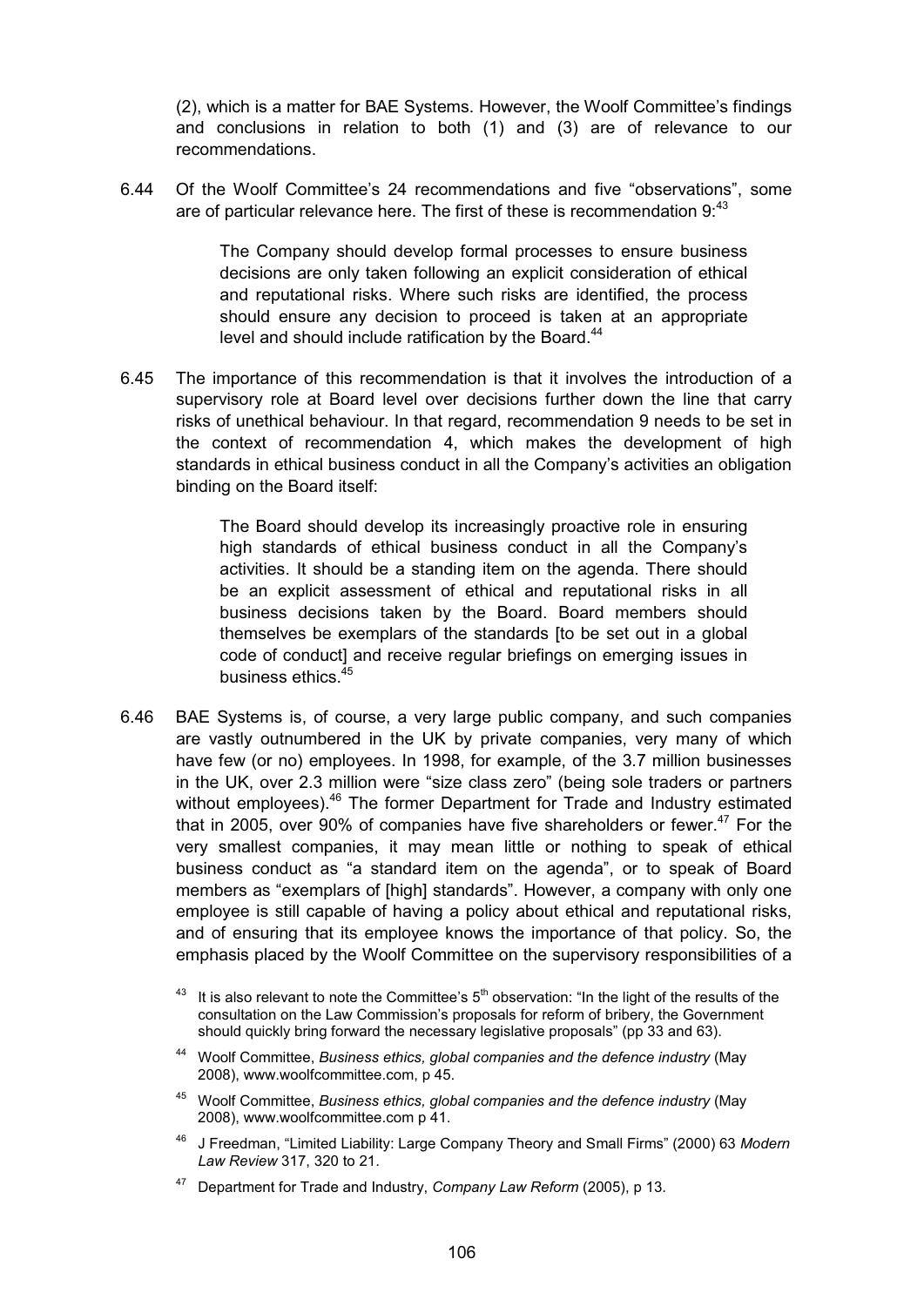(2), which is a matter for BAE Systems. However, the Woolf Committee's findings and conclusions in relation to both (1) and (3) are of relevance to our recommendations.

6.44 Of the Woolf Committee's 24 recommendations and five "observations", some are of particular relevance here. The first of these is recommendation 9:[43]

> The Company should develop formal processes to ensure business decisions are only taken following an explicit consideration of ethical and reputational risks. Where such risks are identified, the process should ensure any decision to proceed is taken at an appropriate level and should include ratification by the Board.[44]

6.45 The importance of this recommendation is that it involves the introduction of a supervisory role at Board level over decisions further down the line that carry risks of unethical behaviour. In that regard, recommendation 9 needs to be set in the context of recommendation 4, which makes the development of high standards in ethical business conduct in all the Company's activities an obligation binding on the Board itself:

> The Board should develop its increasingly proactive role in ensuring high standards of ethical business conduct in all the Company's activities. It should be a standing item on the agenda. There should be an explicit assessment of ethical and reputational risks in all business decisions taken by the Board. Board members should themselves be exemplars of the standards [to be set out in a global code of conduct] and receive regular briefings on emerging issues in business ethics.[45]

6.46 BAE Systems is, of course, a very large public company, and such companies are vastly outnumbered in the UK by private companies, very many of which have few (or no) employees. In 1998, for example, of the 3.7 million businesses in the UK, over 2.3 million were "size class zero" (being sole traders or partners without employees).[46] The former Department for Trade and Industry estimated that in 2005, over 90% of companies have five shareholders or fewer.[47] For the very smallest companies, it may mean little or nothing to speak of ethical business conduct as "a standard item on the agenda", or to speak of Board members as "exemplars of [high] standards". However, a company with only one employee is still capable of having a policy about ethical and reputational risks, and of ensuring that its employee knows the importance of that policy. So, the emphasis placed by the Woolf Committee on the supervisory responsibilities of a

[43] It is also relevant to note the Committee's 5th observation: "In the light of the results of the consultation on the Law Commission's proposals for reform of bribery, the Government should quickly bring forward the necessary legislative proposals" (pp 33 and 63).

[44] Woolf Committee, *Business ethics, global companies and the defence industry* (May 2008), www.woolfcommittee.com, p 45.

[45] Woolf Committee, *Business ethics, global companies and the defence industry* (May 2008), www.woolfcommittee.com p 41.

[46] J Freedman, "Limited Liability: Large Company Theory and Small Firms" (2000) 63 *Modern Law Review* 317, 320 to 21.

[47] Department for Trade and Industry, *Company Law Reform* (2005), p 13.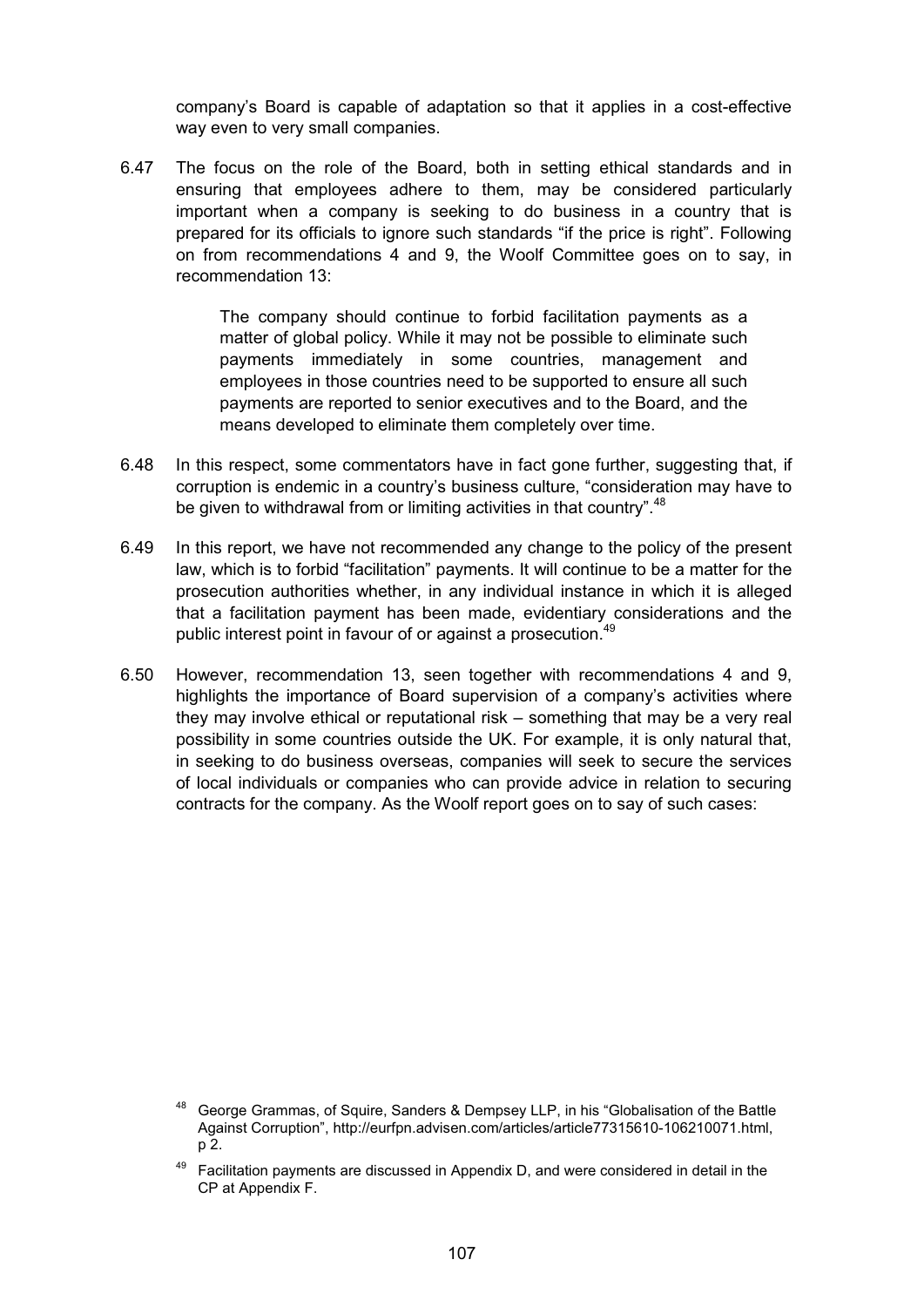company's Board is capable of adaptation so that it applies in a cost-effective way even to very small companies.

6.47 The focus on the role of the Board, both in setting ethical standards and in ensuring that employees adhere to them, may be considered particularly important when a company is seeking to do business in a country that is prepared for its officials to ignore such standards "if the price is right". Following on from recommendations 4 and 9, the Woolf Committee goes on to say, in recommendation 13:

> The company should continue to forbid facilitation payments as a matter of global policy. While it may not be possible to eliminate such payments immediately in some countries, management and employees in those countries need to be supported to ensure all such payments are reported to senior executives and to the Board, and the means developed to eliminate them completely over time.

6.48 In this respect, some commentators have in fact gone further, suggesting that, if corruption is endemic in a country's business culture, "consideration may have to be given to withdrawal from or limiting activities in that country".[48]

6.49 In this report, we have not recommended any change to the policy of the present law, which is to forbid "facilitation" payments. It will continue to be a matter for the prosecution authorities whether, in any individual instance in which it is alleged that a facilitation payment has been made, evidentiary considerations and the public interest point in favour of or against a prosecution.[49]

6.50 However, recommendation 13, seen together with recommendations 4 and 9, highlights the importance of Board supervision of a company's activities where they may involve ethical or reputational risk – something that may be a very real possibility in some countries outside the UK. For example, it is only natural that, in seeking to do business overseas, companies will seek to secure the services of local individuals or companies who can provide advice in relation to securing contracts for the company. As the Woolf report goes on to say of such cases:

---

[48] George Grammas, of Squire, Sanders & Dempsey LLP, in his "Globalisation of the Battle Against Corruption", http://eurfpn.advisen.com/articles/article77315610-106210071.html, p 2.

[49] Facilitation payments are discussed in Appendix D, and were considered in detail in the CP at Appendix F.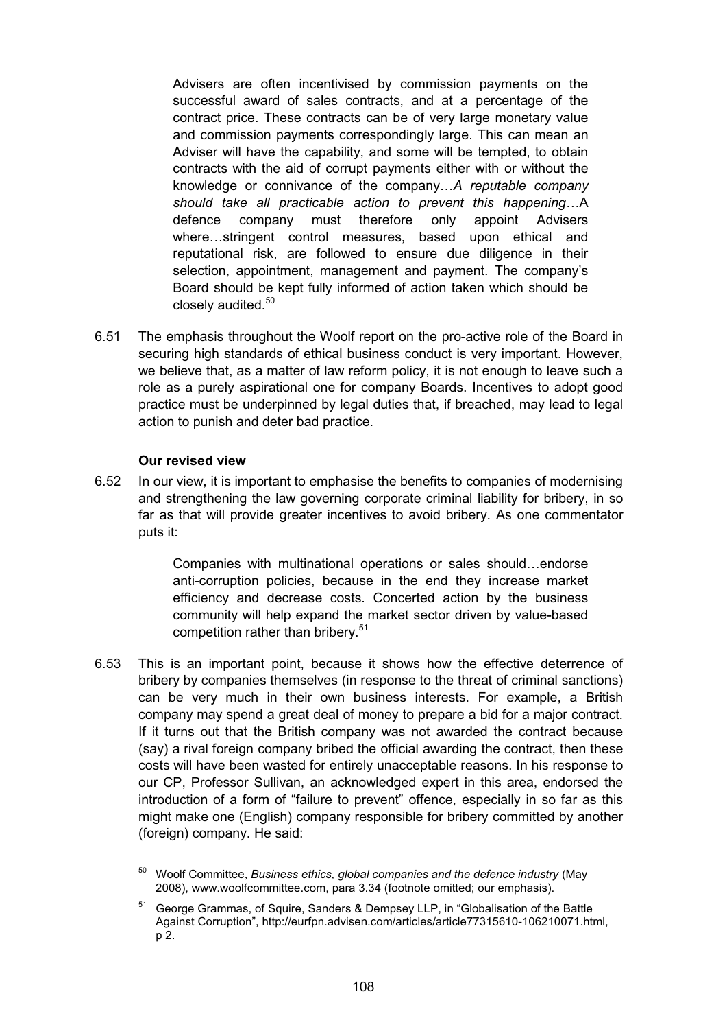> Advisers are often incentivised by commission payments on the successful award of sales contracts, and at a percentage of the contract price. These contracts can be of very large monetary value and commission payments correspondingly large. This can mean an Adviser will have the capability, and some will be tempted, to obtain contracts with the aid of corrupt payments either with or without the knowledge or connivance of the company…*A reputable company should take all practicable action to prevent this happening*…A defence company must therefore only appoint Advisers where…stringent control measures, based upon ethical and reputational risk, are followed to ensure due diligence in their selection, appointment, management and payment. The company's Board should be kept fully informed of action taken which should be closely audited.[50]

6.51 The emphasis throughout the Woolf report on the pro-active role of the Board in securing high standards of ethical business conduct is very important. However, we believe that, as a matter of law reform policy, it is not enough to leave such a role as a purely aspirational one for company Boards. Incentives to adopt good practice must be underpinned by legal duties that, if breached, may lead to legal action to punish and deter bad practice.

**Our revised view**

6.52 In our view, it is important to emphasise the benefits to companies of modernising and strengthening the law governing corporate criminal liability for bribery, in so far as that will provide greater incentives to avoid bribery. As one commentator puts it:

> Companies with multinational operations or sales should…endorse anti-corruption policies, because in the end they increase market efficiency and decrease costs. Concerted action by the business community will help expand the market sector driven by value-based competition rather than bribery.[51]

6.53 This is an important point, because it shows how the effective deterrence of bribery by companies themselves (in response to the threat of criminal sanctions) can be very much in their own business interests. For example, a British company may spend a great deal of money to prepare a bid for a major contract. If it turns out that the British company was not awarded the contract because (say) a rival foreign company bribed the official awarding the contract, then these costs will have been wasted for entirely unacceptable reasons. In his response to our CP, Professor Sullivan, an acknowledged expert in this area, endorsed the introduction of a form of "failure to prevent" offence, especially in so far as this might make one (English) company responsible for bribery committed by another (foreign) company. He said:

---

[50] Woolf Committee, *Business ethics, global companies and the defence industry* (May 2008), www.woolfcommittee.com, para 3.34 (footnote omitted; our emphasis).

[51] George Grammas, of Squire, Sanders & Dempsey LLP, in "Globalisation of the Battle Against Corruption", http://eurfpn.advisen.com/articles/article77315610-106210071.html, p 2.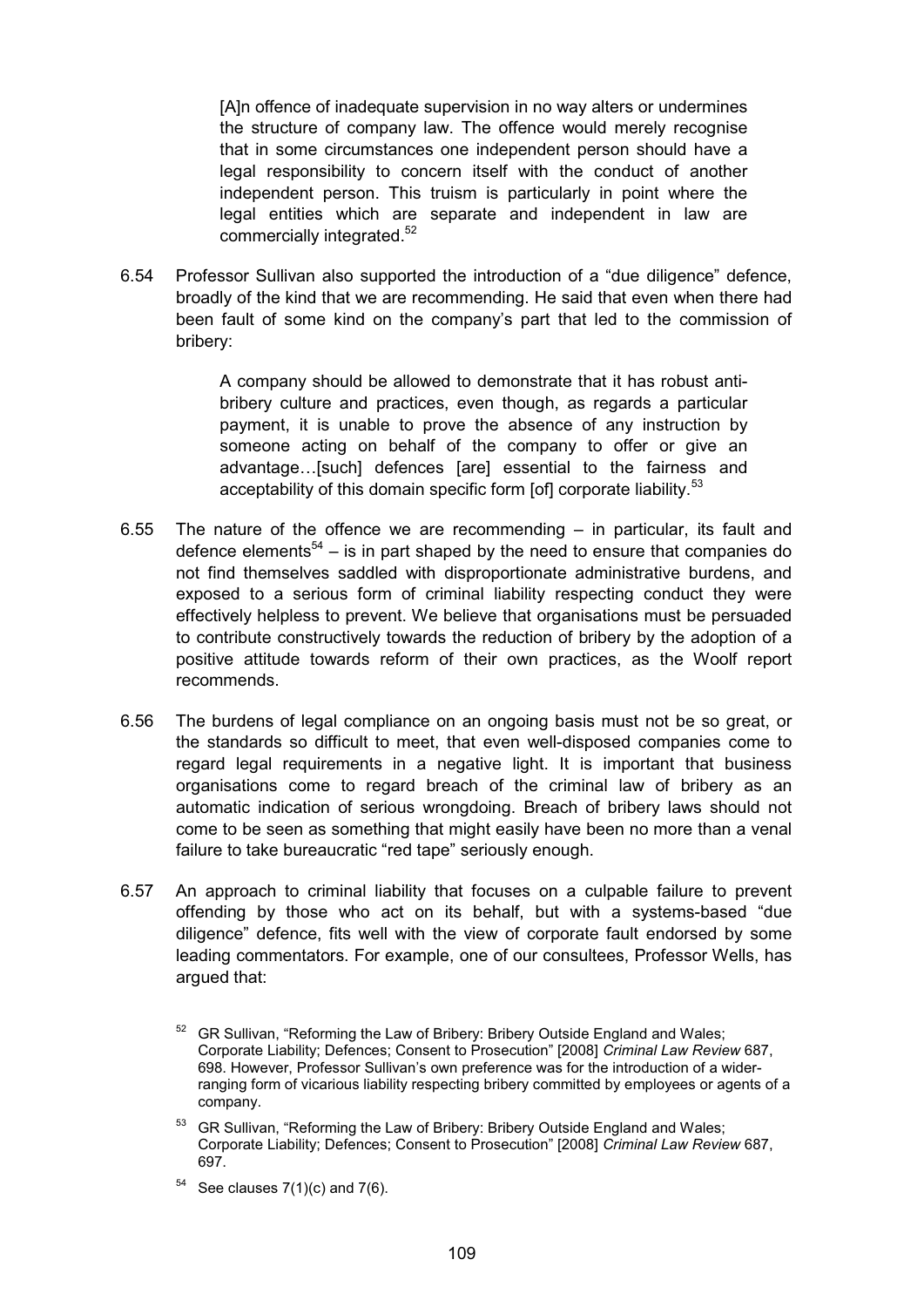> [A]n offence of inadequate supervision in no way alters or undermines the structure of company law. The offence would merely recognise that in some circumstances one independent person should have a legal responsibility to concern itself with the conduct of another independent person. This truism is particularly in point where the legal entities which are separate and independent in law are commercially integrated.[52]

6.54 Professor Sullivan also supported the introduction of a "due diligence" defence, broadly of the kind that we are recommending. He said that even when there had been fault of some kind on the company's part that led to the commission of bribery:

> A company should be allowed to demonstrate that it has robust anti-bribery culture and practices, even though, as regards a particular payment, it is unable to prove the absence of any instruction by someone acting on behalf of the company to offer or give an advantage…[such] defences [are] essential to the fairness and acceptability of this domain specific form [of] corporate liability.[53]

6.55 The nature of the offence we are recommending – in particular, its fault and defence elements[54] – is in part shaped by the need to ensure that companies do not find themselves saddled with disproportionate administrative burdens, and exposed to a serious form of criminal liability respecting conduct they were effectively helpless to prevent. We believe that organisations must be persuaded to contribute constructively towards the reduction of bribery by the adoption of a positive attitude towards reform of their own practices, as the Woolf report recommends.

6.56 The burdens of legal compliance on an ongoing basis must not be so great, or the standards so difficult to meet, that even well-disposed companies come to regard legal requirements in a negative light. It is important that business organisations come to regard breach of the criminal law of bribery as an automatic indication of serious wrongdoing. Breach of bribery laws should not come to be seen as something that might easily have been no more than a venal failure to take bureaucratic "red tape" seriously enough.

6.57 An approach to criminal liability that focuses on a culpable failure to prevent offending by those who act on its behalf, but with a systems-based "due diligence" defence, fits well with the view of corporate fault endorsed by some leading commentators. For example, one of our consultees, Professor Wells, has argued that:

[52] GR Sullivan, "Reforming the Law of Bribery: Bribery Outside England and Wales; Corporate Liability; Defences; Consent to Prosecution" [2008] *Criminal Law Review* 687, 698. However, Professor Sullivan's own preference was for the introduction of a wider-ranging form of vicarious liability respecting bribery committed by employees or agents of a company.

[53] GR Sullivan, "Reforming the Law of Bribery: Bribery Outside England and Wales; Corporate Liability; Defences; Consent to Prosecution" [2008] *Criminal Law Review* 687, 697.

[54] See clauses 7(1)(c) and 7(6).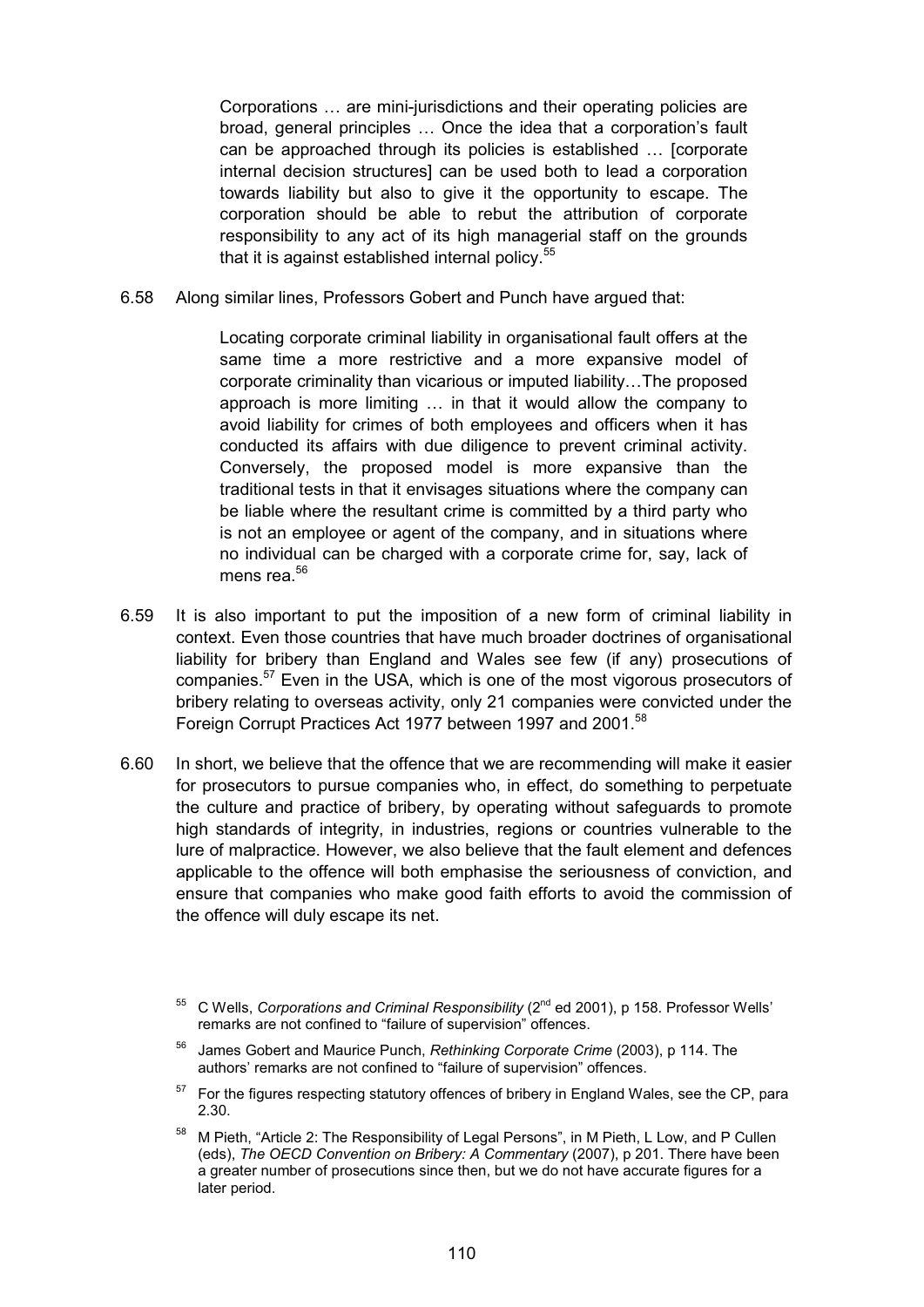> Corporations … are mini-jurisdictions and their operating policies are broad, general principles … Once the idea that a corporation's fault can be approached through its policies is established … [corporate internal decision structures] can be used both to lead a corporation towards liability but also to give it the opportunity to escape. The corporation should be able to rebut the attribution of corporate responsibility to any act of its high managerial staff on the grounds that it is against established internal policy.[55]

6.58 Along similar lines, Professors Gobert and Punch have argued that:

> Locating corporate criminal liability in organisational fault offers at the same time a more restrictive and a more expansive model of corporate criminality than vicarious or imputed liability…The proposed approach is more limiting … in that it would allow the company to avoid liability for crimes of both employees and officers when it has conducted its affairs with due diligence to prevent criminal activity. Conversely, the proposed model is more expansive than the traditional tests in that it envisages situations where the company can be liable where the resultant crime is committed by a third party who is not an employee or agent of the company, and in situations where no individual can be charged with a corporate crime for, say, lack of mens rea.[56]

6.59 It is also important to put the imposition of a new form of criminal liability in context. Even those countries that have much broader doctrines of organisational liability for bribery than England and Wales see few (if any) prosecutions of companies.[57] Even in the USA, which is one of the most vigorous prosecutors of bribery relating to overseas activity, only 21 companies were convicted under the Foreign Corrupt Practices Act 1977 between 1997 and 2001.[58]

6.60 In short, we believe that the offence that we are recommending will make it easier for prosecutors to pursue companies who, in effect, do something to perpetuate the culture and practice of bribery, by operating without safeguards to promote high standards of integrity, in industries, regions or countries vulnerable to the lure of malpractice. However, we also believe that the fault element and defences applicable to the offence will both emphasise the seriousness of conviction, and ensure that companies who make good faith efforts to avoid the commission of the offence will duly escape its net.

---

[55] C Wells, *Corporations and Criminal Responsibility* (2nd ed 2001), p 158. Professor Wells' remarks are not confined to "failure of supervision" offences.

[56] James Gobert and Maurice Punch, *Rethinking Corporate Crime* (2003), p 114. The authors' remarks are not confined to "failure of supervision" offences.

[57] For the figures respecting statutory offences of bribery in England Wales, see the CP, para 2.30.

[58] M Pieth, "Article 2: The Responsibility of Legal Persons", in M Pieth, L Low, and P Cullen (eds), *The OECD Convention on Bribery: A Commentary* (2007), p 201. There have been a greater number of prosecutions since then, but we do not have accurate figures for a later period.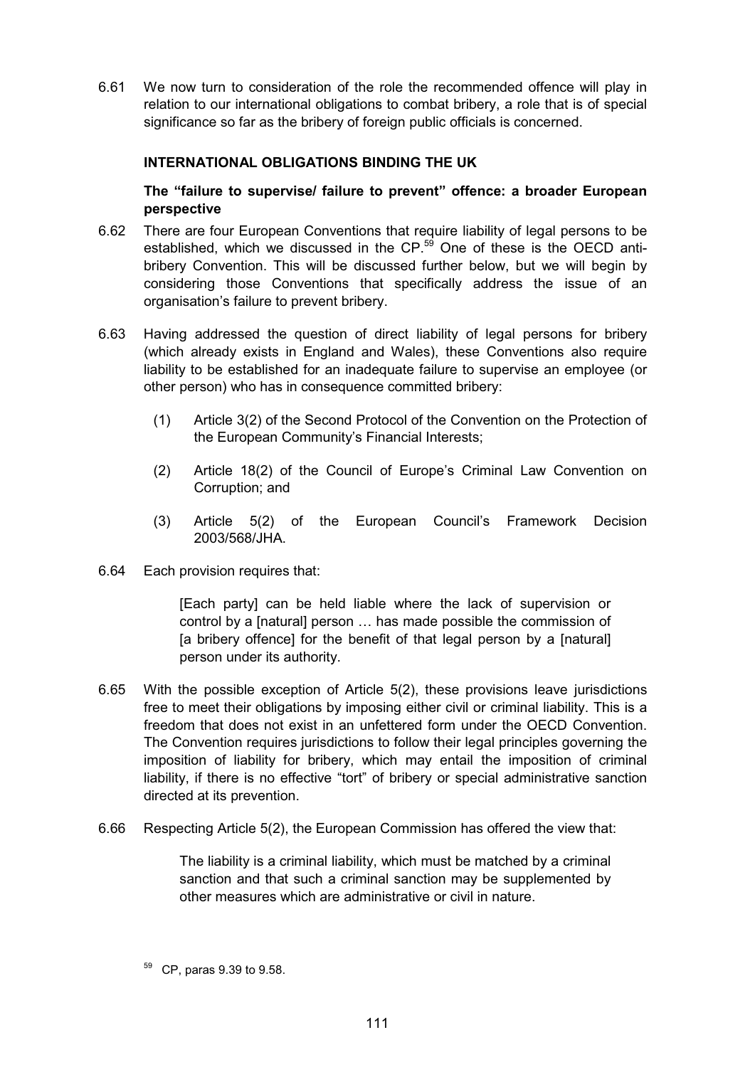6.61 We now turn to consideration of the role the recommended offence will play in relation to our international obligations to combat bribery, a role that is of special significance so far as the bribery of foreign public officials is concerned.

### INTERNATIONAL OBLIGATIONS BINDING THE UK

#### The "failure to supervise/ failure to prevent" offence: a broader European perspective

6.62 There are four European Conventions that require liability of legal persons to be established, which we discussed in the CP.[59] One of these is the OECD anti-bribery Convention. This will be discussed further below, but we will begin by considering those Conventions that specifically address the issue of an organisation's failure to prevent bribery.

6.63 Having addressed the question of direct liability of legal persons for bribery (which already exists in England and Wales), these Conventions also require liability to be established for an inadequate failure to supervise an employee (or other person) who has in consequence committed bribery:

(1) Article 3(2) of the Second Protocol of the Convention on the Protection of the European Community's Financial Interests;

(2) Article 18(2) of the Council of Europe's Criminal Law Convention on Corruption; and

(3) Article 5(2) of the European Council's Framework Decision 2003/568/JHA.

6.64 Each provision requires that:

> [Each party] can be held liable where the lack of supervision or control by a [natural] person … has made possible the commission of [a bribery offence] for the benefit of that legal person by a [natural] person under its authority.

6.65 With the possible exception of Article 5(2), these provisions leave jurisdictions free to meet their obligations by imposing either civil or criminal liability. This is a freedom that does not exist in an unfettered form under the OECD Convention. The Convention requires jurisdictions to follow their legal principles governing the imposition of liability for bribery, which may entail the imposition of criminal liability, if there is no effective "tort" of bribery or special administrative sanction directed at its prevention.

6.66 Respecting Article 5(2), the European Commission has offered the view that:

> The liability is a criminal liability, which must be matched by a criminal sanction and that such a criminal sanction may be supplemented by other measures which are administrative or civil in nature.

[59] CP, paras 9.39 to 9.58.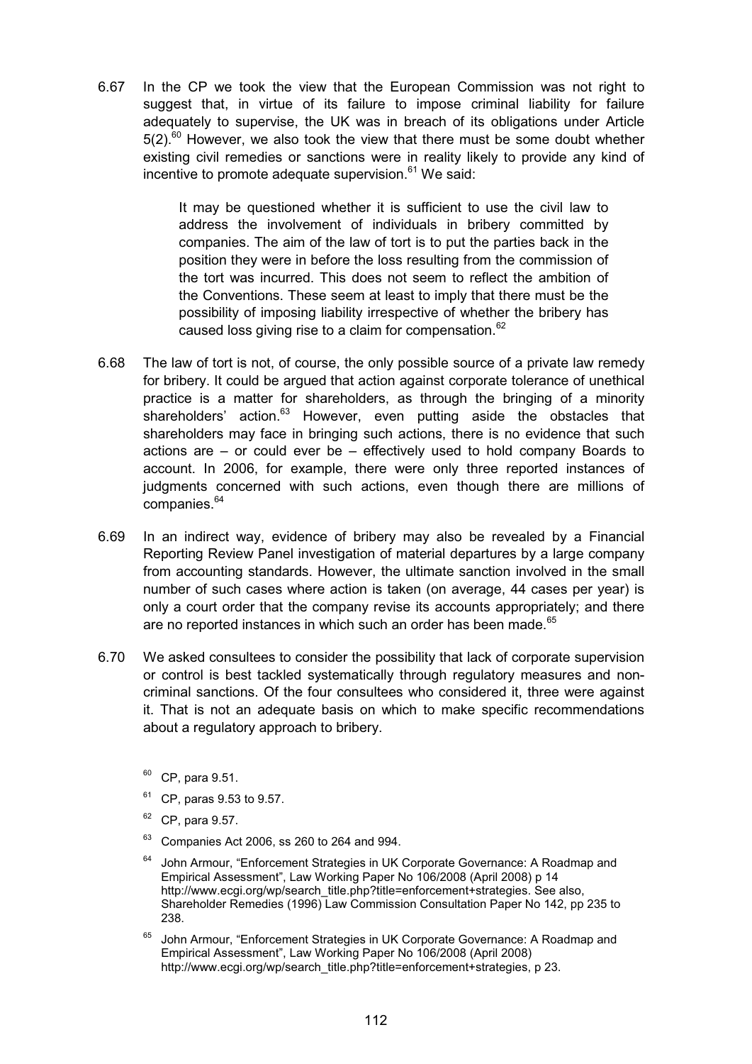6.67 In the CP we took the view that the European Commission was not right to suggest that, in virtue of its failure to impose criminal liability for failure adequately to supervise, the UK was in breach of its obligations under Article 5(2).[60] However, we also took the view that there must be some doubt whether existing civil remedies or sanctions were in reality likely to provide any kind of incentive to promote adequate supervision.[61] We said:

> It may be questioned whether it is sufficient to use the civil law to address the involvement of individuals in bribery committed by companies. The aim of the law of tort is to put the parties back in the position they were in before the loss resulting from the commission of the tort was incurred. This does not seem to reflect the ambition of the Conventions. These seem at least to imply that there must be the possibility of imposing liability irrespective of whether the bribery has caused loss giving rise to a claim for compensation.[62]

6.68 The law of tort is not, of course, the only possible source of a private law remedy for bribery. It could be argued that action against corporate tolerance of unethical practice is a matter for shareholders, as through the bringing of a minority shareholders' action.[63] However, even putting aside the obstacles that shareholders may face in bringing such actions, there is no evidence that such actions are – or could ever be – effectively used to hold company Boards to account. In 2006, for example, there were only three reported instances of judgments concerned with such actions, even though there are millions of companies.[64]

6.69 In an indirect way, evidence of bribery may also be revealed by a Financial Reporting Review Panel investigation of material departures by a large company from accounting standards. However, the ultimate sanction involved in the small number of such cases where action is taken (on average, 44 cases per year) is only a court order that the company revise its accounts appropriately; and there are no reported instances in which such an order has been made.[65]

6.70 We asked consultees to consider the possibility that lack of corporate supervision or control is best tackled systematically through regulatory measures and non-criminal sanctions. Of the four consultees who considered it, three were against it. That is not an adequate basis on which to make specific recommendations about a regulatory approach to bribery.

---

[60] CP, para 9.51.

[61] CP, paras 9.53 to 9.57.

[62] CP, para 9.57.

[63] Companies Act 2006, ss 260 to 264 and 994.

[64] John Armour, "Enforcement Strategies in UK Corporate Governance: A Roadmap and Empirical Assessment", Law Working Paper No 106/2008 (April 2008) p 14 http://www.ecgi.org/wp/search_title.php?title=enforcement+strategies. See also, Shareholder Remedies (1996) Law Commission Consultation Paper No 142, pp 235 to 238.

[65] John Armour, "Enforcement Strategies in UK Corporate Governance: A Roadmap and Empirical Assessment", Law Working Paper No 106/2008 (April 2008) http://www.ecgi.org/wp/search_title.php?title=enforcement+strategies, p 23.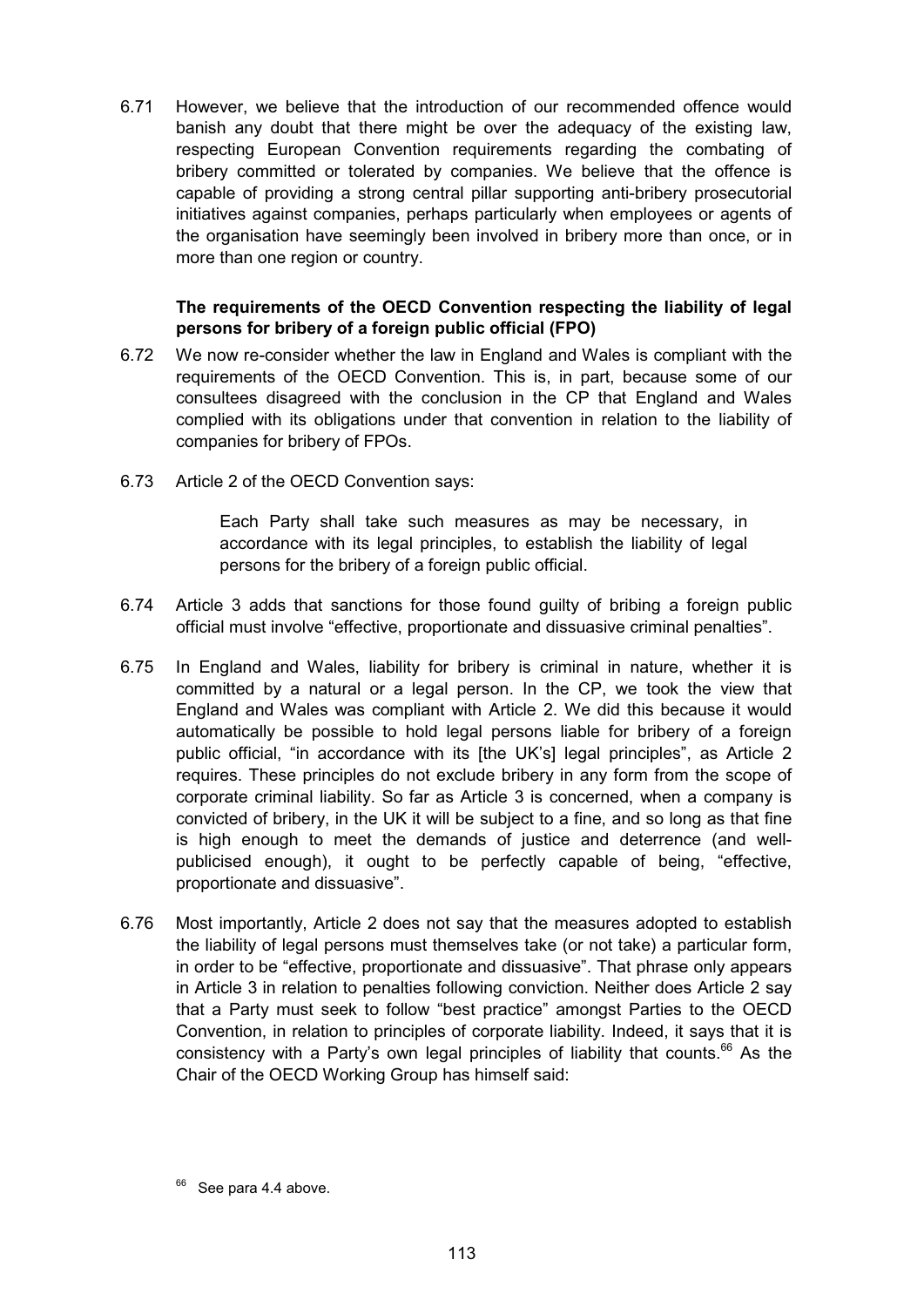6.71 However, we believe that the introduction of our recommended offence would banish any doubt that there might be over the adequacy of the existing law, respecting European Convention requirements regarding the combating of bribery committed or tolerated by companies. We believe that the offence is capable of providing a strong central pillar supporting anti-bribery prosecutorial initiatives against companies, perhaps particularly when employees or agents of the organisation have seemingly been involved in bribery more than once, or in more than one region or country.

**The requirements of the OECD Convention respecting the liability of legal persons for bribery of a foreign public official (FPO)**

6.72 We now re-consider whether the law in England and Wales is compliant with the requirements of the OECD Convention. This is, in part, because some of our consultees disagreed with the conclusion in the CP that England and Wales complied with its obligations under that convention in relation to the liability of companies for bribery of FPOs.

6.73 Article 2 of the OECD Convention says:

> Each Party shall take such measures as may be necessary, in accordance with its legal principles, to establish the liability of legal persons for the bribery of a foreign public official.

6.74 Article 3 adds that sanctions for those found guilty of bribing a foreign public official must involve "effective, proportionate and dissuasive criminal penalties".

6.75 In England and Wales, liability for bribery is criminal in nature, whether it is committed by a natural or a legal person. In the CP, we took the view that England and Wales was compliant with Article 2. We did this because it would automatically be possible to hold legal persons liable for bribery of a foreign public official, "in accordance with its [the UK's] legal principles", as Article 2 requires. These principles do not exclude bribery in any form from the scope of corporate criminal liability. So far as Article 3 is concerned, when a company is convicted of bribery, in the UK it will be subject to a fine, and so long as that fine is high enough to meet the demands of justice and deterrence (and well-publicised enough), it ought to be perfectly capable of being, "effective, proportionate and dissuasive".

6.76 Most importantly, Article 2 does not say that the measures adopted to establish the liability of legal persons must themselves take (or not take) a particular form, in order to be "effective, proportionate and dissuasive". That phrase only appears in Article 3 in relation to penalties following conviction. Neither does Article 2 say that a Party must seek to follow "best practice" amongst Parties to the OECD Convention, in relation to principles of corporate liability. Indeed, it says that it is consistency with a Party's own legal principles of liability that counts.[66] As the Chair of the OECD Working Group has himself said:

[66] See para 4.4 above.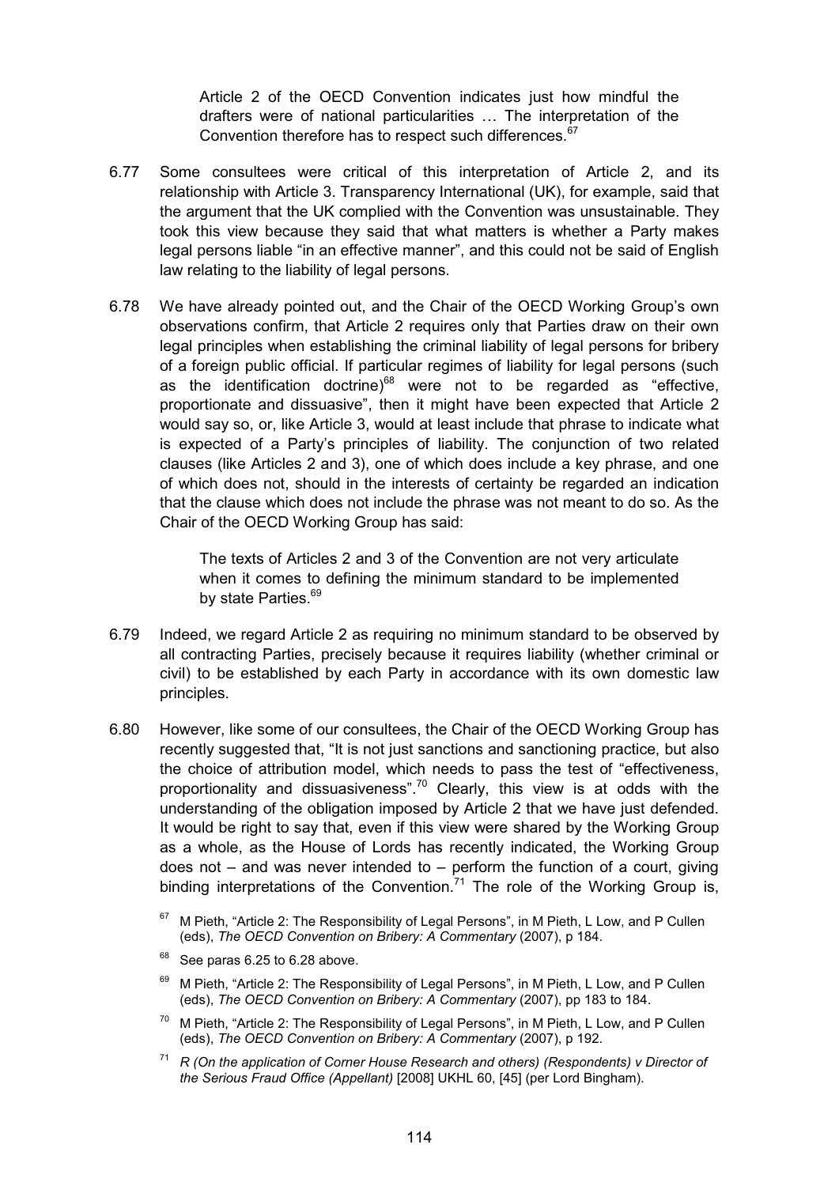> Article 2 of the OECD Convention indicates just how mindful the drafters were of national particularities … The interpretation of the Convention therefore has to respect such differences.[67]

6.77 Some consultees were critical of this interpretation of Article 2, and its relationship with Article 3. Transparency International (UK), for example, said that the argument that the UK complied with the Convention was unsustainable. They took this view because they said that what matters is whether a Party makes legal persons liable "in an effective manner", and this could not be said of English law relating to the liability of legal persons.

6.78 We have already pointed out, and the Chair of the OECD Working Group's own observations confirm, that Article 2 requires only that Parties draw on their own legal principles when establishing the criminal liability of legal persons for bribery of a foreign public official. If particular regimes of liability for legal persons (such as the identification doctrine)[68] were not to be regarded as "effective, proportionate and dissuasive", then it might have been expected that Article 2 would say so, or, like Article 3, would at least include that phrase to indicate what is expected of a Party's principles of liability. The conjunction of two related clauses (like Articles 2 and 3), one of which does include a key phrase, and one of which does not, should in the interests of certainty be regarded an indication that the clause which does not include the phrase was not meant to do so. As the Chair of the OECD Working Group has said:

> The texts of Articles 2 and 3 of the Convention are not very articulate when it comes to defining the minimum standard to be implemented by state Parties.[69]

6.79 Indeed, we regard Article 2 as requiring no minimum standard to be observed by all contracting Parties, precisely because it requires liability (whether criminal or civil) to be established by each Party in accordance with its own domestic law principles.

6.80 However, like some of our consultees, the Chair of the OECD Working Group has recently suggested that, "It is not just sanctions and sanctioning practice, but also the choice of attribution model, which needs to pass the test of "effectiveness, proportionality and dissuasiveness".[70] Clearly, this view is at odds with the understanding of the obligation imposed by Article 2 that we have just defended. It would be right to say that, even if this view were shared by the Working Group as a whole, as the House of Lords has recently indicated, the Working Group does not – and was never intended to – perform the function of a court, giving binding interpretations of the Convention.[71] The role of the Working Group is,

[67] M Pieth, "Article 2: The Responsibility of Legal Persons", in M Pieth, L Low, and P Cullen (eds), *The OECD Convention on Bribery: A Commentary* (2007), p 184.

[68] See paras 6.25 to 6.28 above.

[69] M Pieth, "Article 2: The Responsibility of Legal Persons", in M Pieth, L Low, and P Cullen (eds), *The OECD Convention on Bribery: A Commentary* (2007), pp 183 to 184.

[70] M Pieth, "Article 2: The Responsibility of Legal Persons", in M Pieth, L Low, and P Cullen (eds), *The OECD Convention on Bribery: A Commentary* (2007), p 192.

[71] *R (On the application of Corner House Research and others) (Respondents) v Director of the Serious Fraud Office (Appellant)* [2008] UKHL 60, [45] (per Lord Bingham).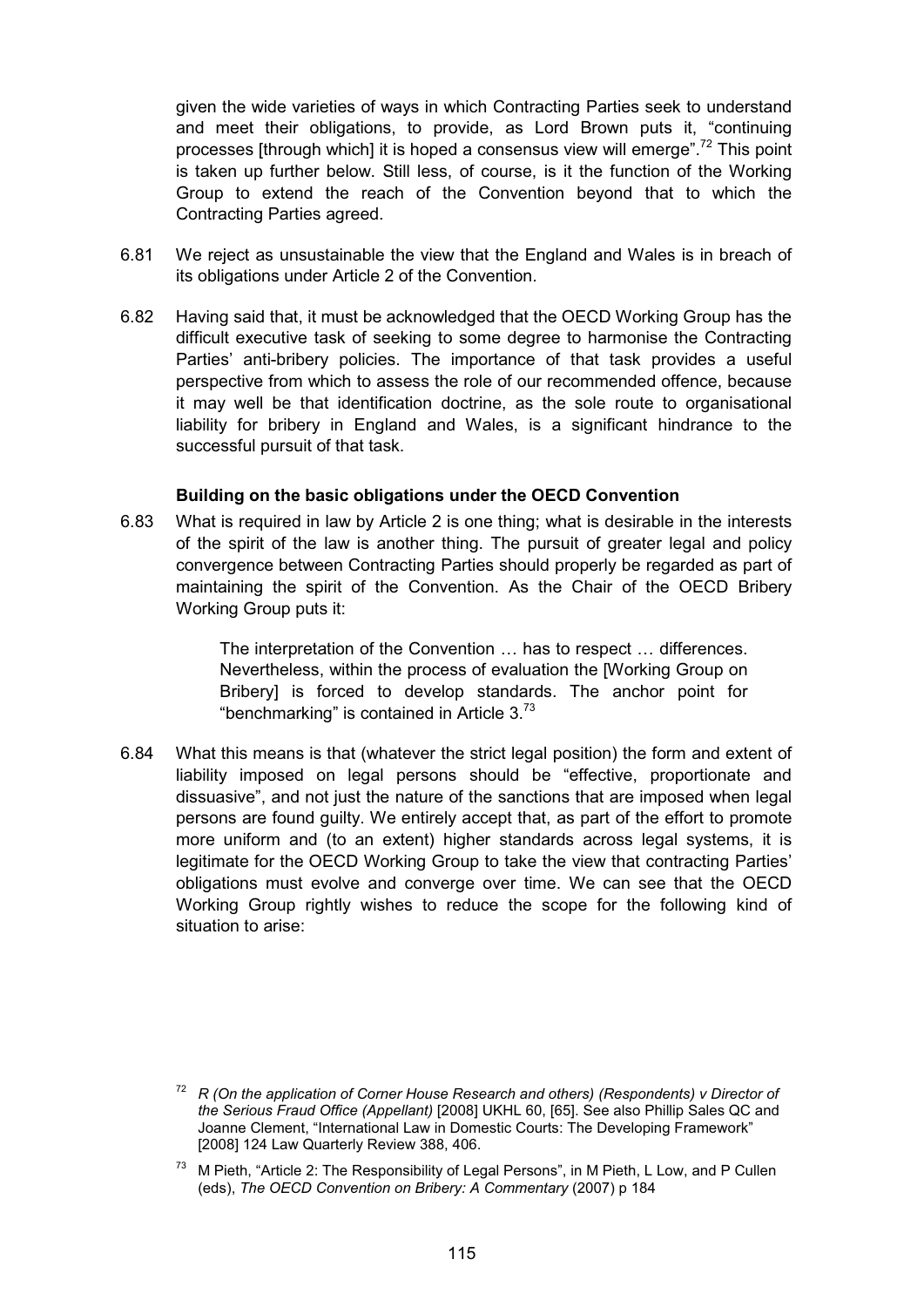given the wide varieties of ways in which Contracting Parties seek to understand and meet their obligations, to provide, as Lord Brown puts it, "continuing processes [through which] it is hoped a consensus view will emerge".[72] This point is taken up further below. Still less, of course, is it the function of the Working Group to extend the reach of the Convention beyond that to which the Contracting Parties agreed.

6.81 We reject as unsustainable the view that the England and Wales is in breach of its obligations under Article 2 of the Convention.

6.82 Having said that, it must be acknowledged that the OECD Working Group has the difficult executive task of seeking to some degree to harmonise the Contracting Parties' anti-bribery policies. The importance of that task provides a useful perspective from which to assess the role of our recommended offence, because it may well be that identification doctrine, as the sole route to organisational liability for bribery in England and Wales, is a significant hindrance to the successful pursuit of that task.

### Building on the basic obligations under the OECD Convention

6.83 What is required in law by Article 2 is one thing; what is desirable in the interests of the spirit of the law is another thing. The pursuit of greater legal and policy convergence between Contracting Parties should properly be regarded as part of maintaining the spirit of the Convention. As the Chair of the OECD Bribery Working Group puts it:

> The interpretation of the Convention … has to respect … differences. Nevertheless, within the process of evaluation the [Working Group on Bribery] is forced to develop standards. The anchor point for "benchmarking" is contained in Article 3.[73]

6.84 What this means is that (whatever the strict legal position) the form and extent of liability imposed on legal persons should be "effective, proportionate and dissuasive", and not just the nature of the sanctions that are imposed when legal persons are found guilty. We entirely accept that, as part of the effort to promote more uniform and (to an extent) higher standards across legal systems, it is legitimate for the OECD Working Group to take the view that contracting Parties' obligations must evolve and converge over time. We can see that the OECD Working Group rightly wishes to reduce the scope for the following kind of situation to arise:

---

[72] *R (On the application of Corner House Research and others) (Respondents) v Director of the Serious Fraud Office (Appellant)* [2008] UKHL 60, [65]. See also Phillip Sales QC and Joanne Clement, "International Law in Domestic Courts: The Developing Framework" [2008] 124 Law Quarterly Review 388, 406.

[73] M Pieth, "Article 2: The Responsibility of Legal Persons", in M Pieth, L Low, and P Cullen (eds), *The OECD Convention on Bribery: A Commentary* (2007) p 184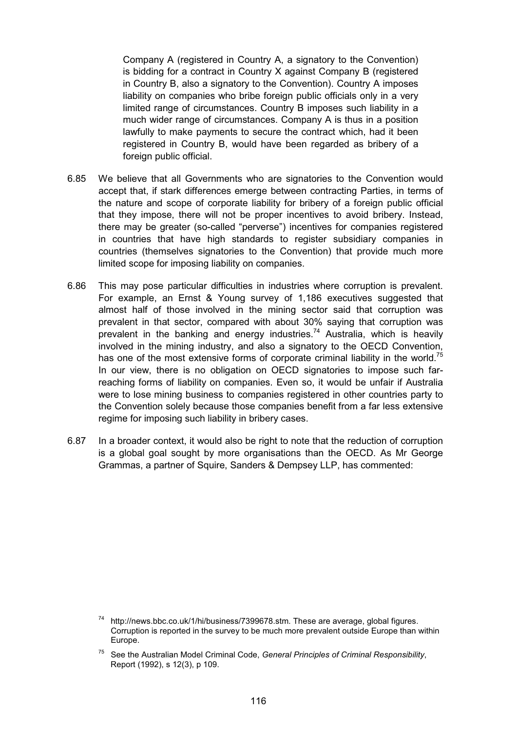> Company A (registered in Country A, a signatory to the Convention) is bidding for a contract in Country X against Company B (registered in Country B, also a signatory to the Convention). Country A imposes liability on companies who bribe foreign public officials only in a very limited range of circumstances. Country B imposes such liability in a much wider range of circumstances. Company A is thus in a position lawfully to make payments to secure the contract which, had it been registered in Country B, would have been regarded as bribery of a foreign public official.

6.85 We believe that all Governments who are signatories to the Convention would accept that, if stark differences emerge between contracting Parties, in terms of the nature and scope of corporate liability for bribery of a foreign public official that they impose, there will not be proper incentives to avoid bribery. Instead, there may be greater (so-called "perverse") incentives for companies registered in countries that have high standards to register subsidiary companies in countries (themselves signatories to the Convention) that provide much more limited scope for imposing liability on companies.

6.86 This may pose particular difficulties in industries where corruption is prevalent. For example, an Ernst & Young survey of 1,186 executives suggested that almost half of those involved in the mining sector said that corruption was prevalent in that sector, compared with about 30% saying that corruption was prevalent in the banking and energy industries.[74] Australia, which is heavily involved in the mining industry, and also a signatory to the OECD Convention, has one of the most extensive forms of corporate criminal liability in the world.[75] In our view, there is no obligation on OECD signatories to impose such far-reaching forms of liability on companies. Even so, it would be unfair if Australia were to lose mining business to companies registered in other countries party to the Convention solely because those companies benefit from a far less extensive regime for imposing such liability in bribery cases.

6.87 In a broader context, it would also be right to note that the reduction of corruption is a global goal sought by more organisations than the OECD. As Mr George Grammas, a partner of Squire, Sanders & Dempsey LLP, has commented:

[74] http://news.bbc.co.uk/1/hi/business/7399678.stm. These are average, global figures. Corruption is reported in the survey to be much more prevalent outside Europe than within Europe.

[75] See the Australian Model Criminal Code, *General Principles of Criminal Responsibility*, Report (1992), s 12(3), p 109.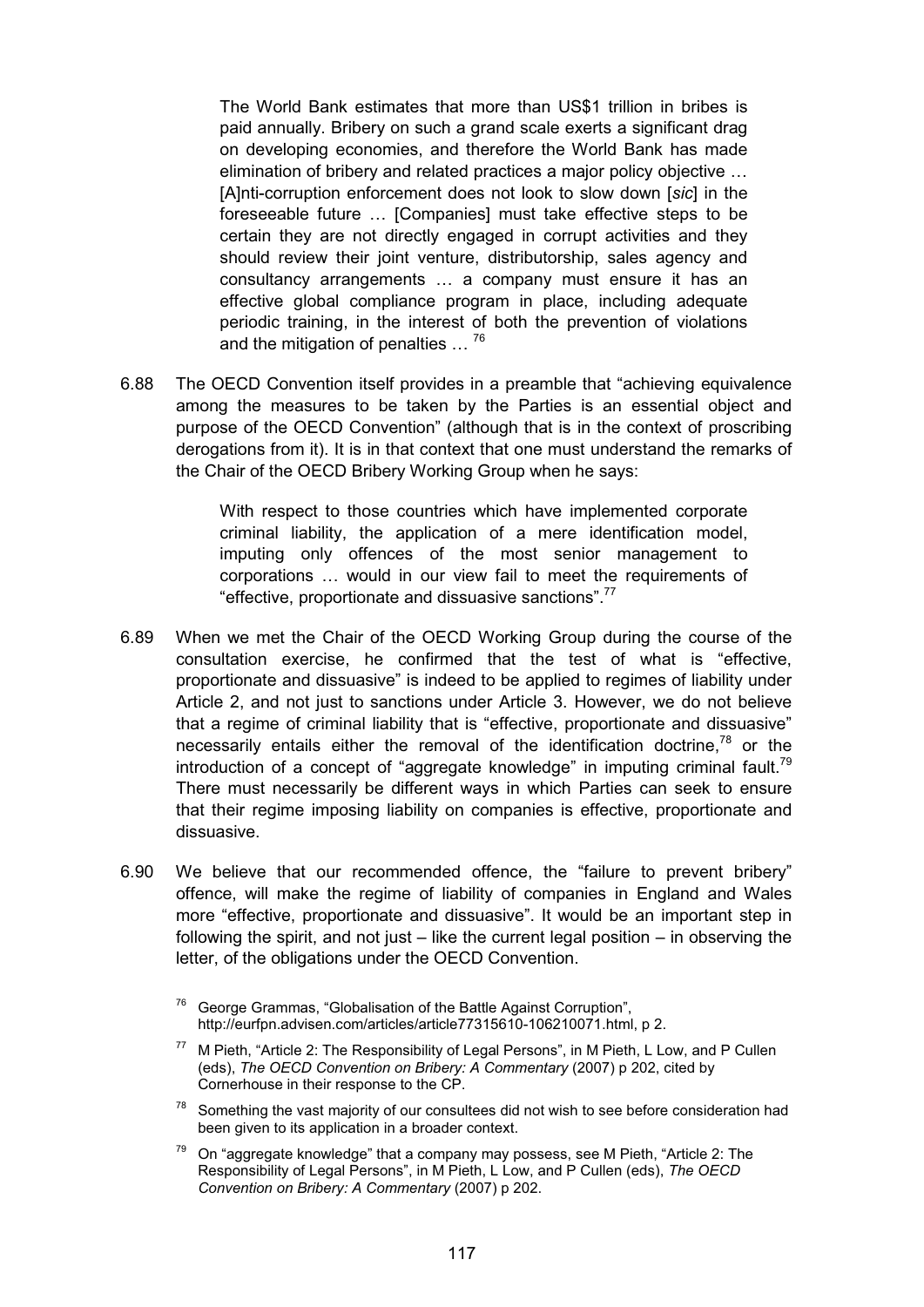> The World Bank estimates that more than US$1 trillion in bribes is paid annually. Bribery on such a grand scale exerts a significant drag on developing economies, and therefore the World Bank has made elimination of bribery and related practices a major policy objective … [A]nti-corruption enforcement does not look to slow down [*sic*] in the foreseeable future … [Companies] must take effective steps to be certain they are not directly engaged in corrupt activities and they should review their joint venture, distributorship, sales agency and consultancy arrangements … a company must ensure it has an effective global compliance program in place, including adequate periodic training, in the interest of both the prevention of violations and the mitigation of penalties … [76]

6.88 The OECD Convention itself provides in a preamble that "achieving equivalence among the measures to be taken by the Parties is an essential object and purpose of the OECD Convention" (although that is in the context of proscribing derogations from it). It is in that context that one must understand the remarks of the Chair of the OECD Bribery Working Group when he says:

> With respect to those countries which have implemented corporate criminal liability, the application of a mere identification model, imputing only offences of the most senior management to corporations … would in our view fail to meet the requirements of "effective, proportionate and dissuasive sanctions".[77]

6.89 When we met the Chair of the OECD Working Group during the course of the consultation exercise, he confirmed that the test of what is "effective, proportionate and dissuasive" is indeed to be applied to regimes of liability under Article 2, and not just to sanctions under Article 3. However, we do not believe that a regime of criminal liability that is "effective, proportionate and dissuasive" necessarily entails either the removal of the identification doctrine,[78] or the introduction of a concept of "aggregate knowledge" in imputing criminal fault.[79] There must necessarily be different ways in which Parties can seek to ensure that their regime imposing liability on companies is effective, proportionate and dissuasive.

6.90 We believe that our recommended offence, the "failure to prevent bribery" offence, will make the regime of liability of companies in England and Wales more "effective, proportionate and dissuasive". It would be an important step in following the spirit, and not just – like the current legal position – in observing the letter, of the obligations under the OECD Convention.

[76] George Grammas, "Globalisation of the Battle Against Corruption", http://eurfpn.advisen.com/articles/article77315610-106210071.html, p 2.

[77] M Pieth, "Article 2: The Responsibility of Legal Persons", in M Pieth, L Low, and P Cullen (eds), *The OECD Convention on Bribery: A Commentary* (2007) p 202, cited by Cornerhouse in their response to the CP.

[78] Something the vast majority of our consultees did not wish to see before consideration had been given to its application in a broader context.

[79] On "aggregate knowledge" that a company may possess, see M Pieth, "Article 2: The Responsibility of Legal Persons", in M Pieth, L Low, and P Cullen (eds), *The OECD Convention on Bribery: A Commentary* (2007) p 202.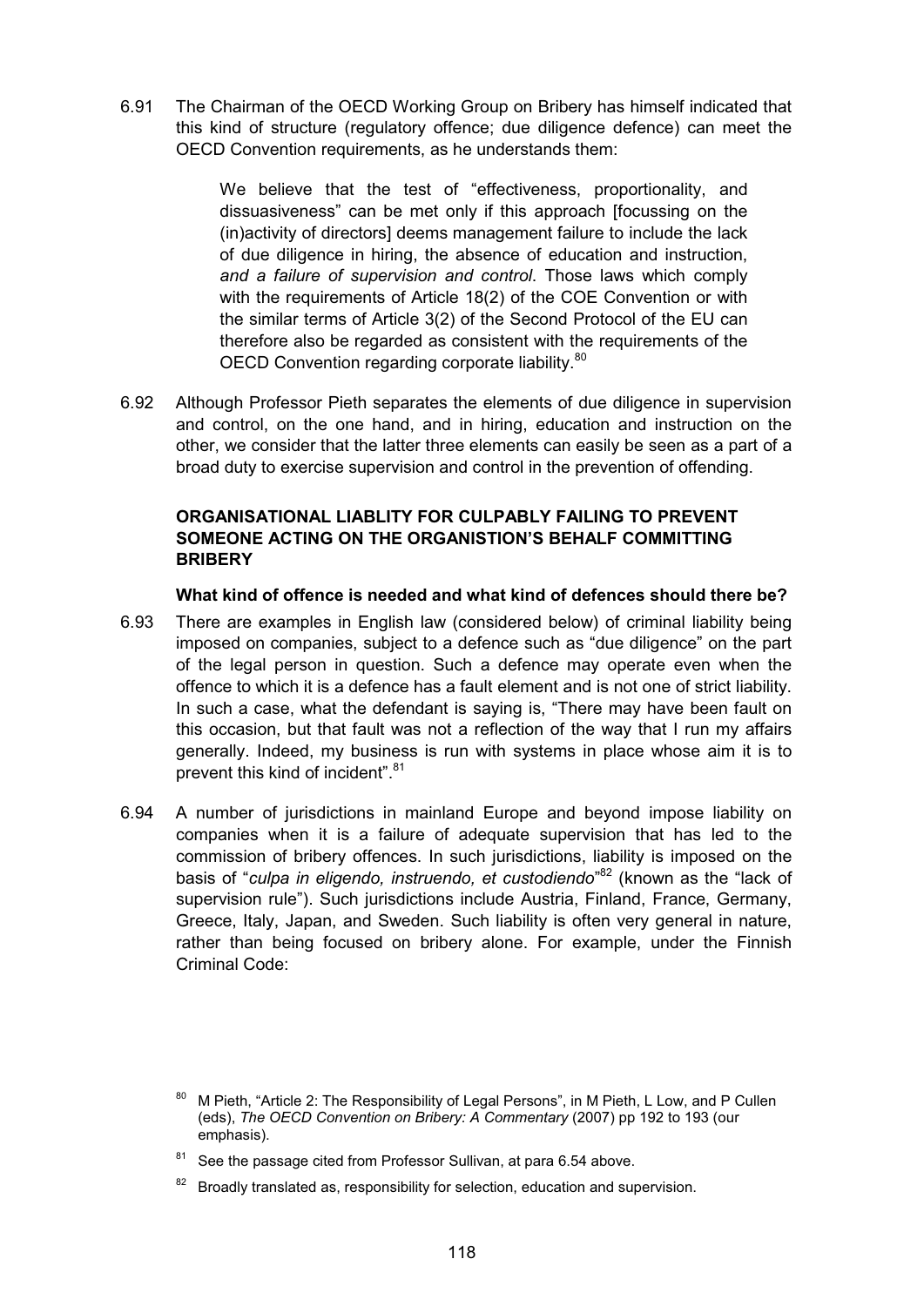6.91 The Chairman of the OECD Working Group on Bribery has himself indicated that this kind of structure (regulatory offence; due diligence defence) can meet the OECD Convention requirements, as he understands them:

> We believe that the test of "effectiveness, proportionality, and dissuasiveness" can be met only if this approach [focussing on the (in)activity of directors] deems management failure to include the lack of due diligence in hiring, the absence of education and instruction, *and a failure of supervision and control*. Those laws which comply with the requirements of Article 18(2) of the COE Convention or with the similar terms of Article 3(2) of the Second Protocol of the EU can therefore also be regarded as consistent with the requirements of the OECD Convention regarding corporate liability.[80]

6.92 Although Professor Pieth separates the elements of due diligence in supervision and control, on the one hand, and in hiring, education and instruction on the other, we consider that the latter three elements can easily be seen as a part of a broad duty to exercise supervision and control in the prevention of offending.

## ORGANISATIONAL LIABLITY FOR CULPABLY FAILING TO PREVENT SOMEONE ACTING ON THE ORGANISTION'S BEHALF COMMITTING BRIBERY

### What kind of offence is needed and what kind of defences should there be?

6.93 There are examples in English law (considered below) of criminal liability being imposed on companies, subject to a defence such as "due diligence" on the part of the legal person in question. Such a defence may operate even when the offence to which it is a defence has a fault element and is not one of strict liability. In such a case, what the defendant is saying is, "There may have been fault on this occasion, but that fault was not a reflection of the way that I run my affairs generally. Indeed, my business is run with systems in place whose aim it is to prevent this kind of incident".[81]

6.94 A number of jurisdictions in mainland Europe and beyond impose liability on companies when it is a failure of adequate supervision that has led to the commission of bribery offences. In such jurisdictions, liability is imposed on the basis of "*culpa in eligendo, instruendo, et custodiendo*"[82] (known as the "lack of supervision rule"). Such jurisdictions include Austria, Finland, France, Germany, Greece, Italy, Japan, and Sweden. Such liability is often very general in nature, rather than being focused on bribery alone. For example, under the Finnish Criminal Code:

---

[80] M Pieth, "Article 2: The Responsibility of Legal Persons", in M Pieth, L Low, and P Cullen (eds), *The OECD Convention on Bribery: A Commentary* (2007) pp 192 to 193 (our emphasis).

[81] See the passage cited from Professor Sullivan, at para 6.54 above.

[82] Broadly translated as, responsibility for selection, education and supervision.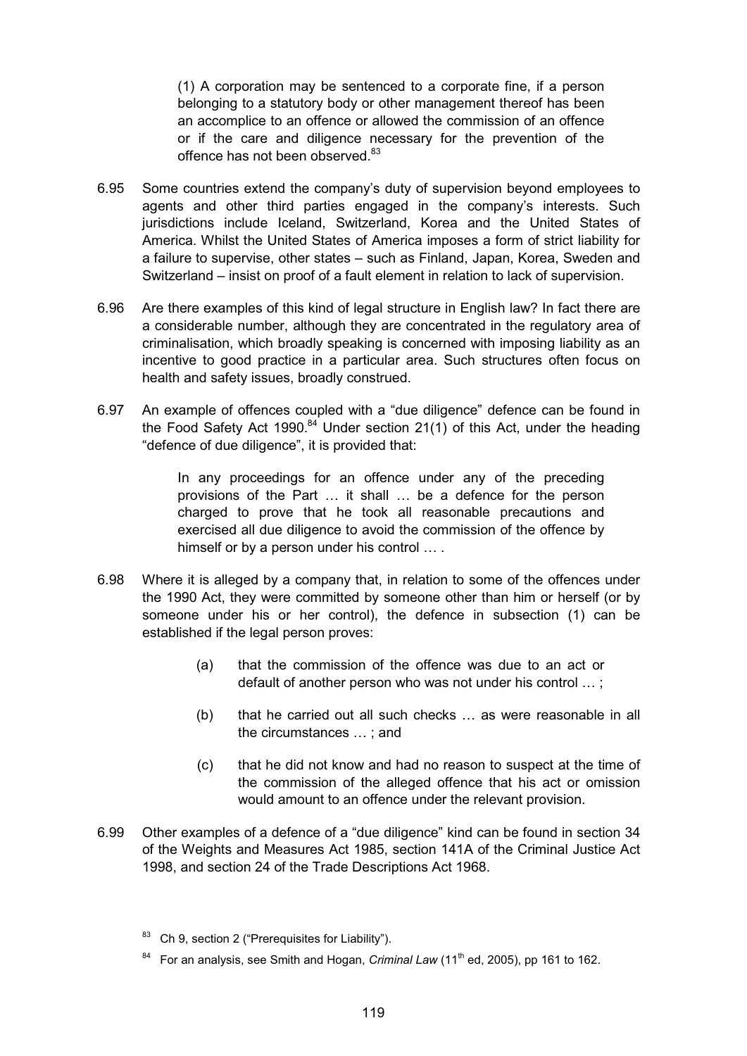> (1) A corporation may be sentenced to a corporate fine, if a person belonging to a statutory body or other management thereof has been an accomplice to an offence or allowed the commission of an offence or if the care and diligence necessary for the prevention of the offence has not been observed.[83]

6.95 Some countries extend the company's duty of supervision beyond employees to agents and other third parties engaged in the company's interests. Such jurisdictions include Iceland, Switzerland, Korea and the United States of America. Whilst the United States of America imposes a form of strict liability for a failure to supervise, other states – such as Finland, Japan, Korea, Sweden and Switzerland – insist on proof of a fault element in relation to lack of supervision.

6.96 Are there examples of this kind of legal structure in English law? In fact there are a considerable number, although they are concentrated in the regulatory area of criminalisation, which broadly speaking is concerned with imposing liability as an incentive to good practice in a particular area. Such structures often focus on health and safety issues, broadly construed.

6.97 An example of offences coupled with a "due diligence" defence can be found in the Food Safety Act 1990.[84] Under section 21(1) of this Act, under the heading "defence of due diligence", it is provided that:

> In any proceedings for an offence under any of the preceding provisions of the Part … it shall … be a defence for the person charged to prove that he took all reasonable precautions and exercised all due diligence to avoid the commission of the offence by himself or by a person under his control … .

6.98 Where it is alleged by a company that, in relation to some of the offences under the 1990 Act, they were committed by someone other than him or herself (or by someone under his or her control), the defence in subsection (1) can be established if the legal person proves:

> (a) that the commission of the offence was due to an act or default of another person who was not under his control … ;
>
> (b) that he carried out all such checks … as were reasonable in all the circumstances … ; and
>
> (c) that he did not know and had no reason to suspect at the time of the commission of the alleged offence that his act or omission would amount to an offence under the relevant provision.

6.99 Other examples of a defence of a "due diligence" kind can be found in section 34 of the Weights and Measures Act 1985, section 141A of the Criminal Justice Act 1998, and section 24 of the Trade Descriptions Act 1968.

---

[83] Ch 9, section 2 ("Prerequisites for Liability").

[84] For an analysis, see Smith and Hogan, *Criminal Law* (11th ed, 2005), pp 161 to 162.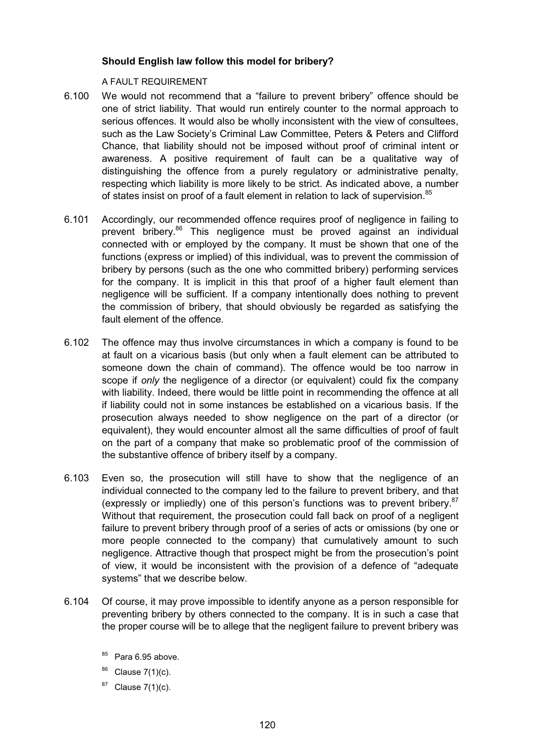### Should English law follow this model for bribery?

A FAULT REQUIREMENT

6.100 We would not recommend that a "failure to prevent bribery" offence should be one of strict liability. That would run entirely counter to the normal approach to serious offences. It would also be wholly inconsistent with the view of consultees, such as the Law Society's Criminal Law Committee, Peters & Peters and Clifford Chance, that liability should not be imposed without proof of criminal intent or awareness. A positive requirement of fault can be a qualitative way of distinguishing the offence from a purely regulatory or administrative penalty, respecting which liability is more likely to be strict. As indicated above, a number of states insist on proof of a fault element in relation to lack of supervision.[85]

6.101 Accordingly, our recommended offence requires proof of negligence in failing to prevent bribery.[86] This negligence must be proved against an individual connected with or employed by the company. It must be shown that one of the functions (express or implied) of this individual, was to prevent the commission of bribery by persons (such as the one who committed bribery) performing services for the company. It is implicit in this that proof of a higher fault element than negligence will be sufficient. If a company intentionally does nothing to prevent the commission of bribery, that should obviously be regarded as satisfying the fault element of the offence.

6.102 The offence may thus involve circumstances in which a company is found to be at fault on a vicarious basis (but only when a fault element can be attributed to someone down the chain of command). The offence would be too narrow in scope if *only* the negligence of a director (or equivalent) could fix the company with liability. Indeed, there would be little point in recommending the offence at all if liability could not in some instances be established on a vicarious basis. If the prosecution always needed to show negligence on the part of a director (or equivalent), they would encounter almost all the same difficulties of proof of fault on the part of a company that make so problematic proof of the commission of the substantive offence of bribery itself by a company.

6.103 Even so, the prosecution will still have to show that the negligence of an individual connected to the company led to the failure to prevent bribery, and that (expressly or impliedly) one of this person's functions was to prevent bribery.[87] Without that requirement, the prosecution could fall back on proof of a negligent failure to prevent bribery through proof of a series of acts or omissions (by one or more people connected to the company) that cumulatively amount to such negligence. Attractive though that prospect might be from the prosecution's point of view, it would be inconsistent with the provision of a defence of "adequate systems" that we describe below.

6.104 Of course, it may prove impossible to identify anyone as a person responsible for preventing bribery by others connected to the company. It is in such a case that the proper course will be to allege that the negligent failure to prevent bribery was

[85] Para 6.95 above.

[86] Clause 7(1)(c).

[87] Clause 7(1)(c).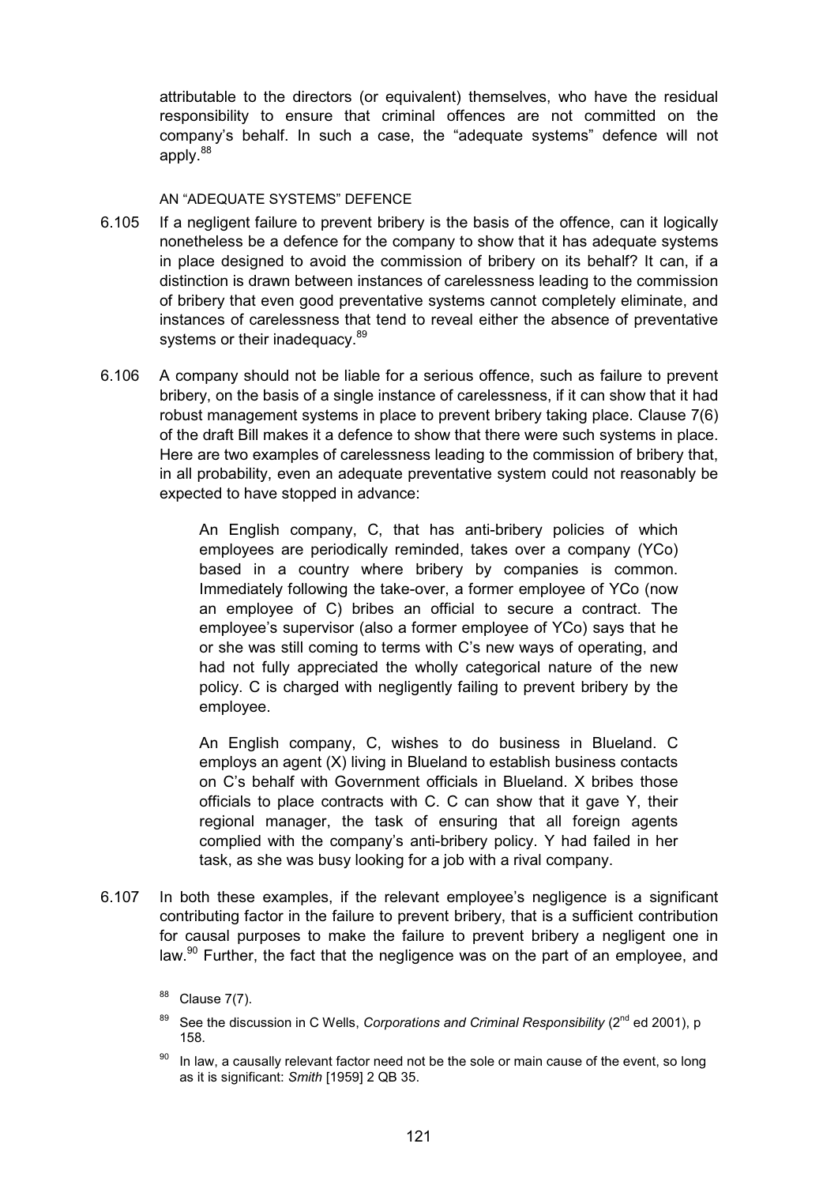attributable to the directors (or equivalent) themselves, who have the residual responsibility to ensure that criminal offences are not committed on the company's behalf. In such a case, the "adequate systems" defence will not apply.[88]

### AN "ADEQUATE SYSTEMS" DEFENCE

6.105 If a negligent failure to prevent bribery is the basis of the offence, can it logically nonetheless be a defence for the company to show that it has adequate systems in place designed to avoid the commission of bribery on its behalf? It can, if a distinction is drawn between instances of carelessness leading to the commission of bribery that even good preventative systems cannot completely eliminate, and instances of carelessness that tend to reveal either the absence of preventative systems or their inadequacy.[89]

6.106 A company should not be liable for a serious offence, such as failure to prevent bribery, on the basis of a single instance of carelessness, if it can show that it had robust management systems in place to prevent bribery taking place. Clause 7(6) of the draft Bill makes it a defence to show that there were such systems in place. Here are two examples of carelessness leading to the commission of bribery that, in all probability, even an adequate preventative system could not reasonably be expected to have stopped in advance:

> An English company, C, that has anti-bribery policies of which employees are periodically reminded, takes over a company (YCo) based in a country where bribery by companies is common. Immediately following the take-over, a former employee of YCo (now an employee of C) bribes an official to secure a contract. The employee's supervisor (also a former employee of YCo) says that he or she was still coming to terms with C's new ways of operating, and had not fully appreciated the wholly categorical nature of the new policy. C is charged with negligently failing to prevent bribery by the employee.
>
> An English company, C, wishes to do business in Blueland. C employs an agent (X) living in Blueland to establish business contacts on C's behalf with Government officials in Blueland. X bribes those officials to place contracts with C. C can show that it gave Y, their regional manager, the task of ensuring that all foreign agents complied with the company's anti-bribery policy. Y had failed in her task, as she was busy looking for a job with a rival company.

6.107 In both these examples, if the relevant employee's negligence is a significant contributing factor in the failure to prevent bribery, that is a sufficient contribution for causal purposes to make the failure to prevent bribery a negligent one in law.[90] Further, the fact that the negligence was on the part of an employee, and

---

[88] Clause 7(7).

[89] See the discussion in C Wells, *Corporations and Criminal Responsibility* (2nd ed 2001), p 158.

[90] In law, a causally relevant factor need not be the sole or main cause of the event, so long as it is significant: *Smith* [1959] 2 QB 35.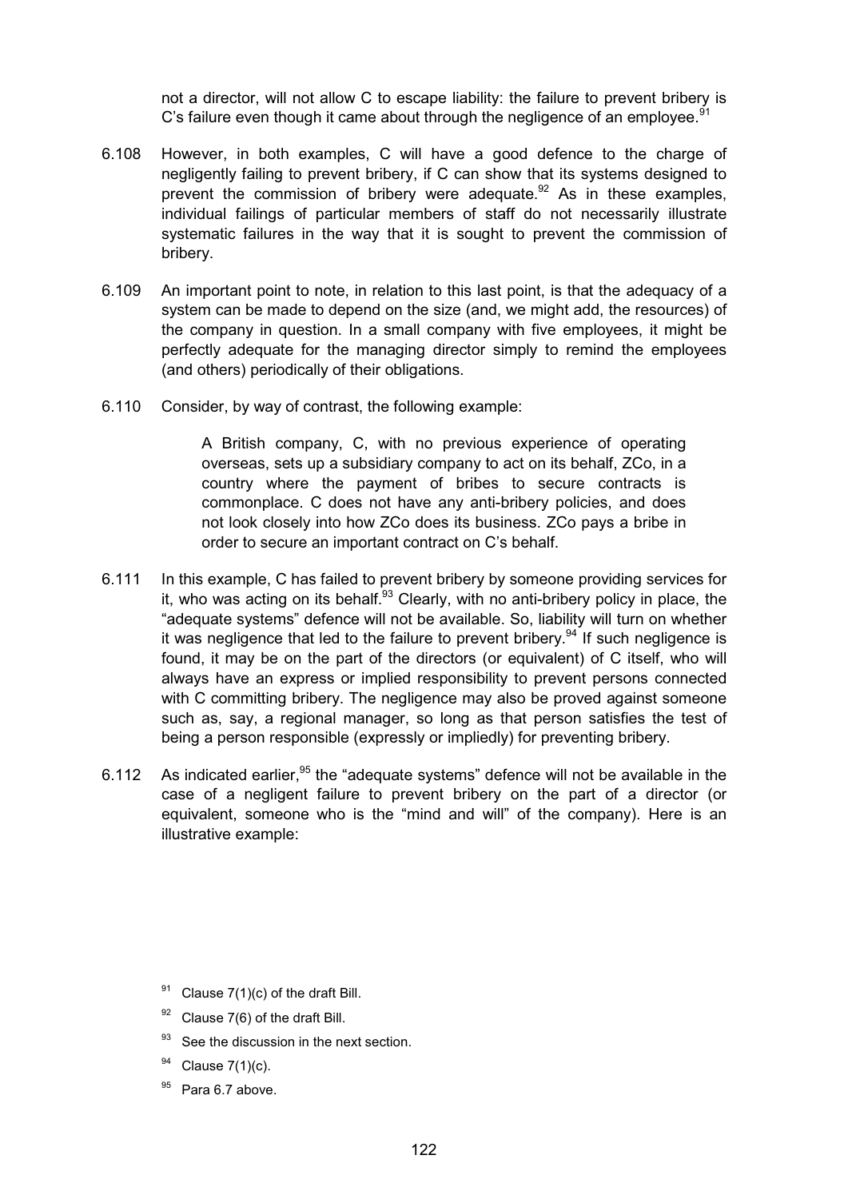not a director, will not allow C to escape liability: the failure to prevent bribery is C's failure even though it came about through the negligence of an employee.[91]

6.108 However, in both examples, C will have a good defence to the charge of negligently failing to prevent bribery, if C can show that its systems designed to prevent the commission of bribery were adequate.[92] As in these examples, individual failings of particular members of staff do not necessarily illustrate systematic failures in the way that it is sought to prevent the commission of bribery.

6.109 An important point to note, in relation to this last point, is that the adequacy of a system can be made to depend on the size (and, we might add, the resources) of the company in question. In a small company with five employees, it might be perfectly adequate for the managing director simply to remind the employees (and others) periodically of their obligations.

6.110 Consider, by way of contrast, the following example:

> A British company, C, with no previous experience of operating overseas, sets up a subsidiary company to act on its behalf, ZCo, in a country where the payment of bribes to secure contracts is commonplace. C does not have any anti-bribery policies, and does not look closely into how ZCo does its business. ZCo pays a bribe in order to secure an important contract on C's behalf.

6.111 In this example, C has failed to prevent bribery by someone providing services for it, who was acting on its behalf.[93] Clearly, with no anti-bribery policy in place, the "adequate systems" defence will not be available. So, liability will turn on whether it was negligence that led to the failure to prevent bribery.[94] If such negligence is found, it may be on the part of the directors (or equivalent) of C itself, who will always have an express or implied responsibility to prevent persons connected with C committing bribery. The negligence may also be proved against someone such as, say, a regional manager, so long as that person satisfies the test of being a person responsible (expressly or impliedly) for preventing bribery.

6.112 As indicated earlier,[95] the "adequate systems" defence will not be available in the case of a negligent failure to prevent bribery on the part of a director (or equivalent, someone who is the "mind and will" of the company). Here is an illustrative example:

[91] Clause 7(1)(c) of the draft Bill.

[92] Clause 7(6) of the draft Bill.

[93] See the discussion in the next section.

[94] Clause 7(1)(c).

[95] Para 6.7 above.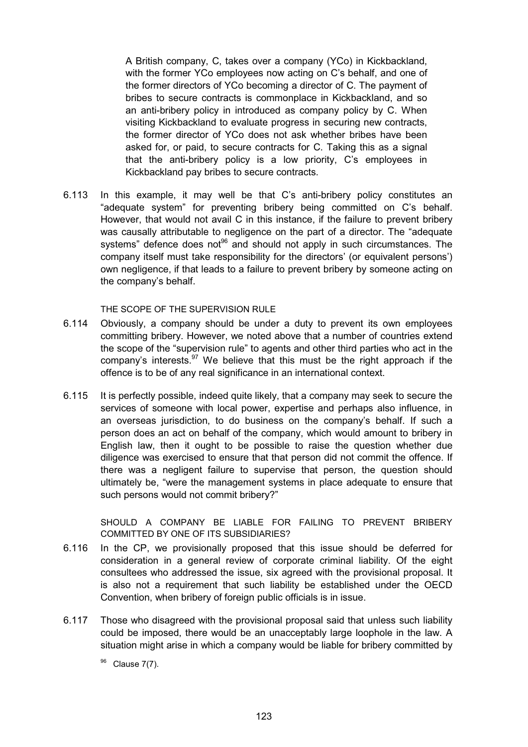> A British company, C, takes over a company (YCo) in Kickbackland, with the former YCo employees now acting on C's behalf, and one of the former directors of YCo becoming a director of C. The payment of bribes to secure contracts is commonplace in Kickbackland, and so an anti-bribery policy in introduced as company policy by C. When visiting Kickbackland to evaluate progress in securing new contracts, the former director of YCo does not ask whether bribes have been asked for, or paid, to secure contracts for C. Taking this as a signal that the anti-bribery policy is a low priority, C's employees in Kickbackland pay bribes to secure contracts.

6.113 In this example, it may well be that C's anti-bribery policy constitutes an "adequate system" for preventing bribery being committed on C's behalf. However, that would not avail C in this instance, if the failure to prevent bribery was causally attributable to negligence on the part of a director. The "adequate systems" defence does not[96] and should not apply in such circumstances. The company itself must take responsibility for the directors' (or equivalent persons') own negligence, if that leads to a failure to prevent bribery by someone acting on the company's behalf.

#### THE SCOPE OF THE SUPERVISION RULE

6.114 Obviously, a company should be under a duty to prevent its own employees committing bribery. However, we noted above that a number of countries extend the scope of the "supervision rule" to agents and other third parties who act in the company's interests.[97] We believe that this must be the right approach if the offence is to be of any real significance in an international context.

6.115 It is perfectly possible, indeed quite likely, that a company may seek to secure the services of someone with local power, expertise and perhaps also influence, in an overseas jurisdiction, to do business on the company's behalf. If such a person does an act on behalf of the company, which would amount to bribery in English law, then it ought to be possible to raise the question whether due diligence was exercised to ensure that that person did not commit the offence. If there was a negligent failure to supervise that person, the question should ultimately be, "were the management systems in place adequate to ensure that such persons would not commit bribery?"

#### SHOULD A COMPANY BE LIABLE FOR FAILING TO PREVENT BRIBERY COMMITTED BY ONE OF ITS SUBSIDIARIES?

6.116 In the CP, we provisionally proposed that this issue should be deferred for consideration in a general review of corporate criminal liability. Of the eight consultees who addressed the issue, six agreed with the provisional proposal. It is also not a requirement that such liability be established under the OECD Convention, when bribery of foreign public officials is in issue.

6.117 Those who disagreed with the provisional proposal said that unless such liability could be imposed, there would be an unacceptably large loophole in the law. A situation might arise in which a company would be liable for bribery committed by

[96] Clause 7(7).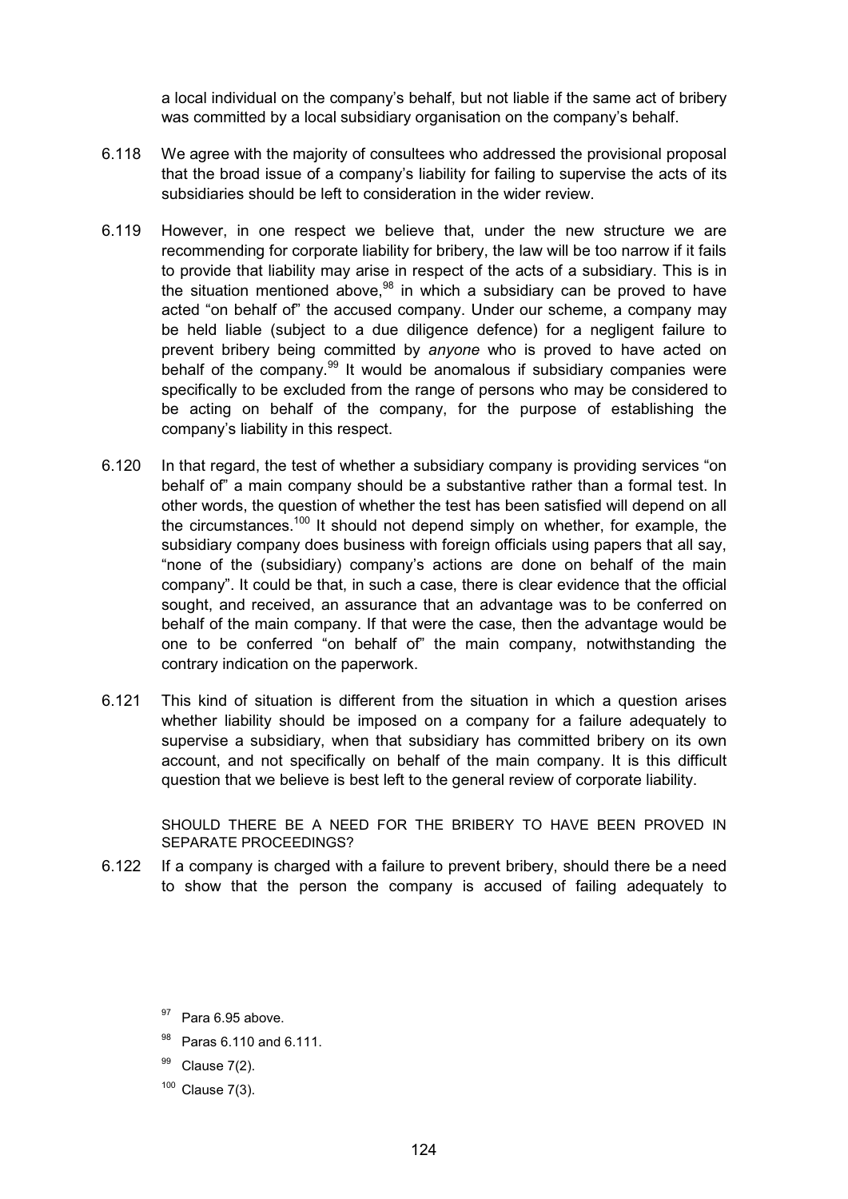a local individual on the company's behalf, but not liable if the same act of bribery was committed by a local subsidiary organisation on the company's behalf.

6.118 We agree with the majority of consultees who addressed the provisional proposal that the broad issue of a company's liability for failing to supervise the acts of its subsidiaries should be left to consideration in the wider review.

6.119 However, in one respect we believe that, under the new structure we are recommending for corporate liability for bribery, the law will be too narrow if it fails to provide that liability may arise in respect of the acts of a subsidiary. This is in the situation mentioned above,[98] in which a subsidiary can be proved to have acted "on behalf of" the accused company. Under our scheme, a company may be held liable (subject to a due diligence defence) for a negligent failure to prevent bribery being committed by *anyone* who is proved to have acted on behalf of the company.[99] It would be anomalous if subsidiary companies were specifically to be excluded from the range of persons who may be considered to be acting on behalf of the company, for the purpose of establishing the company's liability in this respect.

6.120 In that regard, the test of whether a subsidiary company is providing services "on behalf of" a main company should be a substantive rather than a formal test. In other words, the question of whether the test has been satisfied will depend on all the circumstances.[100] It should not depend simply on whether, for example, the subsidiary company does business with foreign officials using papers that all say, "none of the (subsidiary) company's actions are done on behalf of the main company". It could be that, in such a case, there is clear evidence that the official sought, and received, an assurance that an advantage was to be conferred on behalf of the main company. If that were the case, then the advantage would be one to be conferred "on behalf of" the main company, notwithstanding the contrary indication on the paperwork.

6.121 This kind of situation is different from the situation in which a question arises whether liability should be imposed on a company for a failure adequately to supervise a subsidiary, when that subsidiary has committed bribery on its own account, and not specifically on behalf of the main company. It is this difficult question that we believe is best left to the general review of corporate liability.

SHOULD THERE BE A NEED FOR THE BRIBERY TO HAVE BEEN PROVED IN SEPARATE PROCEEDINGS?

6.122 If a company is charged with a failure to prevent bribery, should there be a need to show that the person the company is accused of failing adequately to

[97] Para 6.95 above.

[98] Paras 6.110 and 6.111.

[99] Clause 7(2).

[100] Clause 7(3).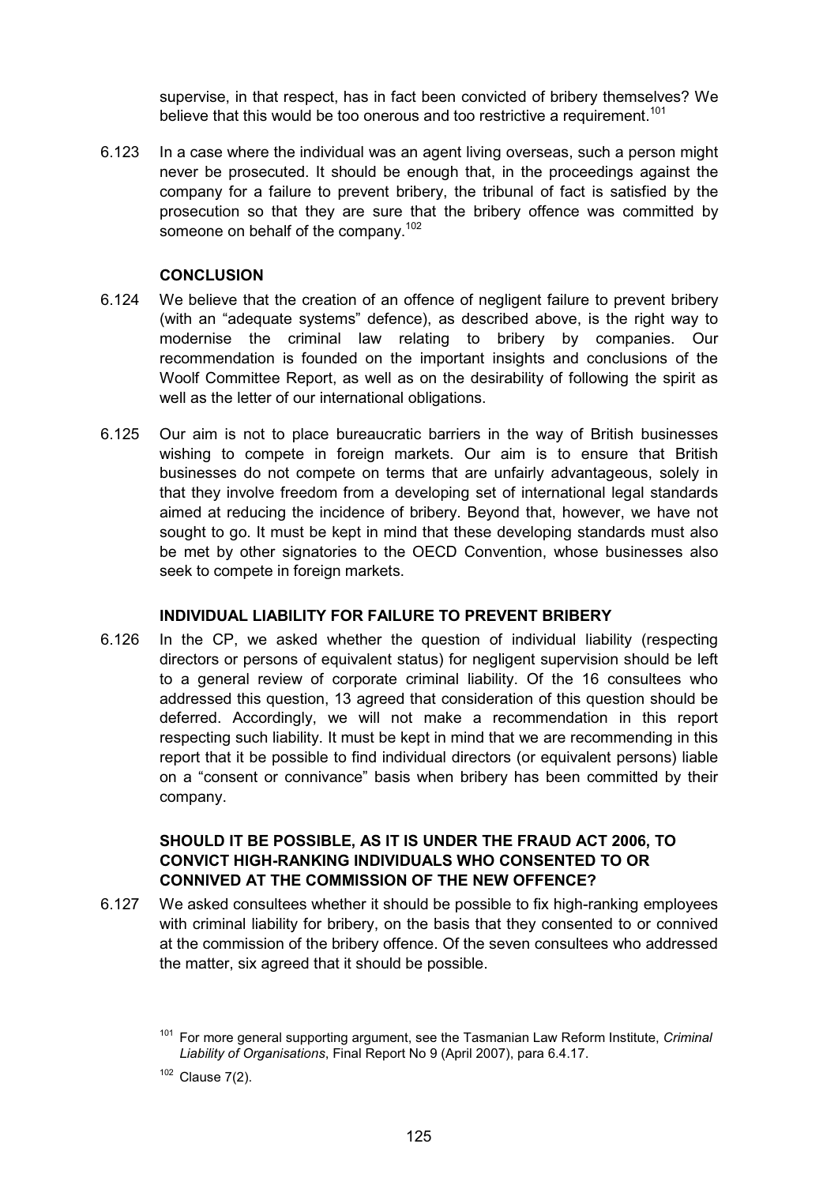supervise, in that respect, has in fact been convicted of bribery themselves? We believe that this would be too onerous and too restrictive a requirement.[101]

6.123 In a case where the individual was an agent living overseas, such a person might never be prosecuted. It should be enough that, in the proceedings against the company for a failure to prevent bribery, the tribunal of fact is satisfied by the prosecution so that they are sure that the bribery offence was committed by someone on behalf of the company.[102]

### CONCLUSION

6.124 We believe that the creation of an offence of negligent failure to prevent bribery (with an "adequate systems" defence), as described above, is the right way to modernise the criminal law relating to bribery by companies. Our recommendation is founded on the important insights and conclusions of the Woolf Committee Report, as well as on the desirability of following the spirit as well as the letter of our international obligations.

6.125 Our aim is not to place bureaucratic barriers in the way of British businesses wishing to compete in foreign markets. Our aim is to ensure that British businesses do not compete on terms that are unfairly advantageous, solely in that they involve freedom from a developing set of international legal standards aimed at reducing the incidence of bribery. Beyond that, however, we have not sought to go. It must be kept in mind that these developing standards must also be met by other signatories to the OECD Convention, whose businesses also seek to compete in foreign markets.

### INDIVIDUAL LIABILITY FOR FAILURE TO PREVENT BRIBERY

6.126 In the CP, we asked whether the question of individual liability (respecting directors or persons of equivalent status) for negligent supervision should be left to a general review of corporate criminal liability. Of the 16 consultees who addressed this question, 13 agreed that consideration of this question should be deferred. Accordingly, we will not make a recommendation in this report respecting such liability. It must be kept in mind that we are recommending in this report that it be possible to find individual directors (or equivalent persons) liable on a "consent or connivance" basis when bribery has been committed by their company.

### SHOULD IT BE POSSIBLE, AS IT IS UNDER THE FRAUD ACT 2006, TO CONVICT HIGH-RANKING INDIVIDUALS WHO CONSENTED TO OR CONNIVED AT THE COMMISSION OF THE NEW OFFENCE?

6.127 We asked consultees whether it should be possible to fix high-ranking employees with criminal liability for bribery, on the basis that they consented to or connived at the commission of the bribery offence. Of the seven consultees who addressed the matter, six agreed that it should be possible.

[101] For more general supporting argument, see the Tasmanian Law Reform Institute, *Criminal Liability of Organisations*, Final Report No 9 (April 2007), para 6.4.17.

[102] Clause 7(2).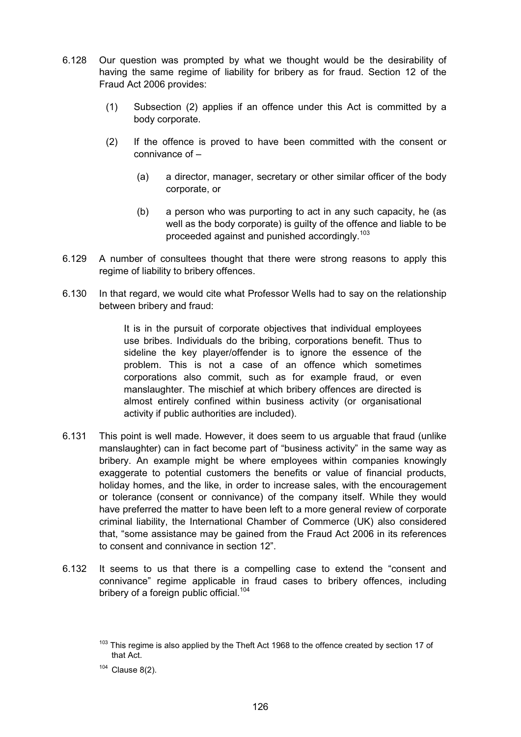6.128 Our question was prompted by what we thought would be the desirability of having the same regime of liability for bribery as for fraud. Section 12 of the Fraud Act 2006 provides:

> (1) Subsection (2) applies if an offence under this Act is committed by a body corporate.
>
> (2) If the offence is proved to have been committed with the consent or connivance of –
>
> (a) a director, manager, secretary or other similar officer of the body corporate, or
>
> (b) a person who was purporting to act in any such capacity, he (as well as the body corporate) is guilty of the offence and liable to be proceeded against and punished accordingly.[103]

6.129 A number of consultees thought that there were strong reasons to apply this regime of liability to bribery offences.

6.130 In that regard, we would cite what Professor Wells had to say on the relationship between bribery and fraud:

> It is in the pursuit of corporate objectives that individual employees use bribes. Individuals do the bribing, corporations benefit. Thus to sideline the key player/offender is to ignore the essence of the problem. This is not a case of an offence which sometimes corporations also commit, such as for example fraud, or even manslaughter. The mischief at which bribery offences are directed is almost entirely confined within business activity (or organisational activity if public authorities are included).

6.131 This point is well made. However, it does seem to us arguable that fraud (unlike manslaughter) can in fact become part of "business activity" in the same way as bribery. An example might be where employees within companies knowingly exaggerate to potential customers the benefits or value of financial products, holiday homes, and the like, in order to increase sales, with the encouragement or tolerance (consent or connivance) of the company itself. While they would have preferred the matter to have been left to a more general review of corporate criminal liability, the International Chamber of Commerce (UK) also considered that, "some assistance may be gained from the Fraud Act 2006 in its references to consent and connivance in section 12".

6.132 It seems to us that there is a compelling case to extend the "consent and connivance" regime applicable in fraud cases to bribery offences, including bribery of a foreign public official.[104]

---

[103] This regime is also applied by the Theft Act 1968 to the offence created by section 17 of that Act.

[104] Clause 8(2).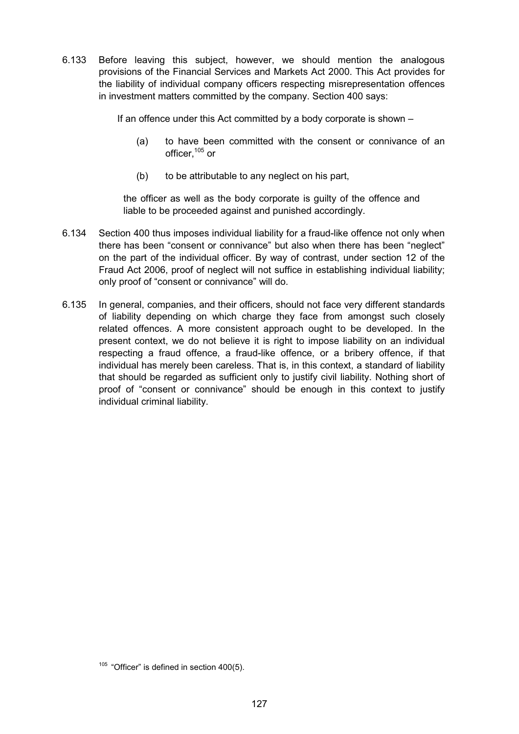6.133 Before leaving this subject, however, we should mention the analogous provisions of the Financial Services and Markets Act 2000. This Act provides for the liability of individual company officers respecting misrepresentation offences in investment matters committed by the company. Section 400 says:

> If an offence under this Act committed by a body corporate is shown –
>
> (a) to have been committed with the consent or connivance of an officer,[105] or
>
> (b) to be attributable to any neglect on his part,
>
> the officer as well as the body corporate is guilty of the offence and liable to be proceeded against and punished accordingly.

6.134 Section 400 thus imposes individual liability for a fraud-like offence not only when there has been "consent or connivance" but also when there has been "neglect" on the part of the individual officer. By way of contrast, under section 12 of the Fraud Act 2006, proof of neglect will not suffice in establishing individual liability; only proof of "consent or connivance" will do.

6.135 In general, companies, and their officers, should not face very different standards of liability depending on which charge they face from amongst such closely related offences. A more consistent approach ought to be developed. In the present context, we do not believe it is right to impose liability on an individual respecting a fraud offence, a fraud-like offence, or a bribery offence, if that individual has merely been careless. That is, in this context, a standard of liability that should be regarded as sufficient only to justify civil liability. Nothing short of proof of "consent or connivance" should be enough in this context to justify individual criminal liability.

[105] "Officer" is defined in section 400(5).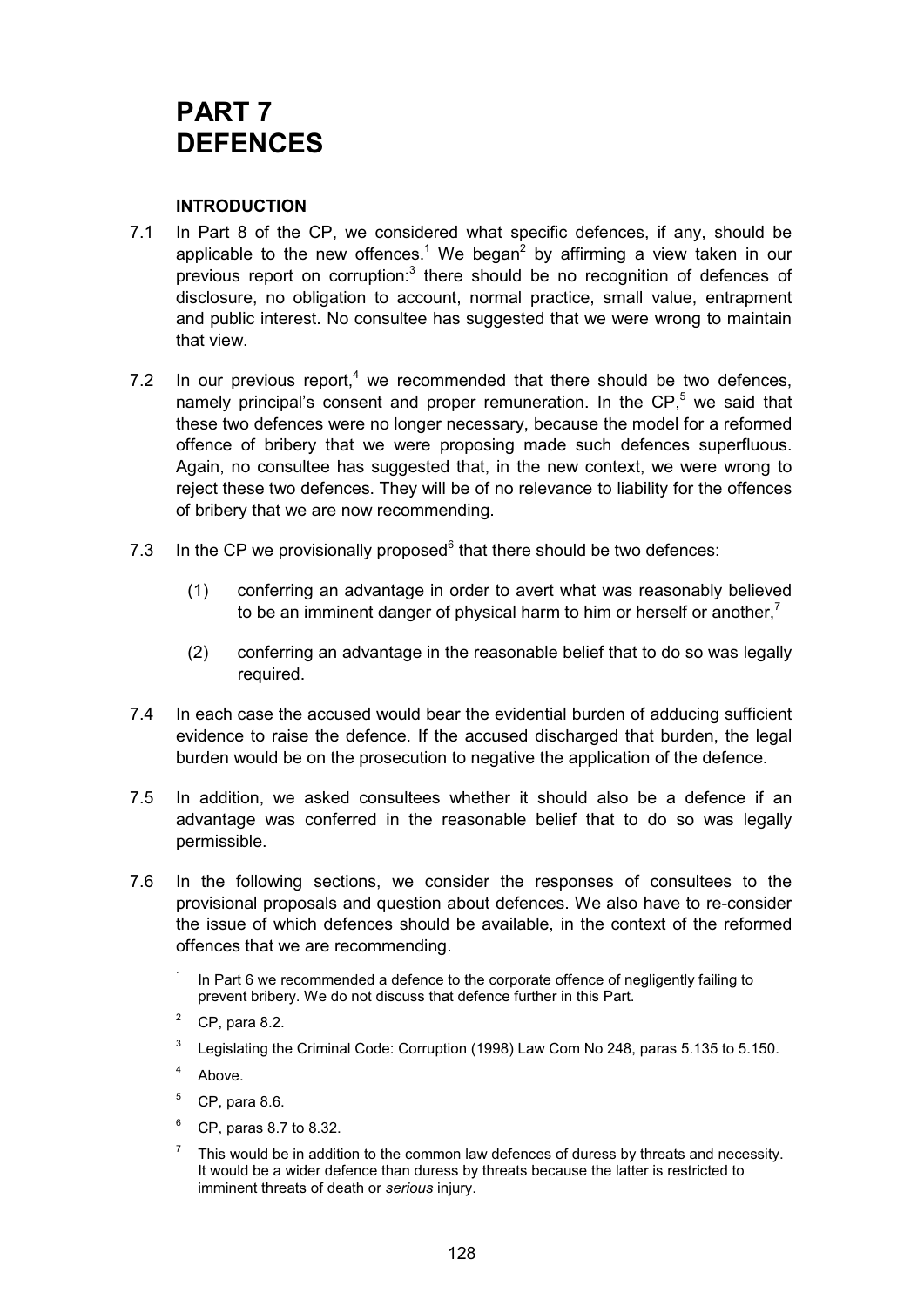# PART 7
# DEFENCES

## INTRODUCTION

7.1 In Part 8 of the CP, we considered what specific defences, if any, should be applicable to the new offences.[1] We began[2] by affirming a view taken in our previous report on corruption:[3] there should be no recognition of defences of disclosure, no obligation to account, normal practice, small value, entrapment and public interest. No consultee has suggested that we were wrong to maintain that view.

7.2 In our previous report,[4] we recommended that there should be two defences, namely principal's consent and proper remuneration. In the CP,[5] we said that these two defences were no longer necessary, because the model for a reformed offence of bribery that we were proposing made such defences superfluous. Again, no consultee has suggested that, in the new context, we were wrong to reject these two defences. They will be of no relevance to liability for the offences of bribery that we are now recommending.

7.3 In the CP we provisionally proposed[6] that there should be two defences:

(1) conferring an advantage in order to avert what was reasonably believed to be an imminent danger of physical harm to him or herself or another,[7]

(2) conferring an advantage in the reasonable belief that to do so was legally required.

7.4 In each case the accused would bear the evidential burden of adducing sufficient evidence to raise the defence. If the accused discharged that burden, the legal burden would be on the prosecution to negative the application of the defence.

7.5 In addition, we asked consultees whether it should also be a defence if an advantage was conferred in the reasonable belief that to do so was legally permissible.

7.6 In the following sections, we consider the responses of consultees to the provisional proposals and question about defences. We also have to re-consider the issue of which defences should be available, in the context of the reformed offences that we are recommending.

[1] In Part 6 we recommended a defence to the corporate offence of negligently failing to prevent bribery. We do not discuss that defence further in this Part.

[2] CP, para 8.2.

[3] Legislating the Criminal Code: Corruption (1998) Law Com No 248, paras 5.135 to 5.150.

[4] Above.

[5] CP, para 8.6.

[6] CP, paras 8.7 to 8.32.

[7] This would be in addition to the common law defences of duress by threats and necessity. It would be a wider defence than duress by threats because the latter is restricted to imminent threats of death or *serious* injury.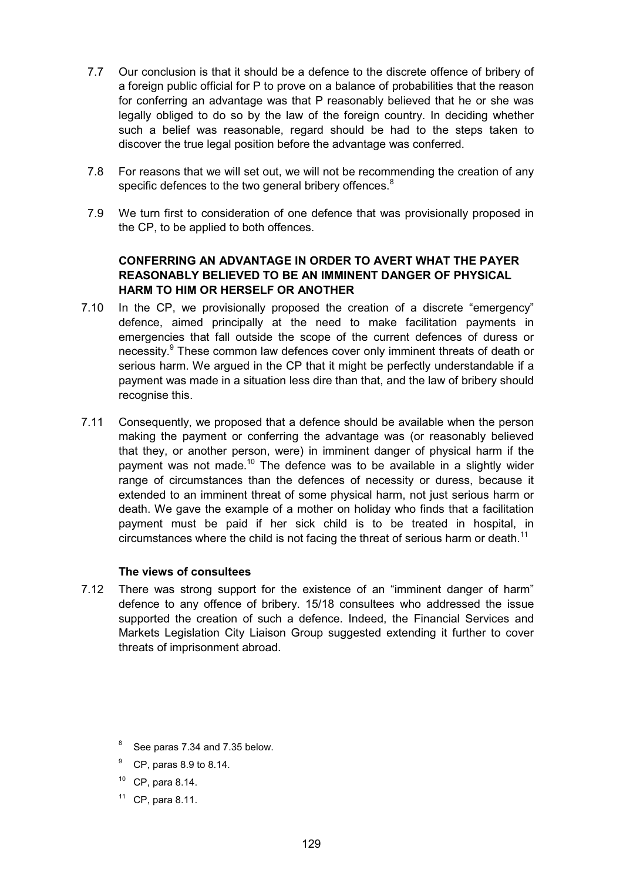7.7 Our conclusion is that it should be a defence to the discrete offence of bribery of a foreign public official for P to prove on a balance of probabilities that the reason for conferring an advantage was that P reasonably believed that he or she was legally obliged to do so by the law of the foreign country. In deciding whether such a belief was reasonable, regard should be had to the steps taken to discover the true legal position before the advantage was conferred.

7.8 For reasons that we will set out, we will not be recommending the creation of any specific defences to the two general bribery offences.[8]

7.9 We turn first to consideration of one defence that was provisionally proposed in the CP, to be applied to both offences.

### CONFERRING AN ADVANTAGE IN ORDER TO AVERT WHAT THE PAYER REASONABLY BELIEVED TO BE AN IMMINENT DANGER OF PHYSICAL HARM TO HIM OR HERSELF OR ANOTHER

7.10 In the CP, we provisionally proposed the creation of a discrete "emergency" defence, aimed principally at the need to make facilitation payments in emergencies that fall outside the scope of the current defences of duress or necessity.[9] These common law defences cover only imminent threats of death or serious harm. We argued in the CP that it might be perfectly understandable if a payment was made in a situation less dire than that, and the law of bribery should recognise this.

7.11 Consequently, we proposed that a defence should be available when the person making the payment or conferring the advantage was (or reasonably believed that they, or another person, were) in imminent danger of physical harm if the payment was not made.[10] The defence was to be available in a slightly wider range of circumstances than the defences of necessity or duress, because it extended to an imminent threat of some physical harm, not just serious harm or death. We gave the example of a mother on holiday who finds that a facilitation payment must be paid if her sick child is to be treated in hospital, in circumstances where the child is not facing the threat of serious harm or death.[11]

#### The views of consultees

7.12 There was strong support for the existence of an "imminent danger of harm" defence to any offence of bribery. 15/18 consultees who addressed the issue supported the creation of such a defence. Indeed, the Financial Services and Markets Legislation City Liaison Group suggested extending it further to cover threats of imprisonment abroad.

[8] See paras 7.34 and 7.35 below.

[9] CP, paras 8.9 to 8.14.

[10] CP, para 8.14.

[11] CP, para 8.11.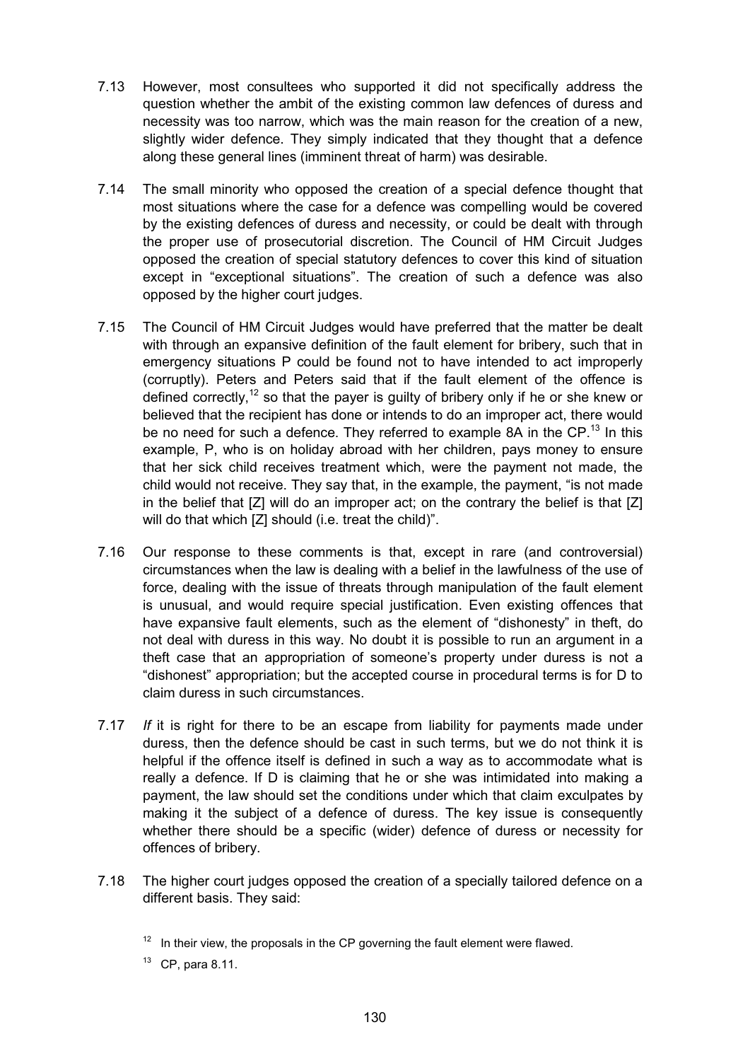7.13 However, most consultees who supported it did not specifically address the question whether the ambit of the existing common law defences of duress and necessity was too narrow, which was the main reason for the creation of a new, slightly wider defence. They simply indicated that they thought that a defence along these general lines (imminent threat of harm) was desirable.

7.14 The small minority who opposed the creation of a special defence thought that most situations where the case for a defence was compelling would be covered by the existing defences of duress and necessity, or could be dealt with through the proper use of prosecutorial discretion. The Council of HM Circuit Judges opposed the creation of special statutory defences to cover this kind of situation except in "exceptional situations". The creation of such a defence was also opposed by the higher court judges.

7.15 The Council of HM Circuit Judges would have preferred that the matter be dealt with through an expansive definition of the fault element for bribery, such that in emergency situations P could be found not to have intended to act improperly (corruptly). Peters and Peters said that if the fault element of the offence is defined correctly,[12] so that the payer is guilty of bribery only if he or she knew or believed that the recipient has done or intends to do an improper act, there would be no need for such a defence. They referred to example 8A in the CP.[13] In this example, P, who is on holiday abroad with her children, pays money to ensure that her sick child receives treatment which, were the payment not made, the child would not receive. They say that, in the example, the payment, "is not made in the belief that [Z] will do an improper act; on the contrary the belief is that [Z] will do that which [Z] should (i.e. treat the child)".

7.16 Our response to these comments is that, except in rare (and controversial) circumstances when the law is dealing with a belief in the lawfulness of the use of force, dealing with the issue of threats through manipulation of the fault element is unusual, and would require special justification. Even existing offences that have expansive fault elements, such as the element of "dishonesty" in theft, do not deal with duress in this way. No doubt it is possible to run an argument in a theft case that an appropriation of someone's property under duress is not a "dishonest" appropriation; but the accepted course in procedural terms is for D to claim duress in such circumstances.

7.17 *If* it is right for there to be an escape from liability for payments made under duress, then the defence should be cast in such terms, but we do not think it is helpful if the offence itself is defined in such a way as to accommodate what is really a defence. If D is claiming that he or she was intimidated into making a payment, the law should set the conditions under which that claim exculpates by making it the subject of a defence of duress. The key issue is consequently whether there should be a specific (wider) defence of duress or necessity for offences of bribery.

7.18 The higher court judges opposed the creation of a specially tailored defence on a different basis. They said:

[12] In their view, the proposals in the CP governing the fault element were flawed.

[13] CP, para 8.11.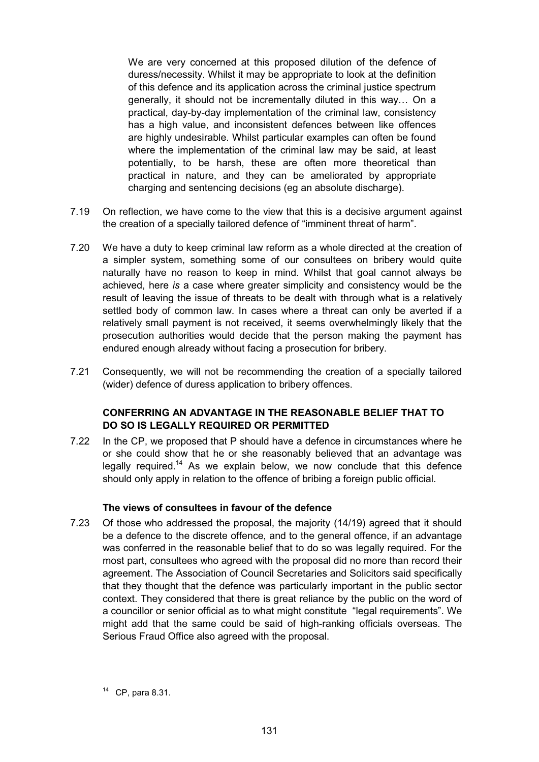> We are very concerned at this proposed dilution of the defence of duress/necessity. Whilst it may be appropriate to look at the definition of this defence and its application across the criminal justice spectrum generally, it should not be incrementally diluted in this way… On a practical, day-by-day implementation of the criminal law, consistency has a high value, and inconsistent defences between like offences are highly undesirable. Whilst particular examples can often be found where the implementation of the criminal law may be said, at least potentially, to be harsh, these are often more theoretical than practical in nature, and they can be ameliorated by appropriate charging and sentencing decisions (eg an absolute discharge).

7.19 On reflection, we have come to the view that this is a decisive argument against the creation of a specially tailored defence of "imminent threat of harm".

7.20 We have a duty to keep criminal law reform as a whole directed at the creation of a simpler system, something some of our consultees on bribery would quite naturally have no reason to keep in mind. Whilst that goal cannot always be achieved, here *is* a case where greater simplicity and consistency would be the result of leaving the issue of threats to be dealt with through what is a relatively settled body of common law. In cases where a threat can only be averted if a relatively small payment is not received, it seems overwhelmingly likely that the prosecution authorities would decide that the person making the payment has endured enough already without facing a prosecution for bribery.

7.21 Consequently, we will not be recommending the creation of a specially tailored (wider) defence of duress application to bribery offences.

### CONFERRING AN ADVANTAGE IN THE REASONABLE BELIEF THAT TO DO SO IS LEGALLY REQUIRED OR PERMITTED

7.22 In the CP, we proposed that P should have a defence in circumstances where he or she could show that he or she reasonably believed that an advantage was legally required.[14] As we explain below, we now conclude that this defence should only apply in relation to the offence of bribing a foreign public official.

#### The views of consultees in favour of the defence

7.23 Of those who addressed the proposal, the majority (14/19) agreed that it should be a defence to the discrete offence, and to the general offence, if an advantage was conferred in the reasonable belief that to do so was legally required. For the most part, consultees who agreed with the proposal did no more than record their agreement. The Association of Council Secretaries and Solicitors said specifically that they thought that the defence was particularly important in the public sector context. They considered that there is great reliance by the public on the word of a councillor or senior official as to what might constitute "legal requirements". We might add that the same could be said of high-ranking officials overseas. The Serious Fraud Office also agreed with the proposal.

[14] CP, para 8.31.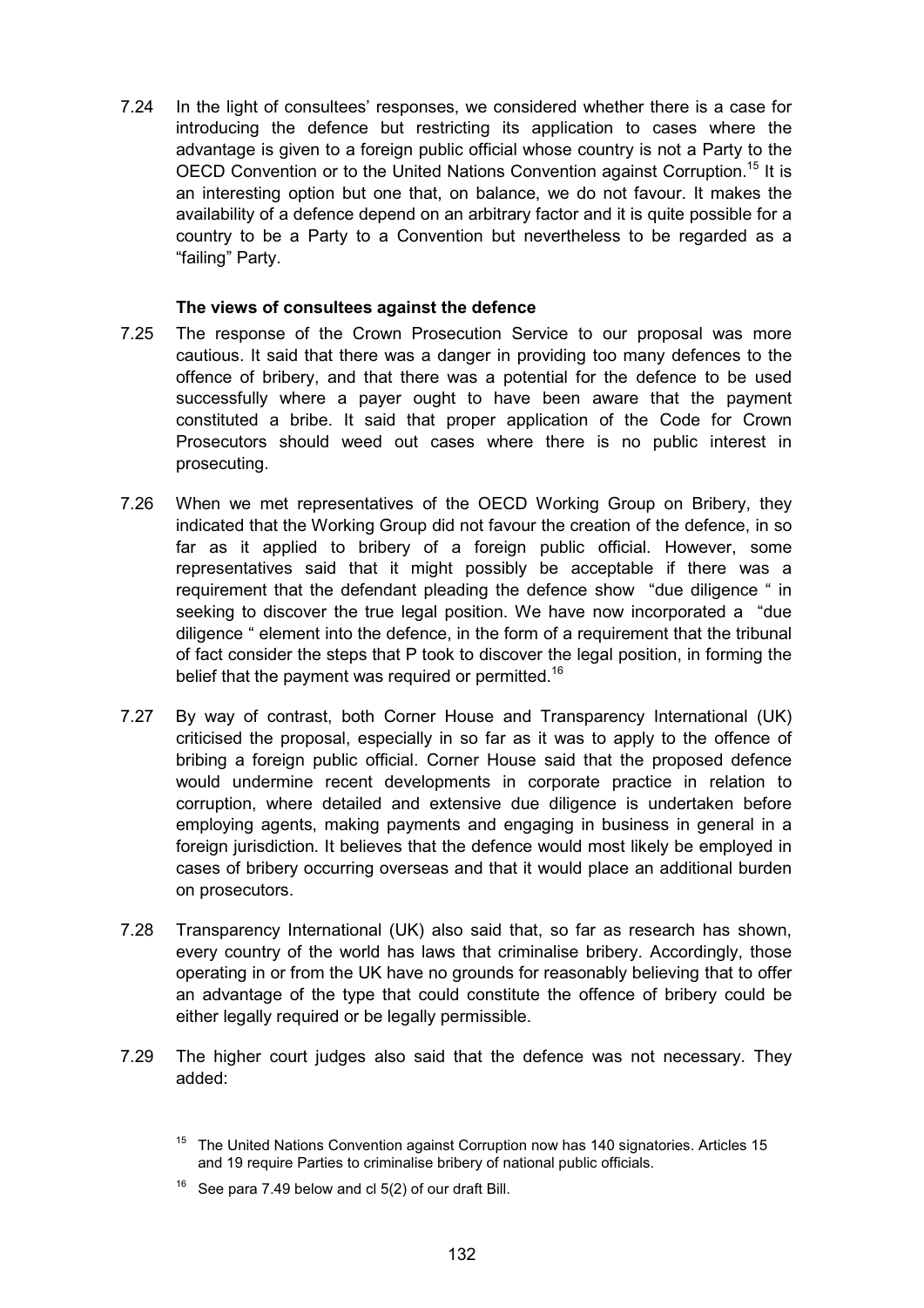7.24 In the light of consultees' responses, we considered whether there is a case for introducing the defence but restricting its application to cases where the advantage is given to a foreign public official whose country is not a Party to the OECD Convention or to the United Nations Convention against Corruption.[15] It is an interesting option but one that, on balance, we do not favour. It makes the availability of a defence depend on an arbitrary factor and it is quite possible for a country to be a Party to a Convention but nevertheless to be regarded as a "failing" Party.

### The views of consultees against the defence

7.25 The response of the Crown Prosecution Service to our proposal was more cautious. It said that there was a danger in providing too many defences to the offence of bribery, and that there was a potential for the defence to be used successfully where a payer ought to have been aware that the payment constituted a bribe. It said that proper application of the Code for Crown Prosecutors should weed out cases where there is no public interest in prosecuting.

7.26 When we met representatives of the OECD Working Group on Bribery, they indicated that the Working Group did not favour the creation of the defence, in so far as it applied to bribery of a foreign public official. However, some representatives said that it might possibly be acceptable if there was a requirement that the defendant pleading the defence show "due diligence" in seeking to discover the true legal position. We have now incorporated a "due diligence" element into the defence, in the form of a requirement that the tribunal of fact consider the steps that P took to discover the legal position, in forming the belief that the payment was required or permitted.[16]

7.27 By way of contrast, both Corner House and Transparency International (UK) criticised the proposal, especially in so far as it was to apply to the offence of bribing a foreign public official. Corner House said that the proposed defence would undermine recent developments in corporate practice in relation to corruption, where detailed and extensive due diligence is undertaken before employing agents, making payments and engaging in business in general in a foreign jurisdiction. It believes that the defence would most likely be employed in cases of bribery occurring overseas and that it would place an additional burden on prosecutors.

7.28 Transparency International (UK) also said that, so far as research has shown, every country of the world has laws that criminalise bribery. Accordingly, those operating in or from the UK have no grounds for reasonably believing that to offer an advantage of the type that could constitute the offence of bribery could be either legally required or be legally permissible.

7.29 The higher court judges also said that the defence was not necessary. They added:

[15] The United Nations Convention against Corruption now has 140 signatories. Articles 15 and 19 require Parties to criminalise bribery of national public officials.

[16] See para 7.49 below and cl 5(2) of our draft Bill.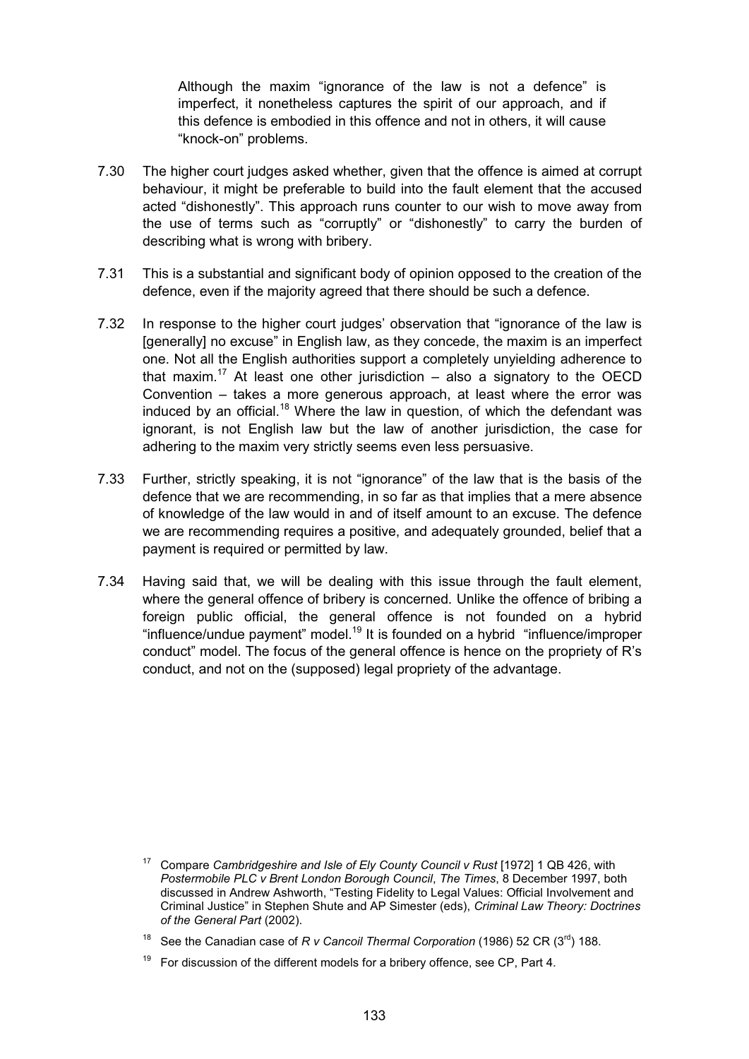> Although the maxim "ignorance of the law is not a defence" is imperfect, it nonetheless captures the spirit of our approach, and if this defence is embodied in this offence and not in others, it will cause "knock-on" problems.

7.30 The higher court judges asked whether, given that the offence is aimed at corrupt behaviour, it might be preferable to build into the fault element that the accused acted "dishonestly". This approach runs counter to our wish to move away from the use of terms such as "corruptly" or "dishonestly" to carry the burden of describing what is wrong with bribery.

7.31 This is a substantial and significant body of opinion opposed to the creation of the defence, even if the majority agreed that there should be such a defence.

7.32 In response to the higher court judges' observation that "ignorance of the law is [generally] no excuse" in English law, as they concede, the maxim is an imperfect one. Not all the English authorities support a completely unyielding adherence to that maxim.[17] At least one other jurisdiction – also a signatory to the OECD Convention – takes a more generous approach, at least where the error was induced by an official.[18] Where the law in question, of which the defendant was ignorant, is not English law but the law of another jurisdiction, the case for adhering to the maxim very strictly seems even less persuasive.

7.33 Further, strictly speaking, it is not "ignorance" of the law that is the basis of the defence that we are recommending, in so far as that implies that a mere absence of knowledge of the law would in and of itself amount to an excuse. The defence we are recommending requires a positive, and adequately grounded, belief that a payment is required or permitted by law.

7.34 Having said that, we will be dealing with this issue through the fault element, where the general offence of bribery is concerned. Unlike the offence of bribing a foreign public official, the general offence is not founded on a hybrid "influence/undue payment" model.[19] It is founded on a hybrid "influence/improper conduct" model. The focus of the general offence is hence on the propriety of R's conduct, and not on the (supposed) legal propriety of the advantage.

---

[17] Compare *Cambridgeshire and Isle of Ely County Council v Rust* [1972] 1 QB 426, with *Postermobile PLC v Brent London Borough Council*, *The Times*, 8 December 1997, both discussed in Andrew Ashworth, "Testing Fidelity to Legal Values: Official Involvement and Criminal Justice" in Stephen Shute and AP Simester (eds), *Criminal Law Theory: Doctrines of the General Part* (2002).

[18] See the Canadian case of *R v Cancoil Thermal Corporation* (1986) 52 CR (3rd) 188.

[19] For discussion of the different models for a bribery offence, see CP, Part 4.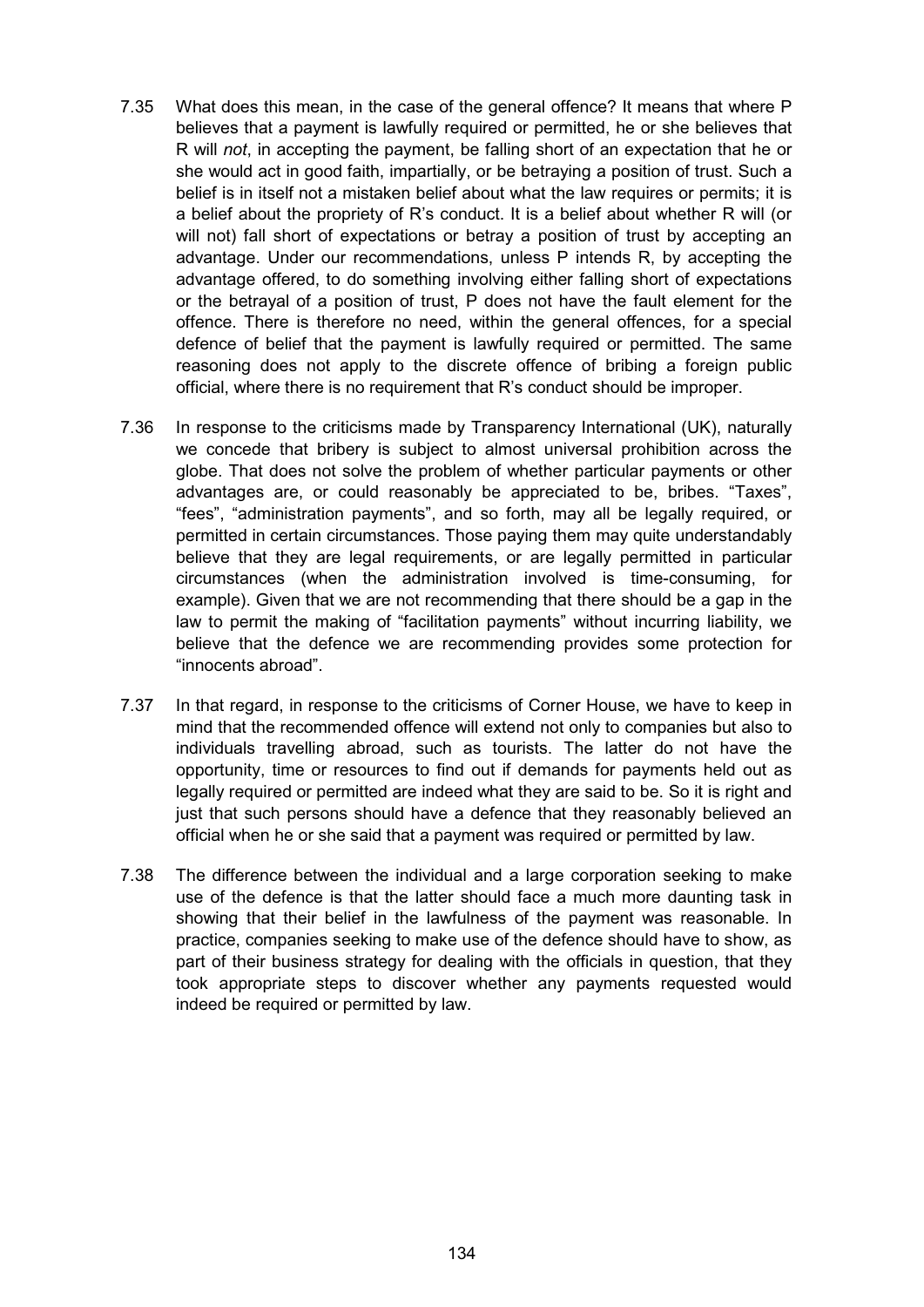7.35 What does this mean, in the case of the general offence? It means that where P believes that a payment is lawfully required or permitted, he or she believes that R will *not*, in accepting the payment, be falling short of an expectation that he or she would act in good faith, impartially, or be betraying a position of trust. Such a belief is in itself not a mistaken belief about what the law requires or permits; it is a belief about the propriety of R's conduct. It is a belief about whether R will (or will not) fall short of expectations or betray a position of trust by accepting an advantage. Under our recommendations, unless P intends R, by accepting the advantage offered, to do something involving either falling short of expectations or the betrayal of a position of trust, P does not have the fault element for the offence. There is therefore no need, within the general offences, for a special defence of belief that the payment is lawfully required or permitted. The same reasoning does not apply to the discrete offence of bribing a foreign public official, where there is no requirement that R's conduct should be improper.

7.36 In response to the criticisms made by Transparency International (UK), naturally we concede that bribery is subject to almost universal prohibition across the globe. That does not solve the problem of whether particular payments or other advantages are, or could reasonably be appreciated to be, bribes. "Taxes", "fees", "administration payments", and so forth, may all be legally required, or permitted in certain circumstances. Those paying them may quite understandably believe that they are legal requirements, or are legally permitted in particular circumstances (when the administration involved is time-consuming, for example). Given that we are not recommending that there should be a gap in the law to permit the making of "facilitation payments" without incurring liability, we believe that the defence we are recommending provides some protection for "innocents abroad".

7.37 In that regard, in response to the criticisms of Corner House, we have to keep in mind that the recommended offence will extend not only to companies but also to individuals travelling abroad, such as tourists. The latter do not have the opportunity, time or resources to find out if demands for payments held out as legally required or permitted are indeed what they are said to be. So it is right and just that such persons should have a defence that they reasonably believed an official when he or she said that a payment was required or permitted by law.

7.38 The difference between the individual and a large corporation seeking to make use of the defence is that the latter should face a much more daunting task in showing that their belief in the lawfulness of the payment was reasonable. In practice, companies seeking to make use of the defence should have to show, as part of their business strategy for dealing with the officials in question, that they took appropriate steps to discover whether any payments requested would indeed be required or permitted by law.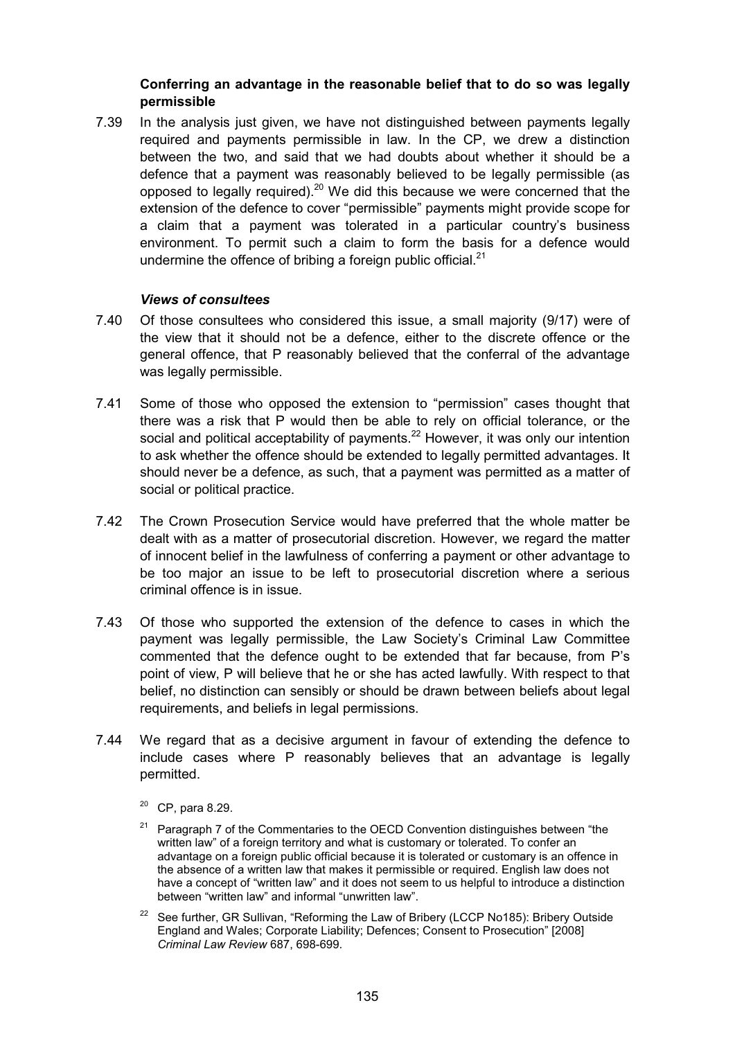### Conferring an advantage in the reasonable belief that to do so was legally permissible

7.39 In the analysis just given, we have not distinguished between payments legally required and payments permissible in law. In the CP, we drew a distinction between the two, and said that we had doubts about whether it should be a defence that a payment was reasonably believed to be legally permissible (as opposed to legally required).[20] We did this because we were concerned that the extension of the defence to cover "permissible" payments might provide scope for a claim that a payment was tolerated in a particular country's business environment. To permit such a claim to form the basis for a defence would undermine the offence of bribing a foreign public official.[21]

#### *Views of consultees*

7.40 Of those consultees who considered this issue, a small majority (9/17) were of the view that it should not be a defence, either to the discrete offence or the general offence, that P reasonably believed that the conferral of the advantage was legally permissible.

7.41 Some of those who opposed the extension to "permission" cases thought that there was a risk that P would then be able to rely on official tolerance, or the social and political acceptability of payments.[22] However, it was only our intention to ask whether the offence should be extended to legally permitted advantages. It should never be a defence, as such, that a payment was permitted as a matter of social or political practice.

7.42 The Crown Prosecution Service would have preferred that the whole matter be dealt with as a matter of prosecutorial discretion. However, we regard the matter of innocent belief in the lawfulness of conferring a payment or other advantage to be too major an issue to be left to prosecutorial discretion where a serious criminal offence is in issue.

7.43 Of those who supported the extension of the defence to cases in which the payment was legally permissible, the Law Society's Criminal Law Committee commented that the defence ought to be extended that far because, from P's point of view, P will believe that he or she has acted lawfully. With respect to that belief, no distinction can sensibly or should be drawn between beliefs about legal requirements, and beliefs in legal permissions.

7.44 We regard that as a decisive argument in favour of extending the defence to include cases where P reasonably believes that an advantage is legally permitted.

[20] CP, para 8.29.

[21] Paragraph 7 of the Commentaries to the OECD Convention distinguishes between "the written law" of a foreign territory and what is customary or tolerated. To confer an advantage on a foreign public official because it is tolerated or customary is an offence in the absence of a written law that makes it permissible or required. English law does not have a concept of "written law" and it does not seem to us helpful to introduce a distinction between "written law" and informal "unwritten law".

[22] See further, GR Sullivan, "Reforming the Law of Bribery (LCCP No185): Bribery Outside England and Wales; Corporate Liability; Defences; Consent to Prosecution" [2008] *Criminal Law Review* 687, 698-699.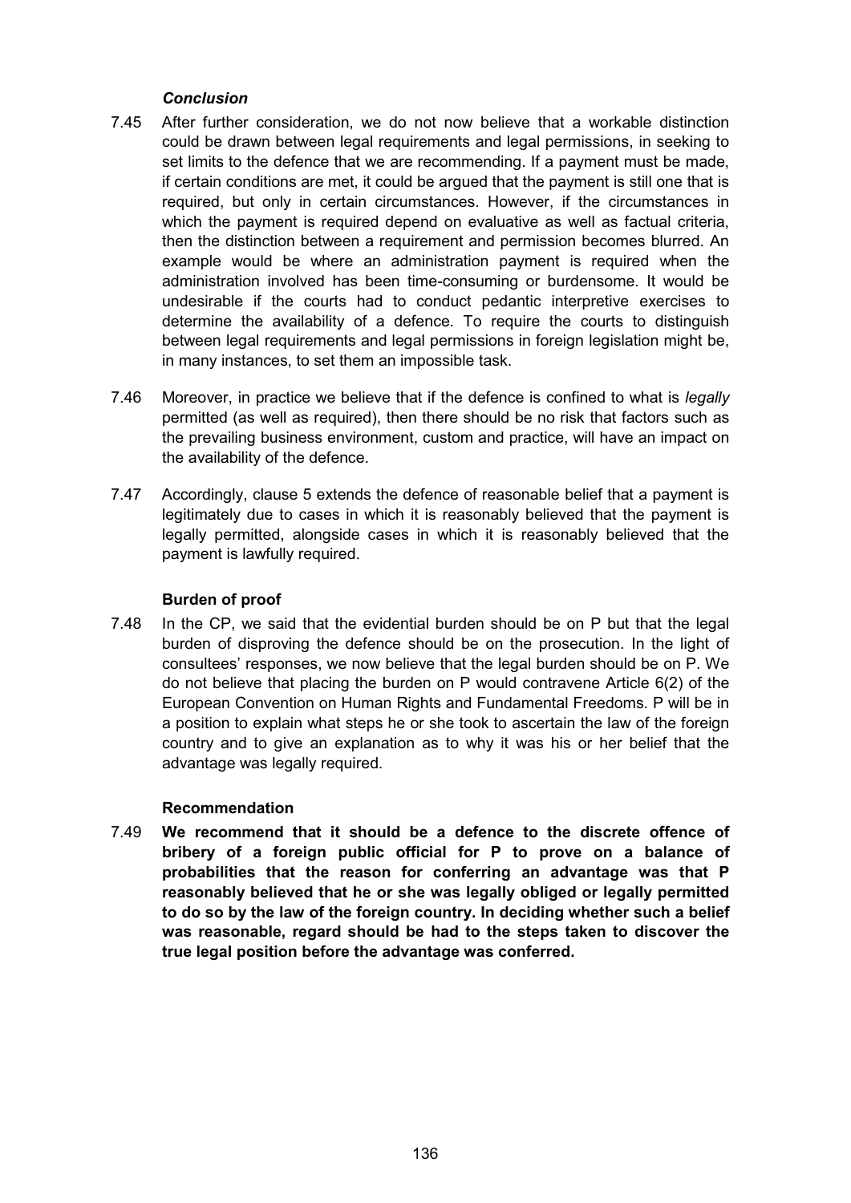### *Conclusion*

7.45 After further consideration, we do not now believe that a workable distinction could be drawn between legal requirements and legal permissions, in seeking to set limits to the defence that we are recommending. If a payment must be made, if certain conditions are met, it could be argued that the payment is still one that is required, but only in certain circumstances. However, if the circumstances in which the payment is required depend on evaluative as well as factual criteria, then the distinction between a requirement and permission becomes blurred. An example would be where an administration payment is required when the administration involved has been time-consuming or burdensome. It would be undesirable if the courts had to conduct pedantic interpretive exercises to determine the availability of a defence. To require the courts to distinguish between legal requirements and legal permissions in foreign legislation might be, in many instances, to set them an impossible task.

7.46 Moreover, in practice we believe that if the defence is confined to what is *legally* permitted (as well as required), then there should be no risk that factors such as the prevailing business environment, custom and practice, will have an impact on the availability of the defence.

7.47 Accordingly, clause 5 extends the defence of reasonable belief that a payment is legitimately due to cases in which it is reasonably believed that the payment is legally permitted, alongside cases in which it is reasonably believed that the payment is lawfully required.

### Burden of proof

7.48 In the CP, we said that the evidential burden should be on P but that the legal burden of disproving the defence should be on the prosecution. In the light of consultees' responses, we now believe that the legal burden should be on P. We do not believe that placing the burden on P would contravene Article 6(2) of the European Convention on Human Rights and Fundamental Freedoms. P will be in a position to explain what steps he or she took to ascertain the law of the foreign country and to give an explanation as to why it was his or her belief that the advantage was legally required.

### Recommendation

7.49 **We recommend that it should be a defence to the discrete offence of bribery of a foreign public official for P to prove on a balance of probabilities that the reason for conferring an advantage was that P reasonably believed that he or she was legally obliged or legally permitted to do so by the law of the foreign country. In deciding whether such a belief was reasonable, regard should be had to the steps taken to discover the true legal position before the advantage was conferred.**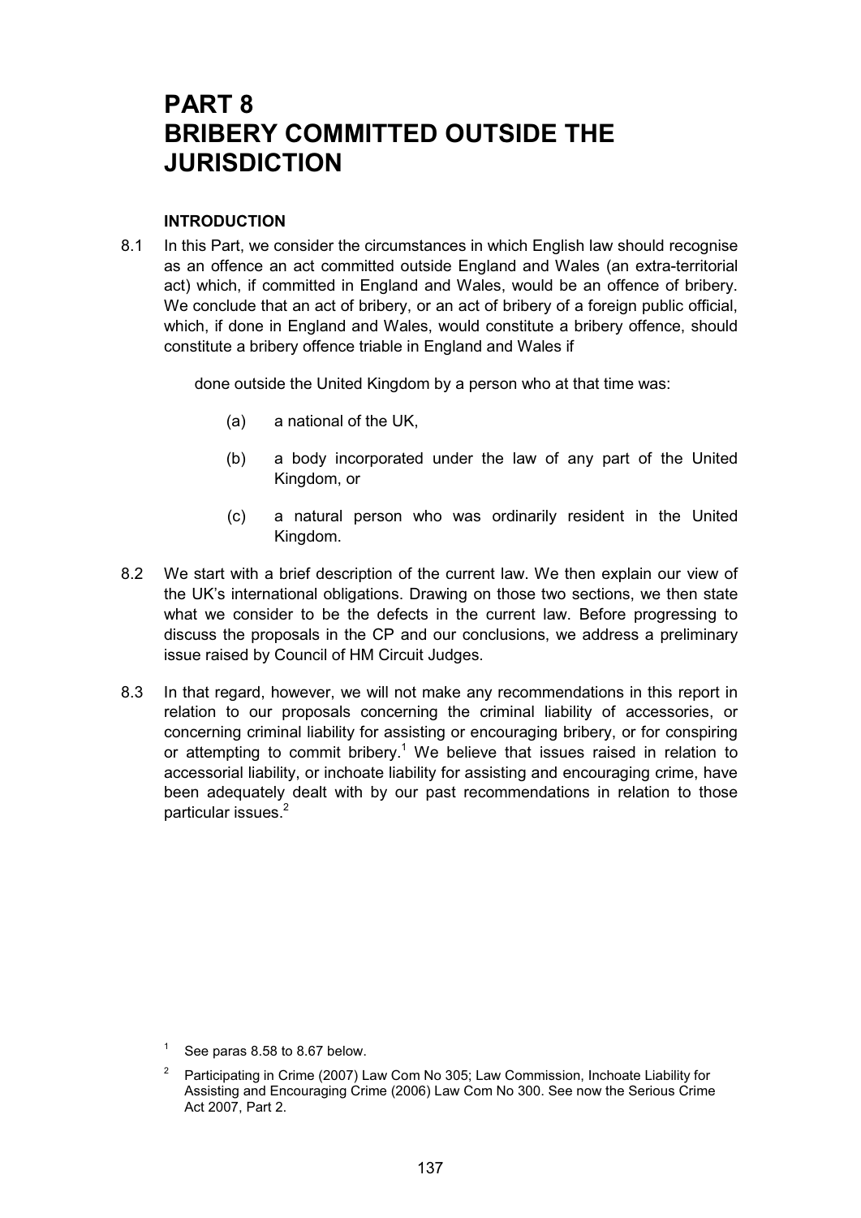# PART 8
# BRIBERY COMMITTED OUTSIDE THE JURISDICTION

### INTRODUCTION

8.1 In this Part, we consider the circumstances in which English law should recognise as an offence an act committed outside England and Wales (an extra-territorial act) which, if committed in England and Wales, would be an offence of bribery. We conclude that an act of bribery, or an act of bribery of a foreign public official, which, if done in England and Wales, would constitute a bribery offence, should constitute a bribery offence triable in England and Wales if

> done outside the United Kingdom by a person who at that time was:
>
> (a) a national of the UK,
>
> (b) a body incorporated under the law of any part of the United Kingdom, or
>
> (c) a natural person who was ordinarily resident in the United Kingdom.

8.2 We start with a brief description of the current law. We then explain our view of the UK's international obligations. Drawing on those two sections, we then state what we consider to be the defects in the current law. Before progressing to discuss the proposals in the CP and our conclusions, we address a preliminary issue raised by Council of HM Circuit Judges.

8.3 In that regard, however, we will not make any recommendations in this report in relation to our proposals concerning the criminal liability of accessories, or concerning criminal liability for assisting or encouraging bribery, or for conspiring or attempting to commit bribery.[1] We believe that issues raised in relation to accessorial liability, or inchoate liability for assisting and encouraging crime, have been adequately dealt with by our past recommendations in relation to those particular issues.[2]

---

[1] See paras 8.58 to 8.67 below.

[2] Participating in Crime (2007) Law Com No 305; Law Commission, Inchoate Liability for Assisting and Encouraging Crime (2006) Law Com No 300. See now the Serious Crime Act 2007, Part 2.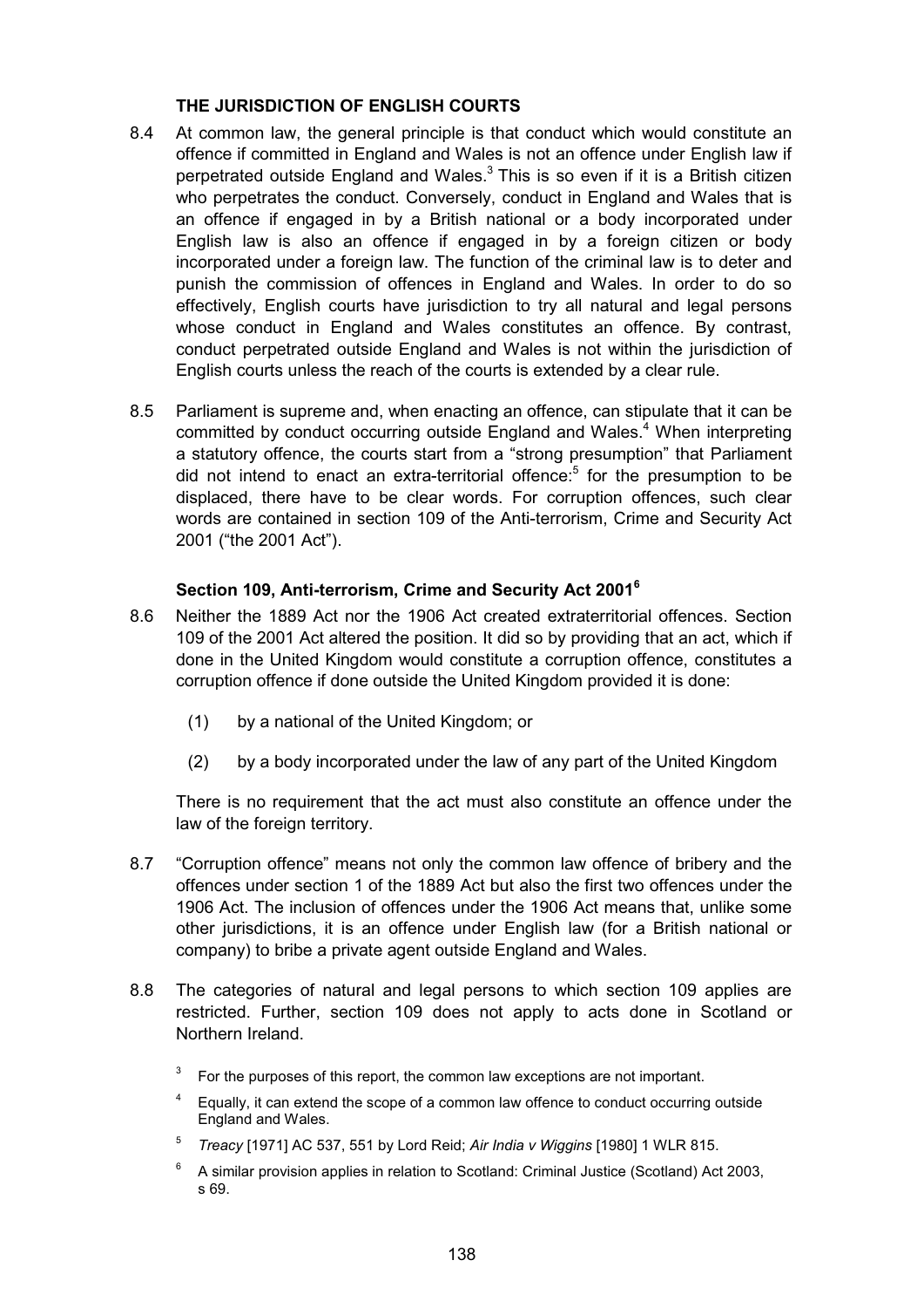### THE JURISDICTION OF ENGLISH COURTS

8.4 At common law, the general principle is that conduct which would constitute an offence if committed in England and Wales is not an offence under English law if perpetrated outside England and Wales.[3] This is so even if it is a British citizen who perpetrates the conduct. Conversely, conduct in England and Wales that is an offence if engaged in by a British national or a body incorporated under English law is also an offence if engaged in by a foreign citizen or body incorporated under a foreign law. The function of the criminal law is to deter and punish the commission of offences in England and Wales. In order to do so effectively, English courts have jurisdiction to try all natural and legal persons whose conduct in England and Wales constitutes an offence. By contrast, conduct perpetrated outside England and Wales is not within the jurisdiction of English courts unless the reach of the courts is extended by a clear rule.

8.5 Parliament is supreme and, when enacting an offence, can stipulate that it can be committed by conduct occurring outside England and Wales.[4] When interpreting a statutory offence, the courts start from a "strong presumption" that Parliament did not intend to enact an extra-territorial offence:[5] for the presumption to be displaced, there have to be clear words. For corruption offences, such clear words are contained in section 109 of the Anti-terrorism, Crime and Security Act 2001 ("the 2001 Act").

#### Section 109, Anti-terrorism, Crime and Security Act 2001[6]

8.6 Neither the 1889 Act nor the 1906 Act created extraterritorial offences. Section 109 of the 2001 Act altered the position. It did so by providing that an act, which if done in the United Kingdom would constitute a corruption offence, constitutes a corruption offence if done outside the United Kingdom provided it is done:

(1) by a national of the United Kingdom; or

(2) by a body incorporated under the law of any part of the United Kingdom

There is no requirement that the act must also constitute an offence under the law of the foreign territory.

8.7 "Corruption offence" means not only the common law offence of bribery and the offences under section 1 of the 1889 Act but also the first two offences under the 1906 Act. The inclusion of offences under the 1906 Act means that, unlike some other jurisdictions, it is an offence under English law (for a British national or company) to bribe a private agent outside England and Wales.

8.8 The categories of natural and legal persons to which section 109 applies are restricted. Further, section 109 does not apply to acts done in Scotland or Northern Ireland.

[3] For the purposes of this report, the common law exceptions are not important.

[4] Equally, it can extend the scope of a common law offence to conduct occurring outside England and Wales.

[5] *Treacy* [1971] AC 537, 551 by Lord Reid; *Air India v Wiggins* [1980] 1 WLR 815.

[6] A similar provision applies in relation to Scotland: Criminal Justice (Scotland) Act 2003, s 69.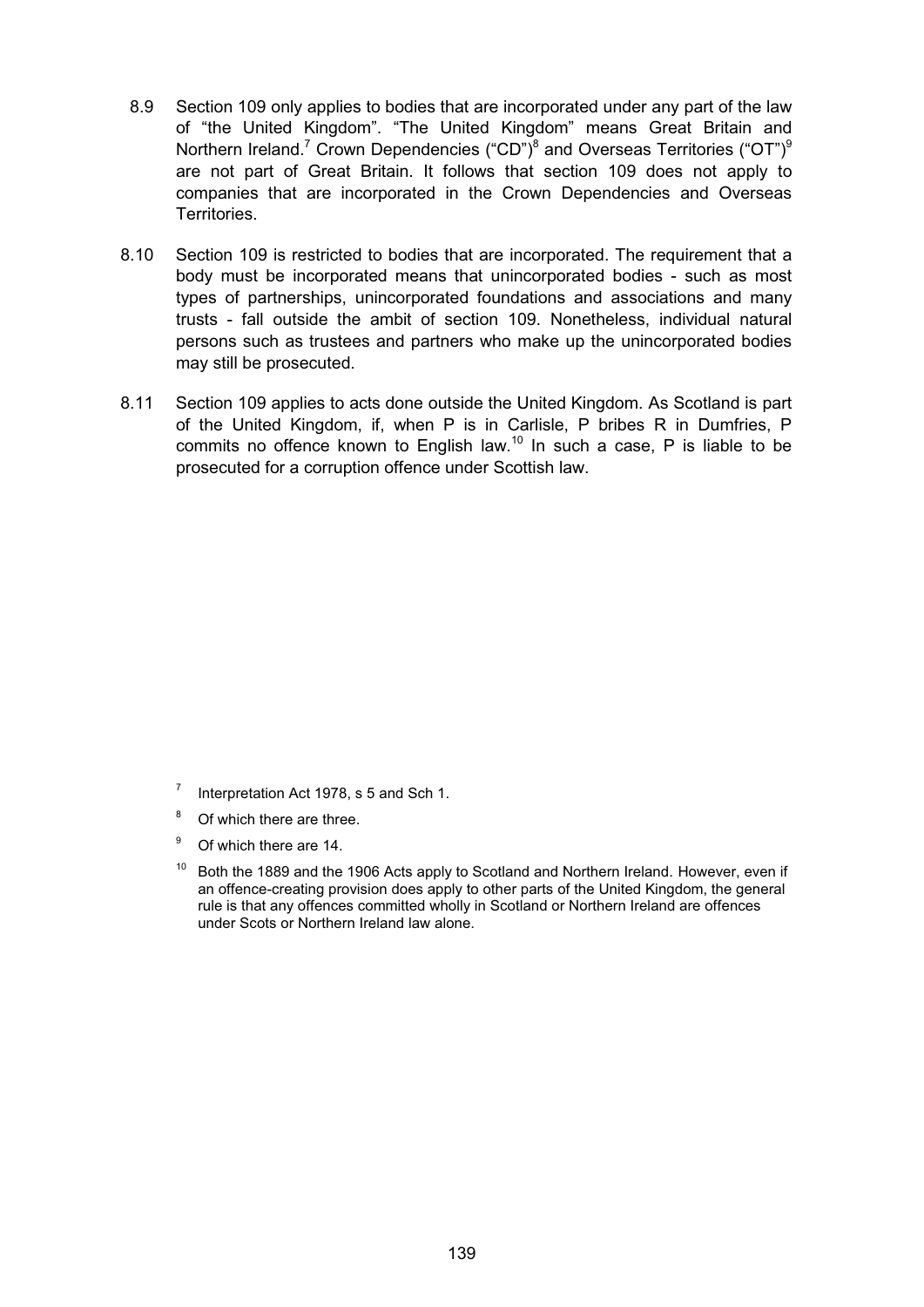8.9 Section 109 only applies to bodies that are incorporated under any part of the law of "the United Kingdom". "The United Kingdom" means Great Britain and Northern Ireland.[7] Crown Dependencies ("CD")[8] and Overseas Territories ("OT")[9] are not part of Great Britain. It follows that section 109 does not apply to companies that are incorporated in the Crown Dependencies and Overseas Territories.

8.10 Section 109 is restricted to bodies that are incorporated. The requirement that a body must be incorporated means that unincorporated bodies - such as most types of partnerships, unincorporated foundations and associations and many trusts - fall outside the ambit of section 109. Nonetheless, individual natural persons such as trustees and partners who make up the unincorporated bodies may still be prosecuted.

8.11 Section 109 applies to acts done outside the United Kingdom. As Scotland is part of the United Kingdom, if, when P is in Carlisle, P bribes R in Dumfries, P commits no offence known to English law.[10] In such a case, P is liable to be prosecuted for a corruption offence under Scottish law.

[7] Interpretation Act 1978, s 5 and Sch 1.

[8] Of which there are three.

[9] Of which there are 14.

[10] Both the 1889 and the 1906 Acts apply to Scotland and Northern Ireland. However, even if an offence-creating provision does apply to other parts of the United Kingdom, the general rule is that any offences committed wholly in Scotland or Northern Ireland are offences under Scots or Northern Ireland law alone.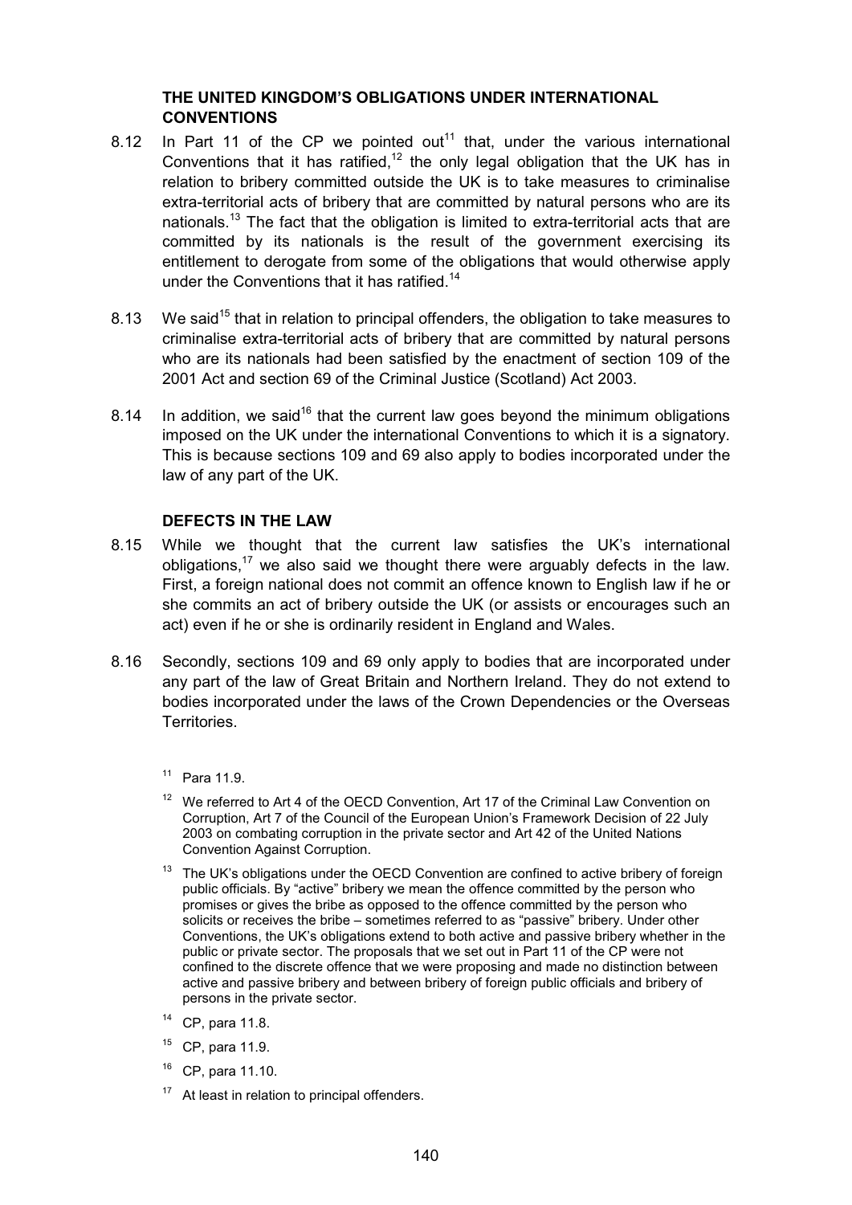## THE UNITED KINGDOM'S OBLIGATIONS UNDER INTERNATIONAL CONVENTIONS

8.12 In Part 11 of the CP we pointed out[11] that, under the various international Conventions that it has ratified,[12] the only legal obligation that the UK has in relation to bribery committed outside the UK is to take measures to criminalise extra-territorial acts of bribery that are committed by natural persons who are its nationals.[13] The fact that the obligation is limited to extra-territorial acts that are committed by its nationals is the result of the government exercising its entitlement to derogate from some of the obligations that would otherwise apply under the Conventions that it has ratified.[14]

8.13 We said[15] that in relation to principal offenders, the obligation to take measures to criminalise extra-territorial acts of bribery that are committed by natural persons who are its nationals had been satisfied by the enactment of section 109 of the 2001 Act and section 69 of the Criminal Justice (Scotland) Act 2003.

8.14 In addition, we said[16] that the current law goes beyond the minimum obligations imposed on the UK under the international Conventions to which it is a signatory. This is because sections 109 and 69 also apply to bodies incorporated under the law of any part of the UK.

## DEFECTS IN THE LAW

8.15 While we thought that the current law satisfies the UK's international obligations,[17] we also said we thought there were arguably defects in the law. First, a foreign national does not commit an offence known to English law if he or she commits an act of bribery outside the UK (or assists or encourages such an act) even if he or she is ordinarily resident in England and Wales.

8.16 Secondly, sections 109 and 69 only apply to bodies that are incorporated under any part of the law of Great Britain and Northern Ireland. They do not extend to bodies incorporated under the laws of the Crown Dependencies or the Overseas Territories.

[11] Para 11.9.

[12] We referred to Art 4 of the OECD Convention, Art 17 of the Criminal Law Convention on Corruption, Art 7 of the Council of the European Union's Framework Decision of 22 July 2003 on combating corruption in the private sector and Art 42 of the United Nations Convention Against Corruption.

[13] The UK's obligations under the OECD Convention are confined to active bribery of foreign public officials. By "active" bribery we mean the offence committed by the person who promises or gives the bribe as opposed to the offence committed by the person who solicits or receives the bribe – sometimes referred to as "passive" bribery. Under other Conventions, the UK's obligations extend to both active and passive bribery whether in the public or private sector. The proposals that we set out in Part 11 of the CP were not confined to the discrete offence that we were proposing and made no distinction between active and passive bribery and between bribery of foreign public officials and bribery of persons in the private sector.

[14] CP, para 11.8.

[15] CP, para 11.9.

[16] CP, para 11.10.

[17] At least in relation to principal offenders.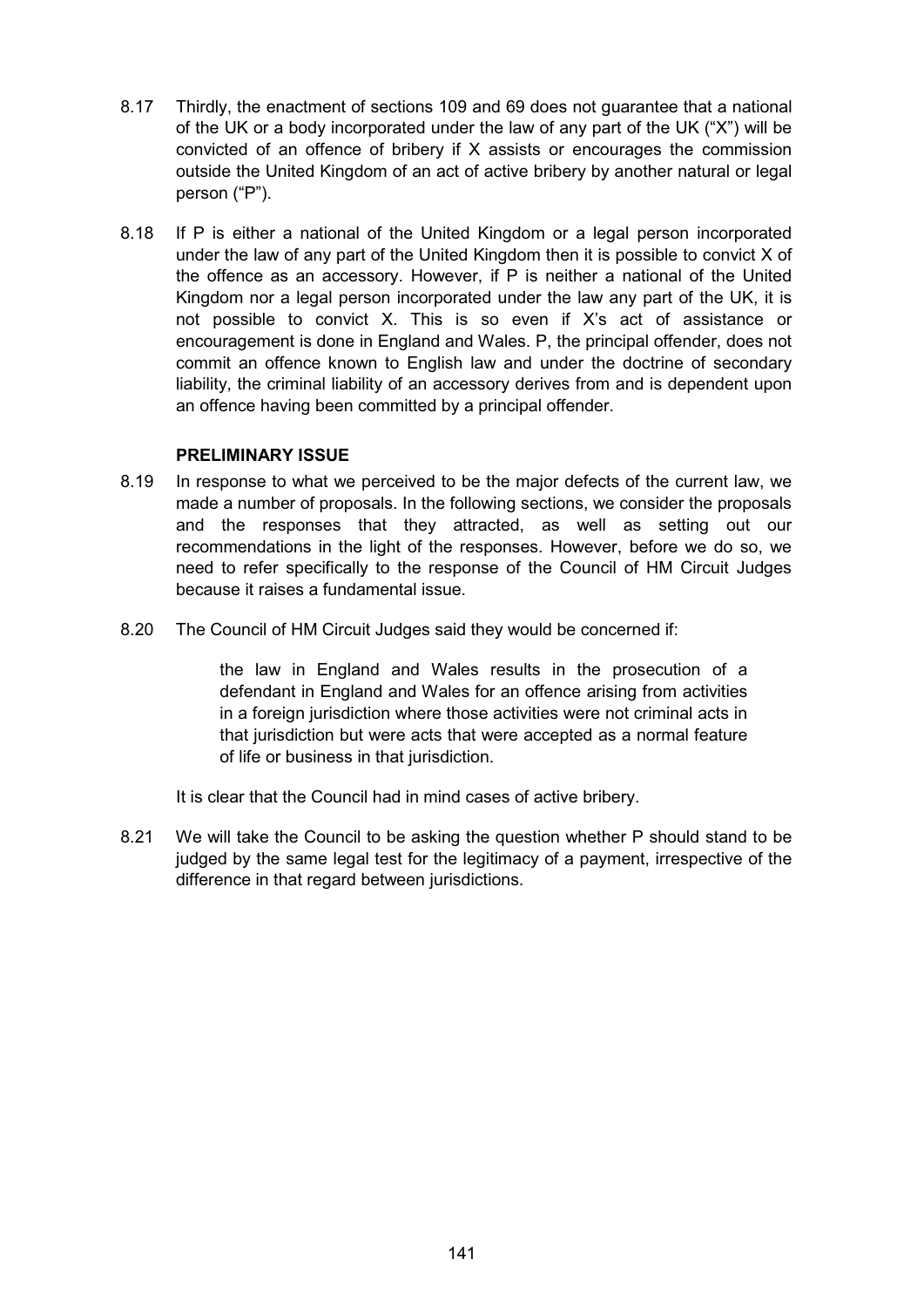8.17 Thirdly, the enactment of sections 109 and 69 does not guarantee that a national of the UK or a body incorporated under the law of any part of the UK ("X") will be convicted of an offence of bribery if X assists or encourages the commission outside the United Kingdom of an act of active bribery by another natural or legal person ("P").

8.18 If P is either a national of the United Kingdom or a legal person incorporated under the law of any part of the United Kingdom then it is possible to convict X of the offence as an accessory. However, if P is neither a national of the United Kingdom nor a legal person incorporated under the law any part of the UK, it is not possible to convict X. This is so even if X's act of assistance or encouragement is done in England and Wales. P, the principal offender, does not commit an offence known to English law and under the doctrine of secondary liability, the criminal liability of an accessory derives from and is dependent upon an offence having been committed by a principal offender.

### PRELIMINARY ISSUE

8.19 In response to what we perceived to be the major defects of the current law, we made a number of proposals. In the following sections, we consider the proposals and the responses that they attracted, as well as setting out our recommendations in the light of the responses. However, before we do so, we need to refer specifically to the response of the Council of HM Circuit Judges because it raises a fundamental issue.

8.20 The Council of HM Circuit Judges said they would be concerned if:

> the law in England and Wales results in the prosecution of a defendant in England and Wales for an offence arising from activities in a foreign jurisdiction where those activities were not criminal acts in that jurisdiction but were acts that were accepted as a normal feature of life or business in that jurisdiction.

It is clear that the Council had in mind cases of active bribery.

8.21 We will take the Council to be asking the question whether P should stand to be judged by the same legal test for the legitimacy of a payment, irrespective of the difference in that regard between jurisdictions.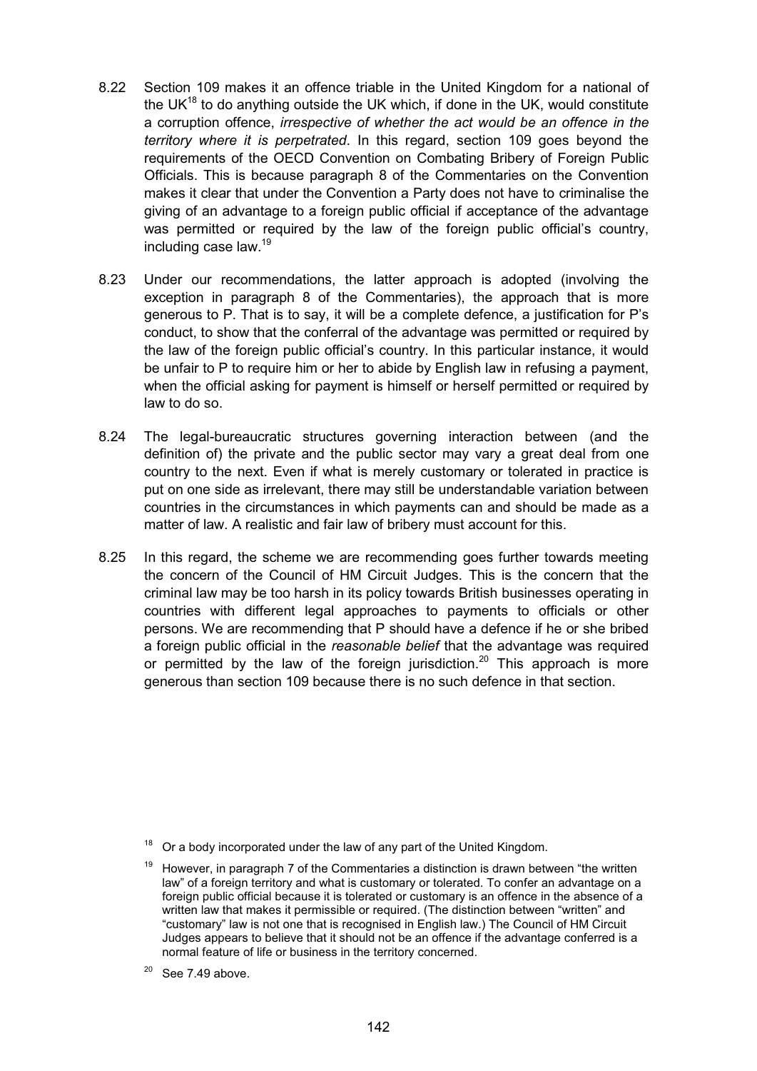8.22 Section 109 makes it an offence triable in the United Kingdom for a national of the UK[18] to do anything outside the UK which, if done in the UK, would constitute a corruption offence, *irrespective of whether the act would be an offence in the territory where it is perpetrated*. In this regard, section 109 goes beyond the requirements of the OECD Convention on Combating Bribery of Foreign Public Officials. This is because paragraph 8 of the Commentaries on the Convention makes it clear that under the Convention a Party does not have to criminalise the giving of an advantage to a foreign public official if acceptance of the advantage was permitted or required by the law of the foreign public official's country, including case law.[19]

8.23 Under our recommendations, the latter approach is adopted (involving the exception in paragraph 8 of the Commentaries), the approach that is more generous to P. That is to say, it will be a complete defence, a justification for P's conduct, to show that the conferral of the advantage was permitted or required by the law of the foreign public official's country. In this particular instance, it would be unfair to P to require him or her to abide by English law in refusing a payment, when the official asking for payment is himself or herself permitted or required by law to do so.

8.24 The legal-bureaucratic structures governing interaction between (and the definition of) the private and the public sector may vary a great deal from one country to the next. Even if what is merely customary or tolerated in practice is put on one side as irrelevant, there may still be understandable variation between countries in the circumstances in which payments can and should be made as a matter of law. A realistic and fair law of bribery must account for this.

8.25 In this regard, the scheme we are recommending goes further towards meeting the concern of the Council of HM Circuit Judges. This is the concern that the criminal law may be too harsh in its policy towards British businesses operating in countries with different legal approaches to payments to officials or other persons. We are recommending that P should have a defence if he or she bribed a foreign public official in the *reasonable belief* that the advantage was required or permitted by the law of the foreign jurisdiction.[20] This approach is more generous than section 109 because there is no such defence in that section.

[18] Or a body incorporated under the law of any part of the United Kingdom.

[19] However, in paragraph 7 of the Commentaries a distinction is drawn between "the written law" of a foreign territory and what is customary or tolerated. To confer an advantage on a foreign public official because it is tolerated or customary is an offence in the absence of a written law that makes it permissible or required. (The distinction between "written" and "customary" law is not one that is recognised in English law.) The Council of HM Circuit Judges appears to believe that it should not be an offence if the advantage conferred is a normal feature of life or business in the territory concerned.

[20] See 7.49 above.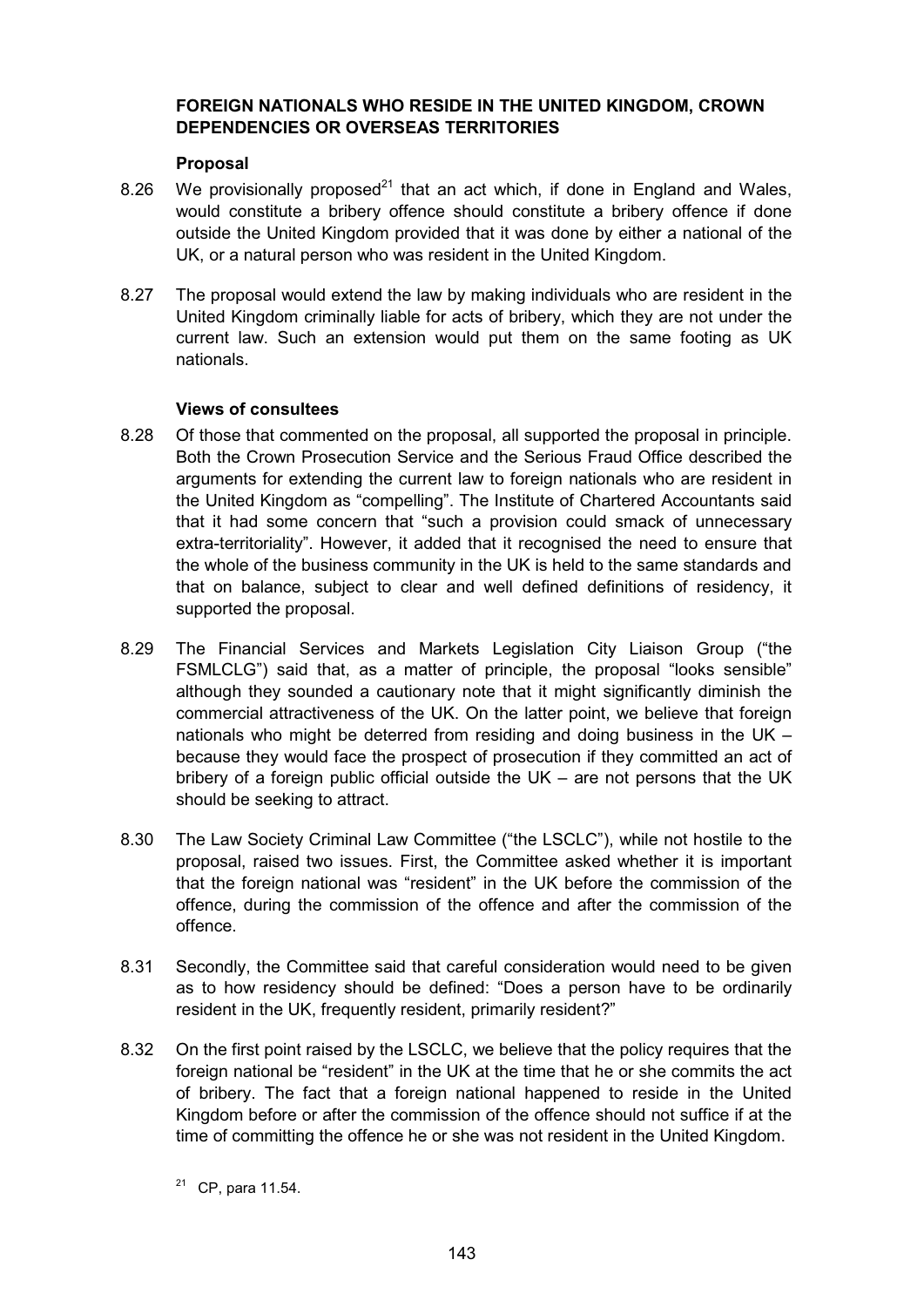## FOREIGN NATIONALS WHO RESIDE IN THE UNITED KINGDOM, CROWN DEPENDENCIES OR OVERSEAS TERRITORIES

### Proposal

8.26 We provisionally proposed[21] that an act which, if done in England and Wales, would constitute a bribery offence should constitute a bribery offence if done outside the United Kingdom provided that it was done by either a national of the UK, or a natural person who was resident in the United Kingdom.

8.27 The proposal would extend the law by making individuals who are resident in the United Kingdom criminally liable for acts of bribery, which they are not under the current law. Such an extension would put them on the same footing as UK nationals.

### Views of consultees

8.28 Of those that commented on the proposal, all supported the proposal in principle. Both the Crown Prosecution Service and the Serious Fraud Office described the arguments for extending the current law to foreign nationals who are resident in the United Kingdom as "compelling". The Institute of Chartered Accountants said that it had some concern that "such a provision could smack of unnecessary extra-territoriality". However, it added that it recognised the need to ensure that the whole of the business community in the UK is held to the same standards and that on balance, subject to clear and well defined definitions of residency, it supported the proposal.

8.29 The Financial Services and Markets Legislation City Liaison Group ("the FSMLCLG") said that, as a matter of principle, the proposal "looks sensible" although they sounded a cautionary note that it might significantly diminish the commercial attractiveness of the UK. On the latter point, we believe that foreign nationals who might be deterred from residing and doing business in the UK – because they would face the prospect of prosecution if they committed an act of bribery of a foreign public official outside the UK – are not persons that the UK should be seeking to attract.

8.30 The Law Society Criminal Law Committee ("the LSCLC"), while not hostile to the proposal, raised two issues. First, the Committee asked whether it is important that the foreign national was "resident" in the UK before the commission of the offence, during the commission of the offence and after the commission of the offence.

8.31 Secondly, the Committee said that careful consideration would need to be given as to how residency should be defined: "Does a person have to be ordinarily resident in the UK, frequently resident, primarily resident?"

8.32 On the first point raised by the LSCLC, we believe that the policy requires that the foreign national be "resident" in the UK at the time that he or she commits the act of bribery. The fact that a foreign national happened to reside in the United Kingdom before or after the commission of the offence should not suffice if at the time of committing the offence he or she was not resident in the United Kingdom.

[21] CP, para 11.54.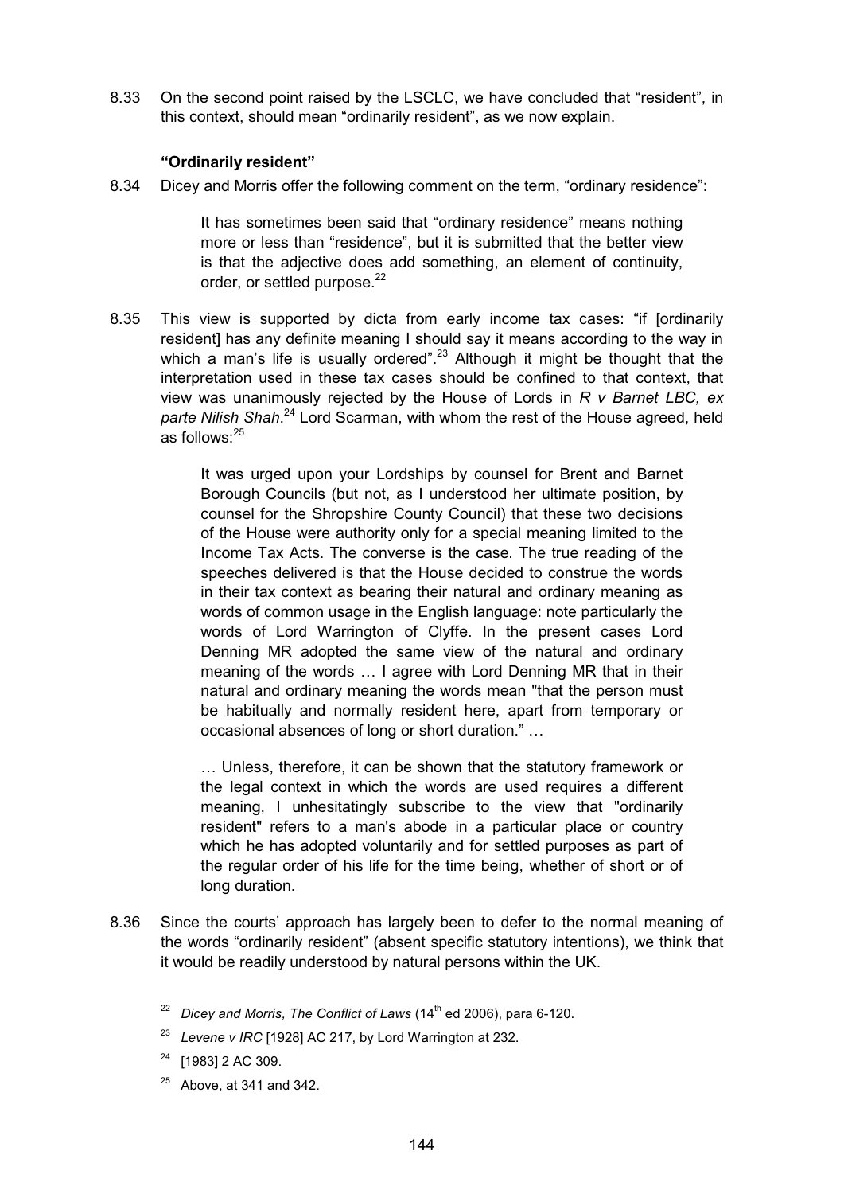8.33 On the second point raised by the LSCLC, we have concluded that "resident", in this context, should mean "ordinarily resident", as we now explain.

### "Ordinarily resident"

8.34 Dicey and Morris offer the following comment on the term, "ordinary residence":

> It has sometimes been said that "ordinary residence" means nothing more or less than "residence", but it is submitted that the better view is that the adjective does add something, an element of continuity, order, or settled purpose.[22]

8.35 This view is supported by dicta from early income tax cases: "if [ordinarily resident] has any definite meaning I should say it means according to the way in which a man's life is usually ordered".[23] Although it might be thought that the interpretation used in these tax cases should be confined to that context, that view was unanimously rejected by the House of Lords in *R v Barnet LBC, ex parte Nilish Shah*.[24] Lord Scarman, with whom the rest of the House agreed, held as follows:[25]

> It was urged upon your Lordships by counsel for Brent and Barnet Borough Councils (but not, as I understood her ultimate position, by counsel for the Shropshire County Council) that these two decisions of the House were authority only for a special meaning limited to the Income Tax Acts. The converse is the case. The true reading of the speeches delivered is that the House decided to construe the words in their tax context as bearing their natural and ordinary meaning as words of common usage in the English language: note particularly the words of Lord Warrington of Clyffe. In the present cases Lord Denning MR adopted the same view of the natural and ordinary meaning of the words … I agree with Lord Denning MR that in their natural and ordinary meaning the words mean "that the person must be habitually and normally resident here, apart from temporary or occasional absences of long or short duration." …
>
> … Unless, therefore, it can be shown that the statutory framework or the legal context in which the words are used requires a different meaning, I unhesitatingly subscribe to the view that "ordinarily resident" refers to a man's abode in a particular place or country which he has adopted voluntarily and for settled purposes as part of the regular order of his life for the time being, whether of short or of long duration.

8.36 Since the courts' approach has largely been to defer to the normal meaning of the words "ordinarily resident" (absent specific statutory intentions), we think that it would be readily understood by natural persons within the UK.

[22] *Dicey and Morris, The Conflict of Laws* (14th ed 2006), para 6-120.

[23] *Levene v IRC* [1928] AC 217, by Lord Warrington at 232.

[24] [1983] 2 AC 309.

[25] Above, at 341 and 342.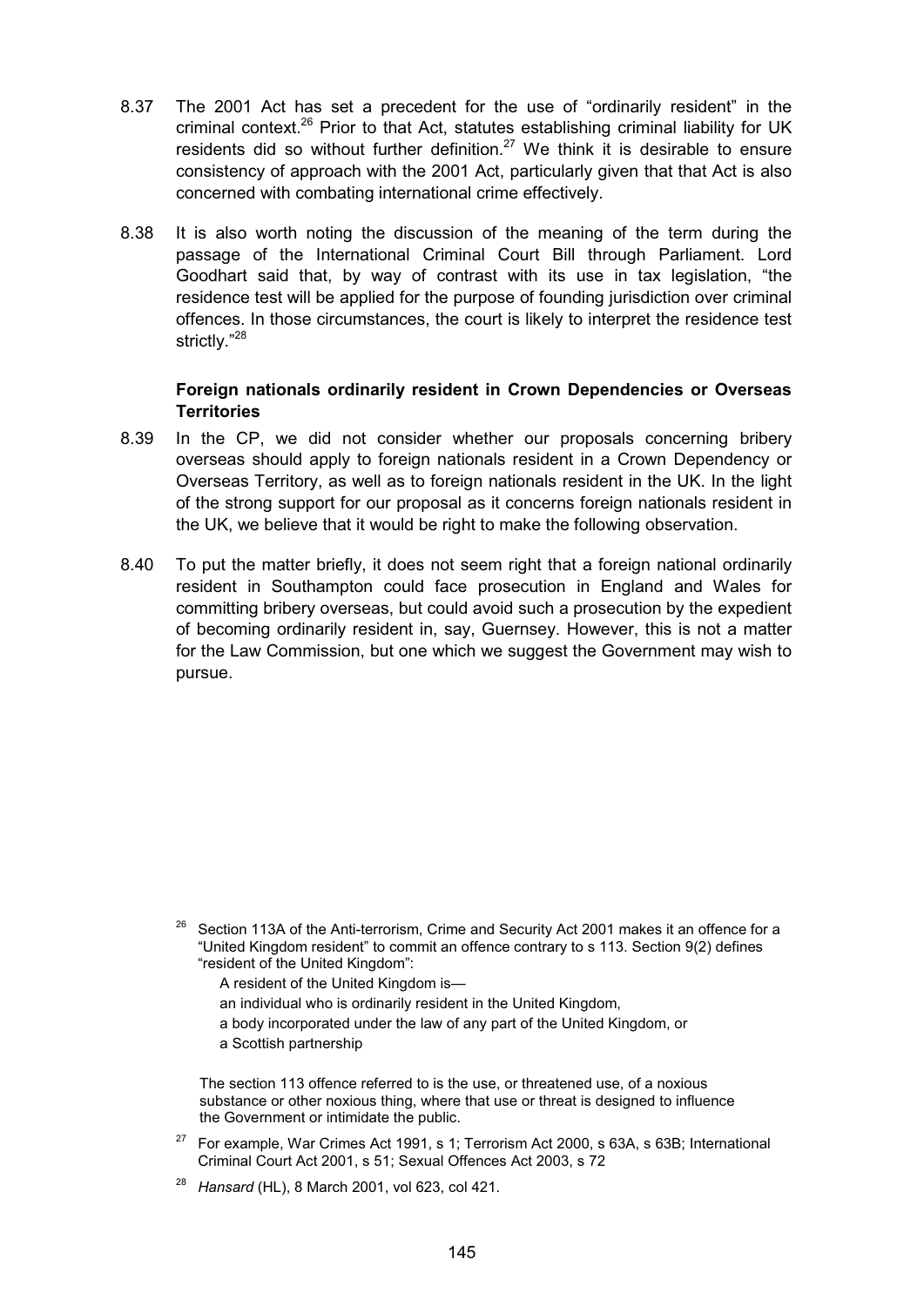8.37 The 2001 Act has set a precedent for the use of "ordinarily resident" in the criminal context.[26] Prior to that Act, statutes establishing criminal liability for UK residents did so without further definition.[27] We think it is desirable to ensure consistency of approach with the 2001 Act, particularly given that that Act is also concerned with combating international crime effectively.

8.38 It is also worth noting the discussion of the meaning of the term during the passage of the International Criminal Court Bill through Parliament. Lord Goodhart said that, by way of contrast with its use in tax legislation, "the residence test will be applied for the purpose of founding jurisdiction over criminal offences. In those circumstances, the court is likely to interpret the residence test strictly."[28]

**Foreign nationals ordinarily resident in Crown Dependencies or Overseas Territories**

8.39 In the CP, we did not consider whether our proposals concerning bribery overseas should apply to foreign nationals resident in a Crown Dependency or Overseas Territory, as well as to foreign nationals resident in the UK. In the light of the strong support for our proposal as it concerns foreign nationals resident in the UK, we believe that it would be right to make the following observation.

8.40 To put the matter briefly, it does not seem right that a foreign national ordinarily resident in Southampton could face prosecution in England and Wales for committing bribery overseas, but could avoid such a prosecution by the expedient of becoming ordinarily resident in, say, Guernsey. However, this is not a matter for the Law Commission, but one which we suggest the Government may wish to pursue.

---

[26] Section 113A of the Anti-terrorism, Crime and Security Act 2001 makes it an offence for a "United Kingdom resident" to commit an offence contrary to s 113. Section 9(2) defines "resident of the United Kingdom":

> A resident of the United Kingdom is—
>
> an individual who is ordinarily resident in the United Kingdom,
>
> a body incorporated under the law of any part of the United Kingdom, or
>
> a Scottish partnership

The section 113 offence referred to is the use, or threatened use, of a noxious substance or other noxious thing, where that use or threat is designed to influence the Government or intimidate the public.

[27] For example, War Crimes Act 1991, s 1; Terrorism Act 2000, s 63A, s 63B; International Criminal Court Act 2001, s 51; Sexual Offences Act 2003, s 72

[28] *Hansard* (HL), 8 March 2001, vol 623, col 421.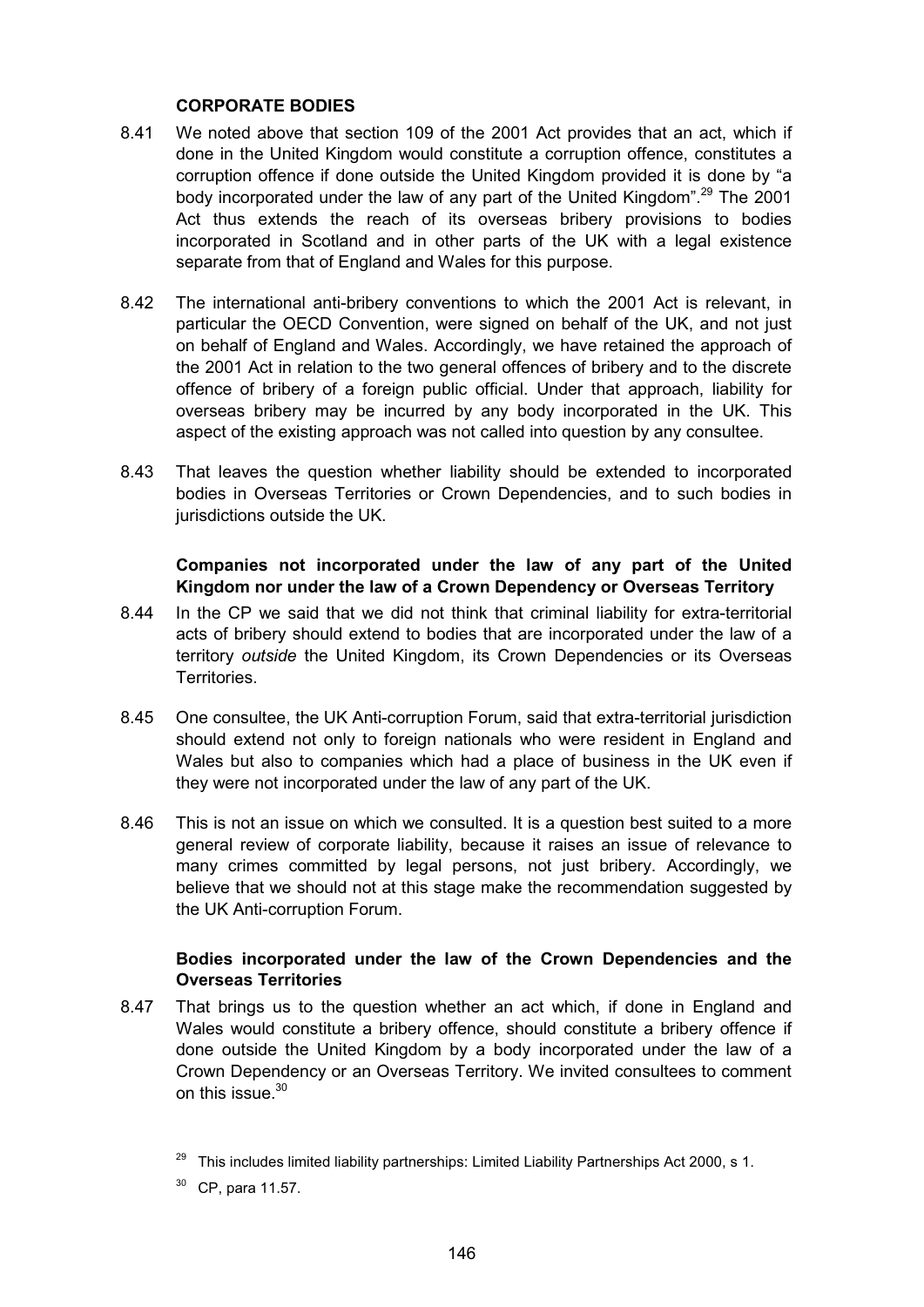### CORPORATE BODIES

8.41 We noted above that section 109 of the 2001 Act provides that an act, which if done in the United Kingdom would constitute a corruption offence, constitutes a corruption offence if done outside the United Kingdom provided it is done by "a body incorporated under the law of any part of the United Kingdom".[29] The 2001 Act thus extends the reach of its overseas bribery provisions to bodies incorporated in Scotland and in other parts of the UK with a legal existence separate from that of England and Wales for this purpose.

8.42 The international anti-bribery conventions to which the 2001 Act is relevant, in particular the OECD Convention, were signed on behalf of the UK, and not just on behalf of England and Wales. Accordingly, we have retained the approach of the 2001 Act in relation to the two general offences of bribery and to the discrete offence of bribery of a foreign public official. Under that approach, liability for overseas bribery may be incurred by any body incorporated in the UK. This aspect of the existing approach was not called into question by any consultee.

8.43 That leaves the question whether liability should be extended to incorporated bodies in Overseas Territories or Crown Dependencies, and to such bodies in jurisdictions outside the UK.

#### Companies not incorporated under the law of any part of the United Kingdom nor under the law of a Crown Dependency or Overseas Territory

8.44 In the CP we said that we did not think that criminal liability for extra-territorial acts of bribery should extend to bodies that are incorporated under the law of a territory *outside* the United Kingdom, its Crown Dependencies or its Overseas Territories.

8.45 One consultee, the UK Anti-corruption Forum, said that extra-territorial jurisdiction should extend not only to foreign nationals who were resident in England and Wales but also to companies which had a place of business in the UK even if they were not incorporated under the law of any part of the UK.

8.46 This is not an issue on which we consulted. It is a question best suited to a more general review of corporate liability, because it raises an issue of relevance to many crimes committed by legal persons, not just bribery. Accordingly, we believe that we should not at this stage make the recommendation suggested by the UK Anti-corruption Forum.

#### Bodies incorporated under the law of the Crown Dependencies and the Overseas Territories

8.47 That brings us to the question whether an act which, if done in England and Wales would constitute a bribery offence, should constitute a bribery offence if done outside the United Kingdom by a body incorporated under the law of a Crown Dependency or an Overseas Territory. We invited consultees to comment on this issue.[30]

---

[29] This includes limited liability partnerships: Limited Liability Partnerships Act 2000, s 1.

[30] CP, para 11.57.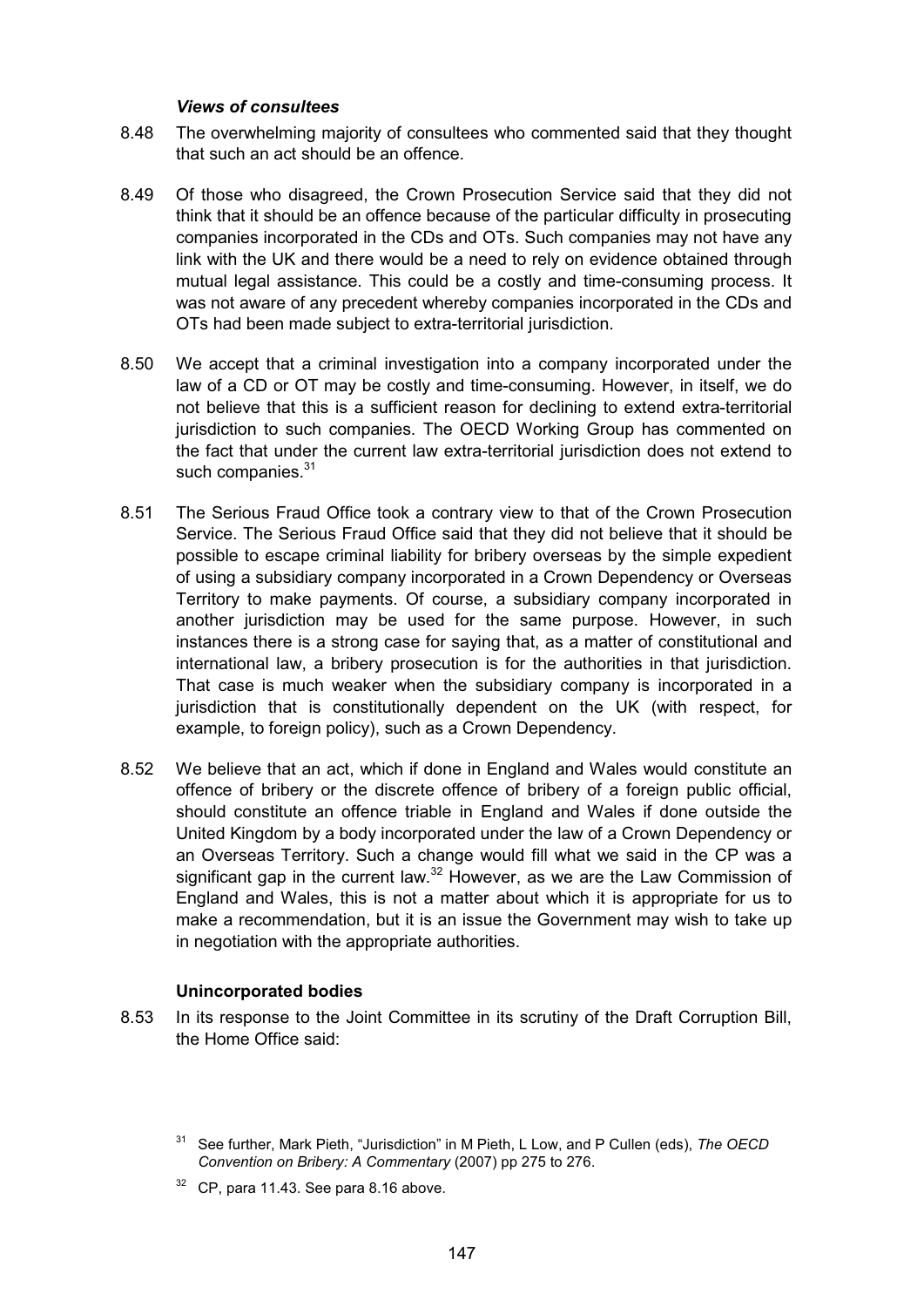### *Views of consultees*

8.48 The overwhelming majority of consultees who commented said that they thought that such an act should be an offence.

8.49 Of those who disagreed, the Crown Prosecution Service said that they did not think that it should be an offence because of the particular difficulty in prosecuting companies incorporated in the CDs and OTs. Such companies may not have any link with the UK and there would be a need to rely on evidence obtained through mutual legal assistance. This could be a costly and time-consuming process. It was not aware of any precedent whereby companies incorporated in the CDs and OTs had been made subject to extra-territorial jurisdiction.

8.50 We accept that a criminal investigation into a company incorporated under the law of a CD or OT may be costly and time-consuming. However, in itself, we do not believe that this is a sufficient reason for declining to extend extra-territorial jurisdiction to such companies. The OECD Working Group has commented on the fact that under the current law extra-territorial jurisdiction does not extend to such companies.[31]

8.51 The Serious Fraud Office took a contrary view to that of the Crown Prosecution Service. The Serious Fraud Office said that they did not believe that it should be possible to escape criminal liability for bribery overseas by the simple expedient of using a subsidiary company incorporated in a Crown Dependency or Overseas Territory to make payments. Of course, a subsidiary company incorporated in another jurisdiction may be used for the same purpose. However, in such instances there is a strong case for saying that, as a matter of constitutional and international law, a bribery prosecution is for the authorities in that jurisdiction. That case is much weaker when the subsidiary company is incorporated in a jurisdiction that is constitutionally dependent on the UK (with respect, for example, to foreign policy), such as a Crown Dependency.

8.52 We believe that an act, which if done in England and Wales would constitute an offence of bribery or the discrete offence of bribery of a foreign public official, should constitute an offence triable in England and Wales if done outside the United Kingdom by a body incorporated under the law of a Crown Dependency or an Overseas Territory. Such a change would fill what we said in the CP was a significant gap in the current law.[32] However, as we are the Law Commission of England and Wales, this is not a matter about which it is appropriate for us to make a recommendation, but it is an issue the Government may wish to take up in negotiation with the appropriate authorities.

### Unincorporated bodies

8.53 In its response to the Joint Committee in its scrutiny of the Draft Corruption Bill, the Home Office said:

[31] See further, Mark Pieth, "Jurisdiction" in M Pieth, L Low, and P Cullen (eds), *The OECD Convention on Bribery: A Commentary* (2007) pp 275 to 276.

[32] CP, para 11.43. See para 8.16 above.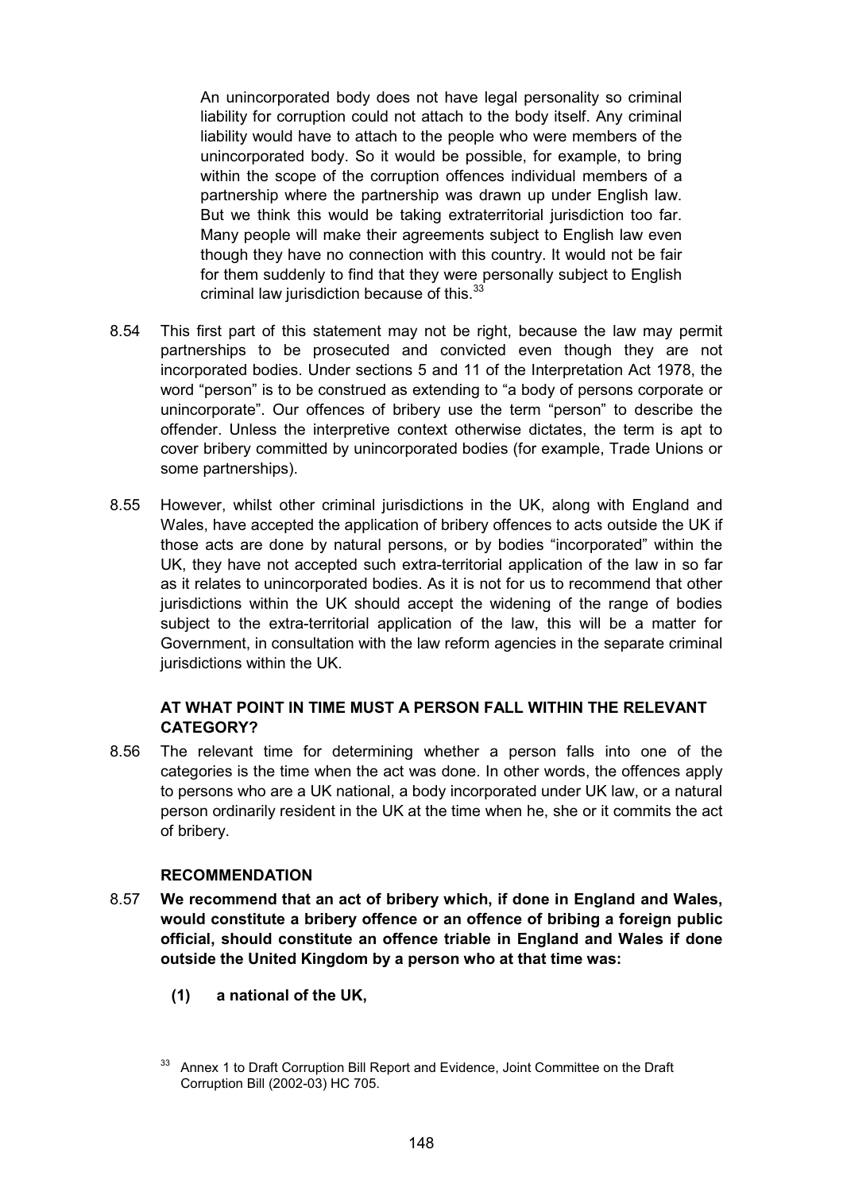> An unincorporated body does not have legal personality so criminal liability for corruption could not attach to the body itself. Any criminal liability would have to attach to the people who were members of the unincorporated body. So it would be possible, for example, to bring within the scope of the corruption offences individual members of a partnership where the partnership was drawn up under English law. But we think this would be taking extraterritorial jurisdiction too far. Many people will make their agreements subject to English law even though they have no connection with this country. It would not be fair for them suddenly to find that they were personally subject to English criminal law jurisdiction because of this.[33]

8.54 This first part of this statement may not be right, because the law may permit partnerships to be prosecuted and convicted even though they are not incorporated bodies. Under sections 5 and 11 of the Interpretation Act 1978, the word "person" is to be construed as extending to "a body of persons corporate or unincorporate". Our offences of bribery use the term "person" to describe the offender. Unless the interpretive context otherwise dictates, the term is apt to cover bribery committed by unincorporated bodies (for example, Trade Unions or some partnerships).

8.55 However, whilst other criminal jurisdictions in the UK, along with England and Wales, have accepted the application of bribery offences to acts outside the UK if those acts are done by natural persons, or by bodies "incorporated" within the UK, they have not accepted such extra-territorial application of the law in so far as it relates to unincorporated bodies. As it is not for us to recommend that other jurisdictions within the UK should accept the widening of the range of bodies subject to the extra-territorial application of the law, this will be a matter for Government, in consultation with the law reform agencies in the separate criminal jurisdictions within the UK.

### AT WHAT POINT IN TIME MUST A PERSON FALL WITHIN THE RELEVANT CATEGORY?

8.56 The relevant time for determining whether a person falls into one of the categories is the time when the act was done. In other words, the offences apply to persons who are a UK national, a body incorporated under UK law, or a natural person ordinarily resident in the UK at the time when he, she or it commits the act of bribery.

### RECOMMENDATION

8.57 **We recommend that an act of bribery which, if done in England and Wales, would constitute a bribery offence or an offence of bribing a foreign public official, should constitute an offence triable in England and Wales if done outside the United Kingdom by a person who at that time was:**

**(1) a national of the UK,**

[33] Annex 1 to Draft Corruption Bill Report and Evidence, Joint Committee on the Draft Corruption Bill (2002-03) HC 705.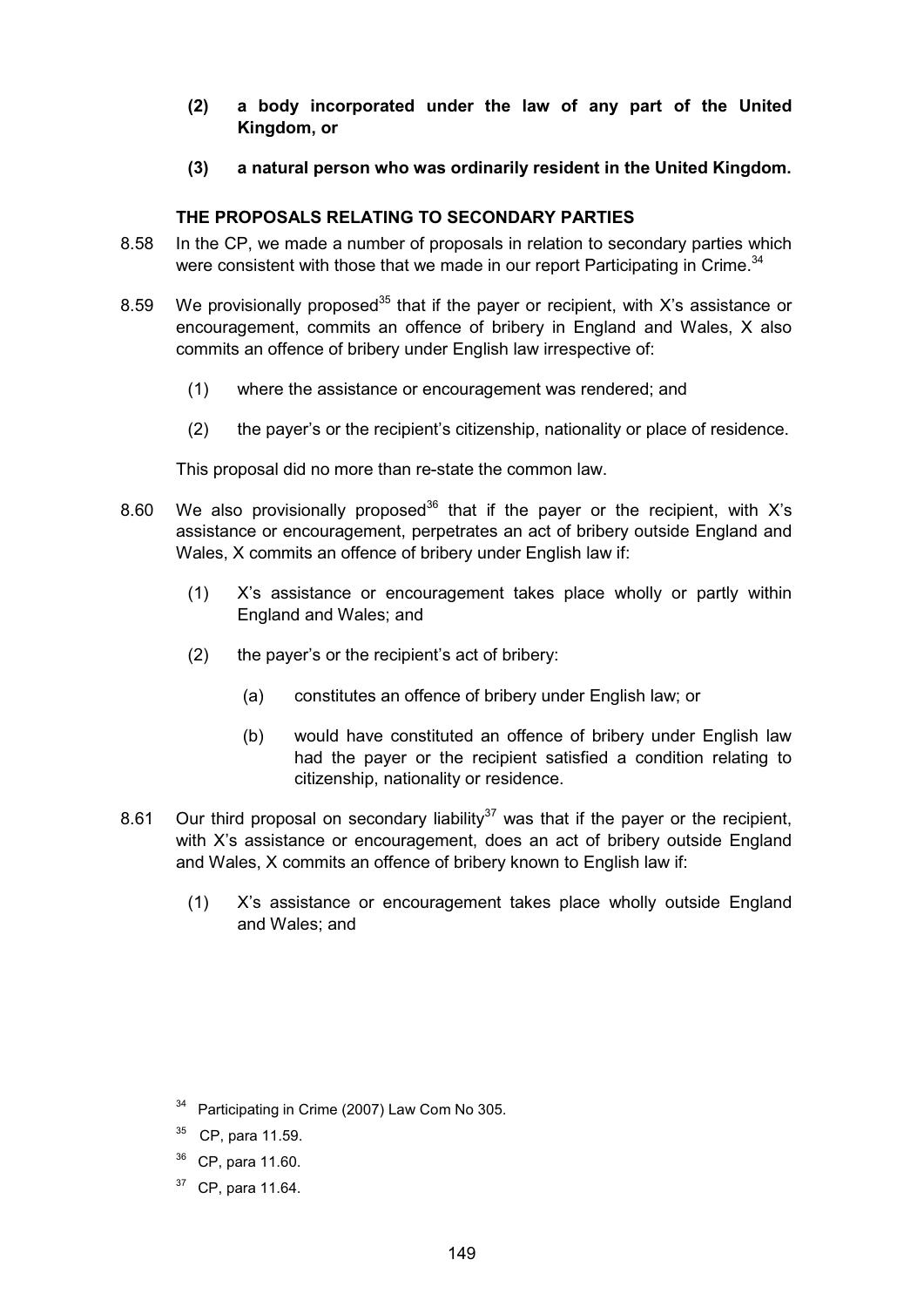**(2) a body incorporated under the law of any part of the United Kingdom, or**

**(3) a natural person who was ordinarily resident in the United Kingdom.**

### THE PROPOSALS RELATING TO SECONDARY PARTIES

8.58 In the CP, we made a number of proposals in relation to secondary parties which were consistent with those that we made in our report Participating in Crime.[34]

8.59 We provisionally proposed[35] that if the payer or recipient, with X's assistance or encouragement, commits an offence of bribery in England and Wales, X also commits an offence of bribery under English law irrespective of:

(1) where the assistance or encouragement was rendered; and

(2) the payer's or the recipient's citizenship, nationality or place of residence.

This proposal did no more than re-state the common law.

8.60 We also provisionally proposed[36] that if the payer or the recipient, with X's assistance or encouragement, perpetrates an act of bribery outside England and Wales, X commits an offence of bribery under English law if:

(1) X's assistance or encouragement takes place wholly or partly within England and Wales; and

(2) the payer's or the recipient's act of bribery:

(a) constitutes an offence of bribery under English law; or

(b) would have constituted an offence of bribery under English law had the payer or the recipient satisfied a condition relating to citizenship, nationality or residence.

8.61 Our third proposal on secondary liability[37] was that if the payer or the recipient, with X's assistance or encouragement, does an act of bribery outside England and Wales, X commits an offence of bribery known to English law if:

(1) X's assistance or encouragement takes place wholly outside England and Wales; and

[34] Participating in Crime (2007) Law Com No 305.

[35] CP, para 11.59.

[36] CP, para 11.60.

[37] CP, para 11.64.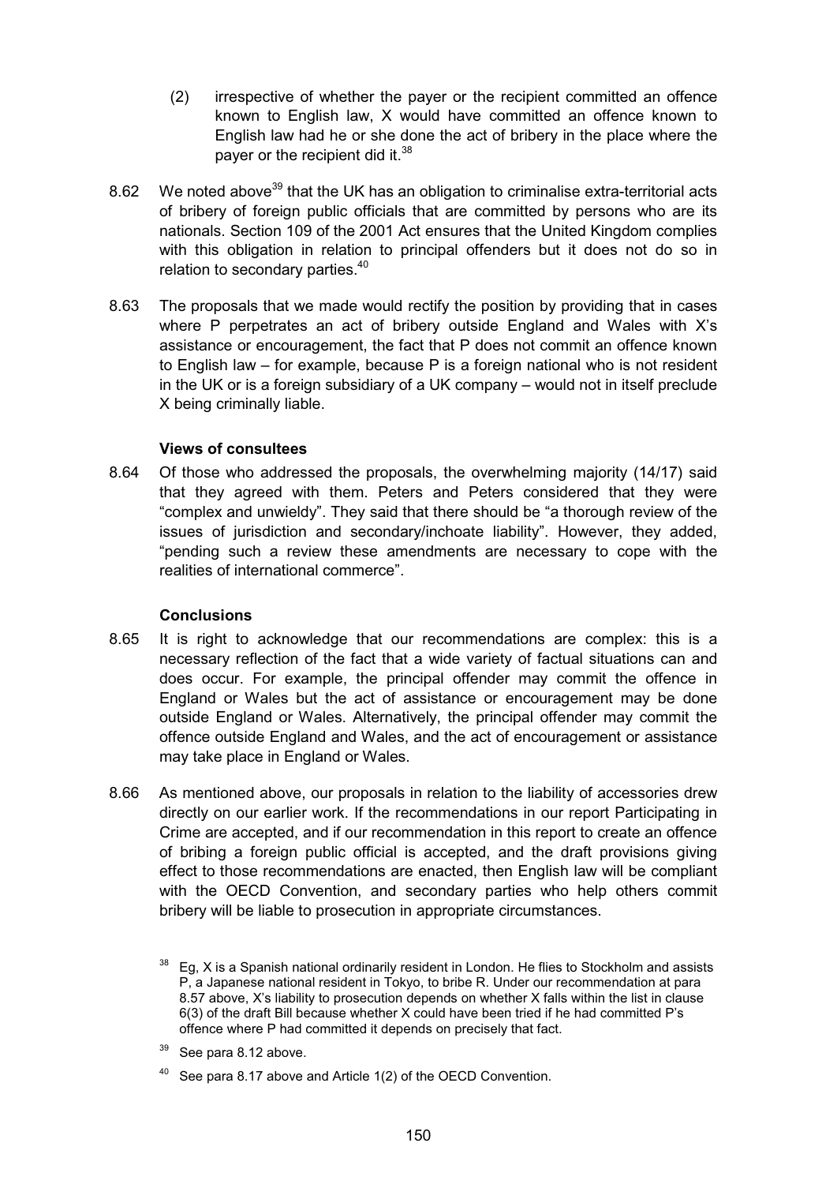(2) irrespective of whether the payer or the recipient committed an offence known to English law, X would have committed an offence known to English law had he or she done the act of bribery in the place where the payer or the recipient did it.[38]

8.62 We noted above[39] that the UK has an obligation to criminalise extra-territorial acts of bribery of foreign public officials that are committed by persons who are its nationals. Section 109 of the 2001 Act ensures that the United Kingdom complies with this obligation in relation to principal offenders but it does not do so in relation to secondary parties.[40]

8.63 The proposals that we made would rectify the position by providing that in cases where P perpetrates an act of bribery outside England and Wales with X's assistance or encouragement, the fact that P does not commit an offence known to English law – for example, because P is a foreign national who is not resident in the UK or is a foreign subsidiary of a UK company – would not in itself preclude X being criminally liable.

### Views of consultees

8.64 Of those who addressed the proposals, the overwhelming majority (14/17) said that they agreed with them. Peters and Peters considered that they were "complex and unwieldy". They said that there should be "a thorough review of the issues of jurisdiction and secondary/inchoate liability". However, they added, "pending such a review these amendments are necessary to cope with the realities of international commerce".

### Conclusions

8.65 It is right to acknowledge that our recommendations are complex: this is a necessary reflection of the fact that a wide variety of factual situations can and does occur. For example, the principal offender may commit the offence in England or Wales but the act of assistance or encouragement may be done outside England or Wales. Alternatively, the principal offender may commit the offence outside England and Wales, and the act of encouragement or assistance may take place in England or Wales.

8.66 As mentioned above, our proposals in relation to the liability of accessories drew directly on our earlier work. If the recommendations in our report Participating in Crime are accepted, and if our recommendation in this report to create an offence of bribing a foreign public official is accepted, and the draft provisions giving effect to those recommendations are enacted, then English law will be compliant with the OECD Convention, and secondary parties who help others commit bribery will be liable to prosecution in appropriate circumstances.

---

[38] Eg, X is a Spanish national ordinarily resident in London. He flies to Stockholm and assists P, a Japanese national resident in Tokyo, to bribe R. Under our recommendation at para 8.57 above, X's liability to prosecution depends on whether X falls within the list in clause 6(3) of the draft Bill because whether X could have been tried if he had committed P's offence where P had committed it depends on precisely that fact.

[39] See para 8.12 above.

[40] See para 8.17 above and Article 1(2) of the OECD Convention.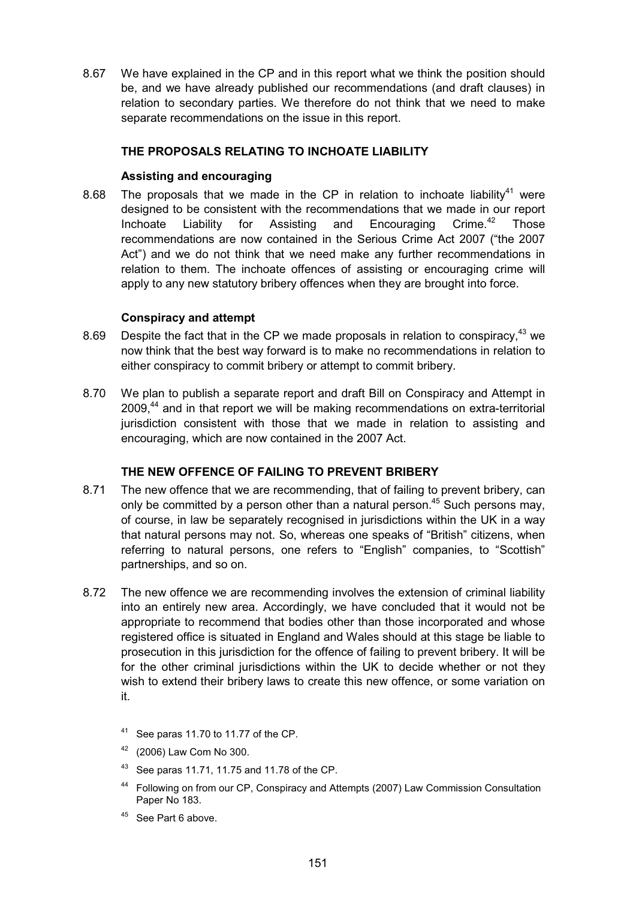8.67 We have explained in the CP and in this report what we think the position should be, and we have already published our recommendations (and draft clauses) in relation to secondary parties. We therefore do not think that we need to make separate recommendations on the issue in this report.

## THE PROPOSALS RELATING TO INCHOATE LIABILITY

### Assisting and encouraging

8.68 The proposals that we made in the CP in relation to inchoate liability[41] were designed to be consistent with the recommendations that we made in our report Inchoate Liability for Assisting and Encouraging Crime.[42] Those recommendations are now contained in the Serious Crime Act 2007 ("the 2007 Act") and we do not think that we need make any further recommendations in relation to them. The inchoate offences of assisting or encouraging crime will apply to any new statutory bribery offences when they are brought into force.

### Conspiracy and attempt

8.69 Despite the fact that in the CP we made proposals in relation to conspiracy,[43] we now think that the best way forward is to make no recommendations in relation to either conspiracy to commit bribery or attempt to commit bribery.

8.70 We plan to publish a separate report and draft Bill on Conspiracy and Attempt in 2009,[44] and in that report we will be making recommendations on extra-territorial jurisdiction consistent with those that we made in relation to assisting and encouraging, which are now contained in the 2007 Act.

## THE NEW OFFENCE OF FAILING TO PREVENT BRIBERY

8.71 The new offence that we are recommending, that of failing to prevent bribery, can only be committed by a person other than a natural person.[45] Such persons may, of course, in law be separately recognised in jurisdictions within the UK in a way that natural persons may not. So, whereas one speaks of "British" citizens, when referring to natural persons, one refers to "English" companies, to "Scottish" partnerships, and so on.

8.72 The new offence we are recommending involves the extension of criminal liability into an entirely new area. Accordingly, we have concluded that it would not be appropriate to recommend that bodies other than those incorporated and whose registered office is situated in England and Wales should at this stage be liable to prosecution in this jurisdiction for the offence of failing to prevent bribery. It will be for the other criminal jurisdictions within the UK to decide whether or not they wish to extend their bribery laws to create this new offence, or some variation on it.

[41] See paras 11.70 to 11.77 of the CP.

[42] (2006) Law Com No 300.

[43] See paras 11.71, 11.75 and 11.78 of the CP.

[44] Following on from our CP, Conspiracy and Attempts (2007) Law Commission Consultation Paper No 183.

[45] See Part 6 above.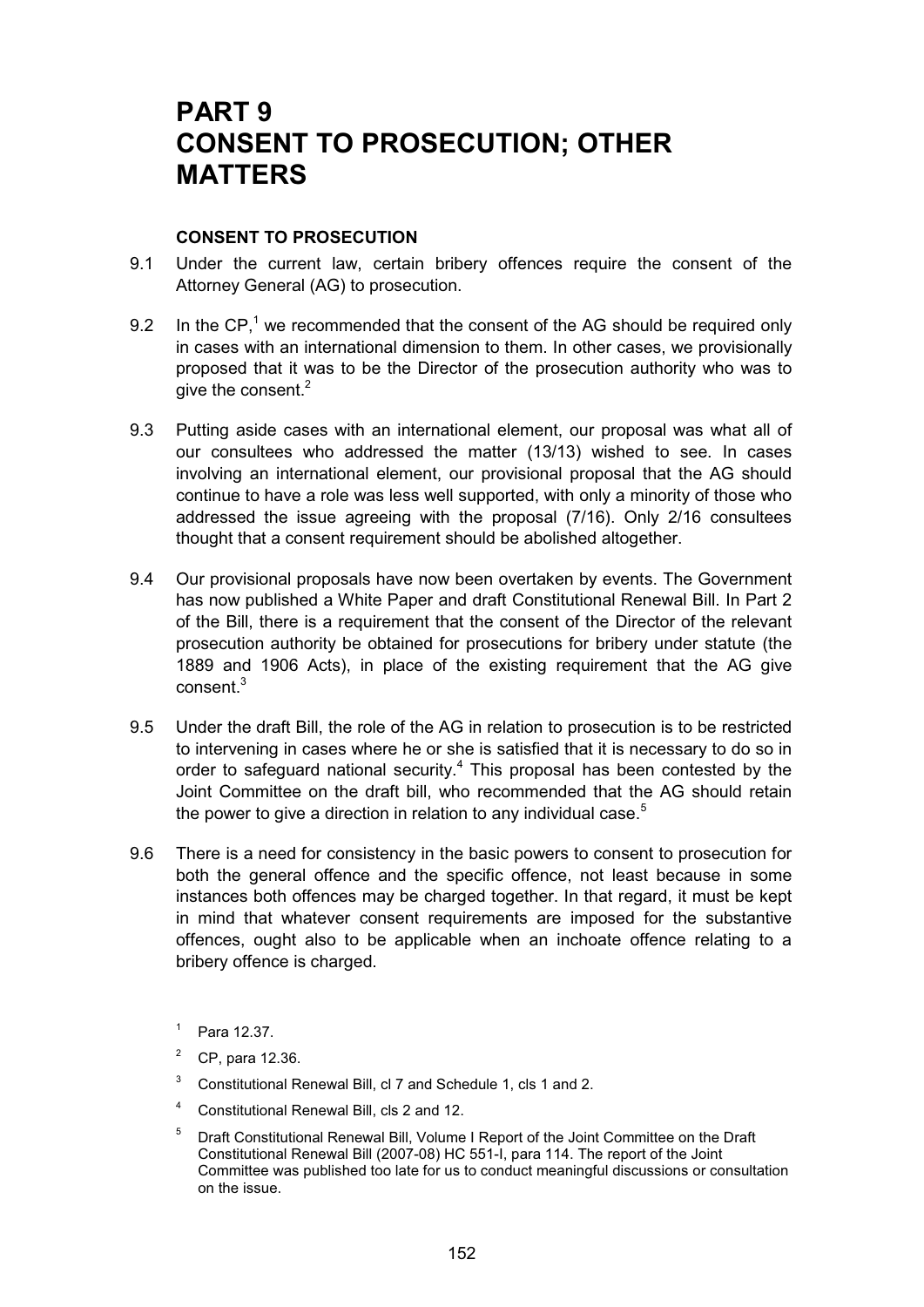# PART 9
# CONSENT TO PROSECUTION; OTHER MATTERS

### CONSENT TO PROSECUTION

9.1 Under the current law, certain bribery offences require the consent of the Attorney General (AG) to prosecution.

9.2 In the CP,[1] we recommended that the consent of the AG should be required only in cases with an international dimension to them. In other cases, we provisionally proposed that it was to be the Director of the prosecution authority who was to give the consent.[2]

9.3 Putting aside cases with an international element, our proposal was what all of our consultees who addressed the matter (13/13) wished to see. In cases involving an international element, our provisional proposal that the AG should continue to have a role was less well supported, with only a minority of those who addressed the issue agreeing with the proposal (7/16). Only 2/16 consultees thought that a consent requirement should be abolished altogether.

9.4 Our provisional proposals have now been overtaken by events. The Government has now published a White Paper and draft Constitutional Renewal Bill. In Part 2 of the Bill, there is a requirement that the consent of the Director of the relevant prosecution authority be obtained for prosecutions for bribery under statute (the 1889 and 1906 Acts), in place of the existing requirement that the AG give consent.[3]

9.5 Under the draft Bill, the role of the AG in relation to prosecution is to be restricted to intervening in cases where he or she is satisfied that it is necessary to do so in order to safeguard national security.[4] This proposal has been contested by the Joint Committee on the draft bill, who recommended that the AG should retain the power to give a direction in relation to any individual case.[5]

9.6 There is a need for consistency in the basic powers to consent to prosecution for both the general offence and the specific offence, not least because in some instances both offences may be charged together. In that regard, it must be kept in mind that whatever consent requirements are imposed for the substantive offences, ought also to be applicable when an inchoate offence relating to a bribery offence is charged.

[1] Para 12.37.

[2] CP, para 12.36.

[3] Constitutional Renewal Bill, cl 7 and Schedule 1, cls 1 and 2.

[4] Constitutional Renewal Bill, cls 2 and 12.

[5] Draft Constitutional Renewal Bill, Volume I Report of the Joint Committee on the Draft Constitutional Renewal Bill (2007-08) HC 551-I, para 114. The report of the Joint Committee was published too late for us to conduct meaningful discussions or consultation on the issue.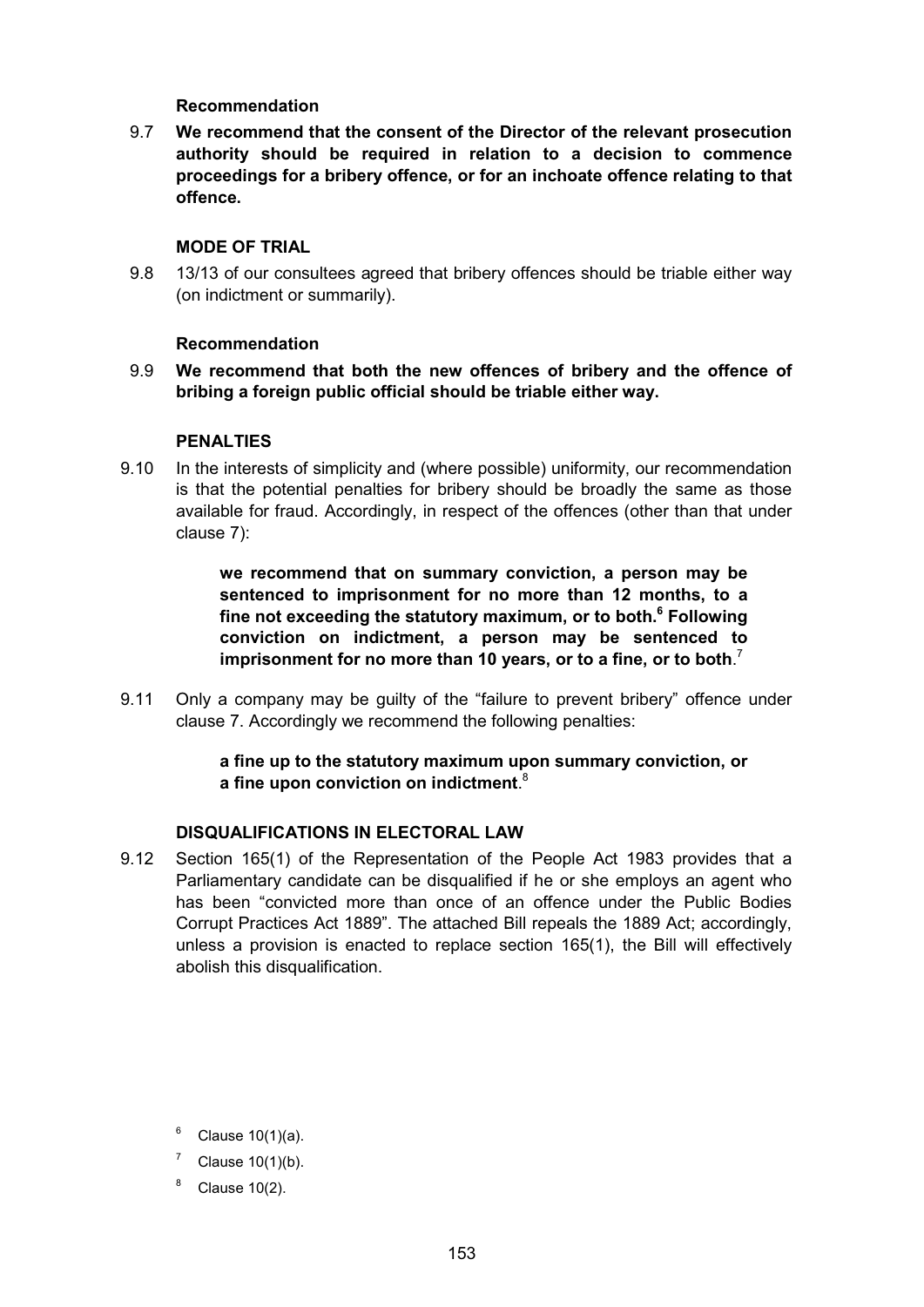**Recommendation**

9.7 **We recommend that the consent of the Director of the relevant prosecution authority should be required in relation to a decision to commence proceedings for a bribery offence, or for an inchoate offence relating to that offence.**

### MODE OF TRIAL

9.8 13/13 of our consultees agreed that bribery offences should be triable either way (on indictment or summarily).

**Recommendation**

9.9 **We recommend that both the new offences of bribery and the offence of bribing a foreign public official should be triable either way.**

### PENALTIES

9.10 In the interests of simplicity and (where possible) uniformity, our recommendation is that the potential penalties for bribery should be broadly the same as those available for fraud. Accordingly, in respect of the offences (other than that under clause 7):

> **we recommend that on summary conviction, a person may be sentenced to imprisonment for no more than 12 months, to a fine not exceeding the statutory maximum, or to both.**[6] **Following conviction on indictment, a person may be sentenced to imprisonment for no more than 10 years, or to a fine, or to both**.[7]

9.11 Only a company may be guilty of the "failure to prevent bribery" offence under clause 7. Accordingly we recommend the following penalties:

> **a fine up to the statutory maximum upon summary conviction, or a fine upon conviction on indictment**.[8]

### DISQUALIFICATIONS IN ELECTORAL LAW

9.12 Section 165(1) of the Representation of the People Act 1983 provides that a Parliamentary candidate can be disqualified if he or she employs an agent who has been "convicted more than once of an offence under the Public Bodies Corrupt Practices Act 1889". The attached Bill repeals the 1889 Act; accordingly, unless a provision is enacted to replace section 165(1), the Bill will effectively abolish this disqualification.

[6] Clause 10(1)(a).

[7] Clause 10(1)(b).

[8] Clause 10(2).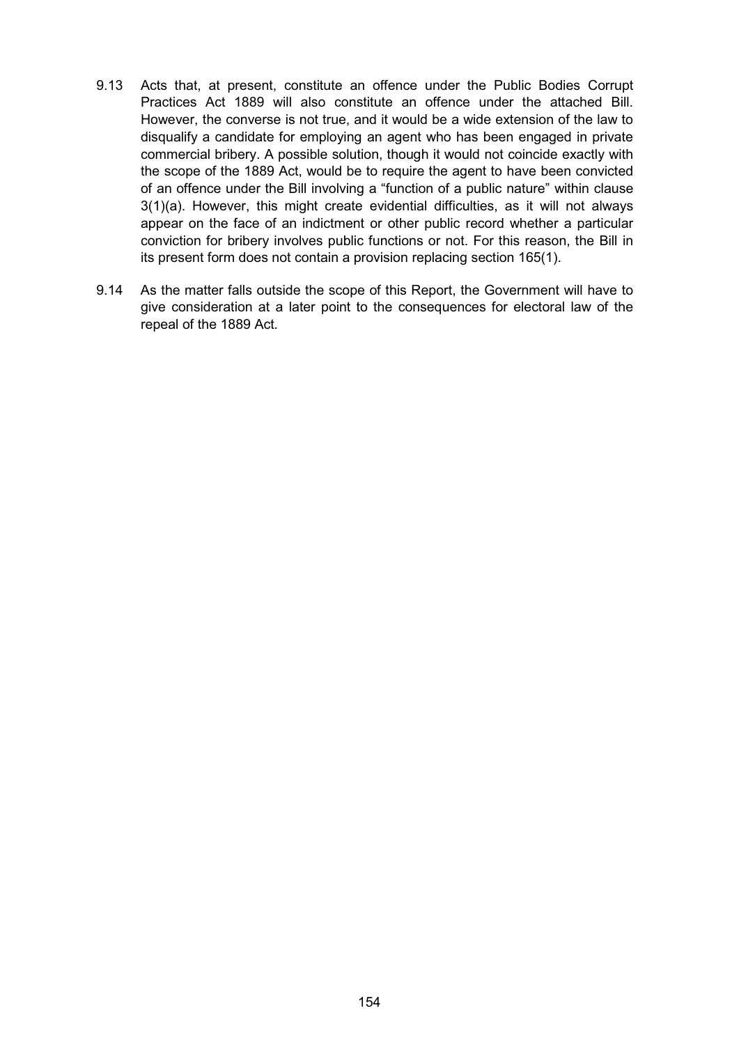9.13 Acts that, at present, constitute an offence under the Public Bodies Corrupt Practices Act 1889 will also constitute an offence under the attached Bill. However, the converse is not true, and it would be a wide extension of the law to disqualify a candidate for employing an agent who has been engaged in private commercial bribery. A possible solution, though it would not coincide exactly with the scope of the 1889 Act, would be to require the agent to have been convicted of an offence under the Bill involving a "function of a public nature" within clause 3(1)(a). However, this might create evidential difficulties, as it will not always appear on the face of an indictment or other public record whether a particular conviction for bribery involves public functions or not. For this reason, the Bill in its present form does not contain a provision replacing section 165(1).

9.14 As the matter falls outside the scope of this Report, the Government will have to give consideration at a later point to the consequences for electoral law of the repeal of the 1889 Act.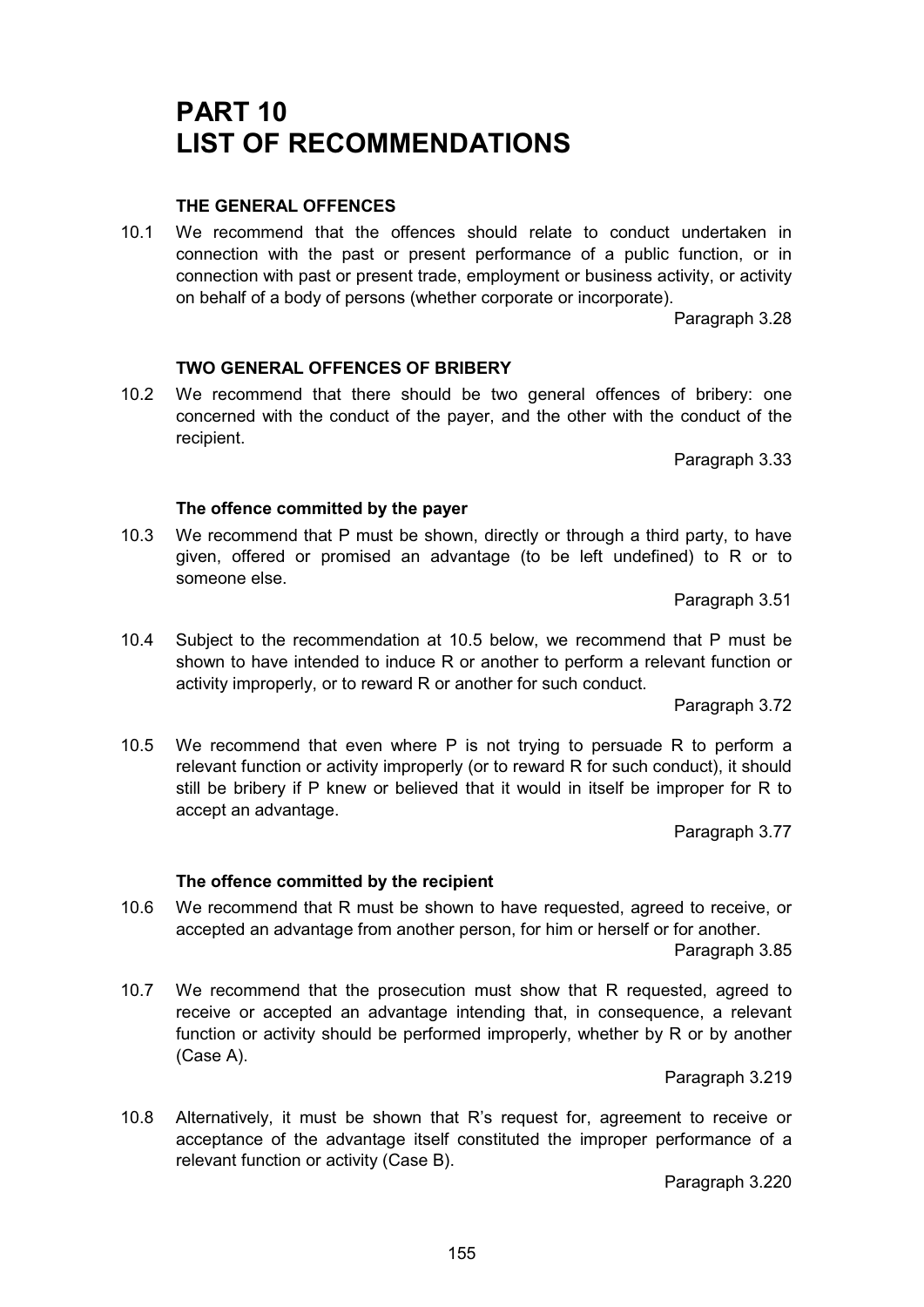# PART 10
# LIST OF RECOMMENDATIONS

### THE GENERAL OFFENCES

10.1 We recommend that the offences should relate to conduct undertaken in connection with the past or present performance of a public function, or in connection with past or present trade, employment or business activity, or activity on behalf of a body of persons (whether corporate or incorporate).

Paragraph 3.28

### TWO GENERAL OFFENCES OF BRIBERY

10.2 We recommend that there should be two general offences of bribery: one concerned with the conduct of the payer, and the other with the conduct of the recipient.

Paragraph 3.33

#### The offence committed by the payer

10.3 We recommend that P must be shown, directly or through a third party, to have given, offered or promised an advantage (to be left undefined) to R or to someone else.

Paragraph 3.51

10.4 Subject to the recommendation at 10.5 below, we recommend that P must be shown to have intended to induce R or another to perform a relevant function or activity improperly, or to reward R or another for such conduct.

Paragraph 3.72

10.5 We recommend that even where P is not trying to persuade R to perform a relevant function or activity improperly (or to reward R for such conduct), it should still be bribery if P knew or believed that it would in itself be improper for R to accept an advantage.

Paragraph 3.77

#### The offence committed by the recipient

10.6 We recommend that R must be shown to have requested, agreed to receive, or accepted an advantage from another person, for him or herself or for another.

Paragraph 3.85

10.7 We recommend that the prosecution must show that R requested, agreed to receive or accepted an advantage intending that, in consequence, a relevant function or activity should be performed improperly, whether by R or by another (Case A).

Paragraph 3.219

10.8 Alternatively, it must be shown that R's request for, agreement to receive or acceptance of the advantage itself constituted the improper performance of a relevant function or activity (Case B).

Paragraph 3.220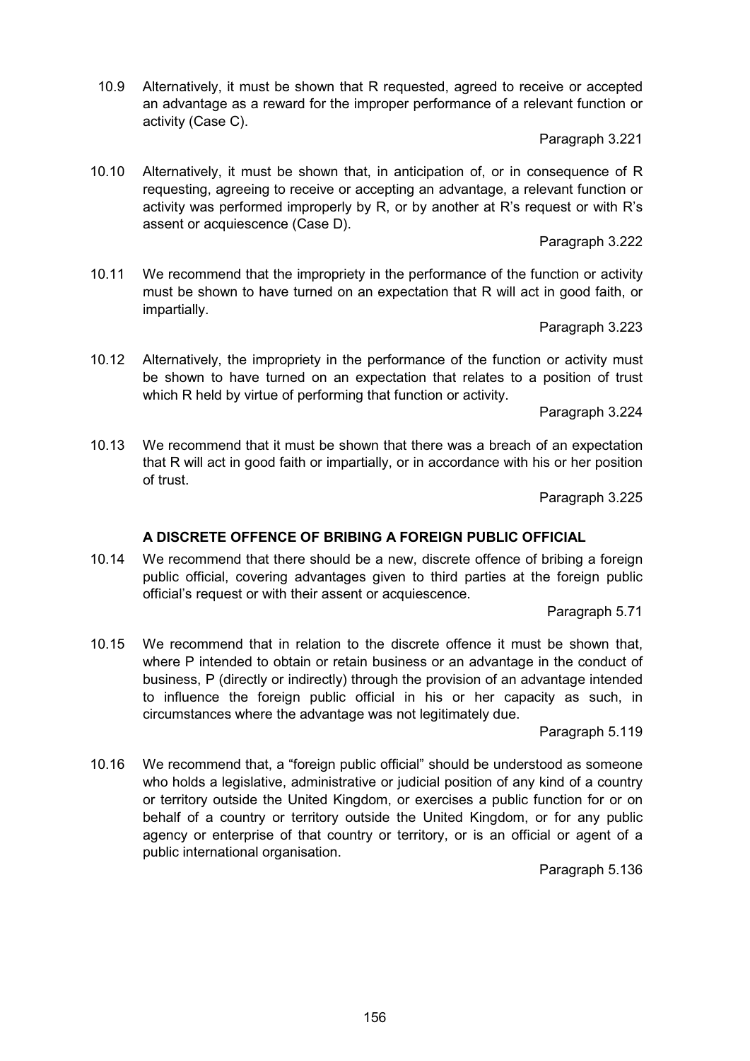10.9 Alternatively, it must be shown that R requested, agreed to receive or accepted an advantage as a reward for the improper performance of a relevant function or activity (Case C).

Paragraph 3.221

10.10 Alternatively, it must be shown that, in anticipation of, or in consequence of R requesting, agreeing to receive or accepting an advantage, a relevant function or activity was performed improperly by R, or by another at R's request or with R's assent or acquiescence (Case D).

Paragraph 3.222

10.11 We recommend that the impropriety in the performance of the function or activity must be shown to have turned on an expectation that R will act in good faith, or impartially.

Paragraph 3.223

10.12 Alternatively, the impropriety in the performance of the function or activity must be shown to have turned on an expectation that relates to a position of trust which R held by virtue of performing that function or activity.

Paragraph 3.224

10.13 We recommend that it must be shown that there was a breach of an expectation that R will act in good faith or impartially, or in accordance with his or her position of trust.

Paragraph 3.225

### A DISCRETE OFFENCE OF BRIBING A FOREIGN PUBLIC OFFICIAL

10.14 We recommend that there should be a new, discrete offence of bribing a foreign public official, covering advantages given to third parties at the foreign public official's request or with their assent or acquiescence.

Paragraph 5.71

10.15 We recommend that in relation to the discrete offence it must be shown that, where P intended to obtain or retain business or an advantage in the conduct of business, P (directly or indirectly) through the provision of an advantage intended to influence the foreign public official in his or her capacity as such, in circumstances where the advantage was not legitimately due.

Paragraph 5.119

10.16 We recommend that, a "foreign public official" should be understood as someone who holds a legislative, administrative or judicial position of any kind of a country or territory outside the United Kingdom, or exercises a public function for or on behalf of a country or territory outside the United Kingdom, or for any public agency or enterprise of that country or territory, or is an official or agent of a public international organisation.

Paragraph 5.136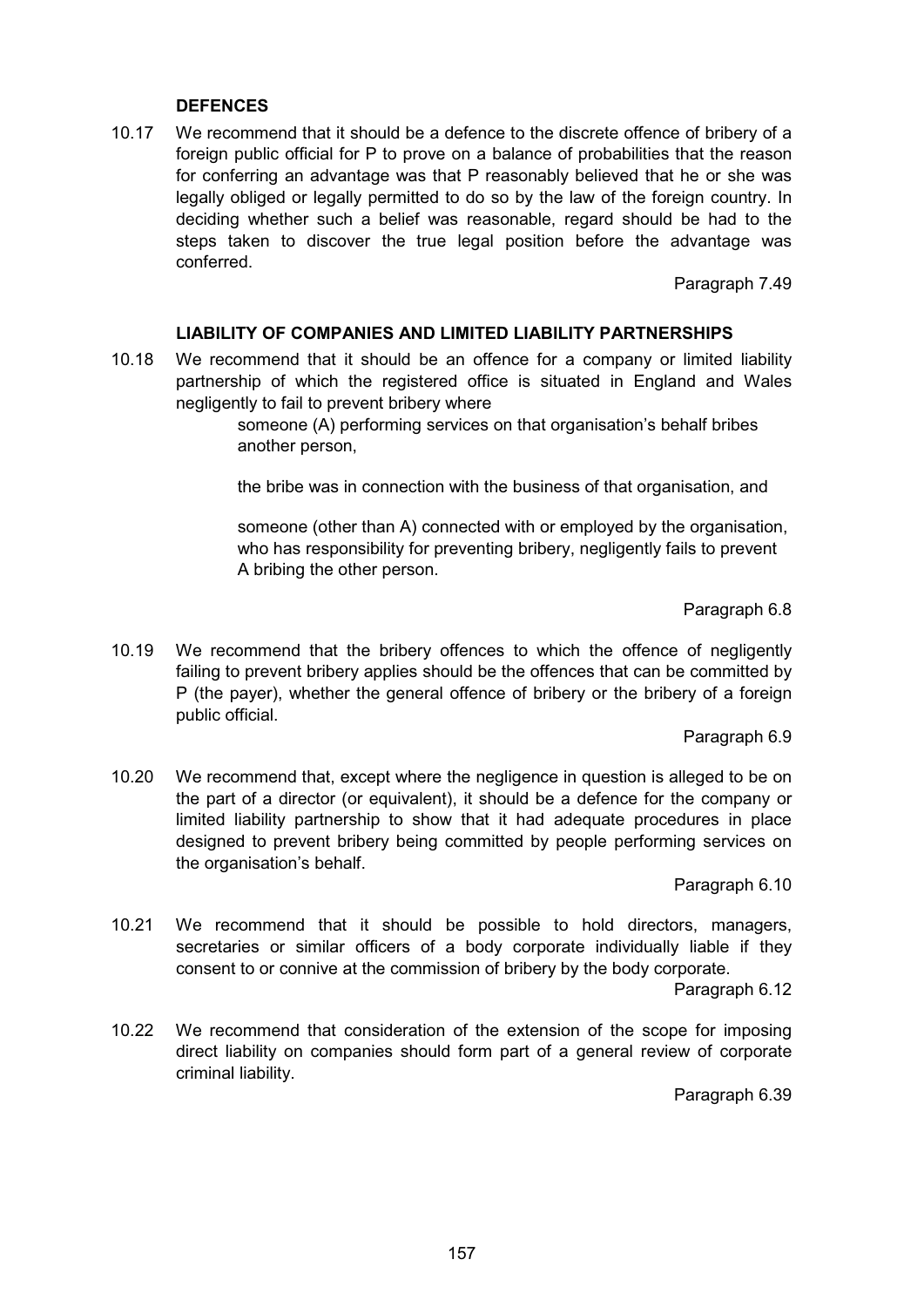### DEFENCES

10.17 We recommend that it should be a defence to the discrete offence of bribery of a foreign public official for P to prove on a balance of probabilities that the reason for conferring an advantage was that P reasonably believed that he or she was legally obliged or legally permitted to do so by the law of the foreign country. In deciding whether such a belief was reasonable, regard should be had to the steps taken to discover the true legal position before the advantage was conferred.

Paragraph 7.49

### LIABILITY OF COMPANIES AND LIMITED LIABILITY PARTNERSHIPS

10.18 We recommend that it should be an offence for a company or limited liability partnership of which the registered office is situated in England and Wales negligently to fail to prevent bribery where

> someone (A) performing services on that organisation's behalf bribes another person,
>
> the bribe was in connection with the business of that organisation, and
>
> someone (other than A) connected with or employed by the organisation, who has responsibility for preventing bribery, negligently fails to prevent A bribing the other person.

Paragraph 6.8

10.19 We recommend that the bribery offences to which the offence of negligently failing to prevent bribery applies should be the offences that can be committed by P (the payer), whether the general offence of bribery or the bribery of a foreign public official.

Paragraph 6.9

10.20 We recommend that, except where the negligence in question is alleged to be on the part of a director (or equivalent), it should be a defence for the company or limited liability partnership to show that it had adequate procedures in place designed to prevent bribery being committed by people performing services on the organisation's behalf.

Paragraph 6.10

10.21 We recommend that it should be possible to hold directors, managers, secretaries or similar officers of a body corporate individually liable if they consent to or connive at the commission of bribery by the body corporate.

Paragraph 6.12

10.22 We recommend that consideration of the extension of the scope for imposing direct liability on companies should form part of a general review of corporate criminal liability.

Paragraph 6.39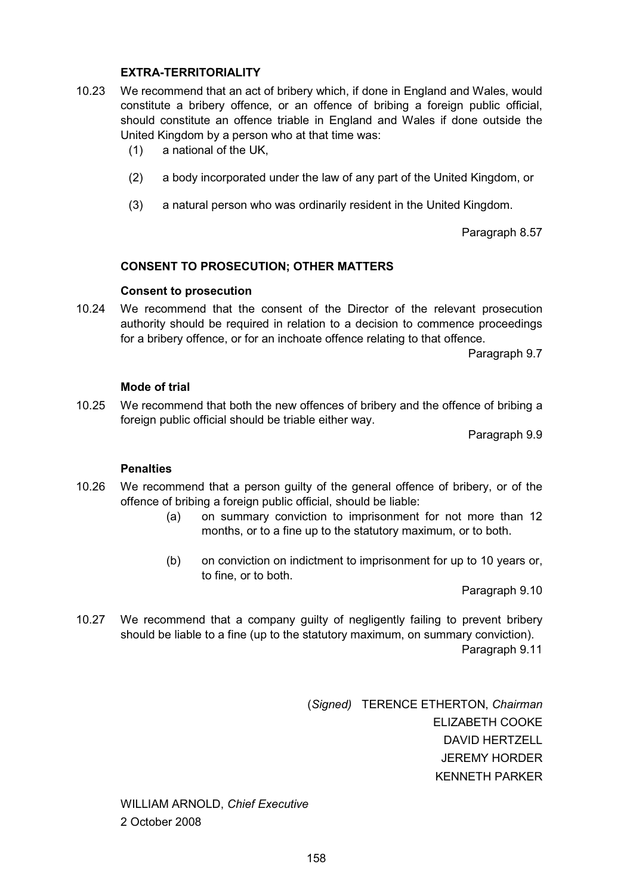### EXTRA-TERRITORIALITY

10.23 We recommend that an act of bribery which, if done in England and Wales, would constitute a bribery offence, or an offence of bribing a foreign public official, should constitute an offence triable in England and Wales if done outside the United Kingdom by a person who at that time was:

(1) a national of the UK,

(2) a body incorporated under the law of any part of the United Kingdom, or

(3) a natural person who was ordinarily resident in the United Kingdom.

Paragraph 8.57

### CONSENT TO PROSECUTION; OTHER MATTERS

#### Consent to prosecution

10.24 We recommend that the consent of the Director of the relevant prosecution authority should be required in relation to a decision to commence proceedings for a bribery offence, or for an inchoate offence relating to that offence.

Paragraph 9.7

#### Mode of trial

10.25 We recommend that both the new offences of bribery and the offence of bribing a foreign public official should be triable either way.

Paragraph 9.9

#### Penalties

10.26 We recommend that a person guilty of the general offence of bribery, or of the offence of bribing a foreign public official, should be liable:

(a) on summary conviction to imprisonment for not more than 12 months, or to a fine up to the statutory maximum, or to both.

(b) on conviction on indictment to imprisonment for up to 10 years or, to fine, or to both.

Paragraph 9.10

10.27 We recommend that a company guilty of negligently failing to prevent bribery should be liable to a fine (up to the statutory maximum, on summary conviction).

Paragraph 9.11

(*Signed*) TERENCE ETHERTON, *Chairman*
ELIZABETH COOKE
DAVID HERTZELL
JEREMY HORDER
KENNETH PARKER

WILLIAM ARNOLD, *Chief Executive*
2 October 2008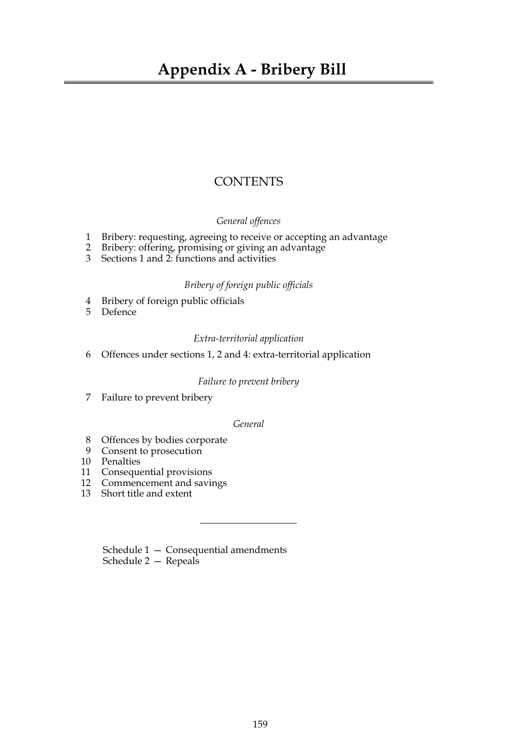# Appendix A - Bribery Bill

## CONTENTS

*General offences*

1 Bribery: requesting, agreeing to receive or accepting an advantage
2 Bribery: offering, promising or giving an advantage
3 Sections 1 and 2: functions and activities

*Bribery of foreign public officials*

4 Bribery of foreign public officials
5 Defence

*Extra-territorial application*

6 Offences under sections 1, 2 and 4: extra-territorial application

*Failure to prevent bribery*

7 Failure to prevent bribery

*General*

8 Offences by bodies corporate
9 Consent to prosecution
10 Penalties
11 Consequential provisions
12 Commencement and savings
13 Short title and extent

---

Schedule 1 — Consequential amendments
Schedule 2 — Repeals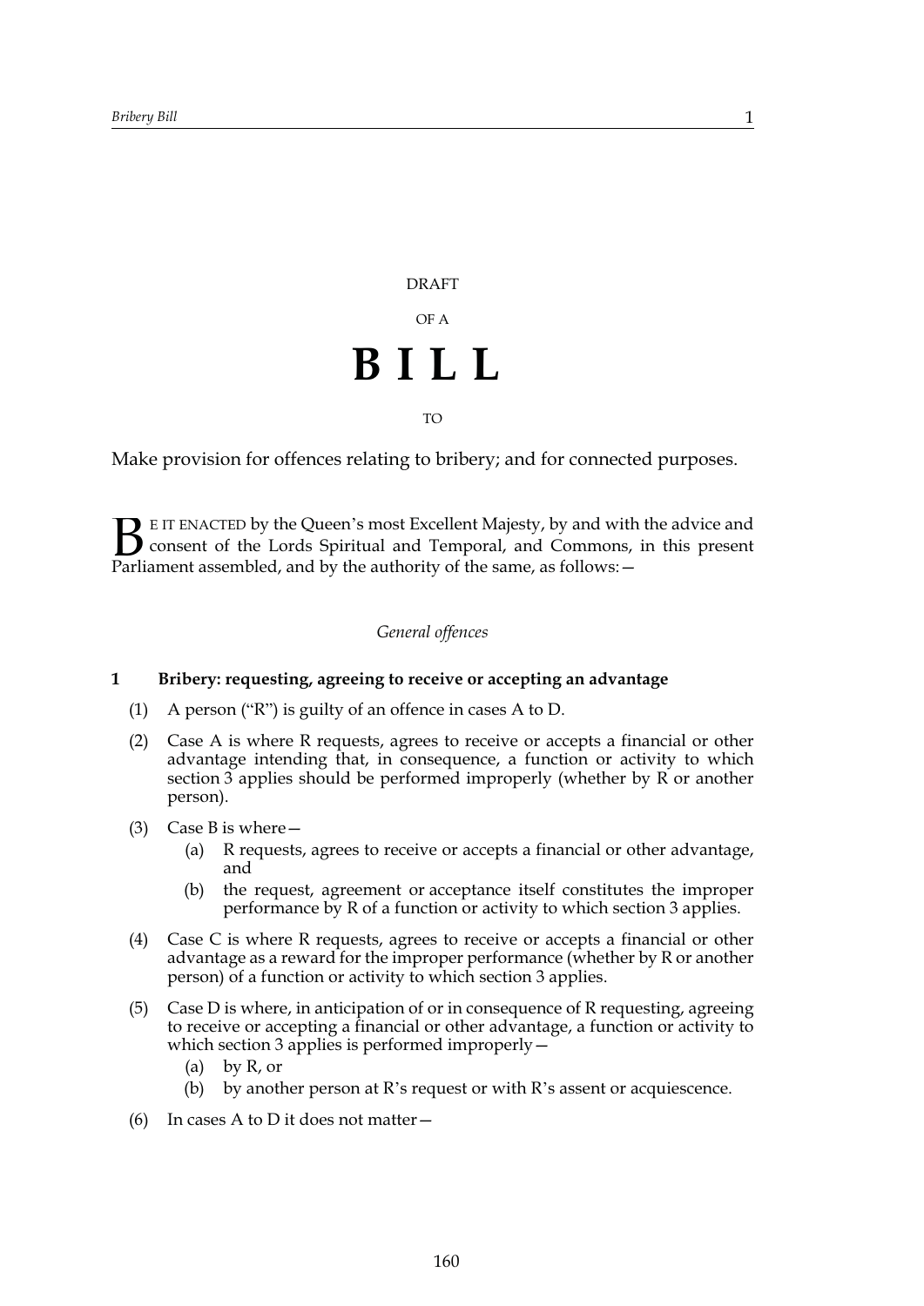DRAFT

OF A

# B I L L

TO

Make provision for offences relating to bribery; and for connected purposes.

BE IT ENACTED by the Queen's most Excellent Majesty, by and with the advice and consent of the Lords Spiritual and Temporal, and Commons, in this present Parliament assembled, and by the authority of the same, as follows:—

*General offences*

**1 Bribery: requesting, agreeing to receive or accepting an advantage**

(1) A person ("R") is guilty of an offence in cases A to D.

(2) Case A is where R requests, agrees to receive or accepts a financial or other advantage intending that, in consequence, a function or activity to which section 3 applies should be performed improperly (whether by R or another person).

(3) Case B is where—

(a) R requests, agrees to receive or accepts a financial or other advantage, and

(b) the request, agreement or acceptance itself constitutes the improper performance by R of a function or activity to which section 3 applies.

(4) Case C is where R requests, agrees to receive or accepts a financial or other advantage as a reward for the improper performance (whether by R or another person) of a function or activity to which section 3 applies.

(5) Case D is where, in anticipation of or in consequence of R requesting, agreeing to receive or accepting a financial or other advantage, a function or activity to which section 3 applies is performed improperly—

(a) by R, or

(b) by another person at R's request or with R's assent or acquiescence.

(6) In cases A to D it does not matter—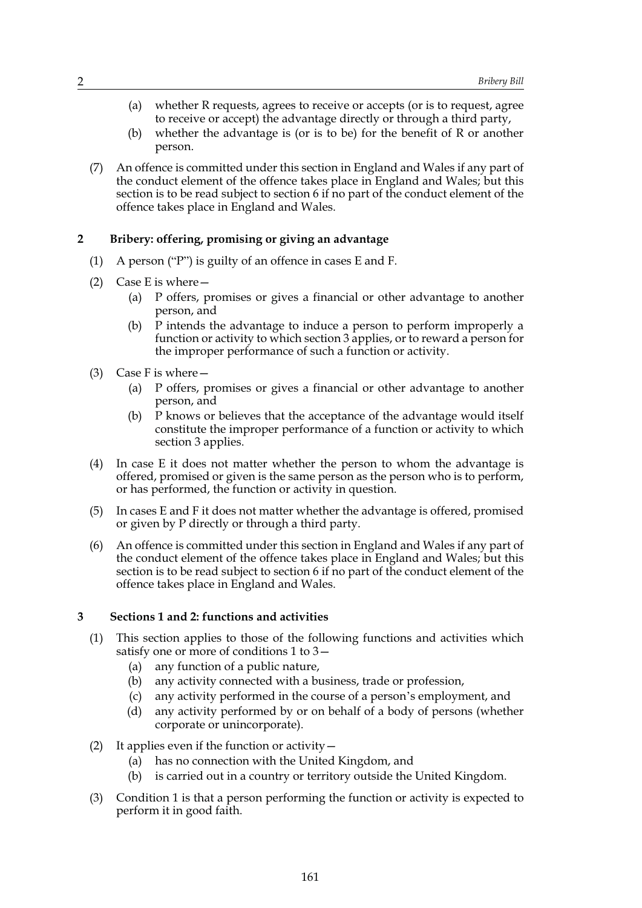(a) whether R requests, agrees to receive or accepts (or is to request, agree to receive or accept) the advantage directly or through a third party,

(b) whether the advantage is (or is to be) for the benefit of R or another person.

(7) An offence is committed under this section in England and Wales if any part of the conduct element of the offence takes place in England and Wales; but this section is to be read subject to section 6 if no part of the conduct element of the offence takes place in England and Wales.

### 2 Bribery: offering, promising or giving an advantage

(1) A person ("P") is guilty of an offence in cases E and F.

(2) Case E is where—

(a) P offers, promises or gives a financial or other advantage to another person, and

(b) P intends the advantage to induce a person to perform improperly a function or activity to which section 3 applies, or to reward a person for the improper performance of such a function or activity.

(3) Case F is where—

(a) P offers, promises or gives a financial or other advantage to another person, and

(b) P knows or believes that the acceptance of the advantage would itself constitute the improper performance of a function or activity to which section 3 applies.

(4) In case E it does not matter whether the person to whom the advantage is offered, promised or given is the same person as the person who is to perform, or has performed, the function or activity in question.

(5) In cases E and F it does not matter whether the advantage is offered, promised or given by P directly or through a third party.

(6) An offence is committed under this section in England and Wales if any part of the conduct element of the offence takes place in England and Wales; but this section is to be read subject to section 6 if no part of the conduct element of the offence takes place in England and Wales.

### 3 Sections 1 and 2: functions and activities

(1) This section applies to those of the following functions and activities which satisfy one or more of conditions 1 to 3—

(a) any function of a public nature,

(b) any activity connected with a business, trade or profession,

(c) any activity performed in the course of a person's employment, and

(d) any activity performed by or on behalf of a body of persons (whether corporate or unincorporate).

(2) It applies even if the function or activity—

(a) has no connection with the United Kingdom, and

(b) is carried out in a country or territory outside the United Kingdom.

(3) Condition 1 is that a person performing the function or activity is expected to perform it in good faith.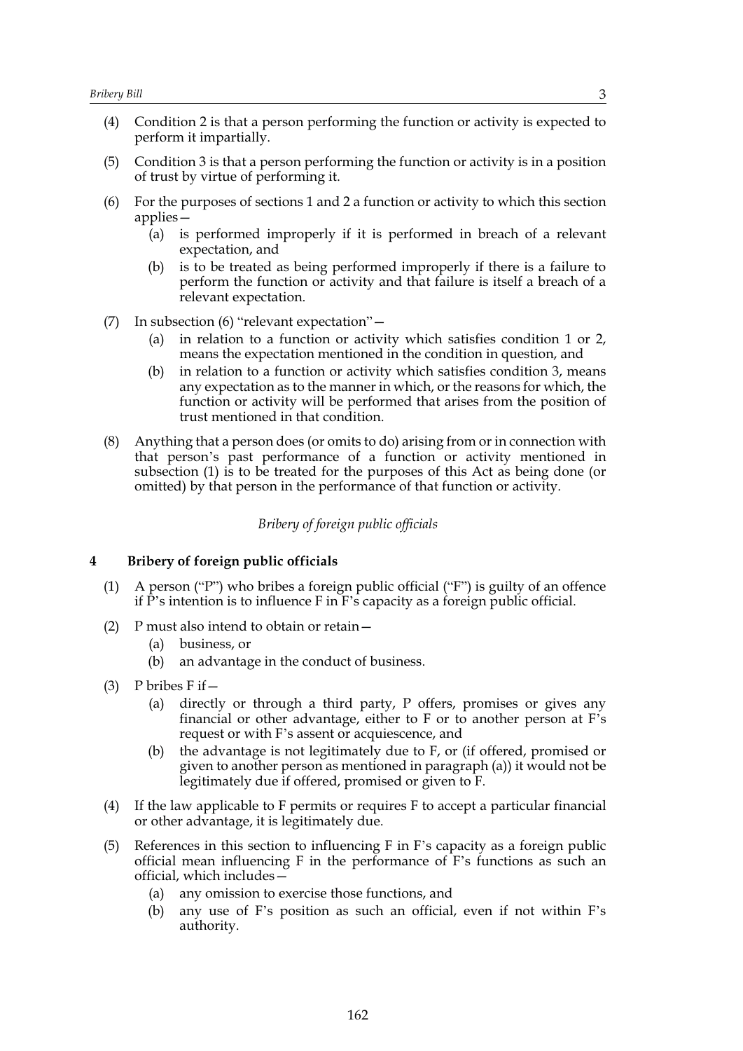(4) Condition 2 is that a person performing the function or activity is expected to perform it impartially.

(5) Condition 3 is that a person performing the function or activity is in a position of trust by virtue of performing it.

(6) For the purposes of sections 1 and 2 a function or activity to which this section applies—

   (a) is performed improperly if it is performed in breach of a relevant expectation, and

   (b) is to be treated as being performed improperly if there is a failure to perform the function or activity and that failure is itself a breach of a relevant expectation.

(7) In subsection (6) "relevant expectation"—

   (a) in relation to a function or activity which satisfies condition 1 or 2, means the expectation mentioned in the condition in question, and

   (b) in relation to a function or activity which satisfies condition 3, means any expectation as to the manner in which, or the reasons for which, the function or activity will be performed that arises from the position of trust mentioned in that condition.

(8) Anything that a person does (or omits to do) arising from or in connection with that person's past performance of a function or activity mentioned in subsection (1) is to be treated for the purposes of this Act as being done (or omitted) by that person in the performance of that function or activity.

*Bribery of foreign public officials*

## 4 Bribery of foreign public officials

(1) A person ("P") who bribes a foreign public official ("F") is guilty of an offence if P's intention is to influence F in F's capacity as a foreign public official.

(2) P must also intend to obtain or retain—

   (a) business, or

   (b) an advantage in the conduct of business.

(3) P bribes F if—

   (a) directly or through a third party, P offers, promises or gives any financial or other advantage, either to F or to another person at F's request or with F's assent or acquiescence, and

   (b) the advantage is not legitimately due to F, or (if offered, promised or given to another person as mentioned in paragraph (a)) it would not be legitimately due if offered, promised or given to F.

(4) If the law applicable to F permits or requires F to accept a particular financial or other advantage, it is legitimately due.

(5) References in this section to influencing F in F's capacity as a foreign public official mean influencing F in the performance of F's functions as such an official, which includes—

   (a) any omission to exercise those functions, and

   (b) any use of F's position as such an official, even if not within F's authority.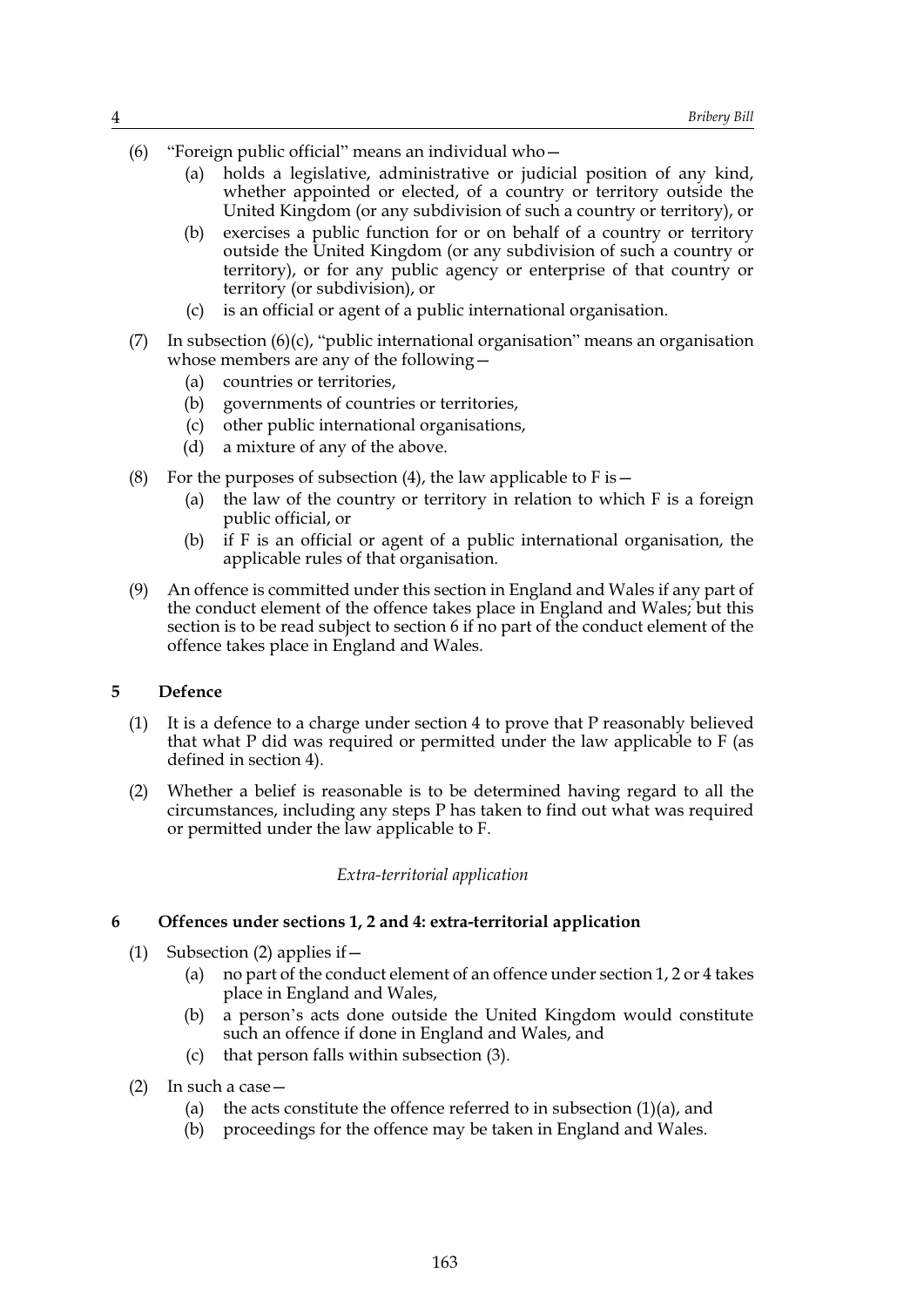(6) "Foreign public official" means an individual who—

   (a) holds a legislative, administrative or judicial position of any kind, whether appointed or elected, of a country or territory outside the United Kingdom (or any subdivision of such a country or territory), or

   (b) exercises a public function for or on behalf of a country or territory outside the United Kingdom (or any subdivision of such a country or territory), or for any public agency or enterprise of that country or territory (or subdivision), or

   (c) is an official or agent of a public international organisation.

(7) In subsection (6)(c), "public international organisation" means an organisation whose members are any of the following—

   (a) countries or territories,

   (b) governments of countries or territories,

   (c) other public international organisations,

   (d) a mixture of any of the above.

(8) For the purposes of subsection (4), the law applicable to F is—

   (a) the law of the country or territory in relation to which F is a foreign public official, or

   (b) if F is an official or agent of a public international organisation, the applicable rules of that organisation.

(9) An offence is committed under this section in England and Wales if any part of the conduct element of the offence takes place in England and Wales; but this section is to be read subject to section 6 if no part of the conduct element of the offence takes place in England and Wales.

### 5 Defence

(1) It is a defence to a charge under section 4 to prove that P reasonably believed that what P did was required or permitted under the law applicable to F (as defined in section 4).

(2) Whether a belief is reasonable is to be determined having regard to all the circumstances, including any steps P has taken to find out what was required or permitted under the law applicable to F.

*Extra-territorial application*

### 6 Offences under sections 1, 2 and 4: extra-territorial application

(1) Subsection (2) applies if—

   (a) no part of the conduct element of an offence under section 1, 2 or 4 takes place in England and Wales,

   (b) a person's acts done outside the United Kingdom would constitute such an offence if done in England and Wales, and

   (c) that person falls within subsection (3).

(2) In such a case—

   (a) the acts constitute the offence referred to in subsection (1)(a), and

   (b) proceedings for the offence may be taken in England and Wales.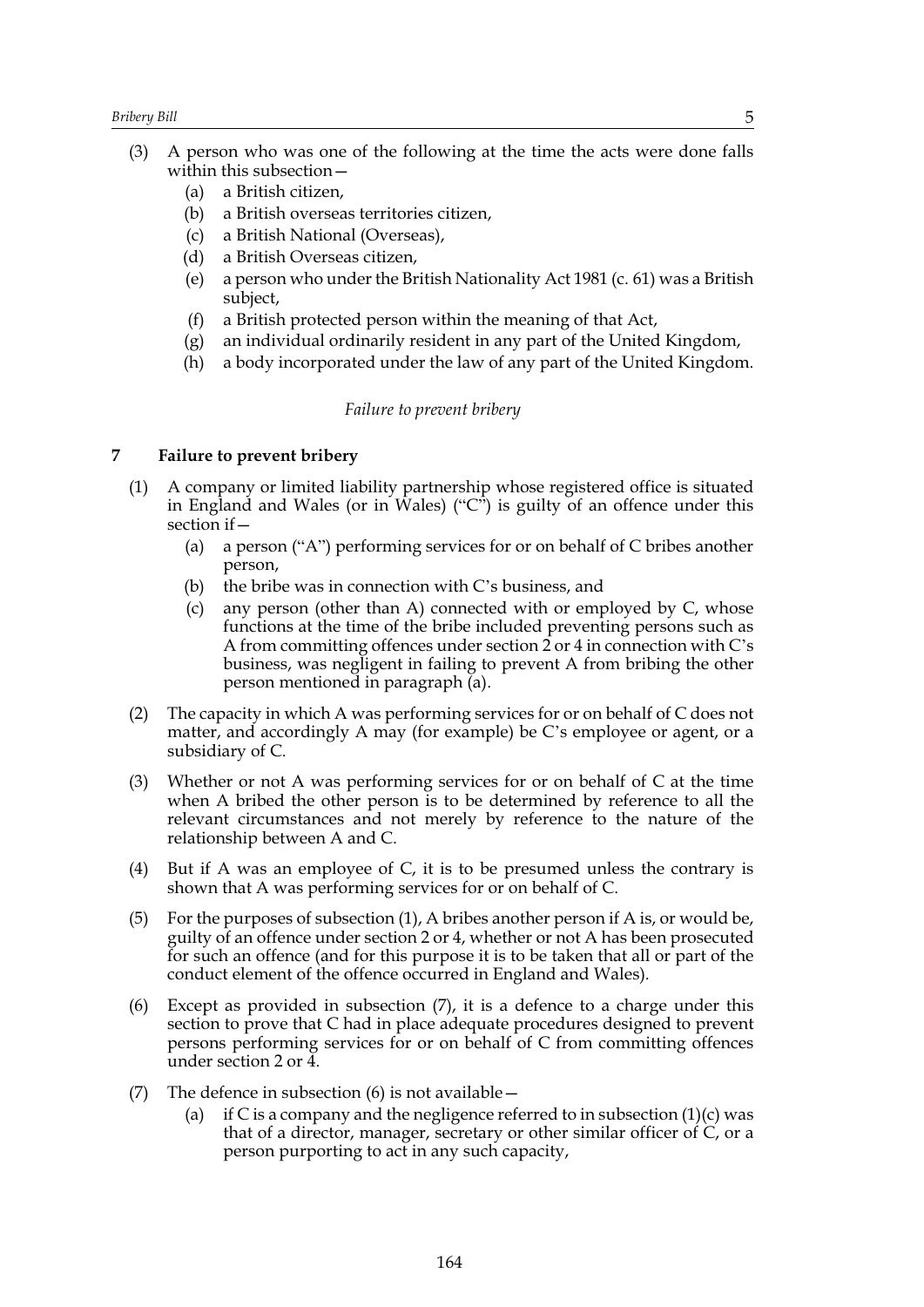(3) A person who was one of the following at the time the acts were done falls within this subsection—

(a) a British citizen,

(b) a British overseas territories citizen,

(c) a British National (Overseas),

(d) a British Overseas citizen,

(e) a person who under the British Nationality Act 1981 (c. 61) was a British subject,

(f) a British protected person within the meaning of that Act,

(g) an individual ordinarily resident in any part of the United Kingdom,

(h) a body incorporated under the law of any part of the United Kingdom.

*Failure to prevent bribery*

**7 Failure to prevent bribery**

(1) A company or limited liability partnership whose registered office is situated in England and Wales (or in Wales) ("C") is guilty of an offence under this section if—

(a) a person ("A") performing services for or on behalf of C bribes another person,

(b) the bribe was in connection with C's business, and

(c) any person (other than A) connected with or employed by C, whose functions at the time of the bribe included preventing persons such as A from committing offences under section 2 or 4 in connection with C's business, was negligent in failing to prevent A from bribing the other person mentioned in paragraph (a).

(2) The capacity in which A was performing services for or on behalf of C does not matter, and accordingly A may (for example) be C's employee or agent, or a subsidiary of C.

(3) Whether or not A was performing services for or on behalf of C at the time when A bribed the other person is to be determined by reference to all the relevant circumstances and not merely by reference to the nature of the relationship between A and C.

(4) But if A was an employee of C, it is to be presumed unless the contrary is shown that A was performing services for or on behalf of C.

(5) For the purposes of subsection (1), A bribes another person if A is, or would be, guilty of an offence under section 2 or 4, whether or not A has been prosecuted for such an offence (and for this purpose it is to be taken that all or part of the conduct element of the offence occurred in England and Wales).

(6) Except as provided in subsection (7), it is a defence to a charge under this section to prove that C had in place adequate procedures designed to prevent persons performing services for or on behalf of C from committing offences under section 2 or 4.

(7) The defence in subsection (6) is not available—

(a) if C is a company and the negligence referred to in subsection (1)(c) was that of a director, manager, secretary or other similar officer of C, or a person purporting to act in any such capacity,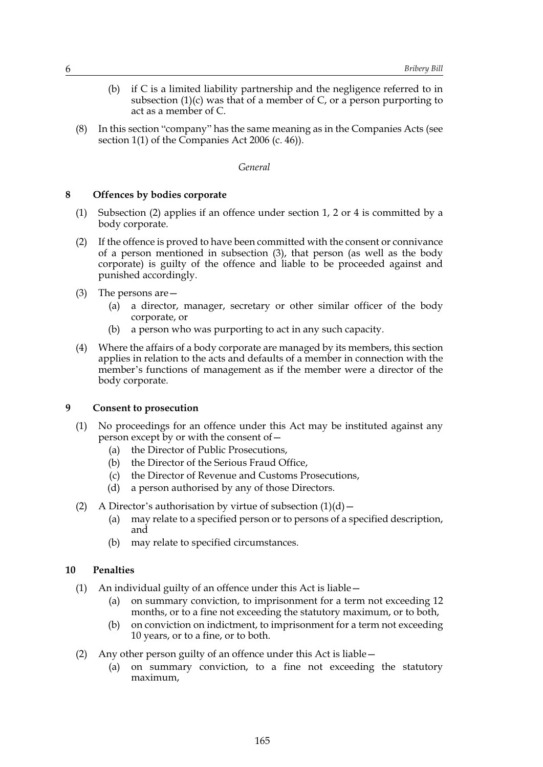(b) if C is a limited liability partnership and the negligence referred to in subsection (1)(c) was that of a member of C, or a person purporting to act as a member of C.

(8) In this section "company" has the same meaning as in the Companies Acts (see section 1(1) of the Companies Act 2006 (c. 46)).

*General*

### 8 Offences by bodies corporate

(1) Subsection (2) applies if an offence under section 1, 2 or 4 is committed by a body corporate.

(2) If the offence is proved to have been committed with the consent or connivance of a person mentioned in subsection (3), that person (as well as the body corporate) is guilty of the offence and liable to be proceeded against and punished accordingly.

(3) The persons are—

(a) a director, manager, secretary or other similar officer of the body corporate, or

(b) a person who was purporting to act in any such capacity.

(4) Where the affairs of a body corporate are managed by its members, this section applies in relation to the acts and defaults of a member in connection with the member's functions of management as if the member were a director of the body corporate.

### 9 Consent to prosecution

(1) No proceedings for an offence under this Act may be instituted against any person except by or with the consent of—

(a) the Director of Public Prosecutions,

(b) the Director of the Serious Fraud Office,

(c) the Director of Revenue and Customs Prosecutions,

(d) a person authorised by any of those Directors.

(2) A Director's authorisation by virtue of subsection (1)(d)—

(a) may relate to a specified person or to persons of a specified description, and

(b) may relate to specified circumstances.

### 10 Penalties

(1) An individual guilty of an offence under this Act is liable—

(a) on summary conviction, to imprisonment for a term not exceeding 12 months, or to a fine not exceeding the statutory maximum, or to both,

(b) on conviction on indictment, to imprisonment for a term not exceeding 10 years, or to a fine, or to both.

(2) Any other person guilty of an offence under this Act is liable—

(a) on summary conviction, to a fine not exceeding the statutory maximum,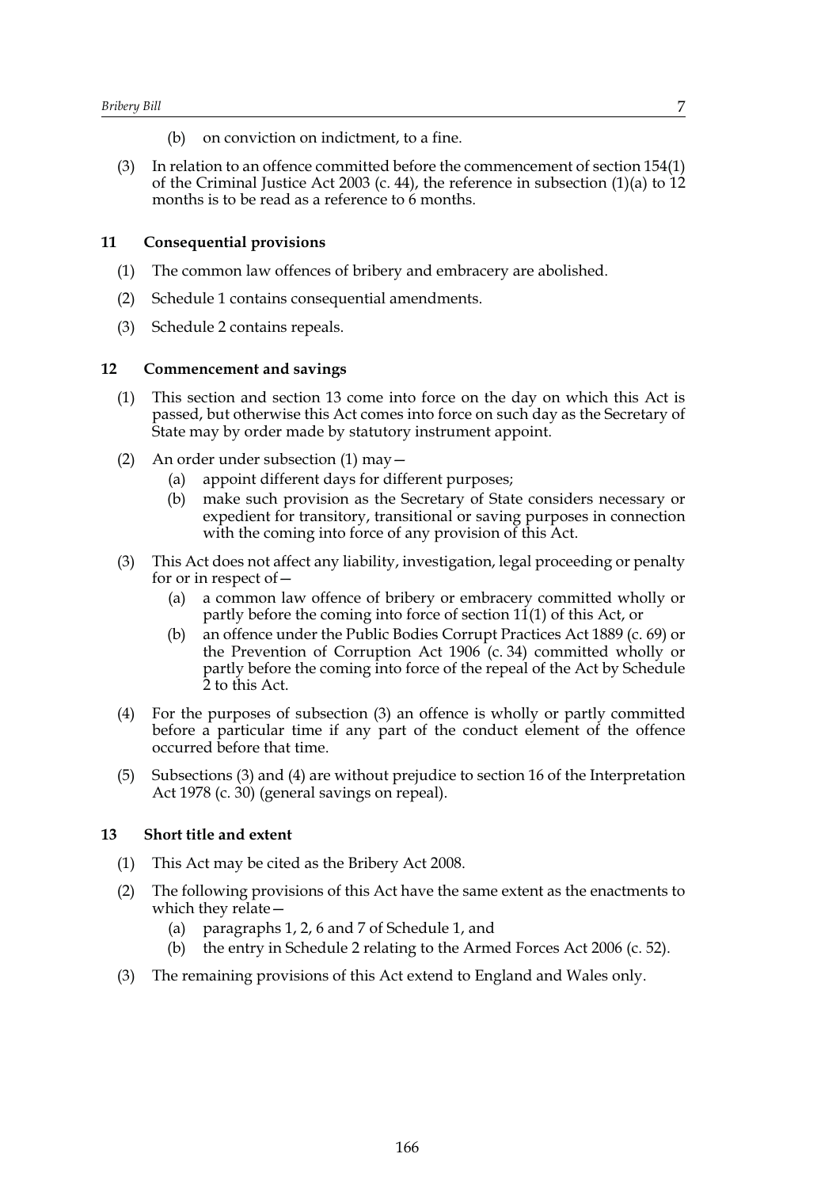(b) on conviction on indictment, to a fine.

(3) In relation to an offence committed before the commencement of section 154(1) of the Criminal Justice Act 2003 (c. 44), the reference in subsection (1)(a) to 12 months is to be read as a reference to 6 months.

### 11 Consequential provisions

(1) The common law offences of bribery and embracery are abolished.

(2) Schedule 1 contains consequential amendments.

(3) Schedule 2 contains repeals.

### 12 Commencement and savings

(1) This section and section 13 come into force on the day on which this Act is passed, but otherwise this Act comes into force on such day as the Secretary of State may by order made by statutory instrument appoint.

(2) An order under subsection (1) may—

(a) appoint different days for different purposes;

(b) make such provision as the Secretary of State considers necessary or expedient for transitory, transitional or saving purposes in connection with the coming into force of any provision of this Act.

(3) This Act does not affect any liability, investigation, legal proceeding or penalty for or in respect of—

(a) a common law offence of bribery or embracery committed wholly or partly before the coming into force of section 11(1) of this Act, or

(b) an offence under the Public Bodies Corrupt Practices Act 1889 (c. 69) or the Prevention of Corruption Act 1906 (c. 34) committed wholly or partly before the coming into force of the repeal of the Act by Schedule 2 to this Act.

(4) For the purposes of subsection (3) an offence is wholly or partly committed before a particular time if any part of the conduct element of the offence occurred before that time.

(5) Subsections (3) and (4) are without prejudice to section 16 of the Interpretation Act 1978 (c. 30) (general savings on repeal).

### 13 Short title and extent

(1) This Act may be cited as the Bribery Act 2008.

(2) The following provisions of this Act have the same extent as the enactments to which they relate—

(a) paragraphs 1, 2, 6 and 7 of Schedule 1, and

(b) the entry in Schedule 2 relating to the Armed Forces Act 2006 (c. 52).

(3) The remaining provisions of this Act extend to England and Wales only.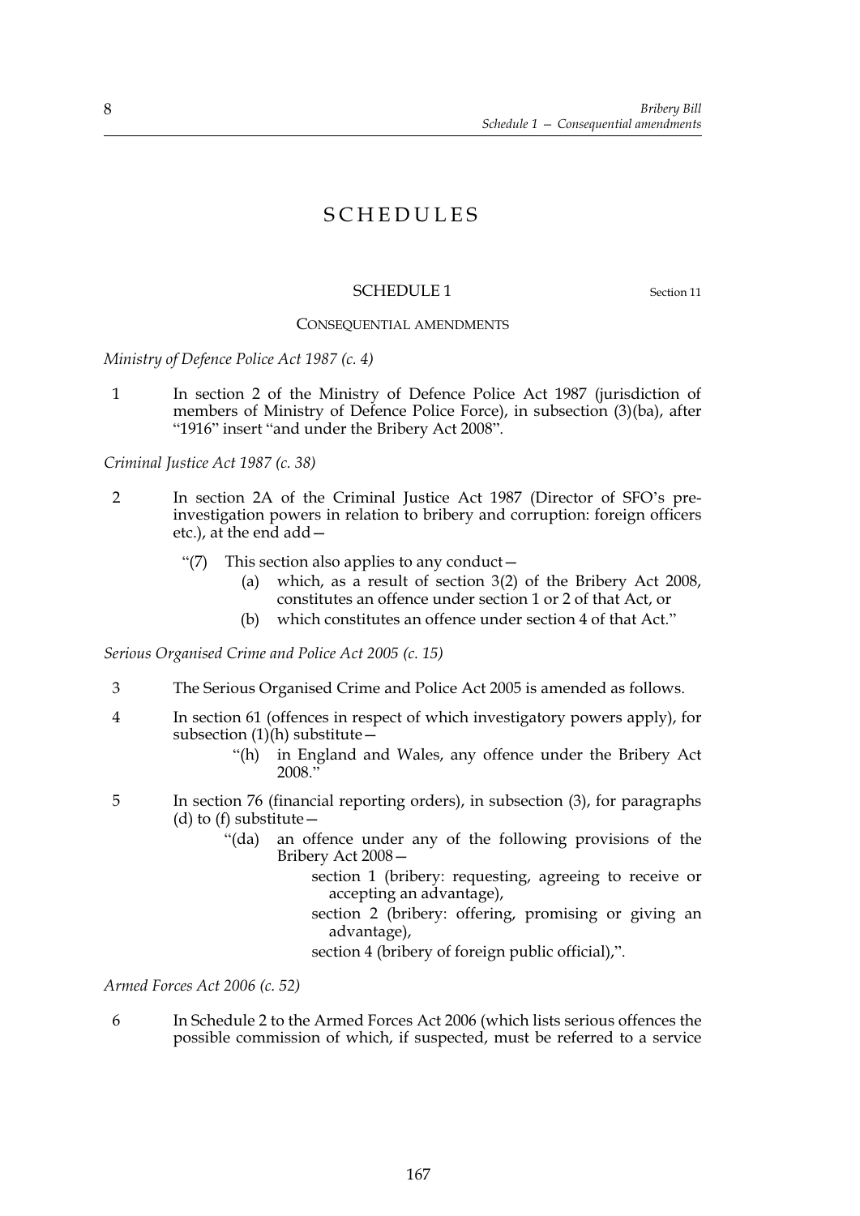# SCHEDULES

## SCHEDULE 1

Section 11

### CONSEQUENTIAL AMENDMENTS

*Ministry of Defence Police Act 1987 (c. 4)*

1 In section 2 of the Ministry of Defence Police Act 1987 (jurisdiction of members of Ministry of Defence Police Force), in subsection (3)(ba), after "1916" insert "and under the Bribery Act 2008".

*Criminal Justice Act 1987 (c. 38)*

2 In section 2A of the Criminal Justice Act 1987 (Director of SFO's pre-investigation powers in relation to bribery and corruption: foreign officers etc.), at the end add—

"(7) This section also applies to any conduct—

(a) which, as a result of section 3(2) of the Bribery Act 2008, constitutes an offence under section 1 or 2 of that Act, or

(b) which constitutes an offence under section 4 of that Act."

*Serious Organised Crime and Police Act 2005 (c. 15)*

3 The Serious Organised Crime and Police Act 2005 is amended as follows.

4 In section 61 (offences in respect of which investigatory powers apply), for subsection (1)(h) substitute—

"(h) in England and Wales, any offence under the Bribery Act 2008."

5 In section 76 (financial reporting orders), in subsection (3), for paragraphs (d) to (f) substitute—

"(da) an offence under any of the following provisions of the Bribery Act 2008—

section 1 (bribery: requesting, agreeing to receive or accepting an advantage),

section 2 (bribery: offering, promising or giving an advantage),

section 4 (bribery of foreign public official),".

*Armed Forces Act 2006 (c. 52)*

6 In Schedule 2 to the Armed Forces Act 2006 (which lists serious offences the possible commission of which, if suspected, must be referred to a service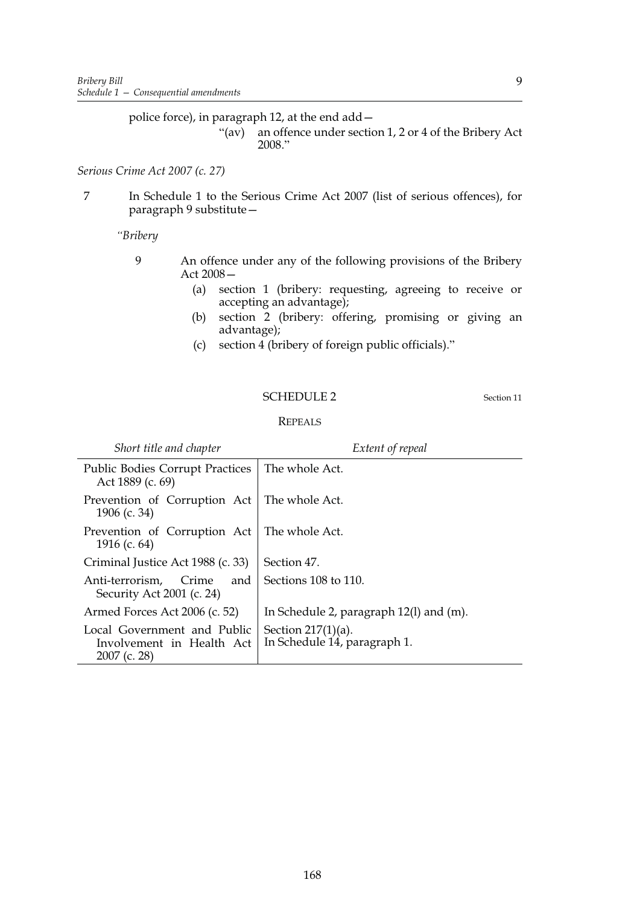police force), in paragraph 12, at the end add—

> "(av) an offence under section 1, 2 or 4 of the Bribery Act 2008."

*Serious Crime Act 2007 (c. 27)*

7 In Schedule 1 to the Serious Crime Act 2007 (list of serious offences), for paragraph 9 substitute—

> *"Bribery*
>
> 9 An offence under any of the following provisions of the Bribery Act 2008—
>
> (a) section 1 (bribery: requesting, agreeing to receive or accepting an advantage);
>
> (b) section 2 (bribery: offering, promising or giving an advantage);
>
> (c) section 4 (bribery of foreign public officials)."

## SCHEDULE 2

Section 11

### REPEALS

| *Short title and chapter* | *Extent of repeal* |
|---|---|
| Public Bodies Corrupt Practices Act 1889 (c. 69) | The whole Act. |
| Prevention of Corruption Act 1906 (c. 34) | The whole Act. |
| Prevention of Corruption Act 1916 (c. 64) | The whole Act. |
| Criminal Justice Act 1988 (c. 33) | Section 47. |
| Anti-terrorism, Crime and Security Act 2001 (c. 24) | Sections 108 to 110. |
| Armed Forces Act 2006 (c. 52) | In Schedule 2, paragraph 12(l) and (m). |
| Local Government and Public Involvement in Health Act 2007 (c. 28) | Section 217(1)(a).<br>In Schedule 14, paragraph 1. |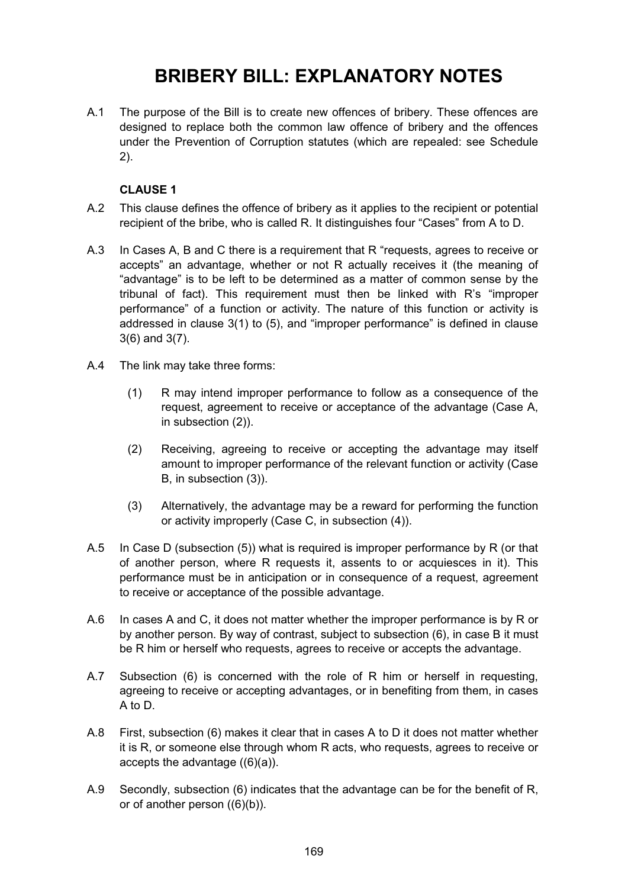# BRIBERY BILL: EXPLANATORY NOTES

A.1 The purpose of the Bill is to create new offences of bribery. These offences are designed to replace both the common law offence of bribery and the offences under the Prevention of Corruption statutes (which are repealed: see Schedule 2).

**CLAUSE 1**

A.2 This clause defines the offence of bribery as it applies to the recipient or potential recipient of the bribe, who is called R. It distinguishes four "Cases" from A to D.

A.3 In Cases A, B and C there is a requirement that R "requests, agrees to receive or accepts" an advantage, whether or not R actually receives it (the meaning of "advantage" is to be left to be determined as a matter of common sense by the tribunal of fact). This requirement must then be linked with R's "improper performance" of a function or activity. The nature of this function or activity is addressed in clause 3(1) to (5), and "improper performance" is defined in clause 3(6) and 3(7).

A.4 The link may take three forms:

> (1) R may intend improper performance to follow as a consequence of the request, agreement to receive or acceptance of the advantage (Case A, in subsection (2)).
>
> (2) Receiving, agreeing to receive or accepting the advantage may itself amount to improper performance of the relevant function or activity (Case B, in subsection (3)).
>
> (3) Alternatively, the advantage may be a reward for performing the function or activity improperly (Case C, in subsection (4)).

A.5 In Case D (subsection (5)) what is required is improper performance by R (or that of another person, where R requests it, assents to or acquiesces in it). This performance must be in anticipation or in consequence of a request, agreement to receive or acceptance of the possible advantage.

A.6 In cases A and C, it does not matter whether the improper performance is by R or by another person. By way of contrast, subject to subsection (6), in case B it must be R him or herself who requests, agrees to receive or accepts the advantage.

A.7 Subsection (6) is concerned with the role of R him or herself in requesting, agreeing to receive or accepting advantages, or in benefiting from them, in cases A to D.

A.8 First, subsection (6) makes it clear that in cases A to D it does not matter whether it is R, or someone else through whom R acts, who requests, agrees to receive or accepts the advantage ((6)(a)).

A.9 Secondly, subsection (6) indicates that the advantage can be for the benefit of R, or of another person ((6)(b)).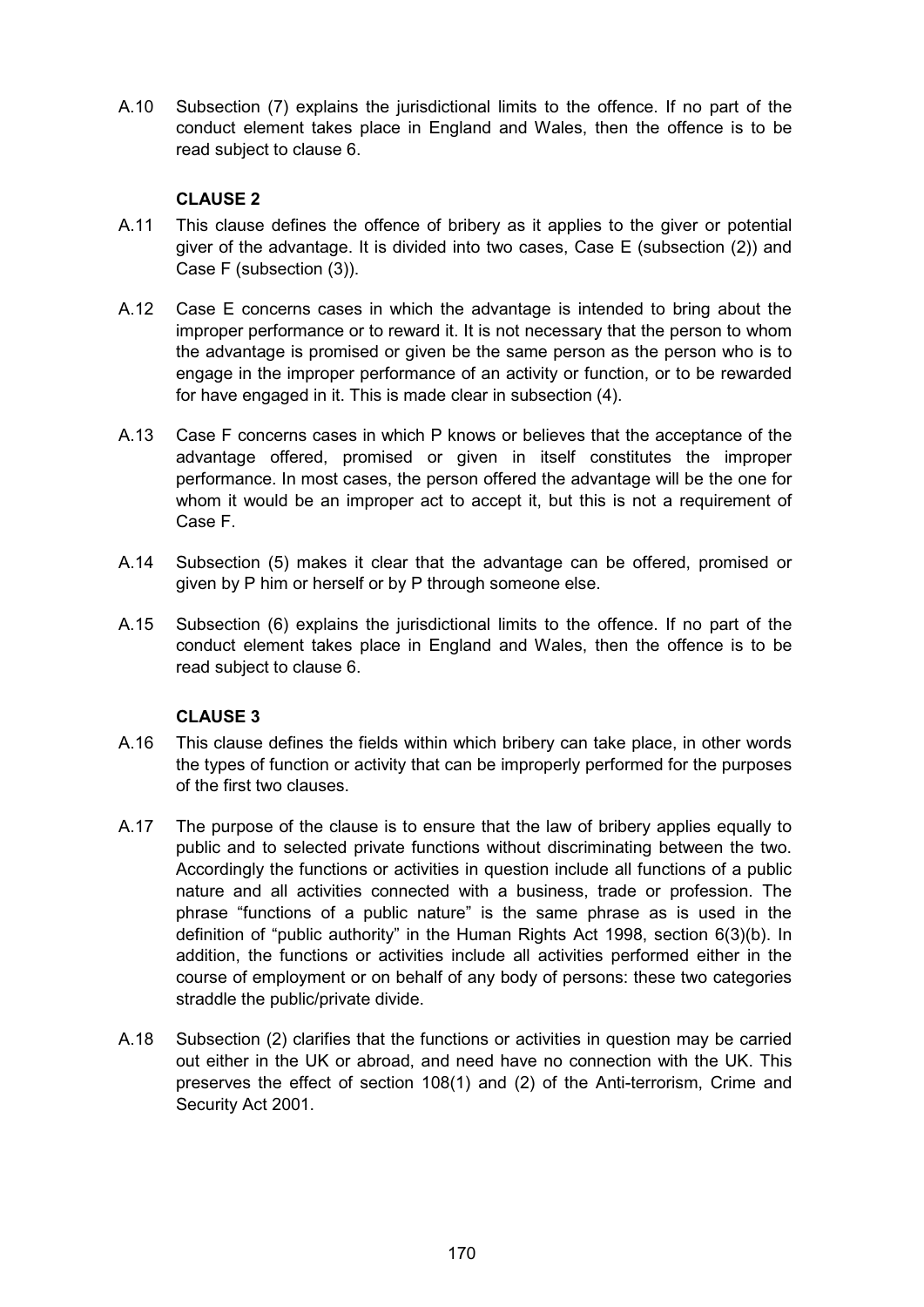A.10 Subsection (7) explains the jurisdictional limits to the offence. If no part of the conduct element takes place in England and Wales, then the offence is to be read subject to clause 6.

**CLAUSE 2**

A.11 This clause defines the offence of bribery as it applies to the giver or potential giver of the advantage. It is divided into two cases, Case E (subsection (2)) and Case F (subsection (3)).

A.12 Case E concerns cases in which the advantage is intended to bring about the improper performance or to reward it. It is not necessary that the person to whom the advantage is promised or given be the same person as the person who is to engage in the improper performance of an activity or function, or to be rewarded for have engaged in it. This is made clear in subsection (4).

A.13 Case F concerns cases in which P knows or believes that the acceptance of the advantage offered, promised or given in itself constitutes the improper performance. In most cases, the person offered the advantage will be the one for whom it would be an improper act to accept it, but this is not a requirement of Case F.

A.14 Subsection (5) makes it clear that the advantage can be offered, promised or given by P him or herself or by P through someone else.

A.15 Subsection (6) explains the jurisdictional limits to the offence. If no part of the conduct element takes place in England and Wales, then the offence is to be read subject to clause 6.

**CLAUSE 3**

A.16 This clause defines the fields within which bribery can take place, in other words the types of function or activity that can be improperly performed for the purposes of the first two clauses.

A.17 The purpose of the clause is to ensure that the law of bribery applies equally to public and to selected private functions without discriminating between the two. Accordingly the functions or activities in question include all functions of a public nature and all activities connected with a business, trade or profession. The phrase "functions of a public nature" is the same phrase as is used in the definition of "public authority" in the Human Rights Act 1998, section 6(3)(b). In addition, the functions or activities include all activities performed either in the course of employment or on behalf of any body of persons: these two categories straddle the public/private divide.

A.18 Subsection (2) clarifies that the functions or activities in question may be carried out either in the UK or abroad, and need have no connection with the UK. This preserves the effect of section 108(1) and (2) of the Anti-terrorism, Crime and Security Act 2001.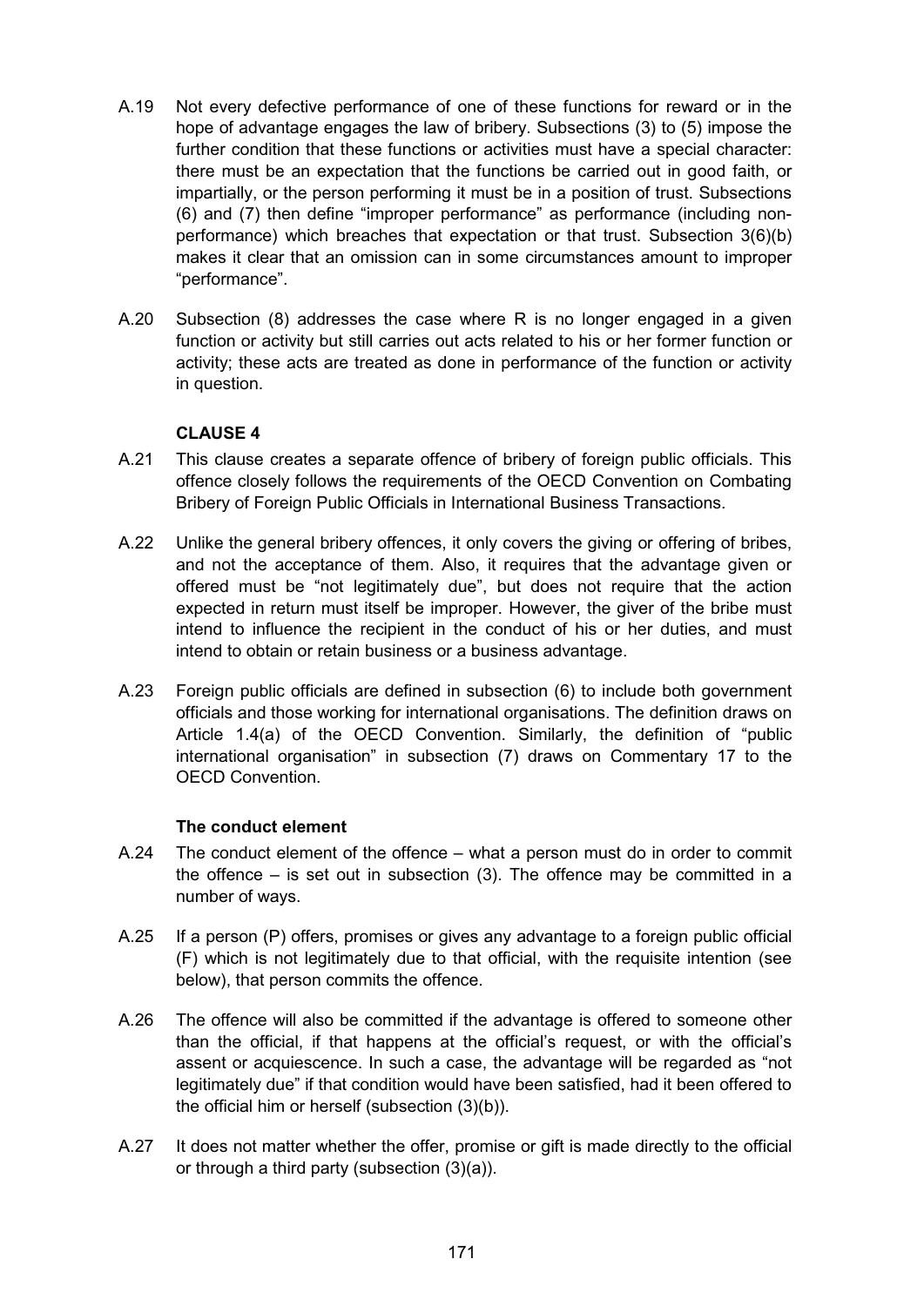A.19 Not every defective performance of one of these functions for reward or in the hope of advantage engages the law of bribery. Subsections (3) to (5) impose the further condition that these functions or activities must have a special character: there must be an expectation that the functions be carried out in good faith, or impartially, or the person performing it must be in a position of trust. Subsections (6) and (7) then define "improper performance" as performance (including non-performance) which breaches that expectation or that trust. Subsection 3(6)(b) makes it clear that an omission can in some circumstances amount to improper "performance".

A.20 Subsection (8) addresses the case where R is no longer engaged in a given function or activity but still carries out acts related to his or her former function or activity; these acts are treated as done in performance of the function or activity in question.

### CLAUSE 4

A.21 This clause creates a separate offence of bribery of foreign public officials. This offence closely follows the requirements of the OECD Convention on Combating Bribery of Foreign Public Officials in International Business Transactions.

A.22 Unlike the general bribery offences, it only covers the giving or offering of bribes, and not the acceptance of them. Also, it requires that the advantage given or offered must be "not legitimately due", but does not require that the action expected in return must itself be improper. However, the giver of the bribe must intend to influence the recipient in the conduct of his or her duties, and must intend to obtain or retain business or a business advantage.

A.23 Foreign public officials are defined in subsection (6) to include both government officials and those working for international organisations. The definition draws on Article 1.4(a) of the OECD Convention. Similarly, the definition of "public international organisation" in subsection (7) draws on Commentary 17 to the OECD Convention.

#### The conduct element

A.24 The conduct element of the offence – what a person must do in order to commit the offence – is set out in subsection (3). The offence may be committed in a number of ways.

A.25 If a person (P) offers, promises or gives any advantage to a foreign public official (F) which is not legitimately due to that official, with the requisite intention (see below), that person commits the offence.

A.26 The offence will also be committed if the advantage is offered to someone other than the official, if that happens at the official's request, or with the official's assent or acquiescence. In such a case, the advantage will be regarded as "not legitimately due" if that condition would have been satisfied, had it been offered to the official him or herself (subsection (3)(b)).

A.27 It does not matter whether the offer, promise or gift is made directly to the official or through a third party (subsection (3)(a)).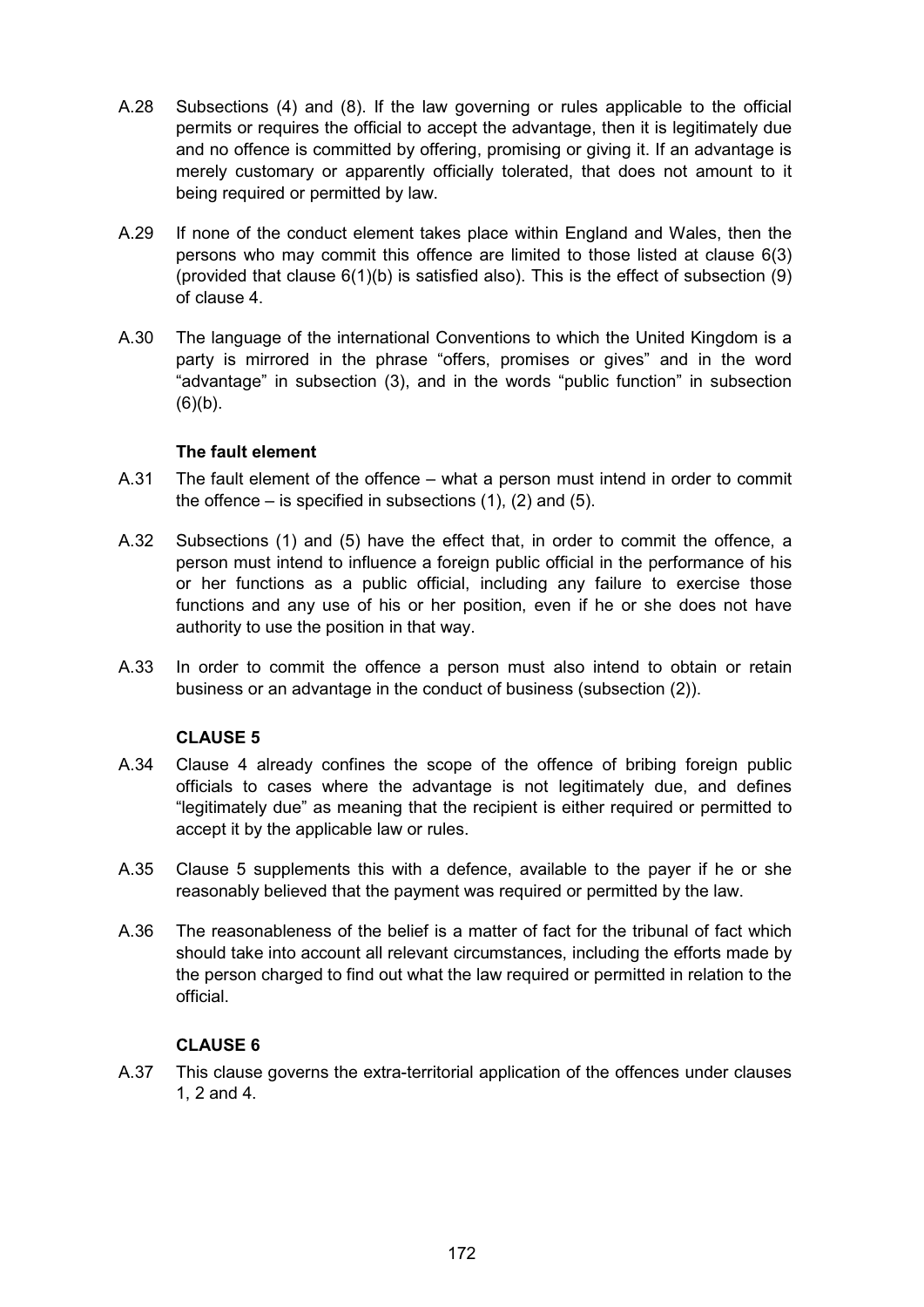A.28 Subsections (4) and (8). If the law governing or rules applicable to the official permits or requires the official to accept the advantage, then it is legitimately due and no offence is committed by offering, promising or giving it. If an advantage is merely customary or apparently officially tolerated, that does not amount to it being required or permitted by law.

A.29 If none of the conduct element takes place within England and Wales, then the persons who may commit this offence are limited to those listed at clause 6(3) (provided that clause 6(1)(b) is satisfied also). This is the effect of subsection (9) of clause 4.

A.30 The language of the international Conventions to which the United Kingdom is a party is mirrored in the phrase "offers, promises or gives" and in the word "advantage" in subsection (3), and in the words "public function" in subsection (6)(b).

**The fault element**

A.31 The fault element of the offence – what a person must intend in order to commit the offence – is specified in subsections (1), (2) and (5).

A.32 Subsections (1) and (5) have the effect that, in order to commit the offence, a person must intend to influence a foreign public official in the performance of his or her functions as a public official, including any failure to exercise those functions and any use of his or her position, even if he or she does not have authority to use the position in that way.

A.33 In order to commit the offence a person must also intend to obtain or retain business or an advantage in the conduct of business (subsection (2)).

**CLAUSE 5**

A.34 Clause 4 already confines the scope of the offence of bribing foreign public officials to cases where the advantage is not legitimately due, and defines "legitimately due" as meaning that the recipient is either required or permitted to accept it by the applicable law or rules.

A.35 Clause 5 supplements this with a defence, available to the payer if he or she reasonably believed that the payment was required or permitted by the law.

A.36 The reasonableness of the belief is a matter of fact for the tribunal of fact which should take into account all relevant circumstances, including the efforts made by the person charged to find out what the law required or permitted in relation to the official.

**CLAUSE 6**

A.37 This clause governs the extra-territorial application of the offences under clauses 1, 2 and 4.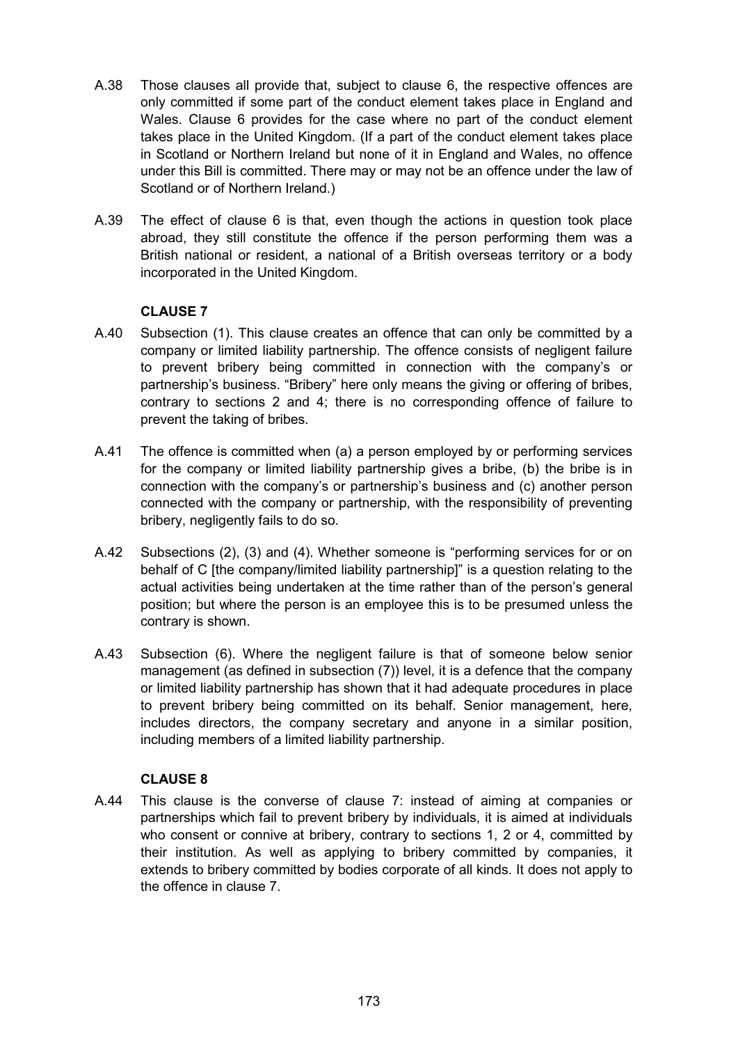A.38 Those clauses all provide that, subject to clause 6, the respective offences are only committed if some part of the conduct element takes place in England and Wales. Clause 6 provides for the case where no part of the conduct element takes place in the United Kingdom. (If a part of the conduct element takes place in Scotland or Northern Ireland but none of it in England and Wales, no offence under this Bill is committed. There may or may not be an offence under the law of Scotland or of Northern Ireland.)

A.39 The effect of clause 6 is that, even though the actions in question took place abroad, they still constitute the offence if the person performing them was a British national or resident, a national of a British overseas territory or a body incorporated in the United Kingdom.

### CLAUSE 7

A.40 Subsection (1). This clause creates an offence that can only be committed by a company or limited liability partnership. The offence consists of negligent failure to prevent bribery being committed in connection with the company's or partnership's business. "Bribery" here only means the giving or offering of bribes, contrary to sections 2 and 4; there is no corresponding offence of failure to prevent the taking of bribes.

A.41 The offence is committed when (a) a person employed by or performing services for the company or limited liability partnership gives a bribe, (b) the bribe is in connection with the company's or partnership's business and (c) another person connected with the company or partnership, with the responsibility of preventing bribery, negligently fails to do so.

A.42 Subsections (2), (3) and (4). Whether someone is "performing services for or on behalf of C [the company/limited liability partnership]" is a question relating to the actual activities being undertaken at the time rather than of the person's general position; but where the person is an employee this is to be presumed unless the contrary is shown.

A.43 Subsection (6). Where the negligent failure is that of someone below senior management (as defined in subsection (7)) level, it is a defence that the company or limited liability partnership has shown that it had adequate procedures in place to prevent bribery being committed on its behalf. Senior management, here, includes directors, the company secretary and anyone in a similar position, including members of a limited liability partnership.

### CLAUSE 8

A.44 This clause is the converse of clause 7: instead of aiming at companies or partnerships which fail to prevent bribery by individuals, it is aimed at individuals who consent or connive at bribery, contrary to sections 1, 2 or 4, committed by their institution. As well as applying to bribery committed by companies, it extends to bribery committed by bodies corporate of all kinds. It does not apply to the offence in clause 7.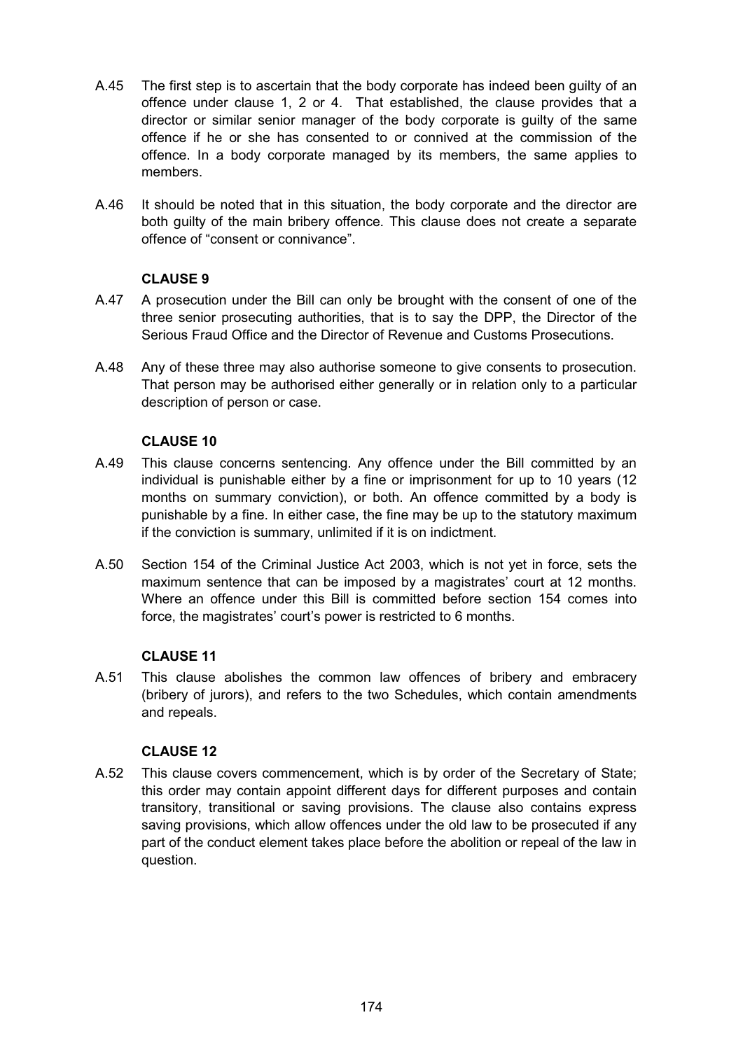A.45 The first step is to ascertain that the body corporate has indeed been guilty of an offence under clause 1, 2 or 4. That established, the clause provides that a director or similar senior manager of the body corporate is guilty of the same offence if he or she has consented to or connived at the commission of the offence. In a body corporate managed by its members, the same applies to members.

A.46 It should be noted that in this situation, the body corporate and the director are both guilty of the main bribery offence. This clause does not create a separate offence of "consent or connivance".

**CLAUSE 9**

A.47 A prosecution under the Bill can only be brought with the consent of one of the three senior prosecuting authorities, that is to say the DPP, the Director of the Serious Fraud Office and the Director of Revenue and Customs Prosecutions.

A.48 Any of these three may also authorise someone to give consents to prosecution. That person may be authorised either generally or in relation only to a particular description of person or case.

**CLAUSE 10**

A.49 This clause concerns sentencing. Any offence under the Bill committed by an individual is punishable either by a fine or imprisonment for up to 10 years (12 months on summary conviction), or both. An offence committed by a body is punishable by a fine. In either case, the fine may be up to the statutory maximum if the conviction is summary, unlimited if it is on indictment.

A.50 Section 154 of the Criminal Justice Act 2003, which is not yet in force, sets the maximum sentence that can be imposed by a magistrates' court at 12 months. Where an offence under this Bill is committed before section 154 comes into force, the magistrates' court's power is restricted to 6 months.

**CLAUSE 11**

A.51 This clause abolishes the common law offences of bribery and embracery (bribery of jurors), and refers to the two Schedules, which contain amendments and repeals.

**CLAUSE 12**

A.52 This clause covers commencement, which is by order of the Secretary of State; this order may contain appoint different days for different purposes and contain transitory, transitional or saving provisions. The clause also contains express saving provisions, which allow offences under the old law to be prosecuted if any part of the conduct element takes place before the abolition or repeal of the law in question.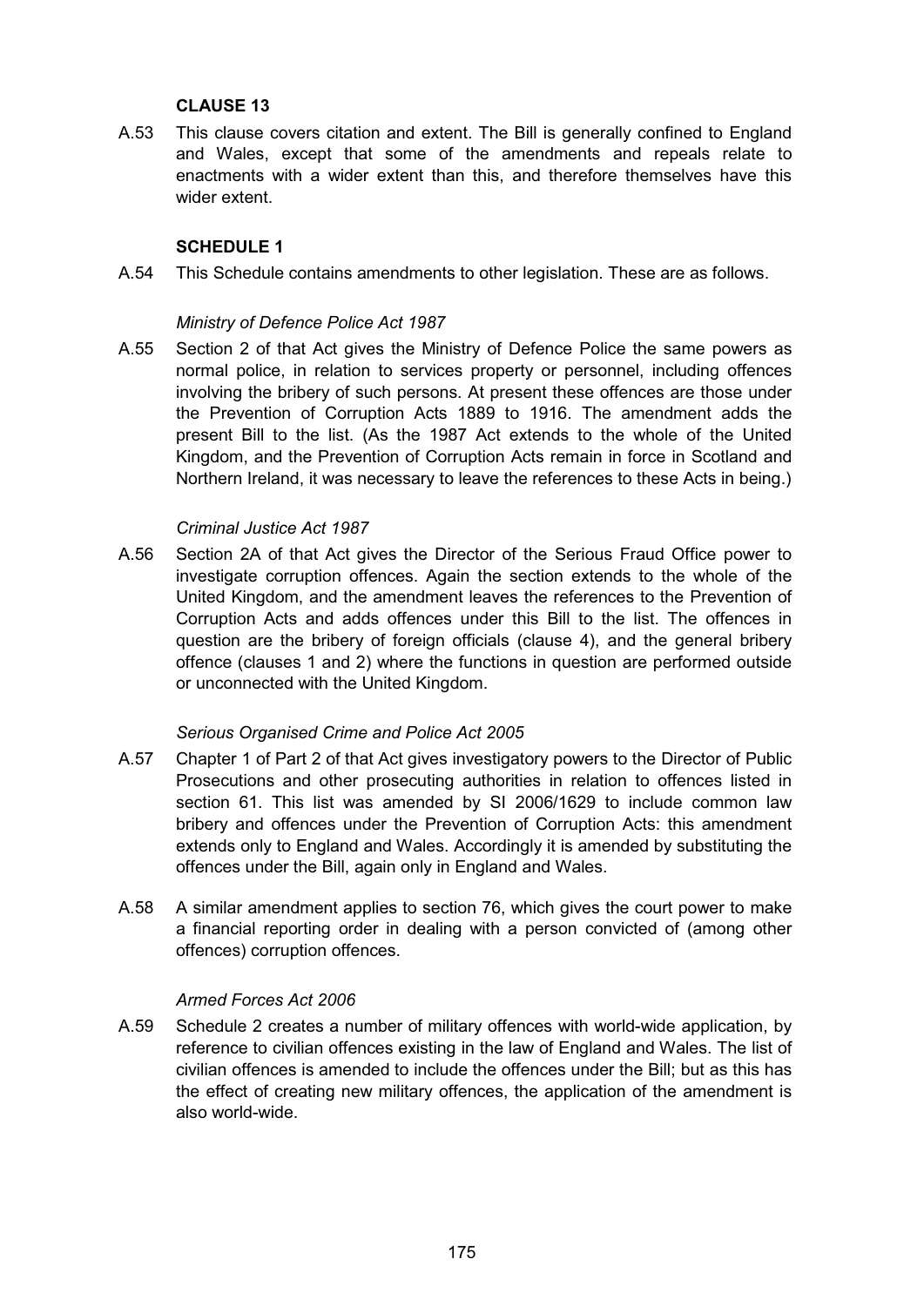### CLAUSE 13

A.53 This clause covers citation and extent. The Bill is generally confined to England and Wales, except that some of the amendments and repeals relate to enactments with a wider extent than this, and therefore themselves have this wider extent.

### SCHEDULE 1

A.54 This Schedule contains amendments to other legislation. These are as follows.

*Ministry of Defence Police Act 1987*

A.55 Section 2 of that Act gives the Ministry of Defence Police the same powers as normal police, in relation to services property or personnel, including offences involving the bribery of such persons. At present these offences are those under the Prevention of Corruption Acts 1889 to 1916. The amendment adds the present Bill to the list. (As the 1987 Act extends to the whole of the United Kingdom, and the Prevention of Corruption Acts remain in force in Scotland and Northern Ireland, it was necessary to leave the references to these Acts in being.)

*Criminal Justice Act 1987*

A.56 Section 2A of that Act gives the Director of the Serious Fraud Office power to investigate corruption offences. Again the section extends to the whole of the United Kingdom, and the amendment leaves the references to the Prevention of Corruption Acts and adds offences under this Bill to the list. The offences in question are the bribery of foreign officials (clause 4), and the general bribery offence (clauses 1 and 2) where the functions in question are performed outside or unconnected with the United Kingdom.

*Serious Organised Crime and Police Act 2005*

A.57 Chapter 1 of Part 2 of that Act gives investigatory powers to the Director of Public Prosecutions and other prosecuting authorities in relation to offences listed in section 61. This list was amended by SI 2006/1629 to include common law bribery and offences under the Prevention of Corruption Acts: this amendment extends only to England and Wales. Accordingly it is amended by substituting the offences under the Bill, again only in England and Wales.

A.58 A similar amendment applies to section 76, which gives the court power to make a financial reporting order in dealing with a person convicted of (among other offences) corruption offences.

*Armed Forces Act 2006*

A.59 Schedule 2 creates a number of military offences with world-wide application, by reference to civilian offences existing in the law of England and Wales. The list of civilian offences is amended to include the offences under the Bill; but as this has the effect of creating new military offences, the application of the amendment is also world-wide.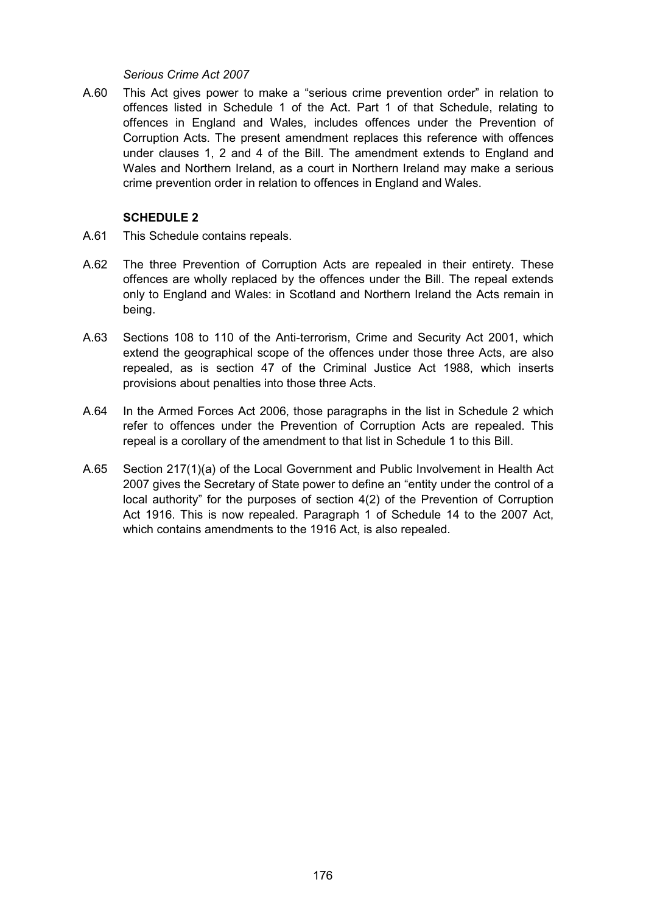*Serious Crime Act 2007*

A.60 This Act gives power to make a "serious crime prevention order" in relation to offences listed in Schedule 1 of the Act. Part 1 of that Schedule, relating to offences in England and Wales, includes offences under the Prevention of Corruption Acts. The present amendment replaces this reference with offences under clauses 1, 2 and 4 of the Bill. The amendment extends to England and Wales and Northern Ireland, as a court in Northern Ireland may make a serious crime prevention order in relation to offences in England and Wales.

**SCHEDULE 2**

A.61 This Schedule contains repeals.

A.62 The three Prevention of Corruption Acts are repealed in their entirety. These offences are wholly replaced by the offences under the Bill. The repeal extends only to England and Wales: in Scotland and Northern Ireland the Acts remain in being.

A.63 Sections 108 to 110 of the Anti-terrorism, Crime and Security Act 2001, which extend the geographical scope of the offences under those three Acts, are also repealed, as is section 47 of the Criminal Justice Act 1988, which inserts provisions about penalties into those three Acts.

A.64 In the Armed Forces Act 2006, those paragraphs in the list in Schedule 2 which refer to offences under the Prevention of Corruption Acts are repealed. This repeal is a corollary of the amendment to that list in Schedule 1 to this Bill.

A.65 Section 217(1)(a) of the Local Government and Public Involvement in Health Act 2007 gives the Secretary of State power to define an "entity under the control of a local authority" for the purposes of section 4(2) of the Prevention of Corruption Act 1916. This is now repealed. Paragraph 1 of Schedule 14 to the 2007 Act, which contains amendments to the 1916 Act, is also repealed.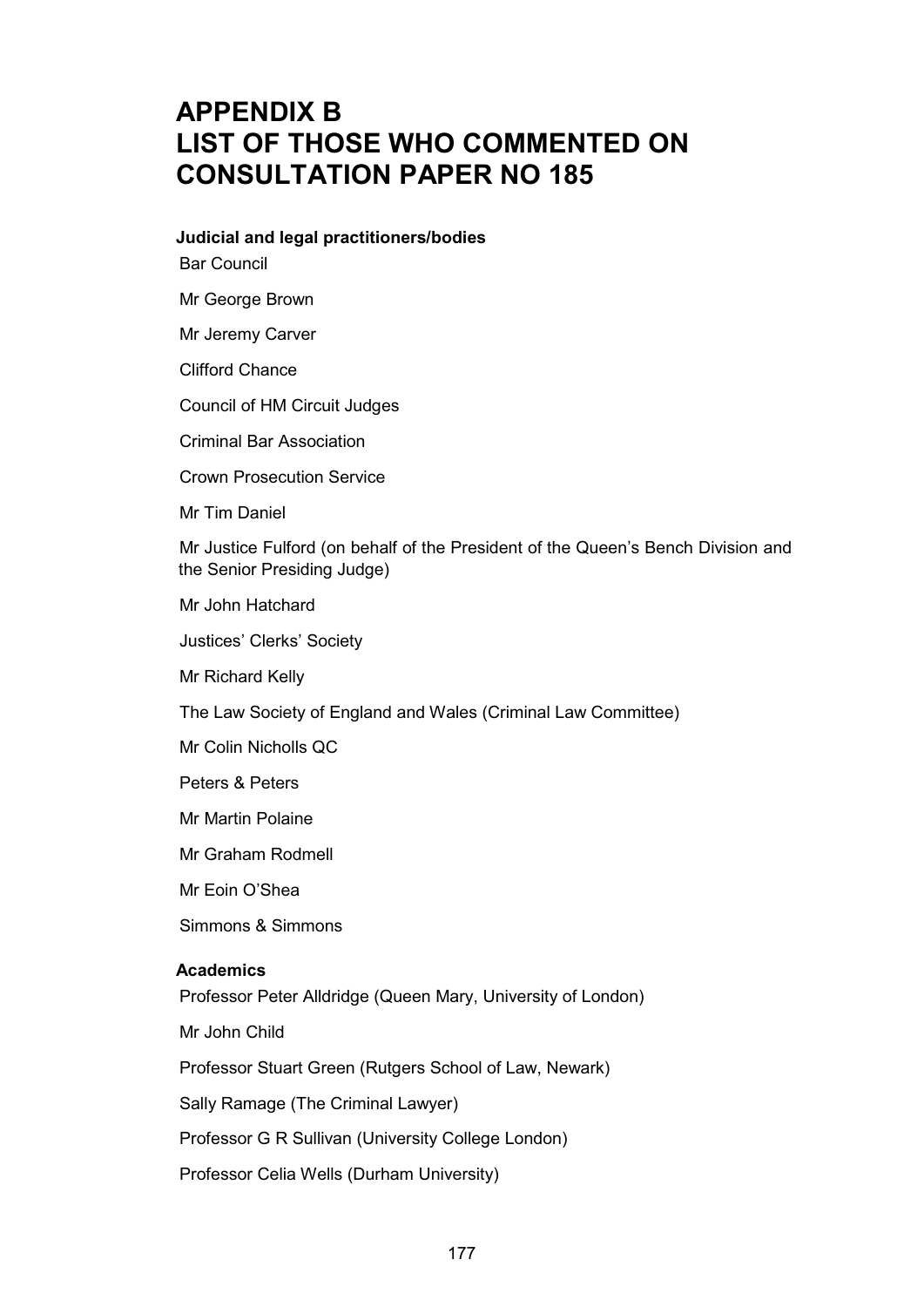# APPENDIX B
# LIST OF THOSE WHO COMMENTED ON CONSULTATION PAPER NO 185

### Judicial and legal practitioners/bodies

Bar Council

Mr George Brown

Mr Jeremy Carver

Clifford Chance

Council of HM Circuit Judges

Criminal Bar Association

Crown Prosecution Service

Mr Tim Daniel

Mr Justice Fulford (on behalf of the President of the Queen's Bench Division and the Senior Presiding Judge)

Mr John Hatchard

Justices' Clerks' Society

Mr Richard Kelly

The Law Society of England and Wales (Criminal Law Committee)

Mr Colin Nicholls QC

Peters & Peters

Mr Martin Polaine

Mr Graham Rodmell

Mr Eoin O'Shea

Simmons & Simmons

### Academics

Professor Peter Alldridge (Queen Mary, University of London)

Mr John Child

Professor Stuart Green (Rutgers School of Law, Newark)

Sally Ramage (The Criminal Lawyer)

Professor G R Sullivan (University College London)

Professor Celia Wells (Durham University)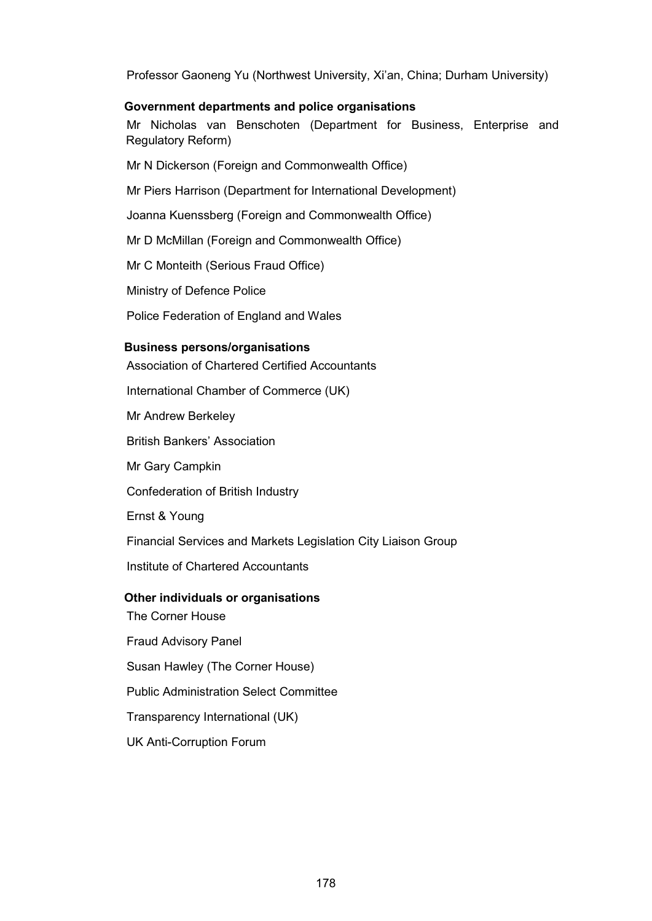Professor Gaoneng Yu (Northwest University, Xi'an, China; Durham University)

**Government departments and police organisations**

Mr Nicholas van Benschoten (Department for Business, Enterprise and Regulatory Reform)

Mr N Dickerson (Foreign and Commonwealth Office)

Mr Piers Harrison (Department for International Development)

Joanna Kuenssberg (Foreign and Commonwealth Office)

Mr D McMillan (Foreign and Commonwealth Office)

Mr C Monteith (Serious Fraud Office)

Ministry of Defence Police

Police Federation of England and Wales

**Business persons/organisations**

Association of Chartered Certified Accountants

International Chamber of Commerce (UK)

Mr Andrew Berkeley

British Bankers' Association

Mr Gary Campkin

Confederation of British Industry

Ernst & Young

Financial Services and Markets Legislation City Liaison Group

Institute of Chartered Accountants

**Other individuals or organisations**

The Corner House

Fraud Advisory Panel

Susan Hawley (The Corner House)

Public Administration Select Committee

Transparency International (UK)

UK Anti-Corruption Forum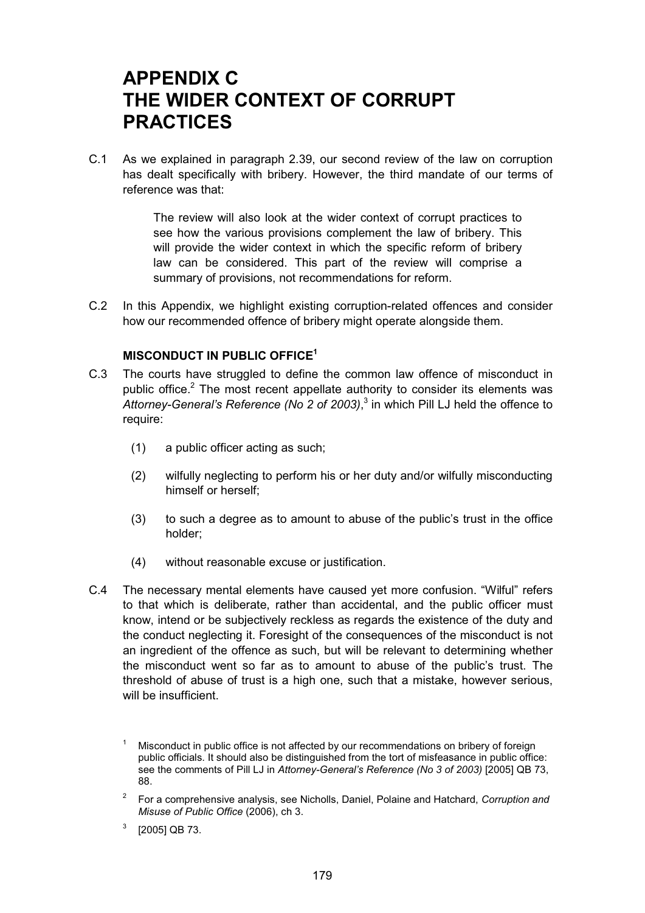# APPENDIX C THE WIDER CONTEXT OF CORRUPT PRACTICES

C.1 As we explained in paragraph 2.39, our second review of the law on corruption has dealt specifically with bribery. However, the third mandate of our terms of reference was that:

> The review will also look at the wider context of corrupt practices to see how the various provisions complement the law of bribery. This will provide the wider context in which the specific reform of bribery law can be considered. This part of the review will comprise a summary of provisions, not recommendations for reform.

C.2 In this Appendix, we highlight existing corruption-related offences and consider how our recommended offence of bribery might operate alongside them.

### MISCONDUCT IN PUBLIC OFFICE[1]

C.3 The courts have struggled to define the common law offence of misconduct in public office.[2] The most recent appellate authority to consider its elements was *Attorney-General's Reference (No 2 of 2003)*,[3] in which Pill LJ held the offence to require:

(1) a public officer acting as such;

(2) wilfully neglecting to perform his or her duty and/or wilfully misconducting himself or herself;

(3) to such a degree as to amount to abuse of the public's trust in the office holder;

(4) without reasonable excuse or justification.

C.4 The necessary mental elements have caused yet more confusion. "Wilful" refers to that which is deliberate, rather than accidental, and the public officer must know, intend or be subjectively reckless as regards the existence of the duty and the conduct neglecting it. Foresight of the consequences of the misconduct is not an ingredient of the offence as such, but will be relevant to determining whether the misconduct went so far as to amount to abuse of the public's trust. The threshold of abuse of trust is a high one, such that a mistake, however serious, will be insufficient.

---

[1] Misconduct in public office is not affected by our recommendations on bribery of foreign public officials. It should also be distinguished from the tort of misfeasance in public office: see the comments of Pill LJ in *Attorney-General's Reference (No 3 of 2003)* [2005] QB 73, 88.

[2] For a comprehensive analysis, see Nicholls, Daniel, Polaine and Hatchard, *Corruption and Misuse of Public Office* (2006), ch 3.

[3] [2005] QB 73.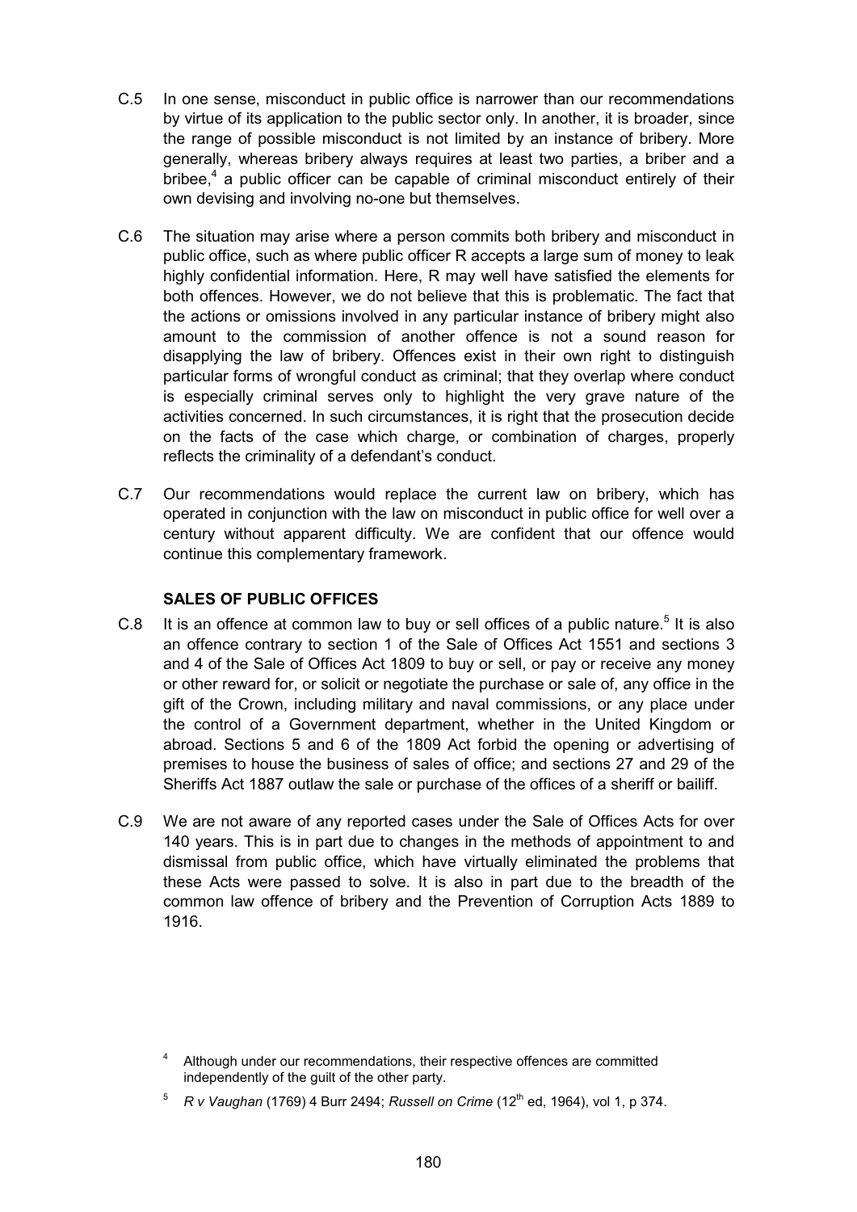C.5 In one sense, misconduct in public office is narrower than our recommendations by virtue of its application to the public sector only. In another, it is broader, since the range of possible misconduct is not limited by an instance of bribery. More generally, whereas bribery always requires at least two parties, a briber and a bribee,[4] a public officer can be capable of criminal misconduct entirely of their own devising and involving no-one but themselves.

C.6 The situation may arise where a person commits both bribery and misconduct in public office, such as where public officer R accepts a large sum of money to leak highly confidential information. Here, R may well have satisfied the elements for both offences. However, we do not believe that this is problematic. The fact that the actions or omissions involved in any particular instance of bribery might also amount to the commission of another offence is not a sound reason for disapplying the law of bribery. Offences exist in their own right to distinguish particular forms of wrongful conduct as criminal; that they overlap where conduct is especially criminal serves only to highlight the very grave nature of the activities concerned. In such circumstances, it is right that the prosecution decide on the facts of the case which charge, or combination of charges, properly reflects the criminality of a defendant's conduct.

C.7 Our recommendations would replace the current law on bribery, which has operated in conjunction with the law on misconduct in public office for well over a century without apparent difficulty. We are confident that our offence would continue this complementary framework.

### SALES OF PUBLIC OFFICES

C.8 It is an offence at common law to buy or sell offices of a public nature.[5] It is also an offence contrary to section 1 of the Sale of Offices Act 1551 and sections 3 and 4 of the Sale of Offices Act 1809 to buy or sell, or pay or receive any money or other reward for, or solicit or negotiate the purchase or sale of, any office in the gift of the Crown, including military and naval commissions, or any place under the control of a Government department, whether in the United Kingdom or abroad. Sections 5 and 6 of the 1809 Act forbid the opening or advertising of premises to house the business of sales of office; and sections 27 and 29 of the Sheriffs Act 1887 outlaw the sale or purchase of the offices of a sheriff or bailiff.

C.9 We are not aware of any reported cases under the Sale of Offices Acts for over 140 years. This is in part due to changes in the methods of appointment to and dismissal from public office, which have virtually eliminated the problems that these Acts were passed to solve. It is also in part due to the breadth of the common law offence of bribery and the Prevention of Corruption Acts 1889 to 1916.

---

[4] Although under our recommendations, their respective offences are committed independently of the guilt of the other party.

[5] *R v Vaughan* (1769) 4 Burr 2494; *Russell on Crime* (12th ed, 1964), vol 1, p 374.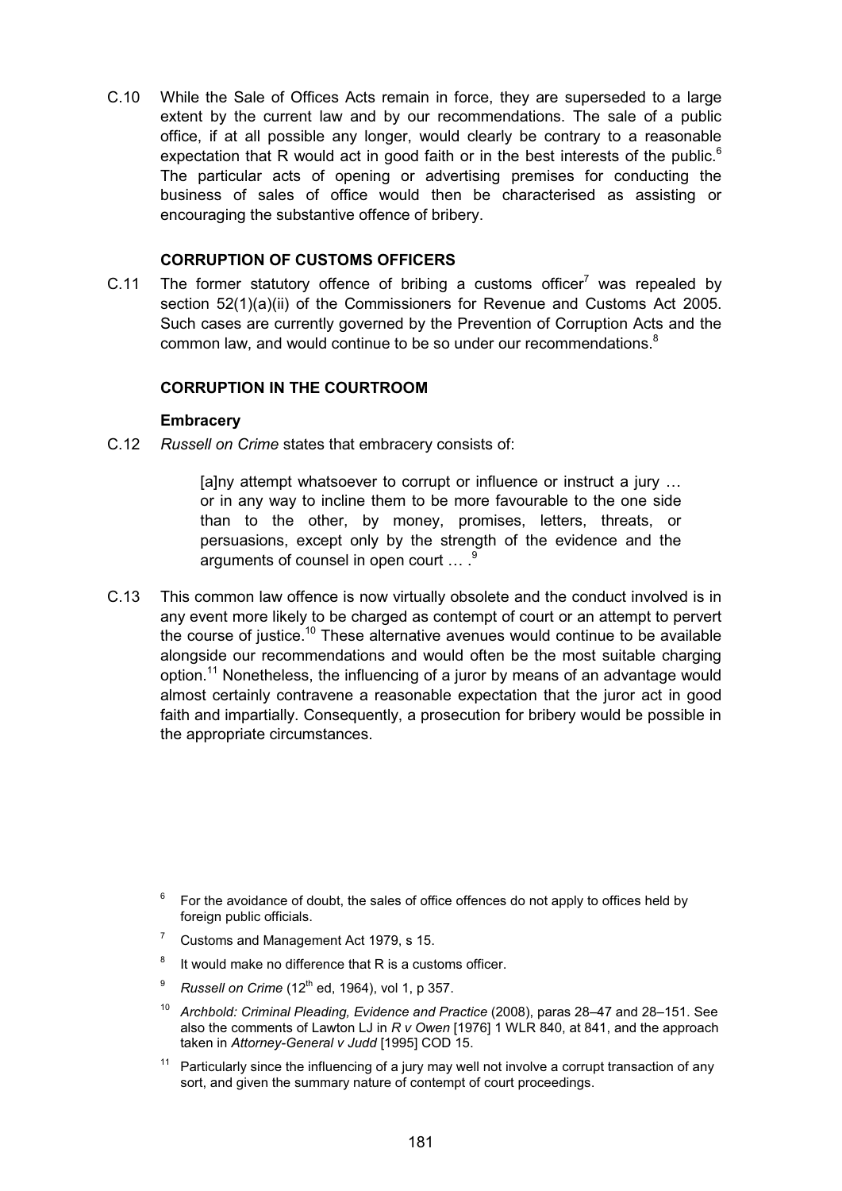C.10 While the Sale of Offices Acts remain in force, they are superseded to a large extent by the current law and by our recommendations. The sale of a public office, if at all possible any longer, would clearly be contrary to a reasonable expectation that R would act in good faith or in the best interests of the public.[6] The particular acts of opening or advertising premises for conducting the business of sales of office would then be characterised as assisting or encouraging the substantive offence of bribery.

### CORRUPTION OF CUSTOMS OFFICERS

C.11 The former statutory offence of bribing a customs officer[7] was repealed by section 52(1)(a)(ii) of the Commissioners for Revenue and Customs Act 2005. Such cases are currently governed by the Prevention of Corruption Acts and the common law, and would continue to be so under our recommendations.[8]

### CORRUPTION IN THE COURTROOM

#### Embracery

C.12 *Russell on Crime* states that embracery consists of:

> [a]ny attempt whatsoever to corrupt or influence or instruct a jury … or in any way to incline them to be more favourable to the one side than to the other, by money, promises, letters, threats, or persuasions, except only by the strength of the evidence and the arguments of counsel in open court … .[9]

C.13 This common law offence is now virtually obsolete and the conduct involved is in any event more likely to be charged as contempt of court or an attempt to pervert the course of justice.[10] These alternative avenues would continue to be available alongside our recommendations and would often be the most suitable charging option.[11] Nonetheless, the influencing of a juror by means of an advantage would almost certainly contravene a reasonable expectation that the juror act in good faith and impartially. Consequently, a prosecution for bribery would be possible in the appropriate circumstances.

---

[6] For the avoidance of doubt, the sales of office offences do not apply to offices held by foreign public officials.

[7] Customs and Management Act 1979, s 15.

[8] It would make no difference that R is a customs officer.

[9] *Russell on Crime* (12th ed, 1964), vol 1, p 357.

[10] *Archbold: Criminal Pleading, Evidence and Practice* (2008), paras 28–47 and 28–151. See also the comments of Lawton LJ in *R v Owen* [1976] 1 WLR 840, at 841, and the approach taken in *Attorney-General v Judd* [1995] COD 15.

[11] Particularly since the influencing of a jury may well not involve a corrupt transaction of any sort, and given the summary nature of contempt of court proceedings.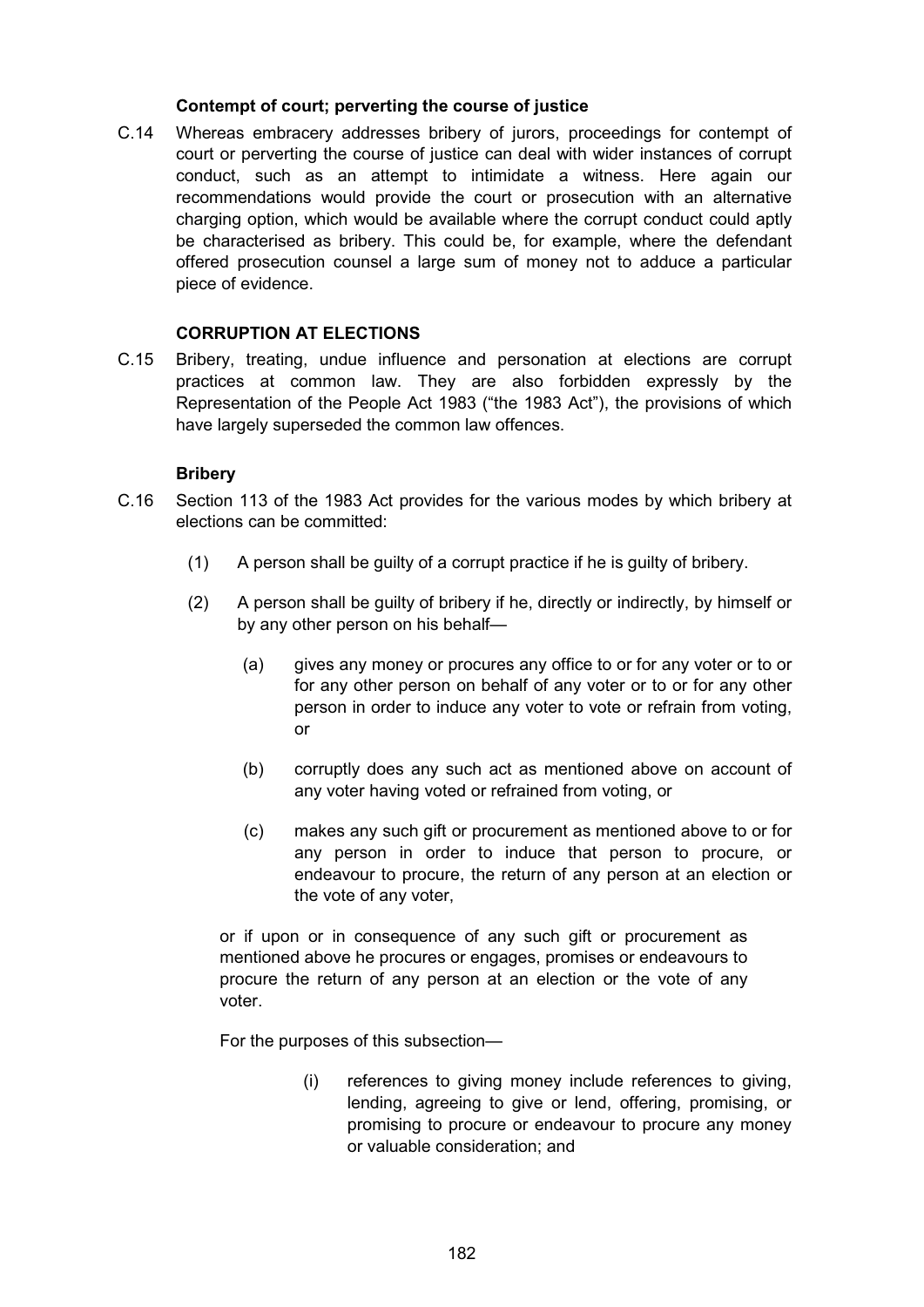### Contempt of court; perverting the course of justice

C.14 Whereas embracery addresses bribery of jurors, proceedings for contempt of court or perverting the course of justice can deal with wider instances of corrupt conduct, such as an attempt to intimidate a witness. Here again our recommendations would provide the court or prosecution with an alternative charging option, which would be available where the corrupt conduct could aptly be characterised as bribery. This could be, for example, where the defendant offered prosecution counsel a large sum of money not to adduce a particular piece of evidence.

## CORRUPTION AT ELECTIONS

C.15 Bribery, treating, undue influence and personation at elections are corrupt practices at common law. They are also forbidden expressly by the Representation of the People Act 1983 ("the 1983 Act"), the provisions of which have largely superseded the common law offences.

### Bribery

C.16 Section 113 of the 1983 Act provides for the various modes by which bribery at elections can be committed:

(1) A person shall be guilty of a corrupt practice if he is guilty of bribery.

(2) A person shall be guilty of bribery if he, directly or indirectly, by himself or by any other person on his behalf—

(a) gives any money or procures any office to or for any voter or to or for any other person on behalf of any voter or to or for any other person in order to induce any voter to vote or refrain from voting, or

(b) corruptly does any such act as mentioned above on account of any voter having voted or refrained from voting, or

(c) makes any such gift or procurement as mentioned above to or for any person in order to induce that person to procure, or endeavour to procure, the return of any person at an election or the vote of any voter,

or if upon or in consequence of any such gift or procurement as mentioned above he procures or engages, promises or endeavours to procure the return of any person at an election or the vote of any voter.

For the purposes of this subsection—

(i) references to giving money include references to giving, lending, agreeing to give or lend, offering, promising, or promising to procure or endeavour to procure any money or valuable consideration; and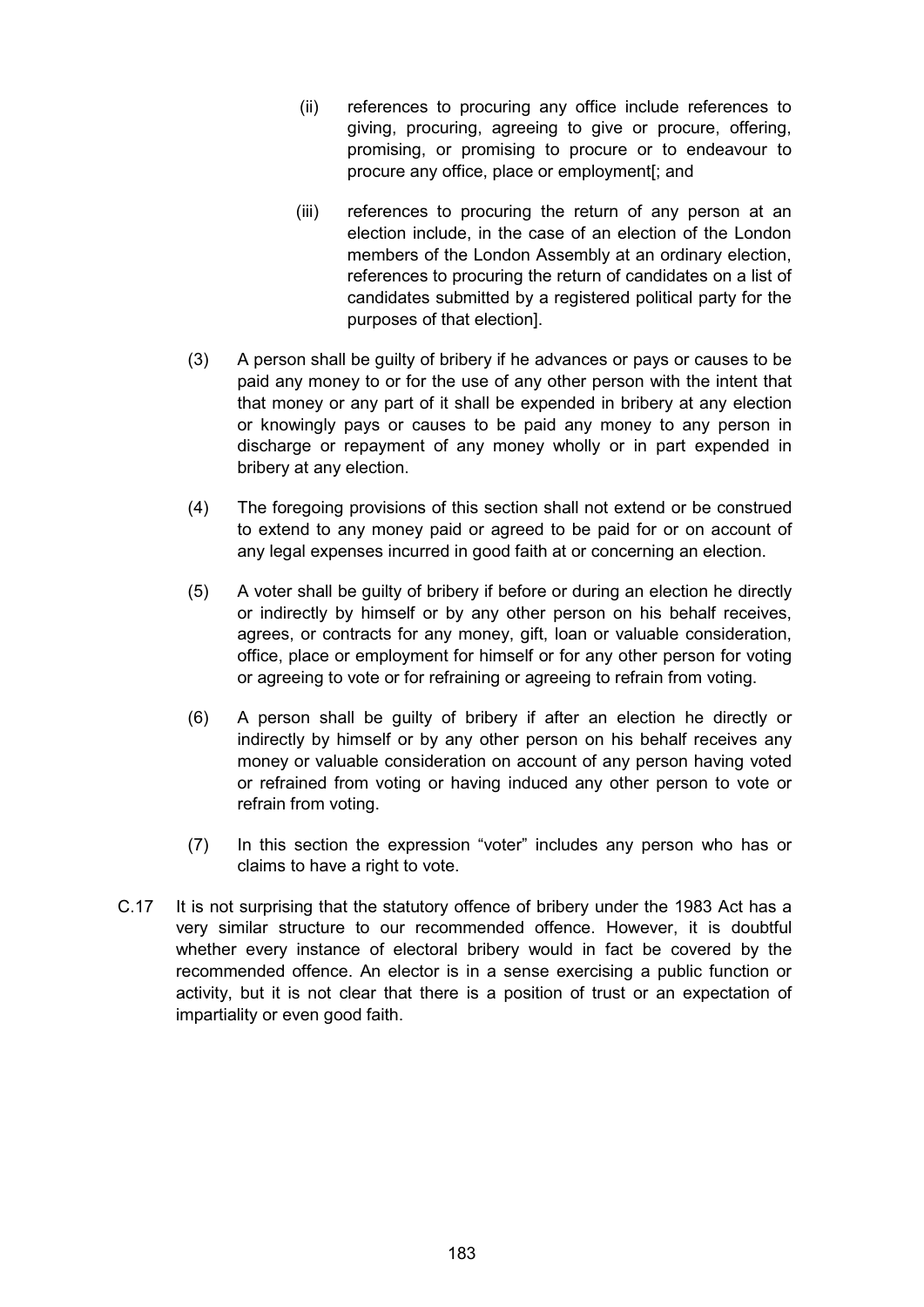(ii) references to procuring any office include references to giving, procuring, agreeing to give or procure, offering, promising, or promising to procure or to endeavour to procure any office, place or employment[; and

(iii) references to procuring the return of any person at an election include, in the case of an election of the London members of the London Assembly at an ordinary election, references to procuring the return of candidates on a list of candidates submitted by a registered political party for the purposes of that election].

(3) A person shall be guilty of bribery if he advances or pays or causes to be paid any money to or for the use of any other person with the intent that that money or any part of it shall be expended in bribery at any election or knowingly pays or causes to be paid any money to any person in discharge or repayment of any money wholly or in part expended in bribery at any election.

(4) The foregoing provisions of this section shall not extend or be construed to extend to any money paid or agreed to be paid for or on account of any legal expenses incurred in good faith at or concerning an election.

(5) A voter shall be guilty of bribery if before or during an election he directly or indirectly by himself or by any other person on his behalf receives, agrees, or contracts for any money, gift, loan or valuable consideration, office, place or employment for himself or for any other person for voting or agreeing to vote or for refraining or agreeing to refrain from voting.

(6) A person shall be guilty of bribery if after an election he directly or indirectly by himself or by any other person on his behalf receives any money or valuable consideration on account of any person having voted or refrained from voting or having induced any other person to vote or refrain from voting.

(7) In this section the expression "voter" includes any person who has or claims to have a right to vote.

C.17 It is not surprising that the statutory offence of bribery under the 1983 Act has a very similar structure to our recommended offence. However, it is doubtful whether every instance of electoral bribery would in fact be covered by the recommended offence. An elector is in a sense exercising a public function or activity, but it is not clear that there is a position of trust or an expectation of impartiality or even good faith.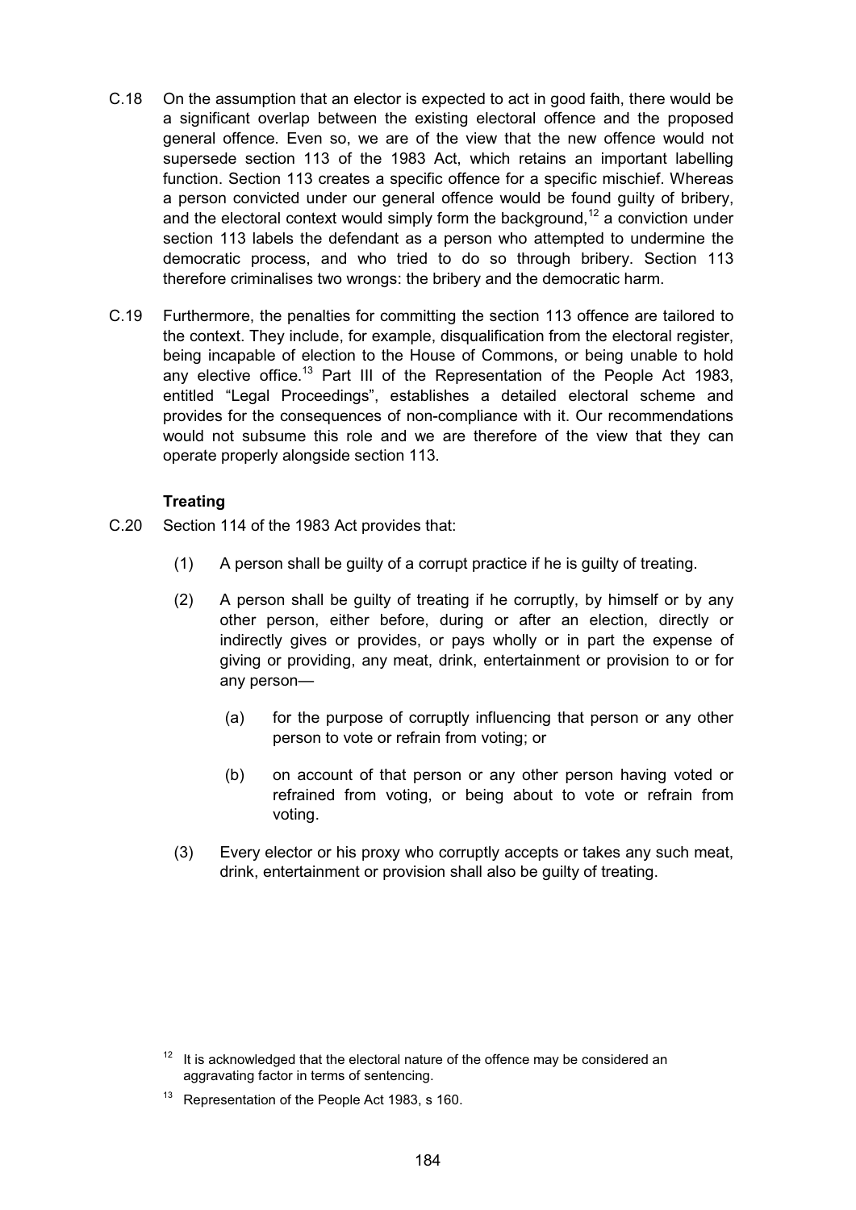C.18 On the assumption that an elector is expected to act in good faith, there would be a significant overlap between the existing electoral offence and the proposed general offence. Even so, we are of the view that the new offence would not supersede section 113 of the 1983 Act, which retains an important labelling function. Section 113 creates a specific offence for a specific mischief. Whereas a person convicted under our general offence would be found guilty of bribery, and the electoral context would simply form the background,[12] a conviction under section 113 labels the defendant as a person who attempted to undermine the democratic process, and who tried to do so through bribery. Section 113 therefore criminalises two wrongs: the bribery and the democratic harm.

C.19 Furthermore, the penalties for committing the section 113 offence are tailored to the context. They include, for example, disqualification from the electoral register, being incapable of election to the House of Commons, or being unable to hold any elective office.[13] Part III of the Representation of the People Act 1983, entitled "Legal Proceedings", establishes a detailed electoral scheme and provides for the consequences of non-compliance with it. Our recommendations would not subsume this role and we are therefore of the view that they can operate properly alongside section 113.

**Treating**

C.20 Section 114 of the 1983 Act provides that:

> (1) A person shall be guilty of a corrupt practice if he is guilty of treating.
>
> (2) A person shall be guilty of treating if he corruptly, by himself or by any other person, either before, during or after an election, directly or indirectly gives or provides, or pays wholly or in part the expense of giving or providing, any meat, drink, entertainment or provision to or for any person—
>
> > (a) for the purpose of corruptly influencing that person or any other person to vote or refrain from voting; or
> >
> > (b) on account of that person or any other person having voted or refrained from voting, or being about to vote or refrain from voting.
>
> (3) Every elector or his proxy who corruptly accepts or takes any such meat, drink, entertainment or provision shall also be guilty of treating.

[12] It is acknowledged that the electoral nature of the offence may be considered an aggravating factor in terms of sentencing.

[13] Representation of the People Act 1983, s 160.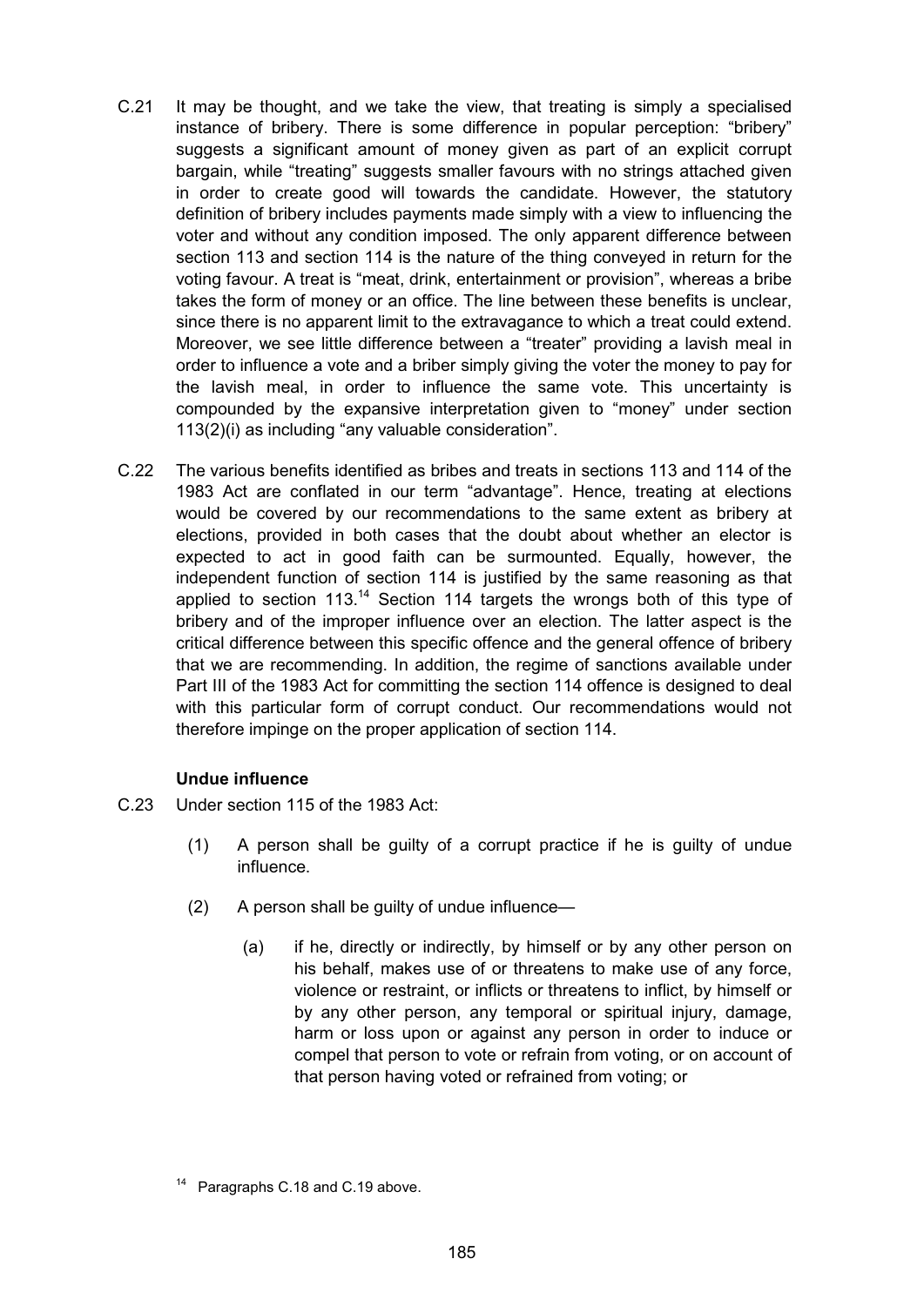C.21 It may be thought, and we take the view, that treating is simply a specialised instance of bribery. There is some difference in popular perception: "bribery" suggests a significant amount of money given as part of an explicit corrupt bargain, while "treating" suggests smaller favours with no strings attached given in order to create good will towards the candidate. However, the statutory definition of bribery includes payments made simply with a view to influencing the voter and without any condition imposed. The only apparent difference between section 113 and section 114 is the nature of the thing conveyed in return for the voting favour. A treat is "meat, drink, entertainment or provision", whereas a bribe takes the form of money or an office. The line between these benefits is unclear, since there is no apparent limit to the extravagance to which a treat could extend. Moreover, we see little difference between a "treater" providing a lavish meal in order to influence a vote and a briber simply giving the voter the money to pay for the lavish meal, in order to influence the same vote. This uncertainty is compounded by the expansive interpretation given to "money" under section 113(2)(i) as including "any valuable consideration".

C.22 The various benefits identified as bribes and treats in sections 113 and 114 of the 1983 Act are conflated in our term "advantage". Hence, treating at elections would be covered by our recommendations to the same extent as bribery at elections, provided in both cases that the doubt about whether an elector is expected to act in good faith can be surmounted. Equally, however, the independent function of section 114 is justified by the same reasoning as that applied to section 113.[14] Section 114 targets the wrongs both of this type of bribery and of the improper influence over an election. The latter aspect is the critical difference between this specific offence and the general offence of bribery that we are recommending. In addition, the regime of sanctions available under Part III of the 1983 Act for committing the section 114 offence is designed to deal with this particular form of corrupt conduct. Our recommendations would not therefore impinge on the proper application of section 114.

**Undue influence**

C.23 Under section 115 of the 1983 Act:

(1) A person shall be guilty of a corrupt practice if he is guilty of undue influence.

(2) A person shall be guilty of undue influence—

(a) if he, directly or indirectly, by himself or by any other person on his behalf, makes use of or threatens to make use of any force, violence or restraint, or inflicts or threatens to inflict, by himself or by any other person, any temporal or spiritual injury, damage, harm or loss upon or against any person in order to induce or compel that person to vote or refrain from voting, or on account of that person having voted or refrained from voting; or

[14] Paragraphs C.18 and C.19 above.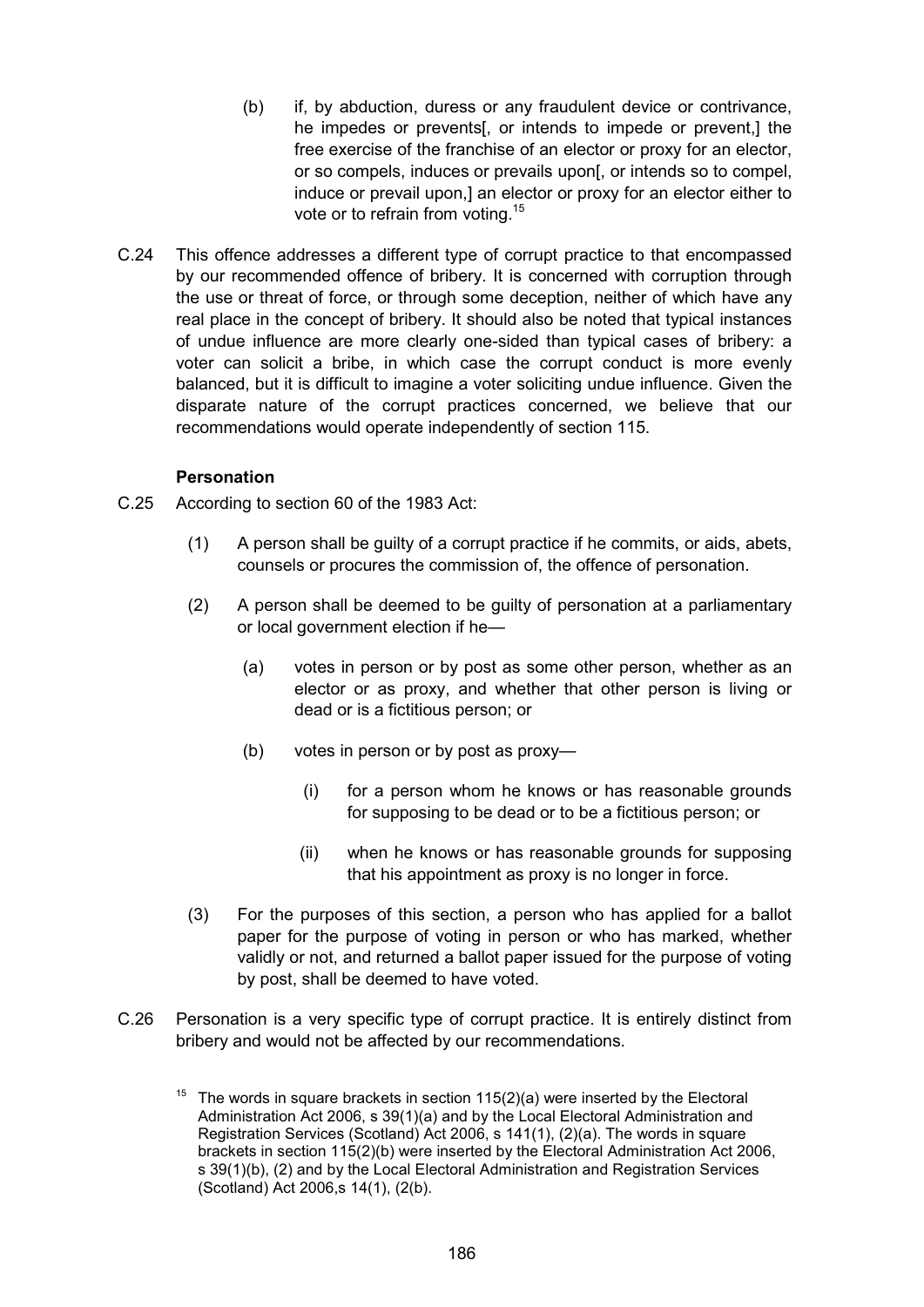(b) if, by abduction, duress or any fraudulent device or contrivance, he impedes or prevents[, or intends to impede or prevent,] the free exercise of the franchise of an elector or proxy for an elector, or so compels, induces or prevails upon[, or intends so to compel, induce or prevail upon,] an elector or proxy for an elector either to vote or to refrain from voting.[15]

C.24 This offence addresses a different type of corrupt practice to that encompassed by our recommended offence of bribery. It is concerned with corruption through the use or threat of force, or through some deception, neither of which have any real place in the concept of bribery. It should also be noted that typical instances of undue influence are more clearly one-sided than typical cases of bribery: a voter can solicit a bribe, in which case the corrupt conduct is more evenly balanced, but it is difficult to imagine a voter soliciting undue influence. Given the disparate nature of the corrupt practices concerned, we believe that our recommendations would operate independently of section 115.

**Personation**

C.25 According to section 60 of the 1983 Act:

(1) A person shall be guilty of a corrupt practice if he commits, or aids, abets, counsels or procures the commission of, the offence of personation.

(2) A person shall be deemed to be guilty of personation at a parliamentary or local government election if he—

(a) votes in person or by post as some other person, whether as an elector or as proxy, and whether that other person is living or dead or is a fictitious person; or

(b) votes in person or by post as proxy—

(i) for a person whom he knows or has reasonable grounds for supposing to be dead or to be a fictitious person; or

(ii) when he knows or has reasonable grounds for supposing that his appointment as proxy is no longer in force.

(3) For the purposes of this section, a person who has applied for a ballot paper for the purpose of voting in person or who has marked, whether validly or not, and returned a ballot paper issued for the purpose of voting by post, shall be deemed to have voted.

C.26 Personation is a very specific type of corrupt practice. It is entirely distinct from bribery and would not be affected by our recommendations.

[15] The words in square brackets in section 115(2)(a) were inserted by the Electoral Administration Act 2006, s 39(1)(a) and by the Local Electoral Administration and Registration Services (Scotland) Act 2006, s 141(1), (2)(a). The words in square brackets in section 115(2)(b) were inserted by the Electoral Administration Act 2006, s 39(1)(b), (2) and by the Local Electoral Administration and Registration Services (Scotland) Act 2006,s 14(1), (2(b).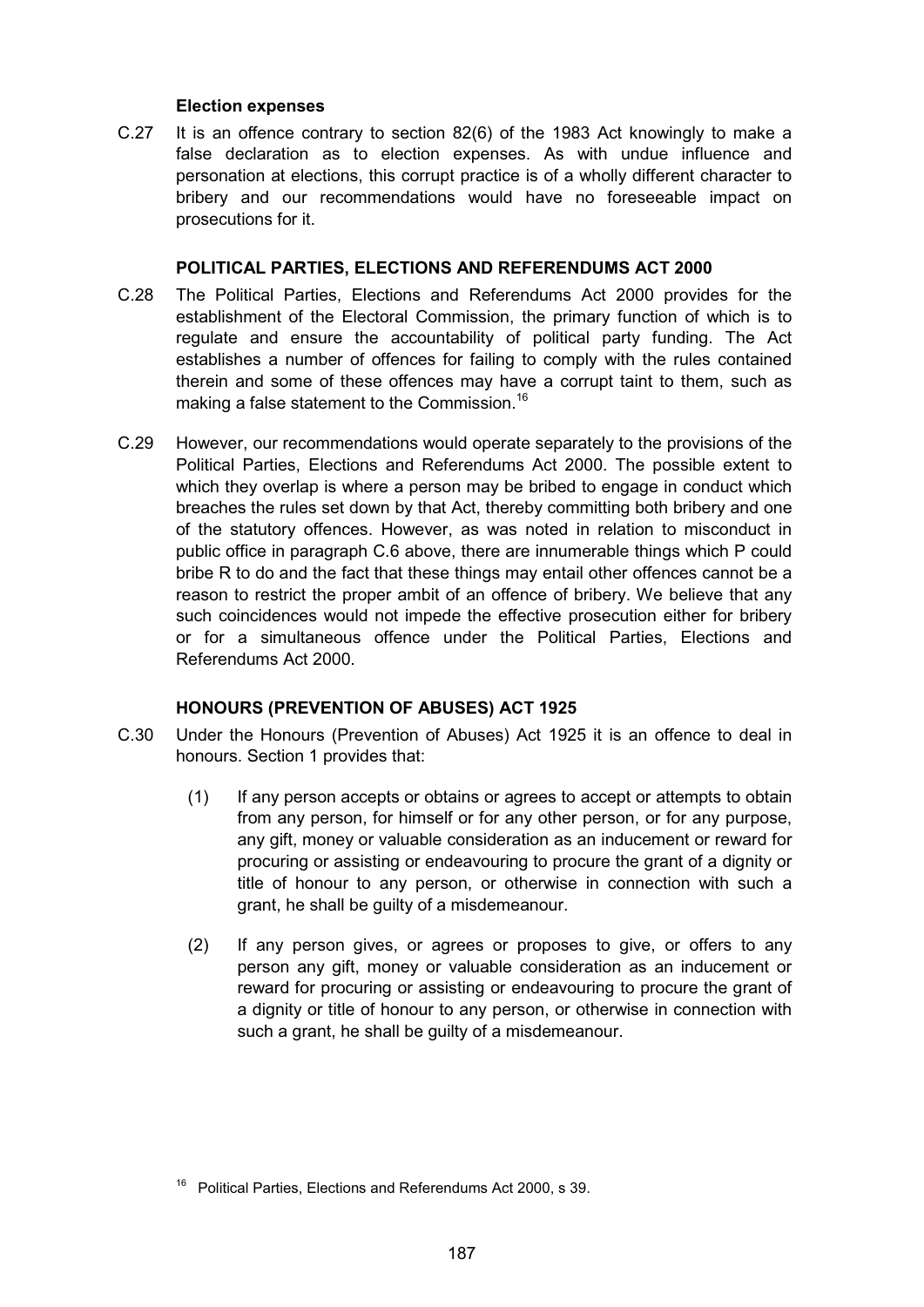### Election expenses

C.27 It is an offence contrary to section 82(6) of the 1983 Act knowingly to make a false declaration as to election expenses. As with undue influence and personation at elections, this corrupt practice is of a wholly different character to bribery and our recommendations would have no foreseeable impact on prosecutions for it.

## POLITICAL PARTIES, ELECTIONS AND REFERENDUMS ACT 2000

C.28 The Political Parties, Elections and Referendums Act 2000 provides for the establishment of the Electoral Commission, the primary function of which is to regulate and ensure the accountability of political party funding. The Act establishes a number of offences for failing to comply with the rules contained therein and some of these offences may have a corrupt taint to them, such as making a false statement to the Commission.[16]

C.29 However, our recommendations would operate separately to the provisions of the Political Parties, Elections and Referendums Act 2000. The possible extent to which they overlap is where a person may be bribed to engage in conduct which breaches the rules set down by that Act, thereby committing both bribery and one of the statutory offences. However, as was noted in relation to misconduct in public office in paragraph C.6 above, there are innumerable things which P could bribe R to do and the fact that these things may entail other offences cannot be a reason to restrict the proper ambit of an offence of bribery. We believe that any such coincidences would not impede the effective prosecution either for bribery or for a simultaneous offence under the Political Parties, Elections and Referendums Act 2000.

## HONOURS (PREVENTION OF ABUSES) ACT 1925

C.30 Under the Honours (Prevention of Abuses) Act 1925 it is an offence to deal in honours. Section 1 provides that:

> (1) If any person accepts or obtains or agrees to accept or attempts to obtain from any person, for himself or for any other person, or for any purpose, any gift, money or valuable consideration as an inducement or reward for procuring or assisting or endeavouring to procure the grant of a dignity or title of honour to any person, or otherwise in connection with such a grant, he shall be guilty of a misdemeanour.
>
> (2) If any person gives, or agrees or proposes to give, or offers to any person any gift, money or valuable consideration as an inducement or reward for procuring or assisting or endeavouring to procure the grant of a dignity or title of honour to any person, or otherwise in connection with such a grant, he shall be guilty of a misdemeanour.

[16] Political Parties, Elections and Referendums Act 2000, s 39.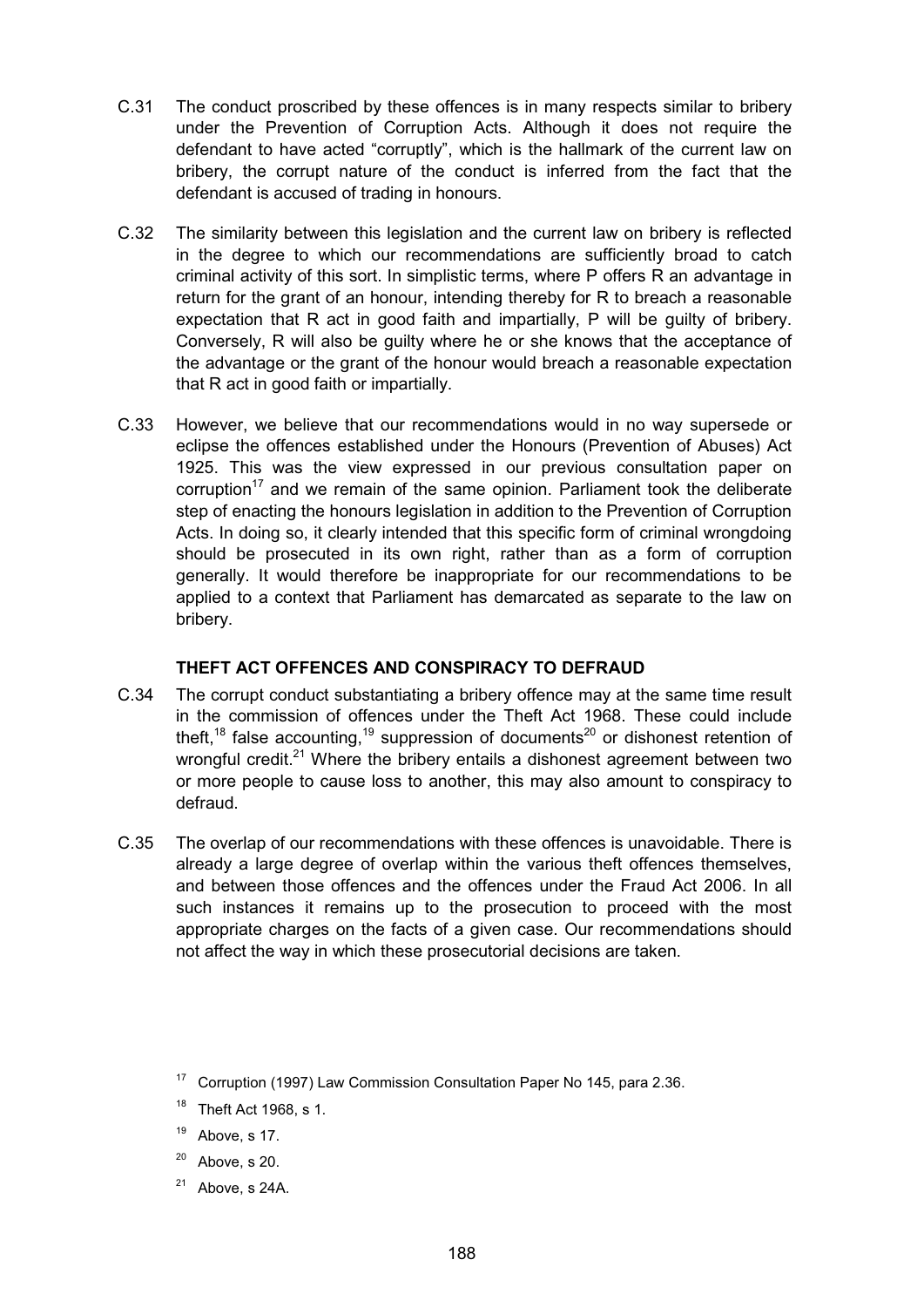C.31 The conduct proscribed by these offences is in many respects similar to bribery under the Prevention of Corruption Acts. Although it does not require the defendant to have acted "corruptly", which is the hallmark of the current law on bribery, the corrupt nature of the conduct is inferred from the fact that the defendant is accused of trading in honours.

C.32 The similarity between this legislation and the current law on bribery is reflected in the degree to which our recommendations are sufficiently broad to catch criminal activity of this sort. In simplistic terms, where P offers R an advantage in return for the grant of an honour, intending thereby for R to breach a reasonable expectation that R act in good faith and impartially, P will be guilty of bribery. Conversely, R will also be guilty where he or she knows that the acceptance of the advantage or the grant of the honour would breach a reasonable expectation that R act in good faith or impartially.

C.33 However, we believe that our recommendations would in no way supersede or eclipse the offences established under the Honours (Prevention of Abuses) Act 1925. This was the view expressed in our previous consultation paper on corruption[17] and we remain of the same opinion. Parliament took the deliberate step of enacting the honours legislation in addition to the Prevention of Corruption Acts. In doing so, it clearly intended that this specific form of criminal wrongdoing should be prosecuted in its own right, rather than as a form of corruption generally. It would therefore be inappropriate for our recommendations to be applied to a context that Parliament has demarcated as separate to the law on bribery.

### THEFT ACT OFFENCES AND CONSPIRACY TO DEFRAUD

C.34 The corrupt conduct substantiating a bribery offence may at the same time result in the commission of offences under the Theft Act 1968. These could include theft,[18] false accounting,[19] suppression of documents[20] or dishonest retention of wrongful credit.[21] Where the bribery entails a dishonest agreement between two or more people to cause loss to another, this may also amount to conspiracy to defraud.

C.35 The overlap of our recommendations with these offences is unavoidable. There is already a large degree of overlap within the various theft offences themselves, and between those offences and the offences under the Fraud Act 2006. In all such instances it remains up to the prosecution to proceed with the most appropriate charges on the facts of a given case. Our recommendations should not affect the way in which these prosecutorial decisions are taken.

[17] Corruption (1997) Law Commission Consultation Paper No 145, para 2.36.

[18] Theft Act 1968, s 1.

[19] Above, s 17.

[20] Above, s 20.

[21] Above, s 24A.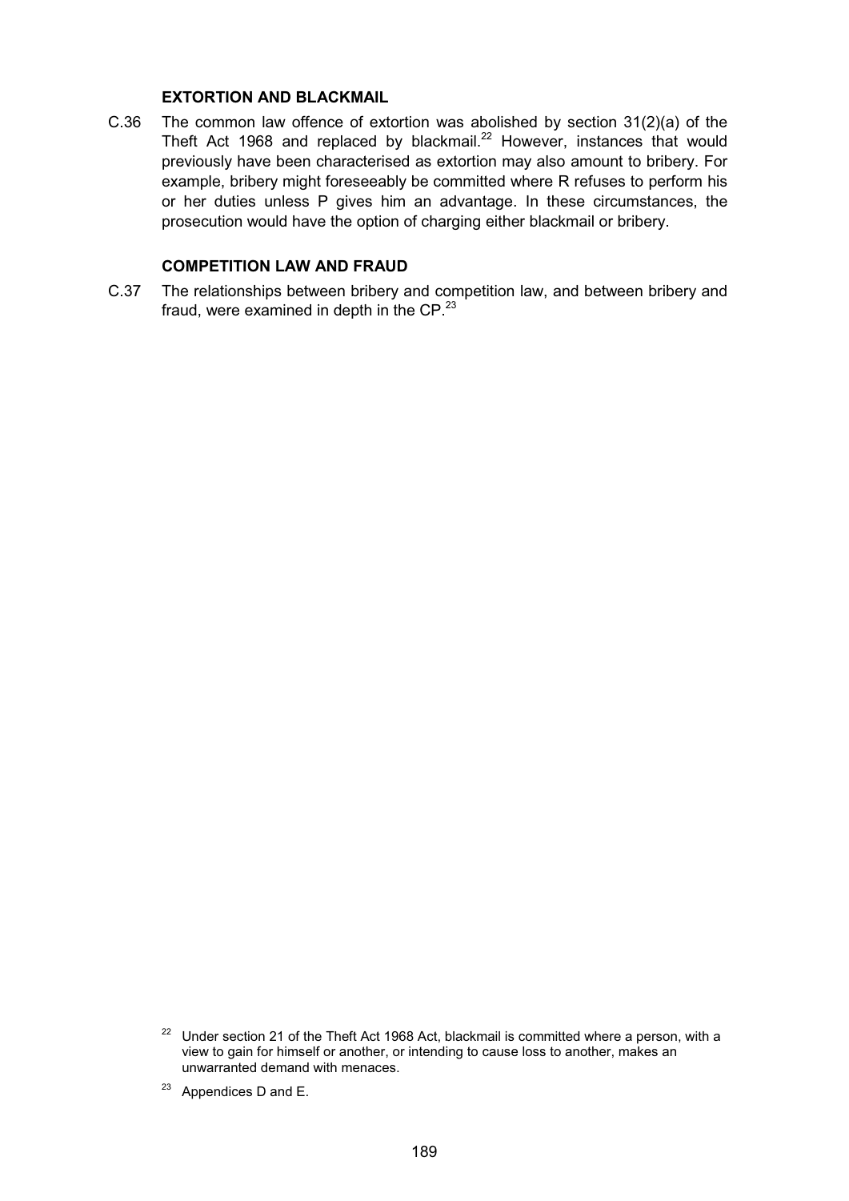### EXTORTION AND BLACKMAIL

C.36 The common law offence of extortion was abolished by section 31(2)(a) of the Theft Act 1968 and replaced by blackmail.[22] However, instances that would previously have been characterised as extortion may also amount to bribery. For example, bribery might foreseeably be committed where R refuses to perform his or her duties unless P gives him an advantage. In these circumstances, the prosecution would have the option of charging either blackmail or bribery.

### COMPETITION LAW AND FRAUD

C.37 The relationships between bribery and competition law, and between bribery and fraud, were examined in depth in the CP.[23]

[22] Under section 21 of the Theft Act 1968 Act, blackmail is committed where a person, with a view to gain for himself or another, or intending to cause loss to another, makes an unwarranted demand with menaces.

[23] Appendices D and E.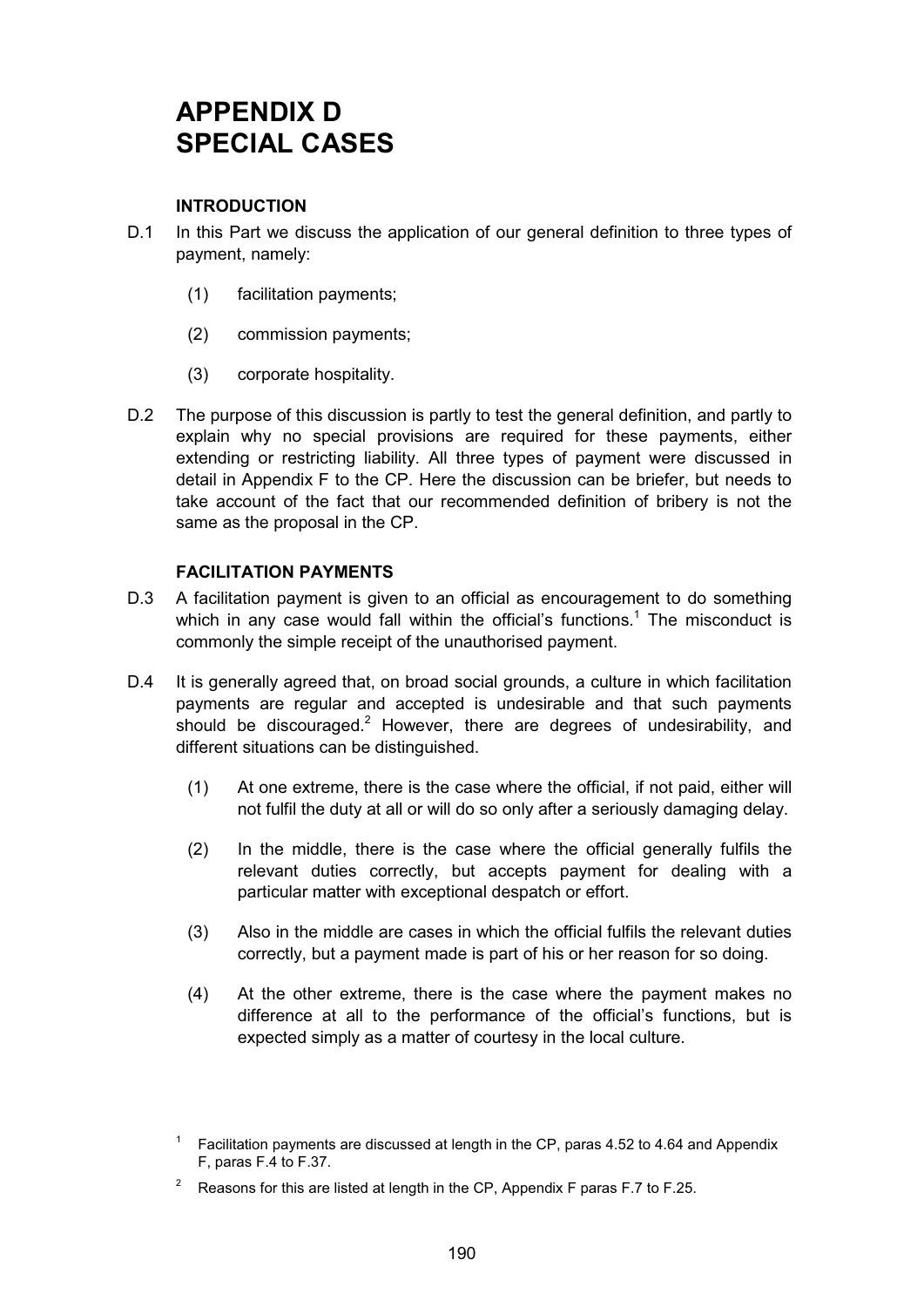# APPENDIX D
# SPECIAL CASES

### INTRODUCTION

D.1 In this Part we discuss the application of our general definition to three types of payment, namely:

(1) facilitation payments;

(2) commission payments;

(3) corporate hospitality.

D.2 The purpose of this discussion is partly to test the general definition, and partly to explain why no special provisions are required for these payments, either extending or restricting liability. All three types of payment were discussed in detail in Appendix F to the CP. Here the discussion can be briefer, but needs to take account of the fact that our recommended definition of bribery is not the same as the proposal in the CP.

### FACILITATION PAYMENTS

D.3 A facilitation payment is given to an official as encouragement to do something which in any case would fall within the official's functions.[1] The misconduct is commonly the simple receipt of the unauthorised payment.

D.4 It is generally agreed that, on broad social grounds, a culture in which facilitation payments are regular and accepted is undesirable and that such payments should be discouraged.[2] However, there are degrees of undesirability, and different situations can be distinguished.

(1) At one extreme, there is the case where the official, if not paid, either will not fulfil the duty at all or will do so only after a seriously damaging delay.

(2) In the middle, there is the case where the official generally fulfils the relevant duties correctly, but accepts payment for dealing with a particular matter with exceptional despatch or effort.

(3) Also in the middle are cases in which the official fulfils the relevant duties correctly, but a payment made is part of his or her reason for so doing.

(4) At the other extreme, there is the case where the payment makes no difference at all to the performance of the official's functions, but is expected simply as a matter of courtesy in the local culture.

---

[1] Facilitation payments are discussed at length in the CP, paras 4.52 to 4.64 and Appendix F, paras F.4 to F.37.

[2] Reasons for this are listed at length in the CP, Appendix F paras F.7 to F.25.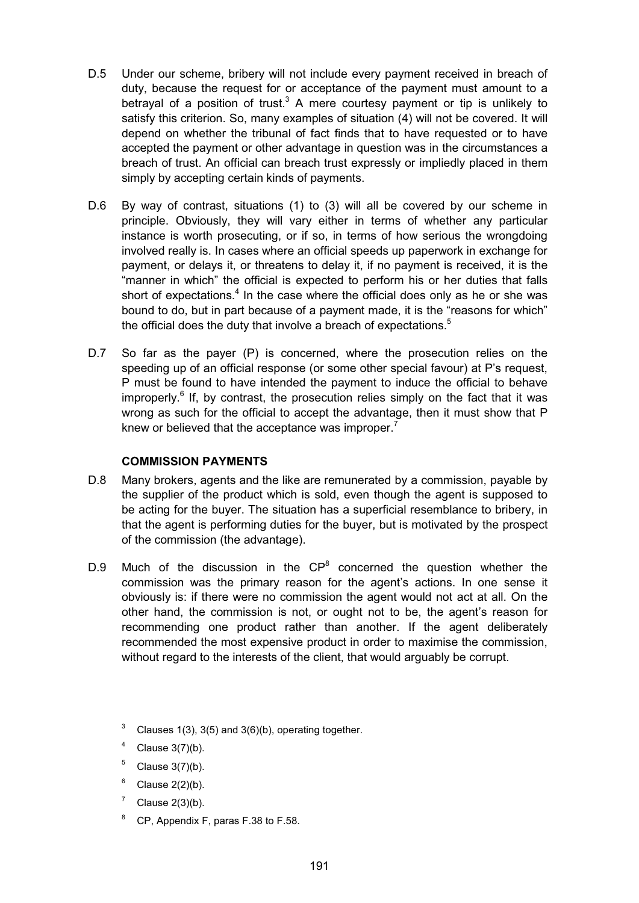D.5 Under our scheme, bribery will not include every payment received in breach of duty, because the request for or acceptance of the payment must amount to a betrayal of a position of trust.[3] A mere courtesy payment or tip is unlikely to satisfy this criterion. So, many examples of situation (4) will not be covered. It will depend on whether the tribunal of fact finds that to have requested or to have accepted the payment or other advantage in question was in the circumstances a breach of trust. An official can breach trust expressly or impliedly placed in them simply by accepting certain kinds of payments.

D.6 By way of contrast, situations (1) to (3) will all be covered by our scheme in principle. Obviously, they will vary either in terms of whether any particular instance is worth prosecuting, or if so, in terms of how serious the wrongdoing involved really is. In cases where an official speeds up paperwork in exchange for payment, or delays it, or threatens to delay it, if no payment is received, it is the "manner in which" the official is expected to perform his or her duties that falls short of expectations.[4] In the case where the official does only as he or she was bound to do, but in part because of a payment made, it is the "reasons for which" the official does the duty that involve a breach of expectations.[5]

D.7 So far as the payer (P) is concerned, where the prosecution relies on the speeding up of an official response (or some other special favour) at P's request, P must be found to have intended the payment to induce the official to behave improperly.[6] If, by contrast, the prosecution relies simply on the fact that it was wrong as such for the official to accept the advantage, then it must show that P knew or believed that the acceptance was improper.[7]

### COMMISSION PAYMENTS

D.8 Many brokers, agents and the like are remunerated by a commission, payable by the supplier of the product which is sold, even though the agent is supposed to be acting for the buyer. The situation has a superficial resemblance to bribery, in that the agent is performing duties for the buyer, but is motivated by the prospect of the commission (the advantage).

D.9 Much of the discussion in the CP[8] concerned the question whether the commission was the primary reason for the agent's actions. In one sense it obviously is: if there were no commission the agent would not act at all. On the other hand, the commission is not, or ought not to be, the agent's reason for recommending one product rather than another. If the agent deliberately recommended the most expensive product in order to maximise the commission, without regard to the interests of the client, that would arguably be corrupt.

[3] Clauses 1(3), 3(5) and 3(6)(b), operating together.

[4] Clause 3(7)(b).

[5] Clause 3(7)(b).

[6] Clause 2(2)(b).

[7] Clause 2(3)(b).

[8] CP, Appendix F, paras F.38 to F.58.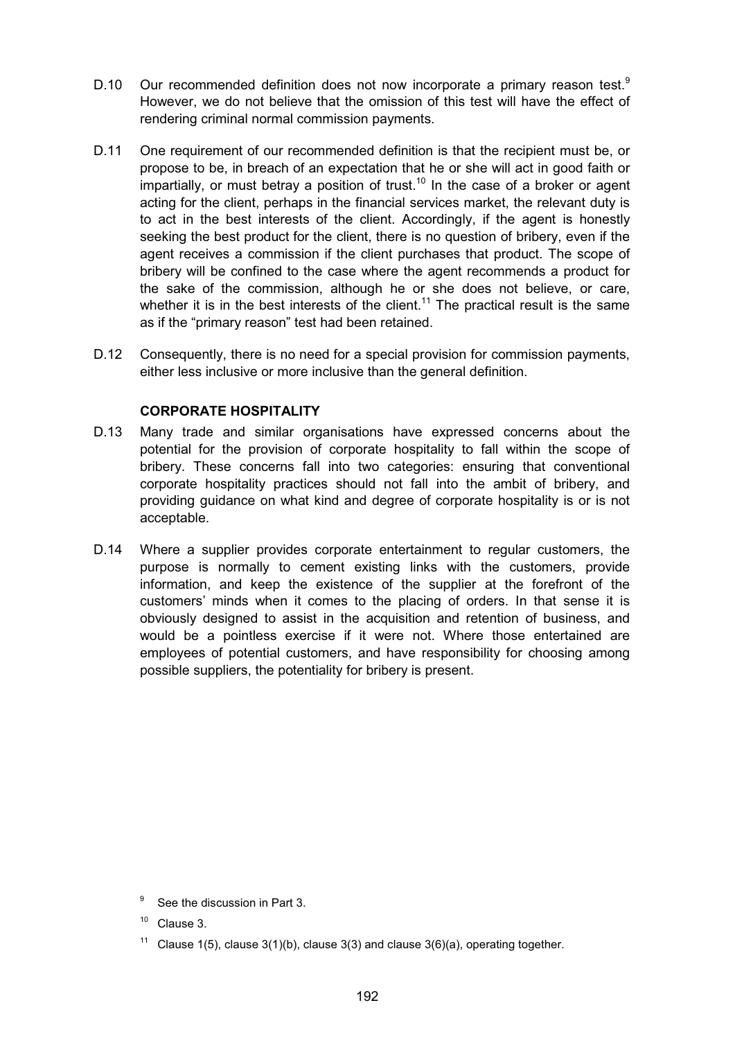D.10 Our recommended definition does not now incorporate a primary reason test.[9] However, we do not believe that the omission of this test will have the effect of rendering criminal normal commission payments.

D.11 One requirement of our recommended definition is that the recipient must be, or propose to be, in breach of an expectation that he or she will act in good faith or impartially, or must betray a position of trust.[10] In the case of a broker or agent acting for the client, perhaps in the financial services market, the relevant duty is to act in the best interests of the client. Accordingly, if the agent is honestly seeking the best product for the client, there is no question of bribery, even if the agent receives a commission if the client purchases that product. The scope of bribery will be confined to the case where the agent recommends a product for the sake of the commission, although he or she does not believe, or care, whether it is in the best interests of the client.[11] The practical result is the same as if the "primary reason" test had been retained.

D.12 Consequently, there is no need for a special provision for commission payments, either less inclusive or more inclusive than the general definition.

### CORPORATE HOSPITALITY

D.13 Many trade and similar organisations have expressed concerns about the potential for the provision of corporate hospitality to fall within the scope of bribery. These concerns fall into two categories: ensuring that conventional corporate hospitality practices should not fall into the ambit of bribery, and providing guidance on what kind and degree of corporate hospitality is or is not acceptable.

D.14 Where a supplier provides corporate entertainment to regular customers, the purpose is normally to cement existing links with the customers, provide information, and keep the existence of the supplier at the forefront of the customers' minds when it comes to the placing of orders. In that sense it is obviously designed to assist in the acquisition and retention of business, and would be a pointless exercise if it were not. Where those entertained are employees of potential customers, and have responsibility for choosing among possible suppliers, the potentiality for bribery is present.

---

[9] See the discussion in Part 3.

[10] Clause 3.

[11] Clause 1(5), clause 3(1)(b), clause 3(3) and clause 3(6)(a), operating together.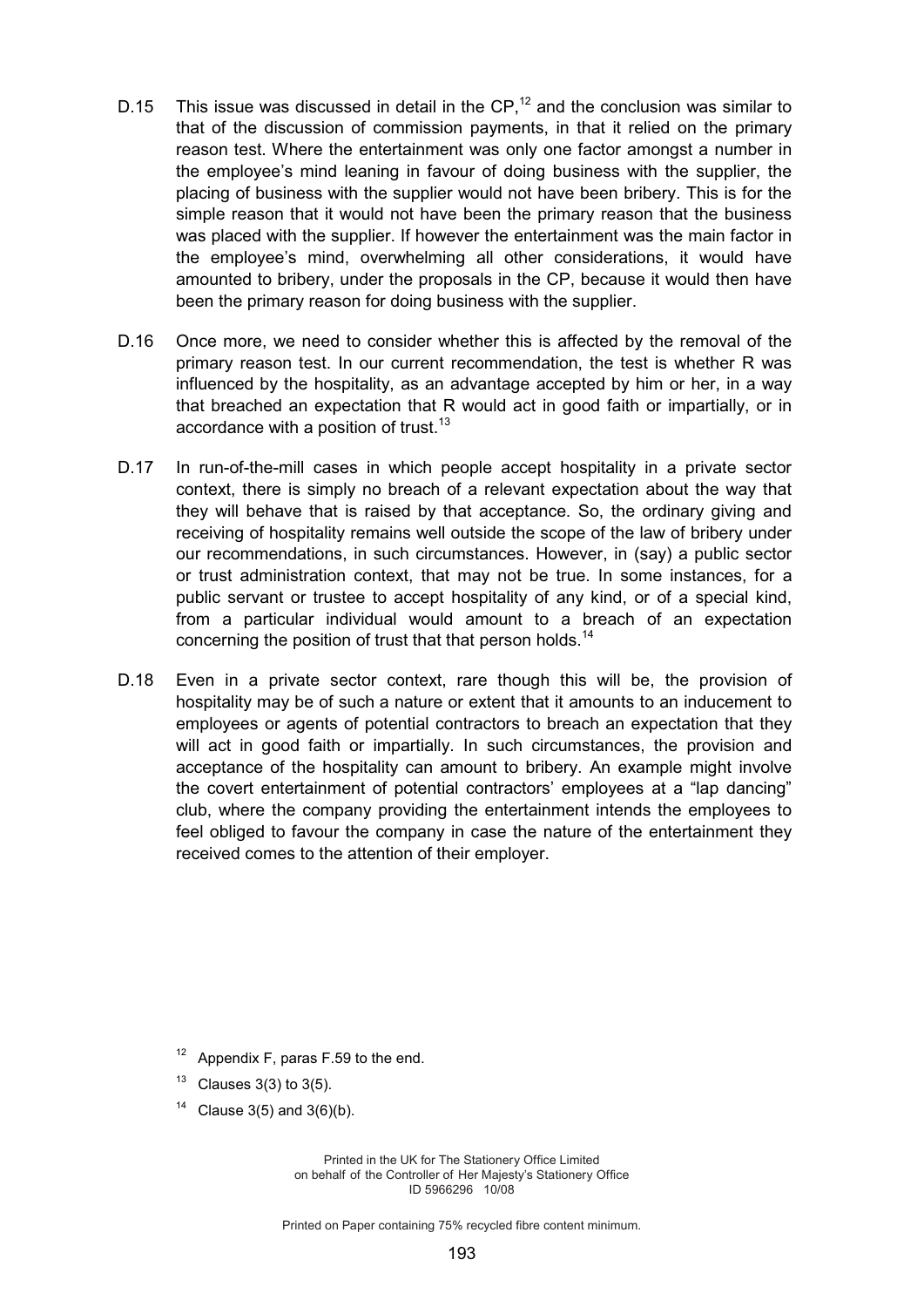D.15 This issue was discussed in detail in the CP,[12] and the conclusion was similar to that of the discussion of commission payments, in that it relied on the primary reason test. Where the entertainment was only one factor amongst a number in the employee's mind leaning in favour of doing business with the supplier, the placing of business with the supplier would not have been bribery. This is for the simple reason that it would not have been the primary reason that the business was placed with the supplier. If however the entertainment was the main factor in the employee's mind, overwhelming all other considerations, it would have amounted to bribery, under the proposals in the CP, because it would then have been the primary reason for doing business with the supplier.

D.16 Once more, we need to consider whether this is affected by the removal of the primary reason test. In our current recommendation, the test is whether R was influenced by the hospitality, as an advantage accepted by him or her, in a way that breached an expectation that R would act in good faith or impartially, or in accordance with a position of trust.[13]

D.17 In run-of-the-mill cases in which people accept hospitality in a private sector context, there is simply no breach of a relevant expectation about the way that they will behave that is raised by that acceptance. So, the ordinary giving and receiving of hospitality remains well outside the scope of the law of bribery under our recommendations, in such circumstances. However, in (say) a public sector or trust administration context, that may not be true. In some instances, for a public servant or trustee to accept hospitality of any kind, or of a special kind, from a particular individual would amount to a breach of an expectation concerning the position of trust that that person holds.[14]

D.18 Even in a private sector context, rare though this will be, the provision of hospitality may be of such a nature or extent that it amounts to an inducement to employees or agents of potential contractors to breach an expectation that they will act in good faith or impartially. In such circumstances, the provision and acceptance of the hospitality can amount to bribery. An example might involve the covert entertainment of potential contractors' employees at a "lap dancing" club, where the company providing the entertainment intends the employees to feel obliged to favour the company in case the nature of the entertainment they received comes to the attention of their employer.

[12] Appendix F, paras F.59 to the end.

[13] Clauses 3(3) to 3(5).

[14] Clause 3(5) and 3(6)(b).

Printed in the UK for The Stationery Office Limited
on behalf of the Controller of Her Majesty's Stationery Office
ID 5966296 10/08

Printed on Paper containing 75% recycled fibre content minimum.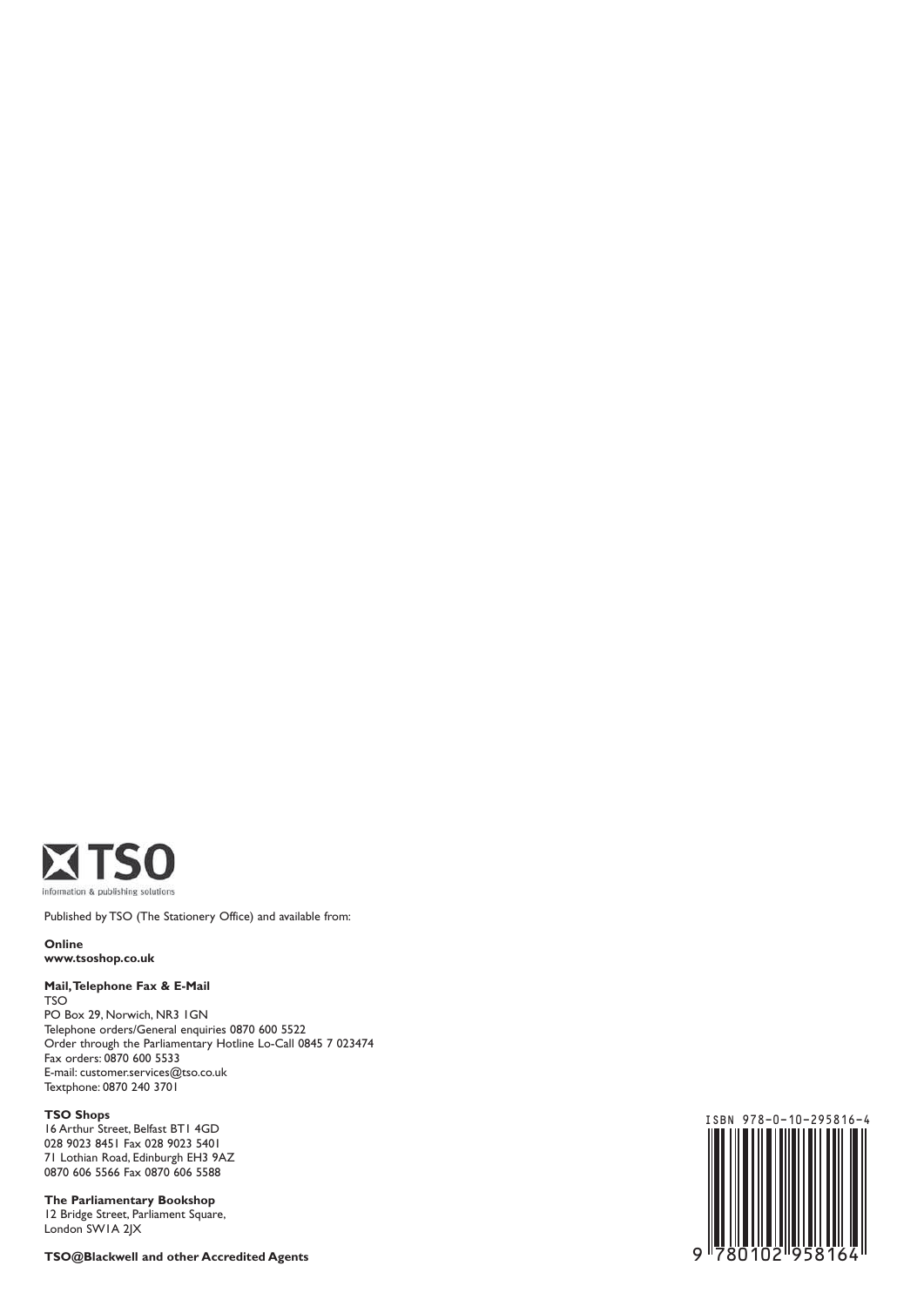TSO

information & publishing solutions

Published by TSO (The Stationery Office) and available from:

**Online**
**www.tsoshop.co.uk**

**Mail, Telephone Fax & E-Mail**
TSO
PO Box 29, Norwich, NR3 1GN
Telephone orders/General enquiries 0870 600 5522
Order through the Parliamentary Hotline Lo-Call 0845 7 023474
Fax orders: 0870 600 5533
E-mail: customer.services@tso.co.uk
Textphone: 0870 240 3701

**TSO Shops**
16 Arthur Street, Belfast BT1 4GD
028 9023 8451 Fax 028 9023 5401
71 Lothian Road, Edinburgh EH3 9AZ
0870 606 5566 Fax 0870 606 5588

**The Parliamentary Bookshop**
12 Bridge Street, Parliament Square,
London SW1A 2JX

**TSO@Blackwell and other Accredited Agents**

ISBN 978-0-10-295816-4

9 780102 958164